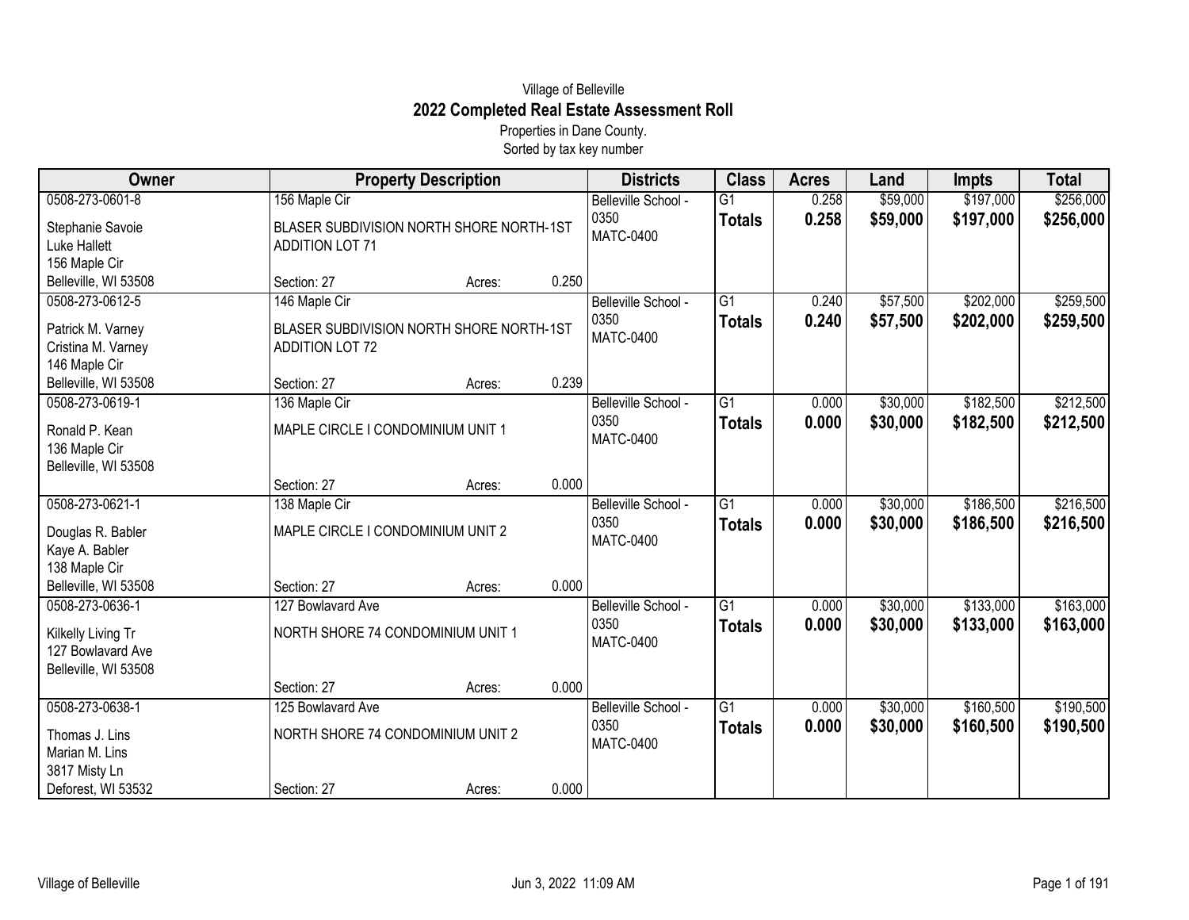Village of Belleville

# 2022 Completed Real Estate Assessment Roll

Properties in Dane County.

Sorted by tax key number

| Owner | Property Description | Districts | Class | Acres | Land | Impts | Total |
|---|---|---|---|---|---|---|---|
| 0508-273-0601-8<br>Stephanie Savoie<br>Luke Hallett<br>156 Maple Cir<br>Belleville, WI 53508 | 156 Maple Cir<br>BLASER SUBDIVISION NORTH SHORE NORTH-1ST ADDITION LOT 71<br>Section: 27 Acres: 0.250 | Belleville School - 0350<br>MATC-0400 | G1<br>**Totals** | 0.258<br>**0.258** | $59,000<br>**$59,000** | $197,000<br>**$197,000** | $256,000<br>**$256,000** |
| 0508-273-0612-5<br>Patrick M. Varney<br>Cristina M. Varney<br>146 Maple Cir<br>Belleville, WI 53508 | 146 Maple Cir<br>BLASER SUBDIVISION NORTH SHORE NORTH-1ST ADDITION LOT 72<br>Section: 27 Acres: 0.239 | Belleville School - 0350<br>MATC-0400 | G1<br>**Totals** | 0.240<br>**0.240** | $57,500<br>**$57,500** | $202,000<br>**$202,000** | $259,500<br>**$259,500** |
| 0508-273-0619-1<br>Ronald P. Kean<br>136 Maple Cir<br>Belleville, WI 53508 | 136 Maple Cir<br>MAPLE CIRCLE I CONDOMINIUM UNIT 1<br>Section: 27 Acres: 0.000 | Belleville School - 0350<br>MATC-0400 | G1<br>**Totals** | 0.000<br>**0.000** | $30,000<br>**$30,000** | $182,500<br>**$182,500** | $212,500<br>**$212,500** |
| 0508-273-0621-1<br>Douglas R. Babler<br>Kaye A. Babler<br>138 Maple Cir<br>Belleville, WI 53508 | 138 Maple Cir<br>MAPLE CIRCLE I CONDOMINIUM UNIT 2<br>Section: 27 Acres: 0.000 | Belleville School - 0350<br>MATC-0400 | G1<br>**Totals** | 0.000<br>**0.000** | $30,000<br>**$30,000** | $186,500<br>**$186,500** | $216,500<br>**$216,500** |
| 0508-273-0636-1<br>Kilkelly Living Tr<br>127 Bowlavard Ave<br>Belleville, WI 53508 | 127 Bowlavard Ave<br>NORTH SHORE 74 CONDOMINIUM UNIT 1<br>Section: 27 Acres: 0.000 | Belleville School - 0350<br>MATC-0400 | G1<br>**Totals** | 0.000<br>**0.000** | $30,000<br>**$30,000** | $133,000<br>**$133,000** | $163,000<br>**$163,000** |
| 0508-273-0638-1<br>Thomas J. Lins<br>Marian M. Lins<br>3817 Misty Ln<br>Deforest, WI 53532 | 125 Bowlavard Ave<br>NORTH SHORE 74 CONDOMINIUM UNIT 2<br>Section: 27 Acres: 0.000 | Belleville School - 0350<br>MATC-0400 | G1<br>**Totals** | 0.000<br>**0.000** | $30,000<br>**$30,000** | $160,500<br>**$160,500** | $190,500<br>**$190,500** |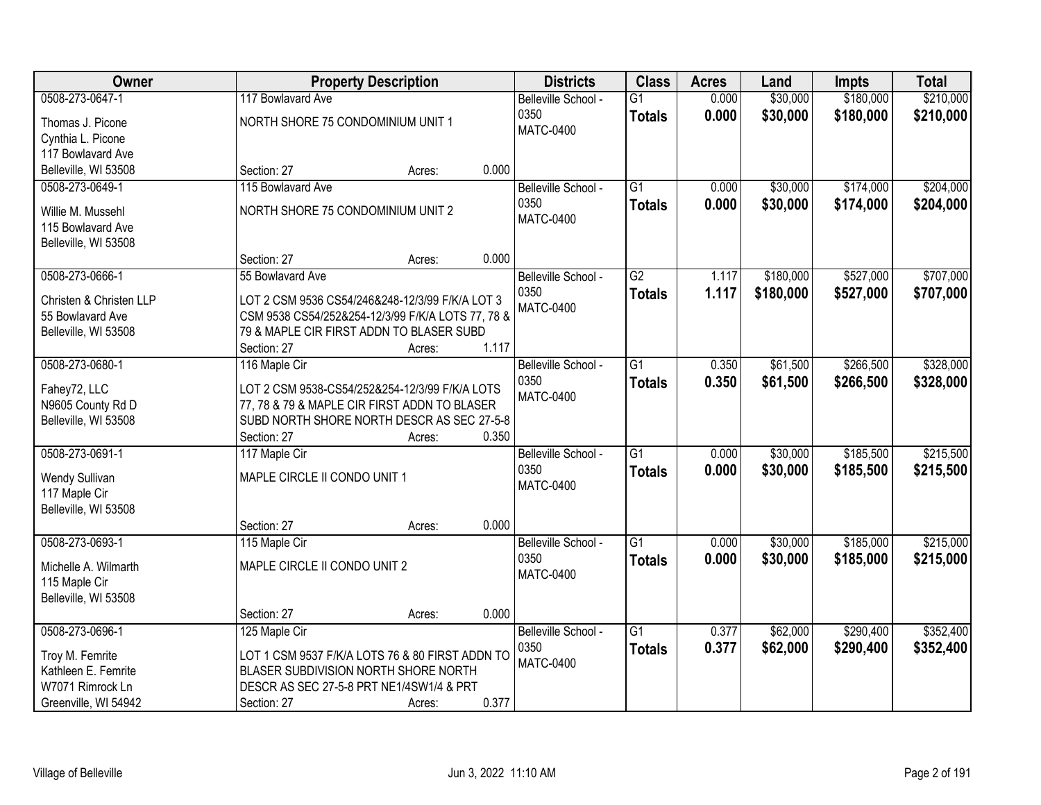| Owner | Property Description | Districts | Class | Acres | Land | Impts | Total |
|---|---|---|---|---|---|---|---|
| 0508-273-0647-1<br>Thomas J. Picone<br>Cynthia L. Picone<br>117 Bowlavard Ave<br>Belleville, WI 53508 | 117 Bowlavard Ave<br>NORTH SHORE 75 CONDOMINIUM UNIT 1<br>Section: 27 Acres: 0.000 | Belleville School - 0350<br>MATC-0400 | G1<br>**Totals** | 0.000<br>**0.000** | $30,000<br>**$30,000** | $180,000<br>**$180,000** | $210,000<br>**$210,000** |
| 0508-273-0649-1<br>Willie M. Mussehl<br>115 Bowlavard Ave<br>Belleville, WI 53508 | 115 Bowlavard Ave<br>NORTH SHORE 75 CONDOMINIUM UNIT 2<br>Section: 27 Acres: 0.000 | Belleville School - 0350<br>MATC-0400 | G1<br>**Totals** | 0.000<br>**0.000** | $30,000<br>**$30,000** | $174,000<br>**$174,000** | $204,000<br>**$204,000** |
| 0508-273-0666-1<br>Christen & Christen LLP<br>55 Bowlavard Ave<br>Belleville, WI 53508 | 55 Bowlavard Ave<br>LOT 2 CSM 9536 CS54/246&248-12/3/99 F/K/A LOT 3 CSM 9538 CS54/252&254-12/3/99 F/K/A LOTS 77, 78 & 79 & MAPLE CIR FIRST ADDN TO BLASER SUBD<br>Section: 27 Acres: 1.117 | Belleville School - 0350<br>MATC-0400 | G2<br>**Totals** | 1.117<br>**1.117** | $180,000<br>**$180,000** | $527,000<br>**$527,000** | $707,000<br>**$707,000** |
| 0508-273-0680-1<br>Fahey72, LLC<br>N9605 County Rd D<br>Belleville, WI 53508 | 116 Maple Cir<br>LOT 2 CSM 9538-CS54/252&254-12/3/99 F/K/A LOTS 77, 78 & 79 & MAPLE CIR FIRST ADDN TO BLASER SUBD NORTH SHORE NORTH DESCR AS SEC 27-5-8<br>Section: 27 Acres: 0.350 | Belleville School - 0350<br>MATC-0400 | G1<br>**Totals** | 0.350<br>**0.350** | $61,500<br>**$61,500** | $266,500<br>**$266,500** | $328,000<br>**$328,000** |
| 0508-273-0691-1<br>Wendy Sullivan<br>117 Maple Cir<br>Belleville, WI 53508 | 117 Maple Cir<br>MAPLE CIRCLE II CONDO UNIT 1<br>Section: 27 Acres: 0.000 | Belleville School - 0350<br>MATC-0400 | G1<br>**Totals** | 0.000<br>**0.000** | $30,000<br>**$30,000** | $185,500<br>**$185,500** | $215,500<br>**$215,500** |
| 0508-273-0693-1<br>Michelle A. Wilmarth<br>115 Maple Cir<br>Belleville, WI 53508 | 115 Maple Cir<br>MAPLE CIRCLE II CONDO UNIT 2<br>Section: 27 Acres: 0.000 | Belleville School - 0350<br>MATC-0400 | G1<br>**Totals** | 0.000<br>**0.000** | $30,000<br>**$30,000** | $185,000<br>**$185,000** | $215,000<br>**$215,000** |
| 0508-273-0696-1<br>Troy M. Femrite<br>Kathleen E. Femrite<br>W7071 Rimrock Ln<br>Greenville, WI 54942 | 125 Maple Cir<br>LOT 1 CSM 9537 F/K/A LOTS 76 & 80 FIRST ADDN TO BLASER SUBDIVISION NORTH SHORE NORTH DESCR AS SEC 27-5-8 PRT NE1/4SW1/4 & PRT<br>Section: 27 Acres: 0.377 | Belleville School - 0350<br>MATC-0400 | G1<br>**Totals** | 0.377<br>**0.377** | $62,000<br>**$62,000** | $290,400<br>**$290,400** | $352,400<br>**$352,400** |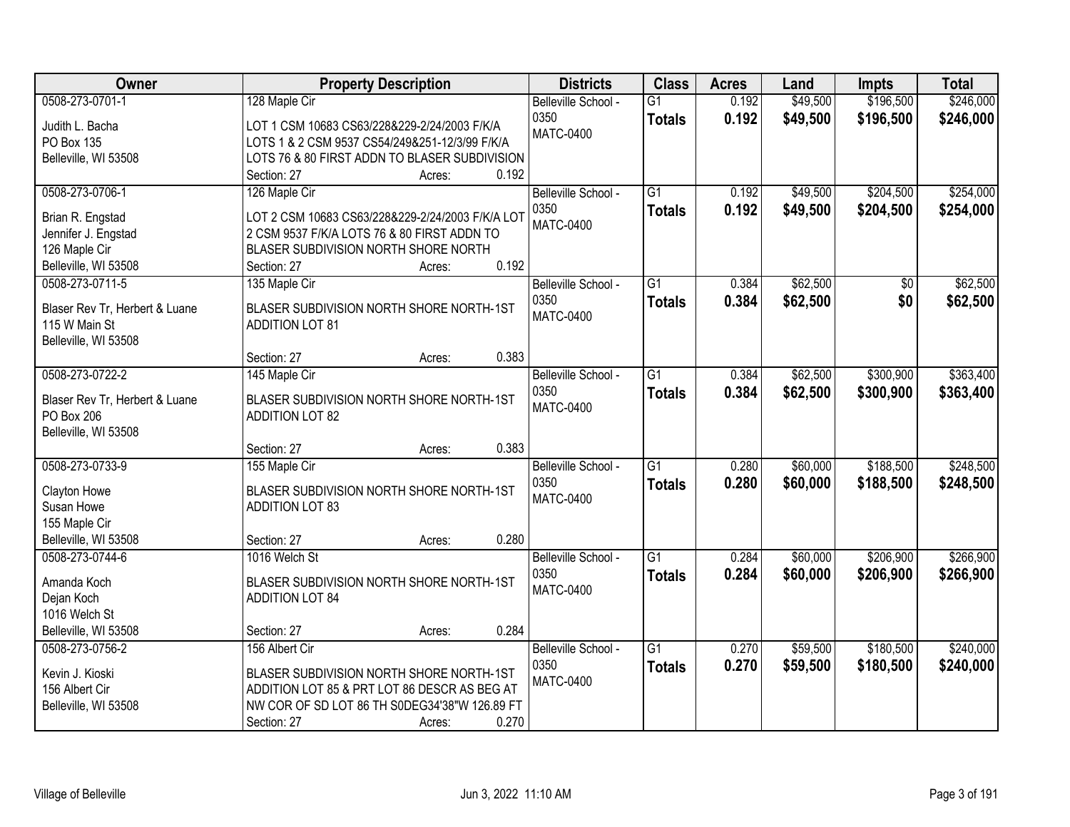| Owner | Property Description | Districts | Class | Acres | Land | Impts | Total |
|---|---|---|---|---|---|---|---|
| 0508-273-0701-1<br>Judith L. Bacha<br>PO Box 135<br>Belleville, WI 53508 | 128 Maple Cir<br>LOT 1 CSM 10683 CS63/228&229-2/24/2003 F/K/A LOTS 1 & 2 CSM 9537 CS54/249&251-12/3/99 F/K/A LOTS 76 & 80 FIRST ADDN TO BLASER SUBDIVISION<br>Section: 27 Acres: 0.192 | Belleville School - 0350<br>MATC-0400 | G1<br>**Totals** | 0.192<br>**0.192** | $49,500<br>**$49,500** | $196,500<br>**$196,500** | $246,000<br>**$246,000** |
| 0508-273-0706-1<br>Brian R. Engstad<br>Jennifer J. Engstad<br>126 Maple Cir<br>Belleville, WI 53508 | 126 Maple Cir<br>LOT 2 CSM 10683 CS63/228&229-2/24/2003 F/K/A LOT 2 CSM 9537 F/K/A LOTS 76 & 80 FIRST ADDN TO BLASER SUBDIVISION NORTH SHORE NORTH<br>Section: 27 Acres: 0.192 | Belleville School - 0350<br>MATC-0400 | G1<br>**Totals** | 0.192<br>**0.192** | $49,500<br>**$49,500** | $204,500<br>**$204,500** | $254,000<br>**$254,000** |
| 0508-273-0711-5<br>Blaser Rev Tr, Herbert & Luane<br>115 W Main St<br>Belleville, WI 53508 | 135 Maple Cir<br>BLASER SUBDIVISION NORTH SHORE NORTH-1ST ADDITION LOT 81<br>Section: 27 Acres: 0.383 | Belleville School - 0350<br>MATC-0400 | G1<br>**Totals** | 0.384<br>**0.384** | $62,500<br>**$62,500** | $0<br>**$0** | $62,500<br>**$62,500** |
| 0508-273-0722-2<br>Blaser Rev Tr, Herbert & Luane<br>PO Box 206<br>Belleville, WI 53508 | 145 Maple Cir<br>BLASER SUBDIVISION NORTH SHORE NORTH-1ST ADDITION LOT 82<br>Section: 27 Acres: 0.383 | Belleville School - 0350<br>MATC-0400 | G1<br>**Totals** | 0.384<br>**0.384** | $62,500<br>**$62,500** | $300,900<br>**$300,900** | $363,400<br>**$363,400** |
| 0508-273-0733-9<br>Clayton Howe<br>Susan Howe<br>155 Maple Cir<br>Belleville, WI 53508 | 155 Maple Cir<br>BLASER SUBDIVISION NORTH SHORE NORTH-1ST ADDITION LOT 83<br>Section: 27 Acres: 0.280 | Belleville School - 0350<br>MATC-0400 | G1<br>**Totals** | 0.280<br>**0.280** | $60,000<br>**$60,000** | $188,500<br>**$188,500** | $248,500<br>**$248,500** |
| 0508-273-0744-6<br>Amanda Koch<br>Dejan Koch<br>1016 Welch St<br>Belleville, WI 53508 | 1016 Welch St<br>BLASER SUBDIVISION NORTH SHORE NORTH-1ST ADDITION LOT 84<br>Section: 27 Acres: 0.284 | Belleville School - 0350<br>MATC-0400 | G1<br>**Totals** | 0.284<br>**0.284** | $60,000<br>**$60,000** | $206,900<br>**$206,900** | $266,900<br>**$266,900** |
| 0508-273-0756-2<br>Kevin J. Kioski<br>156 Albert Cir<br>Belleville, WI 53508 | 156 Albert Cir<br>BLASER SUBDIVISION NORTH SHORE NORTH-1ST ADDITION LOT 85 & PRT LOT 86 DESCR AS BEG AT NW COR OF SD LOT 86 TH S0DEG34'38"W 126.89 FT<br>Section: 27 Acres: 0.270 | Belleville School - 0350<br>MATC-0400 | G1<br>**Totals** | 0.270<br>**0.270** | $59,500<br>**$59,500** | $180,500<br>**$180,500** | $240,000<br>**$240,000** |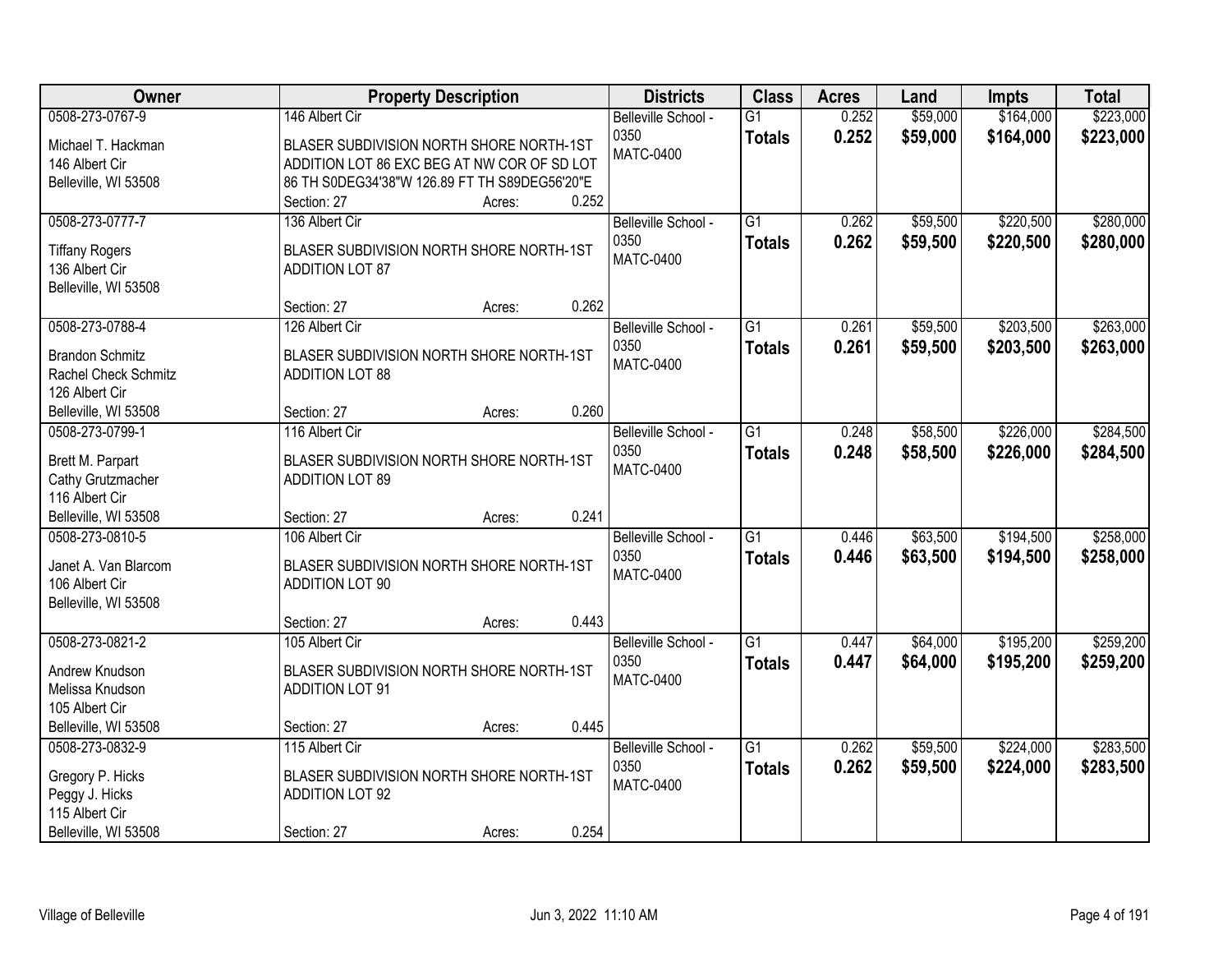| Owner | Property Description | Districts | Class | Acres | Land | Impts | Total |
|---|---|---|---|---|---|---|---|
| 0508-273-0767-9<br>Michael T. Hackman<br>146 Albert Cir<br>Belleville, WI 53508 | 146 Albert Cir<br>BLASER SUBDIVISION NORTH SHORE NORTH-1ST ADDITION LOT 86 EXC BEG AT NW COR OF SD LOT 86 TH S0DEG34'38"W 126.89 FT TH S89DEG56'20"E<br>Section: 27 Acres: 0.252 | Belleville School - 0350<br>MATC-0400 | G1<br>**Totals** | 0.252<br>**0.252** | $59,000<br>**$59,000** | $164,000<br>**$164,000** | $223,000<br>**$223,000** |
| 0508-273-0777-7<br>Tiffany Rogers<br>136 Albert Cir<br>Belleville, WI 53508 | 136 Albert Cir<br>BLASER SUBDIVISION NORTH SHORE NORTH-1ST ADDITION LOT 87<br>Section: 27 Acres: 0.262 | Belleville School - 0350<br>MATC-0400 | G1<br>**Totals** | 0.262<br>**0.262** | $59,500<br>**$59,500** | $220,500<br>**$220,500** | $280,000<br>**$280,000** |
| 0508-273-0788-4<br>Brandon Schmitz<br>Rachel Check Schmitz<br>126 Albert Cir<br>Belleville, WI 53508 | 126 Albert Cir<br>BLASER SUBDIVISION NORTH SHORE NORTH-1ST ADDITION LOT 88<br>Section: 27 Acres: 0.260 | Belleville School - 0350<br>MATC-0400 | G1<br>**Totals** | 0.261<br>**0.261** | $59,500<br>**$59,500** | $203,500<br>**$203,500** | $263,000<br>**$263,000** |
| 0508-273-0799-1<br>Brett M. Parpart<br>Cathy Grutzmacher<br>116 Albert Cir<br>Belleville, WI 53508 | 116 Albert Cir<br>BLASER SUBDIVISION NORTH SHORE NORTH-1ST ADDITION LOT 89<br>Section: 27 Acres: 0.241 | Belleville School - 0350<br>MATC-0400 | G1<br>**Totals** | 0.248<br>**0.248** | $58,500<br>**$58,500** | $226,000<br>**$226,000** | $284,500<br>**$284,500** |
| 0508-273-0810-5<br>Janet A. Van Blarcom<br>106 Albert Cir<br>Belleville, WI 53508 | 106 Albert Cir<br>BLASER SUBDIVISION NORTH SHORE NORTH-1ST ADDITION LOT 90<br>Section: 27 Acres: 0.443 | Belleville School - 0350<br>MATC-0400 | G1<br>**Totals** | 0.446<br>**0.446** | $63,500<br>**$63,500** | $194,500<br>**$194,500** | $258,000<br>**$258,000** |
| 0508-273-0821-2<br>Andrew Knudson<br>Melissa Knudson<br>105 Albert Cir<br>Belleville, WI 53508 | 105 Albert Cir<br>BLASER SUBDIVISION NORTH SHORE NORTH-1ST ADDITION LOT 91<br>Section: 27 Acres: 0.445 | Belleville School - 0350<br>MATC-0400 | G1<br>**Totals** | 0.447<br>**0.447** | $64,000<br>**$64,000** | $195,200<br>**$195,200** | $259,200<br>**$259,200** |
| 0508-273-0832-9<br>Gregory P. Hicks<br>Peggy J. Hicks<br>115 Albert Cir<br>Belleville, WI 53508 | 115 Albert Cir<br>BLASER SUBDIVISION NORTH SHORE NORTH-1ST ADDITION LOT 92<br>Section: 27 Acres: 0.254 | Belleville School - 0350<br>MATC-0400 | G1<br>**Totals** | 0.262<br>**0.262** | $59,500<br>**$59,500** | $224,000<br>**$224,000** | $283,500<br>**$283,500** |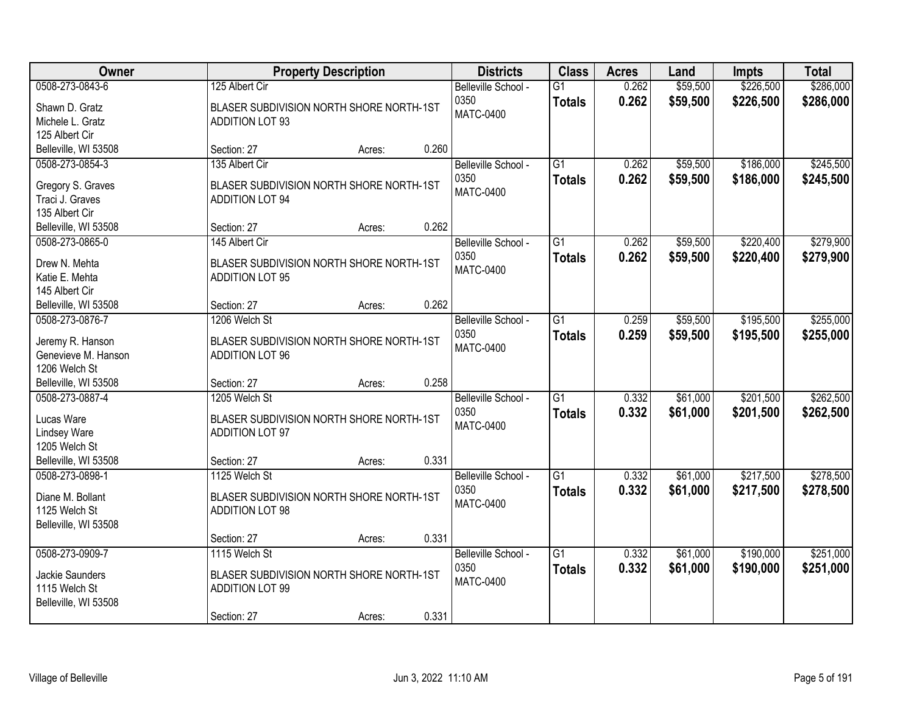| Owner | Property Description | | | Districts | Class | Acres | Land | Impts | Total |
|---|---|---|---|---|---|---|---|---|---|
| 0508-273-0843-6<br>Shawn D. Gratz<br>Michele L. Gratz<br>125 Albert Cir<br>Belleville, WI 53508 | 125 Albert Cir<br>BLASER SUBDIVISION NORTH SHORE NORTH-1ST ADDITION LOT 93<br>Section: 27 | Acres: | 0.260 | Belleville School - 0350<br>MATC-0400 | G1<br>**Totals** | 0.262<br>**0.262** | $59,500<br>**$59,500** | $226,500<br>**$226,500** | $286,000<br>**$286,000** |
| 0508-273-0854-3<br>Gregory S. Graves<br>Traci J. Graves<br>135 Albert Cir<br>Belleville, WI 53508 | 135 Albert Cir<br>BLASER SUBDIVISION NORTH SHORE NORTH-1ST ADDITION LOT 94<br>Section: 27 | Acres: | 0.262 | Belleville School - 0350<br>MATC-0400 | G1<br>**Totals** | 0.262<br>**0.262** | $59,500<br>**$59,500** | $186,000<br>**$186,000** | $245,500<br>**$245,500** |
| 0508-273-0865-0<br>Drew N. Mehta<br>Katie E. Mehta<br>145 Albert Cir<br>Belleville, WI 53508 | 145 Albert Cir<br>BLASER SUBDIVISION NORTH SHORE NORTH-1ST ADDITION LOT 95<br>Section: 27 | Acres: | 0.262 | Belleville School - 0350<br>MATC-0400 | G1<br>**Totals** | 0.262<br>**0.262** | $59,500<br>**$59,500** | $220,400<br>**$220,400** | $279,900<br>**$279,900** |
| 0508-273-0876-7<br>Jeremy R. Hanson<br>Genevieve M. Hanson<br>1206 Welch St<br>Belleville, WI 53508 | 1206 Welch St<br>BLASER SUBDIVISION NORTH SHORE NORTH-1ST ADDITION LOT 96<br>Section: 27 | Acres: | 0.258 | Belleville School - 0350<br>MATC-0400 | G1<br>**Totals** | 0.259<br>**0.259** | $59,500<br>**$59,500** | $195,500<br>**$195,500** | $255,000<br>**$255,000** |
| 0508-273-0887-4<br>Lucas Ware<br>Lindsey Ware<br>1205 Welch St<br>Belleville, WI 53508 | 1205 Welch St<br>BLASER SUBDIVISION NORTH SHORE NORTH-1ST ADDITION LOT 97<br>Section: 27 | Acres: | 0.331 | Belleville School - 0350<br>MATC-0400 | G1<br>**Totals** | 0.332<br>**0.332** | $61,000<br>**$61,000** | $201,500<br>**$201,500** | $262,500<br>**$262,500** |
| 0508-273-0898-1<br>Diane M. Bollant<br>1125 Welch St<br>Belleville, WI 53508 | 1125 Welch St<br>BLASER SUBDIVISION NORTH SHORE NORTH-1ST ADDITION LOT 98<br>Section: 27 | Acres: | 0.331 | Belleville School - 0350<br>MATC-0400 | G1<br>**Totals** | 0.332<br>**0.332** | $61,000<br>**$61,000** | $217,500<br>**$217,500** | $278,500<br>**$278,500** |
| 0508-273-0909-7<br>Jackie Saunders<br>1115 Welch St<br>Belleville, WI 53508 | 1115 Welch St<br>BLASER SUBDIVISION NORTH SHORE NORTH-1ST ADDITION LOT 99<br>Section: 27 | Acres: | 0.331 | Belleville School - 0350<br>MATC-0400 | G1<br>**Totals** | 0.332<br>**0.332** | $61,000<br>**$61,000** | $190,000<br>**$190,000** | $251,000<br>**$251,000** |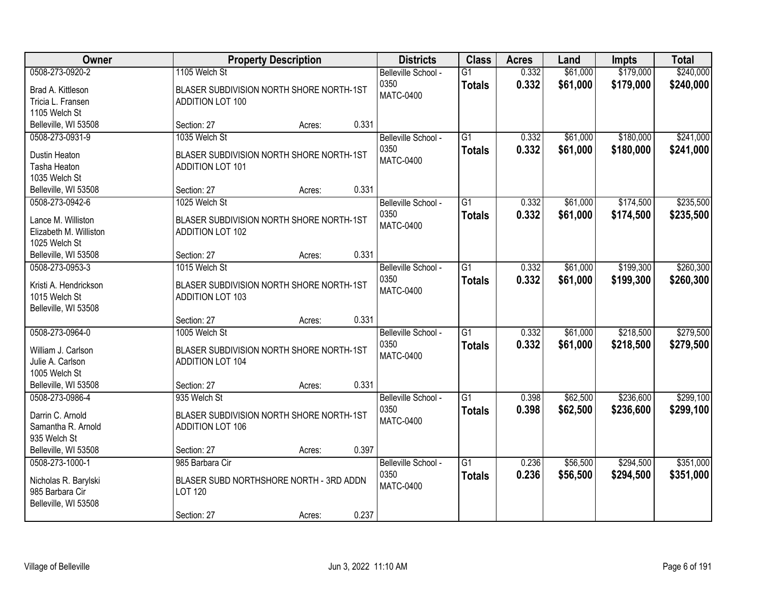| Owner | Property Description | | | Districts | Class | Acres | Land | Impts | Total |
|---|---|---|---|---|---|---|---|---|---|
| 0508-273-0920-2<br>Brad A. Kittleson<br>Tricia L. Fransen<br>1105 Welch St<br>Belleville, WI 53508 | 1105 Welch St<br>BLASER SUBDIVISION NORTH SHORE NORTH-1ST ADDITION LOT 100<br>Section: 27 | Acres: | 0.331 | Belleville School - 0350<br>MATC-0400 | G1<br>**Totals** | 0.332<br>**0.332** | $61,000<br>**$61,000** | $179,000<br>**$179,000** | $240,000<br>**$240,000** |
| 0508-273-0931-9<br>Dustin Heaton<br>Tasha Heaton<br>1035 Welch St<br>Belleville, WI 53508 | 1035 Welch St<br>BLASER SUBDIVISION NORTH SHORE NORTH-1ST ADDITION LOT 101<br>Section: 27 | Acres: | 0.331 | Belleville School - 0350<br>MATC-0400 | G1<br>**Totals** | 0.332<br>**0.332** | $61,000<br>**$61,000** | $180,000<br>**$180,000** | $241,000<br>**$241,000** |
| 0508-273-0942-6<br>Lance M. Williston<br>Elizabeth M. Williston<br>1025 Welch St<br>Belleville, WI 53508 | 1025 Welch St<br>BLASER SUBDIVISION NORTH SHORE NORTH-1ST ADDITION LOT 102<br>Section: 27 | Acres: | 0.331 | Belleville School - 0350<br>MATC-0400 | G1<br>**Totals** | 0.332<br>**0.332** | $61,000<br>**$61,000** | $174,500<br>**$174,500** | $235,500<br>**$235,500** |
| 0508-273-0953-3<br>Kristi A. Hendrickson<br>1015 Welch St<br>Belleville, WI 53508 | 1015 Welch St<br>BLASER SUBDIVISION NORTH SHORE NORTH-1ST ADDITION LOT 103<br>Section: 27 | Acres: | 0.331 | Belleville School - 0350<br>MATC-0400 | G1<br>**Totals** | 0.332<br>**0.332** | $61,000<br>**$61,000** | $199,300<br>**$199,300** | $260,300<br>**$260,300** |
| 0508-273-0964-0<br>William J. Carlson<br>Julie A. Carlson<br>1005 Welch St<br>Belleville, WI 53508 | 1005 Welch St<br>BLASER SUBDIVISION NORTH SHORE NORTH-1ST ADDITION LOT 104<br>Section: 27 | Acres: | 0.331 | Belleville School - 0350<br>MATC-0400 | G1<br>**Totals** | 0.332<br>**0.332** | $61,000<br>**$61,000** | $218,500<br>**$218,500** | $279,500<br>**$279,500** |
| 0508-273-0986-4<br>Darrin C. Arnold<br>Samantha R. Arnold<br>935 Welch St<br>Belleville, WI 53508 | 935 Welch St<br>BLASER SUBDIVISION NORTH SHORE NORTH-1ST ADDITION LOT 106<br>Section: 27 | Acres: | 0.397 | Belleville School - 0350<br>MATC-0400 | G1<br>**Totals** | 0.398<br>**0.398** | $62,500<br>**$62,500** | $236,600<br>**$236,600** | $299,100<br>**$299,100** |
| 0508-273-1000-1<br>Nicholas R. Barylski<br>985 Barbara Cir<br>Belleville, WI 53508 | 985 Barbara Cir<br>BLASER SUBD NORTHSHORE NORTH - 3RD ADDN LOT 120<br>Section: 27 | Acres: | 0.237 | Belleville School - 0350<br>MATC-0400 | G1<br>**Totals** | 0.236<br>**0.236** | $56,500<br>**$56,500** | $294,500<br>**$294,500** | $351,000<br>**$351,000** |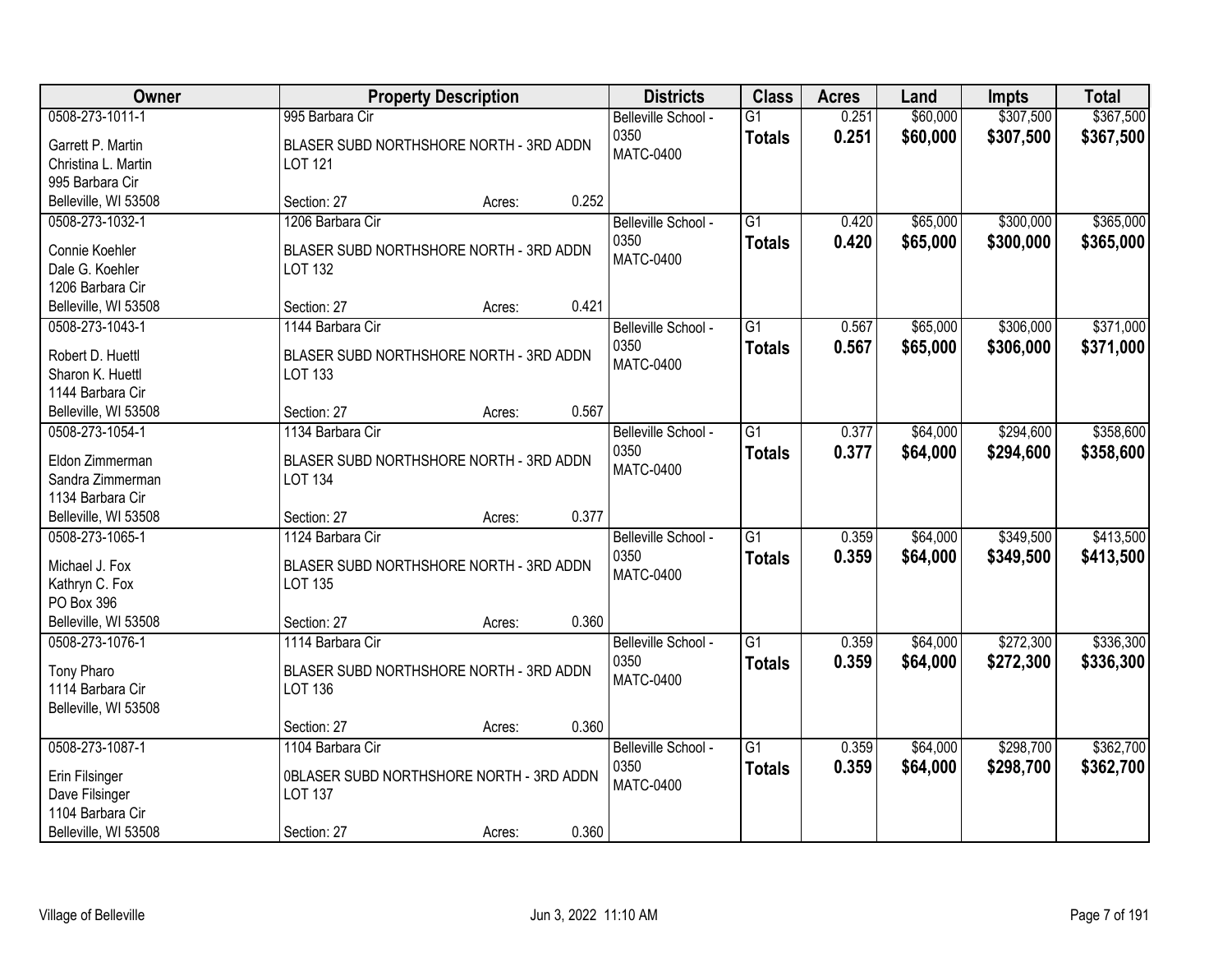| Owner | Property Description | Districts | Class | Acres | Land | Impts | Total |
|---|---|---|---|---|---|---|---|
| 0508-273-1011-1<br>Garrett P. Martin<br>Christina L. Martin<br>995 Barbara Cir<br>Belleville, WI 53508 | 995 Barbara Cir<br>BLASER SUBD NORTHSHORE NORTH - 3RD ADDN LOT 121<br>Section: 27 Acres: 0.252 | Belleville School - 0350<br>MATC-0400 | G1<br>**Totals** | 0.251<br>**0.251** | $60,000<br>**$60,000** | $307,500<br>**$307,500** | $367,500<br>**$367,500** |
| 0508-273-1032-1<br>Connie Koehler<br>Dale G. Koehler<br>1206 Barbara Cir<br>Belleville, WI 53508 | 1206 Barbara Cir<br>BLASER SUBD NORTHSHORE NORTH - 3RD ADDN LOT 132<br>Section: 27 Acres: 0.421 | Belleville School - 0350<br>MATC-0400 | G1<br>**Totals** | 0.420<br>**0.420** | $65,000<br>**$65,000** | $300,000<br>**$300,000** | $365,000<br>**$365,000** |
| 0508-273-1043-1<br>Robert D. Huettl<br>Sharon K. Huettl<br>1144 Barbara Cir<br>Belleville, WI 53508 | 1144 Barbara Cir<br>BLASER SUBD NORTHSHORE NORTH - 3RD ADDN LOT 133<br>Section: 27 Acres: 0.567 | Belleville School - 0350<br>MATC-0400 | G1<br>**Totals** | 0.567<br>**0.567** | $65,000<br>**$65,000** | $306,000<br>**$306,000** | $371,000<br>**$371,000** |
| 0508-273-1054-1<br>Eldon Zimmerman<br>Sandra Zimmerman<br>1134 Barbara Cir<br>Belleville, WI 53508 | 1134 Barbara Cir<br>BLASER SUBD NORTHSHORE NORTH - 3RD ADDN LOT 134<br>Section: 27 Acres: 0.377 | Belleville School - 0350<br>MATC-0400 | G1<br>**Totals** | 0.377<br>**0.377** | $64,000<br>**$64,000** | $294,600<br>**$294,600** | $358,600<br>**$358,600** |
| 0508-273-1065-1<br>Michael J. Fox<br>Kathryn C. Fox<br>PO Box 396<br>Belleville, WI 53508 | 1124 Barbara Cir<br>BLASER SUBD NORTHSHORE NORTH - 3RD ADDN LOT 135<br>Section: 27 Acres: 0.360 | Belleville School - 0350<br>MATC-0400 | G1<br>**Totals** | 0.359<br>**0.359** | $64,000<br>**$64,000** | $349,500<br>**$349,500** | $413,500<br>**$413,500** |
| 0508-273-1076-1<br>Tony Pharo<br>1114 Barbara Cir<br>Belleville, WI 53508 | 1114 Barbara Cir<br>BLASER SUBD NORTHSHORE NORTH - 3RD ADDN LOT 136<br>Section: 27 Acres: 0.360 | Belleville School - 0350<br>MATC-0400 | G1<br>**Totals** | 0.359<br>**0.359** | $64,000<br>**$64,000** | $272,300<br>**$272,300** | $336,300<br>**$336,300** |
| 0508-273-1087-1<br>Erin Filsinger<br>Dave Filsinger<br>1104 Barbara Cir<br>Belleville, WI 53508 | 1104 Barbara Cir<br>0BLASER SUBD NORTHSHORE NORTH - 3RD ADDN LOT 137<br>Section: 27 Acres: 0.360 | Belleville School - 0350<br>MATC-0400 | G1<br>**Totals** | 0.359<br>**0.359** | $64,000<br>**$64,000** | $298,700<br>**$298,700** | $362,700<br>**$362,700** |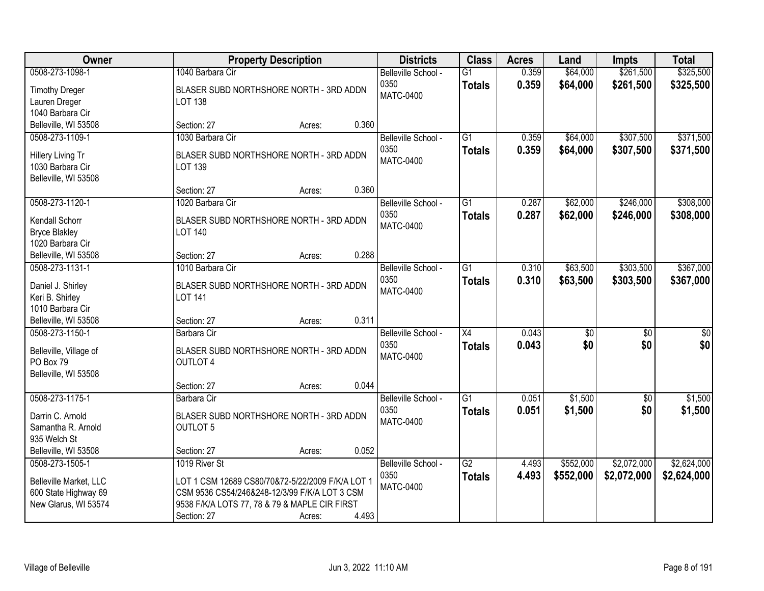| Owner | Property Description | Districts | Class | Acres | Land | Impts | Total |
|---|---|---|---|---|---|---|---|
| 0508-273-1098-1<br>Timothy Dreger<br>Lauren Dreger<br>1040 Barbara Cir<br>Belleville, WI 53508 | 1040 Barbara Cir<br>BLASER SUBD NORTHSHORE NORTH - 3RD ADDN LOT 138<br>Section: 27 Acres: 0.360 | Belleville School - 0350<br>MATC-0400 | G1<br>**Totals** | 0.359<br>**0.359** | $64,000<br>**$64,000** | $261,500<br>**$261,500** | $325,500<br>**$325,500** |
| 0508-273-1109-1<br>Hillery Living Tr<br>1030 Barbara Cir<br>Belleville, WI 53508 | 1030 Barbara Cir<br>BLASER SUBD NORTHSHORE NORTH - 3RD ADDN LOT 139<br>Section: 27 Acres: 0.360 | Belleville School - 0350<br>MATC-0400 | G1<br>**Totals** | 0.359<br>**0.359** | $64,000<br>**$64,000** | $307,500<br>**$307,500** | $371,500<br>**$371,500** |
| 0508-273-1120-1<br>Kendall Schorr<br>Bryce Blakley<br>1020 Barbara Cir<br>Belleville, WI 53508 | 1020 Barbara Cir<br>BLASER SUBD NORTHSHORE NORTH - 3RD ADDN LOT 140<br>Section: 27 Acres: 0.288 | Belleville School - 0350<br>MATC-0400 | G1<br>**Totals** | 0.287<br>**0.287** | $62,000<br>**$62,000** | $246,000<br>**$246,000** | $308,000<br>**$308,000** |
| 0508-273-1131-1<br>Daniel J. Shirley<br>Keri B. Shirley<br>1010 Barbara Cir<br>Belleville, WI 53508 | 1010 Barbara Cir<br>BLASER SUBD NORTHSHORE NORTH - 3RD ADDN LOT 141<br>Section: 27 Acres: 0.311 | Belleville School - 0350<br>MATC-0400 | G1<br>**Totals** | 0.310<br>**0.310** | $63,500<br>**$63,500** | $303,500<br>**$303,500** | $367,000<br>**$367,000** |
| 0508-273-1150-1<br>Belleville, Village of<br>PO Box 79<br>Belleville, WI 53508 | Barbara Cir<br>BLASER SUBD NORTHSHORE NORTH - 3RD ADDN OUTLOT 4<br>Section: 27 Acres: 0.044 | Belleville School - 0350<br>MATC-0400 | X4<br>**Totals** | 0.043<br>**0.043** | $0<br>**$0** | $0<br>**$0** | $0<br>**$0** |
| 0508-273-1175-1<br>Darrin C. Arnold<br>Samantha R. Arnold<br>935 Welch St<br>Belleville, WI 53508 | Barbara Cir<br>BLASER SUBD NORTHSHORE NORTH - 3RD ADDN OUTLOT 5<br>Section: 27 Acres: 0.052 | Belleville School - 0350<br>MATC-0400 | G1<br>**Totals** | 0.051<br>**0.051** | $1,500<br>**$1,500** | $0<br>**$0** | $1,500<br>**$1,500** |
| 0508-273-1505-1<br>Belleville Market, LLC<br>600 State Highway 69<br>New Glarus, WI 53574 | 1019 River St<br>LOT 1 CSM 12689 CS80/70&72-5/22/2009 F/K/A LOT 1 CSM 9536 CS54/246&248-12/3/99 F/K/A LOT 3 CSM 9538 F/K/A LOTS 77, 78 & 79 & MAPLE CIR FIRST<br>Section: 27 Acres: 4.493 | Belleville School - 0350<br>MATC-0400 | G2<br>**Totals** | 4.493<br>**4.493** | $552,000<br>**$552,000** | $2,072,000<br>**$2,072,000** | $2,624,000<br>**$2,624,000** |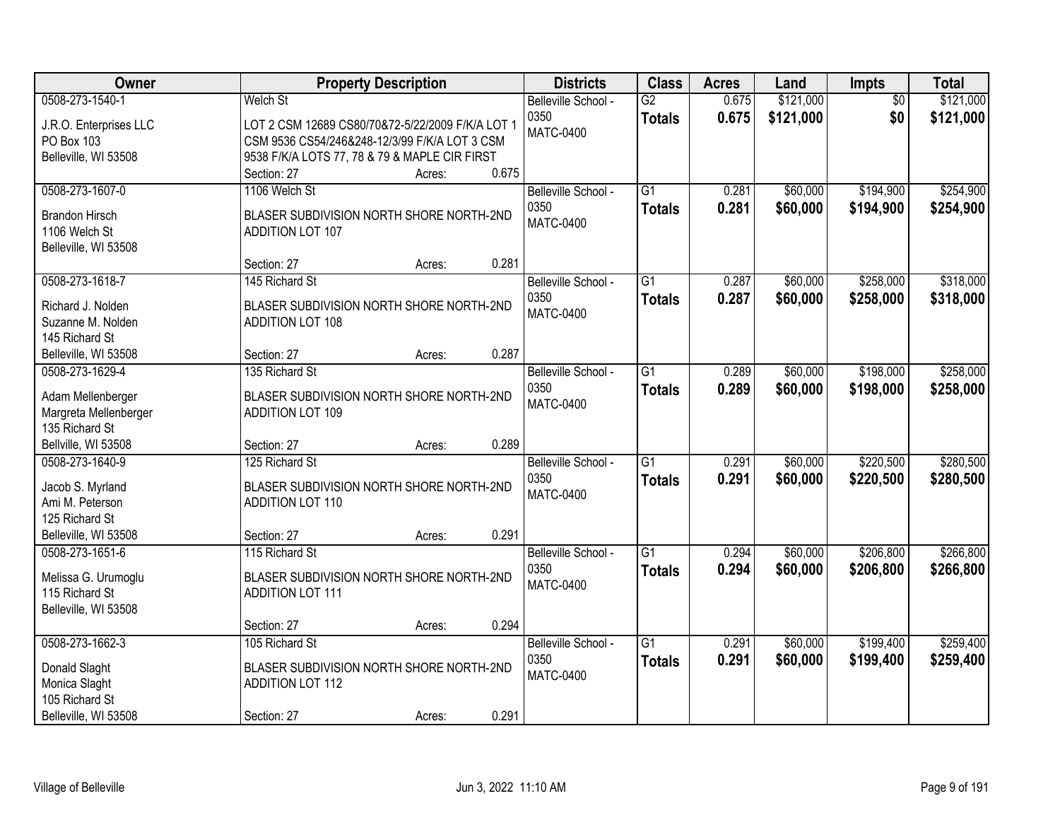| Owner | Property Description | Districts | Class | Acres | Land | Impts | Total |
|---|---|---|---|---|---|---|---|
| 0508-273-1540-1<br>J.R.O. Enterprises LLC<br>PO Box 103<br>Belleville, WI 53508 | Welch St<br>LOT 2 CSM 12689 CS80/70&72-5/22/2009 F/K/A LOT 1 CSM 9536 CS54/246&248-12/3/99 F/K/A LOT 3 CSM 9538 F/K/A LOTS 77, 78 & 79 & MAPLE CIR FIRST<br>Section: 27 Acres: 0.675 | Belleville School - 0350<br>MATC-0400 | G2<br>**Totals** | 0.675<br>**0.675** | $121,000<br>**$121,000** | $0<br>**$0** | $121,000<br>**$121,000** |
| 0508-273-1607-0<br>Brandon Hirsch<br>1106 Welch St<br>Belleville, WI 53508 | 1106 Welch St<br>BLASER SUBDIVISION NORTH SHORE NORTH-2ND ADDITION LOT 107<br>Section: 27 Acres: 0.281 | Belleville School - 0350<br>MATC-0400 | G1<br>**Totals** | 0.281<br>**0.281** | $60,000<br>**$60,000** | $194,900<br>**$194,900** | $254,900<br>**$254,900** |
| 0508-273-1618-7<br>Richard J. Nolden<br>Suzanne M. Nolden<br>145 Richard St<br>Belleville, WI 53508 | 145 Richard St<br>BLASER SUBDIVISION NORTH SHORE NORTH-2ND ADDITION LOT 108<br>Section: 27 Acres: 0.287 | Belleville School - 0350<br>MATC-0400 | G1<br>**Totals** | 0.287<br>**0.287** | $60,000<br>**$60,000** | $258,000<br>**$258,000** | $318,000<br>**$318,000** |
| 0508-273-1629-4<br>Adam Mellenberger<br>Margreta Mellenberger<br>135 Richard St<br>Bellville, WI 53508 | 135 Richard St<br>BLASER SUBDIVISION NORTH SHORE NORTH-2ND ADDITION LOT 109<br>Section: 27 Acres: 0.289 | Belleville School - 0350<br>MATC-0400 | G1<br>**Totals** | 0.289<br>**0.289** | $60,000<br>**$60,000** | $198,000<br>**$198,000** | $258,000<br>**$258,000** |
| 0508-273-1640-9<br>Jacob S. Myrland<br>Ami M. Peterson<br>125 Richard St<br>Belleville, WI 53508 | 125 Richard St<br>BLASER SUBDIVISION NORTH SHORE NORTH-2ND ADDITION LOT 110<br>Section: 27 Acres: 0.291 | Belleville School - 0350<br>MATC-0400 | G1<br>**Totals** | 0.291<br>**0.291** | $60,000<br>**$60,000** | $220,500<br>**$220,500** | $280,500<br>**$280,500** |
| 0508-273-1651-6<br>Melissa G. Urumoglu<br>115 Richard St<br>Belleville, WI 53508 | 115 Richard St<br>BLASER SUBDIVISION NORTH SHORE NORTH-2ND ADDITION LOT 111<br>Section: 27 Acres: 0.294 | Belleville School - 0350<br>MATC-0400 | G1<br>**Totals** | 0.294<br>**0.294** | $60,000<br>**$60,000** | $206,800<br>**$206,800** | $266,800<br>**$266,800** |
| 0508-273-1662-3<br>Donald Slaght<br>Monica Slaght<br>105 Richard St<br>Belleville, WI 53508 | 105 Richard St<br>BLASER SUBDIVISION NORTH SHORE NORTH-2ND ADDITION LOT 112<br>Section: 27 Acres: 0.291 | Belleville School - 0350<br>MATC-0400 | G1<br>**Totals** | 0.291<br>**0.291** | $60,000<br>**$60,000** | $199,400<br>**$199,400** | $259,400<br>**$259,400** |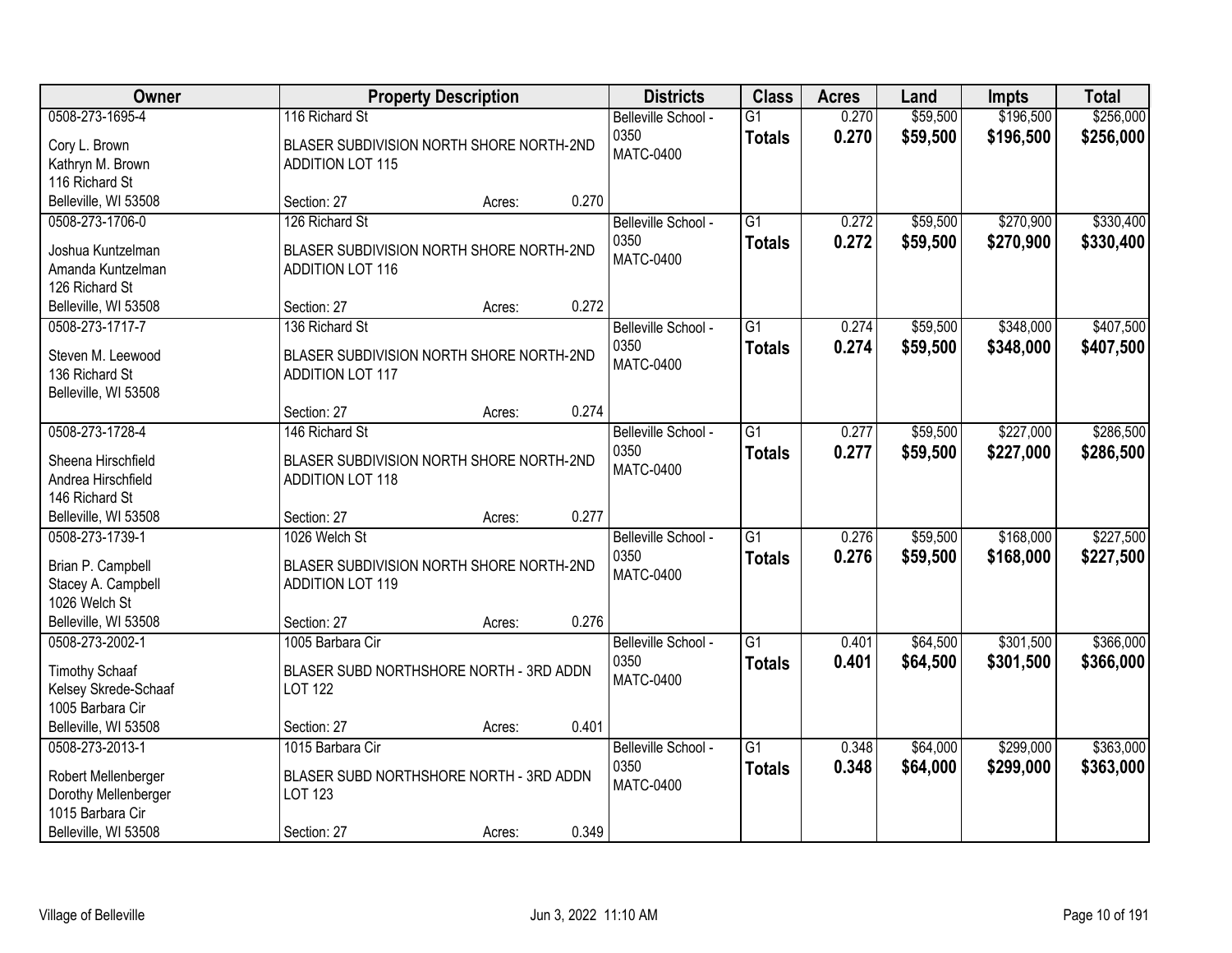| Owner | Property Description | | | Districts | Class | Acres | Land | Impts | Total |
|---|---|---|---|---|---|---|---|---|---|
| 0508-273-1695-4<br><br>Cory L. Brown<br>Kathryn M. Brown<br>116 Richard St<br>Belleville, WI 53508 | 116 Richard St<br><br>BLASER SUBDIVISION NORTH SHORE NORTH-2ND ADDITION LOT 115<br><br>Section: 27 | Acres: | 0.270 | Belleville School - 0350<br>MATC-0400 | G1<br>**Totals** | 0.270<br>**0.270** | $59,500<br>**$59,500** | $196,500<br>**$196,500** | $256,000<br>**$256,000** |
| 0508-273-1706-0<br><br>Joshua Kuntzelman<br>Amanda Kuntzelman<br>126 Richard St<br>Belleville, WI 53508 | 126 Richard St<br><br>BLASER SUBDIVISION NORTH SHORE NORTH-2ND ADDITION LOT 116<br><br>Section: 27 | Acres: | 0.272 | Belleville School - 0350<br>MATC-0400 | G1<br>**Totals** | 0.272<br>**0.272** | $59,500<br>**$59,500** | $270,900<br>**$270,900** | $330,400<br>**$330,400** |
| 0508-273-1717-7<br><br>Steven M. Leewood<br>136 Richard St<br>Belleville, WI 53508 | 136 Richard St<br><br>BLASER SUBDIVISION NORTH SHORE NORTH-2ND ADDITION LOT 117<br><br>Section: 27 | Acres: | 0.274 | Belleville School - 0350<br>MATC-0400 | G1<br>**Totals** | 0.274<br>**0.274** | $59,500<br>**$59,500** | $348,000<br>**$348,000** | $407,500<br>**$407,500** |
| 0508-273-1728-4<br><br>Sheena Hirschfield<br>Andrea Hirschfield<br>146 Richard St<br>Belleville, WI 53508 | 146 Richard St<br><br>BLASER SUBDIVISION NORTH SHORE NORTH-2ND ADDITION LOT 118<br><br>Section: 27 | Acres: | 0.277 | Belleville School - 0350<br>MATC-0400 | G1<br>**Totals** | 0.277<br>**0.277** | $59,500<br>**$59,500** | $227,000<br>**$227,000** | $286,500<br>**$286,500** |
| 0508-273-1739-1<br><br>Brian P. Campbell<br>Stacey A. Campbell<br>1026 Welch St<br>Belleville, WI 53508 | 1026 Welch St<br><br>BLASER SUBDIVISION NORTH SHORE NORTH-2ND ADDITION LOT 119<br><br>Section: 27 | Acres: | 0.276 | Belleville School - 0350<br>MATC-0400 | G1<br>**Totals** | 0.276<br>**0.276** | $59,500<br>**$59,500** | $168,000<br>**$168,000** | $227,500<br>**$227,500** |
| 0508-273-2002-1<br><br>Timothy Schaaf<br>Kelsey Skrede-Schaaf<br>1005 Barbara Cir<br>Belleville, WI 53508 | 1005 Barbara Cir<br><br>BLASER SUBD NORTHSHORE NORTH - 3RD ADDN LOT 122<br><br>Section: 27 | Acres: | 0.401 | Belleville School - 0350<br>MATC-0400 | G1<br>**Totals** | 0.401<br>**0.401** | $64,500<br>**$64,500** | $301,500<br>**$301,500** | $366,000<br>**$366,000** |
| 0508-273-2013-1<br><br>Robert Mellenberger<br>Dorothy Mellenberger<br>1015 Barbara Cir<br>Belleville, WI 53508 | 1015 Barbara Cir<br><br>BLASER SUBD NORTHSHORE NORTH - 3RD ADDN LOT 123<br><br>Section: 27 | Acres: | 0.349 | Belleville School - 0350<br>MATC-0400 | G1<br>**Totals** | 0.348<br>**0.348** | $64,000<br>**$64,000** | $299,000<br>**$299,000** | $363,000<br>**$363,000** |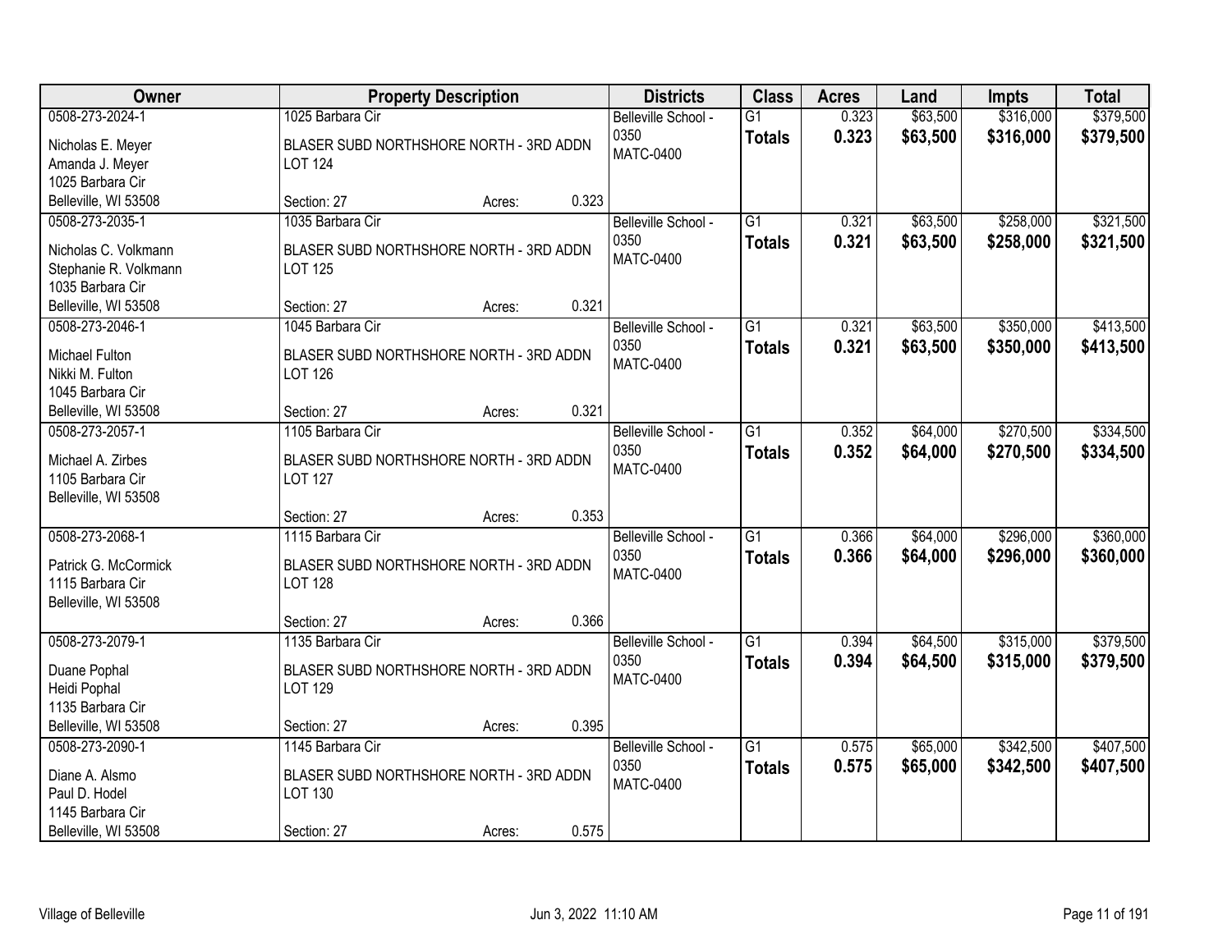| Owner | Property Description | Districts | Class | Acres | Land | Impts | Total |
|---|---|---|---|---|---|---|---|
| 0508-273-2024-1<br>Nicholas E. Meyer<br>Amanda J. Meyer<br>1025 Barbara Cir<br>Belleville, WI 53508 | 1025 Barbara Cir<br>BLASER SUBD NORTHSHORE NORTH - 3RD ADDN LOT 124<br>Section: 27 Acres: 0.323 | Belleville School - 0350<br>MATC-0400 | G1<br>**Totals** | 0.323<br>**0.323** | $63,500<br>**$63,500** | $316,000<br>**$316,000** | $379,500<br>**$379,500** |
| 0508-273-2035-1<br>Nicholas C. Volkmann<br>Stephanie R. Volkmann<br>1035 Barbara Cir<br>Belleville, WI 53508 | 1035 Barbara Cir<br>BLASER SUBD NORTHSHORE NORTH - 3RD ADDN LOT 125<br>Section: 27 Acres: 0.321 | Belleville School - 0350<br>MATC-0400 | G1<br>**Totals** | 0.321<br>**0.321** | $63,500<br>**$63,500** | $258,000<br>**$258,000** | $321,500<br>**$321,500** |
| 0508-273-2046-1<br>Michael Fulton<br>Nikki M. Fulton<br>1045 Barbara Cir<br>Belleville, WI 53508 | 1045 Barbara Cir<br>BLASER SUBD NORTHSHORE NORTH - 3RD ADDN LOT 126<br>Section: 27 Acres: 0.321 | Belleville School - 0350<br>MATC-0400 | G1<br>**Totals** | 0.321<br>**0.321** | $63,500<br>**$63,500** | $350,000<br>**$350,000** | $413,500<br>**$413,500** |
| 0508-273-2057-1<br>Michael A. Zirbes<br>1105 Barbara Cir<br>Belleville, WI 53508 | 1105 Barbara Cir<br>BLASER SUBD NORTHSHORE NORTH - 3RD ADDN LOT 127<br>Section: 27 Acres: 0.353 | Belleville School - 0350<br>MATC-0400 | G1<br>**Totals** | 0.352<br>**0.352** | $64,000<br>**$64,000** | $270,500<br>**$270,500** | $334,500<br>**$334,500** |
| 0508-273-2068-1<br>Patrick G. McCormick<br>1115 Barbara Cir<br>Belleville, WI 53508 | 1115 Barbara Cir<br>BLASER SUBD NORTHSHORE NORTH - 3RD ADDN LOT 128<br>Section: 27 Acres: 0.366 | Belleville School - 0350<br>MATC-0400 | G1<br>**Totals** | 0.366<br>**0.366** | $64,000<br>**$64,000** | $296,000<br>**$296,000** | $360,000<br>**$360,000** |
| 0508-273-2079-1<br>Duane Pophal<br>Heidi Pophal<br>1135 Barbara Cir<br>Belleville, WI 53508 | 1135 Barbara Cir<br>BLASER SUBD NORTHSHORE NORTH - 3RD ADDN LOT 129<br>Section: 27 Acres: 0.395 | Belleville School - 0350<br>MATC-0400 | G1<br>**Totals** | 0.394<br>**0.394** | $64,500<br>**$64,500** | $315,000<br>**$315,000** | $379,500<br>**$379,500** |
| 0508-273-2090-1<br>Diane A. Alsmo<br>Paul D. Hodel<br>1145 Barbara Cir<br>Belleville, WI 53508 | 1145 Barbara Cir<br>BLASER SUBD NORTHSHORE NORTH - 3RD ADDN LOT 130<br>Section: 27 Acres: 0.575 | Belleville School - 0350<br>MATC-0400 | G1<br>**Totals** | 0.575<br>**0.575** | $65,000<br>**$65,000** | $342,500<br>**$342,500** | $407,500<br>**$407,500** |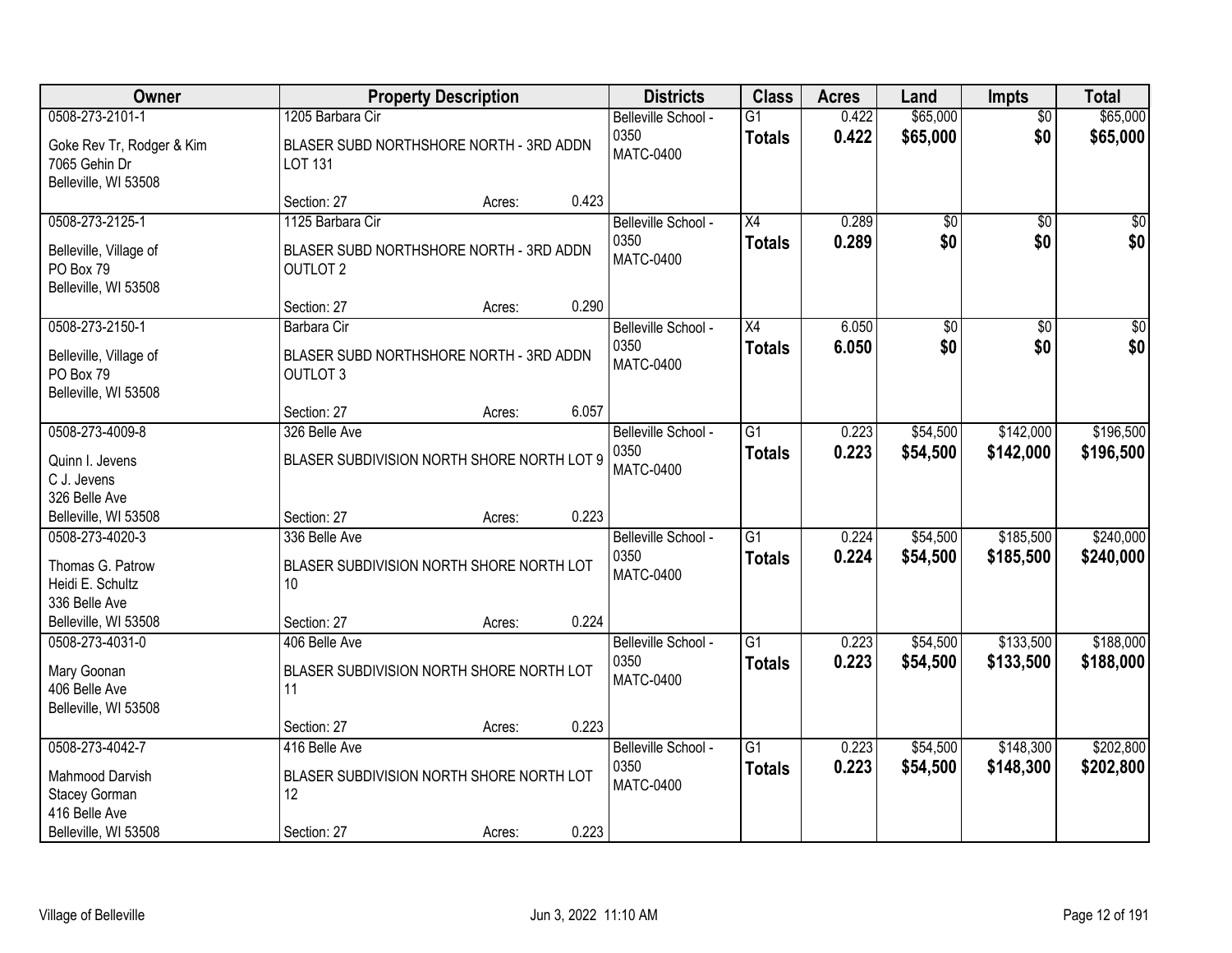| Owner | Property Description | Districts | Class | Acres | Land | Impts | Total |
|---|---|---|---|---|---|---|---|
| 0508-273-2101-1<br>Goke Rev Tr, Rodger & Kim<br>7065 Gehin Dr<br>Belleville, WI 53508 | 1205 Barbara Cir<br>BLASER SUBD NORTHSHORE NORTH - 3RD ADDN LOT 131<br>Section: 27 Acres: 0.423 | Belleville School - 0350<br>MATC-0400 | G1<br>**Totals** | 0.422<br>**0.422** | $65,000<br>**$65,000** | $0<br>**$0** | $65,000<br>**$65,000** |
| 0508-273-2125-1<br>Belleville, Village of<br>PO Box 79<br>Belleville, WI 53508 | 1125 Barbara Cir<br>BLASER SUBD NORTHSHORE NORTH - 3RD ADDN OUTLOT 2<br>Section: 27 Acres: 0.290 | Belleville School - 0350<br>MATC-0400 | X4<br>**Totals** | 0.289<br>**0.289** | $0<br>**$0** | $0<br>**$0** | $0<br>**$0** |
| 0508-273-2150-1<br>Belleville, Village of<br>PO Box 79<br>Belleville, WI 53508 | Barbara Cir<br>BLASER SUBD NORTHSHORE NORTH - 3RD ADDN OUTLOT 3<br>Section: 27 Acres: 6.057 | Belleville School - 0350<br>MATC-0400 | X4<br>**Totals** | 6.050<br>**6.050** | $0<br>**$0** | $0<br>**$0** | $0<br>**$0** |
| 0508-273-4009-8<br>Quinn I. Jevens<br>C J. Jevens<br>326 Belle Ave<br>Belleville, WI 53508 | 326 Belle Ave<br>BLASER SUBDIVISION NORTH SHORE NORTH LOT 9<br>Section: 27 Acres: 0.223 | Belleville School - 0350<br>MATC-0400 | G1<br>**Totals** | 0.223<br>**0.223** | $54,500<br>**$54,500** | $142,000<br>**$142,000** | $196,500<br>**$196,500** |
| 0508-273-4020-3<br>Thomas G. Patrow<br>Heidi E. Schultz<br>336 Belle Ave<br>Belleville, WI 53508 | 336 Belle Ave<br>BLASER SUBDIVISION NORTH SHORE NORTH LOT 10<br>Section: 27 Acres: 0.224 | Belleville School - 0350<br>MATC-0400 | G1<br>**Totals** | 0.224<br>**0.224** | $54,500<br>**$54,500** | $185,500<br>**$185,500** | $240,000<br>**$240,000** |
| 0508-273-4031-0<br>Mary Goonan<br>406 Belle Ave<br>Belleville, WI 53508 | 406 Belle Ave<br>BLASER SUBDIVISION NORTH SHORE NORTH LOT 11<br>Section: 27 Acres: 0.223 | Belleville School - 0350<br>MATC-0400 | G1<br>**Totals** | 0.223<br>**0.223** | $54,500<br>**$54,500** | $133,500<br>**$133,500** | $188,000<br>**$188,000** |
| 0508-273-4042-7<br>Mahmood Darvish<br>Stacey Gorman<br>416 Belle Ave<br>Belleville, WI 53508 | 416 Belle Ave<br>BLASER SUBDIVISION NORTH SHORE NORTH LOT 12<br>Section: 27 Acres: 0.223 | Belleville School - 0350<br>MATC-0400 | G1<br>**Totals** | 0.223<br>**0.223** | $54,500<br>**$54,500** | $148,300<br>**$148,300** | $202,800<br>**$202,800** |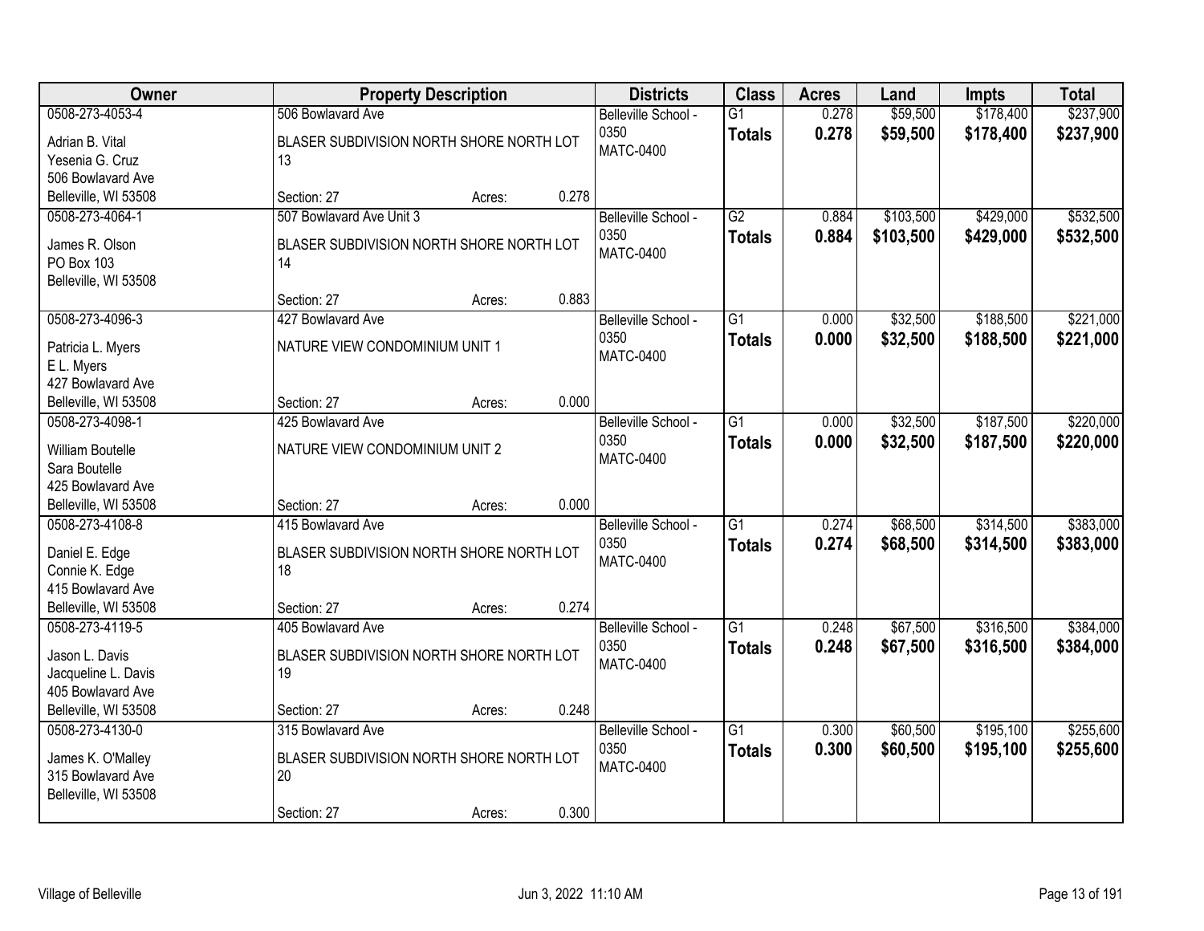| Owner | Property Description | | | Districts | Class | Acres | Land | Impts | Total |
|---|---|---|---|---|---|---|---|---|---|
| 0508-273-4053-4<br>Adrian B. Vital<br>Yesenia G. Cruz<br>506 Bowlavard Ave<br>Belleville, WI 53508 | 506 Bowlavard Ave<br>BLASER SUBDIVISION NORTH SHORE NORTH LOT 13<br>Section: 27 | Acres: | 0.278 | Belleville School - 0350<br>MATC-0400 | G1<br>**Totals** | 0.278<br>**0.278** | $59,500<br>**$59,500** | $178,400<br>**$178,400** | $237,900<br>**$237,900** |
| 0508-273-4064-1<br>James R. Olson<br>PO Box 103<br>Belleville, WI 53508 | 507 Bowlavard Ave Unit 3<br>BLASER SUBDIVISION NORTH SHORE NORTH LOT 14<br>Section: 27 | Acres: | 0.883 | Belleville School - 0350<br>MATC-0400 | G2<br>**Totals** | 0.884<br>**0.884** | $103,500<br>**$103,500** | $429,000<br>**$429,000** | $532,500<br>**$532,500** |
| 0508-273-4096-3<br>Patricia L. Myers<br>E L. Myers<br>427 Bowlavard Ave<br>Belleville, WI 53508 | 427 Bowlavard Ave<br>NATURE VIEW CONDOMINIUM UNIT 1<br>Section: 27 | Acres: | 0.000 | Belleville School - 0350<br>MATC-0400 | G1<br>**Totals** | 0.000<br>**0.000** | $32,500<br>**$32,500** | $188,500<br>**$188,500** | $221,000<br>**$221,000** |
| 0508-273-4098-1<br>William Boutelle<br>Sara Boutelle<br>425 Bowlavard Ave<br>Belleville, WI 53508 | 425 Bowlavard Ave<br>NATURE VIEW CONDOMINIUM UNIT 2<br>Section: 27 | Acres: | 0.000 | Belleville School - 0350<br>MATC-0400 | G1<br>**Totals** | 0.000<br>**0.000** | $32,500<br>**$32,500** | $187,500<br>**$187,500** | $220,000<br>**$220,000** |
| 0508-273-4108-8<br>Daniel E. Edge<br>Connie K. Edge<br>415 Bowlavard Ave<br>Belleville, WI 53508 | 415 Bowlavard Ave<br>BLASER SUBDIVISION NORTH SHORE NORTH LOT 18<br>Section: 27 | Acres: | 0.274 | Belleville School - 0350<br>MATC-0400 | G1<br>**Totals** | 0.274<br>**0.274** | $68,500<br>**$68,500** | $314,500<br>**$314,500** | $383,000<br>**$383,000** |
| 0508-273-4119-5<br>Jason L. Davis<br>Jacqueline L. Davis<br>405 Bowlavard Ave<br>Belleville, WI 53508 | 405 Bowlavard Ave<br>BLASER SUBDIVISION NORTH SHORE NORTH LOT 19<br>Section: 27 | Acres: | 0.248 | Belleville School - 0350<br>MATC-0400 | G1<br>**Totals** | 0.248<br>**0.248** | $67,500<br>**$67,500** | $316,500<br>**$316,500** | $384,000<br>**$384,000** |
| 0508-273-4130-0<br>James K. O'Malley<br>315 Bowlavard Ave<br>Belleville, WI 53508 | 315 Bowlavard Ave<br>BLASER SUBDIVISION NORTH SHORE NORTH LOT 20<br>Section: 27 | Acres: | 0.300 | Belleville School - 0350<br>MATC-0400 | G1<br>**Totals** | 0.300<br>**0.300** | $60,500<br>**$60,500** | $195,100<br>**$195,100** | $255,600<br>**$255,600** |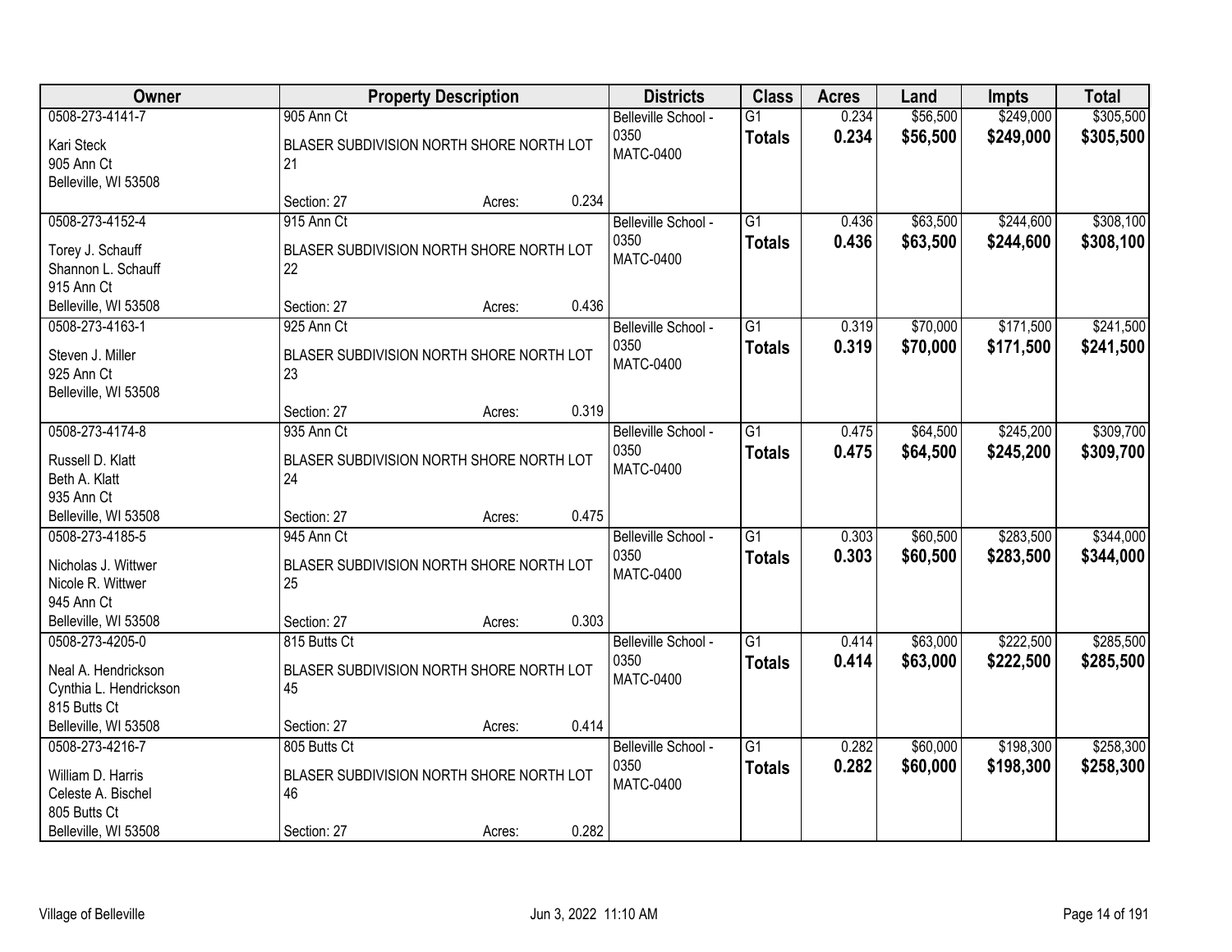| Owner | Property Description | Districts | Class | Acres | Land | Impts | Total |
|---|---|---|---|---|---|---|---|
| 0508-273-4141-7<br>Kari Steck<br>905 Ann Ct<br>Belleville, WI 53508 | 905 Ann Ct<br>BLASER SUBDIVISION NORTH SHORE NORTH LOT 21<br>Section: 27 Acres: 0.234 | Belleville School - 0350<br>MATC-0400 | G1<br>**Totals** | 0.234<br>**0.234** | $56,500<br>**$56,500** | $249,000<br>**$249,000** | $305,500<br>**$305,500** |
| 0508-273-4152-4<br>Torey J. Schauff<br>Shannon L. Schauff<br>915 Ann Ct<br>Belleville, WI 53508 | 915 Ann Ct<br>BLASER SUBDIVISION NORTH SHORE NORTH LOT 22<br>Section: 27 Acres: 0.436 | Belleville School - 0350<br>MATC-0400 | G1<br>**Totals** | 0.436<br>**0.436** | $63,500<br>**$63,500** | $244,600<br>**$244,600** | $308,100<br>**$308,100** |
| 0508-273-4163-1<br>Steven J. Miller<br>925 Ann Ct<br>Belleville, WI 53508 | 925 Ann Ct<br>BLASER SUBDIVISION NORTH SHORE NORTH LOT 23<br>Section: 27 Acres: 0.319 | Belleville School - 0350<br>MATC-0400 | G1<br>**Totals** | 0.319<br>**0.319** | $70,000<br>**$70,000** | $171,500<br>**$171,500** | $241,500<br>**$241,500** |
| 0508-273-4174-8<br>Russell D. Klatt<br>Beth A. Klatt<br>935 Ann Ct<br>Belleville, WI 53508 | 935 Ann Ct<br>BLASER SUBDIVISION NORTH SHORE NORTH LOT 24<br>Section: 27 Acres: 0.475 | Belleville School - 0350<br>MATC-0400 | G1<br>**Totals** | 0.475<br>**0.475** | $64,500<br>**$64,500** | $245,200<br>**$245,200** | $309,700<br>**$309,700** |
| 0508-273-4185-5<br>Nicholas J. Wittwer<br>Nicole R. Wittwer<br>945 Ann Ct<br>Belleville, WI 53508 | 945 Ann Ct<br>BLASER SUBDIVISION NORTH SHORE NORTH LOT 25<br>Section: 27 Acres: 0.303 | Belleville School - 0350<br>MATC-0400 | G1<br>**Totals** | 0.303<br>**0.303** | $60,500<br>**$60,500** | $283,500<br>**$283,500** | $344,000<br>**$344,000** |
| 0508-273-4205-0<br>Neal A. Hendrickson<br>Cynthia L. Hendrickson<br>815 Butts Ct<br>Belleville, WI 53508 | 815 Butts Ct<br>BLASER SUBDIVISION NORTH SHORE NORTH LOT 45<br>Section: 27 Acres: 0.414 | Belleville School - 0350<br>MATC-0400 | G1<br>**Totals** | 0.414<br>**0.414** | $63,000<br>**$63,000** | $222,500<br>**$222,500** | $285,500<br>**$285,500** |
| 0508-273-4216-7<br>William D. Harris<br>Celeste A. Bischel<br>805 Butts Ct<br>Belleville, WI 53508 | 805 Butts Ct<br>BLASER SUBDIVISION NORTH SHORE NORTH LOT 46<br>Section: 27 Acres: 0.282 | Belleville School - 0350<br>MATC-0400 | G1<br>**Totals** | 0.282<br>**0.282** | $60,000<br>**$60,000** | $198,300<br>**$198,300** | $258,300<br>**$258,300** |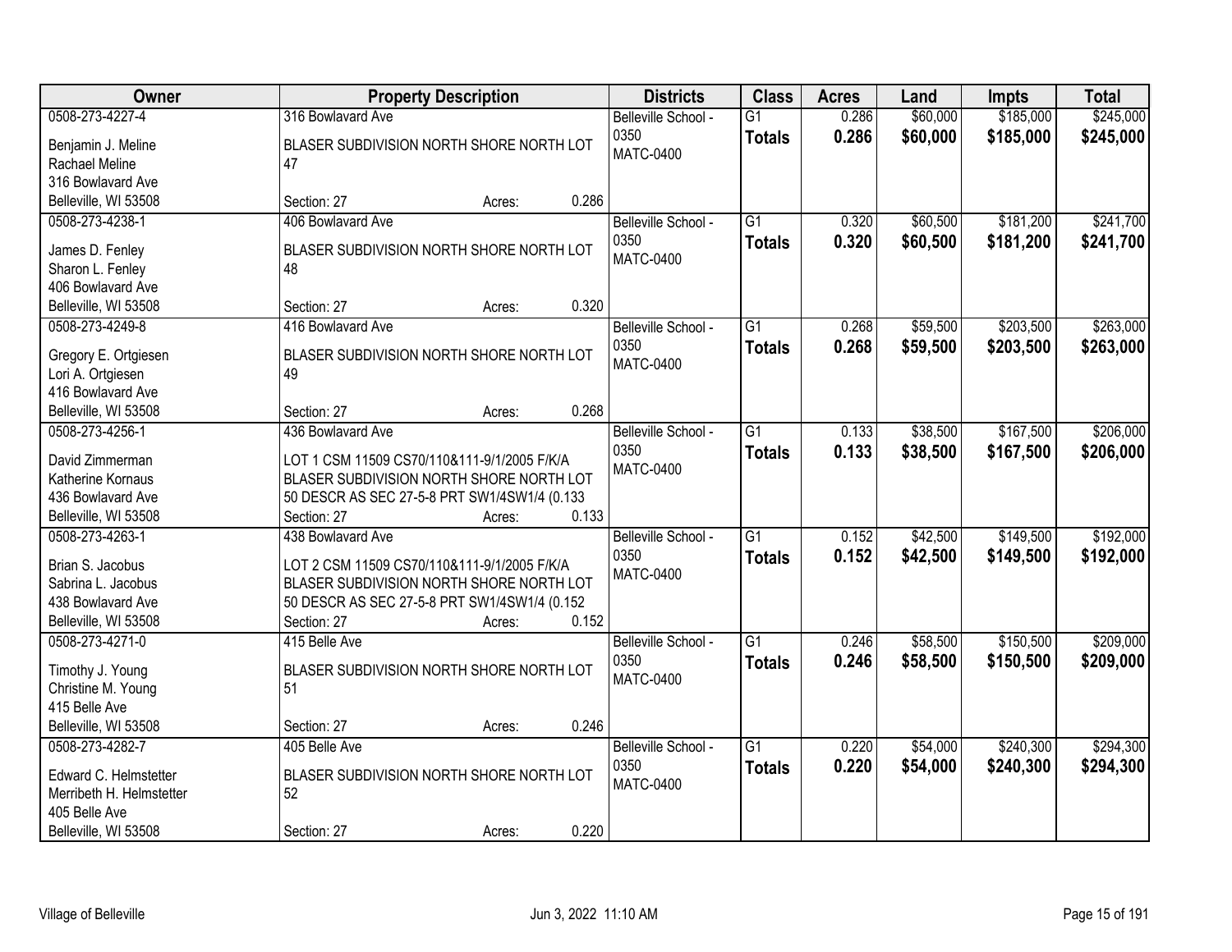| Owner | Property Description | Districts | Class | Acres | Land | Impts | Total |
|---|---|---|---|---|---|---|---|
| 0508-273-4227-4<br>Benjamin J. Meline<br>Rachael Meline<br>316 Bowlavard Ave<br>Belleville, WI 53508 | 316 Bowlavard Ave<br>BLASER SUBDIVISION NORTH SHORE NORTH LOT 47<br>Section: 27 Acres: 0.286 | Belleville School - 0350<br>MATC-0400 | G1<br>**Totals** | 0.286<br>**0.286** | $60,000<br>**$60,000** | $185,000<br>**$185,000** | $245,000<br>**$245,000** |
| 0508-273-4238-1<br>James D. Fenley<br>Sharon L. Fenley<br>406 Bowlavard Ave<br>Belleville, WI 53508 | 406 Bowlavard Ave<br>BLASER SUBDIVISION NORTH SHORE NORTH LOT 48<br>Section: 27 Acres: 0.320 | Belleville School - 0350<br>MATC-0400 | G1<br>**Totals** | 0.320<br>**0.320** | $60,500<br>**$60,500** | $181,200<br>**$181,200** | $241,700<br>**$241,700** |
| 0508-273-4249-8<br>Gregory E. Ortgiesen<br>Lori A. Ortgiesen<br>416 Bowlavard Ave<br>Belleville, WI 53508 | 416 Bowlavard Ave<br>BLASER SUBDIVISION NORTH SHORE NORTH LOT 49<br>Section: 27 Acres: 0.268 | Belleville School - 0350<br>MATC-0400 | G1<br>**Totals** | 0.268<br>**0.268** | $59,500<br>**$59,500** | $203,500<br>**$203,500** | $263,000<br>**$263,000** |
| 0508-273-4256-1<br>David Zimmerman<br>Katherine Kornaus<br>436 Bowlavard Ave<br>Belleville, WI 53508 | 436 Bowlavard Ave<br>LOT 1 CSM 11509 CS70/110&111-9/1/2005 F/K/A BLASER SUBDIVISION NORTH SHORE NORTH LOT 50 DESCR AS SEC 27-5-8 PRT SW1/4SW1/4 (0.133<br>Section: 27 Acres: 0.133 | Belleville School - 0350<br>MATC-0400 | G1<br>**Totals** | 0.133<br>**0.133** | $38,500<br>**$38,500** | $167,500<br>**$167,500** | $206,000<br>**$206,000** |
| 0508-273-4263-1<br>Brian S. Jacobus<br>Sabrina L. Jacobus<br>438 Bowlavard Ave<br>Belleville, WI 53508 | 438 Bowlavard Ave<br>LOT 2 CSM 11509 CS70/110&111-9/1/2005 F/K/A BLASER SUBDIVISION NORTH SHORE NORTH LOT 50 DESCR AS SEC 27-5-8 PRT SW1/4SW1/4 (0.152<br>Section: 27 Acres: 0.152 | Belleville School - 0350<br>MATC-0400 | G1<br>**Totals** | 0.152<br>**0.152** | $42,500<br>**$42,500** | $149,500<br>**$149,500** | $192,000<br>**$192,000** |
| 0508-273-4271-0<br>Timothy J. Young<br>Christine M. Young<br>415 Belle Ave<br>Belleville, WI 53508 | 415 Belle Ave<br>BLASER SUBDIVISION NORTH SHORE NORTH LOT 51<br>Section: 27 Acres: 0.246 | Belleville School - 0350<br>MATC-0400 | G1<br>**Totals** | 0.246<br>**0.246** | $58,500<br>**$58,500** | $150,500<br>**$150,500** | $209,000<br>**$209,000** |
| 0508-273-4282-7<br>Edward C. Helmstetter<br>Merribeth H. Helmstetter<br>405 Belle Ave<br>Belleville, WI 53508 | 405 Belle Ave<br>BLASER SUBDIVISION NORTH SHORE NORTH LOT 52<br>Section: 27 Acres: 0.220 | Belleville School - 0350<br>MATC-0400 | G1<br>**Totals** | 0.220<br>**0.220** | $54,000<br>**$54,000** | $240,300<br>**$240,300** | $294,300<br>**$294,300** |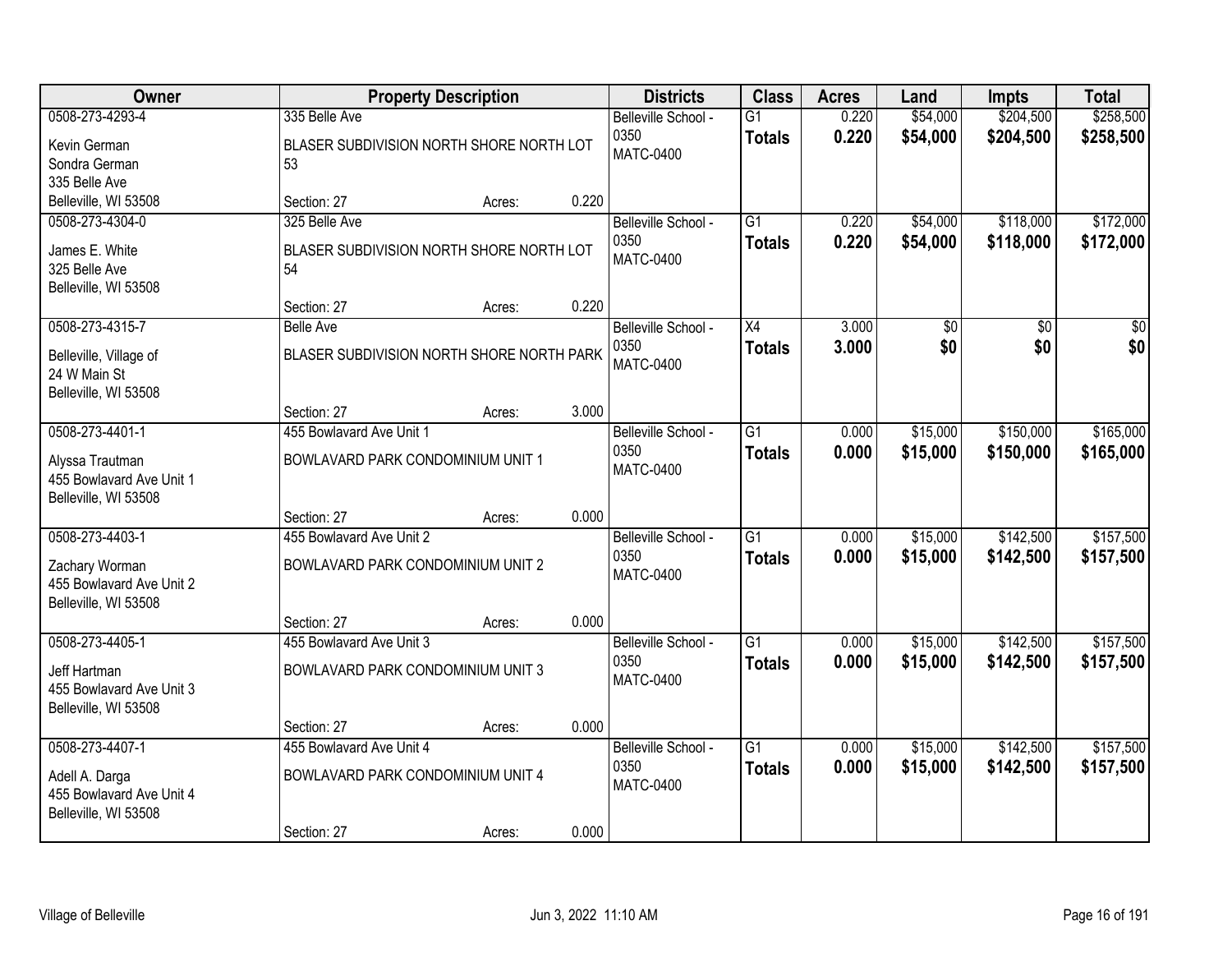| Owner | Property Description | | | Districts | Class | Acres | Land | Impts | Total |
|---|---|---|---|---|---|---|---|---|---|
| 0508-273-4293-4<br>Kevin German<br>Sondra German<br>335 Belle Ave<br>Belleville, WI 53508 | 335 Belle Ave<br>BLASER SUBDIVISION NORTH SHORE NORTH LOT 53<br>Section: 27 | Acres: | 0.220 | Belleville School - 0350<br>MATC-0400 | G1<br>**Totals** | 0.220<br>**0.220** | $54,000<br>**$54,000** | $204,500<br>**$204,500** | $258,500<br>**$258,500** |
| 0508-273-4304-0<br>James E. White<br>325 Belle Ave<br>Belleville, WI 53508 | 325 Belle Ave<br>BLASER SUBDIVISION NORTH SHORE NORTH LOT 54<br>Section: 27 | Acres: | 0.220 | Belleville School - 0350<br>MATC-0400 | G1<br>**Totals** | 0.220<br>**0.220** | $54,000<br>**$54,000** | $118,000<br>**$118,000** | $172,000<br>**$172,000** |
| 0508-273-4315-7<br>Belleville, Village of<br>24 W Main St<br>Belleville, WI 53508 | Belle Ave<br>BLASER SUBDIVISION NORTH SHORE NORTH PARK<br>Section: 27 | Acres: | 3.000 | Belleville School - 0350<br>MATC-0400 | X4<br>**Totals** | 3.000<br>**3.000** | $0<br>**$0** | $0<br>**$0** | $0<br>**$0** |
| 0508-273-4401-1<br>Alyssa Trautman<br>455 Bowlavard Ave Unit 1<br>Belleville, WI 53508 | 455 Bowlavard Ave Unit 1<br>BOWLAVARD PARK CONDOMINIUM UNIT 1<br>Section: 27 | Acres: | 0.000 | Belleville School - 0350<br>MATC-0400 | G1<br>**Totals** | 0.000<br>**0.000** | $15,000<br>**$15,000** | $150,000<br>**$150,000** | $165,000<br>**$165,000** |
| 0508-273-4403-1<br>Zachary Worman<br>455 Bowlavard Ave Unit 2<br>Belleville, WI 53508 | 455 Bowlavard Ave Unit 2<br>BOWLAVARD PARK CONDOMINIUM UNIT 2<br>Section: 27 | Acres: | 0.000 | Belleville School - 0350<br>MATC-0400 | G1<br>**Totals** | 0.000<br>**0.000** | $15,000<br>**$15,000** | $142,500<br>**$142,500** | $157,500<br>**$157,500** |
| 0508-273-4405-1<br>Jeff Hartman<br>455 Bowlavard Ave Unit 3<br>Belleville, WI 53508 | 455 Bowlavard Ave Unit 3<br>BOWLAVARD PARK CONDOMINIUM UNIT 3<br>Section: 27 | Acres: | 0.000 | Belleville School - 0350<br>MATC-0400 | G1<br>**Totals** | 0.000<br>**0.000** | $15,000<br>**$15,000** | $142,500<br>**$142,500** | $157,500<br>**$157,500** |
| 0508-273-4407-1<br>Adell A. Darga<br>455 Bowlavard Ave Unit 4<br>Belleville, WI 53508 | 455 Bowlavard Ave Unit 4<br>BOWLAVARD PARK CONDOMINIUM UNIT 4<br>Section: 27 | Acres: | 0.000 | Belleville School - 0350<br>MATC-0400 | G1<br>**Totals** | 0.000<br>**0.000** | $15,000<br>**$15,000** | $142,500<br>**$142,500** | $157,500<br>**$157,500** |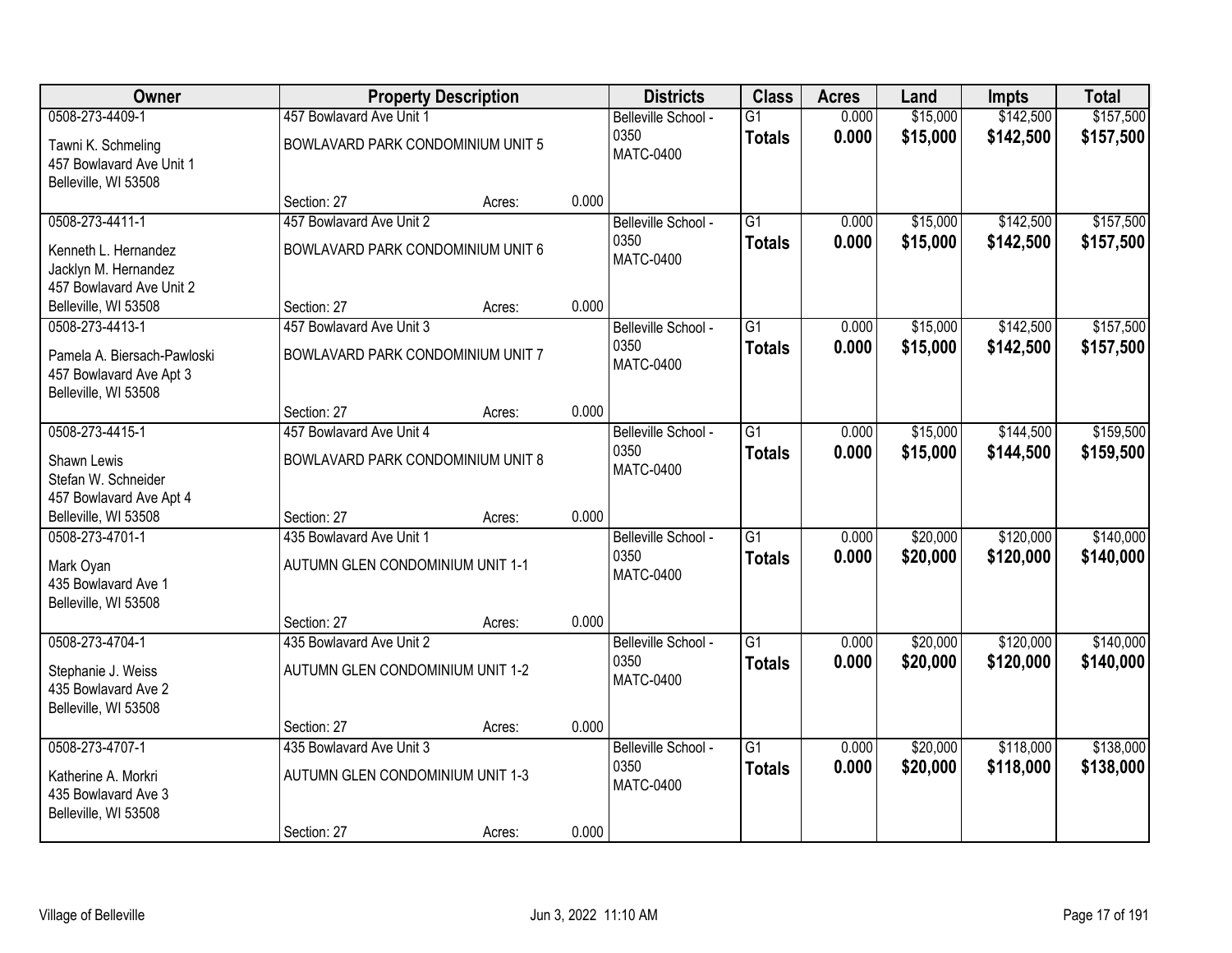| Owner | Property Description | | | Districts | Class | Acres | Land | Impts | Total |
|---|---|---|---|---|---|---|---|---|---|
| 0508-273-4409-1 | 457 Bowlavard Ave Unit 1 | | | Belleville School - 0350 | G1 | 0.000 | $15,000 | $142,500 | $157,500 |
| Tawni K. Schmeling<br>457 Bowlavard Ave Unit 1<br>Belleville, WI 53508 | BOWLAVARD PARK CONDOMINIUM UNIT 5 | | | MATC-0400 | **Totals** | **0.000** | **$15,000** | **$142,500** | **$157,500** |
| | Section: 27 | Acres: | 0.000 | | | | | | |
| 0508-273-4411-1 | 457 Bowlavard Ave Unit 2 | | | Belleville School - 0350 | G1 | 0.000 | $15,000 | $142,500 | $157,500 |
| Kenneth L. Hernandez<br>Jacklyn M. Hernandez<br>457 Bowlavard Ave Unit 2<br>Belleville, WI 53508 | BOWLAVARD PARK CONDOMINIUM UNIT 6 | | | MATC-0400 | **Totals** | **0.000** | **$15,000** | **$142,500** | **$157,500** |
| | Section: 27 | Acres: | 0.000 | | | | | | |
| 0508-273-4413-1 | 457 Bowlavard Ave Unit 3 | | | Belleville School - 0350 | G1 | 0.000 | $15,000 | $142,500 | $157,500 |
| Pamela A. Biersach-Pawloski<br>457 Bowlavard Ave Apt 3<br>Belleville, WI 53508 | BOWLAVARD PARK CONDOMINIUM UNIT 7 | | | MATC-0400 | **Totals** | **0.000** | **$15,000** | **$142,500** | **$157,500** |
| | Section: 27 | Acres: | 0.000 | | | | | | |
| 0508-273-4415-1 | 457 Bowlavard Ave Unit 4 | | | Belleville School - 0350 | G1 | 0.000 | $15,000 | $144,500 | $159,500 |
| Shawn Lewis<br>Stefan W. Schneider<br>457 Bowlavard Ave Apt 4<br>Belleville, WI 53508 | BOWLAVARD PARK CONDOMINIUM UNIT 8 | | | MATC-0400 | **Totals** | **0.000** | **$15,000** | **$144,500** | **$159,500** |
| | Section: 27 | Acres: | 0.000 | | | | | | |
| 0508-273-4701-1 | 435 Bowlavard Ave Unit 1 | | | Belleville School - 0350 | G1 | 0.000 | $20,000 | $120,000 | $140,000 |
| Mark Oyan<br>435 Bowlavard Ave 1<br>Belleville, WI 53508 | AUTUMN GLEN CONDOMINIUM UNIT 1-1 | | | MATC-0400 | **Totals** | **0.000** | **$20,000** | **$120,000** | **$140,000** |
| | Section: 27 | Acres: | 0.000 | | | | | | |
| 0508-273-4704-1 | 435 Bowlavard Ave Unit 2 | | | Belleville School - 0350 | G1 | 0.000 | $20,000 | $120,000 | $140,000 |
| Stephanie J. Weiss<br>435 Bowlavard Ave 2<br>Belleville, WI 53508 | AUTUMN GLEN CONDOMINIUM UNIT 1-2 | | | MATC-0400 | **Totals** | **0.000** | **$20,000** | **$120,000** | **$140,000** |
| | Section: 27 | Acres: | 0.000 | | | | | | |
| 0508-273-4707-1 | 435 Bowlavard Ave Unit 3 | | | Belleville School - 0350 | G1 | 0.000 | $20,000 | $118,000 | $138,000 |
| Katherine A. Morkri<br>435 Bowlavard Ave 3<br>Belleville, WI 53508 | AUTUMN GLEN CONDOMINIUM UNIT 1-3 | | | MATC-0400 | **Totals** | **0.000** | **$20,000** | **$118,000** | **$138,000** |
| | Section: 27 | Acres: | 0.000 | | | | | | |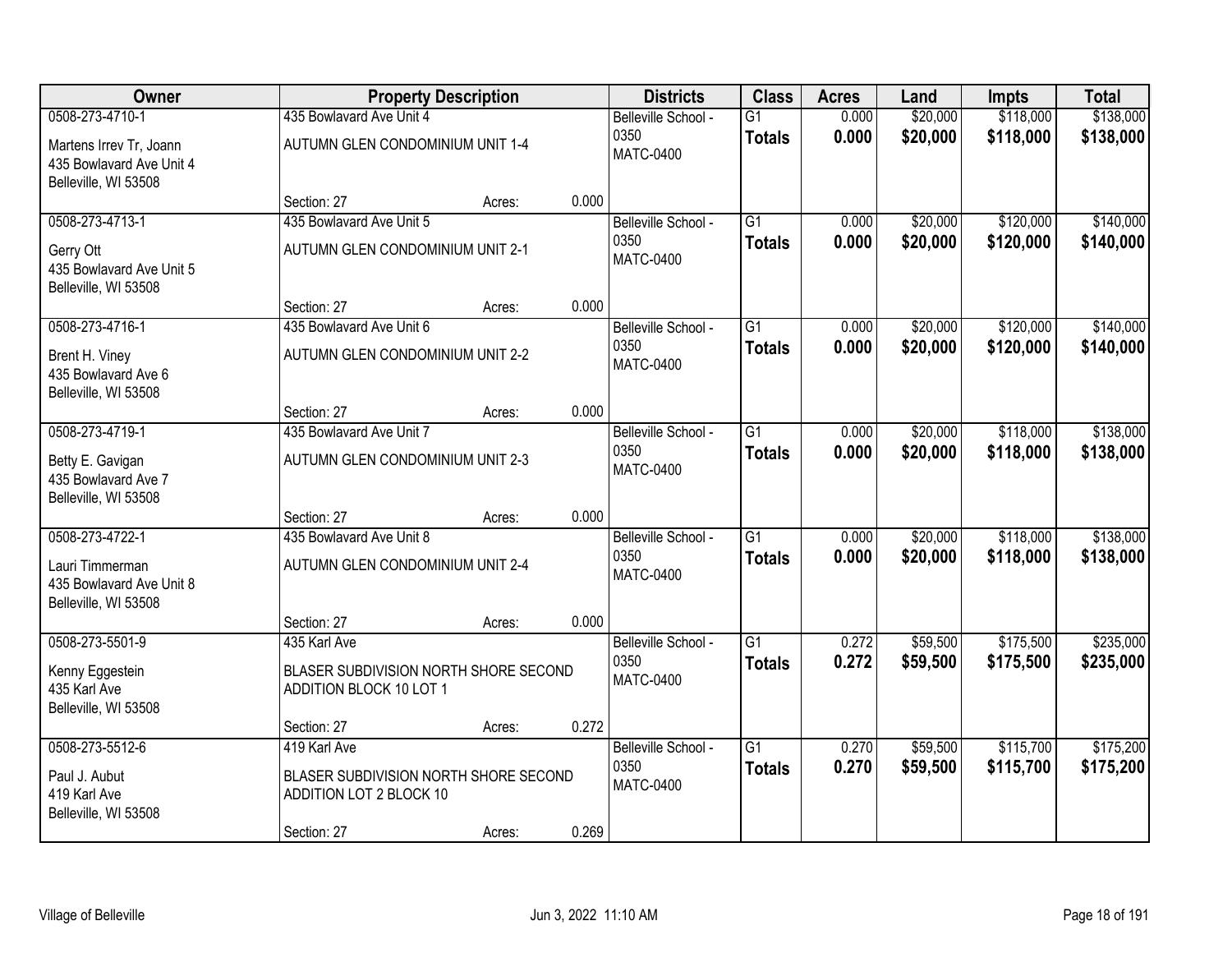| Owner | Property Description | | | Districts | Class | Acres | Land | Impts | Total |
|---|---|---|---|---|---|---|---|---|---|
| 0508-273-4710-1<br>Martens Irrev Tr, Joann<br>435 Bowlavard Ave Unit 4<br>Belleville, WI 53508 | 435 Bowlavard Ave Unit 4<br>AUTUMN GLEN CONDOMINIUM UNIT 1-4<br>Section: 27 | Acres: | 0.000 | Belleville School - 0350<br>MATC-0400 | G1<br>**Totals** | 0.000<br>**0.000** | $20,000<br>**$20,000** | $118,000<br>**$118,000** | $138,000<br>**$138,000** |
| 0508-273-4713-1<br>Gerry Ott<br>435 Bowlavard Ave Unit 5<br>Belleville, WI 53508 | 435 Bowlavard Ave Unit 5<br>AUTUMN GLEN CONDOMINIUM UNIT 2-1<br>Section: 27 | Acres: | 0.000 | Belleville School - 0350<br>MATC-0400 | G1<br>**Totals** | 0.000<br>**0.000** | $20,000<br>**$20,000** | $120,000<br>**$120,000** | $140,000<br>**$140,000** |
| 0508-273-4716-1<br>Brent H. Viney<br>435 Bowlavard Ave 6<br>Belleville, WI 53508 | 435 Bowlavard Ave Unit 6<br>AUTUMN GLEN CONDOMINIUM UNIT 2-2<br>Section: 27 | Acres: | 0.000 | Belleville School - 0350<br>MATC-0400 | G1<br>**Totals** | 0.000<br>**0.000** | $20,000<br>**$20,000** | $120,000<br>**$120,000** | $140,000<br>**$140,000** |
| 0508-273-4719-1<br>Betty E. Gavigan<br>435 Bowlavard Ave 7<br>Belleville, WI 53508 | 435 Bowlavard Ave Unit 7<br>AUTUMN GLEN CONDOMINIUM UNIT 2-3<br>Section: 27 | Acres: | 0.000 | Belleville School - 0350<br>MATC-0400 | G1<br>**Totals** | 0.000<br>**0.000** | $20,000<br>**$20,000** | $118,000<br>**$118,000** | $138,000<br>**$138,000** |
| 0508-273-4722-1<br>Lauri Timmerman<br>435 Bowlavard Ave Unit 8<br>Belleville, WI 53508 | 435 Bowlavard Ave Unit 8<br>AUTUMN GLEN CONDOMINIUM UNIT 2-4<br>Section: 27 | Acres: | 0.000 | Belleville School - 0350<br>MATC-0400 | G1<br>**Totals** | 0.000<br>**0.000** | $20,000<br>**$20,000** | $118,000<br>**$118,000** | $138,000<br>**$138,000** |
| 0508-273-5501-9<br>Kenny Eggestein<br>435 Karl Ave<br>Belleville, WI 53508 | 435 Karl Ave<br>BLASER SUBDIVISION NORTH SHORE SECOND ADDITION BLOCK 10 LOT 1<br>Section: 27 | Acres: | 0.272 | Belleville School - 0350<br>MATC-0400 | G1<br>**Totals** | 0.272<br>**0.272** | $59,500<br>**$59,500** | $175,500<br>**$175,500** | $235,000<br>**$235,000** |
| 0508-273-5512-6<br>Paul J. Aubut<br>419 Karl Ave<br>Belleville, WI 53508 | 419 Karl Ave<br>BLASER SUBDIVISION NORTH SHORE SECOND ADDITION LOT 2 BLOCK 10<br>Section: 27 | Acres: | 0.269 | Belleville School - 0350<br>MATC-0400 | G1<br>**Totals** | 0.270<br>**0.270** | $59,500<br>**$59,500** | $115,700<br>**$115,700** | $175,200<br>**$175,200** |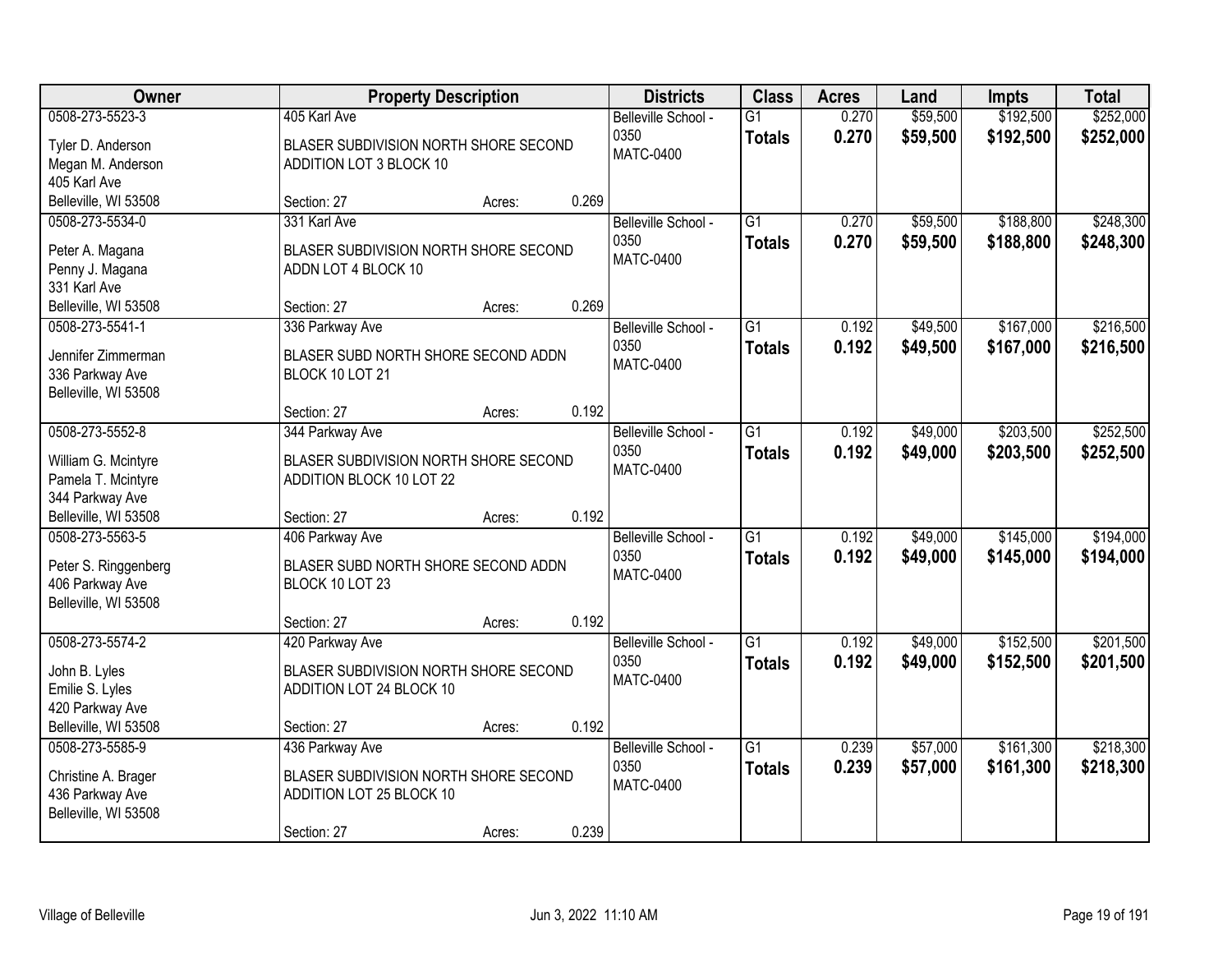| Owner | Property Description | | | Districts | Class | Acres | Land | Impts | Total |
|---|---|---|---|---|---|---|---|---|---|
| 0508-273-5523-3 | 405 Karl Ave | | | Belleville School - 0350 | G1 | 0.270 | $59,500 | $192,500 | $252,000 |
| Tyler D. Anderson<br>Megan M. Anderson<br>405 Karl Ave<br>Belleville, WI 53508 | BLASER SUBDIVISION NORTH SHORE SECOND ADDITION LOT 3 BLOCK 10 | | | MATC-0400 | **Totals** | **0.270** | **$59,500** | **$192,500** | **$252,000** |
| | Section: 27 | Acres: | 0.269 | | | | | | |
| 0508-273-5534-0 | 331 Karl Ave | | | Belleville School - 0350 | G1 | 0.270 | $59,500 | $188,800 | $248,300 |
| Peter A. Magana<br>Penny J. Magana<br>331 Karl Ave<br>Belleville, WI 53508 | BLASER SUBDIVISION NORTH SHORE SECOND ADDN LOT 4 BLOCK 10 | | | MATC-0400 | **Totals** | **0.270** | **$59,500** | **$188,800** | **$248,300** |
| | Section: 27 | Acres: | 0.269 | | | | | | |
| 0508-273-5541-1 | 336 Parkway Ave | | | Belleville School - 0350 | G1 | 0.192 | $49,500 | $167,000 | $216,500 |
| Jennifer Zimmerman<br>336 Parkway Ave<br>Belleville, WI 53508 | BLASER SUBD NORTH SHORE SECOND ADDN BLOCK 10 LOT 21 | | | MATC-0400 | **Totals** | **0.192** | **$49,500** | **$167,000** | **$216,500** |
| | Section: 27 | Acres: | 0.192 | | | | | | |
| 0508-273-5552-8 | 344 Parkway Ave | | | Belleville School - 0350 | G1 | 0.192 | $49,000 | $203,500 | $252,500 |
| William G. Mcintyre<br>Pamela T. Mcintyre<br>344 Parkway Ave<br>Belleville, WI 53508 | BLASER SUBDIVISION NORTH SHORE SECOND ADDITION BLOCK 10 LOT 22 | | | MATC-0400 | **Totals** | **0.192** | **$49,000** | **$203,500** | **$252,500** |
| | Section: 27 | Acres: | 0.192 | | | | | | |
| 0508-273-5563-5 | 406 Parkway Ave | | | Belleville School - 0350 | G1 | 0.192 | $49,000 | $145,000 | $194,000 |
| Peter S. Ringgenberg<br>406 Parkway Ave<br>Belleville, WI 53508 | BLASER SUBD NORTH SHORE SECOND ADDN BLOCK 10 LOT 23 | | | MATC-0400 | **Totals** | **0.192** | **$49,000** | **$145,000** | **$194,000** |
| | Section: 27 | Acres: | 0.192 | | | | | | |
| 0508-273-5574-2 | 420 Parkway Ave | | | Belleville School - 0350 | G1 | 0.192 | $49,000 | $152,500 | $201,500 |
| John B. Lyles<br>Emilie S. Lyles<br>420 Parkway Ave<br>Belleville, WI 53508 | BLASER SUBDIVISION NORTH SHORE SECOND ADDITION LOT 24 BLOCK 10 | | | MATC-0400 | **Totals** | **0.192** | **$49,000** | **$152,500** | **$201,500** |
| | Section: 27 | Acres: | 0.192 | | | | | | |
| 0508-273-5585-9 | 436 Parkway Ave | | | Belleville School - 0350 | G1 | 0.239 | $57,000 | $161,300 | $218,300 |
| Christine A. Brager<br>436 Parkway Ave<br>Belleville, WI 53508 | BLASER SUBDIVISION NORTH SHORE SECOND ADDITION LOT 25 BLOCK 10 | | | MATC-0400 | **Totals** | **0.239** | **$57,000** | **$161,300** | **$218,300** |
| | Section: 27 | Acres: | 0.239 | | | | | | |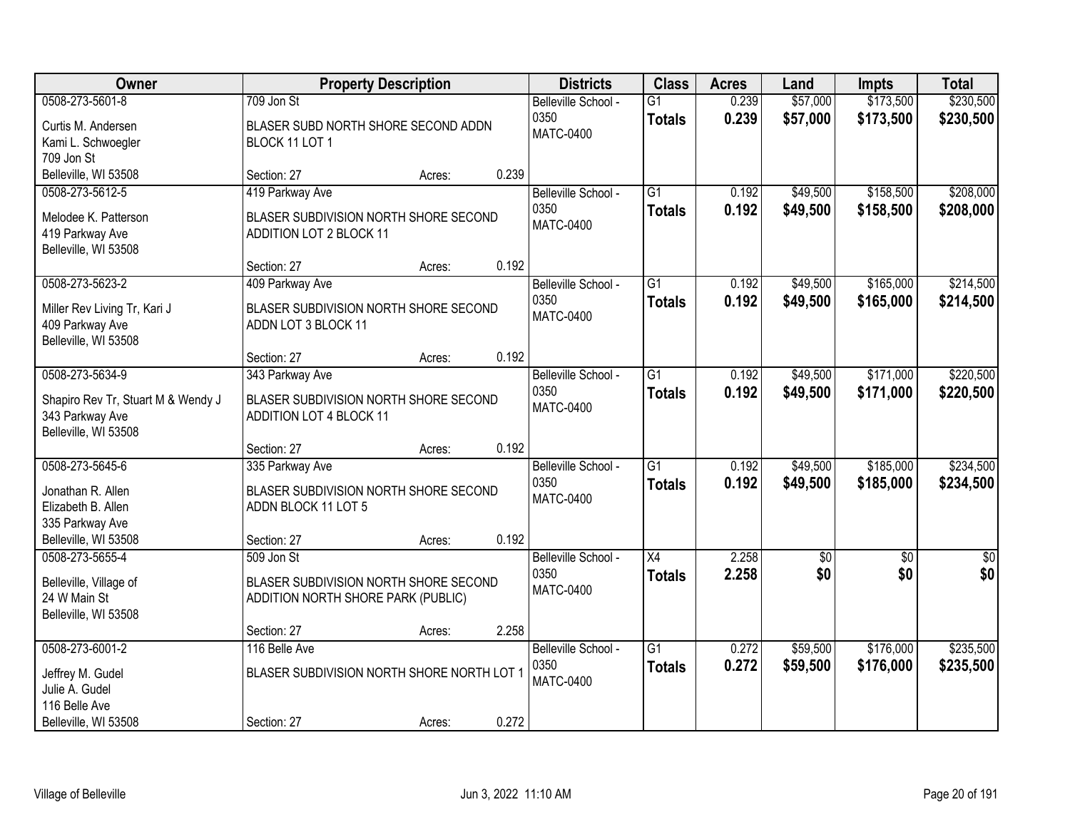| Owner | Property Description | Districts | Class | Acres | Land | Impts | Total |
|---|---|---|---|---|---|---|---|
| 0508-273-5601-8<br>Curtis M. Andersen<br>Kami L. Schwoegler<br>709 Jon St<br>Belleville, WI 53508 | 709 Jon St<br>BLASER SUBD NORTH SHORE SECOND ADDN BLOCK 11 LOT 1<br>Section: 27 Acres: 0.239 | Belleville School - 0350<br>MATC-0400 | G1<br>**Totals** | 0.239<br>**0.239** | $57,000<br>**$57,000** | $173,500<br>**$173,500** | $230,500<br>**$230,500** |
| 0508-273-5612-5<br>Melodee K. Patterson<br>419 Parkway Ave<br>Belleville, WI 53508 | 419 Parkway Ave<br>BLASER SUBDIVISION NORTH SHORE SECOND ADDITION LOT 2 BLOCK 11<br>Section: 27 Acres: 0.192 | Belleville School - 0350<br>MATC-0400 | G1<br>**Totals** | 0.192<br>**0.192** | $49,500<br>**$49,500** | $158,500<br>**$158,500** | $208,000<br>**$208,000** |
| 0508-273-5623-2<br>Miller Rev Living Tr, Kari J<br>409 Parkway Ave<br>Belleville, WI 53508 | 409 Parkway Ave<br>BLASER SUBDIVISION NORTH SHORE SECOND ADDN LOT 3 BLOCK 11<br>Section: 27 Acres: 0.192 | Belleville School - 0350<br>MATC-0400 | G1<br>**Totals** | 0.192<br>**0.192** | $49,500<br>**$49,500** | $165,000<br>**$165,000** | $214,500<br>**$214,500** |
| 0508-273-5634-9<br>Shapiro Rev Tr, Stuart M & Wendy J<br>343 Parkway Ave<br>Belleville, WI 53508 | 343 Parkway Ave<br>BLASER SUBDIVISION NORTH SHORE SECOND ADDITION LOT 4 BLOCK 11<br>Section: 27 Acres: 0.192 | Belleville School - 0350<br>MATC-0400 | G1<br>**Totals** | 0.192<br>**0.192** | $49,500<br>**$49,500** | $171,000<br>**$171,000** | $220,500<br>**$220,500** |
| 0508-273-5645-6<br>Jonathan R. Allen<br>Elizabeth B. Allen<br>335 Parkway Ave<br>Belleville, WI 53508 | 335 Parkway Ave<br>BLASER SUBDIVISION NORTH SHORE SECOND ADDN BLOCK 11 LOT 5<br>Section: 27 Acres: 0.192 | Belleville School - 0350<br>MATC-0400 | G1<br>**Totals** | 0.192<br>**0.192** | $49,500<br>**$49,500** | $185,000<br>**$185,000** | $234,500<br>**$234,500** |
| 0508-273-5655-4<br>Belleville, Village of<br>24 W Main St<br>Belleville, WI 53508 | 509 Jon St<br>BLASER SUBDIVISION NORTH SHORE SECOND ADDITION NORTH SHORE PARK (PUBLIC)<br>Section: 27 Acres: 2.258 | Belleville School - 0350<br>MATC-0400 | X4<br>**Totals** | 2.258<br>**2.258** | $0<br>**$0** | $0<br>**$0** | $0<br>**$0** |
| 0508-273-6001-2<br>Jeffrey M. Gudel<br>Julie A. Gudel<br>116 Belle Ave<br>Belleville, WI 53508 | 116 Belle Ave<br>BLASER SUBDIVISION NORTH SHORE NORTH LOT 1<br>Section: 27 Acres: 0.272 | Belleville School - 0350<br>MATC-0400 | G1<br>**Totals** | 0.272<br>**0.272** | $59,500<br>**$59,500** | $176,000<br>**$176,000** | $235,500<br>**$235,500** |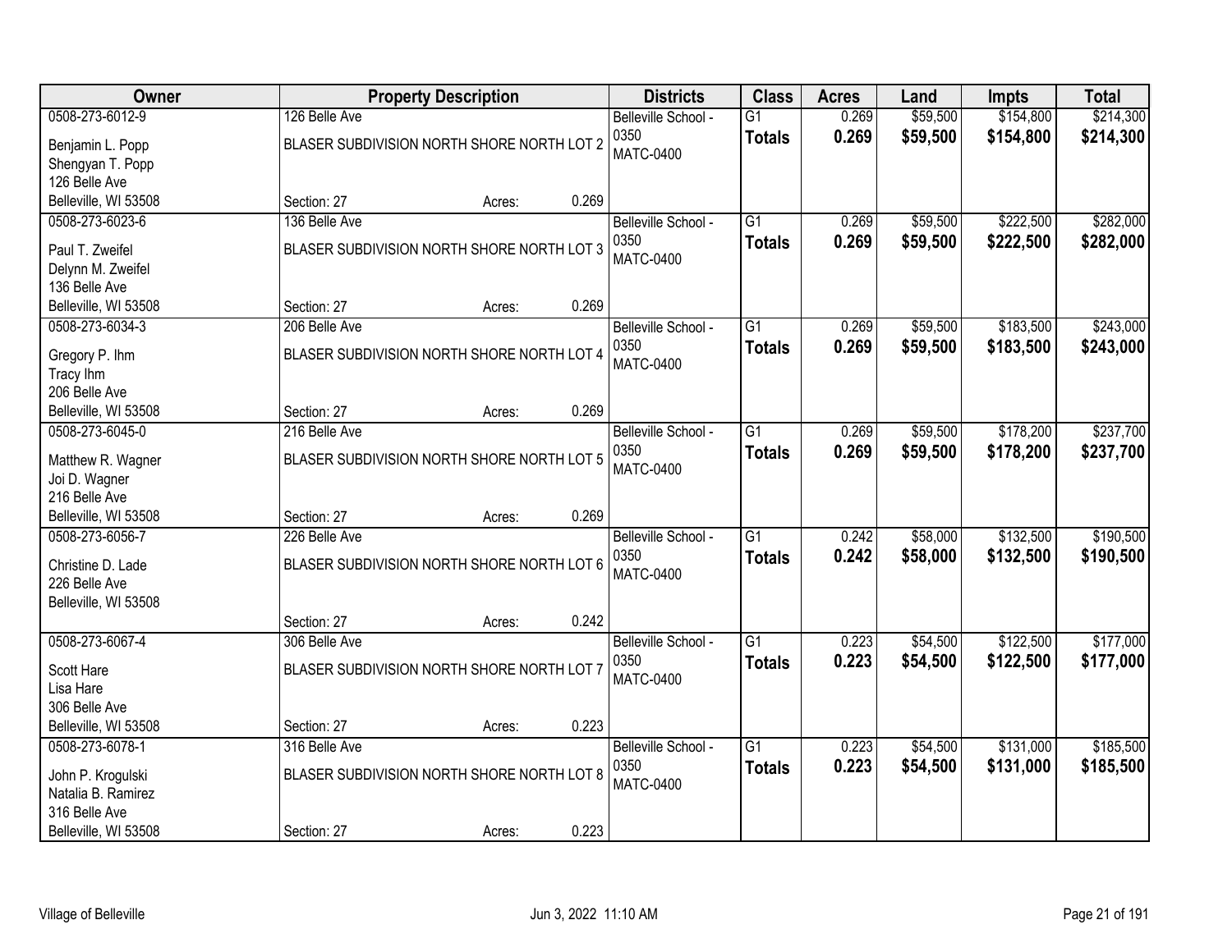| Owner | Property Description | Districts | Class | Acres | Land | Impts | Total |
|---|---|---|---|---|---|---|---|
| 0508-273-6012-9<br>Benjamin L. Popp<br>Shengyan T. Popp<br>126 Belle Ave<br>Belleville, WI 53508 | 126 Belle Ave<br>BLASER SUBDIVISION NORTH SHORE NORTH LOT 2<br>Section: 27 Acres: 0.269 | Belleville School - 0350<br>MATC-0400 | G1<br>**Totals** | 0.269<br>**0.269** | $59,500<br>**$59,500** | $154,800<br>**$154,800** | $214,300<br>**$214,300** |
| 0508-273-6023-6<br>Paul T. Zweifel<br>Delynn M. Zweifel<br>136 Belle Ave<br>Belleville, WI 53508 | 136 Belle Ave<br>BLASER SUBDIVISION NORTH SHORE NORTH LOT 3<br>Section: 27 Acres: 0.269 | Belleville School - 0350<br>MATC-0400 | G1<br>**Totals** | 0.269<br>**0.269** | $59,500<br>**$59,500** | $222,500<br>**$222,500** | $282,000<br>**$282,000** |
| 0508-273-6034-3<br>Gregory P. Ihm<br>Tracy Ihm<br>206 Belle Ave<br>Belleville, WI 53508 | 206 Belle Ave<br>BLASER SUBDIVISION NORTH SHORE NORTH LOT 4<br>Section: 27 Acres: 0.269 | Belleville School - 0350<br>MATC-0400 | G1<br>**Totals** | 0.269<br>**0.269** | $59,500<br>**$59,500** | $183,500<br>**$183,500** | $243,000<br>**$243,000** |
| 0508-273-6045-0<br>Matthew R. Wagner<br>Joi D. Wagner<br>216 Belle Ave<br>Belleville, WI 53508 | 216 Belle Ave<br>BLASER SUBDIVISION NORTH SHORE NORTH LOT 5<br>Section: 27 Acres: 0.269 | Belleville School - 0350<br>MATC-0400 | G1<br>**Totals** | 0.269<br>**0.269** | $59,500<br>**$59,500** | $178,200<br>**$178,200** | $237,700<br>**$237,700** |
| 0508-273-6056-7<br>Christine D. Lade<br>226 Belle Ave<br>Belleville, WI 53508 | 226 Belle Ave<br>BLASER SUBDIVISION NORTH SHORE NORTH LOT 6<br>Section: 27 Acres: 0.242 | Belleville School - 0350<br>MATC-0400 | G1<br>**Totals** | 0.242<br>**0.242** | $58,000<br>**$58,000** | $132,500<br>**$132,500** | $190,500<br>**$190,500** |
| 0508-273-6067-4<br>Scott Hare<br>Lisa Hare<br>306 Belle Ave<br>Belleville, WI 53508 | 306 Belle Ave<br>BLASER SUBDIVISION NORTH SHORE NORTH LOT 7<br>Section: 27 Acres: 0.223 | Belleville School - 0350<br>MATC-0400 | G1<br>**Totals** | 0.223<br>**0.223** | $54,500<br>**$54,500** | $122,500<br>**$122,500** | $177,000<br>**$177,000** |
| 0508-273-6078-1<br>John P. Krogulski<br>Natalia B. Ramirez<br>316 Belle Ave<br>Belleville, WI 53508 | 316 Belle Ave<br>BLASER SUBDIVISION NORTH SHORE NORTH LOT 8<br>Section: 27 Acres: 0.223 | Belleville School - 0350<br>MATC-0400 | G1<br>**Totals** | 0.223<br>**0.223** | $54,500<br>**$54,500** | $131,000<br>**$131,000** | $185,500<br>**$185,500** |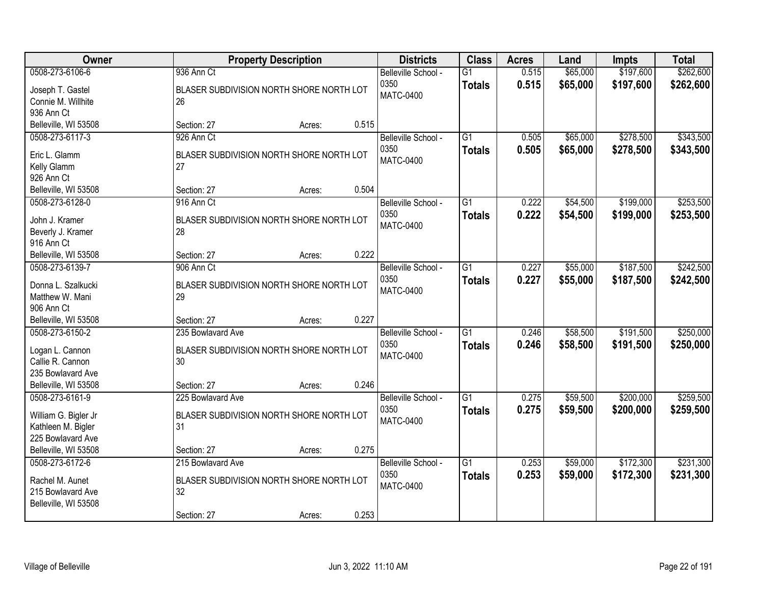| Owner | Property Description | Districts | Class | Acres | Land | Impts | Total |
|---|---|---|---|---|---|---|---|
| 0508-273-6106-6<br>Joseph T. Gastel<br>Connie M. Willhite<br>936 Ann Ct<br>Belleville, WI 53508 | 936 Ann Ct<br>BLASER SUBDIVISION NORTH SHORE NORTH LOT 26<br>Section: 27 Acres: 0.515 | Belleville School - 0350<br>MATC-0400 | G1<br>**Totals** | 0.515<br>**0.515** | $65,000<br>**$65,000** | $197,600<br>**$197,600** | $262,600<br>**$262,600** |
| 0508-273-6117-3<br>Eric L. Glamm<br>Kelly Glamm<br>926 Ann Ct<br>Belleville, WI 53508 | 926 Ann Ct<br>BLASER SUBDIVISION NORTH SHORE NORTH LOT 27<br>Section: 27 Acres: 0.504 | Belleville School - 0350<br>MATC-0400 | G1<br>**Totals** | 0.505<br>**0.505** | $65,000<br>**$65,000** | $278,500<br>**$278,500** | $343,500<br>**$343,500** |
| 0508-273-6128-0<br>John J. Kramer<br>Beverly J. Kramer<br>916 Ann Ct<br>Belleville, WI 53508 | 916 Ann Ct<br>BLASER SUBDIVISION NORTH SHORE NORTH LOT 28<br>Section: 27 Acres: 0.222 | Belleville School - 0350<br>MATC-0400 | G1<br>**Totals** | 0.222<br>**0.222** | $54,500<br>**$54,500** | $199,000<br>**$199,000** | $253,500<br>**$253,500** |
| 0508-273-6139-7<br>Donna L. Szalkucki<br>Matthew W. Mani<br>906 Ann Ct<br>Belleville, WI 53508 | 906 Ann Ct<br>BLASER SUBDIVISION NORTH SHORE NORTH LOT 29<br>Section: 27 Acres: 0.227 | Belleville School - 0350<br>MATC-0400 | G1<br>**Totals** | 0.227<br>**0.227** | $55,000<br>**$55,000** | $187,500<br>**$187,500** | $242,500<br>**$242,500** |
| 0508-273-6150-2<br>Logan L. Cannon<br>Callie R. Cannon<br>235 Bowlavard Ave<br>Belleville, WI 53508 | 235 Bowlavard Ave<br>BLASER SUBDIVISION NORTH SHORE NORTH LOT 30<br>Section: 27 Acres: 0.246 | Belleville School - 0350<br>MATC-0400 | G1<br>**Totals** | 0.246<br>**0.246** | $58,500<br>**$58,500** | $191,500<br>**$191,500** | $250,000<br>**$250,000** |
| 0508-273-6161-9<br>William G. Bigler Jr<br>Kathleen M. Bigler<br>225 Bowlavard Ave<br>Belleville, WI 53508 | 225 Bowlavard Ave<br>BLASER SUBDIVISION NORTH SHORE NORTH LOT 31<br>Section: 27 Acres: 0.275 | Belleville School - 0350<br>MATC-0400 | G1<br>**Totals** | 0.275<br>**0.275** | $59,500<br>**$59,500** | $200,000<br>**$200,000** | $259,500<br>**$259,500** |
| 0508-273-6172-6<br>Rachel M. Aunet<br>215 Bowlavard Ave<br>Belleville, WI 53508 | 215 Bowlavard Ave<br>BLASER SUBDIVISION NORTH SHORE NORTH LOT 32<br>Section: 27 Acres: 0.253 | Belleville School - 0350<br>MATC-0400 | G1<br>**Totals** | 0.253<br>**0.253** | $59,000<br>**$59,000** | $172,300<br>**$172,300** | $231,300<br>**$231,300** |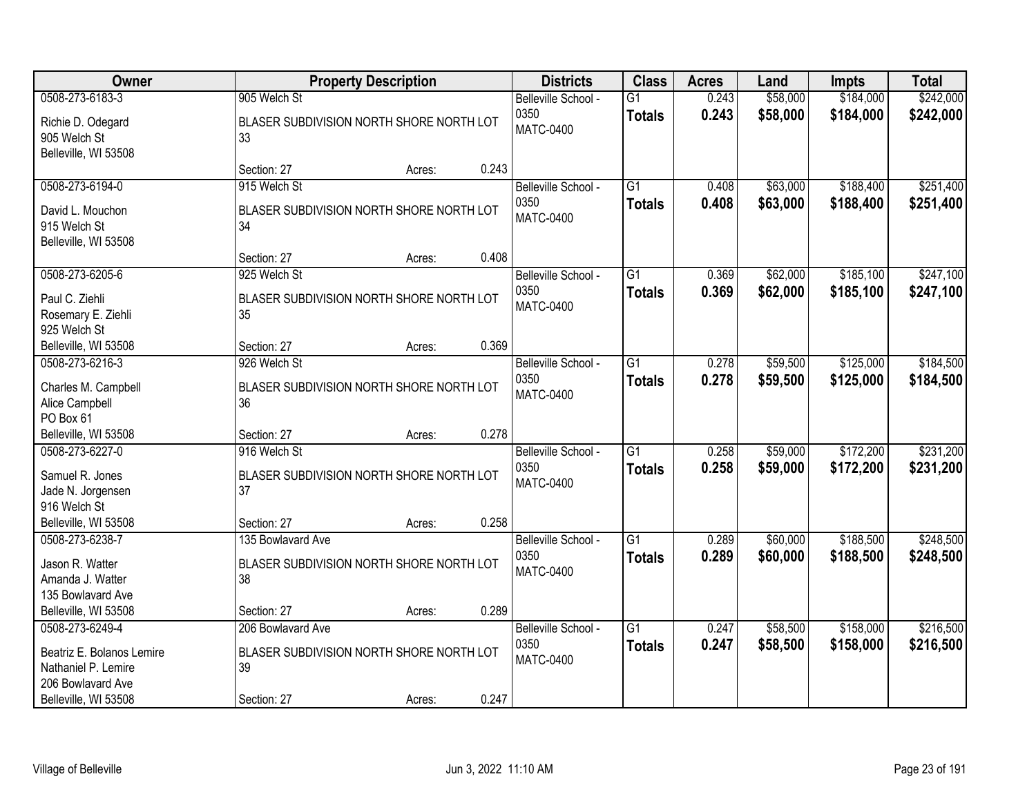| Owner | Property Description | | | Districts | Class | Acres | Land | Impts | Total |
|---|---|---|---|---|---|---|---|---|---|
| 0508-273-6183-3<br>Richie D. Odegard<br>905 Welch St<br>Belleville, WI 53508 | 905 Welch St<br>BLASER SUBDIVISION NORTH SHORE NORTH LOT 33<br>Section: 27 | Acres: | 0.243 | Belleville School - 0350<br>MATC-0400 | G1<br>**Totals** | 0.243<br>**0.243** | $58,000<br>**$58,000** | $184,000<br>**$184,000** | $242,000<br>**$242,000** |
| 0508-273-6194-0<br>David L. Mouchon<br>915 Welch St<br>Belleville, WI 53508 | 915 Welch St<br>BLASER SUBDIVISION NORTH SHORE NORTH LOT 34<br>Section: 27 | Acres: | 0.408 | Belleville School - 0350<br>MATC-0400 | G1<br>**Totals** | 0.408<br>**0.408** | $63,000<br>**$63,000** | $188,400<br>**$188,400** | $251,400<br>**$251,400** |
| 0508-273-6205-6<br>Paul C. Ziehli<br>Rosemary E. Ziehli<br>925 Welch St<br>Belleville, WI 53508 | 925 Welch St<br>BLASER SUBDIVISION NORTH SHORE NORTH LOT 35<br>Section: 27 | Acres: | 0.369 | Belleville School - 0350<br>MATC-0400 | G1<br>**Totals** | 0.369<br>**0.369** | $62,000<br>**$62,000** | $185,100<br>**$185,100** | $247,100<br>**$247,100** |
| 0508-273-6216-3<br>Charles M. Campbell<br>Alice Campbell<br>PO Box 61<br>Belleville, WI 53508 | 926 Welch St<br>BLASER SUBDIVISION NORTH SHORE NORTH LOT 36<br>Section: 27 | Acres: | 0.278 | Belleville School - 0350<br>MATC-0400 | G1<br>**Totals** | 0.278<br>**0.278** | $59,500<br>**$59,500** | $125,000<br>**$125,000** | $184,500<br>**$184,500** |
| 0508-273-6227-0<br>Samuel R. Jones<br>Jade N. Jorgensen<br>916 Welch St<br>Belleville, WI 53508 | 916 Welch St<br>BLASER SUBDIVISION NORTH SHORE NORTH LOT 37<br>Section: 27 | Acres: | 0.258 | Belleville School - 0350<br>MATC-0400 | G1<br>**Totals** | 0.258<br>**0.258** | $59,000<br>**$59,000** | $172,200<br>**$172,200** | $231,200<br>**$231,200** |
| 0508-273-6238-7<br>Jason R. Watter<br>Amanda J. Watter<br>135 Bowlavard Ave<br>Belleville, WI 53508 | 135 Bowlavard Ave<br>BLASER SUBDIVISION NORTH SHORE NORTH LOT 38<br>Section: 27 | Acres: | 0.289 | Belleville School - 0350<br>MATC-0400 | G1<br>**Totals** | 0.289<br>**0.289** | $60,000<br>**$60,000** | $188,500<br>**$188,500** | $248,500<br>**$248,500** |
| 0508-273-6249-4<br>Beatriz E. Bolanos Lemire<br>Nathaniel P. Lemire<br>206 Bowlavard Ave<br>Belleville, WI 53508 | 206 Bowlavard Ave<br>BLASER SUBDIVISION NORTH SHORE NORTH LOT 39<br>Section: 27 | Acres: | 0.247 | Belleville School - 0350<br>MATC-0400 | G1<br>**Totals** | 0.247<br>**0.247** | $58,500<br>**$58,500** | $158,000<br>**$158,000** | $216,500<br>**$216,500** |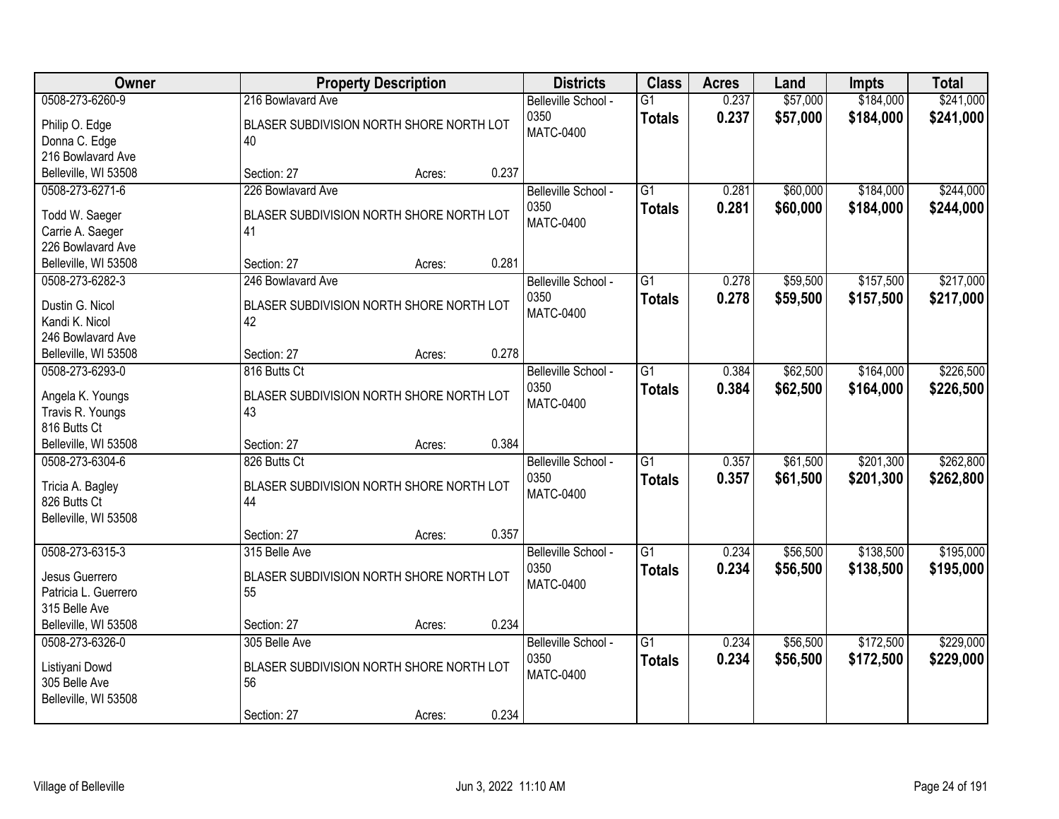| Owner | Property Description | Districts | Class | Acres | Land | Impts | Total |
|---|---|---|---|---|---|---|---|
| 0508-273-6260-9<br>Philip O. Edge<br>Donna C. Edge<br>216 Bowlavard Ave<br>Belleville, WI 53508 | 216 Bowlavard Ave<br>BLASER SUBDIVISION NORTH SHORE NORTH LOT 40<br>Section: 27 Acres: 0.237 | Belleville School - 0350<br>MATC-0400 | G1<br>**Totals** | 0.237<br>**0.237** | $57,000<br>**$57,000** | $184,000<br>**$184,000** | $241,000<br>**$241,000** |
| 0508-273-6271-6<br>Todd W. Saeger<br>Carrie A. Saeger<br>226 Bowlavard Ave<br>Belleville, WI 53508 | 226 Bowlavard Ave<br>BLASER SUBDIVISION NORTH SHORE NORTH LOT 41<br>Section: 27 Acres: 0.281 | Belleville School - 0350<br>MATC-0400 | G1<br>**Totals** | 0.281<br>**0.281** | $60,000<br>**$60,000** | $184,000<br>**$184,000** | $244,000<br>**$244,000** |
| 0508-273-6282-3<br>Dustin G. Nicol<br>Kandi K. Nicol<br>246 Bowlavard Ave<br>Belleville, WI 53508 | 246 Bowlavard Ave<br>BLASER SUBDIVISION NORTH SHORE NORTH LOT 42<br>Section: 27 Acres: 0.278 | Belleville School - 0350<br>MATC-0400 | G1<br>**Totals** | 0.278<br>**0.278** | $59,500<br>**$59,500** | $157,500<br>**$157,500** | $217,000<br>**$217,000** |
| 0508-273-6293-0<br>Angela K. Youngs<br>Travis R. Youngs<br>816 Butts Ct<br>Belleville, WI 53508 | 816 Butts Ct<br>BLASER SUBDIVISION NORTH SHORE NORTH LOT 43<br>Section: 27 Acres: 0.384 | Belleville School - 0350<br>MATC-0400 | G1<br>**Totals** | 0.384<br>**0.384** | $62,500<br>**$62,500** | $164,000<br>**$164,000** | $226,500<br>**$226,500** |
| 0508-273-6304-6<br>Tricia A. Bagley<br>826 Butts Ct<br>Belleville, WI 53508 | 826 Butts Ct<br>BLASER SUBDIVISION NORTH SHORE NORTH LOT 44<br>Section: 27 Acres: 0.357 | Belleville School - 0350<br>MATC-0400 | G1<br>**Totals** | 0.357<br>**0.357** | $61,500<br>**$61,500** | $201,300<br>**$201,300** | $262,800<br>**$262,800** |
| 0508-273-6315-3<br>Jesus Guerrero<br>Patricia L. Guerrero<br>315 Belle Ave<br>Belleville, WI 53508 | 315 Belle Ave<br>BLASER SUBDIVISION NORTH SHORE NORTH LOT 55<br>Section: 27 Acres: 0.234 | Belleville School - 0350<br>MATC-0400 | G1<br>**Totals** | 0.234<br>**0.234** | $56,500<br>**$56,500** | $138,500<br>**$138,500** | $195,000<br>**$195,000** |
| 0508-273-6326-0<br>Listiyani Dowd<br>305 Belle Ave<br>Belleville, WI 53508 | 305 Belle Ave<br>BLASER SUBDIVISION NORTH SHORE NORTH LOT 56<br>Section: 27 Acres: 0.234 | Belleville School - 0350<br>MATC-0400 | G1<br>**Totals** | 0.234<br>**0.234** | $56,500<br>**$56,500** | $172,500<br>**$172,500** | $229,000<br>**$229,000** |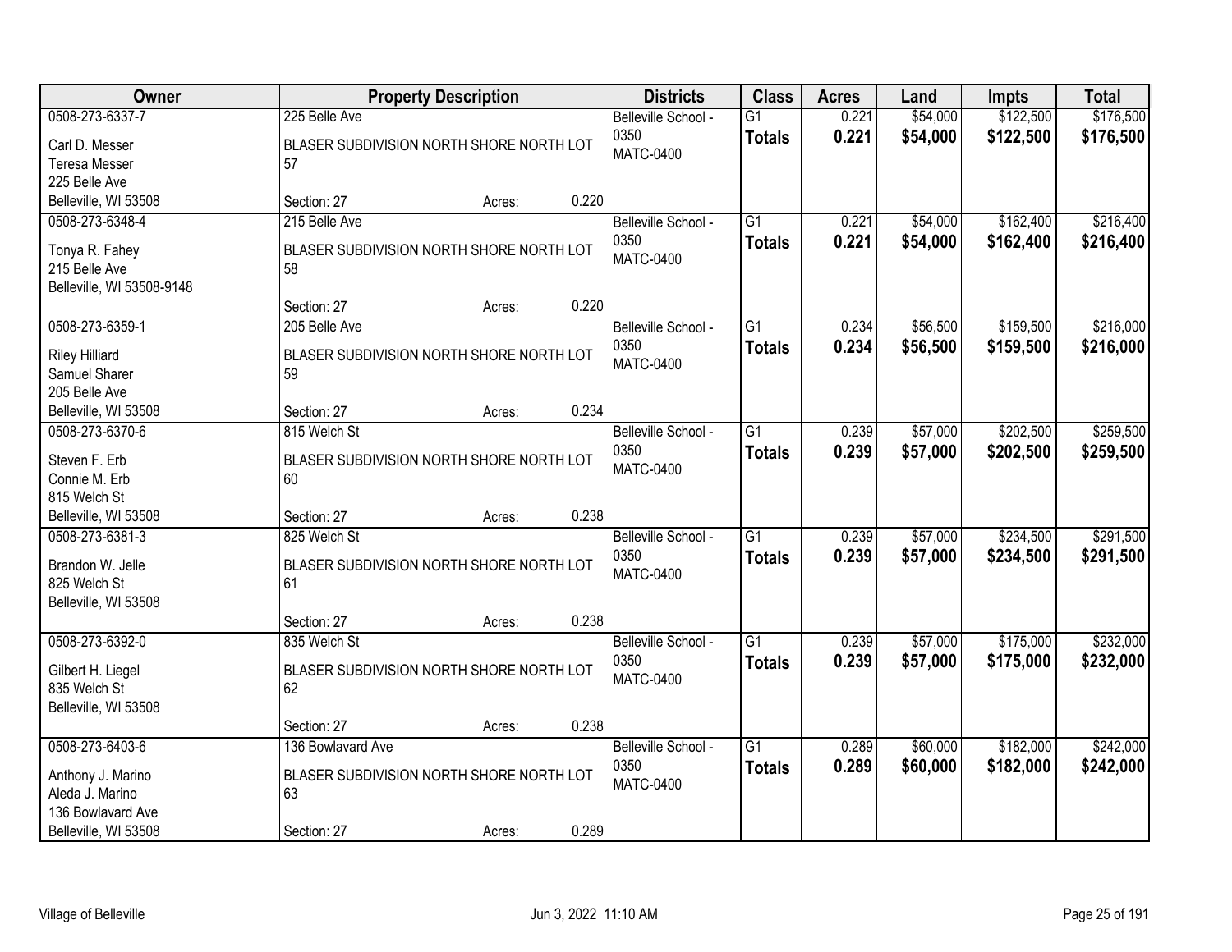| Owner | Property Description | Districts | Class | Acres | Land | Impts | Total |
|---|---|---|---|---|---|---|---|
| 0508-273-6337-7<br>Carl D. Messer<br>Teresa Messer<br>225 Belle Ave<br>Belleville, WI 53508 | 225 Belle Ave<br>BLASER SUBDIVISION NORTH SHORE NORTH LOT 57<br>Section: 27 Acres: 0.220 | Belleville School - 0350<br>MATC-0400 | G1<br>**Totals** | 0.221<br>**0.221** | $54,000<br>**$54,000** | $122,500<br>**$122,500** | $176,500<br>**$176,500** |
| 0508-273-6348-4<br>Tonya R. Fahey<br>215 Belle Ave<br>Belleville, WI 53508-9148 | 215 Belle Ave<br>BLASER SUBDIVISION NORTH SHORE NORTH LOT 58<br>Section: 27 Acres: 0.220 | Belleville School - 0350<br>MATC-0400 | G1<br>**Totals** | 0.221<br>**0.221** | $54,000<br>**$54,000** | $162,400<br>**$162,400** | $216,400<br>**$216,400** |
| 0508-273-6359-1<br>Riley Hilliard<br>Samuel Sharer<br>205 Belle Ave<br>Belleville, WI 53508 | 205 Belle Ave<br>BLASER SUBDIVISION NORTH SHORE NORTH LOT 59<br>Section: 27 Acres: 0.234 | Belleville School - 0350<br>MATC-0400 | G1<br>**Totals** | 0.234<br>**0.234** | $56,500<br>**$56,500** | $159,500<br>**$159,500** | $216,000<br>**$216,000** |
| 0508-273-6370-6<br>Steven F. Erb<br>Connie M. Erb<br>815 Welch St<br>Belleville, WI 53508 | 815 Welch St<br>BLASER SUBDIVISION NORTH SHORE NORTH LOT 60<br>Section: 27 Acres: 0.238 | Belleville School - 0350<br>MATC-0400 | G1<br>**Totals** | 0.239<br>**0.239** | $57,000<br>**$57,000** | $202,500<br>**$202,500** | $259,500<br>**$259,500** |
| 0508-273-6381-3<br>Brandon W. Jelle<br>825 Welch St<br>Belleville, WI 53508 | 825 Welch St<br>BLASER SUBDIVISION NORTH SHORE NORTH LOT 61<br>Section: 27 Acres: 0.238 | Belleville School - 0350<br>MATC-0400 | G1<br>**Totals** | 0.239<br>**0.239** | $57,000<br>**$57,000** | $234,500<br>**$234,500** | $291,500<br>**$291,500** |
| 0508-273-6392-0<br>Gilbert H. Liegel<br>835 Welch St<br>Belleville, WI 53508 | 835 Welch St<br>BLASER SUBDIVISION NORTH SHORE NORTH LOT 62<br>Section: 27 Acres: 0.238 | Belleville School - 0350<br>MATC-0400 | G1<br>**Totals** | 0.239<br>**0.239** | $57,000<br>**$57,000** | $175,000<br>**$175,000** | $232,000<br>**$232,000** |
| 0508-273-6403-6<br>Anthony J. Marino<br>Aleda J. Marino<br>136 Bowlavard Ave<br>Belleville, WI 53508 | 136 Bowlavard Ave<br>BLASER SUBDIVISION NORTH SHORE NORTH LOT 63<br>Section: 27 Acres: 0.289 | Belleville School - 0350<br>MATC-0400 | G1<br>**Totals** | 0.289<br>**0.289** | $60,000<br>**$60,000** | $182,000<br>**$182,000** | $242,000<br>**$242,000** |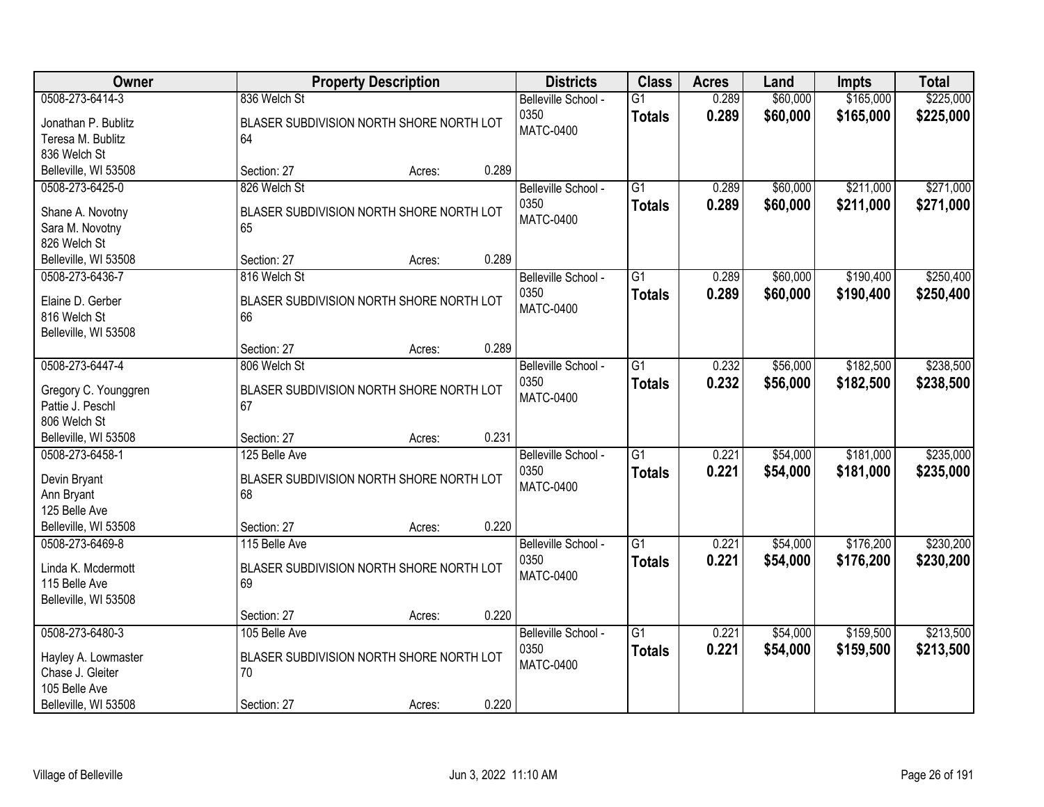| Owner | Property Description | Districts | Class | Acres | Land | Impts | Total |
|---|---|---|---|---|---|---|---|
| 0508-273-6414-3<br>Jonathan P. Bublitz<br>Teresa M. Bublitz<br>836 Welch St<br>Belleville, WI 53508 | 836 Welch St<br>BLASER SUBDIVISION NORTH SHORE NORTH LOT 64<br>Section: 27 Acres: 0.289 | Belleville School - 0350<br>MATC-0400 | G1<br>**Totals** | 0.289<br>**0.289** | \$60,000<br>**\$60,000** | \$165,000<br>**\$165,000** | \$225,000<br>**\$225,000** |
| 0508-273-6425-0<br>Shane A. Novotny<br>Sara M. Novotny<br>826 Welch St<br>Belleville, WI 53508 | 826 Welch St<br>BLASER SUBDIVISION NORTH SHORE NORTH LOT 65<br>Section: 27 Acres: 0.289 | Belleville School - 0350<br>MATC-0400 | G1<br>**Totals** | 0.289<br>**0.289** | \$60,000<br>**\$60,000** | \$211,000<br>**\$211,000** | \$271,000<br>**\$271,000** |
| 0508-273-6436-7<br>Elaine D. Gerber<br>816 Welch St<br>Belleville, WI 53508 | 816 Welch St<br>BLASER SUBDIVISION NORTH SHORE NORTH LOT 66<br>Section: 27 Acres: 0.289 | Belleville School - 0350<br>MATC-0400 | G1<br>**Totals** | 0.289<br>**0.289** | \$60,000<br>**\$60,000** | \$190,400<br>**\$190,400** | \$250,400<br>**\$250,400** |
| 0508-273-6447-4<br>Gregory C. Younggren<br>Pattie J. Peschl<br>806 Welch St<br>Belleville, WI 53508 | 806 Welch St<br>BLASER SUBDIVISION NORTH SHORE NORTH LOT 67<br>Section: 27 Acres: 0.231 | Belleville School - 0350<br>MATC-0400 | G1<br>**Totals** | 0.232<br>**0.232** | \$56,000<br>**\$56,000** | \$182,500<br>**\$182,500** | \$238,500<br>**\$238,500** |
| 0508-273-6458-1<br>Devin Bryant<br>Ann Bryant<br>125 Belle Ave<br>Belleville, WI 53508 | 125 Belle Ave<br>BLASER SUBDIVISION NORTH SHORE NORTH LOT 68<br>Section: 27 Acres: 0.220 | Belleville School - 0350<br>MATC-0400 | G1<br>**Totals** | 0.221<br>**0.221** | \$54,000<br>**\$54,000** | \$181,000<br>**\$181,000** | \$235,000<br>**\$235,000** |
| 0508-273-6469-8<br>Linda K. Mcdermott<br>115 Belle Ave<br>Belleville, WI 53508 | 115 Belle Ave<br>BLASER SUBDIVISION NORTH SHORE NORTH LOT 69<br>Section: 27 Acres: 0.220 | Belleville School - 0350<br>MATC-0400 | G1<br>**Totals** | 0.221<br>**0.221** | \$54,000<br>**\$54,000** | \$176,200<br>**\$176,200** | \$230,200<br>**\$230,200** |
| 0508-273-6480-3<br>Hayley A. Lowmaster<br>Chase J. Gleiter<br>105 Belle Ave<br>Belleville, WI 53508 | 105 Belle Ave<br>BLASER SUBDIVISION NORTH SHORE NORTH LOT 70<br>Section: 27 Acres: 0.220 | Belleville School - 0350<br>MATC-0400 | G1<br>**Totals** | 0.221<br>**0.221** | \$54,000<br>**\$54,000** | \$159,500<br>**\$159,500** | \$213,500<br>**\$213,500** |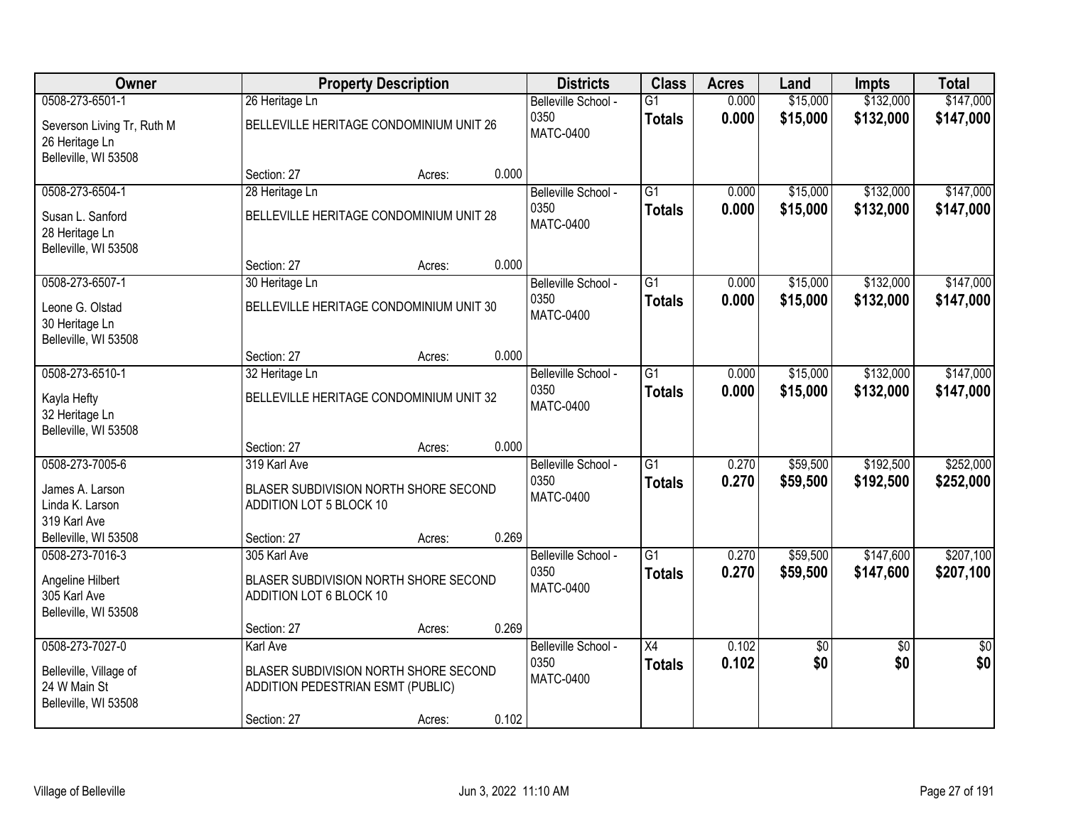| Owner | Property Description | | | Districts | Class | Acres | Land | Impts | Total |
|---|---|---|---|---|---|---|---|---|---|
| 0508-273-6501-1 | 26 Heritage Ln | | | Belleville School - 0350 | G1 | 0.000 | $15,000 | $132,000 | $147,000 |
| Severson Living Tr, Ruth M<br>26 Heritage Ln<br>Belleville, WI 53508 | BELLEVILLE HERITAGE CONDOMINIUM UNIT 26 | | | MATC-0400 | **Totals** | **0.000** | **$15,000** | **$132,000** | **$147,000** |
| | Section: 27 | Acres: | 0.000 | | | | | | |
| 0508-273-6504-1 | 28 Heritage Ln | | | Belleville School - 0350 | G1 | 0.000 | $15,000 | $132,000 | $147,000 |
| Susan L. Sanford<br>28 Heritage Ln<br>Belleville, WI 53508 | BELLEVILLE HERITAGE CONDOMINIUM UNIT 28 | | | MATC-0400 | **Totals** | **0.000** | **$15,000** | **$132,000** | **$147,000** |
| | Section: 27 | Acres: | 0.000 | | | | | | |
| 0508-273-6507-1 | 30 Heritage Ln | | | Belleville School - 0350 | G1 | 0.000 | $15,000 | $132,000 | $147,000 |
| Leone G. Olstad<br>30 Heritage Ln<br>Belleville, WI 53508 | BELLEVILLE HERITAGE CONDOMINIUM UNIT 30 | | | MATC-0400 | **Totals** | **0.000** | **$15,000** | **$132,000** | **$147,000** |
| | Section: 27 | Acres: | 0.000 | | | | | | |
| 0508-273-6510-1 | 32 Heritage Ln | | | Belleville School - 0350 | G1 | 0.000 | $15,000 | $132,000 | $147,000 |
| Kayla Hefty<br>32 Heritage Ln<br>Belleville, WI 53508 | BELLEVILLE HERITAGE CONDOMINIUM UNIT 32 | | | MATC-0400 | **Totals** | **0.000** | **$15,000** | **$132,000** | **$147,000** |
| | Section: 27 | Acres: | 0.000 | | | | | | |
| 0508-273-7005-6 | 319 Karl Ave | | | Belleville School - 0350 | G1 | 0.270 | $59,500 | $192,500 | $252,000 |
| James A. Larson<br>Linda K. Larson<br>319 Karl Ave<br>Belleville, WI 53508 | BLASER SUBDIVISION NORTH SHORE SECOND ADDITION LOT 5 BLOCK 10 | | | MATC-0400 | **Totals** | **0.270** | **$59,500** | **$192,500** | **$252,000** |
| | Section: 27 | Acres: | 0.269 | | | | | | |
| 0508-273-7016-3 | 305 Karl Ave | | | Belleville School - 0350 | G1 | 0.270 | $59,500 | $147,600 | $207,100 |
| Angeline Hilbert<br>305 Karl Ave<br>Belleville, WI 53508 | BLASER SUBDIVISION NORTH SHORE SECOND ADDITION LOT 6 BLOCK 10 | | | MATC-0400 | **Totals** | **0.270** | **$59,500** | **$147,600** | **$207,100** |
| | Section: 27 | Acres: | 0.269 | | | | | | |
| 0508-273-7027-0 | Karl Ave | | | Belleville School - 0350 | X4 | 0.102 | $0 | $0 | $0 |
| Belleville, Village of<br>24 W Main St<br>Belleville, WI 53508 | BLASER SUBDIVISION NORTH SHORE SECOND ADDITION PEDESTRIAN ESMT (PUBLIC) | | | MATC-0400 | **Totals** | **0.102** | **$0** | **$0** | **$0** |
| | Section: 27 | Acres: | 0.102 | | | | | | |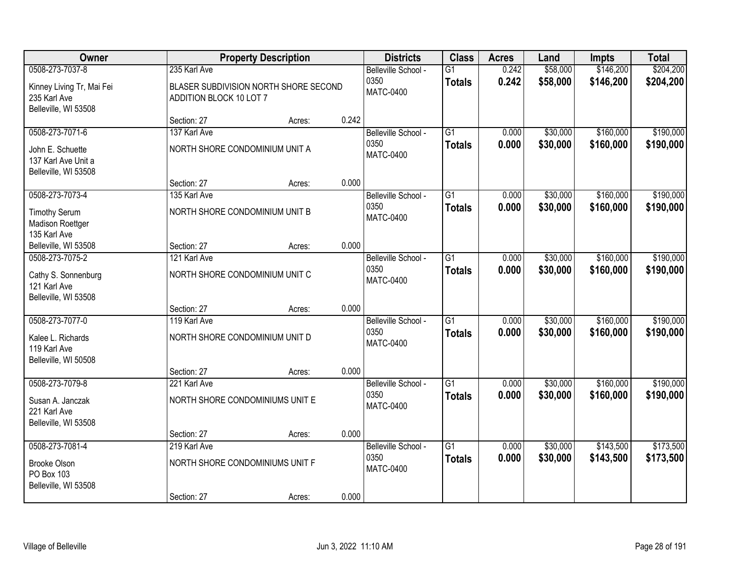| Owner | Property Description | | | Districts | Class | Acres | Land | Impts | Total |
|---|---|---|---|---|---|---|---|---|---|
| 0508-273-7037-8<br>Kinney Living Tr, Mai Fei<br>235 Karl Ave<br>Belleville, WI 53508 | 235 Karl Ave<br>BLASER SUBDIVISION NORTH SHORE SECOND ADDITION BLOCK 10 LOT 7<br>Section: 27 | Acres: | 0.242 | Belleville School - 0350<br>MATC-0400 | G1<br>**Totals** | 0.242<br>**0.242** | \$58,000<br>**\$58,000** | \$146,200<br>**\$146,200** | \$204,200<br>**\$204,200** |
| 0508-273-7071-6<br>John E. Schuette<br>137 Karl Ave Unit a<br>Belleville, WI 53508 | 137 Karl Ave<br>NORTH SHORE CONDOMINIUM UNIT A<br>Section: 27 | Acres: | 0.000 | Belleville School - 0350<br>MATC-0400 | G1<br>**Totals** | 0.000<br>**0.000** | \$30,000<br>**\$30,000** | \$160,000<br>**\$160,000** | \$190,000<br>**\$190,000** |
| 0508-273-7073-4<br>Timothy Serum<br>Madison Roettger<br>135 Karl Ave<br>Belleville, WI 53508 | 135 Karl Ave<br>NORTH SHORE CONDOMINIUM UNIT B<br>Section: 27 | Acres: | 0.000 | Belleville School - 0350<br>MATC-0400 | G1<br>**Totals** | 0.000<br>**0.000** | \$30,000<br>**\$30,000** | \$160,000<br>**\$160,000** | \$190,000<br>**\$190,000** |
| 0508-273-7075-2<br>Cathy S. Sonnenburg<br>121 Karl Ave<br>Belleville, WI 53508 | 121 Karl Ave<br>NORTH SHORE CONDOMINIUM UNIT C<br>Section: 27 | Acres: | 0.000 | Belleville School - 0350<br>MATC-0400 | G1<br>**Totals** | 0.000<br>**0.000** | \$30,000<br>**\$30,000** | \$160,000<br>**\$160,000** | \$190,000<br>**\$190,000** |
| 0508-273-7077-0<br>Kalee L. Richards<br>119 Karl Ave<br>Belleville, WI 50508 | 119 Karl Ave<br>NORTH SHORE CONDOMINIUM UNIT D<br>Section: 27 | Acres: | 0.000 | Belleville School - 0350<br>MATC-0400 | G1<br>**Totals** | 0.000<br>**0.000** | \$30,000<br>**\$30,000** | \$160,000<br>**\$160,000** | \$190,000<br>**\$190,000** |
| 0508-273-7079-8<br>Susan A. Janczak<br>221 Karl Ave<br>Belleville, WI 53508 | 221 Karl Ave<br>NORTH SHORE CONDOMINIUMS UNIT E<br>Section: 27 | Acres: | 0.000 | Belleville School - 0350<br>MATC-0400 | G1<br>**Totals** | 0.000<br>**0.000** | \$30,000<br>**\$30,000** | \$160,000<br>**\$160,000** | \$190,000<br>**\$190,000** |
| 0508-273-7081-4<br>Brooke Olson<br>PO Box 103<br>Belleville, WI 53508 | 219 Karl Ave<br>NORTH SHORE CONDOMINIUMS UNIT F<br>Section: 27 | Acres: | 0.000 | Belleville School - 0350<br>MATC-0400 | G1<br>**Totals** | 0.000<br>**0.000** | \$30,000<br>**\$30,000** | \$143,500<br>**\$143,500** | \$173,500<br>**\$173,500** |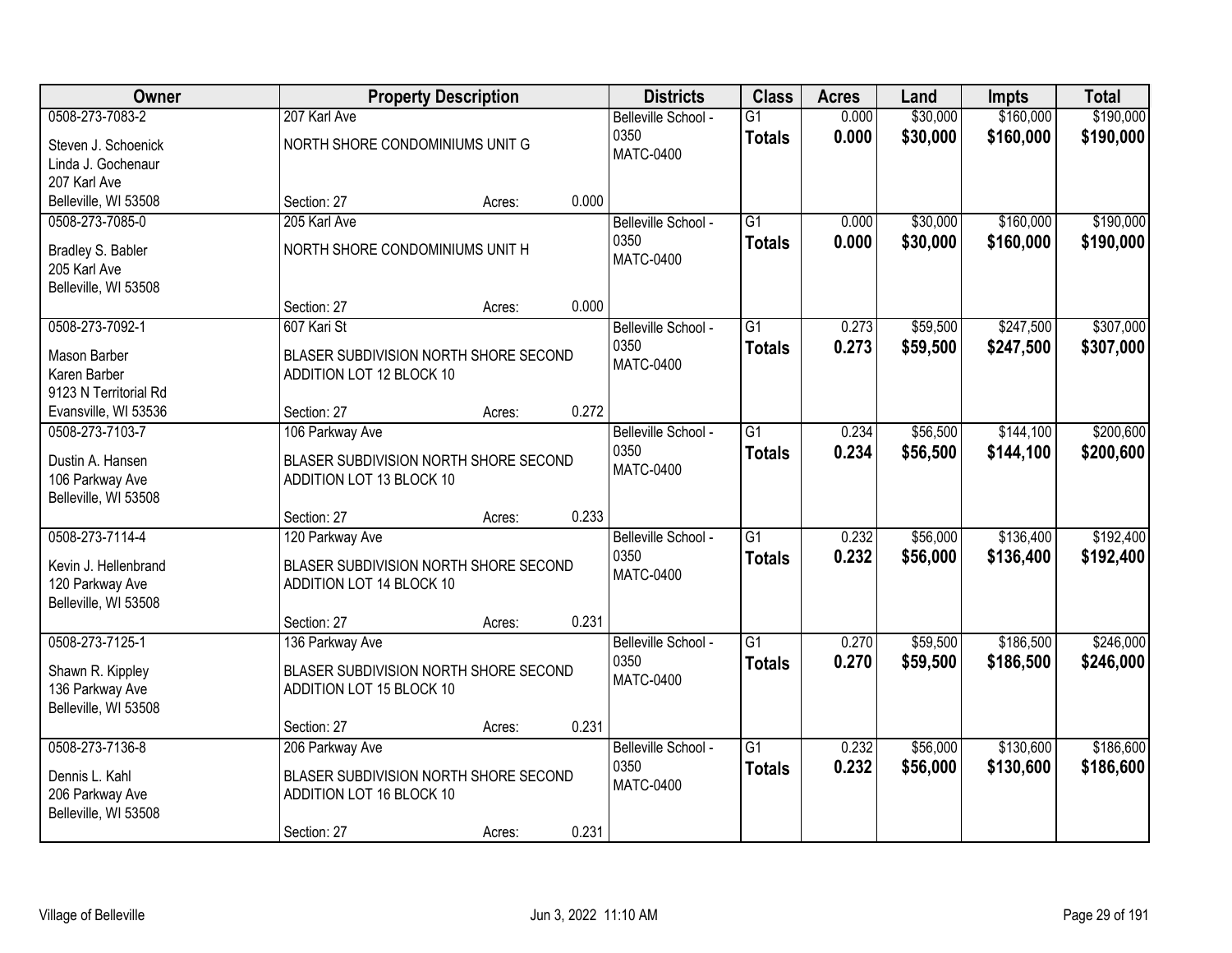| Owner | Property Description | | | Districts | Class | Acres | Land | Impts | Total |
|---|---|---|---|---|---|---|---|---|---|
| 0508-273-7083-2<br>Steven J. Schoenick<br>Linda J. Gochenaur<br>207 Karl Ave<br>Belleville, WI 53508 | 207 Karl Ave<br>NORTH SHORE CONDOMINIUMS UNIT G<br><br>Section: 27 | Acres: | 0.000 | Belleville School - 0350<br>MATC-0400 | G1<br>**Totals** | 0.000<br>**0.000** | $30,000<br>**$30,000** | $160,000<br>**$160,000** | $190,000<br>**$190,000** |
| 0508-273-7085-0<br>Bradley S. Babler<br>205 Karl Ave<br>Belleville, WI 53508 | 205 Karl Ave<br>NORTH SHORE CONDOMINIUMS UNIT H<br><br>Section: 27 | Acres: | 0.000 | Belleville School - 0350<br>MATC-0400 | G1<br>**Totals** | 0.000<br>**0.000** | $30,000<br>**$30,000** | $160,000<br>**$160,000** | $190,000<br>**$190,000** |
| 0508-273-7092-1<br>Mason Barber<br>Karen Barber<br>9123 N Territorial Rd<br>Evansville, WI 53536 | 607 Kari St<br>BLASER SUBDIVISION NORTH SHORE SECOND ADDITION LOT 12 BLOCK 10<br><br>Section: 27 | Acres: | 0.272 | Belleville School - 0350<br>MATC-0400 | G1<br>**Totals** | 0.273<br>**0.273** | $59,500<br>**$59,500** | $247,500<br>**$247,500** | $307,000<br>**$307,000** |
| 0508-273-7103-7<br>Dustin A. Hansen<br>106 Parkway Ave<br>Belleville, WI 53508 | 106 Parkway Ave<br>BLASER SUBDIVISION NORTH SHORE SECOND ADDITION LOT 13 BLOCK 10<br><br>Section: 27 | Acres: | 0.233 | Belleville School - 0350<br>MATC-0400 | G1<br>**Totals** | 0.234<br>**0.234** | $56,500<br>**$56,500** | $144,100<br>**$144,100** | $200,600<br>**$200,600** |
| 0508-273-7114-4<br>Kevin J. Hellenbrand<br>120 Parkway Ave<br>Belleville, WI 53508 | 120 Parkway Ave<br>BLASER SUBDIVISION NORTH SHORE SECOND ADDITION LOT 14 BLOCK 10<br><br>Section: 27 | Acres: | 0.231 | Belleville School - 0350<br>MATC-0400 | G1<br>**Totals** | 0.232<br>**0.232** | $56,000<br>**$56,000** | $136,400<br>**$136,400** | $192,400<br>**$192,400** |
| 0508-273-7125-1<br>Shawn R. Kippley<br>136 Parkway Ave<br>Belleville, WI 53508 | 136 Parkway Ave<br>BLASER SUBDIVISION NORTH SHORE SECOND ADDITION LOT 15 BLOCK 10<br><br>Section: 27 | Acres: | 0.231 | Belleville School - 0350<br>MATC-0400 | G1<br>**Totals** | 0.270<br>**0.270** | $59,500<br>**$59,500** | $186,500<br>**$186,500** | $246,000<br>**$246,000** |
| 0508-273-7136-8<br>Dennis L. Kahl<br>206 Parkway Ave<br>Belleville, WI 53508 | 206 Parkway Ave<br>BLASER SUBDIVISION NORTH SHORE SECOND ADDITION LOT 16 BLOCK 10<br><br>Section: 27 | Acres: | 0.231 | Belleville School - 0350<br>MATC-0400 | G1<br>**Totals** | 0.232<br>**0.232** | $56,000<br>**$56,000** | $130,600<br>**$130,600** | $186,600<br>**$186,600** |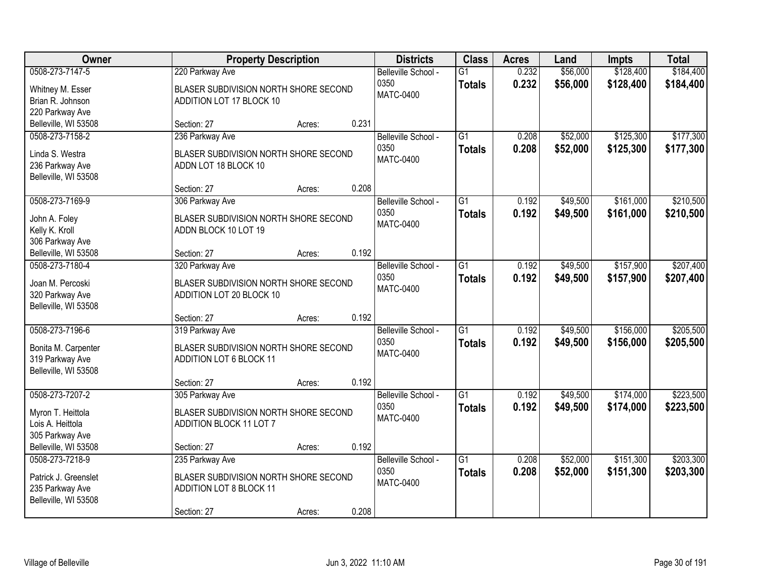| Owner | Property Description | | | Districts | Class | Acres | Land | Impts | Total |
|---|---|---|---|---|---|---|---|---|---|
| 0508-273-7147-5<br>Whitney M. Esser<br>Brian R. Johnson<br>220 Parkway Ave<br>Belleville, WI 53508 | 220 Parkway Ave<br>BLASER SUBDIVISION NORTH SHORE SECOND ADDITION LOT 17 BLOCK 10<br>Section: 27 | Acres: | 0.231 | Belleville School - 0350<br>MATC-0400 | G1<br>**Totals** | 0.232<br>**0.232** | $56,000<br>**$56,000** | $128,400<br>**$128,400** | $184,400<br>**$184,400** |
| 0508-273-7158-2<br>Linda S. Westra<br>236 Parkway Ave<br>Belleville, WI 53508 | 236 Parkway Ave<br>BLASER SUBDIVISION NORTH SHORE SECOND ADDN LOT 18 BLOCK 10<br>Section: 27 | Acres: | 0.208 | Belleville School - 0350<br>MATC-0400 | G1<br>**Totals** | 0.208<br>**0.208** | $52,000<br>**$52,000** | $125,300<br>**$125,300** | $177,300<br>**$177,300** |
| 0508-273-7169-9<br>John A. Foley<br>Kelly K. Kroll<br>306 Parkway Ave<br>Belleville, WI 53508 | 306 Parkway Ave<br>BLASER SUBDIVISION NORTH SHORE SECOND ADDN BLOCK 10 LOT 19<br>Section: 27 | Acres: | 0.192 | Belleville School - 0350<br>MATC-0400 | G1<br>**Totals** | 0.192<br>**0.192** | $49,500<br>**$49,500** | $161,000<br>**$161,000** | $210,500<br>**$210,500** |
| 0508-273-7180-4<br>Joan M. Percoski<br>320 Parkway Ave<br>Belleville, WI 53508 | 320 Parkway Ave<br>BLASER SUBDIVISION NORTH SHORE SECOND ADDITION LOT 20 BLOCK 10<br>Section: 27 | Acres: | 0.192 | Belleville School - 0350<br>MATC-0400 | G1<br>**Totals** | 0.192<br>**0.192** | $49,500<br>**$49,500** | $157,900<br>**$157,900** | $207,400<br>**$207,400** |
| 0508-273-7196-6<br>Bonita M. Carpenter<br>319 Parkway Ave<br>Belleville, WI 53508 | 319 Parkway Ave<br>BLASER SUBDIVISION NORTH SHORE SECOND ADDITION LOT 6 BLOCK 11<br>Section: 27 | Acres: | 0.192 | Belleville School - 0350<br>MATC-0400 | G1<br>**Totals** | 0.192<br>**0.192** | $49,500<br>**$49,500** | $156,000<br>**$156,000** | $205,500<br>**$205,500** |
| 0508-273-7207-2<br>Myron T. Heittola<br>Lois A. Heittola<br>305 Parkway Ave<br>Belleville, WI 53508 | 305 Parkway Ave<br>BLASER SUBDIVISION NORTH SHORE SECOND ADDITION BLOCK 11 LOT 7<br>Section: 27 | Acres: | 0.192 | Belleville School - 0350<br>MATC-0400 | G1<br>**Totals** | 0.192<br>**0.192** | $49,500<br>**$49,500** | $174,000<br>**$174,000** | $223,500<br>**$223,500** |
| 0508-273-7218-9<br>Patrick J. Greenslet<br>235 Parkway Ave<br>Belleville, WI 53508 | 235 Parkway Ave<br>BLASER SUBDIVISION NORTH SHORE SECOND ADDITION LOT 8 BLOCK 11<br>Section: 27 | Acres: | 0.208 | Belleville School - 0350<br>MATC-0400 | G1<br>**Totals** | 0.208<br>**0.208** | $52,000<br>**$52,000** | $151,300<br>**$151,300** | $203,300<br>**$203,300** |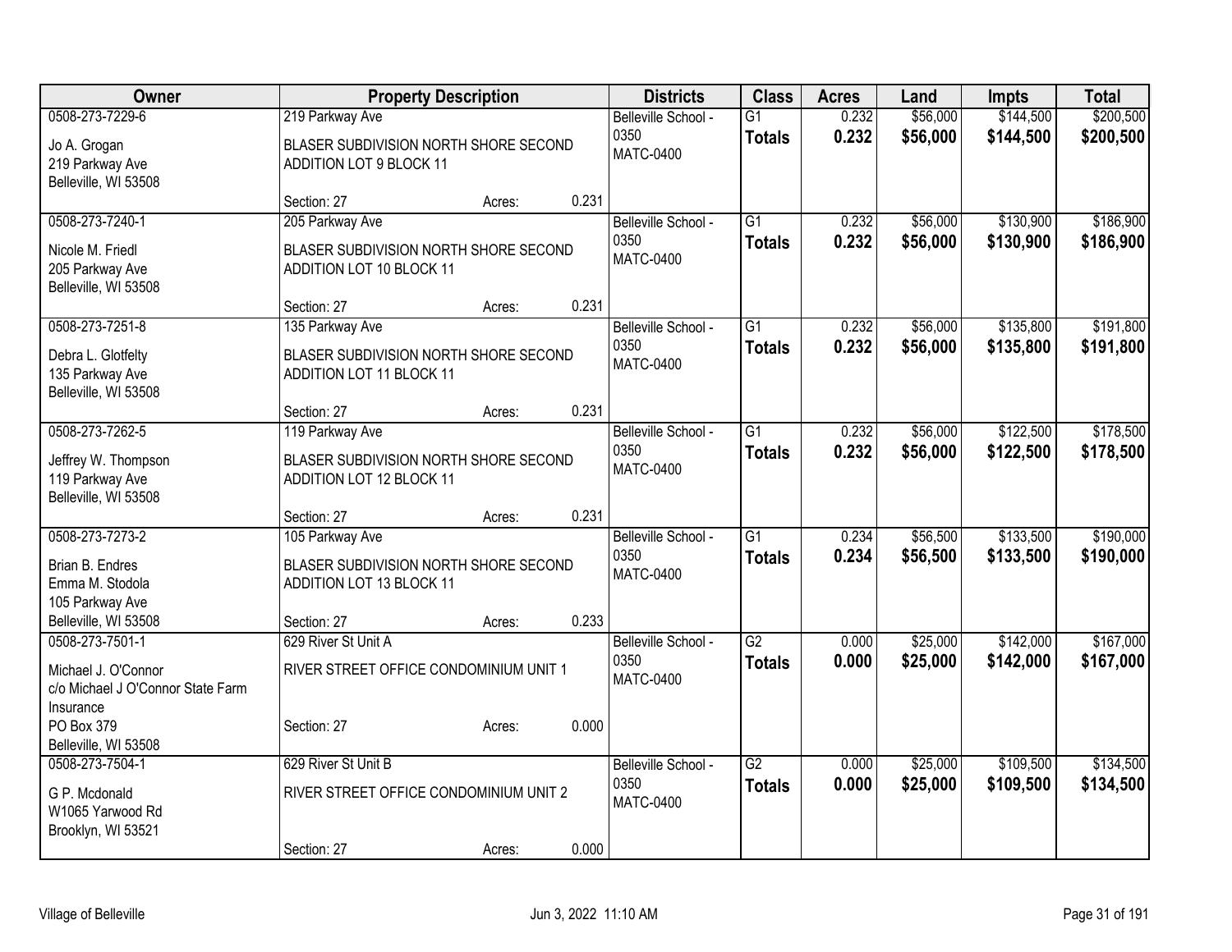| Owner | Property Description | | | Districts | Class | Acres | Land | Impts | Total |
|---|---|---|---|---|---|---|---|---|---|
| 0508-273-7229-6<br>Jo A. Grogan<br>219 Parkway Ave<br>Belleville, WI 53508 | 219 Parkway Ave<br>BLASER SUBDIVISION NORTH SHORE SECOND ADDITION LOT 9 BLOCK 11<br>Section: 27 | Acres: | 0.231 | Belleville School - 0350<br>MATC-0400 | G1<br>**Totals** | 0.232<br>**0.232** | $56,000<br>**$56,000** | $144,500<br>**$144,500** | $200,500<br>**$200,500** |
| 0508-273-7240-1<br>Nicole M. Friedl<br>205 Parkway Ave<br>Belleville, WI 53508 | 205 Parkway Ave<br>BLASER SUBDIVISION NORTH SHORE SECOND ADDITION LOT 10 BLOCK 11<br>Section: 27 | Acres: | 0.231 | Belleville School - 0350<br>MATC-0400 | G1<br>**Totals** | 0.232<br>**0.232** | $56,000<br>**$56,000** | $130,900<br>**$130,900** | $186,900<br>**$186,900** |
| 0508-273-7251-8<br>Debra L. Glotfelty<br>135 Parkway Ave<br>Belleville, WI 53508 | 135 Parkway Ave<br>BLASER SUBDIVISION NORTH SHORE SECOND ADDITION LOT 11 BLOCK 11<br>Section: 27 | Acres: | 0.231 | Belleville School - 0350<br>MATC-0400 | G1<br>**Totals** | 0.232<br>**0.232** | $56,000<br>**$56,000** | $135,800<br>**$135,800** | $191,800<br>**$191,800** |
| 0508-273-7262-5<br>Jeffrey W. Thompson<br>119 Parkway Ave<br>Belleville, WI 53508 | 119 Parkway Ave<br>BLASER SUBDIVISION NORTH SHORE SECOND ADDITION LOT 12 BLOCK 11<br>Section: 27 | Acres: | 0.231 | Belleville School - 0350<br>MATC-0400 | G1<br>**Totals** | 0.232<br>**0.232** | $56,000<br>**$56,000** | $122,500<br>**$122,500** | $178,500<br>**$178,500** |
| 0508-273-7273-2<br>Brian B. Endres<br>Emma M. Stodola<br>105 Parkway Ave<br>Belleville, WI 53508 | 105 Parkway Ave<br>BLASER SUBDIVISION NORTH SHORE SECOND ADDITION LOT 13 BLOCK 11<br>Section: 27 | Acres: | 0.233 | Belleville School - 0350<br>MATC-0400 | G1<br>**Totals** | 0.234<br>**0.234** | $56,500<br>**$56,500** | $133,500<br>**$133,500** | $190,000<br>**$190,000** |
| 0508-273-7501-1<br>Michael J. O'Connor<br>c/o Michael J O'Connor State Farm Insurance<br>PO Box 379<br>Belleville, WI 53508 | 629 River St Unit A<br>RIVER STREET OFFICE CONDOMINIUM UNIT 1<br>Section: 27 | Acres: | 0.000 | Belleville School - 0350<br>MATC-0400 | G2<br>**Totals** | 0.000<br>**0.000** | $25,000<br>**$25,000** | $142,000<br>**$142,000** | $167,000<br>**$167,000** |
| 0508-273-7504-1<br>G P. Mcdonald<br>W1065 Yarwood Rd<br>Brooklyn, WI 53521 | 629 River St Unit B<br>RIVER STREET OFFICE CONDOMINIUM UNIT 2<br>Section: 27 | Acres: | 0.000 | Belleville School - 0350<br>MATC-0400 | G2<br>**Totals** | 0.000<br>**0.000** | $25,000<br>**$25,000** | $109,500<br>**$109,500** | $134,500<br>**$134,500** |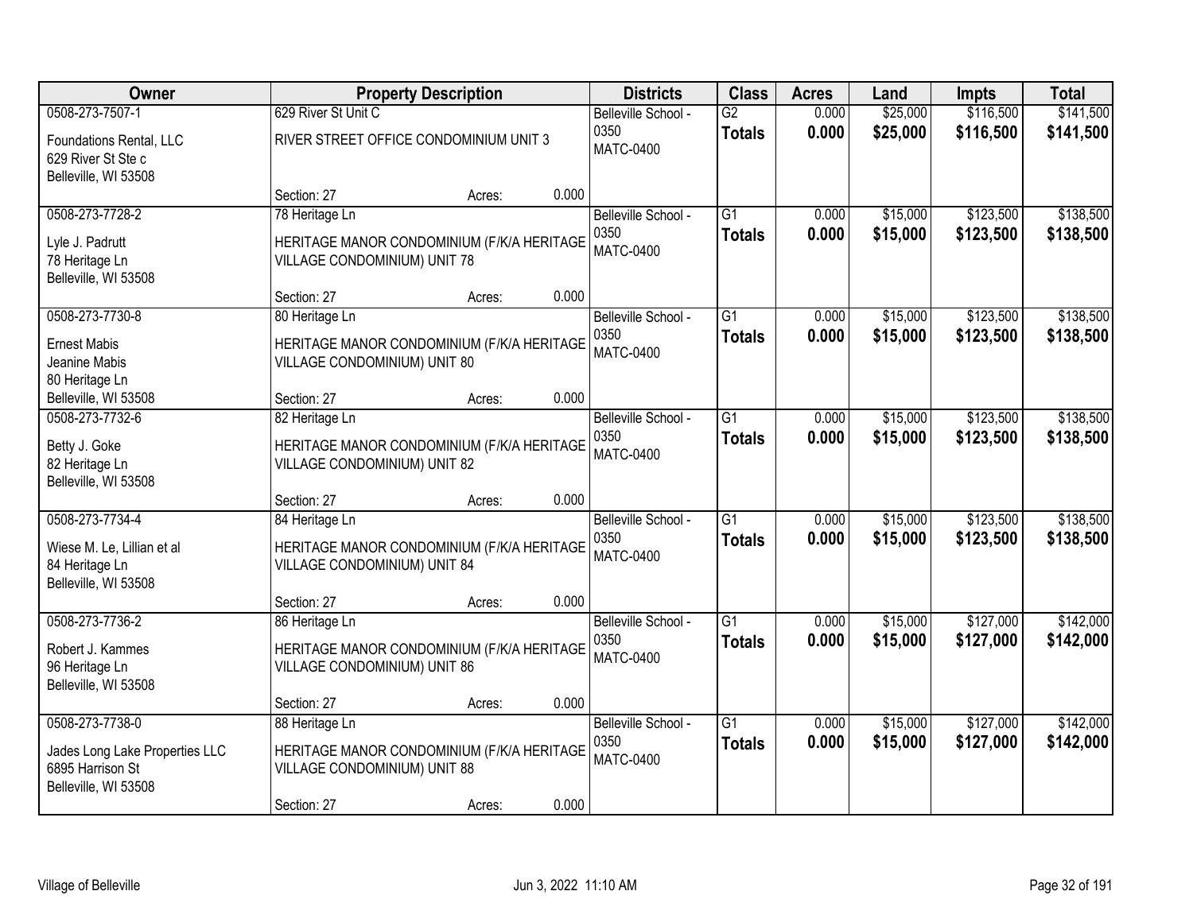| Owner | Property Description | | | Districts | Class | Acres | Land | Impts | Total |
|---|---|---|---|---|---|---|---|---|---|
| 0508-273-7507-1 | 629 River St Unit C | | | Belleville School - 0350 | G2 | 0.000 | $25,000 | $116,500 | $141,500 |
| Foundations Rental, LLC<br>629 River St Ste c<br>Belleville, WI 53508 | RIVER STREET OFFICE CONDOMINIUM UNIT 3 | | | MATC-0400 | **Totals** | **0.000** | **$25,000** | **$116,500** | **$141,500** |
| | Section: 27 | Acres: | 0.000 | | | | | | |
| 0508-273-7728-2 | 78 Heritage Ln | | | Belleville School - 0350 | G1 | 0.000 | $15,000 | $123,500 | $138,500 |
| Lyle J. Padrutt<br>78 Heritage Ln<br>Belleville, WI 53508 | HERITAGE MANOR CONDOMINIUM (F/K/A HERITAGE VILLAGE CONDOMINIUM) UNIT 78 | | | MATC-0400 | **Totals** | **0.000** | **$15,000** | **$123,500** | **$138,500** |
| | Section: 27 | Acres: | 0.000 | | | | | | |
| 0508-273-7730-8 | 80 Heritage Ln | | | Belleville School - 0350 | G1 | 0.000 | $15,000 | $123,500 | $138,500 |
| Ernest Mabis<br>Jeanine Mabis<br>80 Heritage Ln<br>Belleville, WI 53508 | HERITAGE MANOR CONDOMINIUM (F/K/A HERITAGE VILLAGE CONDOMINIUM) UNIT 80 | | | MATC-0400 | **Totals** | **0.000** | **$15,000** | **$123,500** | **$138,500** |
| | Section: 27 | Acres: | 0.000 | | | | | | |
| 0508-273-7732-6 | 82 Heritage Ln | | | Belleville School - 0350 | G1 | 0.000 | $15,000 | $123,500 | $138,500 |
| Betty J. Goke<br>82 Heritage Ln<br>Belleville, WI 53508 | HERITAGE MANOR CONDOMINIUM (F/K/A HERITAGE VILLAGE CONDOMINIUM) UNIT 82 | | | MATC-0400 | **Totals** | **0.000** | **$15,000** | **$123,500** | **$138,500** |
| | Section: 27 | Acres: | 0.000 | | | | | | |
| 0508-273-7734-4 | 84 Heritage Ln | | | Belleville School - 0350 | G1 | 0.000 | $15,000 | $123,500 | $138,500 |
| Wiese M. Le, Lillian et al<br>84 Heritage Ln<br>Belleville, WI 53508 | HERITAGE MANOR CONDOMINIUM (F/K/A HERITAGE VILLAGE CONDOMINIUM) UNIT 84 | | | MATC-0400 | **Totals** | **0.000** | **$15,000** | **$123,500** | **$138,500** |
| | Section: 27 | Acres: | 0.000 | | | | | | |
| 0508-273-7736-2 | 86 Heritage Ln | | | Belleville School - 0350 | G1 | 0.000 | $15,000 | $127,000 | $142,000 |
| Robert J. Kammes<br>96 Heritage Ln<br>Belleville, WI 53508 | HERITAGE MANOR CONDOMINIUM (F/K/A HERITAGE VILLAGE CONDOMINIUM) UNIT 86 | | | MATC-0400 | **Totals** | **0.000** | **$15,000** | **$127,000** | **$142,000** |
| | Section: 27 | Acres: | 0.000 | | | | | | |
| 0508-273-7738-0 | 88 Heritage Ln | | | Belleville School - 0350 | G1 | 0.000 | $15,000 | $127,000 | $142,000 |
| Jades Long Lake Properties LLC<br>6895 Harrison St<br>Belleville, WI 53508 | HERITAGE MANOR CONDOMINIUM (F/K/A HERITAGE VILLAGE CONDOMINIUM) UNIT 88 | | | MATC-0400 | **Totals** | **0.000** | **$15,000** | **$127,000** | **$142,000** |
| | Section: 27 | Acres: | 0.000 | | | | | | |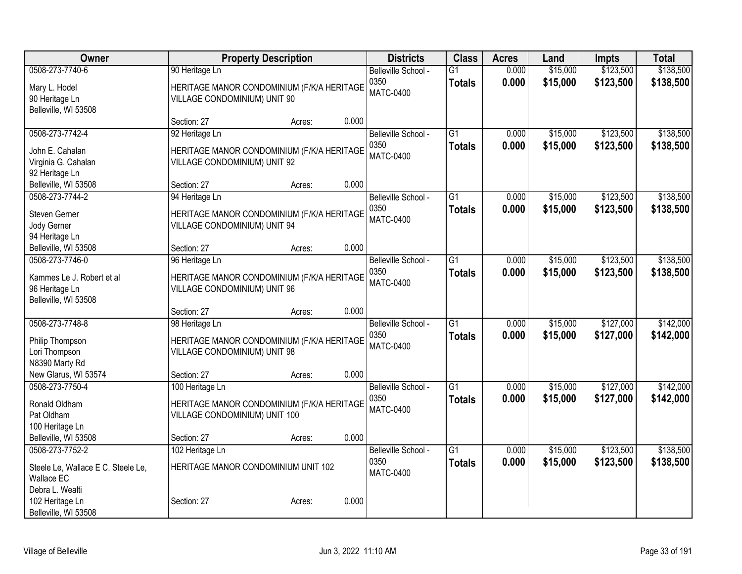| Owner | Property Description | Districts | Class | Acres | Land | Impts | Total |
|---|---|---|---|---|---|---|---|
| 0508-273-7740-6<br>Mary L. Hodel<br>90 Heritage Ln<br>Belleville, WI 53508 | 90 Heritage Ln<br>HERITAGE MANOR CONDOMINIUM (F/K/A HERITAGE VILLAGE CONDOMINIUM) UNIT 90<br>Section: 27 Acres: 0.000 | Belleville School - 0350<br>MATC-0400 | G1<br>**Totals** | 0.000<br>**0.000** | $15,000<br>**$15,000** | $123,500<br>**$123,500** | $138,500<br>**$138,500** |
| 0508-273-7742-4<br>John E. Cahalan<br>Virginia G. Cahalan<br>92 Heritage Ln<br>Belleville, WI 53508 | 92 Heritage Ln<br>HERITAGE MANOR CONDOMINIUM (F/K/A HERITAGE VILLAGE CONDOMINIUM) UNIT 92<br>Section: 27 Acres: 0.000 | Belleville School - 0350<br>MATC-0400 | G1<br>**Totals** | 0.000<br>**0.000** | $15,000<br>**$15,000** | $123,500<br>**$123,500** | $138,500<br>**$138,500** |
| 0508-273-7744-2<br>Steven Gerner<br>Jody Gerner<br>94 Heritage Ln<br>Belleville, WI 53508 | 94 Heritage Ln<br>HERITAGE MANOR CONDOMINIUM (F/K/A HERITAGE VILLAGE CONDOMINIUM) UNIT 94<br>Section: 27 Acres: 0.000 | Belleville School - 0350<br>MATC-0400 | G1<br>**Totals** | 0.000<br>**0.000** | $15,000<br>**$15,000** | $123,500<br>**$123,500** | $138,500<br>**$138,500** |
| 0508-273-7746-0<br>Kammes Le J. Robert et al<br>96 Heritage Ln<br>Belleville, WI 53508 | 96 Heritage Ln<br>HERITAGE MANOR CONDOMINIUM (F/K/A HERITAGE VILLAGE CONDOMINIUM) UNIT 96<br>Section: 27 Acres: 0.000 | Belleville School - 0350<br>MATC-0400 | G1<br>**Totals** | 0.000<br>**0.000** | $15,000<br>**$15,000** | $123,500<br>**$123,500** | $138,500<br>**$138,500** |
| 0508-273-7748-8<br>Philip Thompson<br>Lori Thompson<br>N8390 Marty Rd<br>New Glarus, WI 53574 | 98 Heritage Ln<br>HERITAGE MANOR CONDOMINIUM (F/K/A HERITAGE VILLAGE CONDOMINIUM) UNIT 98<br>Section: 27 Acres: 0.000 | Belleville School - 0350<br>MATC-0400 | G1<br>**Totals** | 0.000<br>**0.000** | $15,000<br>**$15,000** | $127,000<br>**$127,000** | $142,000<br>**$142,000** |
| 0508-273-7750-4<br>Ronald Oldham<br>Pat Oldham<br>100 Heritage Ln<br>Belleville, WI 53508 | 100 Heritage Ln<br>HERITAGE MANOR CONDOMINIUM (F/K/A HERITAGE VILLAGE CONDOMINIUM) UNIT 100<br>Section: 27 Acres: 0.000 | Belleville School - 0350<br>MATC-0400 | G1<br>**Totals** | 0.000<br>**0.000** | $15,000<br>**$15,000** | $127,000<br>**$127,000** | $142,000<br>**$142,000** |
| 0508-273-7752-2<br>Steele Le, Wallace E C. Steele Le, Wallace EC<br>Debra L. Wealti<br>102 Heritage Ln<br>Belleville, WI 53508 | 102 Heritage Ln<br>HERITAGE MANOR CONDOMINIUM UNIT 102<br>Section: 27 Acres: 0.000 | Belleville School - 0350<br>MATC-0400 | G1<br>**Totals** | 0.000<br>**0.000** | $15,000<br>**$15,000** | $123,500<br>**$123,500** | $138,500<br>**$138,500** |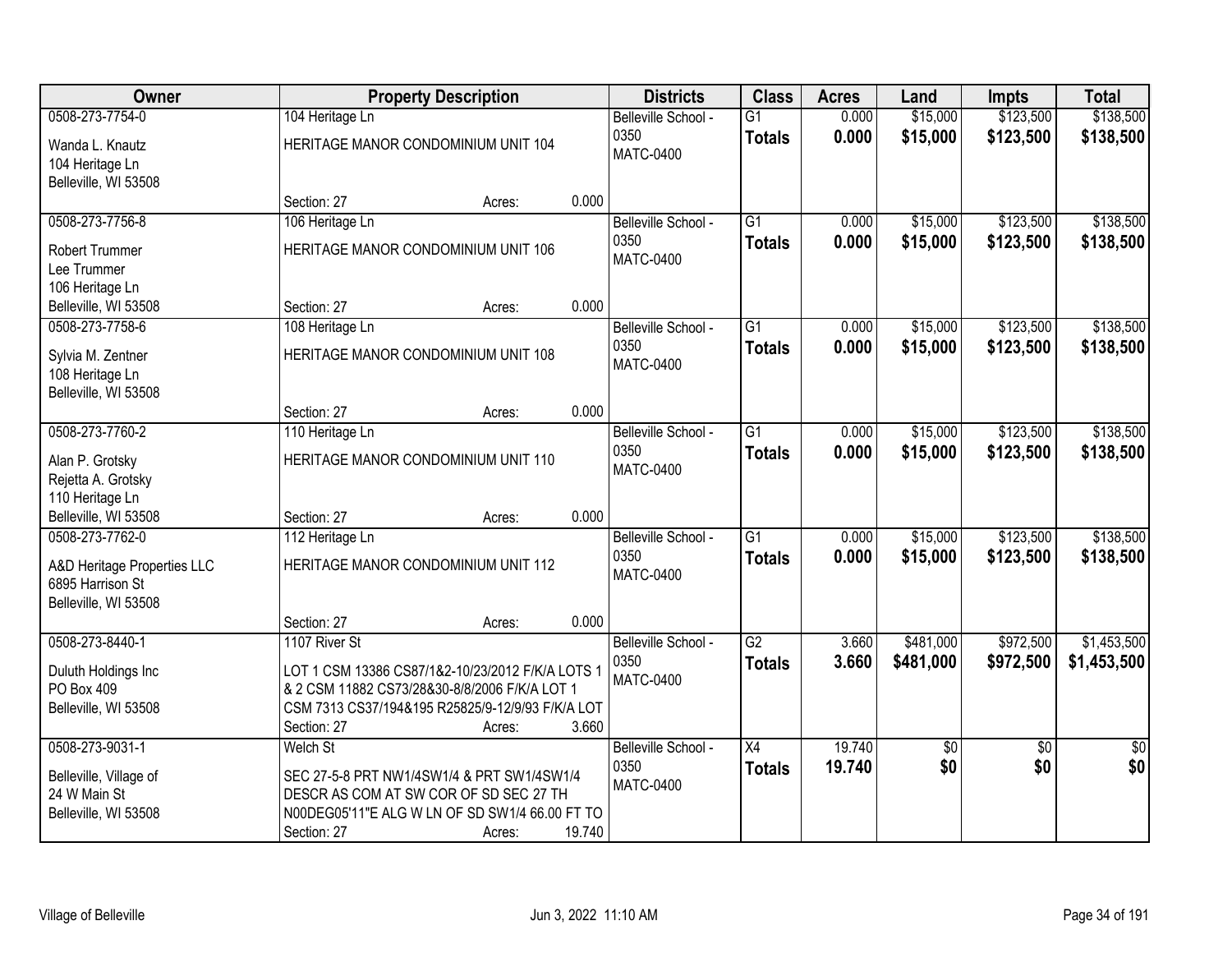| Owner | Property Description | Districts | Class | Acres | Land | Impts | Total |
|---|---|---|---|---|---|---|---|
| 0508-273-7754-0<br>Wanda L. Knautz<br>104 Heritage Ln<br>Belleville, WI 53508 | 104 Heritage Ln<br>HERITAGE MANOR CONDOMINIUM UNIT 104<br>Section: 27 Acres: 0.000 | Belleville School - 0350<br>MATC-0400 | G1<br>**Totals** | 0.000<br>**0.000** | $15,000<br>**$15,000** | $123,500<br>**$123,500** | $138,500<br>**$138,500** |
| 0508-273-7756-8<br>Robert Trummer<br>Lee Trummer<br>106 Heritage Ln<br>Belleville, WI 53508 | 106 Heritage Ln<br>HERITAGE MANOR CONDOMINIUM UNIT 106<br>Section: 27 Acres: 0.000 | Belleville School - 0350<br>MATC-0400 | G1<br>**Totals** | 0.000<br>**0.000** | $15,000<br>**$15,000** | $123,500<br>**$123,500** | $138,500<br>**$138,500** |
| 0508-273-7758-6<br>Sylvia M. Zentner<br>108 Heritage Ln<br>Belleville, WI 53508 | 108 Heritage Ln<br>HERITAGE MANOR CONDOMINIUM UNIT 108<br>Section: 27 Acres: 0.000 | Belleville School - 0350<br>MATC-0400 | G1<br>**Totals** | 0.000<br>**0.000** | $15,000<br>**$15,000** | $123,500<br>**$123,500** | $138,500<br>**$138,500** |
| 0508-273-7760-2<br>Alan P. Grotsky<br>Rejetta A. Grotsky<br>110 Heritage Ln<br>Belleville, WI 53508 | 110 Heritage Ln<br>HERITAGE MANOR CONDOMINIUM UNIT 110<br>Section: 27 Acres: 0.000 | Belleville School - 0350<br>MATC-0400 | G1<br>**Totals** | 0.000<br>**0.000** | $15,000<br>**$15,000** | $123,500<br>**$123,500** | $138,500<br>**$138,500** |
| 0508-273-7762-0<br>A&D Heritage Properties LLC<br>6895 Harrison St<br>Belleville, WI 53508 | 112 Heritage Ln<br>HERITAGE MANOR CONDOMINIUM UNIT 112<br>Section: 27 Acres: 0.000 | Belleville School - 0350<br>MATC-0400 | G1<br>**Totals** | 0.000<br>**0.000** | $15,000<br>**$15,000** | $123,500<br>**$123,500** | $138,500<br>**$138,500** |
| 0508-273-8440-1<br>Duluth Holdings Inc<br>PO Box 409<br>Belleville, WI 53508 | 1107 River St<br>LOT 1 CSM 13386 CS87/1&2-10/23/2012 F/K/A LOTS 1 & 2 CSM 11882 CS73/28&30-8/8/2006 F/K/A LOT 1 CSM 7313 CS37/194&195 R25825/9-12/9/93 F/K/A LOT<br>Section: 27 Acres: 3.660 | Belleville School - 0350<br>MATC-0400 | G2<br>**Totals** | 3.660<br>**3.660** | $481,000<br>**$481,000** | $972,500<br>**$972,500** | $1,453,500<br>**$1,453,500** |
| 0508-273-9031-1<br>Belleville, Village of<br>24 W Main St<br>Belleville, WI 53508 | Welch St<br>SEC 27-5-8 PRT NW1/4SW1/4 & PRT SW1/4SW1/4 DESCR AS COM AT SW COR OF SD SEC 27 TH N00DEG05'11"E ALG W LN OF SD SW1/4 66.00 FT TO<br>Section: 27 Acres: 19.740 | Belleville School - 0350<br>MATC-0400 | X4<br>**Totals** | 19.740<br>**19.740** | $0<br>**$0** | $0<br>**$0** | $0<br>**$0** |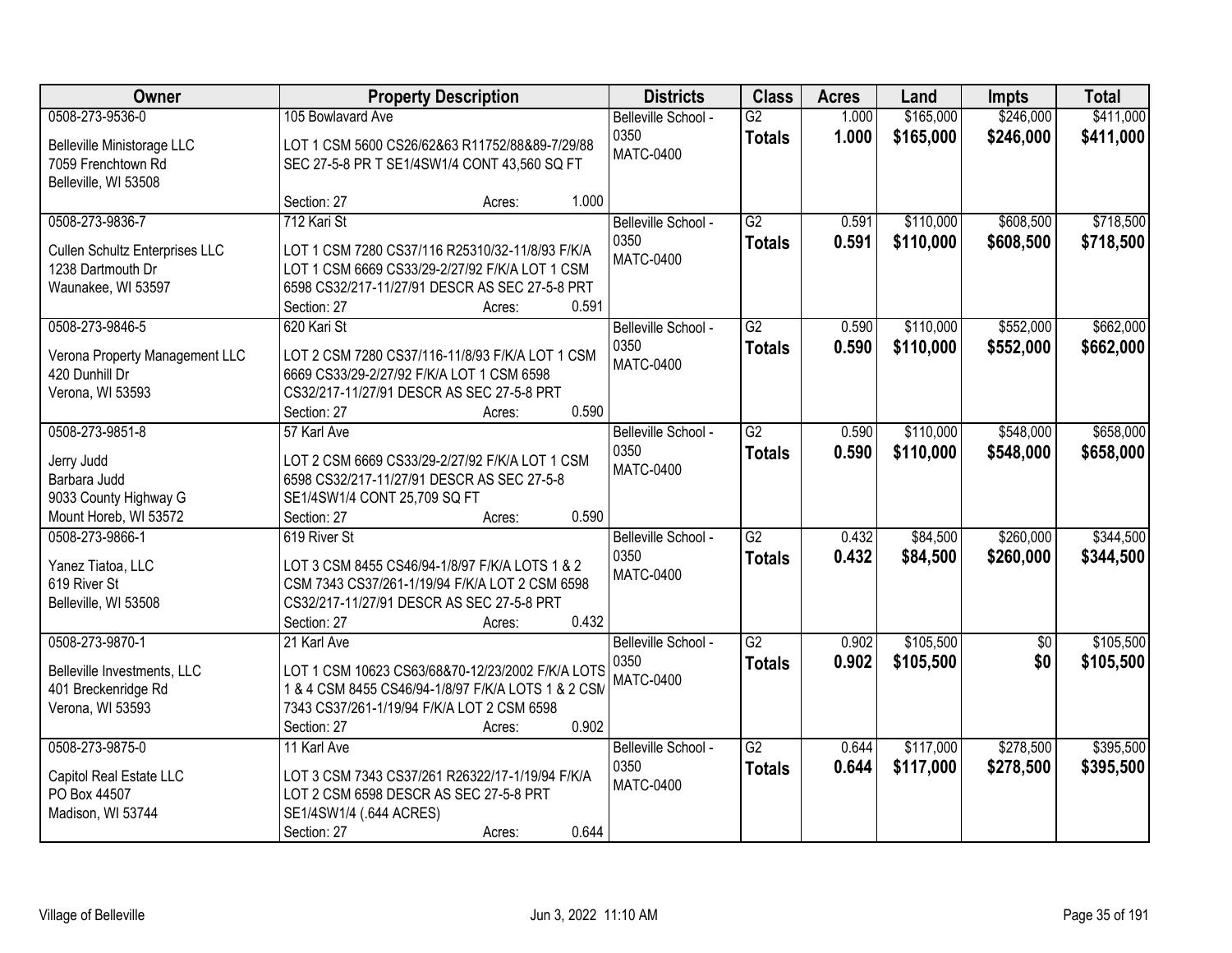| Owner | Property Description | Districts | Class | Acres | Land | Impts | Total |
|---|---|---|---|---|---|---|---|
| 0508-273-9536-0<br>Belleville Ministorage LLC<br>7059 Frenchtown Rd<br>Belleville, WI 53508 | 105 Bowlavard Ave<br>LOT 1 CSM 5600 CS26/62&63 R11752/88&89-7/29/88 SEC 27-5-8 PR T SE1/4SW1/4 CONT 43,560 SQ FT<br>Section: 27 Acres: 1.000 | Belleville School - 0350<br>MATC-0400 | G2<br>**Totals** | 1.000<br>**1.000** | $165,000<br>**$165,000** | $246,000<br>**$246,000** | $411,000<br>**$411,000** |
| 0508-273-9836-7<br>Cullen Schultz Enterprises LLC<br>1238 Dartmouth Dr<br>Waunakee, WI 53597 | 712 Kari St<br>LOT 1 CSM 7280 CS37/116 R25310/32-11/8/93 F/K/A LOT 1 CSM 6669 CS33/29-2/27/92 F/K/A LOT 1 CSM 6598 CS32/217-11/27/91 DESCR AS SEC 27-5-8 PRT<br>Section: 27 Acres: 0.591 | Belleville School - 0350<br>MATC-0400 | G2<br>**Totals** | 0.591<br>**0.591** | $110,000<br>**$110,000** | $608,500<br>**$608,500** | $718,500<br>**$718,500** |
| 0508-273-9846-5<br>Verona Property Management LLC<br>420 Dunhill Dr<br>Verona, WI 53593 | 620 Kari St<br>LOT 2 CSM 7280 CS37/116-11/8/93 F/K/A LOT 1 CSM 6669 CS33/29-2/27/92 F/K/A LOT 1 CSM 6598 CS32/217-11/27/91 DESCR AS SEC 27-5-8 PRT<br>Section: 27 Acres: 0.590 | Belleville School - 0350<br>MATC-0400 | G2<br>**Totals** | 0.590<br>**0.590** | $110,000<br>**$110,000** | $552,000<br>**$552,000** | $662,000<br>**$662,000** |
| 0508-273-9851-8<br>Jerry Judd<br>Barbara Judd<br>9033 County Highway G<br>Mount Horeb, WI 53572 | 57 Karl Ave<br>LOT 2 CSM 6669 CS33/29-2/27/92 F/K/A LOT 1 CSM 6598 CS32/217-11/27/91 DESCR AS SEC 27-5-8 SE1/4SW1/4 CONT 25,709 SQ FT<br>Section: 27 Acres: 0.590 | Belleville School - 0350<br>MATC-0400 | G2<br>**Totals** | 0.590<br>**0.590** | $110,000<br>**$110,000** | $548,000<br>**$548,000** | $658,000<br>**$658,000** |
| 0508-273-9866-1<br>Yanez Tiatoa, LLC<br>619 River St<br>Belleville, WI 53508 | 619 River St<br>LOT 3 CSM 8455 CS46/94-1/8/97 F/K/A LOTS 1 & 2 CSM 7343 CS37/261-1/19/94 F/K/A LOT 2 CSM 6598 CS32/217-11/27/91 DESCR AS SEC 27-5-8 PRT<br>Section: 27 Acres: 0.432 | Belleville School - 0350<br>MATC-0400 | G2<br>**Totals** | 0.432<br>**0.432** | $84,500<br>**$84,500** | $260,000<br>**$260,000** | $344,500<br>**$344,500** |
| 0508-273-9870-1<br>Belleville Investments, LLC<br>401 Breckenridge Rd<br>Verona, WI 53593 | 21 Karl Ave<br>LOT 1 CSM 10623 CS63/68&70-12/23/2002 F/K/A LOTS 1 & 4 CSM 8455 CS46/94-1/8/97 F/K/A LOTS 1 & 2 CSM 7343 CS37/261-1/19/94 F/K/A LOT 2 CSM 6598<br>Section: 27 Acres: 0.902 | Belleville School - 0350<br>MATC-0400 | G2<br>**Totals** | 0.902<br>**0.902** | $105,500<br>**$105,500** | $0<br>**$0** | $105,500<br>**$105,500** |
| 0508-273-9875-0<br>Capitol Real Estate LLC<br>PO Box 44507<br>Madison, WI 53744 | 11 Karl Ave<br>LOT 3 CSM 7343 CS37/261 R26322/17-1/19/94 F/K/A LOT 2 CSM 6598 DESCR AS SEC 27-5-8 PRT SE1/4SW1/4 (.644 ACRES)<br>Section: 27 Acres: 0.644 | Belleville School - 0350<br>MATC-0400 | G2<br>**Totals** | 0.644<br>**0.644** | $117,000<br>**$117,000** | $278,500<br>**$278,500** | $395,500<br>**$395,500** |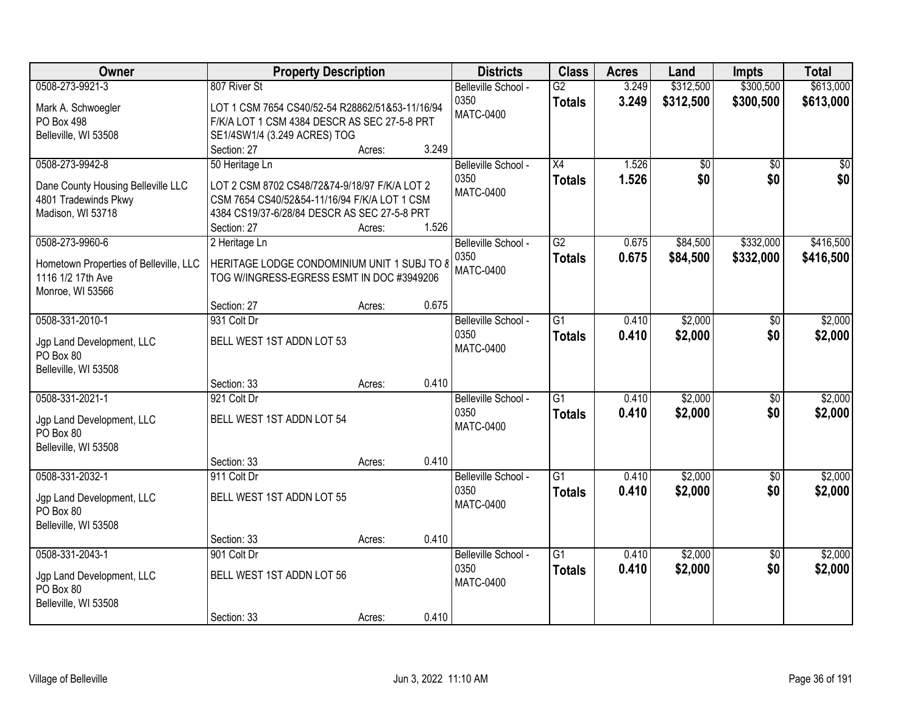| Owner | Property Description | | | Districts | Class | Acres | Land | Impts | Total |
|---|---|---|---|---|---|---|---|---|---|
| 0508-273-9921-3<br>Mark A. Schwoegler<br>PO Box 498<br>Belleville, WI 53508 | 807 River St<br>LOT 1 CSM 7654 CS40/52-54 R28862/51&53-11/16/94 F/K/A LOT 1 CSM 4384 DESCR AS SEC 27-5-8 PRT SE1/4SW1/4 (3.249 ACRES) TOG<br>Section: 27 | Acres: | 3.249 | Belleville School - 0350<br>MATC-0400 | G2<br>**Totals** | 3.249<br>**3.249** | $312,500<br>**$312,500** | $300,500<br>**$300,500** | $613,000<br>**$613,000** |
| 0508-273-9942-8<br>Dane County Housing Belleville LLC<br>4801 Tradewinds Pkwy<br>Madison, WI 53718 | 50 Heritage Ln<br>LOT 2 CSM 8702 CS48/72&74-9/18/97 F/K/A LOT 2 CSM 7654 CS40/52&54-11/16/94 F/K/A LOT 1 CSM 4384 CS19/37-6/28/84 DESCR AS SEC 27-5-8 PRT<br>Section: 27 | Acres: | 1.526 | Belleville School - 0350<br>MATC-0400 | X4<br>**Totals** | 1.526<br>**1.526** | $0<br>**$0** | $0<br>**$0** | $0<br>**$0** |
| 0508-273-9960-6<br>Hometown Properties of Belleville, LLC<br>1116 1/2 17th Ave<br>Monroe, WI 53566 | 2 Heritage Ln<br>HERITAGE LODGE CONDOMINIUM UNIT 1 SUBJ TO 8 TOG W/INGRESS-EGRESS ESMT IN DOC #3949206<br>Section: 27 | Acres: | 0.675 | Belleville School - 0350<br>MATC-0400 | G2<br>**Totals** | 0.675<br>**0.675** | $84,500<br>**$84,500** | $332,000<br>**$332,000** | $416,500<br>**$416,500** |
| 0508-331-2010-1<br>Jgp Land Development, LLC<br>PO Box 80<br>Belleville, WI 53508 | 931 Colt Dr<br>BELL WEST 1ST ADDN LOT 53<br>Section: 33 | Acres: | 0.410 | Belleville School - 0350<br>MATC-0400 | G1<br>**Totals** | 0.410<br>**0.410** | $2,000<br>**$2,000** | $0<br>**$0** | $2,000<br>**$2,000** |
| 0508-331-2021-1<br>Jgp Land Development, LLC<br>PO Box 80<br>Belleville, WI 53508 | 921 Colt Dr<br>BELL WEST 1ST ADDN LOT 54<br>Section: 33 | Acres: | 0.410 | Belleville School - 0350<br>MATC-0400 | G1<br>**Totals** | 0.410<br>**0.410** | $2,000<br>**$2,000** | $0<br>**$0** | $2,000<br>**$2,000** |
| 0508-331-2032-1<br>Jgp Land Development, LLC<br>PO Box 80<br>Belleville, WI 53508 | 911 Colt Dr<br>BELL WEST 1ST ADDN LOT 55<br>Section: 33 | Acres: | 0.410 | Belleville School - 0350<br>MATC-0400 | G1<br>**Totals** | 0.410<br>**0.410** | $2,000<br>**$2,000** | $0<br>**$0** | $2,000<br>**$2,000** |
| 0508-331-2043-1<br>Jgp Land Development, LLC<br>PO Box 80<br>Belleville, WI 53508 | 901 Colt Dr<br>BELL WEST 1ST ADDN LOT 56<br>Section: 33 | Acres: | 0.410 | Belleville School - 0350<br>MATC-0400 | G1<br>**Totals** | 0.410<br>**0.410** | $2,000<br>**$2,000** | $0<br>**$0** | $2,000<br>**$2,000** |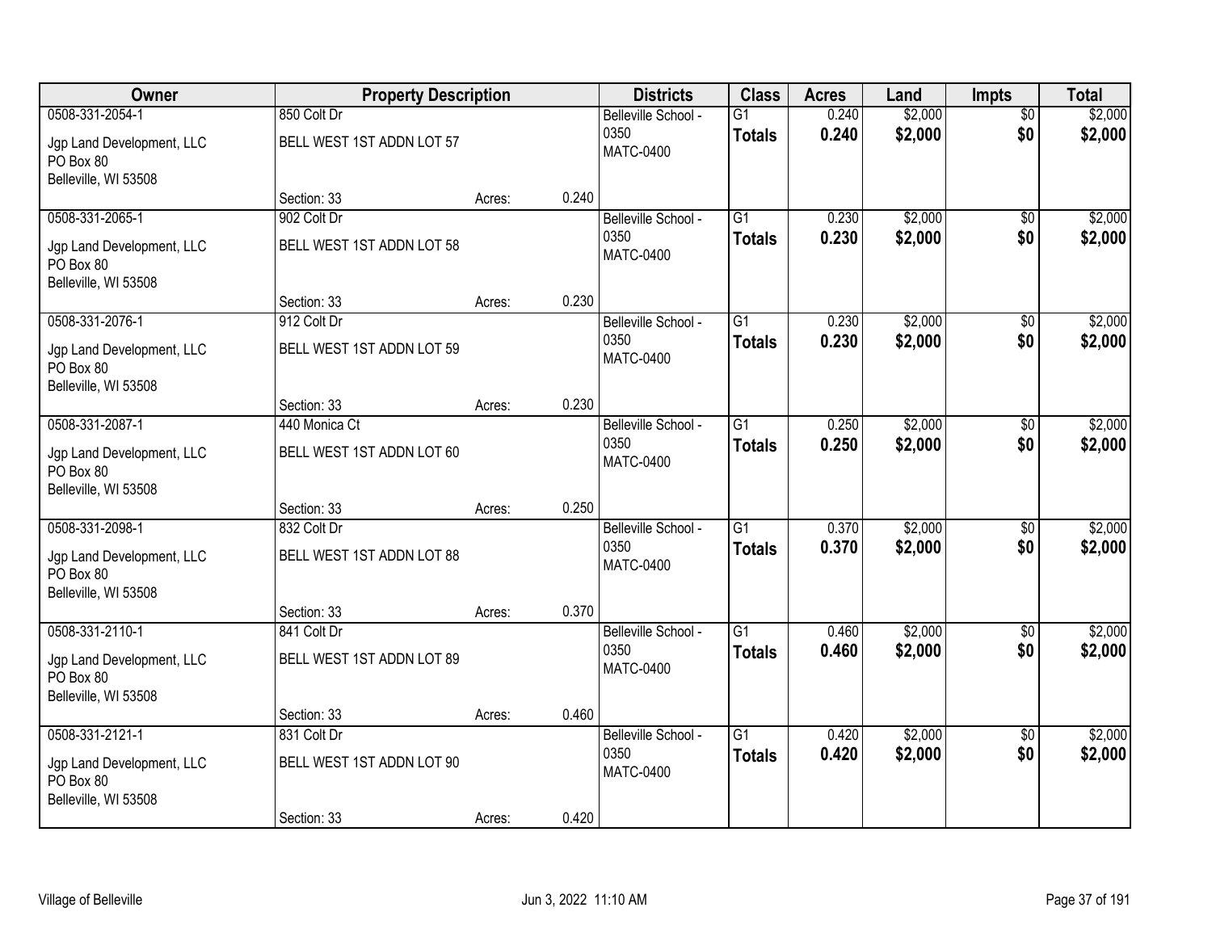| Owner | Property Description | | | Districts | Class | Acres | Land | Impts | Total |
|---|---|---|---|---|---|---|---|---|---|
| 0508-331-2054-1<br>Jgp Land Development, LLC<br>PO Box 80<br>Belleville, WI 53508 | 850 Colt Dr<br>BELL WEST 1ST ADDN LOT 57<br>Section: 33 | Acres: | 0.240 | Belleville School - 0350<br>MATC-0400 | G1<br>**Totals** | 0.240<br>**0.240** | $2,000<br>**$2,000** | $0<br>**$0** | $2,000<br>**$2,000** |
| 0508-331-2065-1<br>Jgp Land Development, LLC<br>PO Box 80<br>Belleville, WI 53508 | 902 Colt Dr<br>BELL WEST 1ST ADDN LOT 58<br>Section: 33 | Acres: | 0.230 | Belleville School - 0350<br>MATC-0400 | G1<br>**Totals** | 0.230<br>**0.230** | $2,000<br>**$2,000** | $0<br>**$0** | $2,000<br>**$2,000** |
| 0508-331-2076-1<br>Jgp Land Development, LLC<br>PO Box 80<br>Belleville, WI 53508 | 912 Colt Dr<br>BELL WEST 1ST ADDN LOT 59<br>Section: 33 | Acres: | 0.230 | Belleville School - 0350<br>MATC-0400 | G1<br>**Totals** | 0.230<br>**0.230** | $2,000<br>**$2,000** | $0<br>**$0** | $2,000<br>**$2,000** |
| 0508-331-2087-1<br>Jgp Land Development, LLC<br>PO Box 80<br>Belleville, WI 53508 | 440 Monica Ct<br>BELL WEST 1ST ADDN LOT 60<br>Section: 33 | Acres: | 0.250 | Belleville School - 0350<br>MATC-0400 | G1<br>**Totals** | 0.250<br>**0.250** | $2,000<br>**$2,000** | $0<br>**$0** | $2,000<br>**$2,000** |
| 0508-331-2098-1<br>Jgp Land Development, LLC<br>PO Box 80<br>Belleville, WI 53508 | 832 Colt Dr<br>BELL WEST 1ST ADDN LOT 88<br>Section: 33 | Acres: | 0.370 | Belleville School - 0350<br>MATC-0400 | G1<br>**Totals** | 0.370<br>**0.370** | $2,000<br>**$2,000** | $0<br>**$0** | $2,000<br>**$2,000** |
| 0508-331-2110-1<br>Jgp Land Development, LLC<br>PO Box 80<br>Belleville, WI 53508 | 841 Colt Dr<br>BELL WEST 1ST ADDN LOT 89<br>Section: 33 | Acres: | 0.460 | Belleville School - 0350<br>MATC-0400 | G1<br>**Totals** | 0.460<br>**0.460** | $2,000<br>**$2,000** | $0<br>**$0** | $2,000<br>**$2,000** |
| 0508-331-2121-1<br>Jgp Land Development, LLC<br>PO Box 80<br>Belleville, WI 53508 | 831 Colt Dr<br>BELL WEST 1ST ADDN LOT 90<br>Section: 33 | Acres: | 0.420 | Belleville School - 0350<br>MATC-0400 | G1<br>**Totals** | 0.420<br>**0.420** | $2,000<br>**$2,000** | $0<br>**$0** | $2,000<br>**$2,000** |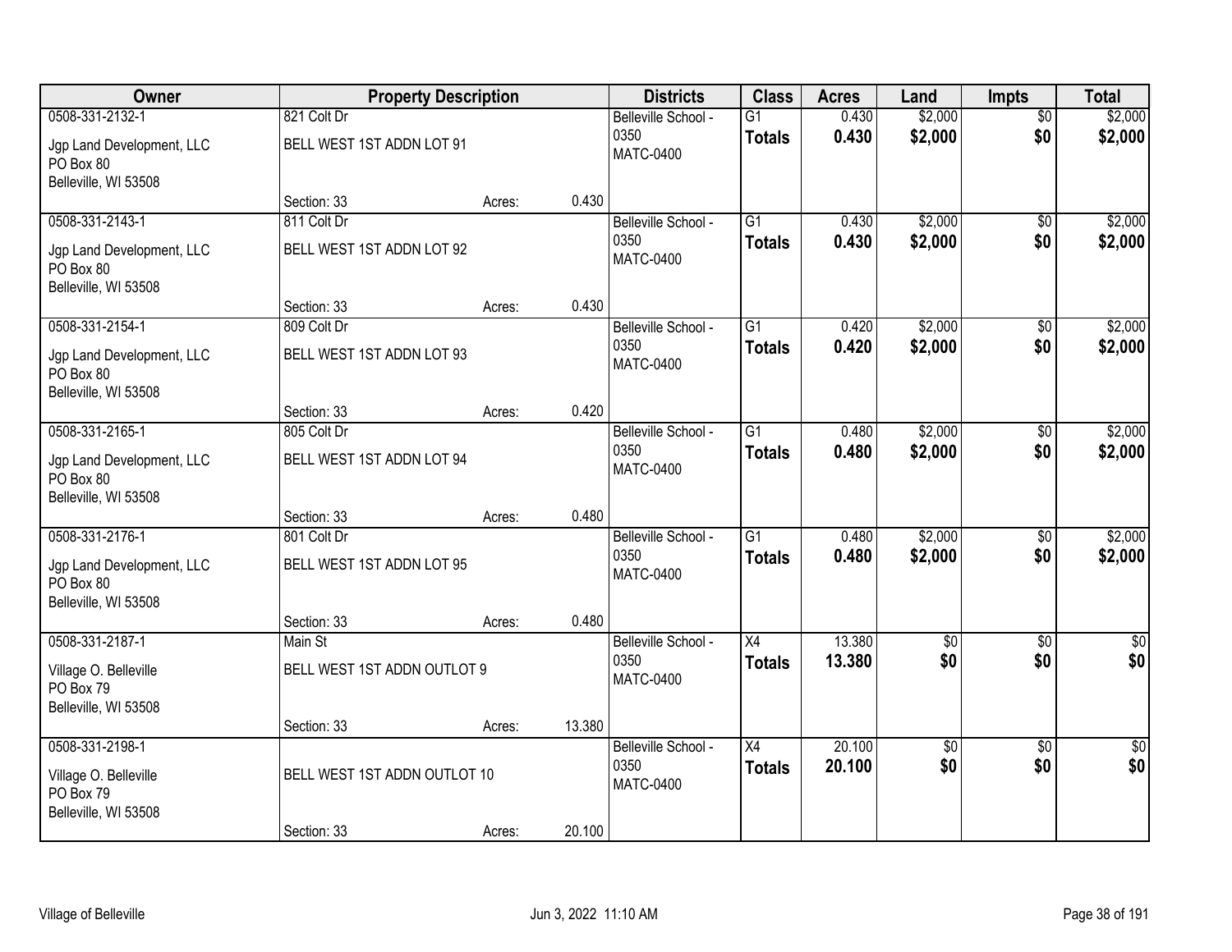| Owner | Property Description | | | Districts | Class | Acres | Land | Impts | Total |
|---|---|---|---|---|---|---|---|---|---|
| 0508-331-2132-1<br>Jgp Land Development, LLC<br>PO Box 80<br>Belleville, WI 53508 | 821 Colt Dr<br>BELL WEST 1ST ADDN LOT 91<br>Section: 33 | Acres: | 0.430 | Belleville School - 0350<br>MATC-0400 | G1<br>**Totals** | 0.430<br>**0.430** | $2,000<br>**$2,000** | $0<br>**$0** | $2,000<br>**$2,000** |
| 0508-331-2143-1<br>Jgp Land Development, LLC<br>PO Box 80<br>Belleville, WI 53508 | 811 Colt Dr<br>BELL WEST 1ST ADDN LOT 92<br>Section: 33 | Acres: | 0.430 | Belleville School - 0350<br>MATC-0400 | G1<br>**Totals** | 0.430<br>**0.430** | $2,000<br>**$2,000** | $0<br>**$0** | $2,000<br>**$2,000** |
| 0508-331-2154-1<br>Jgp Land Development, LLC<br>PO Box 80<br>Belleville, WI 53508 | 809 Colt Dr<br>BELL WEST 1ST ADDN LOT 93<br>Section: 33 | Acres: | 0.420 | Belleville School - 0350<br>MATC-0400 | G1<br>**Totals** | 0.420<br>**0.420** | $2,000<br>**$2,000** | $0<br>**$0** | $2,000<br>**$2,000** |
| 0508-331-2165-1<br>Jgp Land Development, LLC<br>PO Box 80<br>Belleville, WI 53508 | 805 Colt Dr<br>BELL WEST 1ST ADDN LOT 94<br>Section: 33 | Acres: | 0.480 | Belleville School - 0350<br>MATC-0400 | G1<br>**Totals** | 0.480<br>**0.480** | $2,000<br>**$2,000** | $0<br>**$0** | $2,000<br>**$2,000** |
| 0508-331-2176-1<br>Jgp Land Development, LLC<br>PO Box 80<br>Belleville, WI 53508 | 801 Colt Dr<br>BELL WEST 1ST ADDN LOT 95<br>Section: 33 | Acres: | 0.480 | Belleville School - 0350<br>MATC-0400 | G1<br>**Totals** | 0.480<br>**0.480** | $2,000<br>**$2,000** | $0<br>**$0** | $2,000<br>**$2,000** |
| 0508-331-2187-1<br>Village O. Belleville<br>PO Box 79<br>Belleville, WI 53508 | Main St<br>BELL WEST 1ST ADDN OUTLOT 9<br>Section: 33 | Acres: | 13.380 | Belleville School - 0350<br>MATC-0400 | X4<br>**Totals** | 13.380<br>**13.380** | $0<br>**$0** | $0<br>**$0** | $0<br>**$0** |
| 0508-331-2198-1<br>Village O. Belleville<br>PO Box 79<br>Belleville, WI 53508 | BELL WEST 1ST ADDN OUTLOT 10<br>Section: 33 | Acres: | 20.100 | Belleville School - 0350<br>MATC-0400 | X4<br>**Totals** | 20.100<br>**20.100** | $0<br>**$0** | $0<br>**$0** | $0<br>**$0** |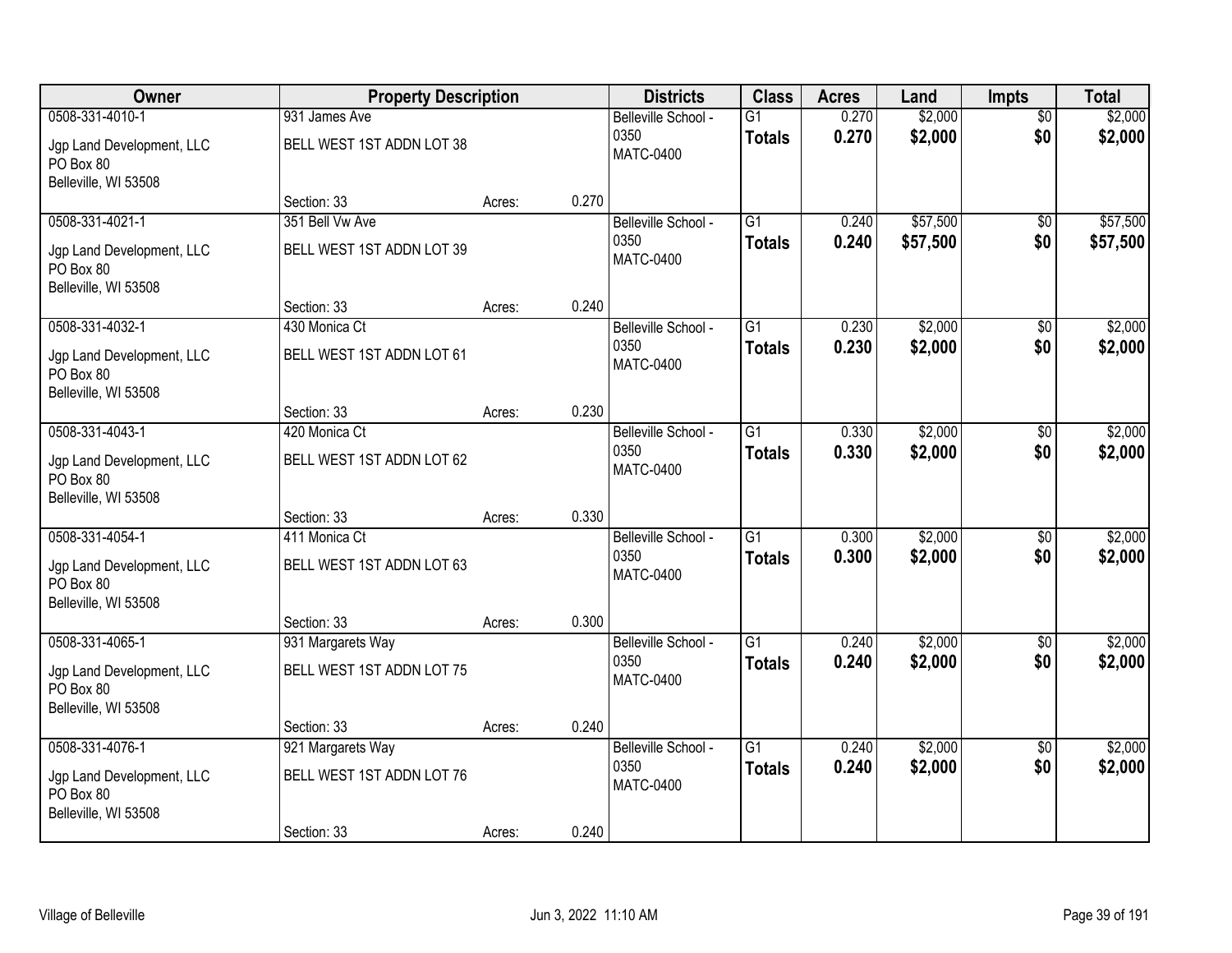| Owner | Property Description | | | Districts | Class | Acres | Land | Impts | Total |
|---|---|---|---|---|---|---|---|---|---|
| 0508-331-4010-1 | 931 James Ave | | | Belleville School - 0350 | G1 | 0.270 | $2,000 | $0 | $2,000 |
| Jgp Land Development, LLC<br>PO Box 80<br>Belleville, WI 53508 | BELL WEST 1ST ADDN LOT 38 | | | MATC-0400 | **Totals** | **0.270** | **$2,000** | **$0** | **$2,000** |
| | Section: 33 | Acres: | 0.270 | | | | | | |
| 0508-331-4021-1 | 351 Bell Vw Ave | | | Belleville School - 0350 | G1 | 0.240 | $57,500 | $0 | $57,500 |
| Jgp Land Development, LLC<br>PO Box 80<br>Belleville, WI 53508 | BELL WEST 1ST ADDN LOT 39 | | | MATC-0400 | **Totals** | **0.240** | **$57,500** | **$0** | **$57,500** |
| | Section: 33 | Acres: | 0.240 | | | | | | |
| 0508-331-4032-1 | 430 Monica Ct | | | Belleville School - 0350 | G1 | 0.230 | $2,000 | $0 | $2,000 |
| Jgp Land Development, LLC<br>PO Box 80<br>Belleville, WI 53508 | BELL WEST 1ST ADDN LOT 61 | | | MATC-0400 | **Totals** | **0.230** | **$2,000** | **$0** | **$2,000** |
| | Section: 33 | Acres: | 0.230 | | | | | | |
| 0508-331-4043-1 | 420 Monica Ct | | | Belleville School - 0350 | G1 | 0.330 | $2,000 | $0 | $2,000 |
| Jgp Land Development, LLC<br>PO Box 80<br>Belleville, WI 53508 | BELL WEST 1ST ADDN LOT 62 | | | MATC-0400 | **Totals** | **0.330** | **$2,000** | **$0** | **$2,000** |
| | Section: 33 | Acres: | 0.330 | | | | | | |
| 0508-331-4054-1 | 411 Monica Ct | | | Belleville School - 0350 | G1 | 0.300 | $2,000 | $0 | $2,000 |
| Jgp Land Development, LLC<br>PO Box 80<br>Belleville, WI 53508 | BELL WEST 1ST ADDN LOT 63 | | | MATC-0400 | **Totals** | **0.300** | **$2,000** | **$0** | **$2,000** |
| | Section: 33 | Acres: | 0.300 | | | | | | |
| 0508-331-4065-1 | 931 Margarets Way | | | Belleville School - 0350 | G1 | 0.240 | $2,000 | $0 | $2,000 |
| Jgp Land Development, LLC<br>PO Box 80<br>Belleville, WI 53508 | BELL WEST 1ST ADDN LOT 75 | | | MATC-0400 | **Totals** | **0.240** | **$2,000** | **$0** | **$2,000** |
| | Section: 33 | Acres: | 0.240 | | | | | | |
| 0508-331-4076-1 | 921 Margarets Way | | | Belleville School - 0350 | G1 | 0.240 | $2,000 | $0 | $2,000 |
| Jgp Land Development, LLC<br>PO Box 80<br>Belleville, WI 53508 | BELL WEST 1ST ADDN LOT 76 | | | MATC-0400 | **Totals** | **0.240** | **$2,000** | **$0** | **$2,000** |
| | Section: 33 | Acres: | 0.240 | | | | | | |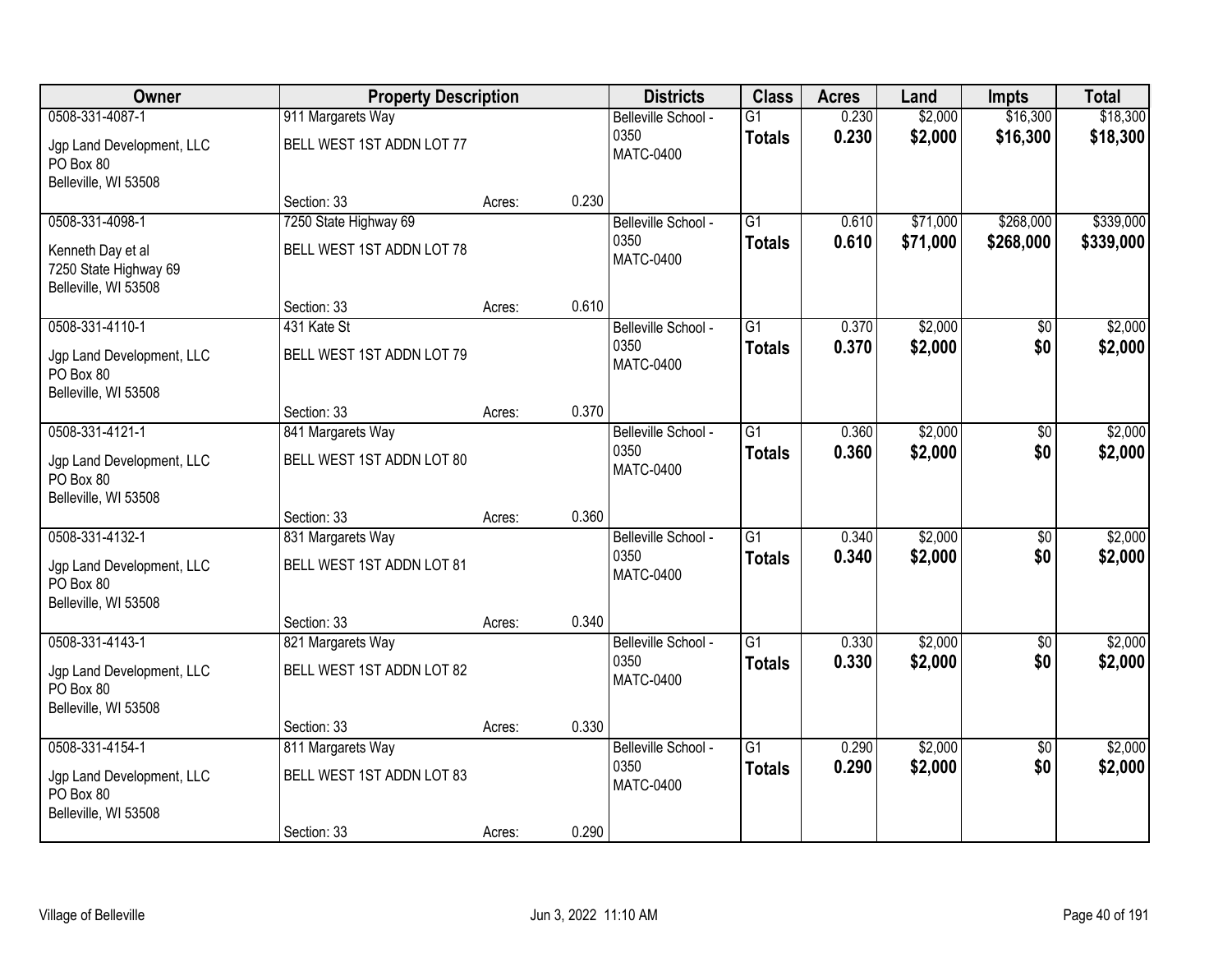| Owner | Property Description | | | Districts | Class | Acres | Land | Impts | Total |
|---|---|---|---|---|---|---|---|---|---|
| 0508-331-4087-1 | 911 Margarets Way | | | Belleville School - 0350 | G1 | 0.230 | $2,000 | $16,300 | $18,300 |
| Jgp Land Development, LLC<br>PO Box 80<br>Belleville, WI 53508 | BELL WEST 1ST ADDN LOT 77 | | | MATC-0400 | **Totals** | **0.230** | **$2,000** | **$16,300** | **$18,300** |
| | Section: 33 | Acres: | 0.230 | | | | | | |
| 0508-331-4098-1 | 7250 State Highway 69 | | | Belleville School - 0350 | G1 | 0.610 | $71,000 | $268,000 | $339,000 |
| Kenneth Day et al<br>7250 State Highway 69<br>Belleville, WI 53508 | BELL WEST 1ST ADDN LOT 78 | | | MATC-0400 | **Totals** | **0.610** | **$71,000** | **$268,000** | **$339,000** |
| | Section: 33 | Acres: | 0.610 | | | | | | |
| 0508-331-4110-1 | 431 Kate St | | | Belleville School - 0350 | G1 | 0.370 | $2,000 | $0 | $2,000 |
| Jgp Land Development, LLC<br>PO Box 80<br>Belleville, WI 53508 | BELL WEST 1ST ADDN LOT 79 | | | MATC-0400 | **Totals** | **0.370** | **$2,000** | **$0** | **$2,000** |
| | Section: 33 | Acres: | 0.370 | | | | | | |
| 0508-331-4121-1 | 841 Margarets Way | | | Belleville School - 0350 | G1 | 0.360 | $2,000 | $0 | $2,000 |
| Jgp Land Development, LLC<br>PO Box 80<br>Belleville, WI 53508 | BELL WEST 1ST ADDN LOT 80 | | | MATC-0400 | **Totals** | **0.360** | **$2,000** | **$0** | **$2,000** |
| | Section: 33 | Acres: | 0.360 | | | | | | |
| 0508-331-4132-1 | 831 Margarets Way | | | Belleville School - 0350 | G1 | 0.340 | $2,000 | $0 | $2,000 |
| Jgp Land Development, LLC<br>PO Box 80<br>Belleville, WI 53508 | BELL WEST 1ST ADDN LOT 81 | | | MATC-0400 | **Totals** | **0.340** | **$2,000** | **$0** | **$2,000** |
| | Section: 33 | Acres: | 0.340 | | | | | | |
| 0508-331-4143-1 | 821 Margarets Way | | | Belleville School - 0350 | G1 | 0.330 | $2,000 | $0 | $2,000 |
| Jgp Land Development, LLC<br>PO Box 80<br>Belleville, WI 53508 | BELL WEST 1ST ADDN LOT 82 | | | MATC-0400 | **Totals** | **0.330** | **$2,000** | **$0** | **$2,000** |
| | Section: 33 | Acres: | 0.330 | | | | | | |
| 0508-331-4154-1 | 811 Margarets Way | | | Belleville School - 0350 | G1 | 0.290 | $2,000 | $0 | $2,000 |
| Jgp Land Development, LLC<br>PO Box 80<br>Belleville, WI 53508 | BELL WEST 1ST ADDN LOT 83 | | | MATC-0400 | **Totals** | **0.290** | **$2,000** | **$0** | **$2,000** |
| | Section: 33 | Acres: | 0.290 | | | | | | |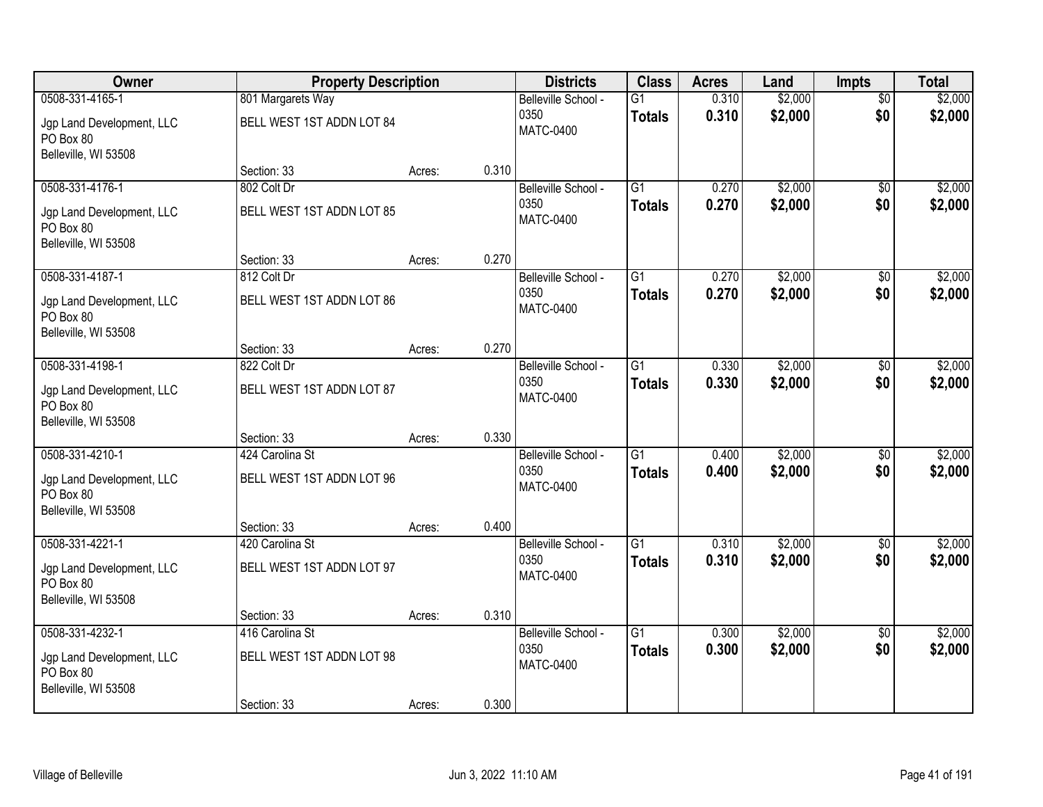| Owner | Property Description | | | Districts | Class | Acres | Land | Impts | Total |
|---|---|---|---|---|---|---|---|---|---|
| 0508-331-4165-1 | 801 Margarets Way | | | Belleville School - 0350 | G1 | 0.310 | $2,000 | $0 | $2,000 |
| Jgp Land Development, LLC<br>PO Box 80<br>Belleville, WI 53508 | BELL WEST 1ST ADDN LOT 84 | | | MATC-0400 | **Totals** | **0.310** | **$2,000** | **$0** | **$2,000** |
| | Section: 33 | Acres: | 0.310 | | | | | | |
| 0508-331-4176-1 | 802 Colt Dr | | | Belleville School - 0350 | G1 | 0.270 | $2,000 | $0 | $2,000 |
| Jgp Land Development, LLC<br>PO Box 80<br>Belleville, WI 53508 | BELL WEST 1ST ADDN LOT 85 | | | MATC-0400 | **Totals** | **0.270** | **$2,000** | **$0** | **$2,000** |
| | Section: 33 | Acres: | 0.270 | | | | | | |
| 0508-331-4187-1 | 812 Colt Dr | | | Belleville School - 0350 | G1 | 0.270 | $2,000 | $0 | $2,000 |
| Jgp Land Development, LLC<br>PO Box 80<br>Belleville, WI 53508 | BELL WEST 1ST ADDN LOT 86 | | | MATC-0400 | **Totals** | **0.270** | **$2,000** | **$0** | **$2,000** |
| | Section: 33 | Acres: | 0.270 | | | | | | |
| 0508-331-4198-1 | 822 Colt Dr | | | Belleville School - 0350 | G1 | 0.330 | $2,000 | $0 | $2,000 |
| Jgp Land Development, LLC<br>PO Box 80<br>Belleville, WI 53508 | BELL WEST 1ST ADDN LOT 87 | | | MATC-0400 | **Totals** | **0.330** | **$2,000** | **$0** | **$2,000** |
| | Section: 33 | Acres: | 0.330 | | | | | | |
| 0508-331-4210-1 | 424 Carolina St | | | Belleville School - 0350 | G1 | 0.400 | $2,000 | $0 | $2,000 |
| Jgp Land Development, LLC<br>PO Box 80<br>Belleville, WI 53508 | BELL WEST 1ST ADDN LOT 96 | | | MATC-0400 | **Totals** | **0.400** | **$2,000** | **$0** | **$2,000** |
| | Section: 33 | Acres: | 0.400 | | | | | | |
| 0508-331-4221-1 | 420 Carolina St | | | Belleville School - 0350 | G1 | 0.310 | $2,000 | $0 | $2,000 |
| Jgp Land Development, LLC<br>PO Box 80<br>Belleville, WI 53508 | BELL WEST 1ST ADDN LOT 97 | | | MATC-0400 | **Totals** | **0.310** | **$2,000** | **$0** | **$2,000** |
| | Section: 33 | Acres: | 0.310 | | | | | | |
| 0508-331-4232-1 | 416 Carolina St | | | Belleville School - 0350 | G1 | 0.300 | $2,000 | $0 | $2,000 |
| Jgp Land Development, LLC<br>PO Box 80<br>Belleville, WI 53508 | BELL WEST 1ST ADDN LOT 98 | | | MATC-0400 | **Totals** | **0.300** | **$2,000** | **$0** | **$2,000** |
| | Section: 33 | Acres: | 0.300 | | | | | | |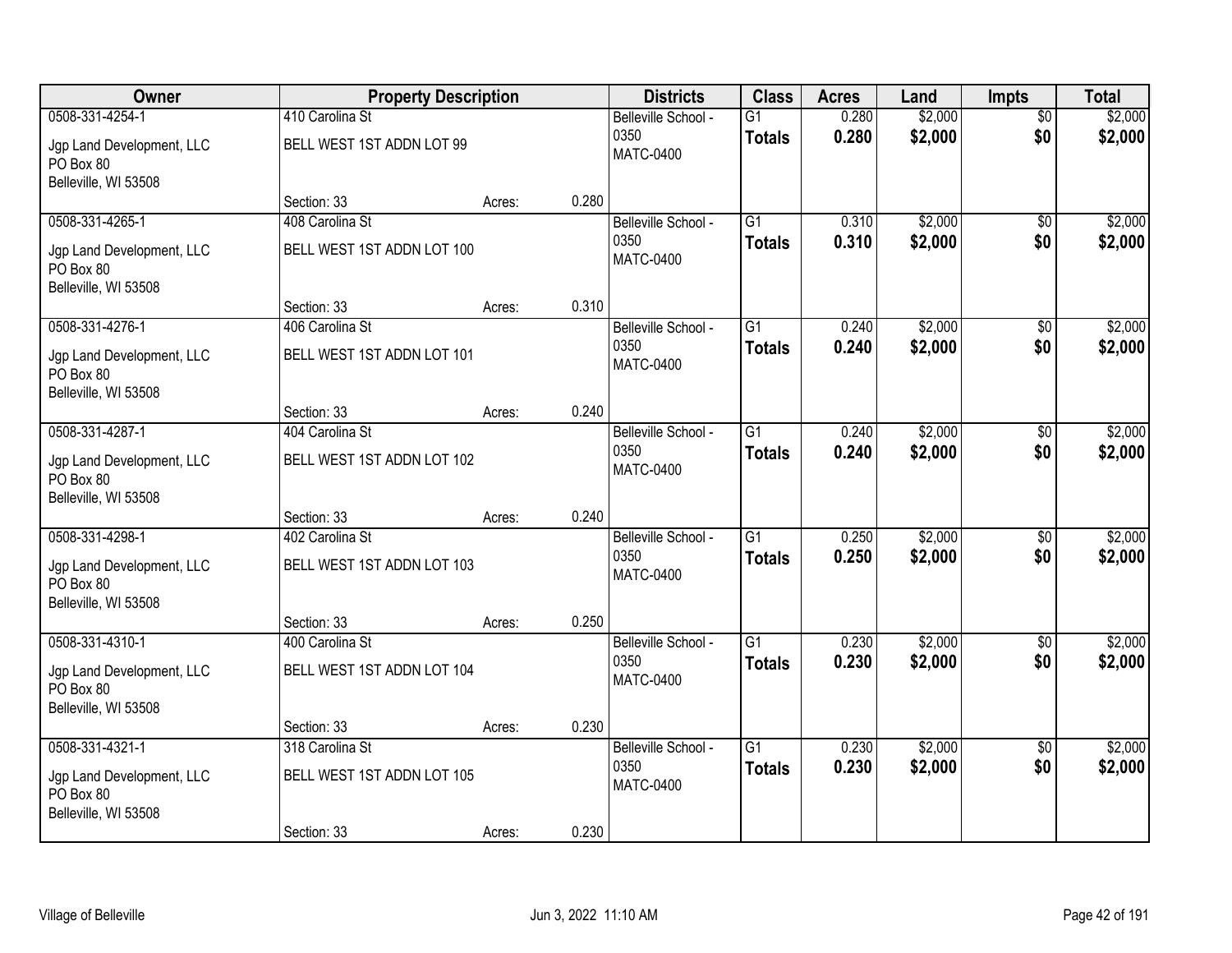| Owner | Property Description | | | Districts | Class | Acres | Land | Impts | Total |
|---|---|---|---|---|---|---|---|---|---|
| 0508-331-4254-1 | 410 Carolina St | | | Belleville School - 0350 | G1 | 0.280 | $2,000 | $0 | $2,000 |
| Jgp Land Development, LLC<br>PO Box 80<br>Belleville, WI 53508 | BELL WEST 1ST ADDN LOT 99 | | | MATC-0400 | **Totals** | **0.280** | **$2,000** | **$0** | **$2,000** |
| | Section: 33 | Acres: | 0.280 | | | | | | |
| 0508-331-4265-1 | 408 Carolina St | | | Belleville School - 0350 | G1 | 0.310 | $2,000 | $0 | $2,000 |
| Jgp Land Development, LLC<br>PO Box 80<br>Belleville, WI 53508 | BELL WEST 1ST ADDN LOT 100 | | | MATC-0400 | **Totals** | **0.310** | **$2,000** | **$0** | **$2,000** |
| | Section: 33 | Acres: | 0.310 | | | | | | |
| 0508-331-4276-1 | 406 Carolina St | | | Belleville School - 0350 | G1 | 0.240 | $2,000 | $0 | $2,000 |
| Jgp Land Development, LLC<br>PO Box 80<br>Belleville, WI 53508 | BELL WEST 1ST ADDN LOT 101 | | | MATC-0400 | **Totals** | **0.240** | **$2,000** | **$0** | **$2,000** |
| | Section: 33 | Acres: | 0.240 | | | | | | |
| 0508-331-4287-1 | 404 Carolina St | | | Belleville School - 0350 | G1 | 0.240 | $2,000 | $0 | $2,000 |
| Jgp Land Development, LLC<br>PO Box 80<br>Belleville, WI 53508 | BELL WEST 1ST ADDN LOT 102 | | | MATC-0400 | **Totals** | **0.240** | **$2,000** | **$0** | **$2,000** |
| | Section: 33 | Acres: | 0.240 | | | | | | |
| 0508-331-4298-1 | 402 Carolina St | | | Belleville School - 0350 | G1 | 0.250 | $2,000 | $0 | $2,000 |
| Jgp Land Development, LLC<br>PO Box 80<br>Belleville, WI 53508 | BELL WEST 1ST ADDN LOT 103 | | | MATC-0400 | **Totals** | **0.250** | **$2,000** | **$0** | **$2,000** |
| | Section: 33 | Acres: | 0.250 | | | | | | |
| 0508-331-4310-1 | 400 Carolina St | | | Belleville School - 0350 | G1 | 0.230 | $2,000 | $0 | $2,000 |
| Jgp Land Development, LLC<br>PO Box 80<br>Belleville, WI 53508 | BELL WEST 1ST ADDN LOT 104 | | | MATC-0400 | **Totals** | **0.230** | **$2,000** | **$0** | **$2,000** |
| | Section: 33 | Acres: | 0.230 | | | | | | |
| 0508-331-4321-1 | 318 Carolina St | | | Belleville School - 0350 | G1 | 0.230 | $2,000 | $0 | $2,000 |
| Jgp Land Development, LLC<br>PO Box 80<br>Belleville, WI 53508 | BELL WEST 1ST ADDN LOT 105 | | | MATC-0400 | **Totals** | **0.230** | **$2,000** | **$0** | **$2,000** |
| | Section: 33 | Acres: | 0.230 | | | | | | |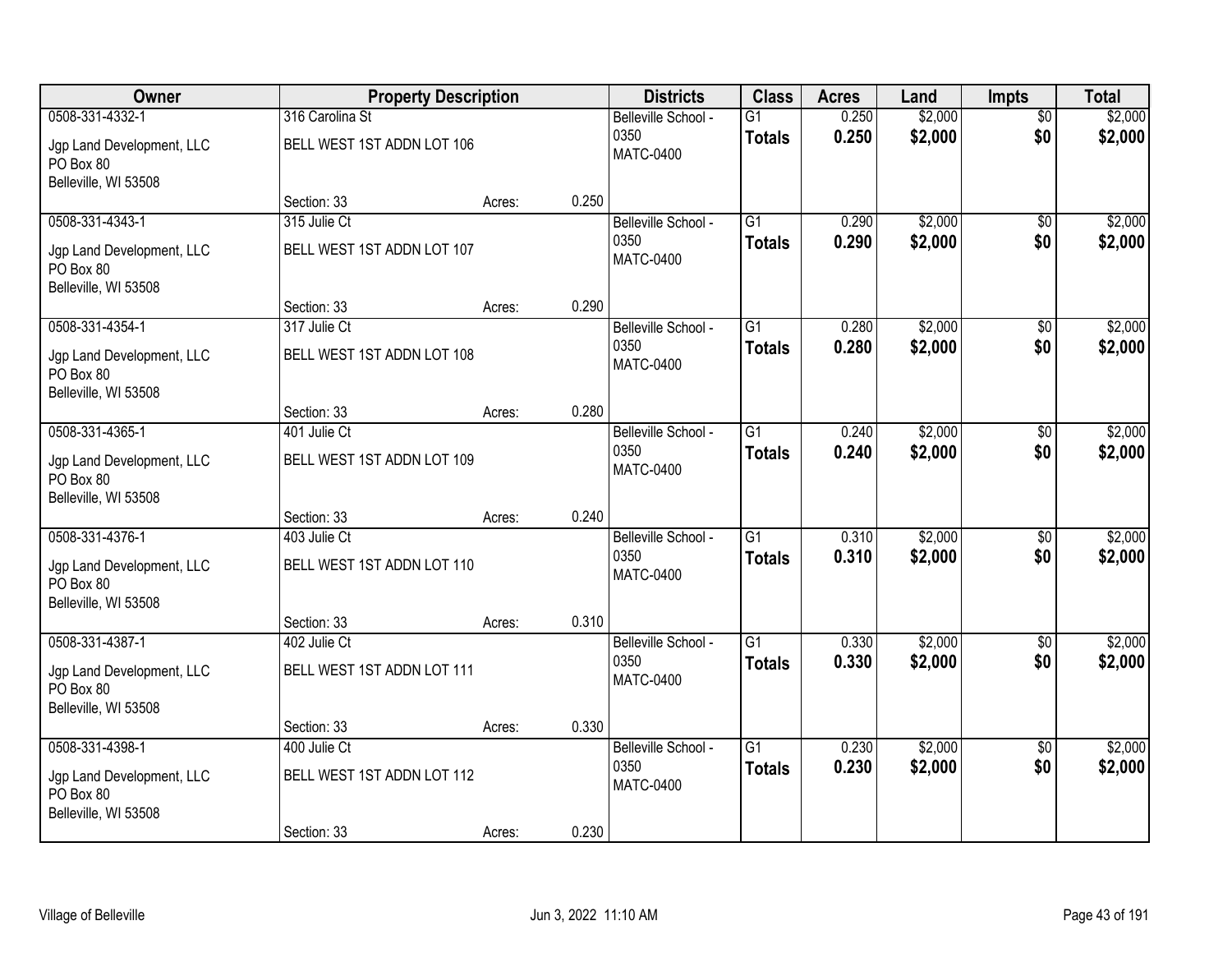| Owner | Property Description | | | Districts | Class | Acres | Land | Impts | Total |
|---|---|---|---|---|---|---|---|---|---|
| 0508-331-4332-1<br>Jgp Land Development, LLC<br>PO Box 80<br>Belleville, WI 53508 | 316 Carolina St<br>BELL WEST 1ST ADDN LOT 106<br>Section: 33 | Acres: | 0.250 | Belleville School - 0350<br>MATC-0400 | G1<br>**Totals** | 0.250<br>**0.250** | $2,000<br>**$2,000** | $0<br>**$0** | $2,000<br>**$2,000** |
| 0508-331-4343-1<br>Jgp Land Development, LLC<br>PO Box 80<br>Belleville, WI 53508 | 315 Julie Ct<br>BELL WEST 1ST ADDN LOT 107<br>Section: 33 | Acres: | 0.290 | Belleville School - 0350<br>MATC-0400 | G1<br>**Totals** | 0.290<br>**0.290** | $2,000<br>**$2,000** | $0<br>**$0** | $2,000<br>**$2,000** |
| 0508-331-4354-1<br>Jgp Land Development, LLC<br>PO Box 80<br>Belleville, WI 53508 | 317 Julie Ct<br>BELL WEST 1ST ADDN LOT 108<br>Section: 33 | Acres: | 0.280 | Belleville School - 0350<br>MATC-0400 | G1<br>**Totals** | 0.280<br>**0.280** | $2,000<br>**$2,000** | $0<br>**$0** | $2,000<br>**$2,000** |
| 0508-331-4365-1<br>Jgp Land Development, LLC<br>PO Box 80<br>Belleville, WI 53508 | 401 Julie Ct<br>BELL WEST 1ST ADDN LOT 109<br>Section: 33 | Acres: | 0.240 | Belleville School - 0350<br>MATC-0400 | G1<br>**Totals** | 0.240<br>**0.240** | $2,000<br>**$2,000** | $0<br>**$0** | $2,000<br>**$2,000** |
| 0508-331-4376-1<br>Jgp Land Development, LLC<br>PO Box 80<br>Belleville, WI 53508 | 403 Julie Ct<br>BELL WEST 1ST ADDN LOT 110<br>Section: 33 | Acres: | 0.310 | Belleville School - 0350<br>MATC-0400 | G1<br>**Totals** | 0.310<br>**0.310** | $2,000<br>**$2,000** | $0<br>**$0** | $2,000<br>**$2,000** |
| 0508-331-4387-1<br>Jgp Land Development, LLC<br>PO Box 80<br>Belleville, WI 53508 | 402 Julie Ct<br>BELL WEST 1ST ADDN LOT 111<br>Section: 33 | Acres: | 0.330 | Belleville School - 0350<br>MATC-0400 | G1<br>**Totals** | 0.330<br>**0.330** | $2,000<br>**$2,000** | $0<br>**$0** | $2,000<br>**$2,000** |
| 0508-331-4398-1<br>Jgp Land Development, LLC<br>PO Box 80<br>Belleville, WI 53508 | 400 Julie Ct<br>BELL WEST 1ST ADDN LOT 112<br>Section: 33 | Acres: | 0.230 | Belleville School - 0350<br>MATC-0400 | G1<br>**Totals** | 0.230<br>**0.230** | $2,000<br>**$2,000** | $0<br>**$0** | $2,000<br>**$2,000** |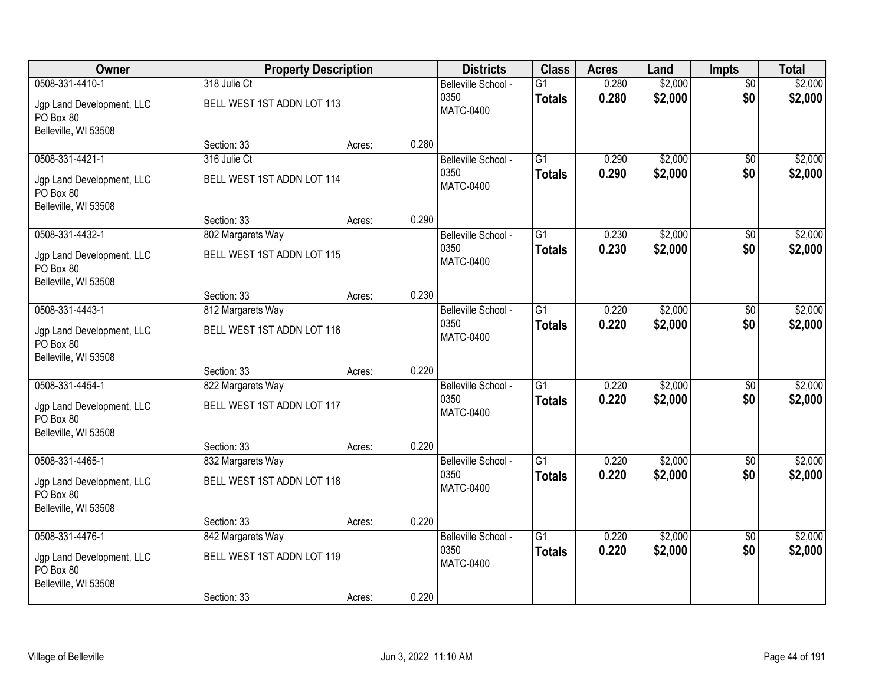| Owner | Property Description | | | Districts | Class | Acres | Land | Impts | Total |
|---|---|---|---|---|---|---|---|---|---|
| 0508-331-4410-1 | 318 Julie Ct | | | Belleville School - 0350 | G1 | 0.280 | $2,000 | $0 | $2,000 |
| Jgp Land Development, LLC<br>PO Box 80<br>Belleville, WI 53508 | BELL WEST 1ST ADDN LOT 113 | | | MATC-0400 | **Totals** | **0.280** | **$2,000** | **$0** | **$2,000** |
| | Section: 33 | Acres: | 0.280 | | | | | | |
| 0508-331-4421-1 | 316 Julie Ct | | | Belleville School - 0350 | G1 | 0.290 | $2,000 | $0 | $2,000 |
| Jgp Land Development, LLC<br>PO Box 80<br>Belleville, WI 53508 | BELL WEST 1ST ADDN LOT 114 | | | MATC-0400 | **Totals** | **0.290** | **$2,000** | **$0** | **$2,000** |
| | Section: 33 | Acres: | 0.290 | | | | | | |
| 0508-331-4432-1 | 802 Margarets Way | | | Belleville School - 0350 | G1 | 0.230 | $2,000 | $0 | $2,000 |
| Jgp Land Development, LLC<br>PO Box 80<br>Belleville, WI 53508 | BELL WEST 1ST ADDN LOT 115 | | | MATC-0400 | **Totals** | **0.230** | **$2,000** | **$0** | **$2,000** |
| | Section: 33 | Acres: | 0.230 | | | | | | |
| 0508-331-4443-1 | 812 Margarets Way | | | Belleville School - 0350 | G1 | 0.220 | $2,000 | $0 | $2,000 |
| Jgp Land Development, LLC<br>PO Box 80<br>Belleville, WI 53508 | BELL WEST 1ST ADDN LOT 116 | | | MATC-0400 | **Totals** | **0.220** | **$2,000** | **$0** | **$2,000** |
| | Section: 33 | Acres: | 0.220 | | | | | | |
| 0508-331-4454-1 | 822 Margarets Way | | | Belleville School - 0350 | G1 | 0.220 | $2,000 | $0 | $2,000 |
| Jgp Land Development, LLC<br>PO Box 80<br>Belleville, WI 53508 | BELL WEST 1ST ADDN LOT 117 | | | MATC-0400 | **Totals** | **0.220** | **$2,000** | **$0** | **$2,000** |
| | Section: 33 | Acres: | 0.220 | | | | | | |
| 0508-331-4465-1 | 832 Margarets Way | | | Belleville School - 0350 | G1 | 0.220 | $2,000 | $0 | $2,000 |
| Jgp Land Development, LLC<br>PO Box 80<br>Belleville, WI 53508 | BELL WEST 1ST ADDN LOT 118 | | | MATC-0400 | **Totals** | **0.220** | **$2,000** | **$0** | **$2,000** |
| | Section: 33 | Acres: | 0.220 | | | | | | |
| 0508-331-4476-1 | 842 Margarets Way | | | Belleville School - 0350 | G1 | 0.220 | $2,000 | $0 | $2,000 |
| Jgp Land Development, LLC<br>PO Box 80<br>Belleville, WI 53508 | BELL WEST 1ST ADDN LOT 119 | | | MATC-0400 | **Totals** | **0.220** | **$2,000** | **$0** | **$2,000** |
| | Section: 33 | Acres: | 0.220 | | | | | | |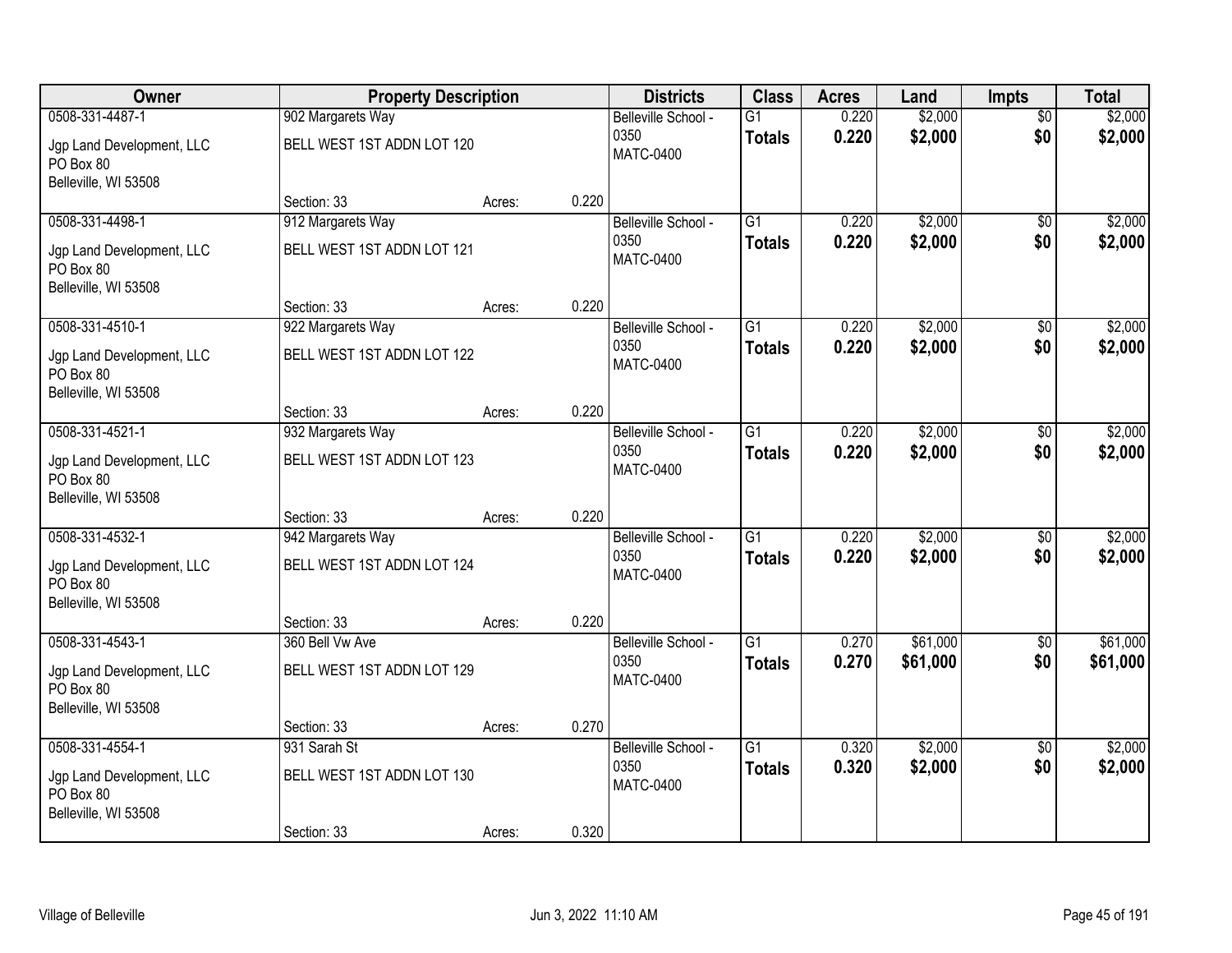| Owner | Property Description | | | Districts | Class | Acres | Land | Impts | Total |
|---|---|---|---|---|---|---|---|---|---|
| 0508-331-4487-1 | 902 Margarets Way | | | Belleville School - 0350 | G1 | 0.220 | $2,000 | $0 | $2,000 |
| Jgp Land Development, LLC<br>PO Box 80<br>Belleville, WI 53508 | BELL WEST 1ST ADDN LOT 120 | | | MATC-0400 | **Totals** | **0.220** | **$2,000** | **$0** | **$2,000** |
| | Section: 33 | Acres: | 0.220 | | | | | | |
| 0508-331-4498-1 | 912 Margarets Way | | | Belleville School - 0350 | G1 | 0.220 | $2,000 | $0 | $2,000 |
| Jgp Land Development, LLC<br>PO Box 80<br>Belleville, WI 53508 | BELL WEST 1ST ADDN LOT 121 | | | MATC-0400 | **Totals** | **0.220** | **$2,000** | **$0** | **$2,000** |
| | Section: 33 | Acres: | 0.220 | | | | | | |
| 0508-331-4510-1 | 922 Margarets Way | | | Belleville School - 0350 | G1 | 0.220 | $2,000 | $0 | $2,000 |
| Jgp Land Development, LLC<br>PO Box 80<br>Belleville, WI 53508 | BELL WEST 1ST ADDN LOT 122 | | | MATC-0400 | **Totals** | **0.220** | **$2,000** | **$0** | **$2,000** |
| | Section: 33 | Acres: | 0.220 | | | | | | |
| 0508-331-4521-1 | 932 Margarets Way | | | Belleville School - 0350 | G1 | 0.220 | $2,000 | $0 | $2,000 |
| Jgp Land Development, LLC<br>PO Box 80<br>Belleville, WI 53508 | BELL WEST 1ST ADDN LOT 123 | | | MATC-0400 | **Totals** | **0.220** | **$2,000** | **$0** | **$2,000** |
| | Section: 33 | Acres: | 0.220 | | | | | | |
| 0508-331-4532-1 | 942 Margarets Way | | | Belleville School - 0350 | G1 | 0.220 | $2,000 | $0 | $2,000 |
| Jgp Land Development, LLC<br>PO Box 80<br>Belleville, WI 53508 | BELL WEST 1ST ADDN LOT 124 | | | MATC-0400 | **Totals** | **0.220** | **$2,000** | **$0** | **$2,000** |
| | Section: 33 | Acres: | 0.220 | | | | | | |
| 0508-331-4543-1 | 360 Bell Vw Ave | | | Belleville School - 0350 | G1 | 0.270 | $61,000 | $0 | $61,000 |
| Jgp Land Development, LLC<br>PO Box 80<br>Belleville, WI 53508 | BELL WEST 1ST ADDN LOT 129 | | | MATC-0400 | **Totals** | **0.270** | **$61,000** | **$0** | **$61,000** |
| | Section: 33 | Acres: | 0.270 | | | | | | |
| 0508-331-4554-1 | 931 Sarah St | | | Belleville School - 0350 | G1 | 0.320 | $2,000 | $0 | $2,000 |
| Jgp Land Development, LLC<br>PO Box 80<br>Belleville, WI 53508 | BELL WEST 1ST ADDN LOT 130 | | | MATC-0400 | **Totals** | **0.320** | **$2,000** | **$0** | **$2,000** |
| | Section: 33 | Acres: | 0.320 | | | | | | |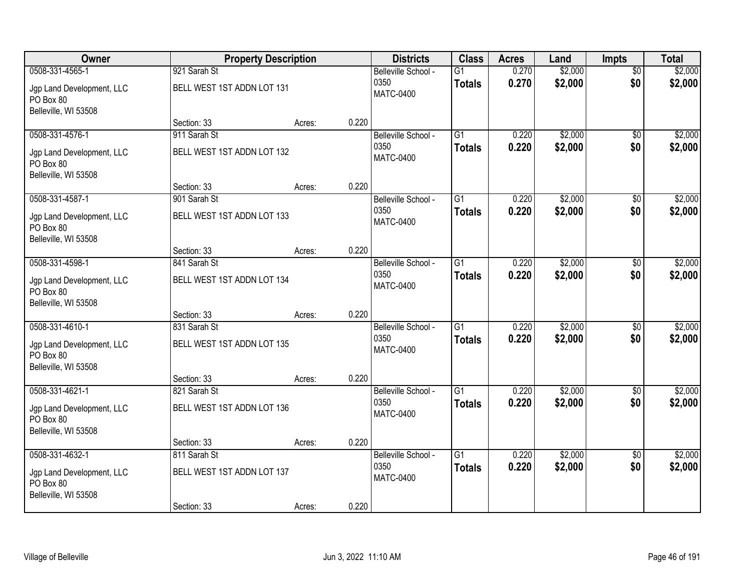| Owner | Property Description | | | Districts | Class | Acres | Land | Impts | Total |
|---|---|---|---|---|---|---|---|---|---|
| 0508-331-4565-1<br>Jgp Land Development, LLC<br>PO Box 80<br>Belleville, WI 53508 | 921 Sarah St<br>BELL WEST 1ST ADDN LOT 131<br>Section: 33 | Acres: | 0.220 | Belleville School - 0350<br>MATC-0400 | G1<br>**Totals** | 0.270<br>**0.270** | $2,000<br>**$2,000** | $0<br>**$0** | $2,000<br>**$2,000** |
| 0508-331-4576-1<br>Jgp Land Development, LLC<br>PO Box 80<br>Belleville, WI 53508 | 911 Sarah St<br>BELL WEST 1ST ADDN LOT 132<br>Section: 33 | Acres: | 0.220 | Belleville School - 0350<br>MATC-0400 | G1<br>**Totals** | 0.220<br>**0.220** | $2,000<br>**$2,000** | $0<br>**$0** | $2,000<br>**$2,000** |
| 0508-331-4587-1<br>Jgp Land Development, LLC<br>PO Box 80<br>Belleville, WI 53508 | 901 Sarah St<br>BELL WEST 1ST ADDN LOT 133<br>Section: 33 | Acres: | 0.220 | Belleville School - 0350<br>MATC-0400 | G1<br>**Totals** | 0.220<br>**0.220** | $2,000<br>**$2,000** | $0<br>**$0** | $2,000<br>**$2,000** |
| 0508-331-4598-1<br>Jgp Land Development, LLC<br>PO Box 80<br>Belleville, WI 53508 | 841 Sarah St<br>BELL WEST 1ST ADDN LOT 134<br>Section: 33 | Acres: | 0.220 | Belleville School - 0350<br>MATC-0400 | G1<br>**Totals** | 0.220<br>**0.220** | $2,000<br>**$2,000** | $0<br>**$0** | $2,000<br>**$2,000** |
| 0508-331-4610-1<br>Jgp Land Development, LLC<br>PO Box 80<br>Belleville, WI 53508 | 831 Sarah St<br>BELL WEST 1ST ADDN LOT 135<br>Section: 33 | Acres: | 0.220 | Belleville School - 0350<br>MATC-0400 | G1<br>**Totals** | 0.220<br>**0.220** | $2,000<br>**$2,000** | $0<br>**$0** | $2,000<br>**$2,000** |
| 0508-331-4621-1<br>Jgp Land Development, LLC<br>PO Box 80<br>Belleville, WI 53508 | 821 Sarah St<br>BELL WEST 1ST ADDN LOT 136<br>Section: 33 | Acres: | 0.220 | Belleville School - 0350<br>MATC-0400 | G1<br>**Totals** | 0.220<br>**0.220** | $2,000<br>**$2,000** | $0<br>**$0** | $2,000<br>**$2,000** |
| 0508-331-4632-1<br>Jgp Land Development, LLC<br>PO Box 80<br>Belleville, WI 53508 | 811 Sarah St<br>BELL WEST 1ST ADDN LOT 137<br>Section: 33 | Acres: | 0.220 | Belleville School - 0350<br>MATC-0400 | G1<br>**Totals** | 0.220<br>**0.220** | $2,000<br>**$2,000** | $0<br>**$0** | $2,000<br>**$2,000** |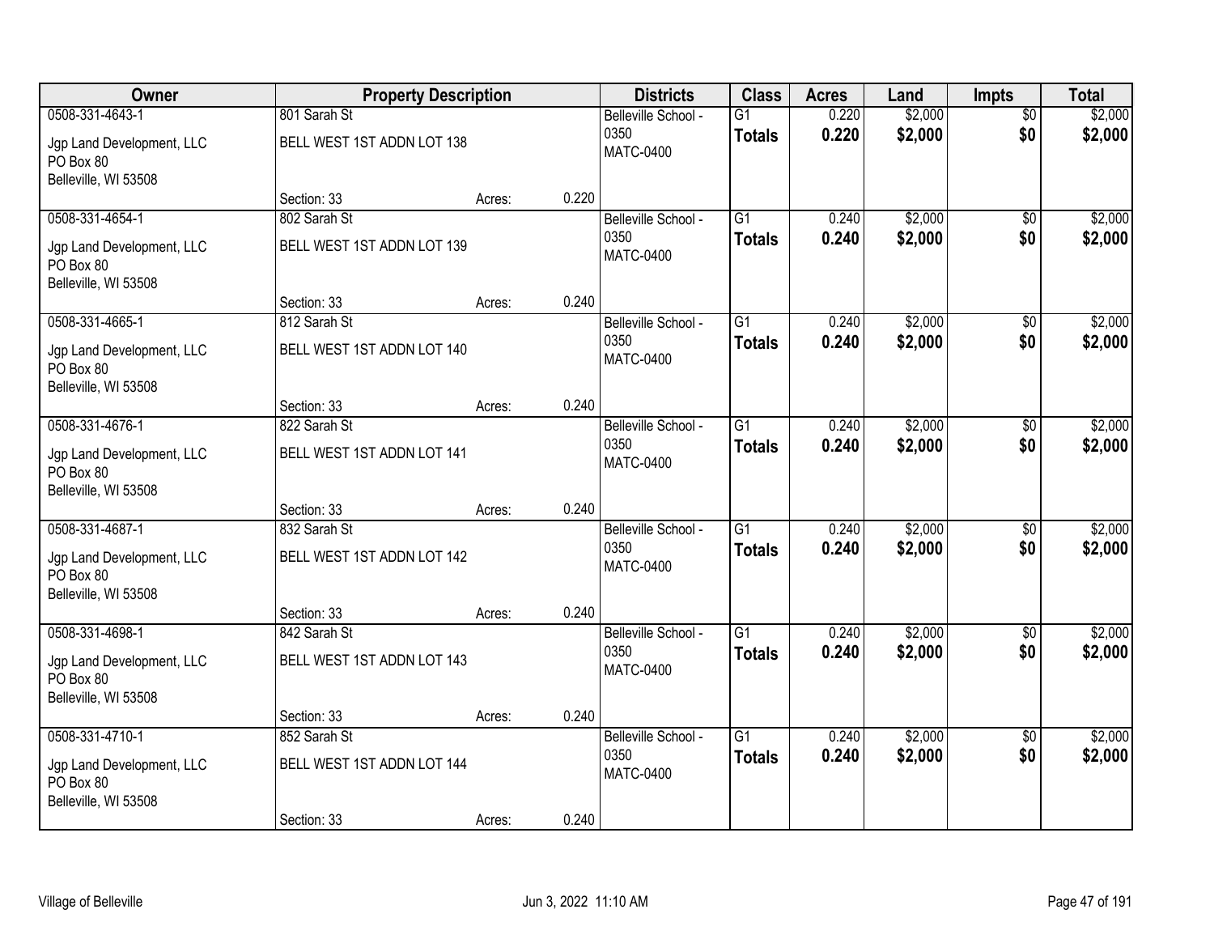| Owner | Property Description | | | Districts | Class | Acres | Land | Impts | Total |
|---|---|---|---|---|---|---|---|---|---|
| 0508-331-4643-1 | 801 Sarah St | | | Belleville School - 0350 | G1 | 0.220 | $2,000 | $0 | $2,000 |
| Jgp Land Development, LLC<br>PO Box 80<br>Belleville, WI 53508 | BELL WEST 1ST ADDN LOT 138 | | | MATC-0400 | **Totals** | **0.220** | **$2,000** | **$0** | **$2,000** |
| | Section: 33 | Acres: | 0.220 | | | | | | |
| 0508-331-4654-1 | 802 Sarah St | | | Belleville School - 0350 | G1 | 0.240 | $2,000 | $0 | $2,000 |
| Jgp Land Development, LLC<br>PO Box 80<br>Belleville, WI 53508 | BELL WEST 1ST ADDN LOT 139 | | | MATC-0400 | **Totals** | **0.240** | **$2,000** | **$0** | **$2,000** |
| | Section: 33 | Acres: | 0.240 | | | | | | |
| 0508-331-4665-1 | 812 Sarah St | | | Belleville School - 0350 | G1 | 0.240 | $2,000 | $0 | $2,000 |
| Jgp Land Development, LLC<br>PO Box 80<br>Belleville, WI 53508 | BELL WEST 1ST ADDN LOT 140 | | | MATC-0400 | **Totals** | **0.240** | **$2,000** | **$0** | **$2,000** |
| | Section: 33 | Acres: | 0.240 | | | | | | |
| 0508-331-4676-1 | 822 Sarah St | | | Belleville School - 0350 | G1 | 0.240 | $2,000 | $0 | $2,000 |
| Jgp Land Development, LLC<br>PO Box 80<br>Belleville, WI 53508 | BELL WEST 1ST ADDN LOT 141 | | | MATC-0400 | **Totals** | **0.240** | **$2,000** | **$0** | **$2,000** |
| | Section: 33 | Acres: | 0.240 | | | | | | |
| 0508-331-4687-1 | 832 Sarah St | | | Belleville School - 0350 | G1 | 0.240 | $2,000 | $0 | $2,000 |
| Jgp Land Development, LLC<br>PO Box 80<br>Belleville, WI 53508 | BELL WEST 1ST ADDN LOT 142 | | | MATC-0400 | **Totals** | **0.240** | **$2,000** | **$0** | **$2,000** |
| | Section: 33 | Acres: | 0.240 | | | | | | |
| 0508-331-4698-1 | 842 Sarah St | | | Belleville School - 0350 | G1 | 0.240 | $2,000 | $0 | $2,000 |
| Jgp Land Development, LLC<br>PO Box 80<br>Belleville, WI 53508 | BELL WEST 1ST ADDN LOT 143 | | | MATC-0400 | **Totals** | **0.240** | **$2,000** | **$0** | **$2,000** |
| | Section: 33 | Acres: | 0.240 | | | | | | |
| 0508-331-4710-1 | 852 Sarah St | | | Belleville School - 0350 | G1 | 0.240 | $2,000 | $0 | $2,000 |
| Jgp Land Development, LLC<br>PO Box 80<br>Belleville, WI 53508 | BELL WEST 1ST ADDN LOT 144 | | | MATC-0400 | **Totals** | **0.240** | **$2,000** | **$0** | **$2,000** |
| | Section: 33 | Acres: | 0.240 | | | | | | |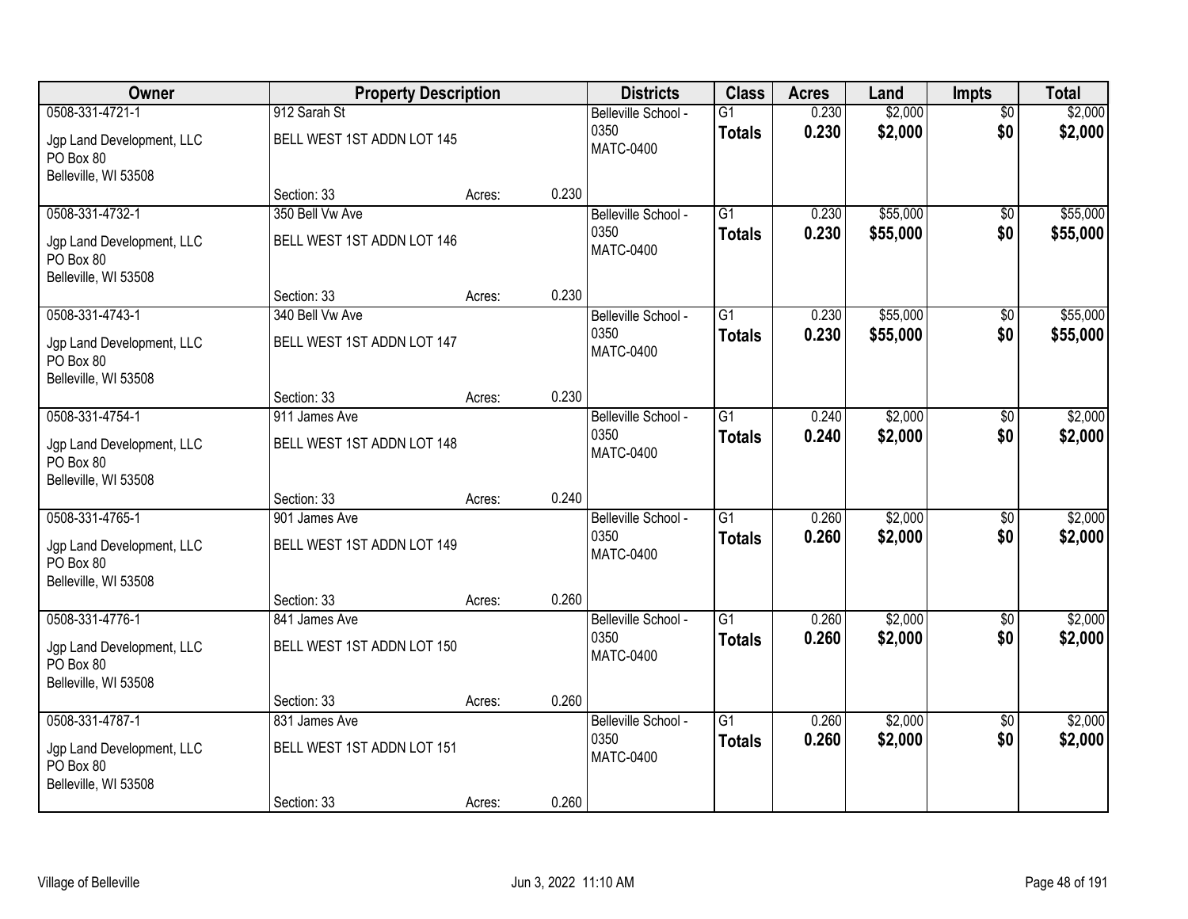| Owner | Property Description | | | Districts | Class | Acres | Land | Impts | Total |
|---|---|---|---|---|---|---|---|---|---|
| 0508-331-4721-1<br>Jgp Land Development, LLC<br>PO Box 80<br>Belleville, WI 53508 | 912 Sarah St<br>BELL WEST 1ST ADDN LOT 145<br>Section: 33 | Acres: | 0.230 | Belleville School - 0350<br>MATC-0400 | G1<br>**Totals** | 0.230<br>**0.230** | $2,000<br>**$2,000** | $0<br>**$0** | $2,000<br>**$2,000** |
| 0508-331-4732-1<br>Jgp Land Development, LLC<br>PO Box 80<br>Belleville, WI 53508 | 350 Bell Vw Ave<br>BELL WEST 1ST ADDN LOT 146<br>Section: 33 | Acres: | 0.230 | Belleville School - 0350<br>MATC-0400 | G1<br>**Totals** | 0.230<br>**0.230** | $55,000<br>**$55,000** | $0<br>**$0** | $55,000<br>**$55,000** |
| 0508-331-4743-1<br>Jgp Land Development, LLC<br>PO Box 80<br>Belleville, WI 53508 | 340 Bell Vw Ave<br>BELL WEST 1ST ADDN LOT 147<br>Section: 33 | Acres: | 0.230 | Belleville School - 0350<br>MATC-0400 | G1<br>**Totals** | 0.230<br>**0.230** | $55,000<br>**$55,000** | $0<br>**$0** | $55,000<br>**$55,000** |
| 0508-331-4754-1<br>Jgp Land Development, LLC<br>PO Box 80<br>Belleville, WI 53508 | 911 James Ave<br>BELL WEST 1ST ADDN LOT 148<br>Section: 33 | Acres: | 0.240 | Belleville School - 0350<br>MATC-0400 | G1<br>**Totals** | 0.240<br>**0.240** | $2,000<br>**$2,000** | $0<br>**$0** | $2,000<br>**$2,000** |
| 0508-331-4765-1<br>Jgp Land Development, LLC<br>PO Box 80<br>Belleville, WI 53508 | 901 James Ave<br>BELL WEST 1ST ADDN LOT 149<br>Section: 33 | Acres: | 0.260 | Belleville School - 0350<br>MATC-0400 | G1<br>**Totals** | 0.260<br>**0.260** | $2,000<br>**$2,000** | $0<br>**$0** | $2,000<br>**$2,000** |
| 0508-331-4776-1<br>Jgp Land Development, LLC<br>PO Box 80<br>Belleville, WI 53508 | 841 James Ave<br>BELL WEST 1ST ADDN LOT 150<br>Section: 33 | Acres: | 0.260 | Belleville School - 0350<br>MATC-0400 | G1<br>**Totals** | 0.260<br>**0.260** | $2,000<br>**$2,000** | $0<br>**$0** | $2,000<br>**$2,000** |
| 0508-331-4787-1<br>Jgp Land Development, LLC<br>PO Box 80<br>Belleville, WI 53508 | 831 James Ave<br>BELL WEST 1ST ADDN LOT 151<br>Section: 33 | Acres: | 0.260 | Belleville School - 0350<br>MATC-0400 | G1<br>**Totals** | 0.260<br>**0.260** | $2,000<br>**$2,000** | $0<br>**$0** | $2,000<br>**$2,000** |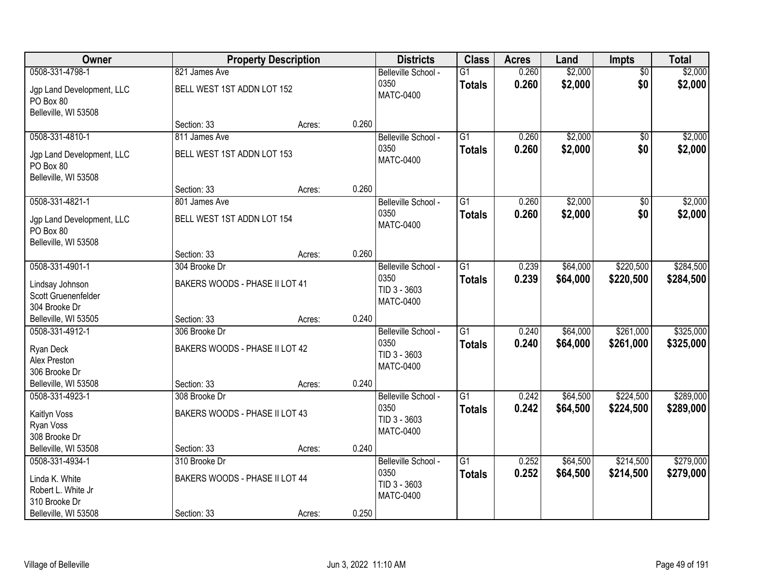| Owner | Property Description | | | Districts | Class | Acres | Land | Impts | Total |
|---|---|---|---|---|---|---|---|---|---|
| 0508-331-4798-1<br>Jgp Land Development, LLC<br>PO Box 80<br>Belleville, WI 53508 | 821 James Ave<br>BELL WEST 1ST ADDN LOT 152<br>Section: 33 | Acres: | 0.260 | Belleville School - 0350<br>MATC-0400 | G1<br>**Totals** | 0.260<br>**0.260** | $2,000<br>**$2,000** | $0<br>**$0** | $2,000<br>**$2,000** |
| 0508-331-4810-1<br>Jgp Land Development, LLC<br>PO Box 80<br>Belleville, WI 53508 | 811 James Ave<br>BELL WEST 1ST ADDN LOT 153<br>Section: 33 | Acres: | 0.260 | Belleville School - 0350<br>MATC-0400 | G1<br>**Totals** | 0.260<br>**0.260** | $2,000<br>**$2,000** | $0<br>**$0** | $2,000<br>**$2,000** |
| 0508-331-4821-1<br>Jgp Land Development, LLC<br>PO Box 80<br>Belleville, WI 53508 | 801 James Ave<br>BELL WEST 1ST ADDN LOT 154<br>Section: 33 | Acres: | 0.260 | Belleville School - 0350<br>MATC-0400 | G1<br>**Totals** | 0.260<br>**0.260** | $2,000<br>**$2,000** | $0<br>**$0** | $2,000<br>**$2,000** |
| 0508-331-4901-1<br>Lindsay Johnson<br>Scott Gruenenfelder<br>304 Brooke Dr<br>Belleville, WI 53505 | 304 Brooke Dr<br>BAKERS WOODS - PHASE II LOT 41<br>Section: 33 | Acres: | 0.240 | Belleville School - 0350<br>TID 3 - 3603<br>MATC-0400 | G1<br>**Totals** | 0.239<br>**0.239** | $64,000<br>**$64,000** | $220,500<br>**$220,500** | $284,500<br>**$284,500** |
| 0508-331-4912-1<br>Ryan Deck<br>Alex Preston<br>306 Brooke Dr<br>Belleville, WI 53508 | 306 Brooke Dr<br>BAKERS WOODS - PHASE II LOT 42<br>Section: 33 | Acres: | 0.240 | Belleville School - 0350<br>TID 3 - 3603<br>MATC-0400 | G1<br>**Totals** | 0.240<br>**0.240** | $64,000<br>**$64,000** | $261,000<br>**$261,000** | $325,000<br>**$325,000** |
| 0508-331-4923-1<br>Kaitlyn Voss<br>Ryan Voss<br>308 Brooke Dr<br>Belleville, WI 53508 | 308 Brooke Dr<br>BAKERS WOODS - PHASE II LOT 43<br>Section: 33 | Acres: | 0.240 | Belleville School - 0350<br>TID 3 - 3603<br>MATC-0400 | G1<br>**Totals** | 0.242<br>**0.242** | $64,500<br>**$64,500** | $224,500<br>**$224,500** | $289,000<br>**$289,000** |
| 0508-331-4934-1<br>Linda K. White<br>Robert L. White Jr<br>310 Brooke Dr<br>Belleville, WI 53508 | 310 Brooke Dr<br>BAKERS WOODS - PHASE II LOT 44<br>Section: 33 | Acres: | 0.250 | Belleville School - 0350<br>TID 3 - 3603<br>MATC-0400 | G1<br>**Totals** | 0.252<br>**0.252** | $64,500<br>**$64,500** | $214,500<br>**$214,500** | $279,000<br>**$279,000** |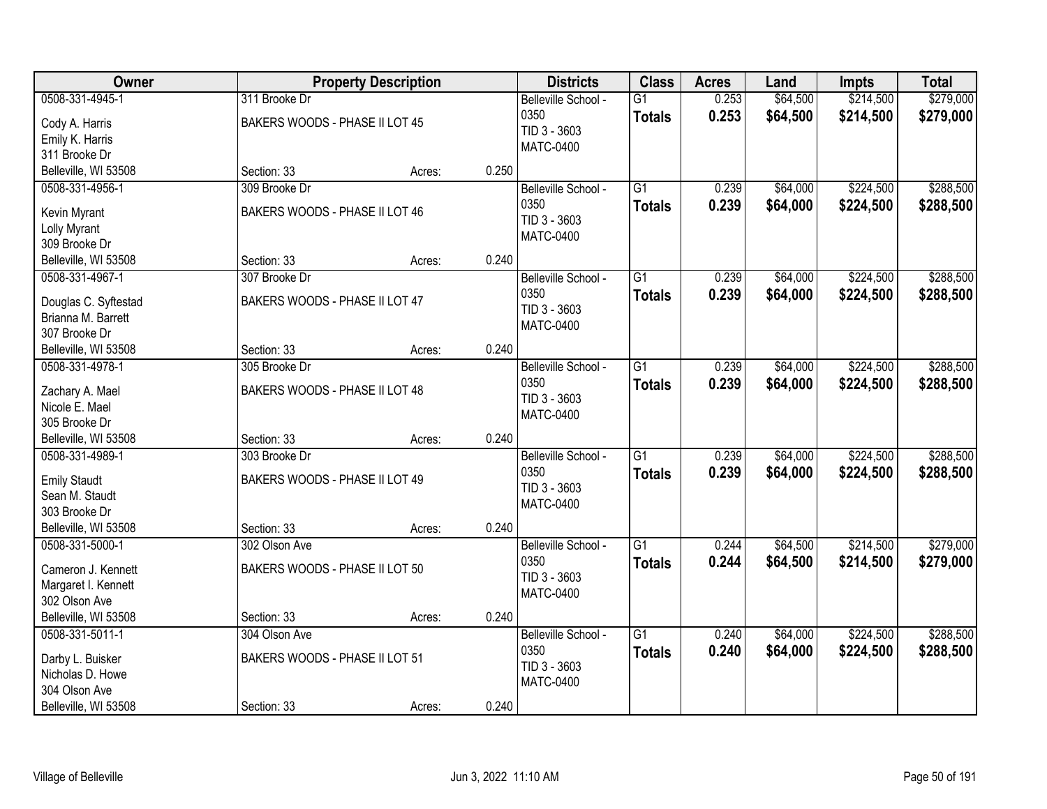| Owner | Property Description | | | Districts | Class | Acres | Land | Impts | Total |
|---|---|---|---|---|---|---|---|---|---|
| 0508-331-4945-1<br>Cody A. Harris<br>Emily K. Harris<br>311 Brooke Dr<br>Belleville, WI 53508 | 311 Brooke Dr<br>BAKERS WOODS - PHASE II LOT 45<br>Section: 33 | Acres: | 0.250 | Belleville School - 0350<br>TID 3 - 3603<br>MATC-0400 | G1<br>**Totals** | 0.253<br>**0.253** | $64,500<br>**$64,500** | $214,500<br>**$214,500** | $279,000<br>**$279,000** |
| 0508-331-4956-1<br>Kevin Myrant<br>Lolly Myrant<br>309 Brooke Dr<br>Belleville, WI 53508 | 309 Brooke Dr<br>BAKERS WOODS - PHASE II LOT 46<br>Section: 33 | Acres: | 0.240 | Belleville School - 0350<br>TID 3 - 3603<br>MATC-0400 | G1<br>**Totals** | 0.239<br>**0.239** | $64,000<br>**$64,000** | $224,500<br>**$224,500** | $288,500<br>**$288,500** |
| 0508-331-4967-1<br>Douglas C. Syftestad<br>Brianna M. Barrett<br>307 Brooke Dr<br>Belleville, WI 53508 | 307 Brooke Dr<br>BAKERS WOODS - PHASE II LOT 47<br>Section: 33 | Acres: | 0.240 | Belleville School - 0350<br>TID 3 - 3603<br>MATC-0400 | G1<br>**Totals** | 0.239<br>**0.239** | $64,000<br>**$64,000** | $224,500<br>**$224,500** | $288,500<br>**$288,500** |
| 0508-331-4978-1<br>Zachary A. Mael<br>Nicole E. Mael<br>305 Brooke Dr<br>Belleville, WI 53508 | 305 Brooke Dr<br>BAKERS WOODS - PHASE II LOT 48<br>Section: 33 | Acres: | 0.240 | Belleville School - 0350<br>TID 3 - 3603<br>MATC-0400 | G1<br>**Totals** | 0.239<br>**0.239** | $64,000<br>**$64,000** | $224,500<br>**$224,500** | $288,500<br>**$288,500** |
| 0508-331-4989-1<br>Emily Staudt<br>Sean M. Staudt<br>303 Brooke Dr<br>Belleville, WI 53508 | 303 Brooke Dr<br>BAKERS WOODS - PHASE II LOT 49<br>Section: 33 | Acres: | 0.240 | Belleville School - 0350<br>TID 3 - 3603<br>MATC-0400 | G1<br>**Totals** | 0.239<br>**0.239** | $64,000<br>**$64,000** | $224,500<br>**$224,500** | $288,500<br>**$288,500** |
| 0508-331-5000-1<br>Cameron J. Kennett<br>Margaret I. Kennett<br>302 Olson Ave<br>Belleville, WI 53508 | 302 Olson Ave<br>BAKERS WOODS - PHASE II LOT 50<br>Section: 33 | Acres: | 0.240 | Belleville School - 0350<br>TID 3 - 3603<br>MATC-0400 | G1<br>**Totals** | 0.244<br>**0.244** | $64,500<br>**$64,500** | $214,500<br>**$214,500** | $279,000<br>**$279,000** |
| 0508-331-5011-1<br>Darby L. Buisker<br>Nicholas D. Howe<br>304 Olson Ave<br>Belleville, WI 53508 | 304 Olson Ave<br>BAKERS WOODS - PHASE II LOT 51<br>Section: 33 | Acres: | 0.240 | Belleville School - 0350<br>TID 3 - 3603<br>MATC-0400 | G1<br>**Totals** | 0.240<br>**0.240** | $64,000<br>**$64,000** | $224,500<br>**$224,500** | $288,500<br>**$288,500** |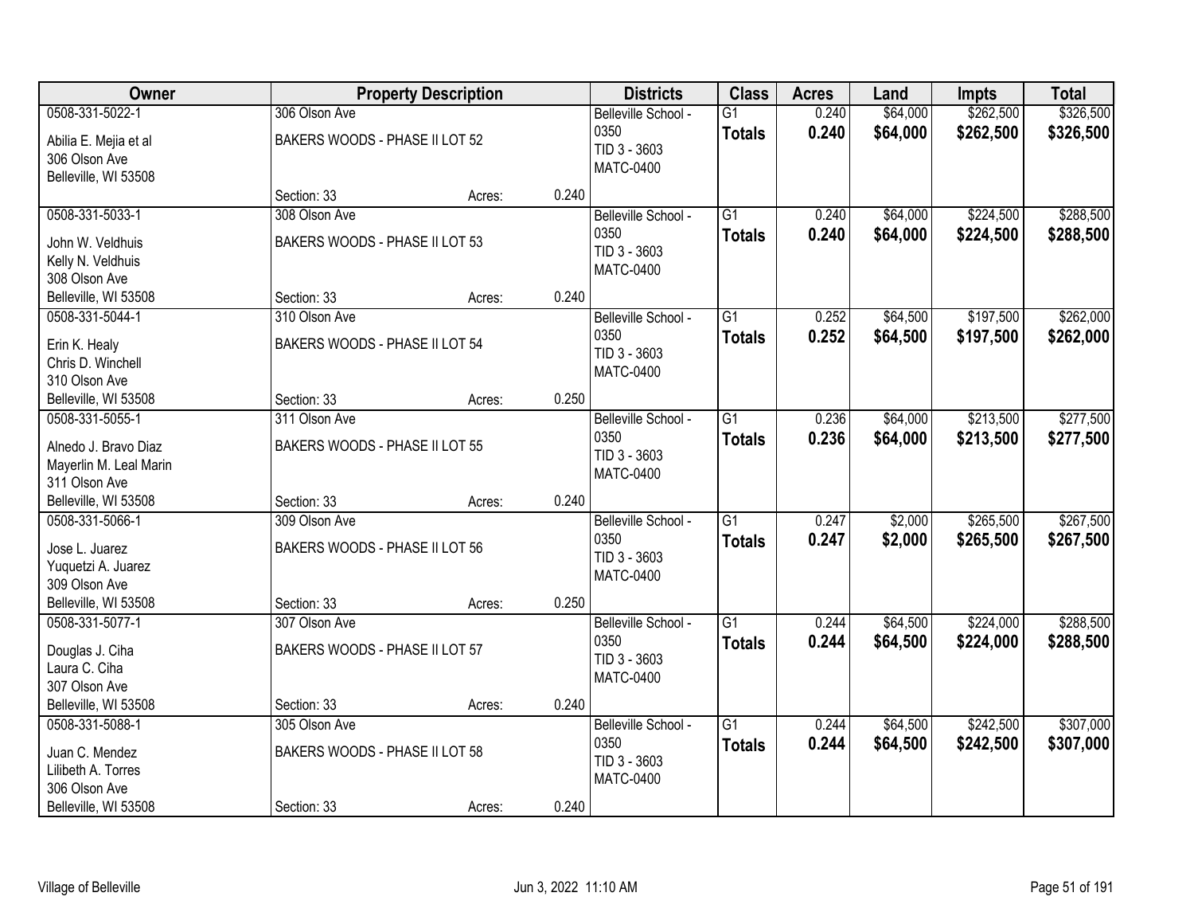| Owner | Property Description | | | Districts | Class | Acres | Land | Impts | Total |
|---|---|---|---|---|---|---|---|---|---|
| 0508-331-5022-1<br>Abilia E. Mejia et al<br>306 Olson Ave<br>Belleville, WI 53508 | 306 Olson Ave<br>BAKERS WOODS - PHASE II LOT 52<br>Section: 33 | Acres: | 0.240 | Belleville School - 0350<br>TID 3 - 3603<br>MATC-0400 | G1<br>**Totals** | 0.240<br>**0.240** | $64,000<br>**$64,000** | $262,500<br>**$262,500** | $326,500<br>**$326,500** |
| 0508-331-5033-1<br>John W. Veldhuis<br>Kelly N. Veldhuis<br>308 Olson Ave<br>Belleville, WI 53508 | 308 Olson Ave<br>BAKERS WOODS - PHASE II LOT 53<br>Section: 33 | Acres: | 0.240 | Belleville School - 0350<br>TID 3 - 3603<br>MATC-0400 | G1<br>**Totals** | 0.240<br>**0.240** | $64,000<br>**$64,000** | $224,500<br>**$224,500** | $288,500<br>**$288,500** |
| 0508-331-5044-1<br>Erin K. Healy<br>Chris D. Winchell<br>310 Olson Ave<br>Belleville, WI 53508 | 310 Olson Ave<br>BAKERS WOODS - PHASE II LOT 54<br>Section: 33 | Acres: | 0.250 | Belleville School - 0350<br>TID 3 - 3603<br>MATC-0400 | G1<br>**Totals** | 0.252<br>**0.252** | $64,500<br>**$64,500** | $197,500<br>**$197,500** | $262,000<br>**$262,000** |
| 0508-331-5055-1<br>Alnedo J. Bravo Diaz<br>Mayerlin M. Leal Marin<br>311 Olson Ave<br>Belleville, WI 53508 | 311 Olson Ave<br>BAKERS WOODS - PHASE II LOT 55<br>Section: 33 | Acres: | 0.240 | Belleville School - 0350<br>TID 3 - 3603<br>MATC-0400 | G1<br>**Totals** | 0.236<br>**0.236** | $64,000<br>**$64,000** | $213,500<br>**$213,500** | $277,500<br>**$277,500** |
| 0508-331-5066-1<br>Jose L. Juarez<br>Yuquetzi A. Juarez<br>309 Olson Ave<br>Belleville, WI 53508 | 309 Olson Ave<br>BAKERS WOODS - PHASE II LOT 56<br>Section: 33 | Acres: | 0.250 | Belleville School - 0350<br>TID 3 - 3603<br>MATC-0400 | G1<br>**Totals** | 0.247<br>**0.247** | $2,000<br>**$2,000** | $265,500<br>**$265,500** | $267,500<br>**$267,500** |
| 0508-331-5077-1<br>Douglas J. Ciha<br>Laura C. Ciha<br>307 Olson Ave<br>Belleville, WI 53508 | 307 Olson Ave<br>BAKERS WOODS - PHASE II LOT 57<br>Section: 33 | Acres: | 0.240 | Belleville School - 0350<br>TID 3 - 3603<br>MATC-0400 | G1<br>**Totals** | 0.244<br>**0.244** | $64,500<br>**$64,500** | $224,000<br>**$224,000** | $288,500<br>**$288,500** |
| 0508-331-5088-1<br>Juan C. Mendez<br>Lilibeth A. Torres<br>306 Olson Ave<br>Belleville, WI 53508 | 305 Olson Ave<br>BAKERS WOODS - PHASE II LOT 58<br>Section: 33 | Acres: | 0.240 | Belleville School - 0350<br>TID 3 - 3603<br>MATC-0400 | G1<br>**Totals** | 0.244<br>**0.244** | $64,500<br>**$64,500** | $242,500<br>**$242,500** | $307,000<br>**$307,000** |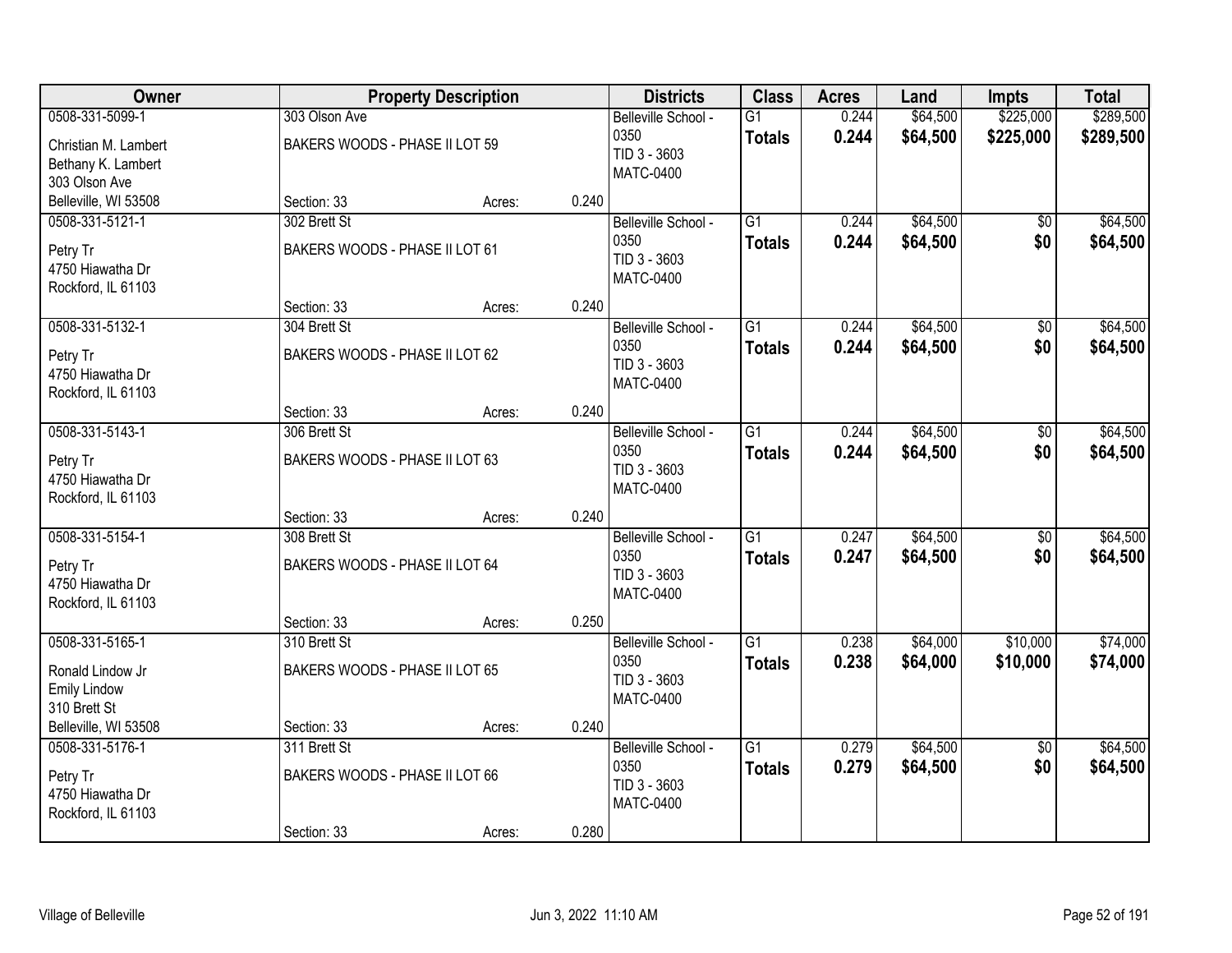| Owner | Property Description | | | Districts | Class | Acres | Land | Impts | Total |
|---|---|---|---|---|---|---|---|---|---|
| 0508-331-5099-1 | 303 Olson Ave | | | Belleville School - 0350 | G1 | 0.244 | $64,500 | $225,000 | $289,500 |
| Christian M. Lambert<br>Bethany K. Lambert<br>303 Olson Ave<br>Belleville, WI 53508 | BAKERS WOODS - PHASE II LOT 59 | | | TID 3 - 3603<br>MATC-0400 | **Totals** | **0.244** | **$64,500** | **$225,000** | **$289,500** |
| | Section: 33 | Acres: | 0.240 | | | | | | |
| 0508-331-5121-1 | 302 Brett St | | | Belleville School - 0350 | G1 | 0.244 | $64,500 | $0 | $64,500 |
| Petry Tr<br>4750 Hiawatha Dr<br>Rockford, IL 61103 | BAKERS WOODS - PHASE II LOT 61 | | | TID 3 - 3603<br>MATC-0400 | **Totals** | **0.244** | **$64,500** | **$0** | **$64,500** |
| | Section: 33 | Acres: | 0.240 | | | | | | |
| 0508-331-5132-1 | 304 Brett St | | | Belleville School - 0350 | G1 | 0.244 | $64,500 | $0 | $64,500 |
| Petry Tr<br>4750 Hiawatha Dr<br>Rockford, IL 61103 | BAKERS WOODS - PHASE II LOT 62 | | | TID 3 - 3603<br>MATC-0400 | **Totals** | **0.244** | **$64,500** | **$0** | **$64,500** |
| | Section: 33 | Acres: | 0.240 | | | | | | |
| 0508-331-5143-1 | 306 Brett St | | | Belleville School - 0350 | G1 | 0.244 | $64,500 | $0 | $64,500 |
| Petry Tr<br>4750 Hiawatha Dr<br>Rockford, IL 61103 | BAKERS WOODS - PHASE II LOT 63 | | | TID 3 - 3603<br>MATC-0400 | **Totals** | **0.244** | **$64,500** | **$0** | **$64,500** |
| | Section: 33 | Acres: | 0.240 | | | | | | |
| 0508-331-5154-1 | 308 Brett St | | | Belleville School - 0350 | G1 | 0.247 | $64,500 | $0 | $64,500 |
| Petry Tr<br>4750 Hiawatha Dr<br>Rockford, IL 61103 | BAKERS WOODS - PHASE II LOT 64 | | | TID 3 - 3603<br>MATC-0400 | **Totals** | **0.247** | **$64,500** | **$0** | **$64,500** |
| | Section: 33 | Acres: | 0.250 | | | | | | |
| 0508-331-5165-1 | 310 Brett St | | | Belleville School - 0350 | G1 | 0.238 | $64,000 | $10,000 | $74,000 |
| Ronald Lindow Jr<br>Emily Lindow<br>310 Brett St<br>Belleville, WI 53508 | BAKERS WOODS - PHASE II LOT 65 | | | TID 3 - 3603<br>MATC-0400 | **Totals** | **0.238** | **$64,000** | **$10,000** | **$74,000** |
| | Section: 33 | Acres: | 0.240 | | | | | | |
| 0508-331-5176-1 | 311 Brett St | | | Belleville School - 0350 | G1 | 0.279 | $64,500 | $0 | $64,500 |
| Petry Tr<br>4750 Hiawatha Dr<br>Rockford, IL 61103 | BAKERS WOODS - PHASE II LOT 66 | | | TID 3 - 3603<br>MATC-0400 | **Totals** | **0.279** | **$64,500** | **$0** | **$64,500** |
| | Section: 33 | Acres: | 0.280 | | | | | | |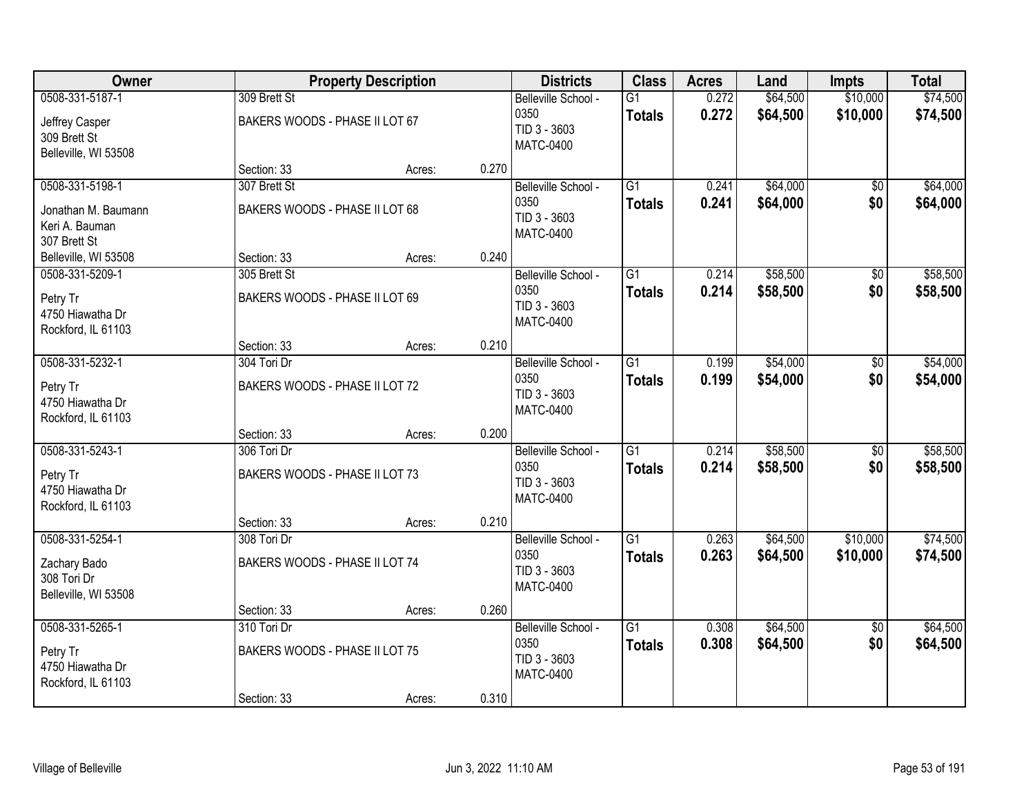| Owner | Property Description | | | Districts | Class | Acres | Land | Impts | Total |
|---|---|---|---|---|---|---|---|---|---|
| 0508-331-5187-1<br>Jeffrey Casper<br>309 Brett St<br>Belleville, WI 53508 | 309 Brett St<br>BAKERS WOODS - PHASE II LOT 67<br>Section: 33 | Acres: | 0.270 | Belleville School - 0350<br>TID 3 - 3603<br>MATC-0400 | G1<br>**Totals** | 0.272<br>**0.272** | $64,500<br>**$64,500** | $10,000<br>**$10,000** | $74,500<br>**$74,500** |
| 0508-331-5198-1<br>Jonathan M. Baumann<br>Keri A. Bauman<br>307 Brett St<br>Belleville, WI 53508 | 307 Brett St<br>BAKERS WOODS - PHASE II LOT 68<br>Section: 33 | Acres: | 0.240 | Belleville School - 0350<br>TID 3 - 3603<br>MATC-0400 | G1<br>**Totals** | 0.241<br>**0.241** | $64,000<br>**$64,000** | $0<br>**$0** | $64,000<br>**$64,000** |
| 0508-331-5209-1<br>Petry Tr<br>4750 Hiawatha Dr<br>Rockford, IL 61103 | 305 Brett St<br>BAKERS WOODS - PHASE II LOT 69<br>Section: 33 | Acres: | 0.210 | Belleville School - 0350<br>TID 3 - 3603<br>MATC-0400 | G1<br>**Totals** | 0.214<br>**0.214** | $58,500<br>**$58,500** | $0<br>**$0** | $58,500<br>**$58,500** |
| 0508-331-5232-1<br>Petry Tr<br>4750 Hiawatha Dr<br>Rockford, IL 61103 | 304 Tori Dr<br>BAKERS WOODS - PHASE II LOT 72<br>Section: 33 | Acres: | 0.200 | Belleville School - 0350<br>TID 3 - 3603<br>MATC-0400 | G1<br>**Totals** | 0.199<br>**0.199** | $54,000<br>**$54,000** | $0<br>**$0** | $54,000<br>**$54,000** |
| 0508-331-5243-1<br>Petry Tr<br>4750 Hiawatha Dr<br>Rockford, IL 61103 | 306 Tori Dr<br>BAKERS WOODS - PHASE II LOT 73<br>Section: 33 | Acres: | 0.210 | Belleville School - 0350<br>TID 3 - 3603<br>MATC-0400 | G1<br>**Totals** | 0.214<br>**0.214** | $58,500<br>**$58,500** | $0<br>**$0** | $58,500<br>**$58,500** |
| 0508-331-5254-1<br>Zachary Bado<br>308 Tori Dr<br>Belleville, WI 53508 | 308 Tori Dr<br>BAKERS WOODS - PHASE II LOT 74<br>Section: 33 | Acres: | 0.260 | Belleville School - 0350<br>TID 3 - 3603<br>MATC-0400 | G1<br>**Totals** | 0.263<br>**0.263** | $64,500<br>**$64,500** | $10,000<br>**$10,000** | $74,500<br>**$74,500** |
| 0508-331-5265-1<br>Petry Tr<br>4750 Hiawatha Dr<br>Rockford, IL 61103 | 310 Tori Dr<br>BAKERS WOODS - PHASE II LOT 75<br>Section: 33 | Acres: | 0.310 | Belleville School - 0350<br>TID 3 - 3603<br>MATC-0400 | G1<br>**Totals** | 0.308<br>**0.308** | $64,500<br>**$64,500** | $0<br>**$0** | $64,500<br>**$64,500** |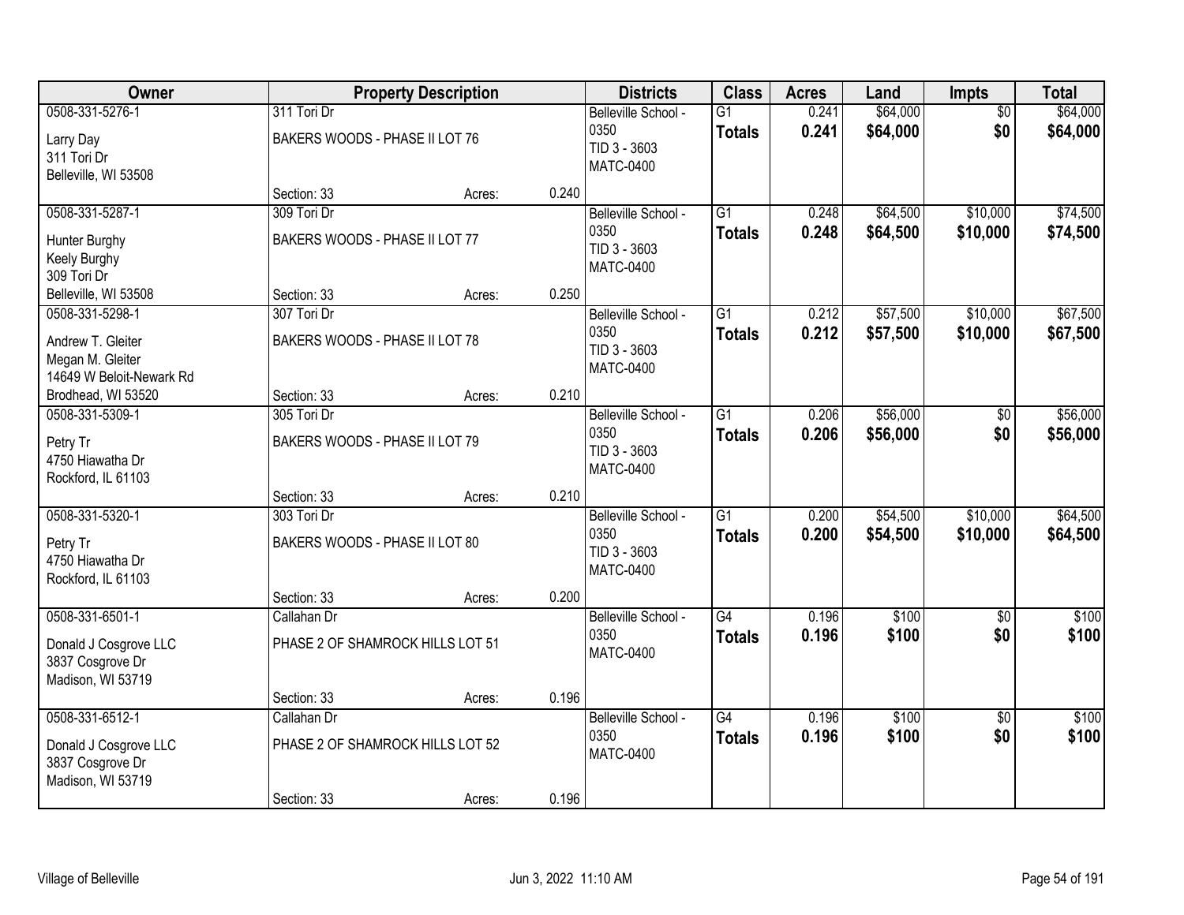| Owner | Property Description | | | Districts | Class | Acres | Land | Impts | Total |
|---|---|---|---|---|---|---|---|---|---|
| 0508-331-5276-1<br>Larry Day<br>311 Tori Dr<br>Belleville, WI 53508 | 311 Tori Dr<br>BAKERS WOODS - PHASE II LOT 76<br>Section: 33 | Acres: | 0.240 | Belleville School - 0350<br>TID 3 - 3603<br>MATC-0400 | G1<br>**Totals** | 0.241<br>**0.241** | $64,000<br>**$64,000** | $0<br>**$0** | $64,000<br>**$64,000** |
| 0508-331-5287-1<br>Hunter Burghy<br>Keely Burghy<br>309 Tori Dr<br>Belleville, WI 53508 | 309 Tori Dr<br>BAKERS WOODS - PHASE II LOT 77<br>Section: 33 | Acres: | 0.250 | Belleville School - 0350<br>TID 3 - 3603<br>MATC-0400 | G1<br>**Totals** | 0.248<br>**0.248** | $64,500<br>**$64,500** | $10,000<br>**$10,000** | $74,500<br>**$74,500** |
| 0508-331-5298-1<br>Andrew T. Gleiter<br>Megan M. Gleiter<br>14649 W Beloit-Newark Rd<br>Brodhead, WI 53520 | 307 Tori Dr<br>BAKERS WOODS - PHASE II LOT 78<br>Section: 33 | Acres: | 0.210 | Belleville School - 0350<br>TID 3 - 3603<br>MATC-0400 | G1<br>**Totals** | 0.212<br>**0.212** | $57,500<br>**$57,500** | $10,000<br>**$10,000** | $67,500<br>**$67,500** |
| 0508-331-5309-1<br>Petry Tr<br>4750 Hiawatha Dr<br>Rockford, IL 61103 | 305 Tori Dr<br>BAKERS WOODS - PHASE II LOT 79<br>Section: 33 | Acres: | 0.210 | Belleville School - 0350<br>TID 3 - 3603<br>MATC-0400 | G1<br>**Totals** | 0.206<br>**0.206** | $56,000<br>**$56,000** | $0<br>**$0** | $56,000<br>**$56,000** |
| 0508-331-5320-1<br>Petry Tr<br>4750 Hiawatha Dr<br>Rockford, IL 61103 | 303 Tori Dr<br>BAKERS WOODS - PHASE II LOT 80<br>Section: 33 | Acres: | 0.200 | Belleville School - 0350<br>TID 3 - 3603<br>MATC-0400 | G1<br>**Totals** | 0.200<br>**0.200** | $54,500<br>**$54,500** | $10,000<br>**$10,000** | $64,500<br>**$64,500** |
| 0508-331-6501-1<br>Donald J Cosgrove LLC<br>3837 Cosgrove Dr<br>Madison, WI 53719 | Callahan Dr<br>PHASE 2 OF SHAMROCK HILLS LOT 51<br>Section: 33 | Acres: | 0.196 | Belleville School - 0350<br>MATC-0400 | G4<br>**Totals** | 0.196<br>**0.196** | $100<br>**$100** | $0<br>**$0** | $100<br>**$100** |
| 0508-331-6512-1<br>Donald J Cosgrove LLC<br>3837 Cosgrove Dr<br>Madison, WI 53719 | Callahan Dr<br>PHASE 2 OF SHAMROCK HILLS LOT 52<br>Section: 33 | Acres: | 0.196 | Belleville School - 0350<br>MATC-0400 | G4<br>**Totals** | 0.196<br>**0.196** | $100<br>**$100** | $0<br>**$0** | $100<br>**$100** |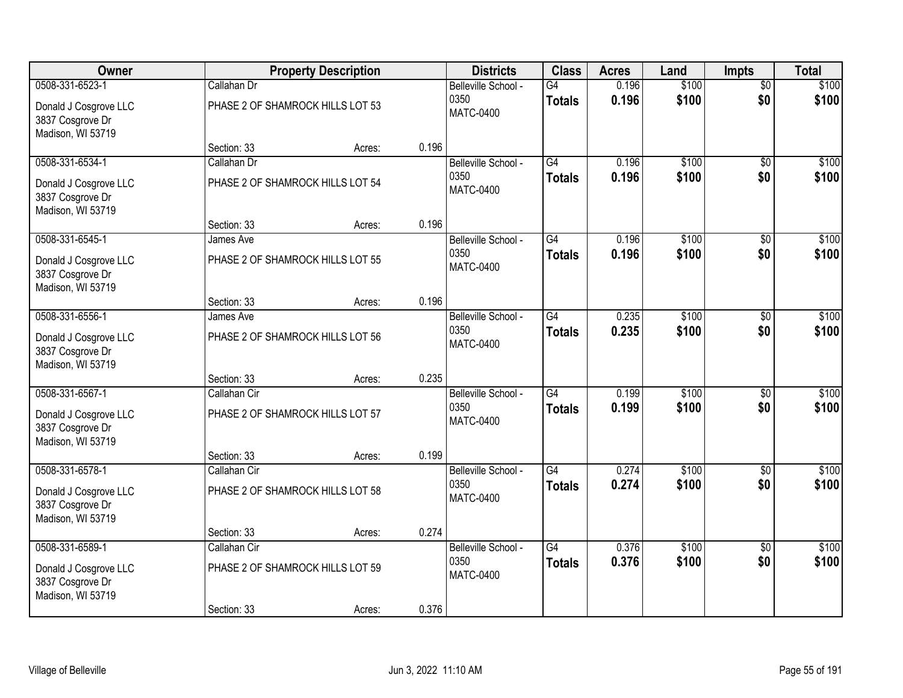| Owner | Property Description | | | Districts | Class | Acres | Land | Impts | Total |
|---|---|---|---|---|---|---|---|---|---|
| 0508-331-6523-1<br>Donald J Cosgrove LLC<br>3837 Cosgrove Dr<br>Madison, WI 53719 | Callahan Dr<br>PHASE 2 OF SHAMROCK HILLS LOT 53<br>Section: 33 | Acres: | 0.196 | Belleville School - 0350<br>MATC-0400 | G4<br>**Totals** | 0.196<br>**0.196** | \$100<br>**\$100** | \$0<br>**\$0** | \$100<br>**\$100** |
| 0508-331-6534-1<br>Donald J Cosgrove LLC<br>3837 Cosgrove Dr<br>Madison, WI 53719 | Callahan Dr<br>PHASE 2 OF SHAMROCK HILLS LOT 54<br>Section: 33 | Acres: | 0.196 | Belleville School - 0350<br>MATC-0400 | G4<br>**Totals** | 0.196<br>**0.196** | \$100<br>**\$100** | \$0<br>**\$0** | \$100<br>**\$100** |
| 0508-331-6545-1<br>Donald J Cosgrove LLC<br>3837 Cosgrove Dr<br>Madison, WI 53719 | James Ave<br>PHASE 2 OF SHAMROCK HILLS LOT 55<br>Section: 33 | Acres: | 0.196 | Belleville School - 0350<br>MATC-0400 | G4<br>**Totals** | 0.196<br>**0.196** | \$100<br>**\$100** | \$0<br>**\$0** | \$100<br>**\$100** |
| 0508-331-6556-1<br>Donald J Cosgrove LLC<br>3837 Cosgrove Dr<br>Madison, WI 53719 | James Ave<br>PHASE 2 OF SHAMROCK HILLS LOT 56<br>Section: 33 | Acres: | 0.235 | Belleville School - 0350<br>MATC-0400 | G4<br>**Totals** | 0.235<br>**0.235** | \$100<br>**\$100** | \$0<br>**\$0** | \$100<br>**\$100** |
| 0508-331-6567-1<br>Donald J Cosgrove LLC<br>3837 Cosgrove Dr<br>Madison, WI 53719 | Callahan Cir<br>PHASE 2 OF SHAMROCK HILLS LOT 57<br>Section: 33 | Acres: | 0.199 | Belleville School - 0350<br>MATC-0400 | G4<br>**Totals** | 0.199<br>**0.199** | \$100<br>**\$100** | \$0<br>**\$0** | \$100<br>**\$100** |
| 0508-331-6578-1<br>Donald J Cosgrove LLC<br>3837 Cosgrove Dr<br>Madison, WI 53719 | Callahan Cir<br>PHASE 2 OF SHAMROCK HILLS LOT 58<br>Section: 33 | Acres: | 0.274 | Belleville School - 0350<br>MATC-0400 | G4<br>**Totals** | 0.274<br>**0.274** | \$100<br>**\$100** | \$0<br>**\$0** | \$100<br>**\$100** |
| 0508-331-6589-1<br>Donald J Cosgrove LLC<br>3837 Cosgrove Dr<br>Madison, WI 53719 | Callahan Cir<br>PHASE 2 OF SHAMROCK HILLS LOT 59<br>Section: 33 | Acres: | 0.376 | Belleville School - 0350<br>MATC-0400 | G4<br>**Totals** | 0.376<br>**0.376** | \$100<br>**\$100** | \$0<br>**\$0** | \$100<br>**\$100** |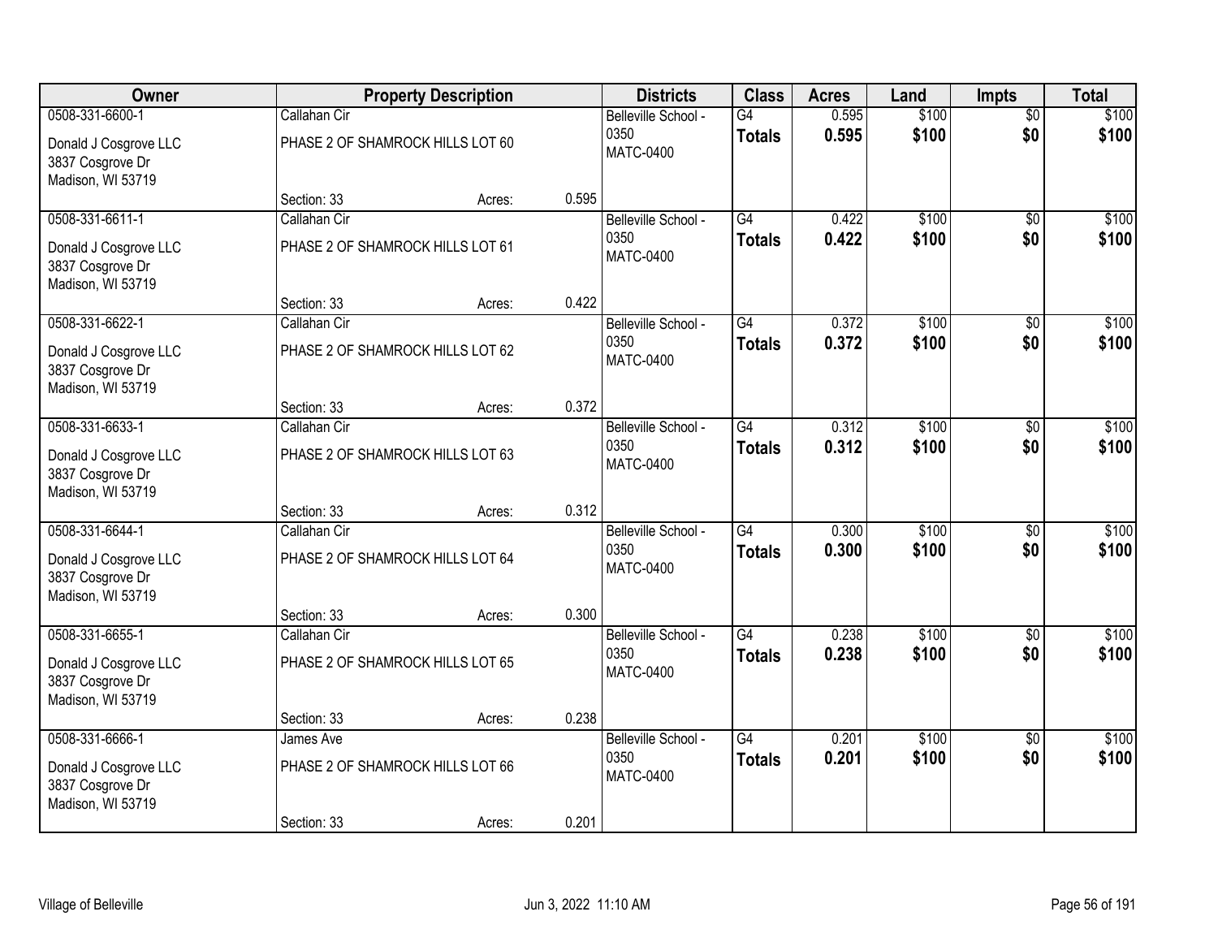| Owner | Property Description | | | Districts | Class | Acres | Land | Impts | Total |
|---|---|---|---|---|---|---|---|---|---|
| 0508-331-6600-1<br>Donald J Cosgrove LLC<br>3837 Cosgrove Dr<br>Madison, WI 53719 | Callahan Cir<br>PHASE 2 OF SHAMROCK HILLS LOT 60<br>Section: 33 | Acres: | 0.595 | Belleville School - 0350<br>MATC-0400 | G4<br>**Totals** | 0.595<br>**0.595** | $100<br>**$100** | $0<br>**$0** | $100<br>**$100** |
| 0508-331-6611-1<br>Donald J Cosgrove LLC<br>3837 Cosgrove Dr<br>Madison, WI 53719 | Callahan Cir<br>PHASE 2 OF SHAMROCK HILLS LOT 61<br>Section: 33 | Acres: | 0.422 | Belleville School - 0350<br>MATC-0400 | G4<br>**Totals** | 0.422<br>**0.422** | $100<br>**$100** | $0<br>**$0** | $100<br>**$100** |
| 0508-331-6622-1<br>Donald J Cosgrove LLC<br>3837 Cosgrove Dr<br>Madison, WI 53719 | Callahan Cir<br>PHASE 2 OF SHAMROCK HILLS LOT 62<br>Section: 33 | Acres: | 0.372 | Belleville School - 0350<br>MATC-0400 | G4<br>**Totals** | 0.372<br>**0.372** | $100<br>**$100** | $0<br>**$0** | $100<br>**$100** |
| 0508-331-6633-1<br>Donald J Cosgrove LLC<br>3837 Cosgrove Dr<br>Madison, WI 53719 | Callahan Cir<br>PHASE 2 OF SHAMROCK HILLS LOT 63<br>Section: 33 | Acres: | 0.312 | Belleville School - 0350<br>MATC-0400 | G4<br>**Totals** | 0.312<br>**0.312** | $100<br>**$100** | $0<br>**$0** | $100<br>**$100** |
| 0508-331-6644-1<br>Donald J Cosgrove LLC<br>3837 Cosgrove Dr<br>Madison, WI 53719 | Callahan Cir<br>PHASE 2 OF SHAMROCK HILLS LOT 64<br>Section: 33 | Acres: | 0.300 | Belleville School - 0350<br>MATC-0400 | G4<br>**Totals** | 0.300<br>**0.300** | $100<br>**$100** | $0<br>**$0** | $100<br>**$100** |
| 0508-331-6655-1<br>Donald J Cosgrove LLC<br>3837 Cosgrove Dr<br>Madison, WI 53719 | Callahan Cir<br>PHASE 2 OF SHAMROCK HILLS LOT 65<br>Section: 33 | Acres: | 0.238 | Belleville School - 0350<br>MATC-0400 | G4<br>**Totals** | 0.238<br>**0.238** | $100<br>**$100** | $0<br>**$0** | $100<br>**$100** |
| 0508-331-6666-1<br>Donald J Cosgrove LLC<br>3837 Cosgrove Dr<br>Madison, WI 53719 | James Ave<br>PHASE 2 OF SHAMROCK HILLS LOT 66<br>Section: 33 | Acres: | 0.201 | Belleville School - 0350<br>MATC-0400 | G4<br>**Totals** | 0.201<br>**0.201** | $100<br>**$100** | $0<br>**$0** | $100<br>**$100** |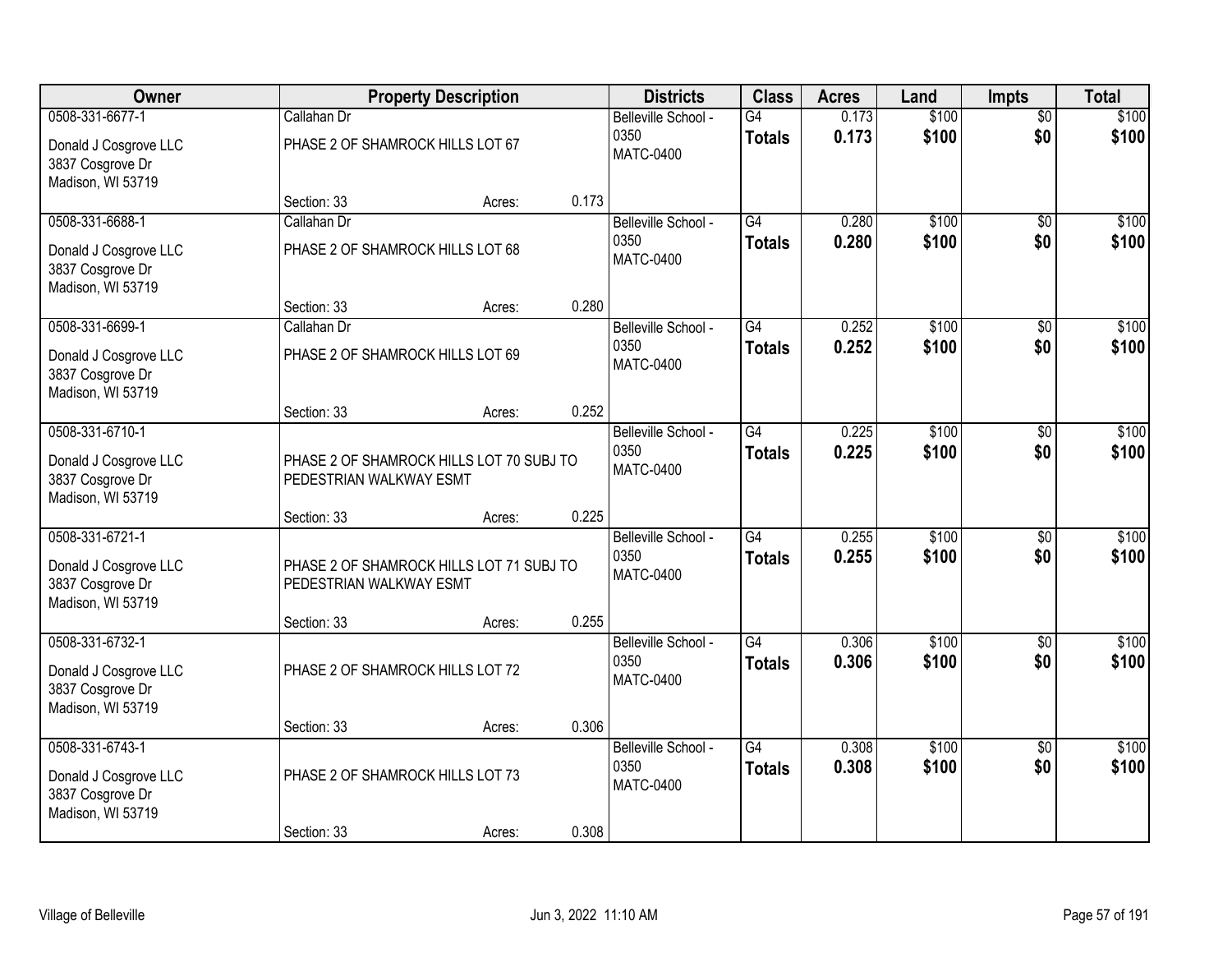| Owner | Property Description | Districts | Class | Acres | Land | Impts | Total |
|---|---|---|---|---|---|---|---|
| 0508-331-6677-1<br>Donald J Cosgrove LLC<br>3837 Cosgrove Dr<br>Madison, WI 53719 | Callahan Dr<br>PHASE 2 OF SHAMROCK HILLS LOT 67<br>Section: 33 Acres: 0.173 | Belleville School - 0350<br>MATC-0400 | G4<br>**Totals** | 0.173<br>**0.173** | \$100<br>**\$100** | \$0<br>**\$0** | \$100<br>**\$100** |
| 0508-331-6688-1<br>Donald J Cosgrove LLC<br>3837 Cosgrove Dr<br>Madison, WI 53719 | Callahan Dr<br>PHASE 2 OF SHAMROCK HILLS LOT 68<br>Section: 33 Acres: 0.280 | Belleville School - 0350<br>MATC-0400 | G4<br>**Totals** | 0.280<br>**0.280** | \$100<br>**\$100** | \$0<br>**\$0** | \$100<br>**\$100** |
| 0508-331-6699-1<br>Donald J Cosgrove LLC<br>3837 Cosgrove Dr<br>Madison, WI 53719 | Callahan Dr<br>PHASE 2 OF SHAMROCK HILLS LOT 69<br>Section: 33 Acres: 0.252 | Belleville School - 0350<br>MATC-0400 | G4<br>**Totals** | 0.252<br>**0.252** | \$100<br>**\$100** | \$0<br>**\$0** | \$100<br>**\$100** |
| 0508-331-6710-1<br>Donald J Cosgrove LLC<br>3837 Cosgrove Dr<br>Madison, WI 53719 | PHASE 2 OF SHAMROCK HILLS LOT 70 SUBJ TO PEDESTRIAN WALKWAY ESMT<br>Section: 33 Acres: 0.225 | Belleville School - 0350<br>MATC-0400 | G4<br>**Totals** | 0.225<br>**0.225** | \$100<br>**\$100** | \$0<br>**\$0** | \$100<br>**\$100** |
| 0508-331-6721-1<br>Donald J Cosgrove LLC<br>3837 Cosgrove Dr<br>Madison, WI 53719 | PHASE 2 OF SHAMROCK HILLS LOT 71 SUBJ TO PEDESTRIAN WALKWAY ESMT<br>Section: 33 Acres: 0.255 | Belleville School - 0350<br>MATC-0400 | G4<br>**Totals** | 0.255<br>**0.255** | \$100<br>**\$100** | \$0<br>**\$0** | \$100<br>**\$100** |
| 0508-331-6732-1<br>Donald J Cosgrove LLC<br>3837 Cosgrove Dr<br>Madison, WI 53719 | PHASE 2 OF SHAMROCK HILLS LOT 72<br>Section: 33 Acres: 0.306 | Belleville School - 0350<br>MATC-0400 | G4<br>**Totals** | 0.306<br>**0.306** | \$100<br>**\$100** | \$0<br>**\$0** | \$100<br>**\$100** |
| 0508-331-6743-1<br>Donald J Cosgrove LLC<br>3837 Cosgrove Dr<br>Madison, WI 53719 | PHASE 2 OF SHAMROCK HILLS LOT 73<br>Section: 33 Acres: 0.308 | Belleville School - 0350<br>MATC-0400 | G4<br>**Totals** | 0.308<br>**0.308** | \$100<br>**\$100** | \$0<br>**\$0** | \$100<br>**\$100** |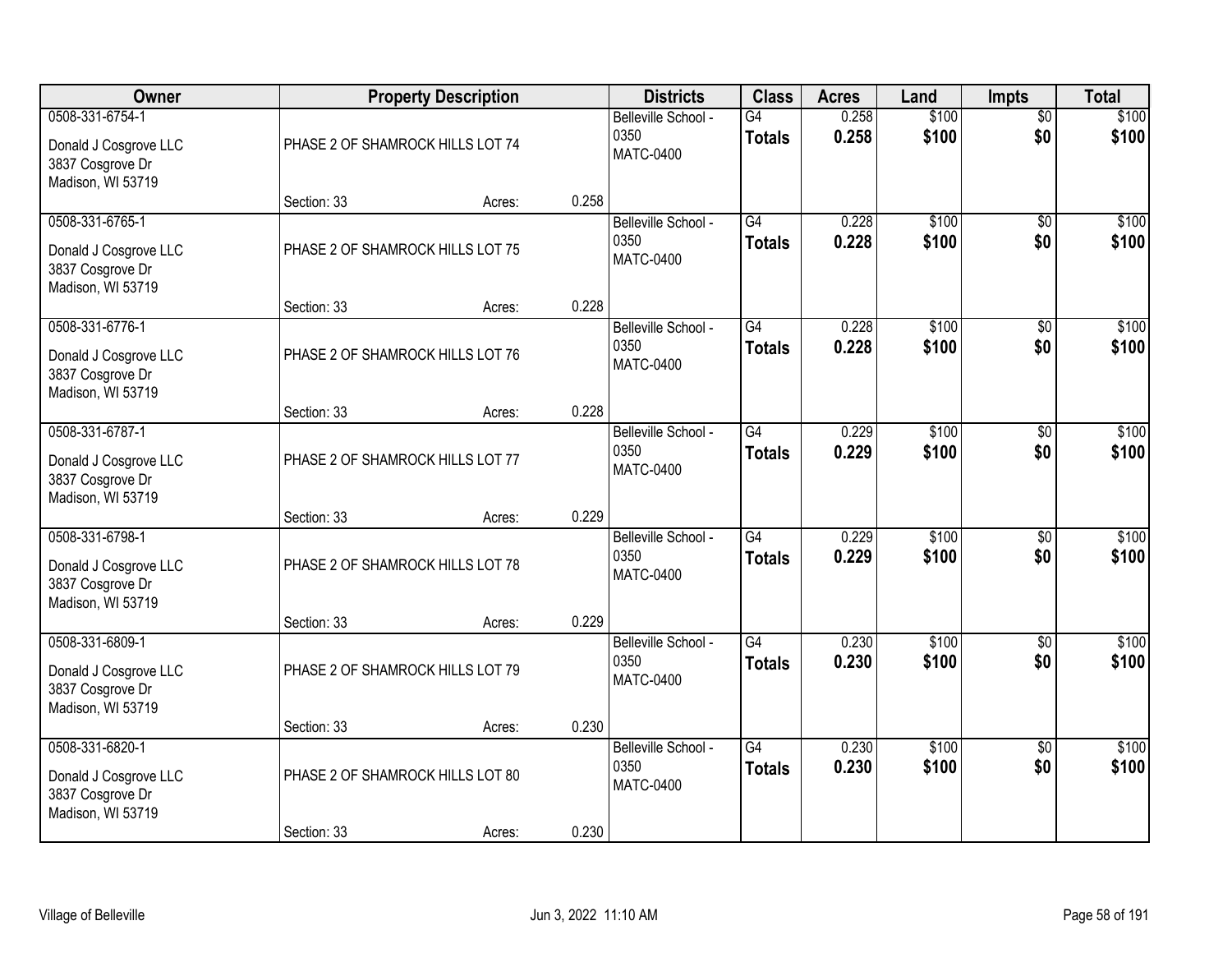| Owner | Property Description | | | Districts | Class | Acres | Land | Impts | Total |
|---|---|---|---|---|---|---|---|---|---|
| 0508-331-6754-1<br>Donald J Cosgrove LLC<br>3837 Cosgrove Dr<br>Madison, WI 53719 | PHASE 2 OF SHAMROCK HILLS LOT 74<br>Section: 33 | Acres: | 0.258 | Belleville School - 0350<br>MATC-0400 | G4<br>**Totals** | 0.258<br>**0.258** | $100<br>**$100** | $0<br>**$0** | $100<br>**$100** |
| 0508-331-6765-1<br>Donald J Cosgrove LLC<br>3837 Cosgrove Dr<br>Madison, WI 53719 | PHASE 2 OF SHAMROCK HILLS LOT 75<br>Section: 33 | Acres: | 0.228 | Belleville School - 0350<br>MATC-0400 | G4<br>**Totals** | 0.228<br>**0.228** | $100<br>**$100** | $0<br>**$0** | $100<br>**$100** |
| 0508-331-6776-1<br>Donald J Cosgrove LLC<br>3837 Cosgrove Dr<br>Madison, WI 53719 | PHASE 2 OF SHAMROCK HILLS LOT 76<br>Section: 33 | Acres: | 0.228 | Belleville School - 0350<br>MATC-0400 | G4<br>**Totals** | 0.228<br>**0.228** | $100<br>**$100** | $0<br>**$0** | $100<br>**$100** |
| 0508-331-6787-1<br>Donald J Cosgrove LLC<br>3837 Cosgrove Dr<br>Madison, WI 53719 | PHASE 2 OF SHAMROCK HILLS LOT 77<br>Section: 33 | Acres: | 0.229 | Belleville School - 0350<br>MATC-0400 | G4<br>**Totals** | 0.229<br>**0.229** | $100<br>**$100** | $0<br>**$0** | $100<br>**$100** |
| 0508-331-6798-1<br>Donald J Cosgrove LLC<br>3837 Cosgrove Dr<br>Madison, WI 53719 | PHASE 2 OF SHAMROCK HILLS LOT 78<br>Section: 33 | Acres: | 0.229 | Belleville School - 0350<br>MATC-0400 | G4<br>**Totals** | 0.229<br>**0.229** | $100<br>**$100** | $0<br>**$0** | $100<br>**$100** |
| 0508-331-6809-1<br>Donald J Cosgrove LLC<br>3837 Cosgrove Dr<br>Madison, WI 53719 | PHASE 2 OF SHAMROCK HILLS LOT 79<br>Section: 33 | Acres: | 0.230 | Belleville School - 0350<br>MATC-0400 | G4<br>**Totals** | 0.230<br>**0.230** | $100<br>**$100** | $0<br>**$0** | $100<br>**$100** |
| 0508-331-6820-1<br>Donald J Cosgrove LLC<br>3837 Cosgrove Dr<br>Madison, WI 53719 | PHASE 2 OF SHAMROCK HILLS LOT 80<br>Section: 33 | Acres: | 0.230 | Belleville School - 0350<br>MATC-0400 | G4<br>**Totals** | 0.230<br>**0.230** | $100<br>**$100** | $0<br>**$0** | $100<br>**$100** |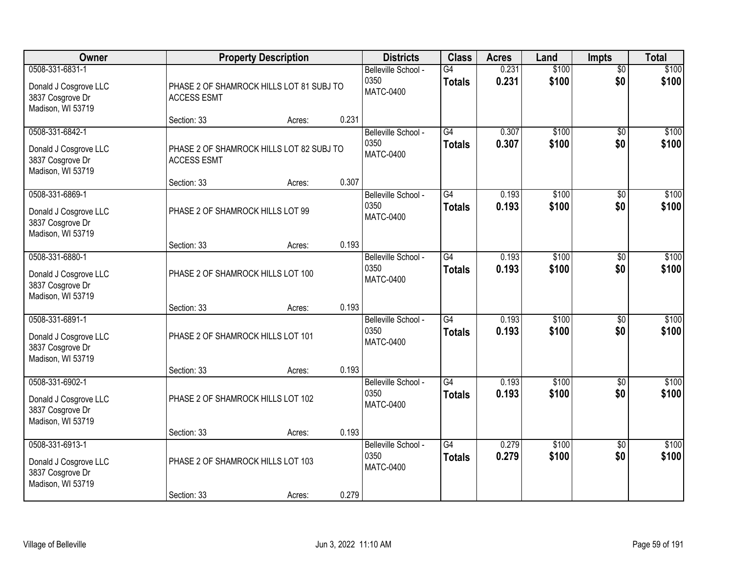| Owner | Property Description | Districts | Class | Acres | Land | Impts | Total |
|---|---|---|---|---|---|---|---|
| 0508-331-6831-1<br>Donald J Cosgrove LLC<br>3837 Cosgrove Dr<br>Madison, WI 53719 | PHASE 2 OF SHAMROCK HILLS LOT 81 SUBJ TO ACCESS ESMT<br>Section: 33 Acres: 0.231 | Belleville School - 0350<br>MATC-0400 | G4<br>**Totals** | 0.231<br>**0.231** | $100<br>**$100** | $0<br>**$0** | $100<br>**$100** |
| 0508-331-6842-1<br>Donald J Cosgrove LLC<br>3837 Cosgrove Dr<br>Madison, WI 53719 | PHASE 2 OF SHAMROCK HILLS LOT 82 SUBJ TO ACCESS ESMT<br>Section: 33 Acres: 0.307 | Belleville School - 0350<br>MATC-0400 | G4<br>**Totals** | 0.307<br>**0.307** | $100<br>**$100** | $0<br>**$0** | $100<br>**$100** |
| 0508-331-6869-1<br>Donald J Cosgrove LLC<br>3837 Cosgrove Dr<br>Madison, WI 53719 | PHASE 2 OF SHAMROCK HILLS LOT 99<br>Section: 33 Acres: 0.193 | Belleville School - 0350<br>MATC-0400 | G4<br>**Totals** | 0.193<br>**0.193** | $100<br>**$100** | $0<br>**$0** | $100<br>**$100** |
| 0508-331-6880-1<br>Donald J Cosgrove LLC<br>3837 Cosgrove Dr<br>Madison, WI 53719 | PHASE 2 OF SHAMROCK HILLS LOT 100<br>Section: 33 Acres: 0.193 | Belleville School - 0350<br>MATC-0400 | G4<br>**Totals** | 0.193<br>**0.193** | $100<br>**$100** | $0<br>**$0** | $100<br>**$100** |
| 0508-331-6891-1<br>Donald J Cosgrove LLC<br>3837 Cosgrove Dr<br>Madison, WI 53719 | PHASE 2 OF SHAMROCK HILLS LOT 101<br>Section: 33 Acres: 0.193 | Belleville School - 0350<br>MATC-0400 | G4<br>**Totals** | 0.193<br>**0.193** | $100<br>**$100** | $0<br>**$0** | $100<br>**$100** |
| 0508-331-6902-1<br>Donald J Cosgrove LLC<br>3837 Cosgrove Dr<br>Madison, WI 53719 | PHASE 2 OF SHAMROCK HILLS LOT 102<br>Section: 33 Acres: 0.193 | Belleville School - 0350<br>MATC-0400 | G4<br>**Totals** | 0.193<br>**0.193** | $100<br>**$100** | $0<br>**$0** | $100<br>**$100** |
| 0508-331-6913-1<br>Donald J Cosgrove LLC<br>3837 Cosgrove Dr<br>Madison, WI 53719 | PHASE 2 OF SHAMROCK HILLS LOT 103<br>Section: 33 Acres: 0.279 | Belleville School - 0350<br>MATC-0400 | G4<br>**Totals** | 0.279<br>**0.279** | $100<br>**$100** | $0<br>**$0** | $100<br>**$100** |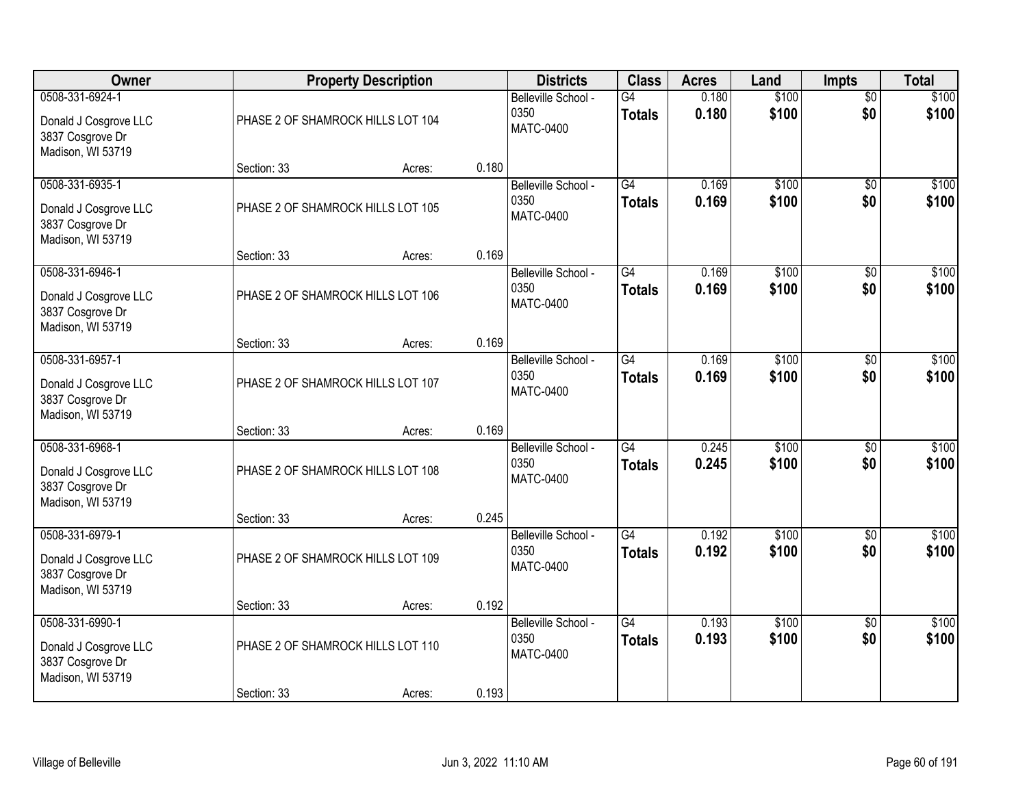| Owner | Property Description | Districts | Class | Acres | Land | Impts | Total |
|---|---|---|---|---|---|---|---|
| 0508-331-6924-1<br>Donald J Cosgrove LLC<br>3837 Cosgrove Dr<br>Madison, WI 53719 | PHASE 2 OF SHAMROCK HILLS LOT 104<br>Section: 33 Acres: 0.180 | Belleville School - 0350<br>MATC-0400 | G4<br>**Totals** | 0.180<br>**0.180** | $100<br>**$100** | $0<br>**$0** | $100<br>**$100** |
| 0508-331-6935-1<br>Donald J Cosgrove LLC<br>3837 Cosgrove Dr<br>Madison, WI 53719 | PHASE 2 OF SHAMROCK HILLS LOT 105<br>Section: 33 Acres: 0.169 | Belleville School - 0350<br>MATC-0400 | G4<br>**Totals** | 0.169<br>**0.169** | $100<br>**$100** | $0<br>**$0** | $100<br>**$100** |
| 0508-331-6946-1<br>Donald J Cosgrove LLC<br>3837 Cosgrove Dr<br>Madison, WI 53719 | PHASE 2 OF SHAMROCK HILLS LOT 106<br>Section: 33 Acres: 0.169 | Belleville School - 0350<br>MATC-0400 | G4<br>**Totals** | 0.169<br>**0.169** | $100<br>**$100** | $0<br>**$0** | $100<br>**$100** |
| 0508-331-6957-1<br>Donald J Cosgrove LLC<br>3837 Cosgrove Dr<br>Madison, WI 53719 | PHASE 2 OF SHAMROCK HILLS LOT 107<br>Section: 33 Acres: 0.169 | Belleville School - 0350<br>MATC-0400 | G4<br>**Totals** | 0.169<br>**0.169** | $100<br>**$100** | $0<br>**$0** | $100<br>**$100** |
| 0508-331-6968-1<br>Donald J Cosgrove LLC<br>3837 Cosgrove Dr<br>Madison, WI 53719 | PHASE 2 OF SHAMROCK HILLS LOT 108<br>Section: 33 Acres: 0.245 | Belleville School - 0350<br>MATC-0400 | G4<br>**Totals** | 0.245<br>**0.245** | $100<br>**$100** | $0<br>**$0** | $100<br>**$100** |
| 0508-331-6979-1<br>Donald J Cosgrove LLC<br>3837 Cosgrove Dr<br>Madison, WI 53719 | PHASE 2 OF SHAMROCK HILLS LOT 109<br>Section: 33 Acres: 0.192 | Belleville School - 0350<br>MATC-0400 | G4<br>**Totals** | 0.192<br>**0.192** | $100<br>**$100** | $0<br>**$0** | $100<br>**$100** |
| 0508-331-6990-1<br>Donald J Cosgrove LLC<br>3837 Cosgrove Dr<br>Madison, WI 53719 | PHASE 2 OF SHAMROCK HILLS LOT 110<br>Section: 33 Acres: 0.193 | Belleville School - 0350<br>MATC-0400 | G4<br>**Totals** | 0.193<br>**0.193** | $100<br>**$100** | $0<br>**$0** | $100<br>**$100** |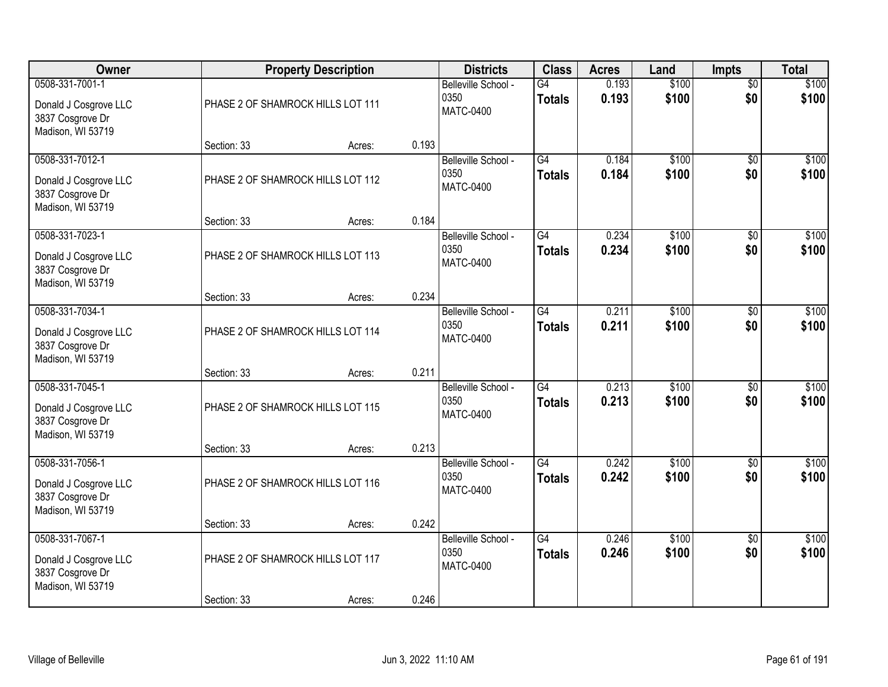| Owner | Property Description | | | Districts | Class | Acres | Land | Impts | Total |
|---|---|---|---|---|---|---|---|---|---|
| 0508-331-7001-1<br>Donald J Cosgrove LLC<br>3837 Cosgrove Dr<br>Madison, WI 53719 | PHASE 2 OF SHAMROCK HILLS LOT 111<br>Section: 33 | Acres: | 0.193 | Belleville School - 0350<br>MATC-0400 | G4<br>**Totals** | 0.193<br>**0.193** | $100<br>**$100** | $0<br>**$0** | $100<br>**$100** |
| 0508-331-7012-1<br>Donald J Cosgrove LLC<br>3837 Cosgrove Dr<br>Madison, WI 53719 | PHASE 2 OF SHAMROCK HILLS LOT 112<br>Section: 33 | Acres: | 0.184 | Belleville School - 0350<br>MATC-0400 | G4<br>**Totals** | 0.184<br>**0.184** | $100<br>**$100** | $0<br>**$0** | $100<br>**$100** |
| 0508-331-7023-1<br>Donald J Cosgrove LLC<br>3837 Cosgrove Dr<br>Madison, WI 53719 | PHASE 2 OF SHAMROCK HILLS LOT 113<br>Section: 33 | Acres: | 0.234 | Belleville School - 0350<br>MATC-0400 | G4<br>**Totals** | 0.234<br>**0.234** | $100<br>**$100** | $0<br>**$0** | $100<br>**$100** |
| 0508-331-7034-1<br>Donald J Cosgrove LLC<br>3837 Cosgrove Dr<br>Madison, WI 53719 | PHASE 2 OF SHAMROCK HILLS LOT 114<br>Section: 33 | Acres: | 0.211 | Belleville School - 0350<br>MATC-0400 | G4<br>**Totals** | 0.211<br>**0.211** | $100<br>**$100** | $0<br>**$0** | $100<br>**$100** |
| 0508-331-7045-1<br>Donald J Cosgrove LLC<br>3837 Cosgrove Dr<br>Madison, WI 53719 | PHASE 2 OF SHAMROCK HILLS LOT 115<br>Section: 33 | Acres: | 0.213 | Belleville School - 0350<br>MATC-0400 | G4<br>**Totals** | 0.213<br>**0.213** | $100<br>**$100** | $0<br>**$0** | $100<br>**$100** |
| 0508-331-7056-1<br>Donald J Cosgrove LLC<br>3837 Cosgrove Dr<br>Madison, WI 53719 | PHASE 2 OF SHAMROCK HILLS LOT 116<br>Section: 33 | Acres: | 0.242 | Belleville School - 0350<br>MATC-0400 | G4<br>**Totals** | 0.242<br>**0.242** | $100<br>**$100** | $0<br>**$0** | $100<br>**$100** |
| 0508-331-7067-1<br>Donald J Cosgrove LLC<br>3837 Cosgrove Dr<br>Madison, WI 53719 | PHASE 2 OF SHAMROCK HILLS LOT 117<br>Section: 33 | Acres: | 0.246 | Belleville School - 0350<br>MATC-0400 | G4<br>**Totals** | 0.246<br>**0.246** | $100<br>**$100** | $0<br>**$0** | $100<br>**$100** |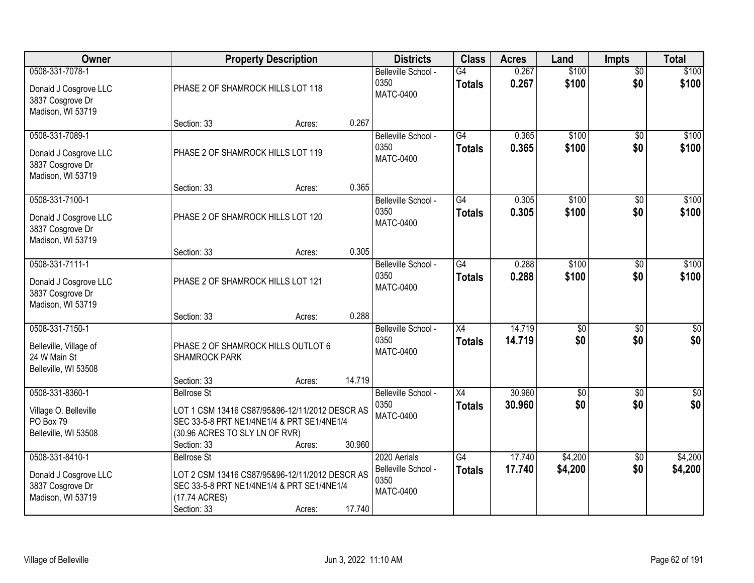| Owner | Property Description | Districts | Class | Acres | Land | Impts | Total |
|---|---|---|---|---|---|---|---|
| 0508-331-7078-1<br>Donald J Cosgrove LLC<br>3837 Cosgrove Dr<br>Madison, WI 53719 | PHASE 2 OF SHAMROCK HILLS LOT 118<br>Section: 33 Acres: 0.267 | Belleville School - 0350<br>MATC-0400 | G4<br>**Totals** | 0.267<br>**0.267** | $100<br>**$100** | $0<br>**$0** | $100<br>**$100** |
| 0508-331-7089-1<br>Donald J Cosgrove LLC<br>3837 Cosgrove Dr<br>Madison, WI 53719 | PHASE 2 OF SHAMROCK HILLS LOT 119<br>Section: 33 Acres: 0.365 | Belleville School - 0350<br>MATC-0400 | G4<br>**Totals** | 0.365<br>**0.365** | $100<br>**$100** | $0<br>**$0** | $100<br>**$100** |
| 0508-331-7100-1<br>Donald J Cosgrove LLC<br>3837 Cosgrove Dr<br>Madison, WI 53719 | PHASE 2 OF SHAMROCK HILLS LOT 120<br>Section: 33 Acres: 0.305 | Belleville School - 0350<br>MATC-0400 | G4<br>**Totals** | 0.305<br>**0.305** | $100<br>**$100** | $0<br>**$0** | $100<br>**$100** |
| 0508-331-7111-1<br>Donald J Cosgrove LLC<br>3837 Cosgrove Dr<br>Madison, WI 53719 | PHASE 2 OF SHAMROCK HILLS LOT 121<br>Section: 33 Acres: 0.288 | Belleville School - 0350<br>MATC-0400 | G4<br>**Totals** | 0.288<br>**0.288** | $100<br>**$100** | $0<br>**$0** | $100<br>**$100** |
| 0508-331-7150-1<br>Belleville, Village of<br>24 W Main St<br>Belleville, WI 53508 | PHASE 2 OF SHAMROCK HILLS OUTLOT 6<br>SHAMROCK PARK<br>Section: 33 Acres: 14.719 | Belleville School - 0350<br>MATC-0400 | X4<br>**Totals** | 14.719<br>**14.719** | $0<br>**$0** | $0<br>**$0** | $0<br>**$0** |
| 0508-331-8360-1<br>Village O. Belleville<br>PO Box 79<br>Belleville, WI 53508 | Bellrose St<br>LOT 1 CSM 13416 CS87/95&96-12/11/2012 DESCR AS SEC 33-5-8 PRT NE1/4NE1/4 & PRT SE1/4NE1/4 (30.96 ACRES TO SLY LN OF RVR)<br>Section: 33 Acres: 30.960 | Belleville School - 0350<br>MATC-0400 | X4<br>**Totals** | 30.960<br>**30.960** | $0<br>**$0** | $0<br>**$0** | $0<br>**$0** |
| 0508-331-8410-1<br>Donald J Cosgrove LLC<br>3837 Cosgrove Dr<br>Madison, WI 53719 | Bellrose St<br>LOT 2 CSM 13416 CS87/95&96-12/11/2012 DESCR AS SEC 33-5-8 PRT NE1/4NE1/4 & PRT SE1/4NE1/4 (17.74 ACRES)<br>Section: 33 Acres: 17.740 | 2020 Aerials<br>Belleville School - 0350<br>MATC-0400 | G4<br>**Totals** | 17.740<br>**17.740** | $4,200<br>**$4,200** | $0<br>**$0** | $4,200<br>**$4,200** |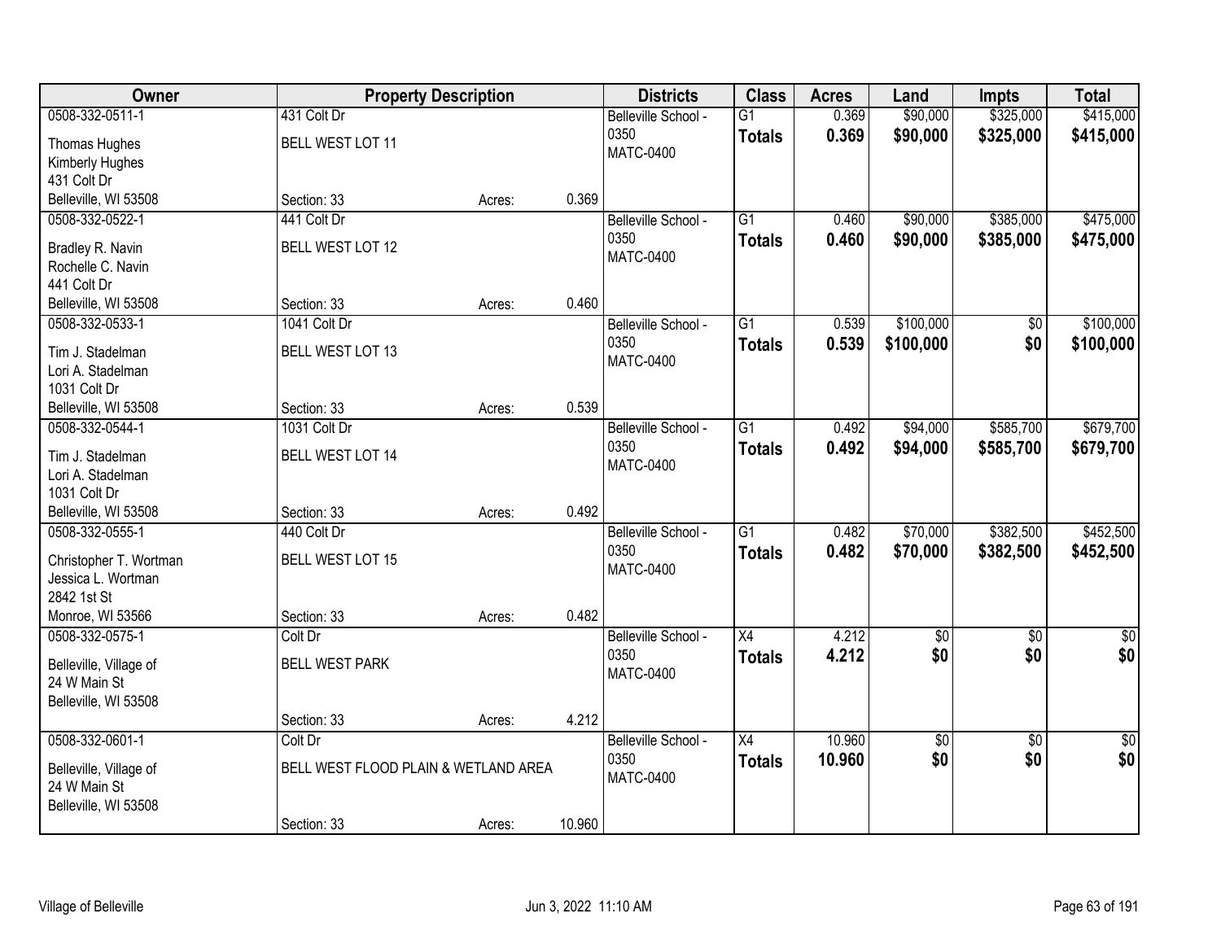| Owner | Property Description | | | Districts | Class | Acres | Land | Impts | Total |
|---|---|---|---|---|---|---|---|---|---|
| 0508-332-0511-1 | 431 Colt Dr | | | Belleville School - 0350 | G1 | 0.369 | $90,000 | $325,000 | $415,000 |
| Thomas Hughes<br>Kimberly Hughes<br>431 Colt Dr<br>Belleville, WI 53508 | BELL WEST LOT 11 | | | MATC-0400 | **Totals** | **0.369** | **$90,000** | **$325,000** | **$415,000** |
| | Section: 33 | Acres: | 0.369 | | | | | | |
| 0508-332-0522-1 | 441 Colt Dr | | | Belleville School - 0350 | G1 | 0.460 | $90,000 | $385,000 | $475,000 |
| Bradley R. Navin<br>Rochelle C. Navin<br>441 Colt Dr<br>Belleville, WI 53508 | BELL WEST LOT 12 | | | MATC-0400 | **Totals** | **0.460** | **$90,000** | **$385,000** | **$475,000** |
| | Section: 33 | Acres: | 0.460 | | | | | | |
| 0508-332-0533-1 | 1041 Colt Dr | | | Belleville School - 0350 | G1 | 0.539 | $100,000 | $0 | $100,000 |
| Tim J. Stadelman<br>Lori A. Stadelman<br>1031 Colt Dr<br>Belleville, WI 53508 | BELL WEST LOT 13 | | | MATC-0400 | **Totals** | **0.539** | **$100,000** | **$0** | **$100,000** |
| | Section: 33 | Acres: | 0.539 | | | | | | |
| 0508-332-0544-1 | 1031 Colt Dr | | | Belleville School - 0350 | G1 | 0.492 | $94,000 | $585,700 | $679,700 |
| Tim J. Stadelman<br>Lori A. Stadelman<br>1031 Colt Dr<br>Belleville, WI 53508 | BELL WEST LOT 14 | | | MATC-0400 | **Totals** | **0.492** | **$94,000** | **$585,700** | **$679,700** |
| | Section: 33 | Acres: | 0.492 | | | | | | |
| 0508-332-0555-1 | 440 Colt Dr | | | Belleville School - 0350 | G1 | 0.482 | $70,000 | $382,500 | $452,500 |
| Christopher T. Wortman<br>Jessica L. Wortman<br>2842 1st St<br>Monroe, WI 53566 | BELL WEST LOT 15 | | | MATC-0400 | **Totals** | **0.482** | **$70,000** | **$382,500** | **$452,500** |
| | Section: 33 | Acres: | 0.482 | | | | | | |
| 0508-332-0575-1 | Colt Dr | | | Belleville School - 0350 | X4 | 4.212 | $0 | $0 | $0 |
| Belleville, Village of<br>24 W Main St<br>Belleville, WI 53508 | BELL WEST PARK | | | MATC-0400 | **Totals** | **4.212** | **$0** | **$0** | **$0** |
| | Section: 33 | Acres: | 4.212 | | | | | | |
| 0508-332-0601-1 | Colt Dr | | | Belleville School - 0350 | X4 | 10.960 | $0 | $0 | $0 |
| Belleville, Village of<br>24 W Main St<br>Belleville, WI 53508 | BELL WEST FLOOD PLAIN & WETLAND AREA | | | MATC-0400 | **Totals** | **10.960** | **$0** | **$0** | **$0** |
| | Section: 33 | Acres: | 10.960 | | | | | | |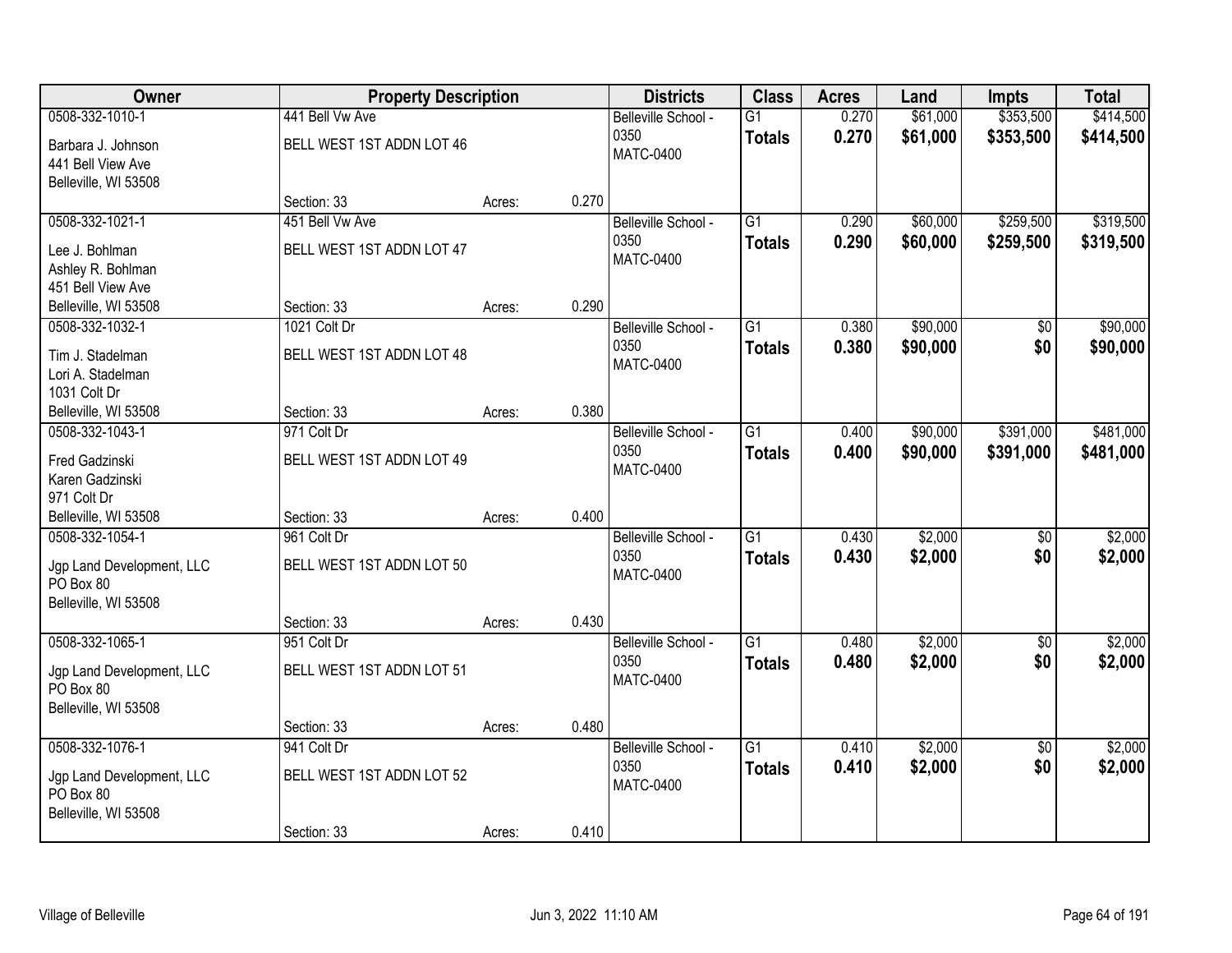| Owner | Property Description | | | Districts | Class | Acres | Land | Impts | Total |
|---|---|---|---|---|---|---|---|---|---|
| 0508-332-1010-1<br>Barbara J. Johnson<br>441 Bell View Ave<br>Belleville, WI 53508 | 441 Bell Vw Ave<br>BELL WEST 1ST ADDN LOT 46<br>Section: 33 | Acres: | 0.270 | Belleville School - 0350<br>MATC-0400 | G1<br>**Totals** | 0.270<br>**0.270** | \$61,000<br>**\$61,000** | \$353,500<br>**\$353,500** | \$414,500<br>**\$414,500** |
| 0508-332-1021-1<br>Lee J. Bohlman<br>Ashley R. Bohlman<br>451 Bell View Ave<br>Belleville, WI 53508 | 451 Bell Vw Ave<br>BELL WEST 1ST ADDN LOT 47<br>Section: 33 | Acres: | 0.290 | Belleville School - 0350<br>MATC-0400 | G1<br>**Totals** | 0.290<br>**0.290** | \$60,000<br>**\$60,000** | \$259,500<br>**\$259,500** | \$319,500<br>**\$319,500** |
| 0508-332-1032-1<br>Tim J. Stadelman<br>Lori A. Stadelman<br>1031 Colt Dr<br>Belleville, WI 53508 | 1021 Colt Dr<br>BELL WEST 1ST ADDN LOT 48<br>Section: 33 | Acres: | 0.380 | Belleville School - 0350<br>MATC-0400 | G1<br>**Totals** | 0.380<br>**0.380** | \$90,000<br>**\$90,000** | \$0<br>**\$0** | \$90,000<br>**\$90,000** |
| 0508-332-1043-1<br>Fred Gadzinski<br>Karen Gadzinski<br>971 Colt Dr<br>Belleville, WI 53508 | 971 Colt Dr<br>BELL WEST 1ST ADDN LOT 49<br>Section: 33 | Acres: | 0.400 | Belleville School - 0350<br>MATC-0400 | G1<br>**Totals** | 0.400<br>**0.400** | \$90,000<br>**\$90,000** | \$391,000<br>**\$391,000** | \$481,000<br>**\$481,000** |
| 0508-332-1054-1<br>Jgp Land Development, LLC<br>PO Box 80<br>Belleville, WI 53508 | 961 Colt Dr<br>BELL WEST 1ST ADDN LOT 50<br>Section: 33 | Acres: | 0.430 | Belleville School - 0350<br>MATC-0400 | G1<br>**Totals** | 0.430<br>**0.430** | \$2,000<br>**\$2,000** | \$0<br>**\$0** | \$2,000<br>**\$2,000** |
| 0508-332-1065-1<br>Jgp Land Development, LLC<br>PO Box 80<br>Belleville, WI 53508 | 951 Colt Dr<br>BELL WEST 1ST ADDN LOT 51<br>Section: 33 | Acres: | 0.480 | Belleville School - 0350<br>MATC-0400 | G1<br>**Totals** | 0.480<br>**0.480** | \$2,000<br>**\$2,000** | \$0<br>**\$0** | \$2,000<br>**\$2,000** |
| 0508-332-1076-1<br>Jgp Land Development, LLC<br>PO Box 80<br>Belleville, WI 53508 | 941 Colt Dr<br>BELL WEST 1ST ADDN LOT 52<br>Section: 33 | Acres: | 0.410 | Belleville School - 0350<br>MATC-0400 | G1<br>**Totals** | 0.410<br>**0.410** | \$2,000<br>**\$2,000** | \$0<br>**\$0** | \$2,000<br>**\$2,000** |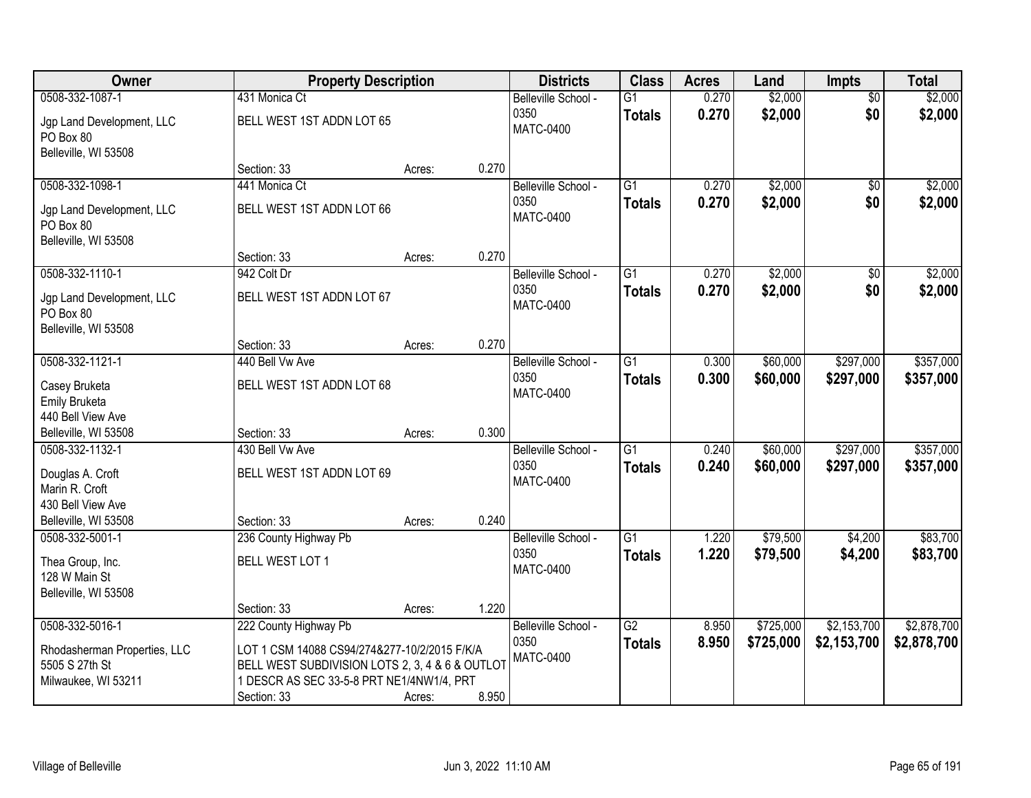| Owner | Property Description | | | Districts | Class | Acres | Land | Impts | Total |
|---|---|---|---|---|---|---|---|---|---|
| 0508-332-1087-1<br>Jgp Land Development, LLC<br>PO Box 80<br>Belleville, WI 53508 | 431 Monica Ct<br>BELL WEST 1ST ADDN LOT 65<br>Section: 33 | Acres: | 0.270 | Belleville School - 0350<br>MATC-0400 | G1<br>**Totals** | 0.270<br>**0.270** | $2,000<br>**$2,000** | $0<br>**$0** | $2,000<br>**$2,000** |
| 0508-332-1098-1<br>Jgp Land Development, LLC<br>PO Box 80<br>Belleville, WI 53508 | 441 Monica Ct<br>BELL WEST 1ST ADDN LOT 66<br>Section: 33 | Acres: | 0.270 | Belleville School - 0350<br>MATC-0400 | G1<br>**Totals** | 0.270<br>**0.270** | $2,000<br>**$2,000** | $0<br>**$0** | $2,000<br>**$2,000** |
| 0508-332-1110-1<br>Jgp Land Development, LLC<br>PO Box 80<br>Belleville, WI 53508 | 942 Colt Dr<br>BELL WEST 1ST ADDN LOT 67<br>Section: 33 | Acres: | 0.270 | Belleville School - 0350<br>MATC-0400 | G1<br>**Totals** | 0.270<br>**0.270** | $2,000<br>**$2,000** | $0<br>**$0** | $2,000<br>**$2,000** |
| 0508-332-1121-1<br>Casey Bruketa<br>Emily Bruketa<br>440 Bell View Ave<br>Belleville, WI 53508 | 440 Bell Vw Ave<br>BELL WEST 1ST ADDN LOT 68<br>Section: 33 | Acres: | 0.300 | Belleville School - 0350<br>MATC-0400 | G1<br>**Totals** | 0.300<br>**0.300** | $60,000<br>**$60,000** | $297,000<br>**$297,000** | $357,000<br>**$357,000** |
| 0508-332-1132-1<br>Douglas A. Croft<br>Marin R. Croft<br>430 Bell View Ave<br>Belleville, WI 53508 | 430 Bell Vw Ave<br>BELL WEST 1ST ADDN LOT 69<br>Section: 33 | Acres: | 0.240 | Belleville School - 0350<br>MATC-0400 | G1<br>**Totals** | 0.240<br>**0.240** | $60,000<br>**$60,000** | $297,000<br>**$297,000** | $357,000<br>**$357,000** |
| 0508-332-5001-1<br>Thea Group, Inc.<br>128 W Main St<br>Belleville, WI 53508 | 236 County Highway Pb<br>BELL WEST LOT 1<br>Section: 33 | Acres: | 1.220 | Belleville School - 0350<br>MATC-0400 | G1<br>**Totals** | 1.220<br>**1.220** | $79,500<br>**$79,500** | $4,200<br>**$4,200** | $83,700<br>**$83,700** |
| 0508-332-5016-1<br>Rhodasherman Properties, LLC<br>5505 S 27th St<br>Milwaukee, WI 53211 | 222 County Highway Pb<br>LOT 1 CSM 14088 CS94/274&277-10/2/2015 F/K/A BELL WEST SUBDIVISION LOTS 2, 3, 4 & 6 & OUTLOT 1 DESCR AS SEC 33-5-8 PRT NE1/4NW1/4, PRT<br>Section: 33 | Acres: | 8.950 | Belleville School - 0350<br>MATC-0400 | G2<br>**Totals** | 8.950<br>**8.950** | $725,000<br>**$725,000** | $2,153,700<br>**$2,153,700** | $2,878,700<br>**$2,878,700** |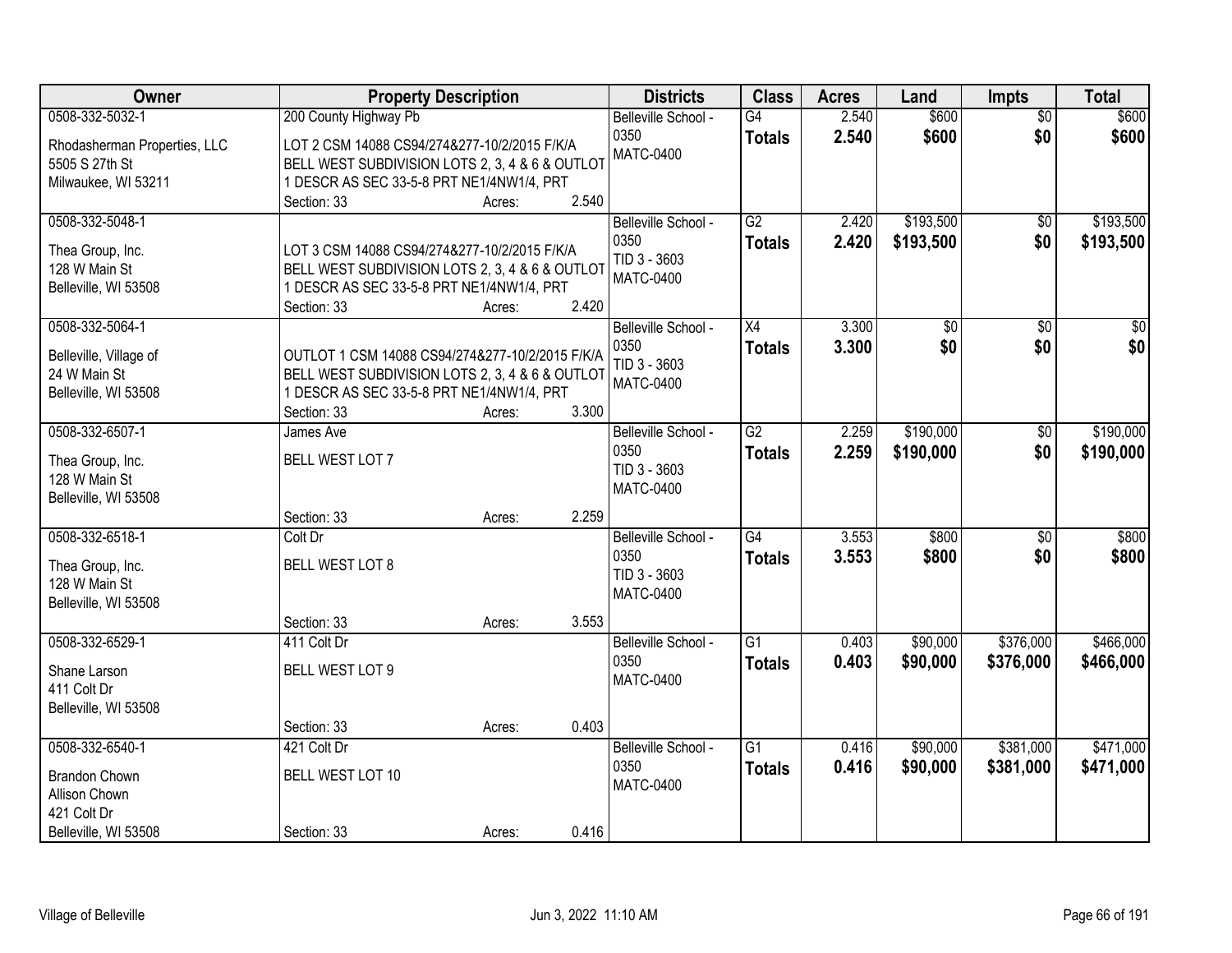| Owner | Property Description | Districts | Class | Acres | Land | Impts | Total |
|---|---|---|---|---|---|---|---|
| 0508-332-5032-1<br>Rhodasherman Properties, LLC<br>5505 S 27th St<br>Milwaukee, WI 53211 | 200 County Highway Pb<br>LOT 2 CSM 14088 CS94/274&277-10/2/2015 F/K/A BELL WEST SUBDIVISION LOTS 2, 3, 4 & 6 & OUTLOT 1 DESCR AS SEC 33-5-8 PRT NE1/4NW1/4, PRT<br>Section: 33 Acres: 2.540 | Belleville School - 0350<br>MATC-0400 | G4<br>**Totals** | 2.540<br>**2.540** | $600<br>**$600** | $0<br>**$0** | $600<br>**$600** |
| 0508-332-5048-1<br>Thea Group, Inc.<br>128 W Main St<br>Belleville, WI 53508 | LOT 3 CSM 14088 CS94/274&277-10/2/2015 F/K/A BELL WEST SUBDIVISION LOTS 2, 3, 4 & 6 & OUTLOT 1 DESCR AS SEC 33-5-8 PRT NE1/4NW1/4, PRT<br>Section: 33 Acres: 2.420 | Belleville School - 0350<br>TID 3 - 3603<br>MATC-0400 | G2<br>**Totals** | 2.420<br>**2.420** | $193,500<br>**$193,500** | $0<br>**$0** | $193,500<br>**$193,500** |
| 0508-332-5064-1<br>Belleville, Village of<br>24 W Main St<br>Belleville, WI 53508 | OUTLOT 1 CSM 14088 CS94/274&277-10/2/2015 F/K/A BELL WEST SUBDIVISION LOTS 2, 3, 4 & 6 & OUTLOT 1 DESCR AS SEC 33-5-8 PRT NE1/4NW1/4, PRT<br>Section: 33 Acres: 3.300 | Belleville School - 0350<br>TID 3 - 3603<br>MATC-0400 | X4<br>**Totals** | 3.300<br>**3.300** | $0<br>**$0** | $0<br>**$0** | $0<br>**$0** |
| 0508-332-6507-1<br>Thea Group, Inc.<br>128 W Main St<br>Belleville, WI 53508 | James Ave<br>BELL WEST LOT 7<br>Section: 33 Acres: 2.259 | Belleville School - 0350<br>TID 3 - 3603<br>MATC-0400 | G2<br>**Totals** | 2.259<br>**2.259** | $190,000<br>**$190,000** | $0<br>**$0** | $190,000<br>**$190,000** |
| 0508-332-6518-1<br>Thea Group, Inc.<br>128 W Main St<br>Belleville, WI 53508 | Colt Dr<br>BELL WEST LOT 8<br>Section: 33 Acres: 3.553 | Belleville School - 0350<br>TID 3 - 3603<br>MATC-0400 | G4<br>**Totals** | 3.553<br>**3.553** | $800<br>**$800** | $0<br>**$0** | $800<br>**$800** |
| 0508-332-6529-1<br>Shane Larson<br>411 Colt Dr<br>Belleville, WI 53508 | 411 Colt Dr<br>BELL WEST LOT 9<br>Section: 33 Acres: 0.403 | Belleville School - 0350<br>MATC-0400 | G1<br>**Totals** | 0.403<br>**0.403** | $90,000<br>**$90,000** | $376,000<br>**$376,000** | $466,000<br>**$466,000** |
| 0508-332-6540-1<br>Brandon Chown<br>Allison Chown<br>421 Colt Dr<br>Belleville, WI 53508 | 421 Colt Dr<br>BELL WEST LOT 10<br>Section: 33 Acres: 0.416 | Belleville School - 0350<br>MATC-0400 | G1<br>**Totals** | 0.416<br>**0.416** | $90,000<br>**$90,000** | $381,000<br>**$381,000** | $471,000<br>**$471,000** |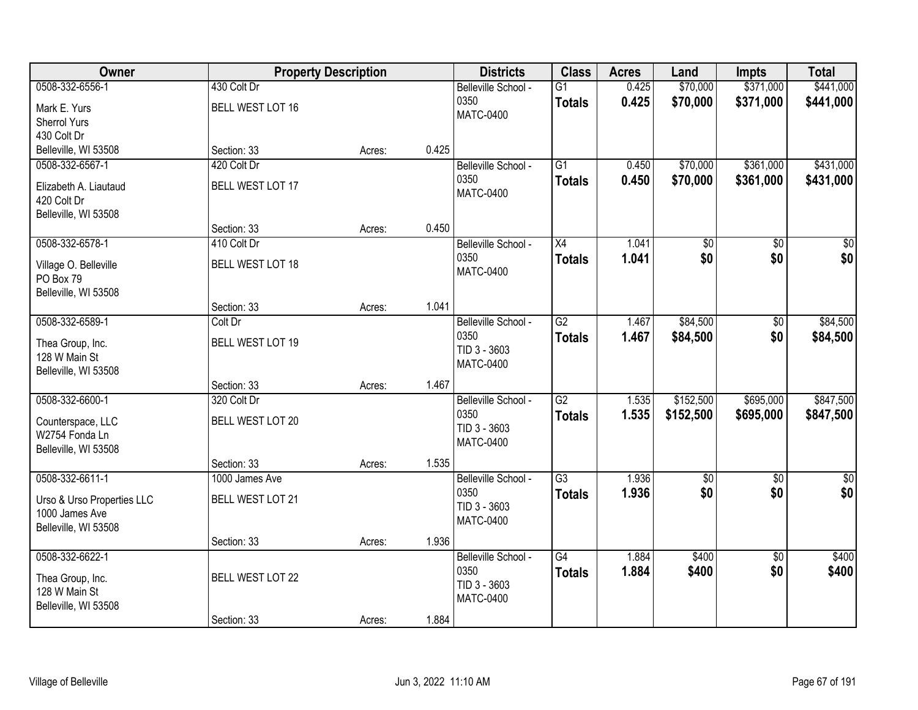| Owner | Property Description | | | Districts | Class | Acres | Land | Impts | Total |
|---|---|---|---|---|---|---|---|---|---|
| 0508-332-6556-1<br>Mark E. Yurs<br>Sherrol Yurs<br>430 Colt Dr<br>Belleville, WI 53508 | 430 Colt Dr<br>BELL WEST LOT 16<br>Section: 33 | Acres: | 0.425 | Belleville School - 0350<br>MATC-0400 | G1<br>**Totals** | 0.425<br>**0.425** | $70,000<br>**$70,000** | $371,000<br>**$371,000** | $441,000<br>**$441,000** |
| 0508-332-6567-1<br>Elizabeth A. Liautaud<br>420 Colt Dr<br>Belleville, WI 53508 | 420 Colt Dr<br>BELL WEST LOT 17<br>Section: 33 | Acres: | 0.450 | Belleville School - 0350<br>MATC-0400 | G1<br>**Totals** | 0.450<br>**0.450** | $70,000<br>**$70,000** | $361,000<br>**$361,000** | $431,000<br>**$431,000** |
| 0508-332-6578-1<br>Village O. Belleville<br>PO Box 79<br>Belleville, WI 53508 | 410 Colt Dr<br>BELL WEST LOT 18<br>Section: 33 | Acres: | 1.041 | Belleville School - 0350<br>MATC-0400 | X4<br>**Totals** | 1.041<br>**1.041** | $0<br>**$0** | $0<br>**$0** | $0<br>**$0** |
| 0508-332-6589-1<br>Thea Group, Inc.<br>128 W Main St<br>Belleville, WI 53508 | Colt Dr<br>BELL WEST LOT 19<br>Section: 33 | Acres: | 1.467 | Belleville School - 0350<br>TID 3 - 3603<br>MATC-0400 | G2<br>**Totals** | 1.467<br>**1.467** | $84,500<br>**$84,500** | $0<br>**$0** | $84,500<br>**$84,500** |
| 0508-332-6600-1<br>Counterspace, LLC<br>W2754 Fonda Ln<br>Belleville, WI 53508 | 320 Colt Dr<br>BELL WEST LOT 20<br>Section: 33 | Acres: | 1.535 | Belleville School - 0350<br>TID 3 - 3603<br>MATC-0400 | G2<br>**Totals** | 1.535<br>**1.535** | $152,500<br>**$152,500** | $695,000<br>**$695,000** | $847,500<br>**$847,500** |
| 0508-332-6611-1<br>Urso & Urso Properties LLC<br>1000 James Ave<br>Belleville, WI 53508 | 1000 James Ave<br>BELL WEST LOT 21<br>Section: 33 | Acres: | 1.936 | Belleville School - 0350<br>TID 3 - 3603<br>MATC-0400 | G3<br>**Totals** | 1.936<br>**1.936** | $0<br>**$0** | $0<br>**$0** | $0<br>**$0** |
| 0508-332-6622-1<br>Thea Group, Inc.<br>128 W Main St<br>Belleville, WI 53508 | BELL WEST LOT 22<br>Section: 33 | Acres: | 1.884 | Belleville School - 0350<br>TID 3 - 3603<br>MATC-0400 | G4<br>**Totals** | 1.884<br>**1.884** | $400<br>**$400** | $0<br>**$0** | $400<br>**$400** |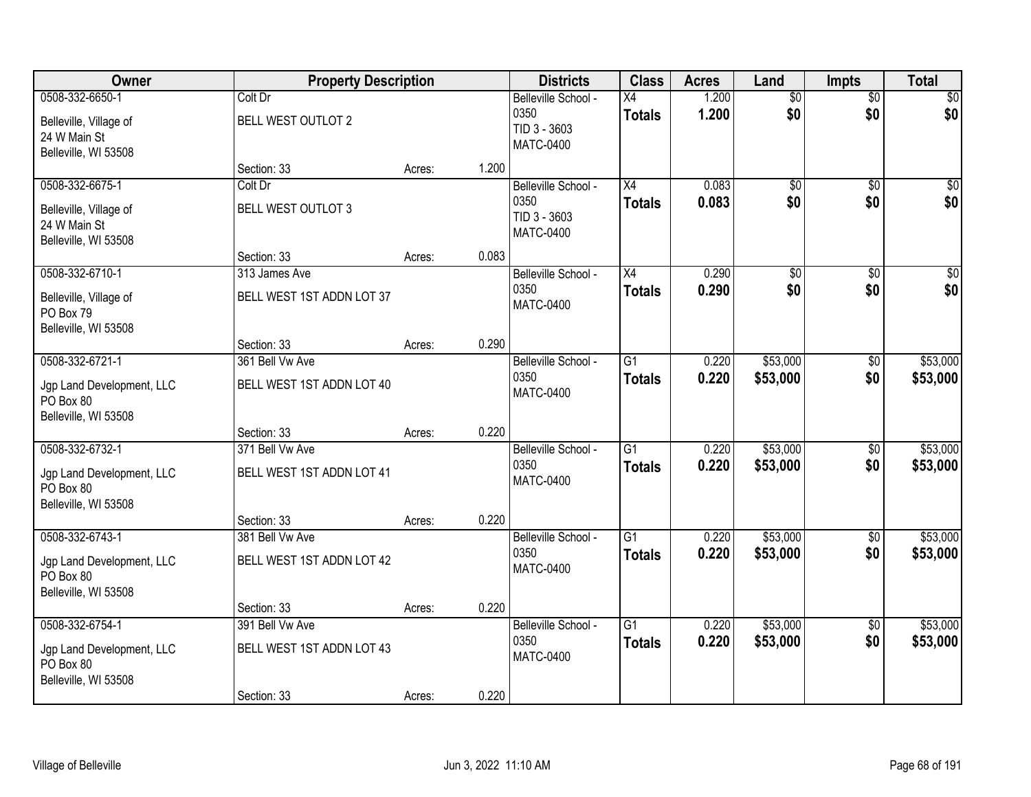| Owner | Property Description | | | Districts | Class | Acres | Land | Impts | Total |
|---|---|---|---|---|---|---|---|---|---|
| 0508-332-6650-1<br>Belleville, Village of<br>24 W Main St<br>Belleville, WI 53508 | Colt Dr<br>BELL WEST OUTLOT 2<br>Section: 33 | Acres: | 1.200 | Belleville School - 0350<br>TID 3 - 3603<br>MATC-0400 | X4<br>**Totals** | 1.200<br>**1.200** | $0<br>**$0** | $0<br>**$0** | $0<br>**$0** |
| 0508-332-6675-1<br>Belleville, Village of<br>24 W Main St<br>Belleville, WI 53508 | Colt Dr<br>BELL WEST OUTLOT 3<br>Section: 33 | Acres: | 0.083 | Belleville School - 0350<br>TID 3 - 3603<br>MATC-0400 | X4<br>**Totals** | 0.083<br>**0.083** | $0<br>**$0** | $0<br>**$0** | $0<br>**$0** |
| 0508-332-6710-1<br>Belleville, Village of<br>PO Box 79<br>Belleville, WI 53508 | 313 James Ave<br>BELL WEST 1ST ADDN LOT 37<br>Section: 33 | Acres: | 0.290 | Belleville School - 0350<br>MATC-0400 | X4<br>**Totals** | 0.290<br>**0.290** | $0<br>**$0** | $0<br>**$0** | $0<br>**$0** |
| 0508-332-6721-1<br>Jgp Land Development, LLC<br>PO Box 80<br>Belleville, WI 53508 | 361 Bell Vw Ave<br>BELL WEST 1ST ADDN LOT 40<br>Section: 33 | Acres: | 0.220 | Belleville School - 0350<br>MATC-0400 | G1<br>**Totals** | 0.220<br>**0.220** | $53,000<br>**$53,000** | $0<br>**$0** | $53,000<br>**$53,000** |
| 0508-332-6732-1<br>Jgp Land Development, LLC<br>PO Box 80<br>Belleville, WI 53508 | 371 Bell Vw Ave<br>BELL WEST 1ST ADDN LOT 41<br>Section: 33 | Acres: | 0.220 | Belleville School - 0350<br>MATC-0400 | G1<br>**Totals** | 0.220<br>**0.220** | $53,000<br>**$53,000** | $0<br>**$0** | $53,000<br>**$53,000** |
| 0508-332-6743-1<br>Jgp Land Development, LLC<br>PO Box 80<br>Belleville, WI 53508 | 381 Bell Vw Ave<br>BELL WEST 1ST ADDN LOT 42<br>Section: 33 | Acres: | 0.220 | Belleville School - 0350<br>MATC-0400 | G1<br>**Totals** | 0.220<br>**0.220** | $53,000<br>**$53,000** | $0<br>**$0** | $53,000<br>**$53,000** |
| 0508-332-6754-1<br>Jgp Land Development, LLC<br>PO Box 80<br>Belleville, WI 53508 | 391 Bell Vw Ave<br>BELL WEST 1ST ADDN LOT 43<br>Section: 33 | Acres: | 0.220 | Belleville School - 0350<br>MATC-0400 | G1<br>**Totals** | 0.220<br>**0.220** | $53,000<br>**$53,000** | $0<br>**$0** | $53,000<br>**$53,000** |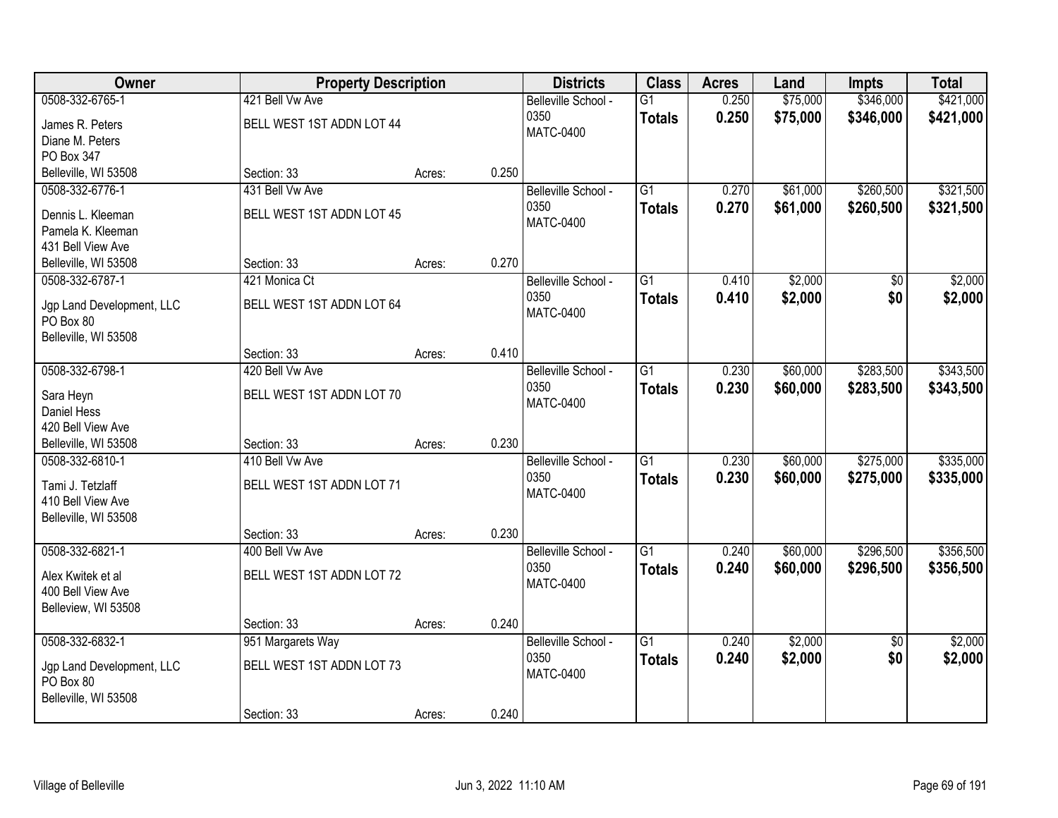| Owner | Property Description | | | Districts | Class | Acres | Land | Impts | Total |
|---|---|---|---|---|---|---|---|---|---|
| 0508-332-6765-1<br>James R. Peters<br>Diane M. Peters<br>PO Box 347<br>Belleville, WI 53508 | 421 Bell Vw Ave<br>BELL WEST 1ST ADDN LOT 44<br>Section: 33 | Acres: | 0.250 | Belleville School - 0350<br>MATC-0400 | G1<br>**Totals** | 0.250<br>**0.250** | $75,000<br>**$75,000** | $346,000<br>**$346,000** | $421,000<br>**$421,000** |
| 0508-332-6776-1<br>Dennis L. Kleeman<br>Pamela K. Kleeman<br>431 Bell View Ave<br>Belleville, WI 53508 | 431 Bell Vw Ave<br>BELL WEST 1ST ADDN LOT 45<br>Section: 33 | Acres: | 0.270 | Belleville School - 0350<br>MATC-0400 | G1<br>**Totals** | 0.270<br>**0.270** | $61,000<br>**$61,000** | $260,500<br>**$260,500** | $321,500<br>**$321,500** |
| 0508-332-6787-1<br>Jgp Land Development, LLC<br>PO Box 80<br>Belleville, WI 53508 | 421 Monica Ct<br>BELL WEST 1ST ADDN LOT 64<br>Section: 33 | Acres: | 0.410 | Belleville School - 0350<br>MATC-0400 | G1<br>**Totals** | 0.410<br>**0.410** | $2,000<br>**$2,000** | $0<br>**$0** | $2,000<br>**$2,000** |
| 0508-332-6798-1<br>Sara Heyn<br>Daniel Hess<br>420 Bell View Ave<br>Belleville, WI 53508 | 420 Bell Vw Ave<br>BELL WEST 1ST ADDN LOT 70<br>Section: 33 | Acres: | 0.230 | Belleville School - 0350<br>MATC-0400 | G1<br>**Totals** | 0.230<br>**0.230** | $60,000<br>**$60,000** | $283,500<br>**$283,500** | $343,500<br>**$343,500** |
| 0508-332-6810-1<br>Tami J. Tetzlaff<br>410 Bell View Ave<br>Belleville, WI 53508 | 410 Bell Vw Ave<br>BELL WEST 1ST ADDN LOT 71<br>Section: 33 | Acres: | 0.230 | Belleville School - 0350<br>MATC-0400 | G1<br>**Totals** | 0.230<br>**0.230** | $60,000<br>**$60,000** | $275,000<br>**$275,000** | $335,000<br>**$335,000** |
| 0508-332-6821-1<br>Alex Kwitek et al<br>400 Bell View Ave<br>Belleview, WI 53508 | 400 Bell Vw Ave<br>BELL WEST 1ST ADDN LOT 72<br>Section: 33 | Acres: | 0.240 | Belleville School - 0350<br>MATC-0400 | G1<br>**Totals** | 0.240<br>**0.240** | $60,000<br>**$60,000** | $296,500<br>**$296,500** | $356,500<br>**$356,500** |
| 0508-332-6832-1<br>Jgp Land Development, LLC<br>PO Box 80<br>Belleville, WI 53508 | 951 Margarets Way<br>BELL WEST 1ST ADDN LOT 73<br>Section: 33 | Acres: | 0.240 | Belleville School - 0350<br>MATC-0400 | G1<br>**Totals** | 0.240<br>**0.240** | $2,000<br>**$2,000** | $0<br>**$0** | $2,000<br>**$2,000** |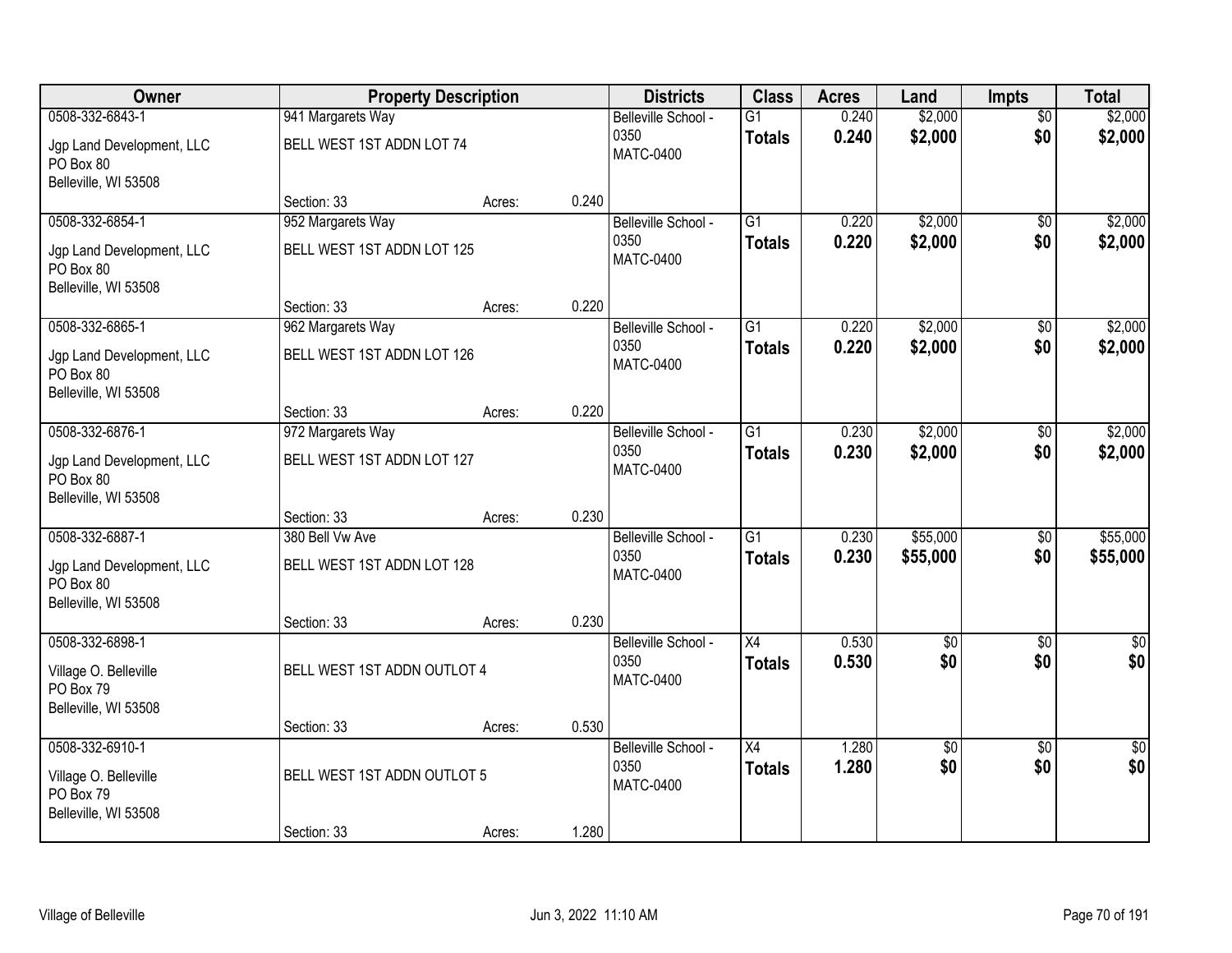| Owner | Property Description | | | Districts | Class | Acres | Land | Impts | Total |
|---|---|---|---|---|---|---|---|---|---|
| 0508-332-6843-1 | 941 Margarets Way | | | Belleville School - 0350 | G1 | 0.240 | $2,000 | $0 | $2,000 |
| Jgp Land Development, LLC PO Box 80 Belleville, WI 53508 | BELL WEST 1ST ADDN LOT 74 | | | MATC-0400 | **Totals** | **0.240** | **$2,000** | **$0** | **$2,000** |
| | Section: 33 | Acres: | 0.240 | | | | | | |
| 0508-332-6854-1 | 952 Margarets Way | | | Belleville School - 0350 | G1 | 0.220 | $2,000 | $0 | $2,000 |
| Jgp Land Development, LLC PO Box 80 Belleville, WI 53508 | BELL WEST 1ST ADDN LOT 125 | | | MATC-0400 | **Totals** | **0.220** | **$2,000** | **$0** | **$2,000** |
| | Section: 33 | Acres: | 0.220 | | | | | | |
| 0508-332-6865-1 | 962 Margarets Way | | | Belleville School - 0350 | G1 | 0.220 | $2,000 | $0 | $2,000 |
| Jgp Land Development, LLC PO Box 80 Belleville, WI 53508 | BELL WEST 1ST ADDN LOT 126 | | | MATC-0400 | **Totals** | **0.220** | **$2,000** | **$0** | **$2,000** |
| | Section: 33 | Acres: | 0.220 | | | | | | |
| 0508-332-6876-1 | 972 Margarets Way | | | Belleville School - 0350 | G1 | 0.230 | $2,000 | $0 | $2,000 |
| Jgp Land Development, LLC PO Box 80 Belleville, WI 53508 | BELL WEST 1ST ADDN LOT 127 | | | MATC-0400 | **Totals** | **0.230** | **$2,000** | **$0** | **$2,000** |
| | Section: 33 | Acres: | 0.230 | | | | | | |
| 0508-332-6887-1 | 380 Bell Vw Ave | | | Belleville School - 0350 | G1 | 0.230 | $55,000 | $0 | $55,000 |
| Jgp Land Development, LLC PO Box 80 Belleville, WI 53508 | BELL WEST 1ST ADDN LOT 128 | | | MATC-0400 | **Totals** | **0.230** | **$55,000** | **$0** | **$55,000** |
| | Section: 33 | Acres: | 0.230 | | | | | | |
| 0508-332-6898-1 | | | | Belleville School - 0350 | X4 | 0.530 | $0 | $0 | $0 |
| Village O. Belleville PO Box 79 Belleville, WI 53508 | BELL WEST 1ST ADDN OUTLOT 4 | | | MATC-0400 | **Totals** | **0.530** | **$0** | **$0** | **$0** |
| | Section: 33 | Acres: | 0.530 | | | | | | |
| 0508-332-6910-1 | | | | Belleville School - 0350 | X4 | 1.280 | $0 | $0 | $0 |
| Village O. Belleville PO Box 79 Belleville, WI 53508 | BELL WEST 1ST ADDN OUTLOT 5 | | | MATC-0400 | **Totals** | **1.280** | **$0** | **$0** | **$0** |
| | Section: 33 | Acres: | 1.280 | | | | | | |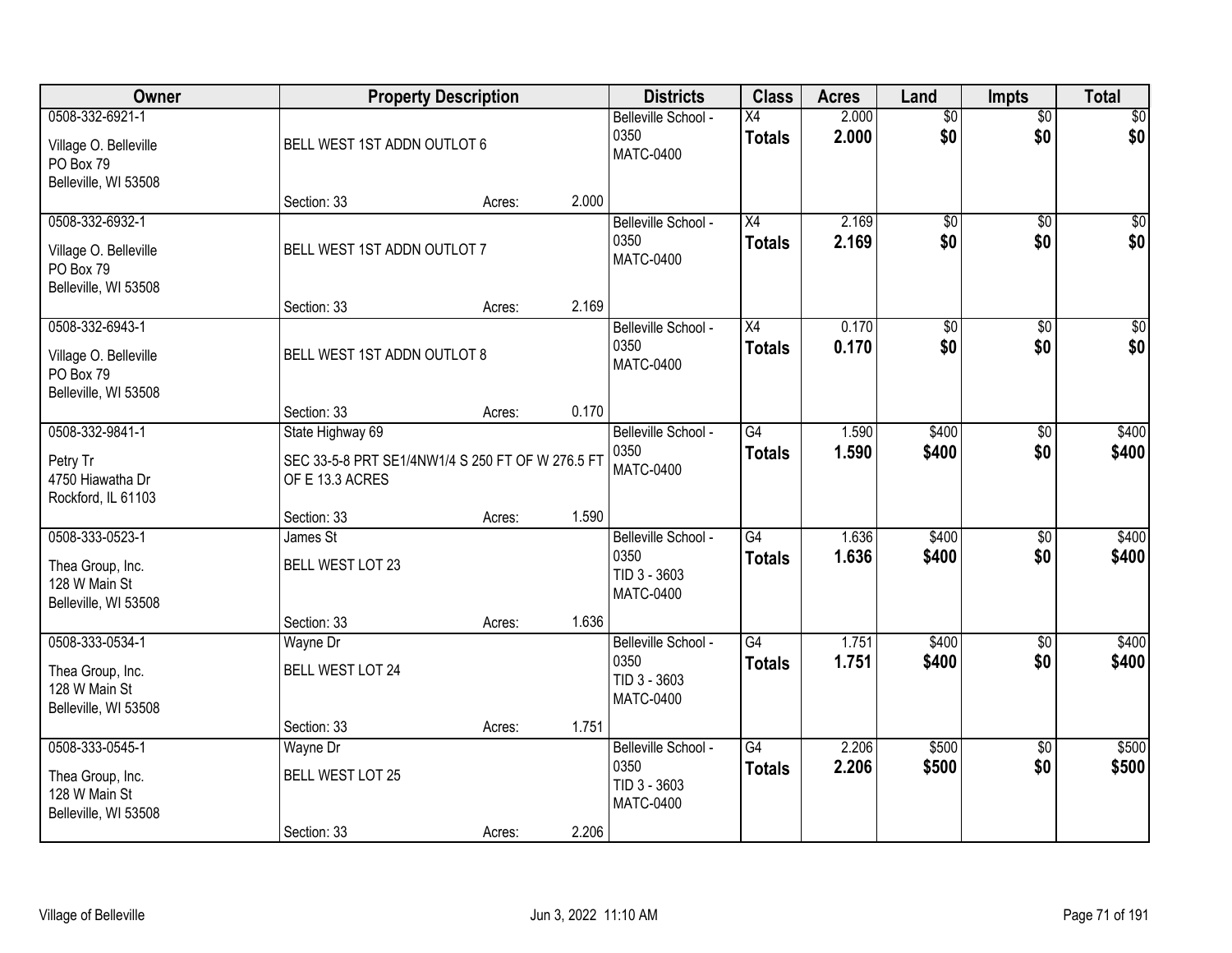| Owner | Property Description | Districts | Class | Acres | Land | Impts | Total |
|---|---|---|---|---|---|---|---|
| 0508-332-6921-1<br>Village O. Belleville<br>PO Box 79<br>Belleville, WI 53508 | BELL WEST 1ST ADDN OUTLOT 6<br>Section: 33 Acres: 2.000 | Belleville School - 0350<br>MATC-0400 | X4<br>**Totals** | 2.000<br>**2.000** | $0<br>**$0** | $0<br>**$0** | $0<br>**$0** |
| 0508-332-6932-1<br>Village O. Belleville<br>PO Box 79<br>Belleville, WI 53508 | BELL WEST 1ST ADDN OUTLOT 7<br>Section: 33 Acres: 2.169 | Belleville School - 0350<br>MATC-0400 | X4<br>**Totals** | 2.169<br>**2.169** | $0<br>**$0** | $0<br>**$0** | $0<br>**$0** |
| 0508-332-6943-1<br>Village O. Belleville<br>PO Box 79<br>Belleville, WI 53508 | BELL WEST 1ST ADDN OUTLOT 8<br>Section: 33 Acres: 0.170 | Belleville School - 0350<br>MATC-0400 | X4<br>**Totals** | 0.170<br>**0.170** | $0<br>**$0** | $0<br>**$0** | $0<br>**$0** |
| 0508-332-9841-1<br>Petry Tr<br>4750 Hiawatha Dr<br>Rockford, IL 61103 | State Highway 69<br>SEC 33-5-8 PRT SE1/4NW1/4 S 250 FT OF W 276.5 FT OF E 13.3 ACRES<br>Section: 33 Acres: 1.590 | Belleville School - 0350<br>MATC-0400 | G4<br>**Totals** | 1.590<br>**1.590** | $400<br>**$400** | $0<br>**$0** | $400<br>**$400** |
| 0508-333-0523-1<br>Thea Group, Inc.<br>128 W Main St<br>Belleville, WI 53508 | James St<br>BELL WEST LOT 23<br>Section: 33 Acres: 1.636 | Belleville School - 0350<br>TID 3 - 3603<br>MATC-0400 | G4<br>**Totals** | 1.636<br>**1.636** | $400<br>**$400** | $0<br>**$0** | $400<br>**$400** |
| 0508-333-0534-1<br>Thea Group, Inc.<br>128 W Main St<br>Belleville, WI 53508 | Wayne Dr<br>BELL WEST LOT 24<br>Section: 33 Acres: 1.751 | Belleville School - 0350<br>TID 3 - 3603<br>MATC-0400 | G4<br>**Totals** | 1.751<br>**1.751** | $400<br>**$400** | $0<br>**$0** | $400<br>**$400** |
| 0508-333-0545-1<br>Thea Group, Inc.<br>128 W Main St<br>Belleville, WI 53508 | Wayne Dr<br>BELL WEST LOT 25<br>Section: 33 Acres: 2.206 | Belleville School - 0350<br>TID 3 - 3603<br>MATC-0400 | G4<br>**Totals** | 2.206<br>**2.206** | $500<br>**$500** | $0<br>**$0** | $500<br>**$500** |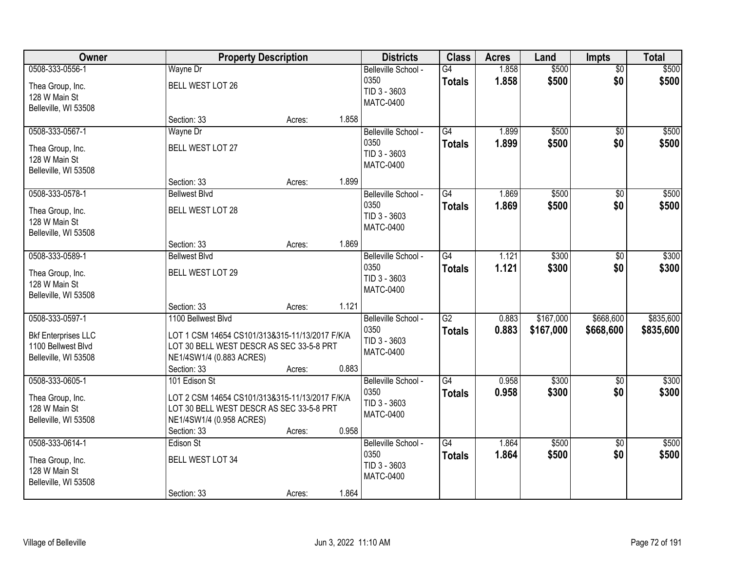| Owner | Property Description | | | Districts | Class | Acres | Land | Impts | Total |
|---|---|---|---|---|---|---|---|---|---|
| 0508-333-0556-1<br>Thea Group, Inc.<br>128 W Main St<br>Belleville, WI 53508 | Wayne Dr<br>BELL WEST LOT 26<br>Section: 33 | Acres: | 1.858 | Belleville School - 0350<br>TID 3 - 3603<br>MATC-0400 | G4<br>**Totals** | 1.858<br>**1.858** | $500<br>**$500** | $0<br>**$0** | $500<br>**$500** |
| 0508-333-0567-1<br>Thea Group, Inc.<br>128 W Main St<br>Belleville, WI 53508 | Wayne Dr<br>BELL WEST LOT 27<br>Section: 33 | Acres: | 1.899 | Belleville School - 0350<br>TID 3 - 3603<br>MATC-0400 | G4<br>**Totals** | 1.899<br>**1.899** | $500<br>**$500** | $0<br>**$0** | $500<br>**$500** |
| 0508-333-0578-1<br>Thea Group, Inc.<br>128 W Main St<br>Belleville, WI 53508 | Bellwest Blvd<br>BELL WEST LOT 28<br>Section: 33 | Acres: | 1.869 | Belleville School - 0350<br>TID 3 - 3603<br>MATC-0400 | G4<br>**Totals** | 1.869<br>**1.869** | $500<br>**$500** | $0<br>**$0** | $500<br>**$500** |
| 0508-333-0589-1<br>Thea Group, Inc.<br>128 W Main St<br>Belleville, WI 53508 | Bellwest Blvd<br>BELL WEST LOT 29<br>Section: 33 | Acres: | 1.121 | Belleville School - 0350<br>TID 3 - 3603<br>MATC-0400 | G4<br>**Totals** | 1.121<br>**1.121** | $300<br>**$300** | $0<br>**$0** | $300<br>**$300** |
| 0508-333-0597-1<br>Bkf Enterprises LLC<br>1100 Bellwest Blvd<br>Belleville, WI 53508 | 1100 Bellwest Blvd<br>LOT 1 CSM 14654 CS101/313&315-11/13/2017 F/K/A LOT 30 BELL WEST DESCR AS SEC 33-5-8 PRT NE1/4SW1/4 (0.883 ACRES)<br>Section: 33 | Acres: | 0.883 | Belleville School - 0350<br>TID 3 - 3603<br>MATC-0400 | G2<br>**Totals** | 0.883<br>**0.883** | $167,000<br>**$167,000** | $668,600<br>**$668,600** | $835,600<br>**$835,600** |
| 0508-333-0605-1<br>Thea Group, Inc.<br>128 W Main St<br>Belleville, WI 53508 | 101 Edison St<br>LOT 2 CSM 14654 CS101/313&315-11/13/2017 F/K/A LOT 30 BELL WEST DESCR AS SEC 33-5-8 PRT NE1/4SW1/4 (0.958 ACRES)<br>Section: 33 | Acres: | 0.958 | Belleville School - 0350<br>TID 3 - 3603<br>MATC-0400 | G4<br>**Totals** | 0.958<br>**0.958** | $300<br>**$300** | $0<br>**$0** | $300<br>**$300** |
| 0508-333-0614-1<br>Thea Group, Inc.<br>128 W Main St<br>Belleville, WI 53508 | Edison St<br>BELL WEST LOT 34<br>Section: 33 | Acres: | 1.864 | Belleville School - 0350<br>TID 3 - 3603<br>MATC-0400 | G4<br>**Totals** | 1.864<br>**1.864** | $500<br>**$500** | $0<br>**$0** | $500<br>**$500** |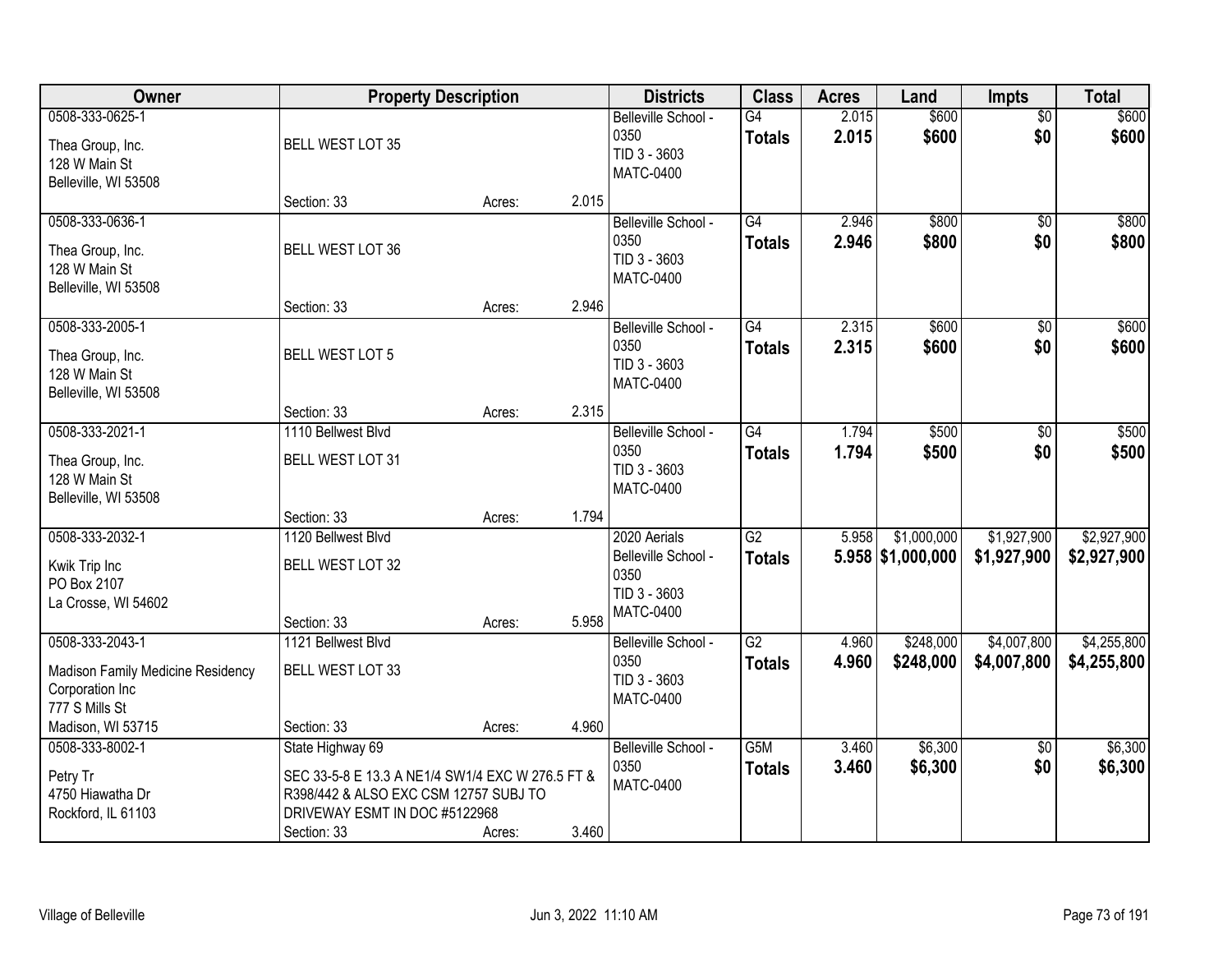| Owner | Property Description | | | Districts | Class | Acres | Land | Impts | Total |
|---|---|---|---|---|---|---|---|---|---|
| 0508-333-0625-1<br>Thea Group, Inc.<br>128 W Main St<br>Belleville, WI 53508 | BELL WEST LOT 35<br>Section: 33 | Acres: | 2.015 | Belleville School - 0350<br>TID 3 - 3603<br>MATC-0400 | G4<br>**Totals** | 2.015<br>**2.015** | $600<br>**$600** | $0<br>**$0** | $600<br>**$600** |
| 0508-333-0636-1<br>Thea Group, Inc.<br>128 W Main St<br>Belleville, WI 53508 | BELL WEST LOT 36<br>Section: 33 | Acres: | 2.946 | Belleville School - 0350<br>TID 3 - 3603<br>MATC-0400 | G4<br>**Totals** | 2.946<br>**2.946** | $800<br>**$800** | $0<br>**$0** | $800<br>**$800** |
| 0508-333-2005-1<br>Thea Group, Inc.<br>128 W Main St<br>Belleville, WI 53508 | BELL WEST LOT 5<br>Section: 33 | Acres: | 2.315 | Belleville School - 0350<br>TID 3 - 3603<br>MATC-0400 | G4<br>**Totals** | 2.315<br>**2.315** | $600<br>**$600** | $0<br>**$0** | $600<br>**$600** |
| 0508-333-2021-1<br>Thea Group, Inc.<br>128 W Main St<br>Belleville, WI 53508 | 1110 Bellwest Blvd<br>BELL WEST LOT 31<br>Section: 33 | Acres: | 1.794 | Belleville School - 0350<br>TID 3 - 3603<br>MATC-0400 | G4<br>**Totals** | 1.794<br>**1.794** | $500<br>**$500** | $0<br>**$0** | $500<br>**$500** |
| 0508-333-2032-1<br>Kwik Trip Inc<br>PO Box 2107<br>La Crosse, WI 54602 | 1120 Bellwest Blvd<br>BELL WEST LOT 32<br>Section: 33 | Acres: | 5.958 | 2020 Aerials<br>Belleville School - 0350<br>TID 3 - 3603<br>MATC-0400 | G2<br>**Totals** | 5.958<br>**5.958** | $1,000,000<br>**$1,000,000** | $1,927,900<br>**$1,927,900** | $2,927,900<br>**$2,927,900** |
| 0508-333-2043-1<br>Madison Family Medicine Residency Corporation Inc<br>777 S Mills St<br>Madison, WI 53715 | 1121 Bellwest Blvd<br>BELL WEST LOT 33<br>Section: 33 | Acres: | 4.960 | Belleville School - 0350<br>TID 3 - 3603<br>MATC-0400 | G2<br>**Totals** | 4.960<br>**4.960** | $248,000<br>**$248,000** | $4,007,800<br>**$4,007,800** | $4,255,800<br>**$4,255,800** |
| 0508-333-8002-1<br>Petry Tr<br>4750 Hiawatha Dr<br>Rockford, IL 61103 | State Highway 69<br>SEC 33-5-8 E 13.3 A NE1/4 SW1/4 EXC W 276.5 FT & R398/442 & ALSO EXC CSM 12757 SUBJ TO DRIVEWAY ESMT IN DOC #5122968<br>Section: 33 | Acres: | 3.460 | Belleville School - 0350<br>MATC-0400 | G5M<br>**Totals** | 3.460<br>**3.460** | $6,300<br>**$6,300** | $0<br>**$0** | $6,300<br>**$6,300** |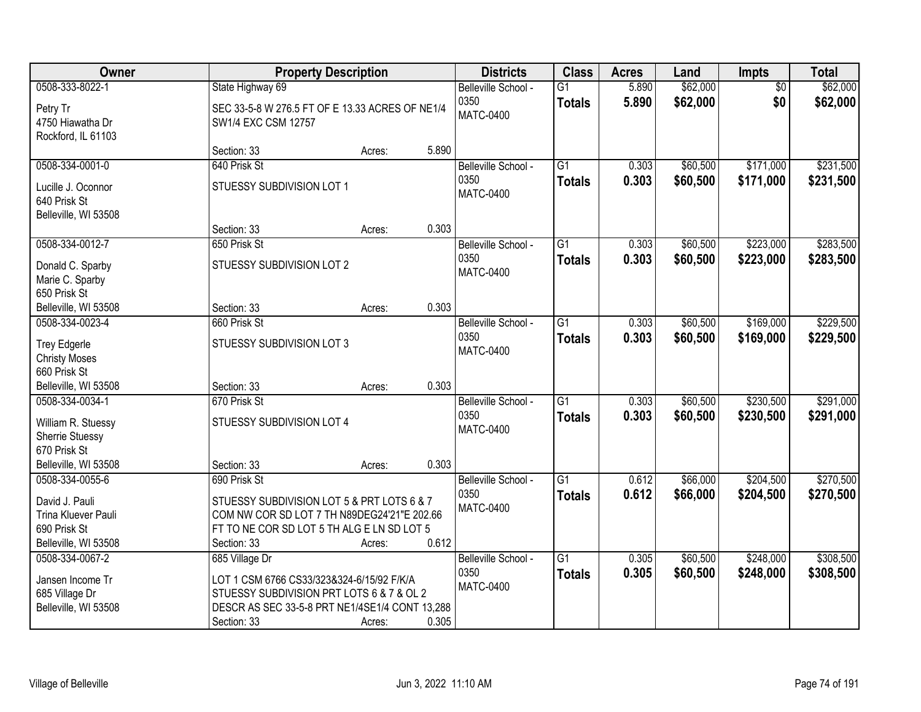| Owner | Property Description | Districts | Class | Acres | Land | Impts | Total |
|---|---|---|---|---|---|---|---|
| 0508-333-8022-1<br>Petry Tr<br>4750 Hiawatha Dr<br>Rockford, IL 61103 | State Highway 69<br>SEC 33-5-8 W 276.5 FT OF E 13.33 ACRES OF NE1/4 SW1/4 EXC CSM 12757<br>Section: 33 Acres: 5.890 | Belleville School - 0350<br>MATC-0400 | G1<br>**Totals** | 5.890<br>**5.890** | $62,000<br>**$62,000** | $0<br>**$0** | $62,000<br>**$62,000** |
| 0508-334-0001-0<br>Lucille J. Oconnor<br>640 Prisk St<br>Belleville, WI 53508 | 640 Prisk St<br>STUESSY SUBDIVISION LOT 1<br>Section: 33 Acres: 0.303 | Belleville School - 0350<br>MATC-0400 | G1<br>**Totals** | 0.303<br>**0.303** | $60,500<br>**$60,500** | $171,000<br>**$171,000** | $231,500<br>**$231,500** |
| 0508-334-0012-7<br>Donald C. Sparby<br>Marie C. Sparby<br>650 Prisk St<br>Belleville, WI 53508 | 650 Prisk St<br>STUESSY SUBDIVISION LOT 2<br>Section: 33 Acres: 0.303 | Belleville School - 0350<br>MATC-0400 | G1<br>**Totals** | 0.303<br>**0.303** | $60,500<br>**$60,500** | $223,000<br>**$223,000** | $283,500<br>**$283,500** |
| 0508-334-0023-4<br>Trey Edgerle<br>Christy Moses<br>660 Prisk St<br>Belleville, WI 53508 | 660 Prisk St<br>STUESSY SUBDIVISION LOT 3<br>Section: 33 Acres: 0.303 | Belleville School - 0350<br>MATC-0400 | G1<br>**Totals** | 0.303<br>**0.303** | $60,500<br>**$60,500** | $169,000<br>**$169,000** | $229,500<br>**$229,500** |
| 0508-334-0034-1<br>William R. Stuessy<br>Sherrie Stuessy<br>670 Prisk St<br>Belleville, WI 53508 | 670 Prisk St<br>STUESSY SUBDIVISION LOT 4<br>Section: 33 Acres: 0.303 | Belleville School - 0350<br>MATC-0400 | G1<br>**Totals** | 0.303<br>**0.303** | $60,500<br>**$60,500** | $230,500<br>**$230,500** | $291,000<br>**$291,000** |
| 0508-334-0055-6<br>David J. Pauli<br>Trina Kluever Pauli<br>690 Prisk St<br>Belleville, WI 53508 | 690 Prisk St<br>STUESSY SUBDIVISION LOT 5 & PRT LOTS 6 & 7 COM NW COR SD LOT 7 TH N89DEG24'21"E 202.66 FT TO NE COR SD LOT 5 TH ALG E LN SD LOT 5<br>Section: 33 Acres: 0.612 | Belleville School - 0350<br>MATC-0400 | G1<br>**Totals** | 0.612<br>**0.612** | $66,000<br>**$66,000** | $204,500<br>**$204,500** | $270,500<br>**$270,500** |
| 0508-334-0067-2<br>Jansen Income Tr<br>685 Village Dr<br>Belleville, WI 53508 | 685 Village Dr<br>LOT 1 CSM 6766 CS33/323&324-6/15/92 F/K/A STUESSY SUBDIVISION PRT LOTS 6 & 7 & OL 2 DESCR AS SEC 33-5-8 PRT NE1/4SE1/4 CONT 13,288<br>Section: 33 Acres: 0.305 | Belleville School - 0350<br>MATC-0400 | G1<br>**Totals** | 0.305<br>**0.305** | $60,500<br>**$60,500** | $248,000<br>**$248,000** | $308,500<br>**$308,500** |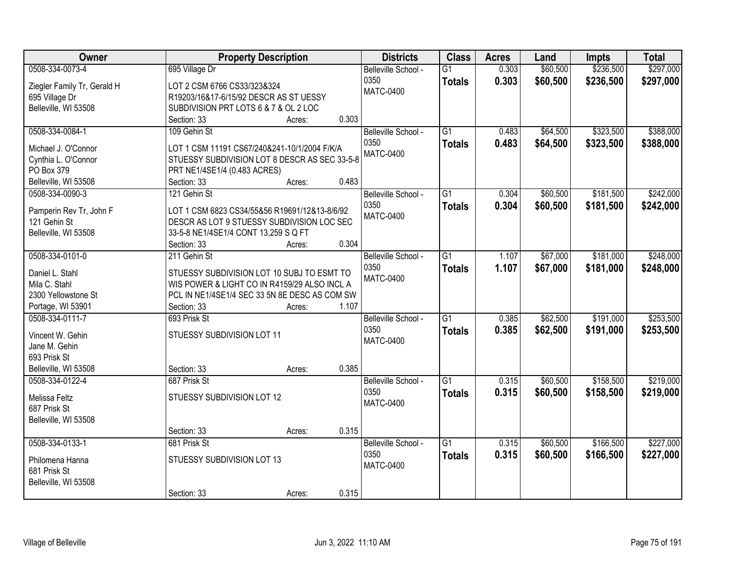| Owner | Property Description | Districts | Class | Acres | Land | Impts | Total |
|---|---|---|---|---|---|---|---|
| 0508-334-0073-4<br>Ziegler Family Tr, Gerald H<br>695 Village Dr<br>Belleville, WI 53508 | 695 Village Dr<br>LOT 2 CSM 6766 CS33/323&324 R19203/16&17-6/15/92 DESCR AS ST UESSY SUBDIVISION PRT LOTS 6 & 7 & OL 2 LOC<br>Section: 33 Acres: 0.303 | Belleville School - 0350<br>MATC-0400 | G1<br>**Totals** | 0.303<br>**0.303** | $60,500<br>**$60,500** | $236,500<br>**$236,500** | $297,000<br>**$297,000** |
| 0508-334-0084-1<br>Michael J. O'Connor<br>Cynthia L. O'Connor<br>PO Box 379<br>Belleville, WI 53508 | 109 Gehin St<br>LOT 1 CSM 11191 CS67/240&241-10/1/2004 F/K/A STUESSY SUBDIVISION LOT 8 DESCR AS SEC 33-5-8 PRT NE1/4SE1/4 (0.483 ACRES)<br>Section: 33 Acres: 0.483 | Belleville School - 0350<br>MATC-0400 | G1<br>**Totals** | 0.483<br>**0.483** | $64,500<br>**$64,500** | $323,500<br>**$323,500** | $388,000<br>**$388,000** |
| 0508-334-0090-3<br>Pamperin Rev Tr, John F<br>121 Gehin St<br>Belleville, WI 53508 | 121 Gehin St<br>LOT 1 CSM 6823 CS34/55&56 R19691/12&13-8/6/92 DESCR AS LOT 9 STUESSY SUBDIVISION LOC SEC 33-5-8 NE1/4SE1/4 CONT 13,259 S Q FT<br>Section: 33 Acres: 0.304 | Belleville School - 0350<br>MATC-0400 | G1<br>**Totals** | 0.304<br>**0.304** | $60,500<br>**$60,500** | $181,500<br>**$181,500** | $242,000<br>**$242,000** |
| 0508-334-0101-0<br>Daniel L. Stahl<br>Mila C. Stahl<br>2300 Yellowstone St<br>Portage, WI 53901 | 211 Gehin St<br>STUESSY SUBDIVISION LOT 10 SUBJ TO ESMT TO WIS POWER & LIGHT CO IN R4159/29 ALSO INCL A PCL IN NE1/4SE1/4 SEC 33 5N 8E DESC AS COM SW<br>Section: 33 Acres: 1.107 | Belleville School - 0350<br>MATC-0400 | G1<br>**Totals** | 1.107<br>**1.107** | $67,000<br>**$67,000** | $181,000<br>**$181,000** | $248,000<br>**$248,000** |
| 0508-334-0111-7<br>Vincent W. Gehin<br>Jane M. Gehin<br>693 Prisk St<br>Belleville, WI 53508 | 693 Prisk St<br>STUESSY SUBDIVISION LOT 11<br>Section: 33 Acres: 0.385 | Belleville School - 0350<br>MATC-0400 | G1<br>**Totals** | 0.385<br>**0.385** | $62,500<br>**$62,500** | $191,000<br>**$191,000** | $253,500<br>**$253,500** |
| 0508-334-0122-4<br>Melissa Feltz<br>687 Prisk St<br>Belleville, WI 53508 | 687 Prisk St<br>STUESSY SUBDIVISION LOT 12<br>Section: 33 Acres: 0.315 | Belleville School - 0350<br>MATC-0400 | G1<br>**Totals** | 0.315<br>**0.315** | $60,500<br>**$60,500** | $158,500<br>**$158,500** | $219,000<br>**$219,000** |
| 0508-334-0133-1<br>Philomena Hanna<br>681 Prisk St<br>Belleville, WI 53508 | 681 Prisk St<br>STUESSY SUBDIVISION LOT 13<br>Section: 33 Acres: 0.315 | Belleville School - 0350<br>MATC-0400 | G1<br>**Totals** | 0.315<br>**0.315** | $60,500<br>**$60,500** | $166,500<br>**$166,500** | $227,000<br>**$227,000** |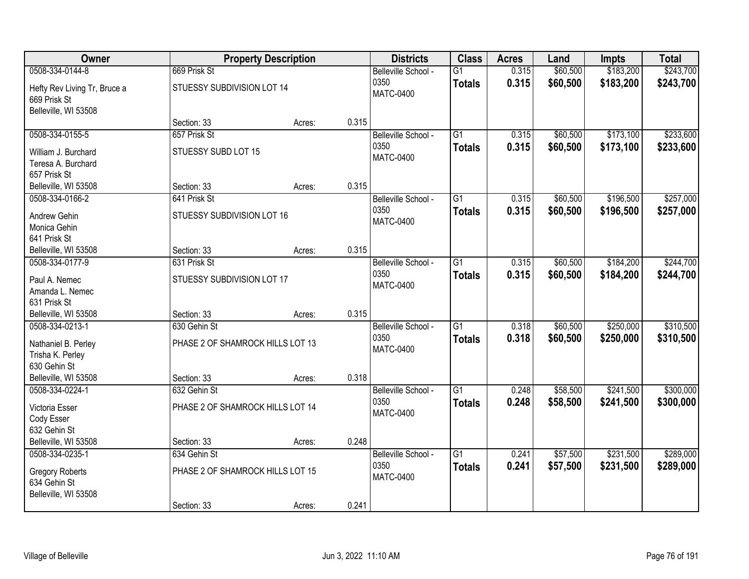| Owner | Property Description | | | Districts | Class | Acres | Land | Impts | Total |
|---|---|---|---|---|---|---|---|---|---|
| 0508-334-0144-8<br>Hefty Rev Living Tr, Bruce a<br>669 Prisk St<br>Belleville, WI 53508 | 669 Prisk St<br>STUESSY SUBDIVISION LOT 14<br>Section: 33 | Acres: | 0.315 | Belleville School - 0350<br>MATC-0400 | G1<br>**Totals** | 0.315<br>**0.315** | $60,500<br>**$60,500** | $183,200<br>**$183,200** | $243,700<br>**$243,700** |
| 0508-334-0155-5<br>William J. Burchard<br>Teresa A. Burchard<br>657 Prisk St<br>Belleville, WI 53508 | 657 Prisk St<br>STUESSY SUBD LOT 15<br>Section: 33 | Acres: | 0.315 | Belleville School - 0350<br>MATC-0400 | G1<br>**Totals** | 0.315<br>**0.315** | $60,500<br>**$60,500** | $173,100<br>**$173,100** | $233,600<br>**$233,600** |
| 0508-334-0166-2<br>Andrew Gehin<br>Monica Gehin<br>641 Prisk St<br>Belleville, WI 53508 | 641 Prisk St<br>STUESSY SUBDIVISION LOT 16<br>Section: 33 | Acres: | 0.315 | Belleville School - 0350<br>MATC-0400 | G1<br>**Totals** | 0.315<br>**0.315** | $60,500<br>**$60,500** | $196,500<br>**$196,500** | $257,000<br>**$257,000** |
| 0508-334-0177-9<br>Paul A. Nemec<br>Amanda L. Nemec<br>631 Prisk St<br>Belleville, WI 53508 | 631 Prisk St<br>STUESSY SUBDIVISION LOT 17<br>Section: 33 | Acres: | 0.315 | Belleville School - 0350<br>MATC-0400 | G1<br>**Totals** | 0.315<br>**0.315** | $60,500<br>**$60,500** | $184,200<br>**$184,200** | $244,700<br>**$244,700** |
| 0508-334-0213-1<br>Nathaniel B. Perley<br>Trisha K. Perley<br>630 Gehin St<br>Belleville, WI 53508 | 630 Gehin St<br>PHASE 2 OF SHAMROCK HILLS LOT 13<br>Section: 33 | Acres: | 0.318 | Belleville School - 0350<br>MATC-0400 | G1<br>**Totals** | 0.318<br>**0.318** | $60,500<br>**$60,500** | $250,000<br>**$250,000** | $310,500<br>**$310,500** |
| 0508-334-0224-1<br>Victoria Esser<br>Cody Esser<br>632 Gehin St<br>Belleville, WI 53508 | 632 Gehin St<br>PHASE 2 OF SHAMROCK HILLS LOT 14<br>Section: 33 | Acres: | 0.248 | Belleville School - 0350<br>MATC-0400 | G1<br>**Totals** | 0.248<br>**0.248** | $58,500<br>**$58,500** | $241,500<br>**$241,500** | $300,000<br>**$300,000** |
| 0508-334-0235-1<br>Gregory Roberts<br>634 Gehin St<br>Belleville, WI 53508 | 634 Gehin St<br>PHASE 2 OF SHAMROCK HILLS LOT 15<br>Section: 33 | Acres: | 0.241 | Belleville School - 0350<br>MATC-0400 | G1<br>**Totals** | 0.241<br>**0.241** | $57,500<br>**$57,500** | $231,500<br>**$231,500** | $289,000<br>**$289,000** |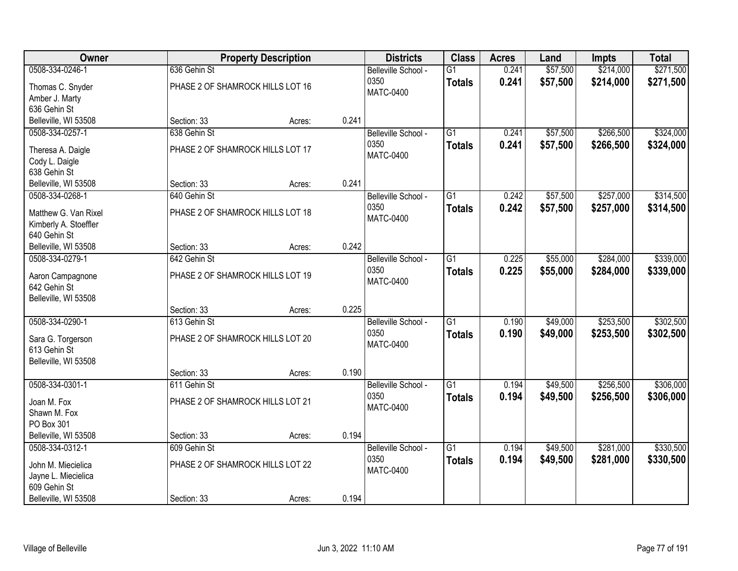| Owner | Property Description | | | Districts | Class | Acres | Land | Impts | Total |
|---|---|---|---|---|---|---|---|---|---|
| 0508-334-0246-1<br>Thomas C. Snyder<br>Amber J. Marty<br>636 Gehin St<br>Belleville, WI 53508 | 636 Gehin St<br>PHASE 2 OF SHAMROCK HILLS LOT 16<br>Section: 33 | Acres: | 0.241 | Belleville School - 0350<br>MATC-0400 | G1<br>**Totals** | 0.241<br>**0.241** | $57,500<br>**$57,500** | $214,000<br>**$214,000** | $271,500<br>**$271,500** |
| 0508-334-0257-1<br>Theresa A. Daigle<br>Cody L. Daigle<br>638 Gehin St<br>Belleville, WI 53508 | 638 Gehin St<br>PHASE 2 OF SHAMROCK HILLS LOT 17<br>Section: 33 | Acres: | 0.241 | Belleville School - 0350<br>MATC-0400 | G1<br>**Totals** | 0.241<br>**0.241** | $57,500<br>**$57,500** | $266,500<br>**$266,500** | $324,000<br>**$324,000** |
| 0508-334-0268-1<br>Matthew G. Van Rixel<br>Kimberly A. Stoeffler<br>640 Gehin St<br>Belleville, WI 53508 | 640 Gehin St<br>PHASE 2 OF SHAMROCK HILLS LOT 18<br>Section: 33 | Acres: | 0.242 | Belleville School - 0350<br>MATC-0400 | G1<br>**Totals** | 0.242<br>**0.242** | $57,500<br>**$57,500** | $257,000<br>**$257,000** | $314,500<br>**$314,500** |
| 0508-334-0279-1<br>Aaron Campagnone<br>642 Gehin St<br>Belleville, WI 53508 | 642 Gehin St<br>PHASE 2 OF SHAMROCK HILLS LOT 19<br>Section: 33 | Acres: | 0.225 | Belleville School - 0350<br>MATC-0400 | G1<br>**Totals** | 0.225<br>**0.225** | $55,000<br>**$55,000** | $284,000<br>**$284,000** | $339,000<br>**$339,000** |
| 0508-334-0290-1<br>Sara G. Torgerson<br>613 Gehin St<br>Belleville, WI 53508 | 613 Gehin St<br>PHASE 2 OF SHAMROCK HILLS LOT 20<br>Section: 33 | Acres: | 0.190 | Belleville School - 0350<br>MATC-0400 | G1<br>**Totals** | 0.190<br>**0.190** | $49,000<br>**$49,000** | $253,500<br>**$253,500** | $302,500<br>**$302,500** |
| 0508-334-0301-1<br>Joan M. Fox<br>Shawn M. Fox<br>PO Box 301<br>Belleville, WI 53508 | 611 Gehin St<br>PHASE 2 OF SHAMROCK HILLS LOT 21<br>Section: 33 | Acres: | 0.194 | Belleville School - 0350<br>MATC-0400 | G1<br>**Totals** | 0.194<br>**0.194** | $49,500<br>**$49,500** | $256,500<br>**$256,500** | $306,000<br>**$306,000** |
| 0508-334-0312-1<br>John M. Miecielica<br>Jayne L. Miecielica<br>609 Gehin St<br>Belleville, WI 53508 | 609 Gehin St<br>PHASE 2 OF SHAMROCK HILLS LOT 22<br>Section: 33 | Acres: | 0.194 | Belleville School - 0350<br>MATC-0400 | G1<br>**Totals** | 0.194<br>**0.194** | $49,500<br>**$49,500** | $281,000<br>**$281,000** | $330,500<br>**$330,500** |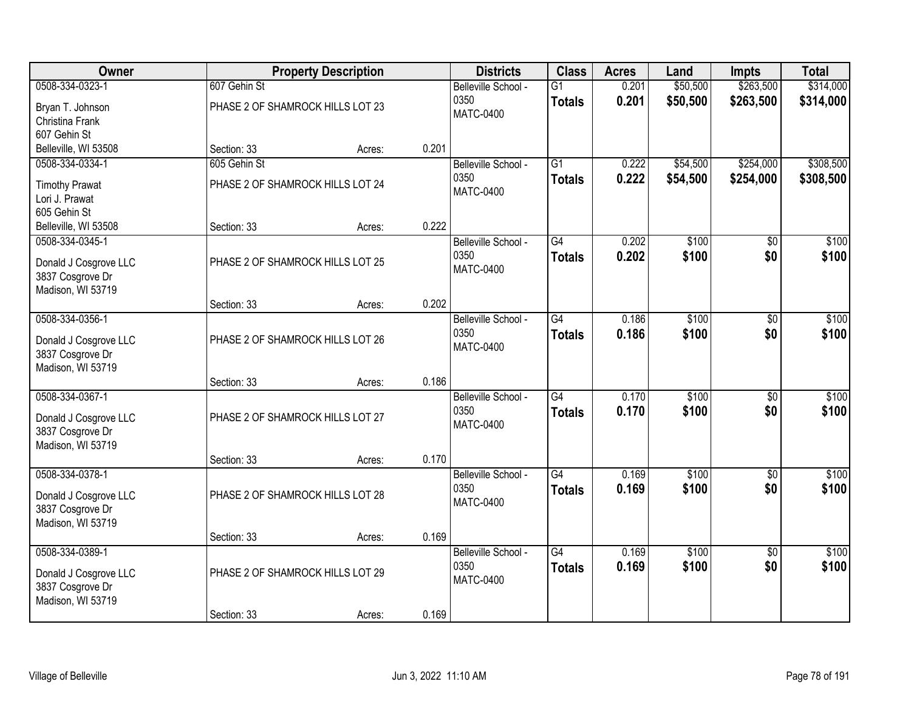| Owner | Property Description | | | Districts | Class | Acres | Land | Impts | Total |
|---|---|---|---|---|---|---|---|---|---|
| 0508-334-0323-1<br>Bryan T. Johnson<br>Christina Frank<br>607 Gehin St<br>Belleville, WI 53508 | 607 Gehin St<br>PHASE 2 OF SHAMROCK HILLS LOT 23<br>Section: 33 | Acres: | 0.201 | Belleville School - 0350<br>MATC-0400 | G1<br>**Totals** | 0.201<br>**0.201** | $50,500<br>**$50,500** | $263,500<br>**$263,500** | $314,000<br>**$314,000** |
| 0508-334-0334-1<br>Timothy Prawat<br>Lori J. Prawat<br>605 Gehin St<br>Belleville, WI 53508 | 605 Gehin St<br>PHASE 2 OF SHAMROCK HILLS LOT 24<br>Section: 33 | Acres: | 0.222 | Belleville School - 0350<br>MATC-0400 | G1<br>**Totals** | 0.222<br>**0.222** | $54,500<br>**$54,500** | $254,000<br>**$254,000** | $308,500<br>**$308,500** |
| 0508-334-0345-1<br>Donald J Cosgrove LLC<br>3837 Cosgrove Dr<br>Madison, WI 53719 | PHASE 2 OF SHAMROCK HILLS LOT 25<br>Section: 33 | Acres: | 0.202 | Belleville School - 0350<br>MATC-0400 | G4<br>**Totals** | 0.202<br>**0.202** | $100<br>**$100** | $0<br>**$0** | $100<br>**$100** |
| 0508-334-0356-1<br>Donald J Cosgrove LLC<br>3837 Cosgrove Dr<br>Madison, WI 53719 | PHASE 2 OF SHAMROCK HILLS LOT 26<br>Section: 33 | Acres: | 0.186 | Belleville School - 0350<br>MATC-0400 | G4<br>**Totals** | 0.186<br>**0.186** | $100<br>**$100** | $0<br>**$0** | $100<br>**$100** |
| 0508-334-0367-1<br>Donald J Cosgrove LLC<br>3837 Cosgrove Dr<br>Madison, WI 53719 | PHASE 2 OF SHAMROCK HILLS LOT 27<br>Section: 33 | Acres: | 0.170 | Belleville School - 0350<br>MATC-0400 | G4<br>**Totals** | 0.170<br>**0.170** | $100<br>**$100** | $0<br>**$0** | $100<br>**$100** |
| 0508-334-0378-1<br>Donald J Cosgrove LLC<br>3837 Cosgrove Dr<br>Madison, WI 53719 | PHASE 2 OF SHAMROCK HILLS LOT 28<br>Section: 33 | Acres: | 0.169 | Belleville School - 0350<br>MATC-0400 | G4<br>**Totals** | 0.169<br>**0.169** | $100<br>**$100** | $0<br>**$0** | $100<br>**$100** |
| 0508-334-0389-1<br>Donald J Cosgrove LLC<br>3837 Cosgrove Dr<br>Madison, WI 53719 | PHASE 2 OF SHAMROCK HILLS LOT 29<br>Section: 33 | Acres: | 0.169 | Belleville School - 0350<br>MATC-0400 | G4<br>**Totals** | 0.169<br>**0.169** | $100<br>**$100** | $0<br>**$0** | $100<br>**$100** |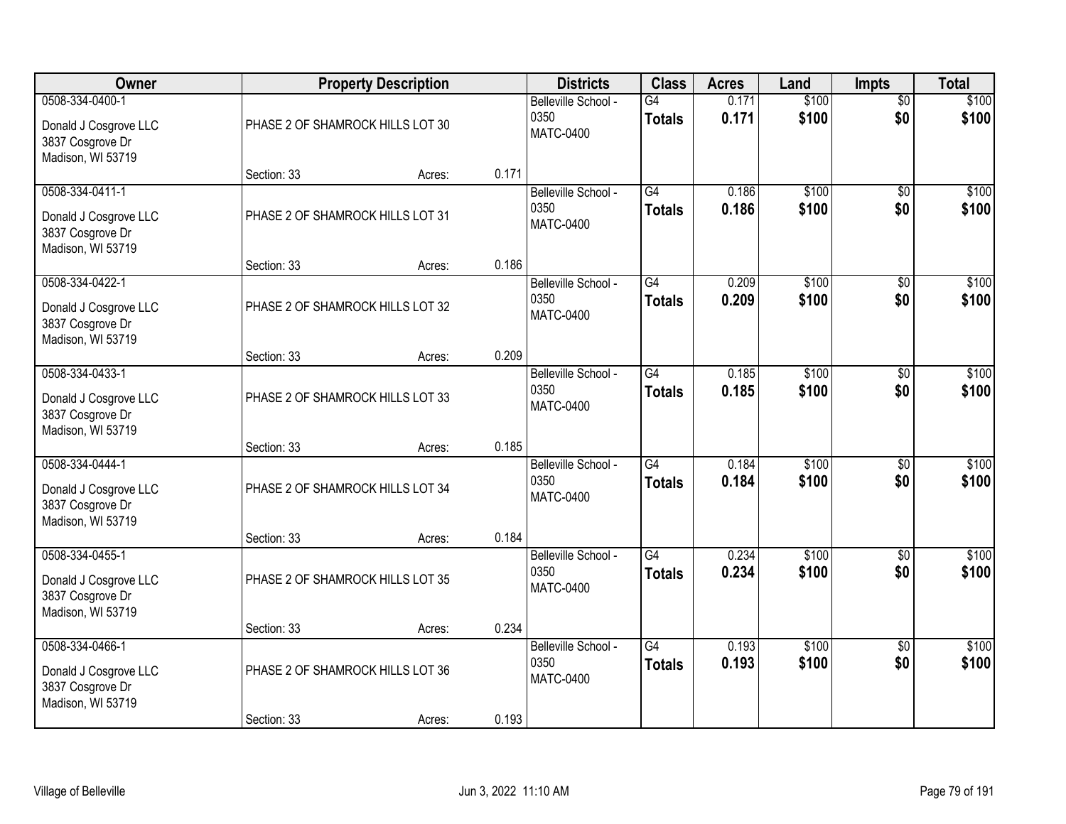| Owner | Property Description | Districts | Class | Acres | Land | Impts | Total |
|---|---|---|---|---|---|---|---|
| 0508-334-0400-1<br>Donald J Cosgrove LLC<br>3837 Cosgrove Dr<br>Madison, WI 53719 | PHASE 2 OF SHAMROCK HILLS LOT 30<br>Section: 33 Acres: 0.171 | Belleville School - 0350<br>MATC-0400 | G4<br>**Totals** | 0.171<br>**0.171** | $100<br>**$100** | $0<br>**$0** | $100<br>**$100** |
| 0508-334-0411-1<br>Donald J Cosgrove LLC<br>3837 Cosgrove Dr<br>Madison, WI 53719 | PHASE 2 OF SHAMROCK HILLS LOT 31<br>Section: 33 Acres: 0.186 | Belleville School - 0350<br>MATC-0400 | G4<br>**Totals** | 0.186<br>**0.186** | $100<br>**$100** | $0<br>**$0** | $100<br>**$100** |
| 0508-334-0422-1<br>Donald J Cosgrove LLC<br>3837 Cosgrove Dr<br>Madison, WI 53719 | PHASE 2 OF SHAMROCK HILLS LOT 32<br>Section: 33 Acres: 0.209 | Belleville School - 0350<br>MATC-0400 | G4<br>**Totals** | 0.209<br>**0.209** | $100<br>**$100** | $0<br>**$0** | $100<br>**$100** |
| 0508-334-0433-1<br>Donald J Cosgrove LLC<br>3837 Cosgrove Dr<br>Madison, WI 53719 | PHASE 2 OF SHAMROCK HILLS LOT 33<br>Section: 33 Acres: 0.185 | Belleville School - 0350<br>MATC-0400 | G4<br>**Totals** | 0.185<br>**0.185** | $100<br>**$100** | $0<br>**$0** | $100<br>**$100** |
| 0508-334-0444-1<br>Donald J Cosgrove LLC<br>3837 Cosgrove Dr<br>Madison, WI 53719 | PHASE 2 OF SHAMROCK HILLS LOT 34<br>Section: 33 Acres: 0.184 | Belleville School - 0350<br>MATC-0400 | G4<br>**Totals** | 0.184<br>**0.184** | $100<br>**$100** | $0<br>**$0** | $100<br>**$100** |
| 0508-334-0455-1<br>Donald J Cosgrove LLC<br>3837 Cosgrove Dr<br>Madison, WI 53719 | PHASE 2 OF SHAMROCK HILLS LOT 35<br>Section: 33 Acres: 0.234 | Belleville School - 0350<br>MATC-0400 | G4<br>**Totals** | 0.234<br>**0.234** | $100<br>**$100** | $0<br>**$0** | $100<br>**$100** |
| 0508-334-0466-1<br>Donald J Cosgrove LLC<br>3837 Cosgrove Dr<br>Madison, WI 53719 | PHASE 2 OF SHAMROCK HILLS LOT 36<br>Section: 33 Acres: 0.193 | Belleville School - 0350<br>MATC-0400 | G4<br>**Totals** | 0.193<br>**0.193** | $100<br>**$100** | $0<br>**$0** | $100<br>**$100** |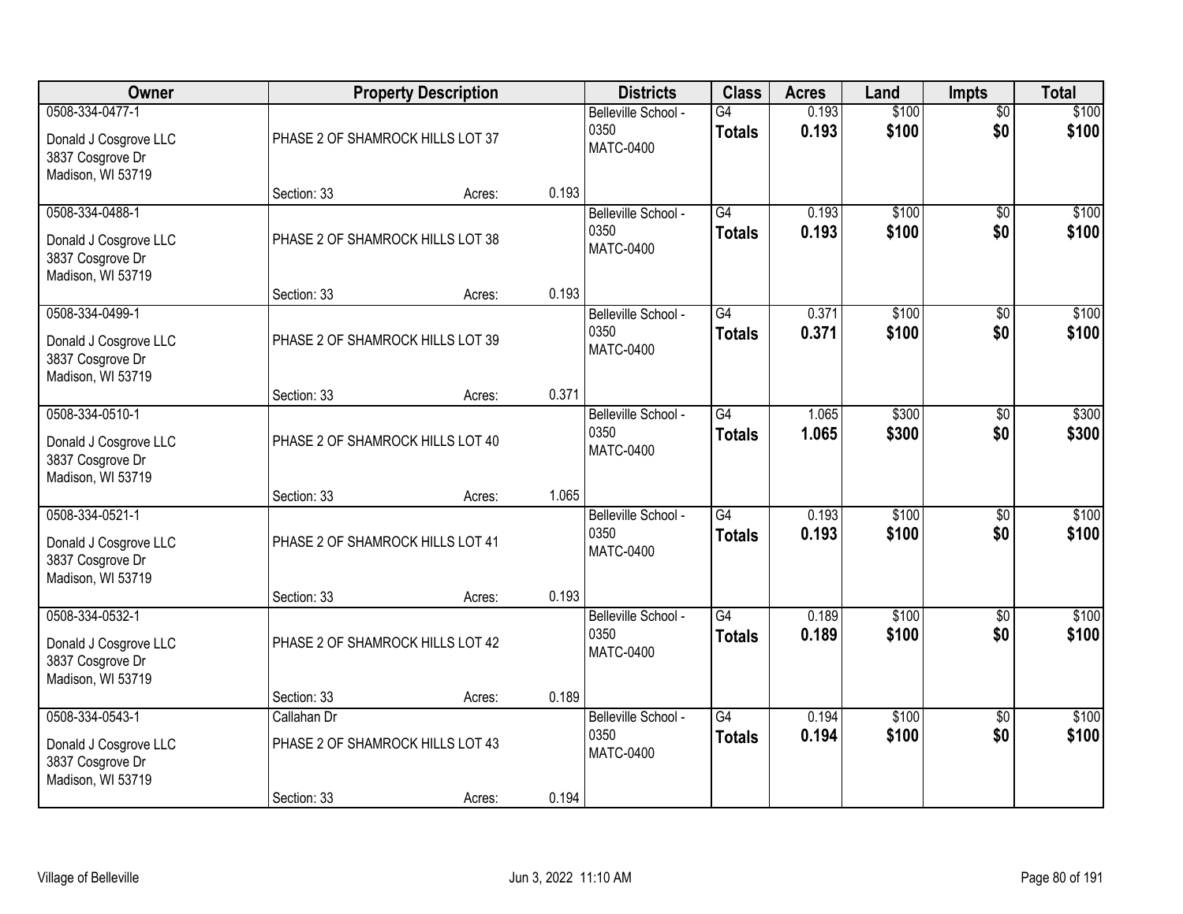| Owner | Property Description | | | Districts | Class | Acres | Land | Impts | Total |
|---|---|---|---|---|---|---|---|---|---|
| 0508-334-0477-1<br>Donald J Cosgrove LLC<br>3837 Cosgrove Dr<br>Madison, WI 53719 | PHASE 2 OF SHAMROCK HILLS LOT 37<br>Section: 33 | Acres: | 0.193 | Belleville School - 0350<br>MATC-0400 | G4<br>**Totals** | 0.193<br>**0.193** | $100<br>**$100** | $0<br>**$0** | $100<br>**$100** |
| 0508-334-0488-1<br>Donald J Cosgrove LLC<br>3837 Cosgrove Dr<br>Madison, WI 53719 | PHASE 2 OF SHAMROCK HILLS LOT 38<br>Section: 33 | Acres: | 0.193 | Belleville School - 0350<br>MATC-0400 | G4<br>**Totals** | 0.193<br>**0.193** | $100<br>**$100** | $0<br>**$0** | $100<br>**$100** |
| 0508-334-0499-1<br>Donald J Cosgrove LLC<br>3837 Cosgrove Dr<br>Madison, WI 53719 | PHASE 2 OF SHAMROCK HILLS LOT 39<br>Section: 33 | Acres: | 0.371 | Belleville School - 0350<br>MATC-0400 | G4<br>**Totals** | 0.371<br>**0.371** | $100<br>**$100** | $0<br>**$0** | $100<br>**$100** |
| 0508-334-0510-1<br>Donald J Cosgrove LLC<br>3837 Cosgrove Dr<br>Madison, WI 53719 | PHASE 2 OF SHAMROCK HILLS LOT 40<br>Section: 33 | Acres: | 1.065 | Belleville School - 0350<br>MATC-0400 | G4<br>**Totals** | 1.065<br>**1.065** | $300<br>**$300** | $0<br>**$0** | $300<br>**$300** |
| 0508-334-0521-1<br>Donald J Cosgrove LLC<br>3837 Cosgrove Dr<br>Madison, WI 53719 | PHASE 2 OF SHAMROCK HILLS LOT 41<br>Section: 33 | Acres: | 0.193 | Belleville School - 0350<br>MATC-0400 | G4<br>**Totals** | 0.193<br>**0.193** | $100<br>**$100** | $0<br>**$0** | $100<br>**$100** |
| 0508-334-0532-1<br>Donald J Cosgrove LLC<br>3837 Cosgrove Dr<br>Madison, WI 53719 | PHASE 2 OF SHAMROCK HILLS LOT 42<br>Section: 33 | Acres: | 0.189 | Belleville School - 0350<br>MATC-0400 | G4<br>**Totals** | 0.189<br>**0.189** | $100<br>**$100** | $0<br>**$0** | $100<br>**$100** |
| 0508-334-0543-1<br>Donald J Cosgrove LLC<br>3837 Cosgrove Dr<br>Madison, WI 53719 | Callahan Dr<br>PHASE 2 OF SHAMROCK HILLS LOT 43<br>Section: 33 | Acres: | 0.194 | Belleville School - 0350<br>MATC-0400 | G4<br>**Totals** | 0.194<br>**0.194** | $100<br>**$100** | $0<br>**$0** | $100<br>**$100** |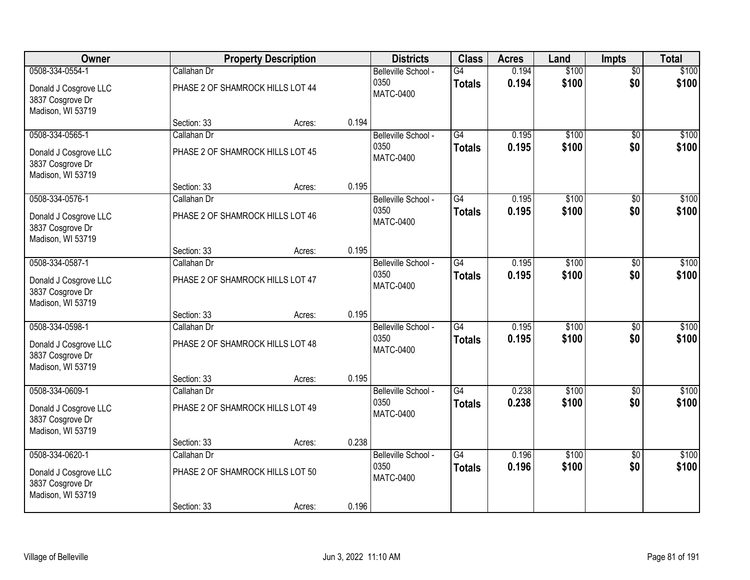| Owner | Property Description | | | Districts | Class | Acres | Land | Impts | Total |
|---|---|---|---|---|---|---|---|---|---|
| 0508-334-0554-1<br>Donald J Cosgrove LLC<br>3837 Cosgrove Dr<br>Madison, WI 53719 | Callahan Dr<br>PHASE 2 OF SHAMROCK HILLS LOT 44<br>Section: 33 | Acres: | 0.194 | Belleville School - 0350<br>MATC-0400 | G4<br>**Totals** | 0.194<br>**0.194** | \$100<br>**\$100** | \$0<br>**\$0** | \$100<br>**\$100** |
| 0508-334-0565-1<br>Donald J Cosgrove LLC<br>3837 Cosgrove Dr<br>Madison, WI 53719 | Callahan Dr<br>PHASE 2 OF SHAMROCK HILLS LOT 45<br>Section: 33 | Acres: | 0.195 | Belleville School - 0350<br>MATC-0400 | G4<br>**Totals** | 0.195<br>**0.195** | \$100<br>**\$100** | \$0<br>**\$0** | \$100<br>**\$100** |
| 0508-334-0576-1<br>Donald J Cosgrove LLC<br>3837 Cosgrove Dr<br>Madison, WI 53719 | Callahan Dr<br>PHASE 2 OF SHAMROCK HILLS LOT 46<br>Section: 33 | Acres: | 0.195 | Belleville School - 0350<br>MATC-0400 | G4<br>**Totals** | 0.195<br>**0.195** | \$100<br>**\$100** | \$0<br>**\$0** | \$100<br>**\$100** |
| 0508-334-0587-1<br>Donald J Cosgrove LLC<br>3837 Cosgrove Dr<br>Madison, WI 53719 | Callahan Dr<br>PHASE 2 OF SHAMROCK HILLS LOT 47<br>Section: 33 | Acres: | 0.195 | Belleville School - 0350<br>MATC-0400 | G4<br>**Totals** | 0.195<br>**0.195** | \$100<br>**\$100** | \$0<br>**\$0** | \$100<br>**\$100** |
| 0508-334-0598-1<br>Donald J Cosgrove LLC<br>3837 Cosgrove Dr<br>Madison, WI 53719 | Callahan Dr<br>PHASE 2 OF SHAMROCK HILLS LOT 48<br>Section: 33 | Acres: | 0.195 | Belleville School - 0350<br>MATC-0400 | G4<br>**Totals** | 0.195<br>**0.195** | \$100<br>**\$100** | \$0<br>**\$0** | \$100<br>**\$100** |
| 0508-334-0609-1<br>Donald J Cosgrove LLC<br>3837 Cosgrove Dr<br>Madison, WI 53719 | Callahan Dr<br>PHASE 2 OF SHAMROCK HILLS LOT 49<br>Section: 33 | Acres: | 0.238 | Belleville School - 0350<br>MATC-0400 | G4<br>**Totals** | 0.238<br>**0.238** | \$100<br>**\$100** | \$0<br>**\$0** | \$100<br>**\$100** |
| 0508-334-0620-1<br>Donald J Cosgrove LLC<br>3837 Cosgrove Dr<br>Madison, WI 53719 | Callahan Dr<br>PHASE 2 OF SHAMROCK HILLS LOT 50<br>Section: 33 | Acres: | 0.196 | Belleville School - 0350<br>MATC-0400 | G4<br>**Totals** | 0.196<br>**0.196** | \$100<br>**\$100** | \$0<br>**\$0** | \$100<br>**\$100** |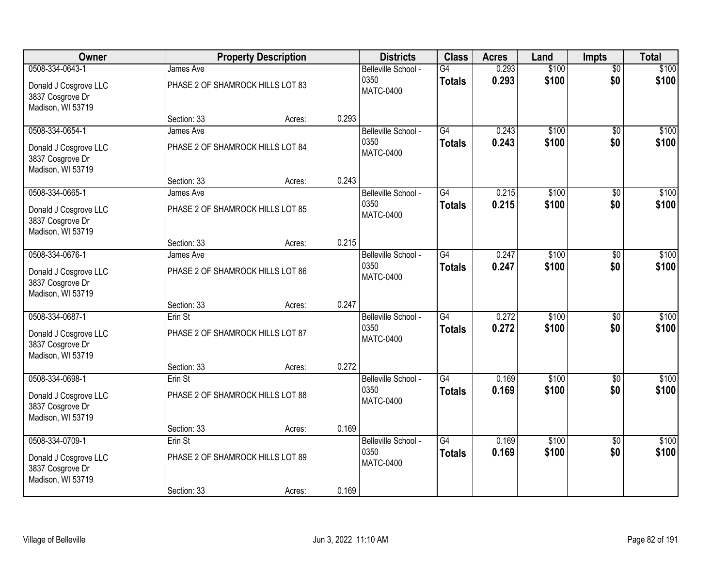| Owner | Property Description | | | Districts | Class | Acres | Land | Impts | Total |
|---|---|---|---|---|---|---|---|---|---|
| 0508-334-0643-1<br>Donald J Cosgrove LLC<br>3837 Cosgrove Dr<br>Madison, WI 53719 | James Ave<br>PHASE 2 OF SHAMROCK HILLS LOT 83<br>Section: 33 | Acres: | 0.293 | Belleville School - 0350<br>MATC-0400 | G4<br>**Totals** | 0.293<br>**0.293** | $100<br>**$100** | $0<br>**$0** | $100<br>**$100** |
| 0508-334-0654-1<br>Donald J Cosgrove LLC<br>3837 Cosgrove Dr<br>Madison, WI 53719 | James Ave<br>PHASE 2 OF SHAMROCK HILLS LOT 84<br>Section: 33 | Acres: | 0.243 | Belleville School - 0350<br>MATC-0400 | G4<br>**Totals** | 0.243<br>**0.243** | $100<br>**$100** | $0<br>**$0** | $100<br>**$100** |
| 0508-334-0665-1<br>Donald J Cosgrove LLC<br>3837 Cosgrove Dr<br>Madison, WI 53719 | James Ave<br>PHASE 2 OF SHAMROCK HILLS LOT 85<br>Section: 33 | Acres: | 0.215 | Belleville School - 0350<br>MATC-0400 | G4<br>**Totals** | 0.215<br>**0.215** | $100<br>**$100** | $0<br>**$0** | $100<br>**$100** |
| 0508-334-0676-1<br>Donald J Cosgrove LLC<br>3837 Cosgrove Dr<br>Madison, WI 53719 | James Ave<br>PHASE 2 OF SHAMROCK HILLS LOT 86<br>Section: 33 | Acres: | 0.247 | Belleville School - 0350<br>MATC-0400 | G4<br>**Totals** | 0.247<br>**0.247** | $100<br>**$100** | $0<br>**$0** | $100<br>**$100** |
| 0508-334-0687-1<br>Donald J Cosgrove LLC<br>3837 Cosgrove Dr<br>Madison, WI 53719 | Erin St<br>PHASE 2 OF SHAMROCK HILLS LOT 87<br>Section: 33 | Acres: | 0.272 | Belleville School - 0350<br>MATC-0400 | G4<br>**Totals** | 0.272<br>**0.272** | $100<br>**$100** | $0<br>**$0** | $100<br>**$100** |
| 0508-334-0698-1<br>Donald J Cosgrove LLC<br>3837 Cosgrove Dr<br>Madison, WI 53719 | Erin St<br>PHASE 2 OF SHAMROCK HILLS LOT 88<br>Section: 33 | Acres: | 0.169 | Belleville School - 0350<br>MATC-0400 | G4<br>**Totals** | 0.169<br>**0.169** | $100<br>**$100** | $0<br>**$0** | $100<br>**$100** |
| 0508-334-0709-1<br>Donald J Cosgrove LLC<br>3837 Cosgrove Dr<br>Madison, WI 53719 | Erin St<br>PHASE 2 OF SHAMROCK HILLS LOT 89<br>Section: 33 | Acres: | 0.169 | Belleville School - 0350<br>MATC-0400 | G4<br>**Totals** | 0.169<br>**0.169** | $100<br>**$100** | $0<br>**$0** | $100<br>**$100** |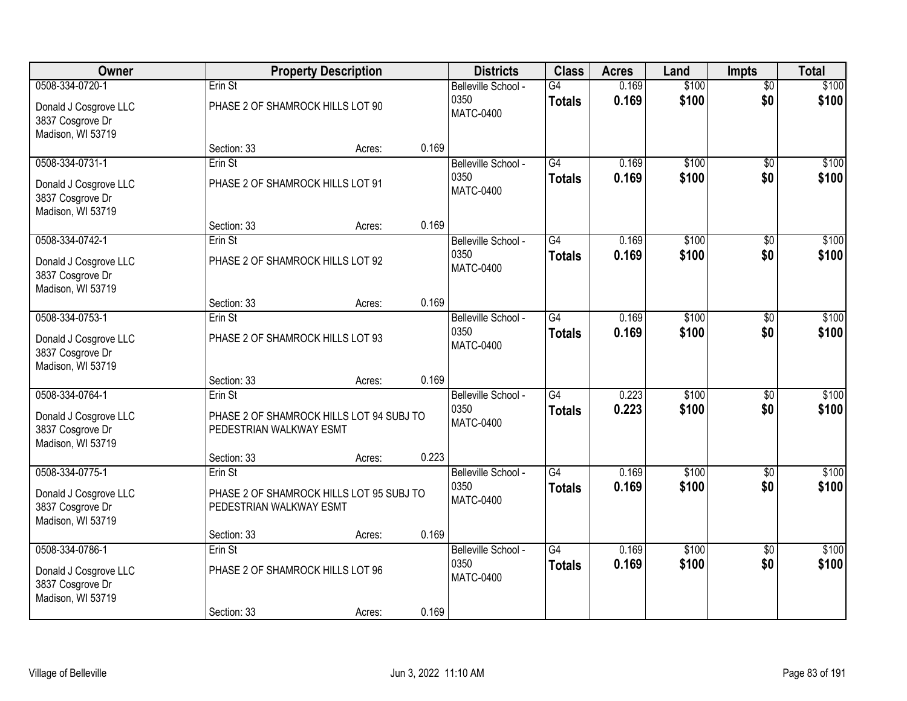| Owner | Property Description | | | Districts | Class | Acres | Land | Impts | Total |
|---|---|---|---|---|---|---|---|---|---|
| 0508-334-0720-1<br>Donald J Cosgrove LLC<br>3837 Cosgrove Dr<br>Madison, WI 53719 | Erin St<br>PHASE 2 OF SHAMROCK HILLS LOT 90<br>Section: 33 | Acres: | 0.169 | Belleville School - 0350<br>MATC-0400 | G4<br>**Totals** | 0.169<br>**0.169** | $100<br>**$100** | $0<br>**$0** | $100<br>**$100** |
| 0508-334-0731-1<br>Donald J Cosgrove LLC<br>3837 Cosgrove Dr<br>Madison, WI 53719 | Erin St<br>PHASE 2 OF SHAMROCK HILLS LOT 91<br>Section: 33 | Acres: | 0.169 | Belleville School - 0350<br>MATC-0400 | G4<br>**Totals** | 0.169<br>**0.169** | $100<br>**$100** | $0<br>**$0** | $100<br>**$100** |
| 0508-334-0742-1<br>Donald J Cosgrove LLC<br>3837 Cosgrove Dr<br>Madison, WI 53719 | Erin St<br>PHASE 2 OF SHAMROCK HILLS LOT 92<br>Section: 33 | Acres: | 0.169 | Belleville School - 0350<br>MATC-0400 | G4<br>**Totals** | 0.169<br>**0.169** | $100<br>**$100** | $0<br>**$0** | $100<br>**$100** |
| 0508-334-0753-1<br>Donald J Cosgrove LLC<br>3837 Cosgrove Dr<br>Madison, WI 53719 | Erin St<br>PHASE 2 OF SHAMROCK HILLS LOT 93<br>Section: 33 | Acres: | 0.169 | Belleville School - 0350<br>MATC-0400 | G4<br>**Totals** | 0.169<br>**0.169** | $100<br>**$100** | $0<br>**$0** | $100<br>**$100** |
| 0508-334-0764-1<br>Donald J Cosgrove LLC<br>3837 Cosgrove Dr<br>Madison, WI 53719 | Erin St<br>PHASE 2 OF SHAMROCK HILLS LOT 94 SUBJ TO PEDESTRIAN WALKWAY ESMT<br>Section: 33 | Acres: | 0.223 | Belleville School - 0350<br>MATC-0400 | G4<br>**Totals** | 0.223<br>**0.223** | $100<br>**$100** | $0<br>**$0** | $100<br>**$100** |
| 0508-334-0775-1<br>Donald J Cosgrove LLC<br>3837 Cosgrove Dr<br>Madison, WI 53719 | Erin St<br>PHASE 2 OF SHAMROCK HILLS LOT 95 SUBJ TO PEDESTRIAN WALKWAY ESMT<br>Section: 33 | Acres: | 0.169 | Belleville School - 0350<br>MATC-0400 | G4<br>**Totals** | 0.169<br>**0.169** | $100<br>**$100** | $0<br>**$0** | $100<br>**$100** |
| 0508-334-0786-1<br>Donald J Cosgrove LLC<br>3837 Cosgrove Dr<br>Madison, WI 53719 | Erin St<br>PHASE 2 OF SHAMROCK HILLS LOT 96<br>Section: 33 | Acres: | 0.169 | Belleville School - 0350<br>MATC-0400 | G4<br>**Totals** | 0.169<br>**0.169** | $100<br>**$100** | $0<br>**$0** | $100<br>**$100** |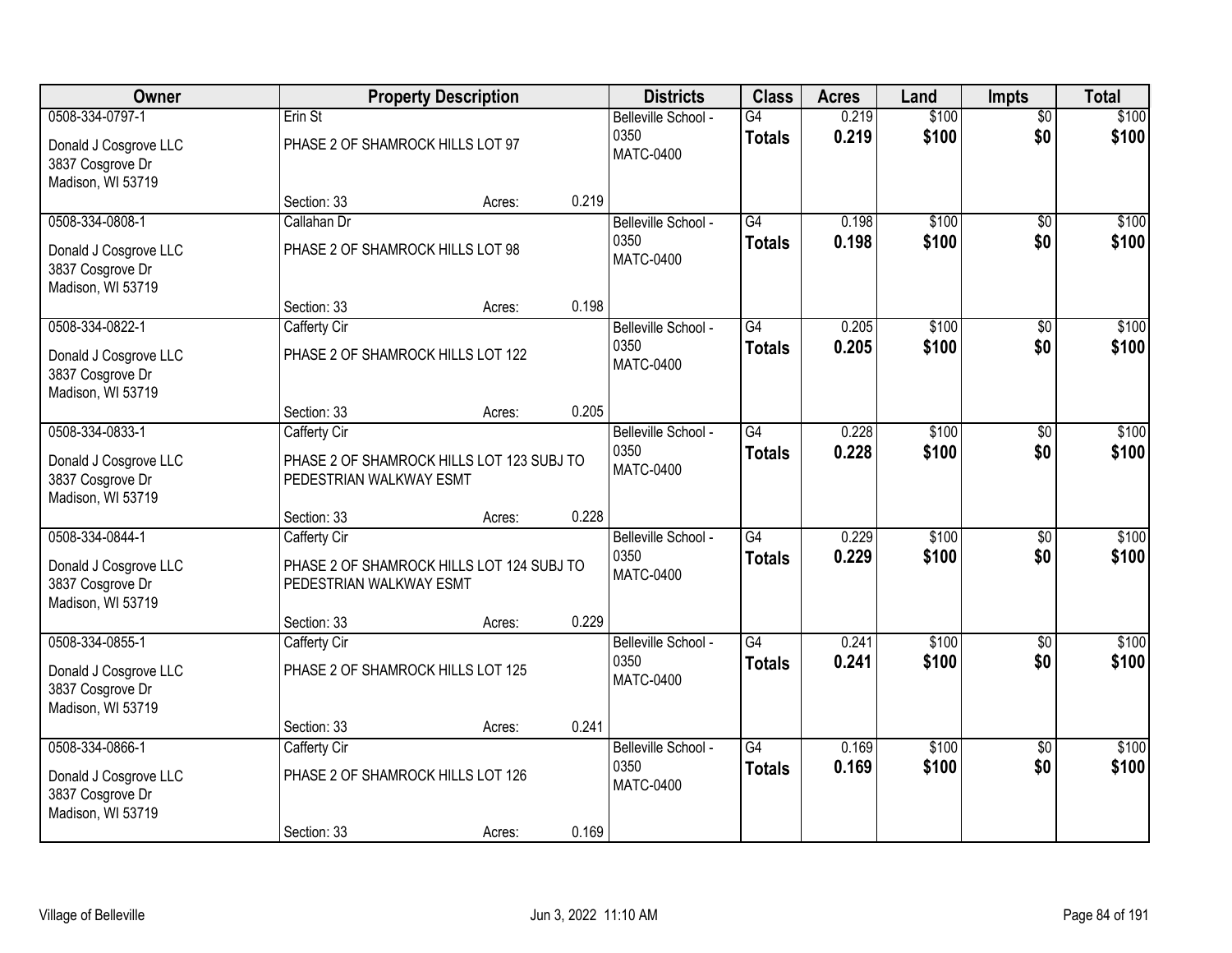| Owner | Property Description | | | Districts | Class | Acres | Land | Impts | Total |
|---|---|---|---|---|---|---|---|---|---|
| 0508-334-0797-1 | Erin St | | | Belleville School - 0350 | G4 | 0.219 | $100 | $0 | $100 |
| Donald J Cosgrove LLC<br>3837 Cosgrove Dr<br>Madison, WI 53719 | PHASE 2 OF SHAMROCK HILLS LOT 97 | | | MATC-0400 | **Totals** | **0.219** | **$100** | **$0** | **$100** |
| | Section: 33 | Acres: | 0.219 | | | | | | |
| 0508-334-0808-1 | Callahan Dr | | | Belleville School - 0350 | G4 | 0.198 | $100 | $0 | $100 |
| Donald J Cosgrove LLC<br>3837 Cosgrove Dr<br>Madison, WI 53719 | PHASE 2 OF SHAMROCK HILLS LOT 98 | | | MATC-0400 | **Totals** | **0.198** | **$100** | **$0** | **$100** |
| | Section: 33 | Acres: | 0.198 | | | | | | |
| 0508-334-0822-1 | Cafferty Cir | | | Belleville School - 0350 | G4 | 0.205 | $100 | $0 | $100 |
| Donald J Cosgrove LLC<br>3837 Cosgrove Dr<br>Madison, WI 53719 | PHASE 2 OF SHAMROCK HILLS LOT 122 | | | MATC-0400 | **Totals** | **0.205** | **$100** | **$0** | **$100** |
| | Section: 33 | Acres: | 0.205 | | | | | | |
| 0508-334-0833-1 | Cafferty Cir | | | Belleville School - 0350 | G4 | 0.228 | $100 | $0 | $100 |
| Donald J Cosgrove LLC<br>3837 Cosgrove Dr<br>Madison, WI 53719 | PHASE 2 OF SHAMROCK HILLS LOT 123 SUBJ TO PEDESTRIAN WALKWAY ESMT | | | MATC-0400 | **Totals** | **0.228** | **$100** | **$0** | **$100** |
| | Section: 33 | Acres: | 0.228 | | | | | | |
| 0508-334-0844-1 | Cafferty Cir | | | Belleville School - 0350 | G4 | 0.229 | $100 | $0 | $100 |
| Donald J Cosgrove LLC<br>3837 Cosgrove Dr<br>Madison, WI 53719 | PHASE 2 OF SHAMROCK HILLS LOT 124 SUBJ TO PEDESTRIAN WALKWAY ESMT | | | MATC-0400 | **Totals** | **0.229** | **$100** | **$0** | **$100** |
| | Section: 33 | Acres: | 0.229 | | | | | | |
| 0508-334-0855-1 | Cafferty Cir | | | Belleville School - 0350 | G4 | 0.241 | $100 | $0 | $100 |
| Donald J Cosgrove LLC<br>3837 Cosgrove Dr<br>Madison, WI 53719 | PHASE 2 OF SHAMROCK HILLS LOT 125 | | | MATC-0400 | **Totals** | **0.241** | **$100** | **$0** | **$100** |
| | Section: 33 | Acres: | 0.241 | | | | | | |
| 0508-334-0866-1 | Cafferty Cir | | | Belleville School - 0350 | G4 | 0.169 | $100 | $0 | $100 |
| Donald J Cosgrove LLC<br>3837 Cosgrove Dr<br>Madison, WI 53719 | PHASE 2 OF SHAMROCK HILLS LOT 126 | | | MATC-0400 | **Totals** | **0.169** | **$100** | **$0** | **$100** |
| | Section: 33 | Acres: | 0.169 | | | | | | |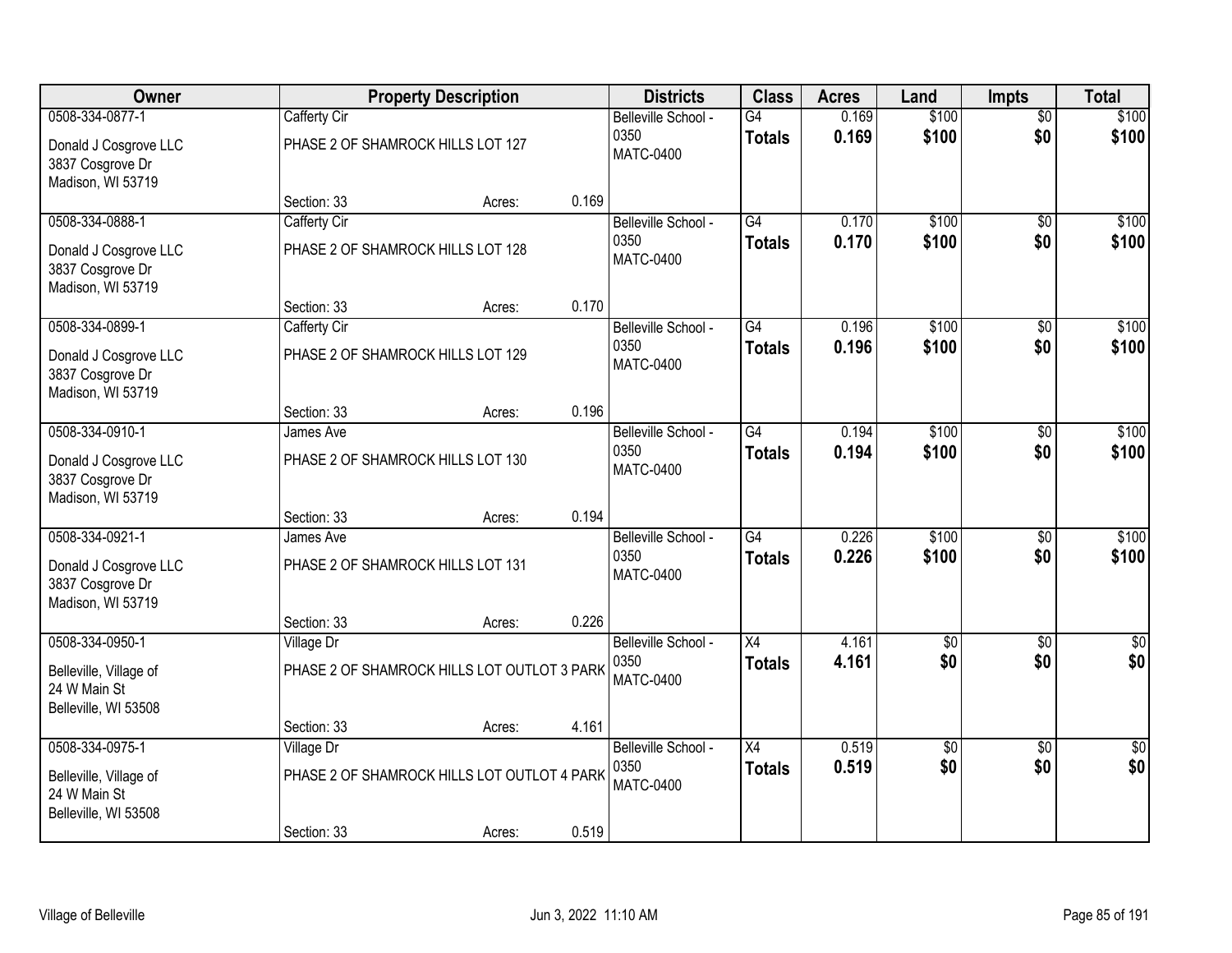| Owner | Property Description | Districts | Class | Acres | Land | Impts | Total |
|---|---|---|---|---|---|---|---|
| 0508-334-0877-1<br>Donald J Cosgrove LLC<br>3837 Cosgrove Dr<br>Madison, WI 53719 | Cafferty Cir<br>PHASE 2 OF SHAMROCK HILLS LOT 127<br>Section: 33 Acres: 0.169 | Belleville School - 0350<br>MATC-0400 | G4<br>**Totals** | 0.169<br>**0.169** | $100<br>**$100** | $0<br>**$0** | $100<br>**$100** |
| 0508-334-0888-1<br>Donald J Cosgrove LLC<br>3837 Cosgrove Dr<br>Madison, WI 53719 | Cafferty Cir<br>PHASE 2 OF SHAMROCK HILLS LOT 128<br>Section: 33 Acres: 0.170 | Belleville School - 0350<br>MATC-0400 | G4<br>**Totals** | 0.170<br>**0.170** | $100<br>**$100** | $0<br>**$0** | $100<br>**$100** |
| 0508-334-0899-1<br>Donald J Cosgrove LLC<br>3837 Cosgrove Dr<br>Madison, WI 53719 | Cafferty Cir<br>PHASE 2 OF SHAMROCK HILLS LOT 129<br>Section: 33 Acres: 0.196 | Belleville School - 0350<br>MATC-0400 | G4<br>**Totals** | 0.196<br>**0.196** | $100<br>**$100** | $0<br>**$0** | $100<br>**$100** |
| 0508-334-0910-1<br>Donald J Cosgrove LLC<br>3837 Cosgrove Dr<br>Madison, WI 53719 | James Ave<br>PHASE 2 OF SHAMROCK HILLS LOT 130<br>Section: 33 Acres: 0.194 | Belleville School - 0350<br>MATC-0400 | G4<br>**Totals** | 0.194<br>**0.194** | $100<br>**$100** | $0<br>**$0** | $100<br>**$100** |
| 0508-334-0921-1<br>Donald J Cosgrove LLC<br>3837 Cosgrove Dr<br>Madison, WI 53719 | James Ave<br>PHASE 2 OF SHAMROCK HILLS LOT 131<br>Section: 33 Acres: 0.226 | Belleville School - 0350<br>MATC-0400 | G4<br>**Totals** | 0.226<br>**0.226** | $100<br>**$100** | $0<br>**$0** | $100<br>**$100** |
| 0508-334-0950-1<br>Belleville, Village of<br>24 W Main St<br>Belleville, WI 53508 | Village Dr<br>PHASE 2 OF SHAMROCK HILLS LOT OUTLOT 3 PARK<br>Section: 33 Acres: 4.161 | Belleville School - 0350<br>MATC-0400 | X4<br>**Totals** | 4.161<br>**4.161** | $0<br>**$0** | $0<br>**$0** | $0<br>**$0** |
| 0508-334-0975-1<br>Belleville, Village of<br>24 W Main St<br>Belleville, WI 53508 | Village Dr<br>PHASE 2 OF SHAMROCK HILLS LOT OUTLOT 4 PARK<br>Section: 33 Acres: 0.519 | Belleville School - 0350<br>MATC-0400 | X4<br>**Totals** | 0.519<br>**0.519** | $0<br>**$0** | $0<br>**$0** | $0<br>**$0** |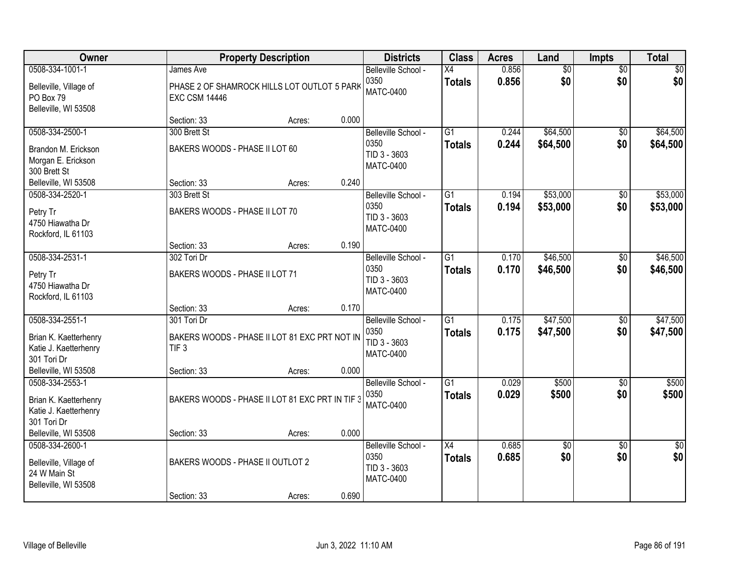| Owner | Property Description | | | Districts | Class | Acres | Land | Impts | Total |
|---|---|---|---|---|---|---|---|---|---|
| 0508-334-1001-1<br><br>Belleville, Village of<br>PO Box 79<br>Belleville, WI 53508 | James Ave<br><br>PHASE 2 OF SHAMROCK HILLS LOT OUTLOT 5 PARK EXC CSM 14446<br><br>Section: 33 | Acres: | 0.000 | Belleville School - 0350<br>MATC-0400 | X4<br>**Totals** | 0.856<br>**0.856** | $0<br>**$0** | $0<br>**$0** | $0<br>**$0** |
| 0508-334-2500-1<br><br>Brandon M. Erickson<br>Morgan E. Erickson<br>300 Brett St<br>Belleville, WI 53508 | 300 Brett St<br><br>BAKERS WOODS - PHASE II LOT 60<br><br>Section: 33 | Acres: | 0.240 | Belleville School - 0350<br>TID 3 - 3603<br>MATC-0400 | G1<br>**Totals** | 0.244<br>**0.244** | $64,500<br>**$64,500** | $0<br>**$0** | $64,500<br>**$64,500** |
| 0508-334-2520-1<br><br>Petry Tr<br>4750 Hiawatha Dr<br>Rockford, IL 61103 | 303 Brett St<br><br>BAKERS WOODS - PHASE II LOT 70<br><br>Section: 33 | Acres: | 0.190 | Belleville School - 0350<br>TID 3 - 3603<br>MATC-0400 | G1<br>**Totals** | 0.194<br>**0.194** | $53,000<br>**$53,000** | $0<br>**$0** | $53,000<br>**$53,000** |
| 0508-334-2531-1<br><br>Petry Tr<br>4750 Hiawatha Dr<br>Rockford, IL 61103 | 302 Tori Dr<br><br>BAKERS WOODS - PHASE II LOT 71<br><br>Section: 33 | Acres: | 0.170 | Belleville School - 0350<br>TID 3 - 3603<br>MATC-0400 | G1<br>**Totals** | 0.170<br>**0.170** | $46,500<br>**$46,500** | $0<br>**$0** | $46,500<br>**$46,500** |
| 0508-334-2551-1<br><br>Brian K. Kaetterhenry<br>Katie J. Kaetterhenry<br>301 Tori Dr<br>Belleville, WI 53508 | 301 Tori Dr<br><br>BAKERS WOODS - PHASE II LOT 81 EXC PRT NOT IN TIF 3<br><br>Section: 33 | Acres: | 0.000 | Belleville School - 0350<br>TID 3 - 3603<br>MATC-0400 | G1<br>**Totals** | 0.175<br>**0.175** | $47,500<br>**$47,500** | $0<br>**$0** | $47,500<br>**$47,500** |
| 0508-334-2553-1<br><br>Brian K. Kaetterhenry<br>Katie J. Kaetterhenry<br>301 Tori Dr<br>Belleville, WI 53508 | BAKERS WOODS - PHASE II LOT 81 EXC PRT IN TIF 3<br><br>Section: 33 | Acres: | 0.000 | Belleville School - 0350<br>MATC-0400 | G1<br>**Totals** | 0.029<br>**0.029** | $500<br>**$500** | $0<br>**$0** | $500<br>**$500** |
| 0508-334-2600-1<br><br>Belleville, Village of<br>24 W Main St<br>Belleville, WI 53508 | BAKERS WOODS - PHASE II OUTLOT 2<br><br>Section: 33 | Acres: | 0.690 | Belleville School - 0350<br>TID 3 - 3603<br>MATC-0400 | X4<br>**Totals** | 0.685<br>**0.685** | $0<br>**$0** | $0<br>**$0** | $0<br>**$0** |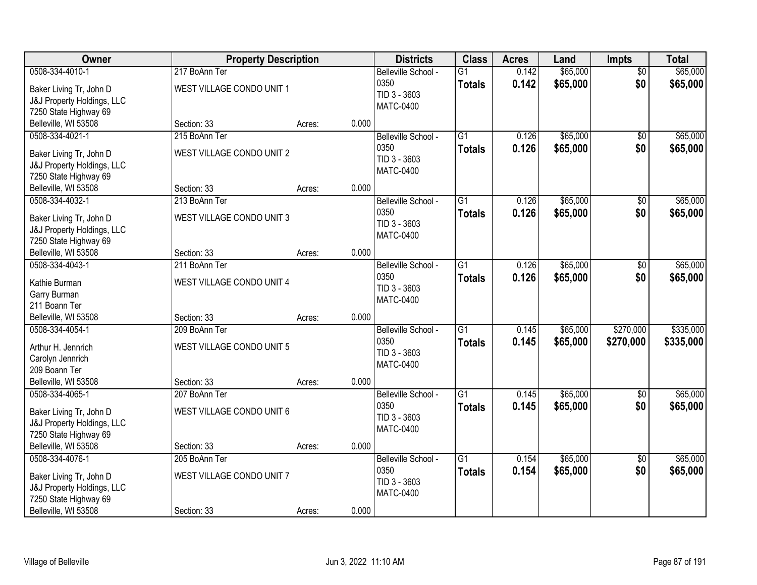| Owner | Property Description | | | Districts | Class | Acres | Land | Impts | Total |
|---|---|---|---|---|---|---|---|---|---|
| 0508-334-4010-1 | 217 BoAnn Ter | | | Belleville School - 0350 | G1 | 0.142 | $65,000 | $0 | $65,000 |
| Baker Living Tr, John D<br>J&J Property Holdings, LLC<br>7250 State Highway 69<br>Belleville, WI 53508 | WEST VILLAGE CONDO UNIT 1 | | | TID 3 - 3603<br>MATC-0400 | **Totals** | **0.142** | **$65,000** | **$0** | **$65,000** |
| | Section: 33 | Acres: | 0.000 | | | | | | |
| 0508-334-4021-1 | 215 BoAnn Ter | | | Belleville School - 0350 | G1 | 0.126 | $65,000 | $0 | $65,000 |
| Baker Living Tr, John D<br>J&J Property Holdings, LLC<br>7250 State Highway 69<br>Belleville, WI 53508 | WEST VILLAGE CONDO UNIT 2 | | | TID 3 - 3603<br>MATC-0400 | **Totals** | **0.126** | **$65,000** | **$0** | **$65,000** |
| | Section: 33 | Acres: | 0.000 | | | | | | |
| 0508-334-4032-1 | 213 BoAnn Ter | | | Belleville School - 0350 | G1 | 0.126 | $65,000 | $0 | $65,000 |
| Baker Living Tr, John D<br>J&J Property Holdings, LLC<br>7250 State Highway 69<br>Belleville, WI 53508 | WEST VILLAGE CONDO UNIT 3 | | | TID 3 - 3603<br>MATC-0400 | **Totals** | **0.126** | **$65,000** | **$0** | **$65,000** |
| | Section: 33 | Acres: | 0.000 | | | | | | |
| 0508-334-4043-1 | 211 BoAnn Ter | | | Belleville School - 0350 | G1 | 0.126 | $65,000 | $0 | $65,000 |
| Kathie Burman<br>Garry Burman<br>211 Boann Ter<br>Belleville, WI 53508 | WEST VILLAGE CONDO UNIT 4 | | | TID 3 - 3603<br>MATC-0400 | **Totals** | **0.126** | **$65,000** | **$0** | **$65,000** |
| | Section: 33 | Acres: | 0.000 | | | | | | |
| 0508-334-4054-1 | 209 BoAnn Ter | | | Belleville School - 0350 | G1 | 0.145 | $65,000 | $270,000 | $335,000 |
| Arthur H. Jennrich<br>Carolyn Jennrich<br>209 Boann Ter<br>Belleville, WI 53508 | WEST VILLAGE CONDO UNIT 5 | | | TID 3 - 3603<br>MATC-0400 | **Totals** | **0.145** | **$65,000** | **$270,000** | **$335,000** |
| | Section: 33 | Acres: | 0.000 | | | | | | |
| 0508-334-4065-1 | 207 BoAnn Ter | | | Belleville School - 0350 | G1 | 0.145 | $65,000 | $0 | $65,000 |
| Baker Living Tr, John D<br>J&J Property Holdings, LLC<br>7250 State Highway 69<br>Belleville, WI 53508 | WEST VILLAGE CONDO UNIT 6 | | | TID 3 - 3603<br>MATC-0400 | **Totals** | **0.145** | **$65,000** | **$0** | **$65,000** |
| | Section: 33 | Acres: | 0.000 | | | | | | |
| 0508-334-4076-1 | 205 BoAnn Ter | | | Belleville School - 0350 | G1 | 0.154 | $65,000 | $0 | $65,000 |
| Baker Living Tr, John D<br>J&J Property Holdings, LLC<br>7250 State Highway 69<br>Belleville, WI 53508 | WEST VILLAGE CONDO UNIT 7 | | | TID 3 - 3603<br>MATC-0400 | **Totals** | **0.154** | **$65,000** | **$0** | **$65,000** |
| | Section: 33 | Acres: | 0.000 | | | | | | |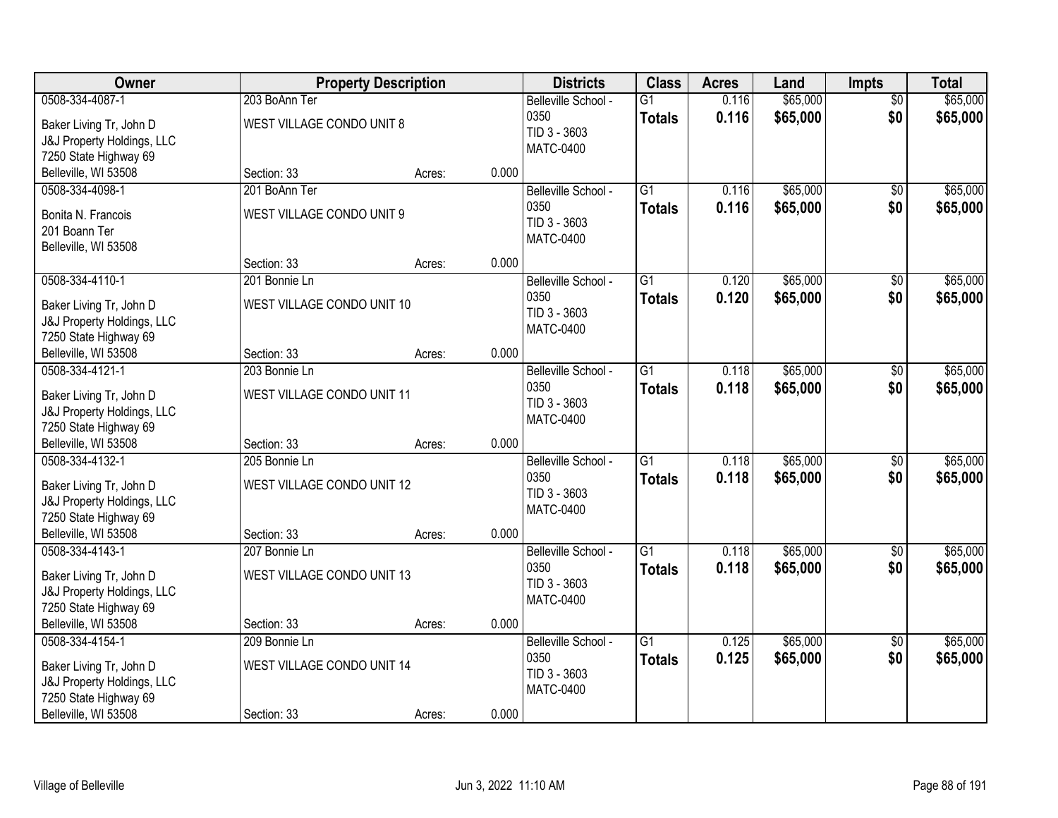| Owner | Property Description | | | Districts | Class | Acres | Land | Impts | Total |
|---|---|---|---|---|---|---|---|---|---|
| 0508-334-4087-1<br>Baker Living Tr, John D<br>J&J Property Holdings, LLC<br>7250 State Highway 69<br>Belleville, WI 53508 | 203 BoAnn Ter<br>WEST VILLAGE CONDO UNIT 8<br>Section: 33 | Acres: | 0.000 | Belleville School - 0350<br>TID 3 - 3603<br>MATC-0400 | G1<br>**Totals** | 0.116<br>**0.116** | $65,000<br>**$65,000** | $0<br>**$0** | $65,000<br>**$65,000** |
| 0508-334-4098-1<br>Bonita N. Francois<br>201 Boann Ter<br>Belleville, WI 53508 | 201 BoAnn Ter<br>WEST VILLAGE CONDO UNIT 9<br>Section: 33 | Acres: | 0.000 | Belleville School - 0350<br>TID 3 - 3603<br>MATC-0400 | G1<br>**Totals** | 0.116<br>**0.116** | $65,000<br>**$65,000** | $0<br>**$0** | $65,000<br>**$65,000** |
| 0508-334-4110-1<br>Baker Living Tr, John D<br>J&J Property Holdings, LLC<br>7250 State Highway 69<br>Belleville, WI 53508 | 201 Bonnie Ln<br>WEST VILLAGE CONDO UNIT 10<br>Section: 33 | Acres: | 0.000 | Belleville School - 0350<br>TID 3 - 3603<br>MATC-0400 | G1<br>**Totals** | 0.120<br>**0.120** | $65,000<br>**$65,000** | $0<br>**$0** | $65,000<br>**$65,000** |
| 0508-334-4121-1<br>Baker Living Tr, John D<br>J&J Property Holdings, LLC<br>7250 State Highway 69<br>Belleville, WI 53508 | 203 Bonnie Ln<br>WEST VILLAGE CONDO UNIT 11<br>Section: 33 | Acres: | 0.000 | Belleville School - 0350<br>TID 3 - 3603<br>MATC-0400 | G1<br>**Totals** | 0.118<br>**0.118** | $65,000<br>**$65,000** | $0<br>**$0** | $65,000<br>**$65,000** |
| 0508-334-4132-1<br>Baker Living Tr, John D<br>J&J Property Holdings, LLC<br>7250 State Highway 69<br>Belleville, WI 53508 | 205 Bonnie Ln<br>WEST VILLAGE CONDO UNIT 12<br>Section: 33 | Acres: | 0.000 | Belleville School - 0350<br>TID 3 - 3603<br>MATC-0400 | G1<br>**Totals** | 0.118<br>**0.118** | $65,000<br>**$65,000** | $0<br>**$0** | $65,000<br>**$65,000** |
| 0508-334-4143-1<br>Baker Living Tr, John D<br>J&J Property Holdings, LLC<br>7250 State Highway 69<br>Belleville, WI 53508 | 207 Bonnie Ln<br>WEST VILLAGE CONDO UNIT 13<br>Section: 33 | Acres: | 0.000 | Belleville School - 0350<br>TID 3 - 3603<br>MATC-0400 | G1<br>**Totals** | 0.118<br>**0.118** | $65,000<br>**$65,000** | $0<br>**$0** | $65,000<br>**$65,000** |
| 0508-334-4154-1<br>Baker Living Tr, John D<br>J&J Property Holdings, LLC<br>7250 State Highway 69<br>Belleville, WI 53508 | 209 Bonnie Ln<br>WEST VILLAGE CONDO UNIT 14<br>Section: 33 | Acres: | 0.000 | Belleville School - 0350<br>TID 3 - 3603<br>MATC-0400 | G1<br>**Totals** | 0.125<br>**0.125** | $65,000<br>**$65,000** | $0<br>**$0** | $65,000<br>**$65,000** |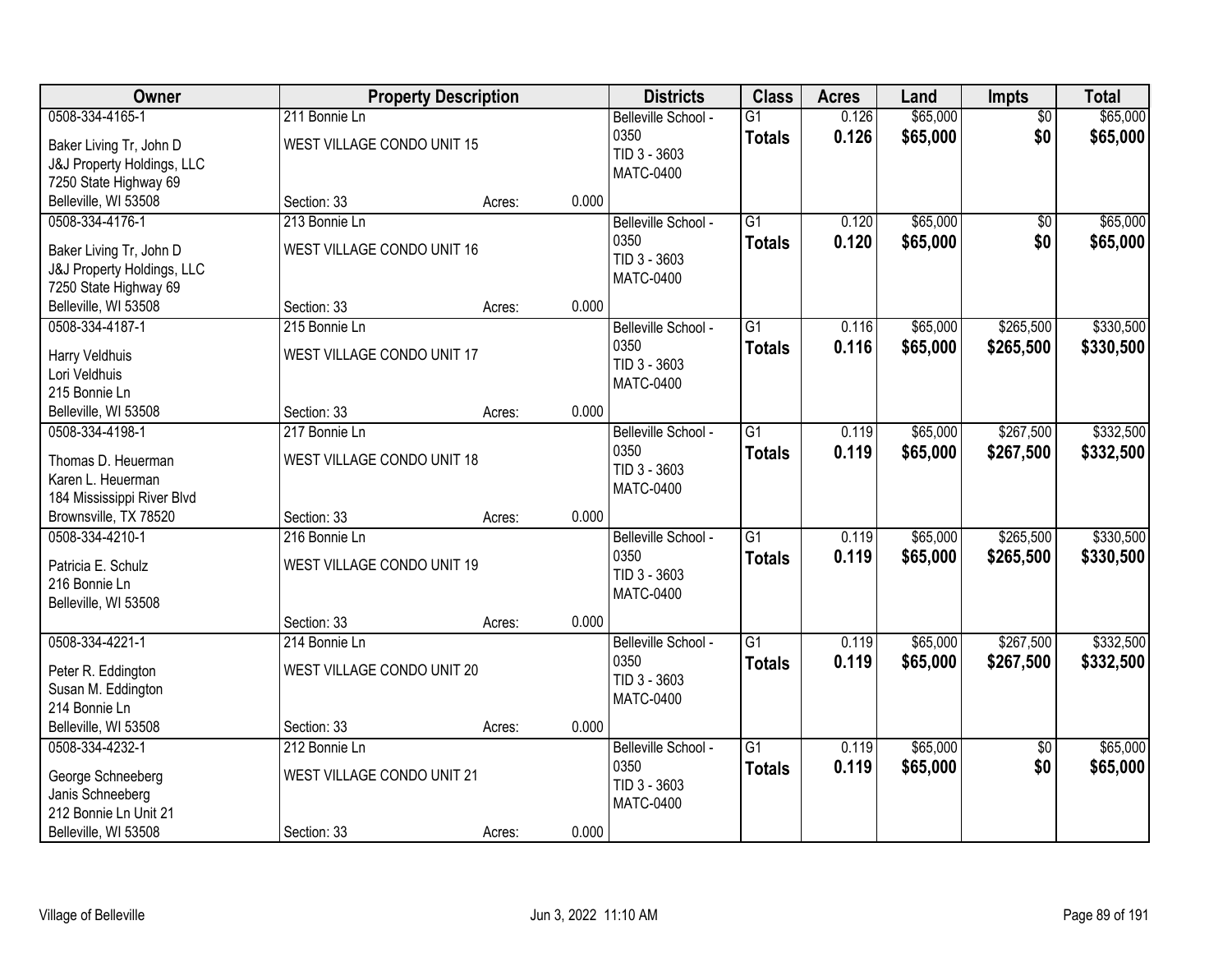| Owner | Property Description | | | Districts | Class | Acres | Land | Impts | Total |
|---|---|---|---|---|---|---|---|---|---|
| 0508-334-4165-1<br>Baker Living Tr, John D<br>J&J Property Holdings, LLC<br>7250 State Highway 69<br>Belleville, WI 53508 | 211 Bonnie Ln<br>WEST VILLAGE CONDO UNIT 15<br>Section: 33 | Acres: | 0.000 | Belleville School - 0350<br>TID 3 - 3603<br>MATC-0400 | G1<br>**Totals** | 0.126<br>**0.126** | $65,000<br>**$65,000** | $0<br>**$0** | $65,000<br>**$65,000** |
| 0508-334-4176-1<br>Baker Living Tr, John D<br>J&J Property Holdings, LLC<br>7250 State Highway 69<br>Belleville, WI 53508 | 213 Bonnie Ln<br>WEST VILLAGE CONDO UNIT 16<br>Section: 33 | Acres: | 0.000 | Belleville School - 0350<br>TID 3 - 3603<br>MATC-0400 | G1<br>**Totals** | 0.120<br>**0.120** | $65,000<br>**$65,000** | $0<br>**$0** | $65,000<br>**$65,000** |
| 0508-334-4187-1<br>Harry Veldhuis<br>Lori Veldhuis<br>215 Bonnie Ln<br>Belleville, WI 53508 | 215 Bonnie Ln<br>WEST VILLAGE CONDO UNIT 17<br>Section: 33 | Acres: | 0.000 | Belleville School - 0350<br>TID 3 - 3603<br>MATC-0400 | G1<br>**Totals** | 0.116<br>**0.116** | $65,000<br>**$65,000** | $265,500<br>**$265,500** | $330,500<br>**$330,500** |
| 0508-334-4198-1<br>Thomas D. Heuerman<br>Karen L. Heuerman<br>184 Mississippi River Blvd<br>Brownsville, TX 78520 | 217 Bonnie Ln<br>WEST VILLAGE CONDO UNIT 18<br>Section: 33 | Acres: | 0.000 | Belleville School - 0350<br>TID 3 - 3603<br>MATC-0400 | G1<br>**Totals** | 0.119<br>**0.119** | $65,000<br>**$65,000** | $267,500<br>**$267,500** | $332,500<br>**$332,500** |
| 0508-334-4210-1<br>Patricia E. Schulz<br>216 Bonnie Ln<br>Belleville, WI 53508 | 216 Bonnie Ln<br>WEST VILLAGE CONDO UNIT 19<br>Section: 33 | Acres: | 0.000 | Belleville School - 0350<br>TID 3 - 3603<br>MATC-0400 | G1<br>**Totals** | 0.119<br>**0.119** | $65,000<br>**$65,000** | $265,500<br>**$265,500** | $330,500<br>**$330,500** |
| 0508-334-4221-1<br>Peter R. Eddington<br>Susan M. Eddington<br>214 Bonnie Ln<br>Belleville, WI 53508 | 214 Bonnie Ln<br>WEST VILLAGE CONDO UNIT 20<br>Section: 33 | Acres: | 0.000 | Belleville School - 0350<br>TID 3 - 3603<br>MATC-0400 | G1<br>**Totals** | 0.119<br>**0.119** | $65,000<br>**$65,000** | $267,500<br>**$267,500** | $332,500<br>**$332,500** |
| 0508-334-4232-1<br>George Schneeberg<br>Janis Schneeberg<br>212 Bonnie Ln Unit 21<br>Belleville, WI 53508 | 212 Bonnie Ln<br>WEST VILLAGE CONDO UNIT 21<br>Section: 33 | Acres: | 0.000 | Belleville School - 0350<br>TID 3 - 3603<br>MATC-0400 | G1<br>**Totals** | 0.119<br>**0.119** | $65,000<br>**$65,000** | $0<br>**$0** | $65,000<br>**$65,000** |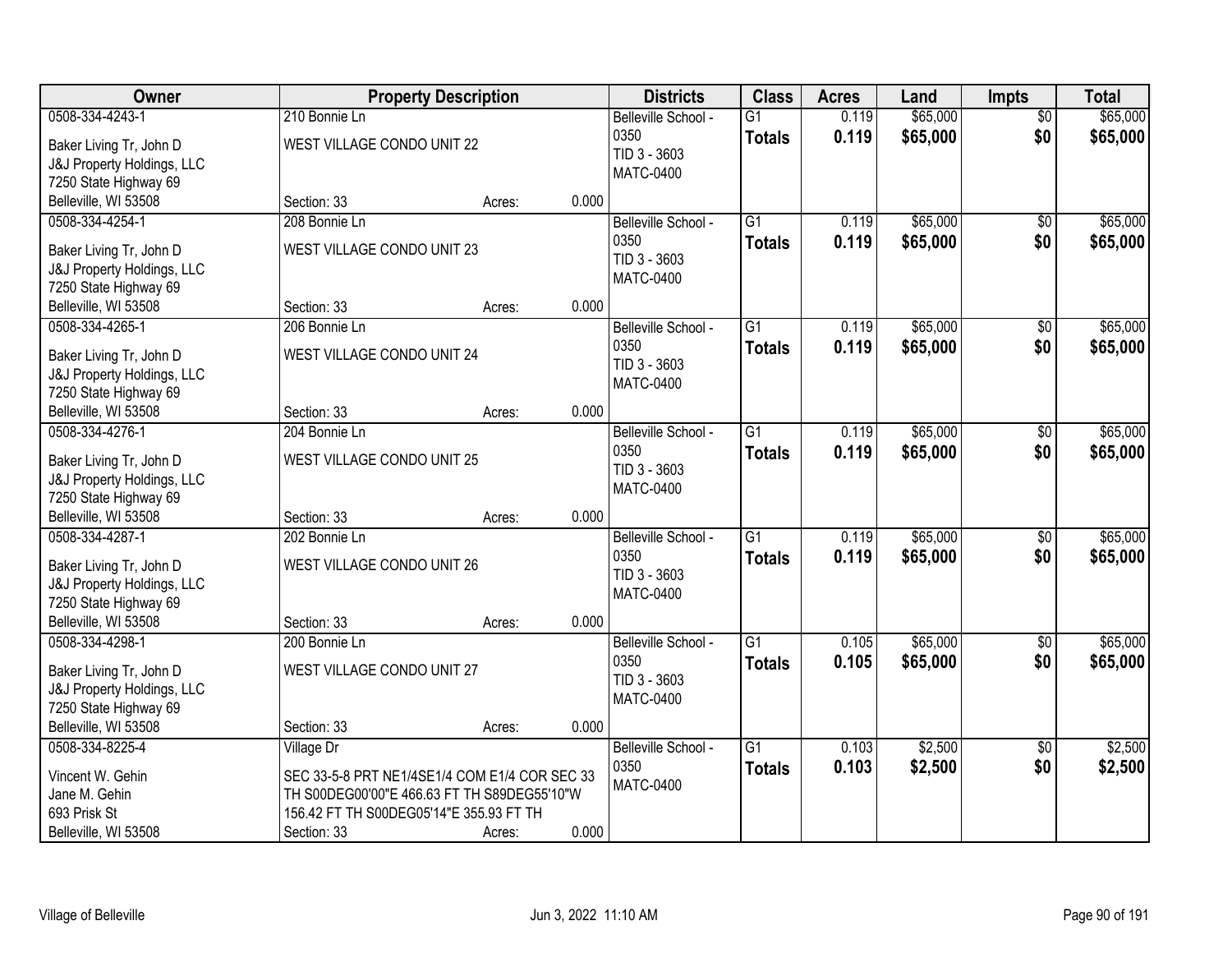| Owner | Property Description | | | Districts | Class | Acres | Land | Impts | Total |
|---|---|---|---|---|---|---|---|---|---|
| 0508-334-4243-1<br>Baker Living Tr, John D<br>J&J Property Holdings, LLC<br>7250 State Highway 69<br>Belleville, WI 53508 | 210 Bonnie Ln<br>WEST VILLAGE CONDO UNIT 22<br>Section: 33 | Acres: | 0.000 | Belleville School - 0350<br>TID 3 - 3603<br>MATC-0400 | G1<br>**Totals** | 0.119<br>**0.119** | $65,000<br>**$65,000** | $0<br>**$0** | $65,000<br>**$65,000** |
| 0508-334-4254-1<br>Baker Living Tr, John D<br>J&J Property Holdings, LLC<br>7250 State Highway 69<br>Belleville, WI 53508 | 208 Bonnie Ln<br>WEST VILLAGE CONDO UNIT 23<br>Section: 33 | Acres: | 0.000 | Belleville School - 0350<br>TID 3 - 3603<br>MATC-0400 | G1<br>**Totals** | 0.119<br>**0.119** | $65,000<br>**$65,000** | $0<br>**$0** | $65,000<br>**$65,000** |
| 0508-334-4265-1<br>Baker Living Tr, John D<br>J&J Property Holdings, LLC<br>7250 State Highway 69<br>Belleville, WI 53508 | 206 Bonnie Ln<br>WEST VILLAGE CONDO UNIT 24<br>Section: 33 | Acres: | 0.000 | Belleville School - 0350<br>TID 3 - 3603<br>MATC-0400 | G1<br>**Totals** | 0.119<br>**0.119** | $65,000<br>**$65,000** | $0<br>**$0** | $65,000<br>**$65,000** |
| 0508-334-4276-1<br>Baker Living Tr, John D<br>J&J Property Holdings, LLC<br>7250 State Highway 69<br>Belleville, WI 53508 | 204 Bonnie Ln<br>WEST VILLAGE CONDO UNIT 25<br>Section: 33 | Acres: | 0.000 | Belleville School - 0350<br>TID 3 - 3603<br>MATC-0400 | G1<br>**Totals** | 0.119<br>**0.119** | $65,000<br>**$65,000** | $0<br>**$0** | $65,000<br>**$65,000** |
| 0508-334-4287-1<br>Baker Living Tr, John D<br>J&J Property Holdings, LLC<br>7250 State Highway 69<br>Belleville, WI 53508 | 202 Bonnie Ln<br>WEST VILLAGE CONDO UNIT 26<br>Section: 33 | Acres: | 0.000 | Belleville School - 0350<br>TID 3 - 3603<br>MATC-0400 | G1<br>**Totals** | 0.119<br>**0.119** | $65,000<br>**$65,000** | $0<br>**$0** | $65,000<br>**$65,000** |
| 0508-334-4298-1<br>Baker Living Tr, John D<br>J&J Property Holdings, LLC<br>7250 State Highway 69<br>Belleville, WI 53508 | 200 Bonnie Ln<br>WEST VILLAGE CONDO UNIT 27<br>Section: 33 | Acres: | 0.000 | Belleville School - 0350<br>TID 3 - 3603<br>MATC-0400 | G1<br>**Totals** | 0.105<br>**0.105** | $65,000<br>**$65,000** | $0<br>**$0** | $65,000<br>**$65,000** |
| 0508-334-8225-4<br>Vincent W. Gehin<br>Jane M. Gehin<br>693 Prisk St<br>Belleville, WI 53508 | Village Dr<br>SEC 33-5-8 PRT NE1/4SE1/4 COM E1/4 COR SEC 33 TH S00DEG00'00"E 466.63 FT TH S89DEG55'10"W 156.42 FT TH S00DEG05'14"E 355.93 FT TH<br>Section: 33 | Acres: | 0.000 | Belleville School - 0350<br>MATC-0400 | G1<br>**Totals** | 0.103<br>**0.103** | $2,500<br>**$2,500** | $0<br>**$0** | $2,500<br>**$2,500** |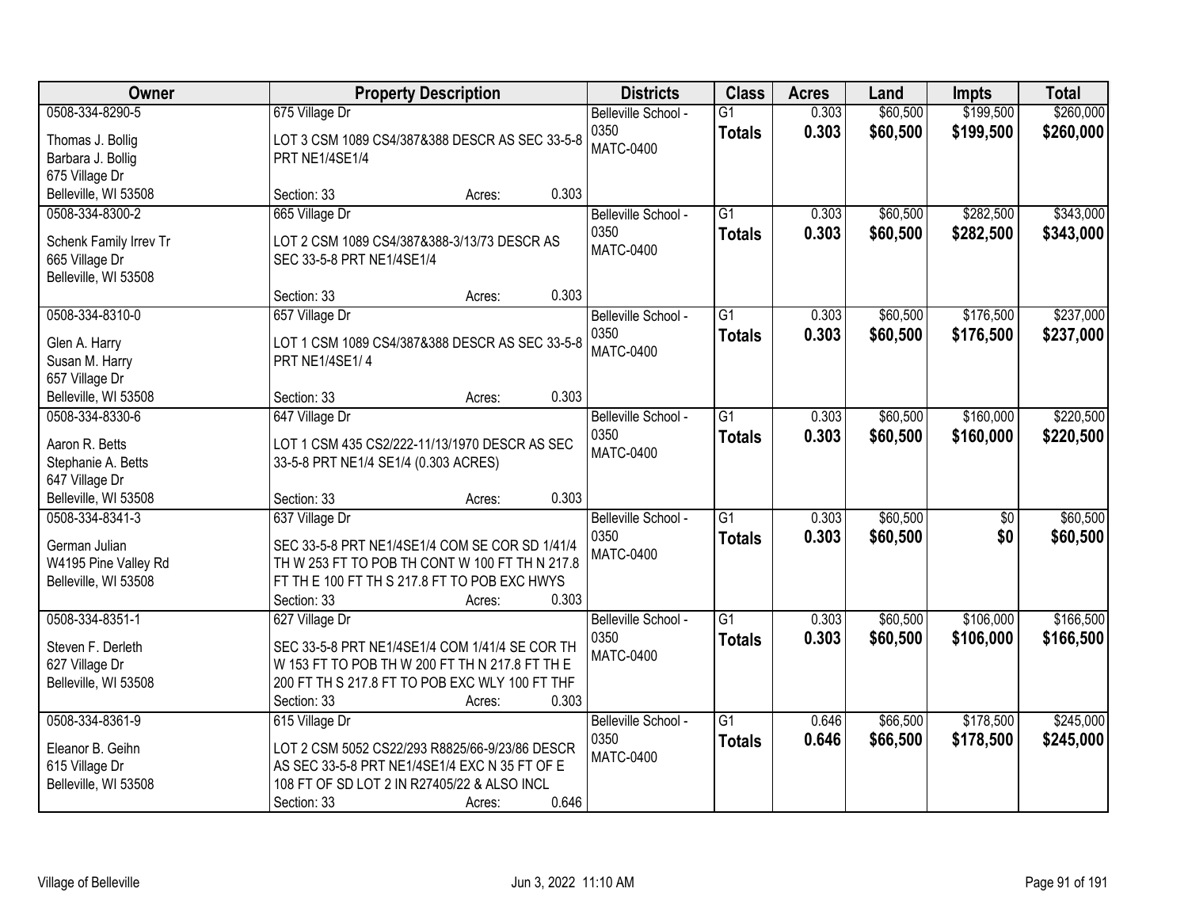| Owner | Property Description | Districts | Class | Acres | Land | Impts | Total |
|---|---|---|---|---|---|---|---|
| 0508-334-8290-5<br>Thomas J. Bollig<br>Barbara J. Bollig<br>675 Village Dr<br>Belleville, WI 53508 | 675 Village Dr<br>LOT 3 CSM 1089 CS4/387&388 DESCR AS SEC 33-5-8 PRT NE1/4SE1/4<br>Section: 33 Acres: 0.303 | Belleville School - 0350<br>MATC-0400 | G1<br>**Totals** | 0.303<br>**0.303** | $60,500<br>**$60,500** | $199,500<br>**$199,500** | $260,000<br>**$260,000** |
| 0508-334-8300-2<br>Schenk Family Irrev Tr<br>665 Village Dr<br>Belleville, WI 53508 | 665 Village Dr<br>LOT 2 CSM 1089 CS4/387&388-3/13/73 DESCR AS SEC 33-5-8 PRT NE1/4SE1/4<br>Section: 33 Acres: 0.303 | Belleville School - 0350<br>MATC-0400 | G1<br>**Totals** | 0.303<br>**0.303** | $60,500<br>**$60,500** | $282,500<br>**$282,500** | $343,000<br>**$343,000** |
| 0508-334-8310-0<br>Glen A. Harry<br>Susan M. Harry<br>657 Village Dr<br>Belleville, WI 53508 | 657 Village Dr<br>LOT 1 CSM 1089 CS4/387&388 DESCR AS SEC 33-5-8 PRT NE1/4SE1/ 4<br>Section: 33 Acres: 0.303 | Belleville School - 0350<br>MATC-0400 | G1<br>**Totals** | 0.303<br>**0.303** | $60,500<br>**$60,500** | $176,500<br>**$176,500** | $237,000<br>**$237,000** |
| 0508-334-8330-6<br>Aaron R. Betts<br>Stephanie A. Betts<br>647 Village Dr<br>Belleville, WI 53508 | 647 Village Dr<br>LOT 1 CSM 435 CS2/222-11/13/1970 DESCR AS SEC 33-5-8 PRT NE1/4 SE1/4 (0.303 ACRES)<br>Section: 33 Acres: 0.303 | Belleville School - 0350<br>MATC-0400 | G1<br>**Totals** | 0.303<br>**0.303** | $60,500<br>**$60,500** | $160,000<br>**$160,000** | $220,500<br>**$220,500** |
| 0508-334-8341-3<br>German Julian<br>W4195 Pine Valley Rd<br>Belleville, WI 53508 | 637 Village Dr<br>SEC 33-5-8 PRT NE1/4SE1/4 COM SE COR SD 1/41/4 TH W 253 FT TO POB TH CONT W 100 FT TH N 217.8 FT TH E 100 FT TH S 217.8 FT TO POB EXC HWYS<br>Section: 33 Acres: 0.303 | Belleville School - 0350<br>MATC-0400 | G1<br>**Totals** | 0.303<br>**0.303** | $60,500<br>**$60,500** | $0<br>**$0** | $60,500<br>**$60,500** |
| 0508-334-8351-1<br>Steven F. Derleth<br>627 Village Dr<br>Belleville, WI 53508 | 627 Village Dr<br>SEC 33-5-8 PRT NE1/4SE1/4 COM 1/41/4 SE COR TH W 153 FT TO POB TH W 200 FT TH N 217.8 FT TH E 200 FT TH S 217.8 FT TO POB EXC WLY 100 FT THF<br>Section: 33 Acres: 0.303 | Belleville School - 0350<br>MATC-0400 | G1<br>**Totals** | 0.303<br>**0.303** | $60,500<br>**$60,500** | $106,000<br>**$106,000** | $166,500<br>**$166,500** |
| 0508-334-8361-9<br>Eleanor B. Geihn<br>615 Village Dr<br>Belleville, WI 53508 | 615 Village Dr<br>LOT 2 CSM 5052 CS22/293 R8825/66-9/23/86 DESCR AS SEC 33-5-8 PRT NE1/4SE1/4 EXC N 35 FT OF E 108 FT OF SD LOT 2 IN R27405/22 & ALSO INCL<br>Section: 33 Acres: 0.646 | Belleville School - 0350<br>MATC-0400 | G1<br>**Totals** | 0.646<br>**0.646** | $66,500<br>**$66,500** | $178,500<br>**$178,500** | $245,000<br>**$245,000** |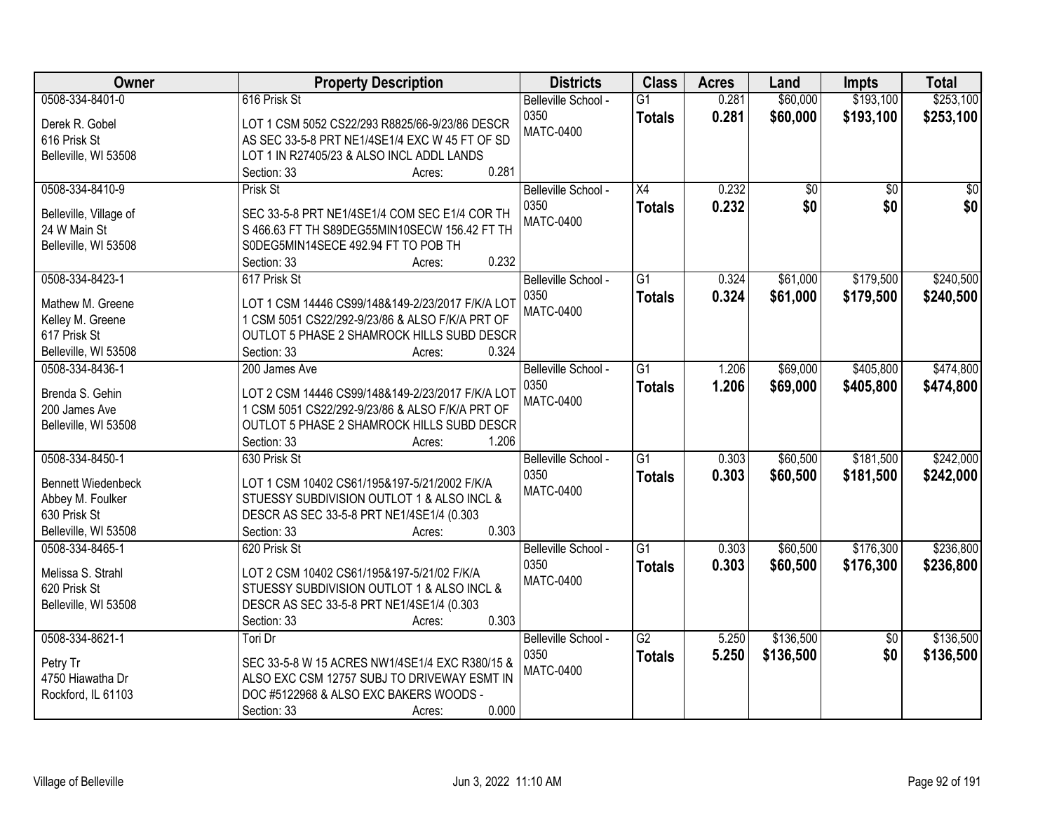| Owner | Property Description | Districts | Class | Acres | Land | Impts | Total |
|---|---|---|---|---|---|---|---|
| 0508-334-8401-0<br>Derek R. Gobel<br>616 Prisk St<br>Belleville, WI 53508 | 616 Prisk St<br>LOT 1 CSM 5052 CS22/293 R8825/66-9/23/86 DESCR AS SEC 33-5-8 PRT NE1/4SE1/4 EXC W 45 FT OF SD LOT 1 IN R27405/23 & ALSO INCL ADDL LANDS<br>Section: 33 Acres: 0.281 | Belleville School - 0350<br>MATC-0400 | G1<br>**Totals** | 0.281<br>**0.281** | $60,000<br>**$60,000** | $193,100<br>**$193,100** | $253,100<br>**$253,100** |
| 0508-334-8410-9<br>Belleville, Village of<br>24 W Main St<br>Belleville, WI 53508 | Prisk St<br>SEC 33-5-8 PRT NE1/4SE1/4 COM SEC E1/4 COR TH S 466.63 FT TH S89DEG55MIN10SECW 156.42 FT TH S0DEG5MIN14SECE 492.94 FT TO POB TH<br>Section: 33 Acres: 0.232 | Belleville School - 0350<br>MATC-0400 | X4<br>**Totals** | 0.232<br>**0.232** | $0<br>**$0** | $0<br>**$0** | $0<br>**$0** |
| 0508-334-8423-1<br>Mathew M. Greene<br>Kelley M. Greene<br>617 Prisk St<br>Belleville, WI 53508 | 617 Prisk St<br>LOT 1 CSM 14446 CS99/148&149-2/23/2017 F/K/A LOT 1 CSM 5051 CS22/292-9/23/86 & ALSO F/K/A PRT OF OUTLOT 5 PHASE 2 SHAMROCK HILLS SUBD DESCR<br>Section: 33 Acres: 0.324 | Belleville School - 0350<br>MATC-0400 | G1<br>**Totals** | 0.324<br>**0.324** | $61,000<br>**$61,000** | $179,500<br>**$179,500** | $240,500<br>**$240,500** |
| 0508-334-8436-1<br>Brenda S. Gehin<br>200 James Ave<br>Belleville, WI 53508 | 200 James Ave<br>LOT 2 CSM 14446 CS99/148&149-2/23/2017 F/K/A LOT 1 CSM 5051 CS22/292-9/23/86 & ALSO F/K/A PRT OF OUTLOT 5 PHASE 2 SHAMROCK HILLS SUBD DESCR<br>Section: 33 Acres: 1.206 | Belleville School - 0350<br>MATC-0400 | G1<br>**Totals** | 1.206<br>**1.206** | $69,000<br>**$69,000** | $405,800<br>**$405,800** | $474,800<br>**$474,800** |
| 0508-334-8450-1<br>Bennett Wiedenbeck<br>Abbey M. Foulker<br>630 Prisk St<br>Belleville, WI 53508 | 630 Prisk St<br>LOT 1 CSM 10402 CS61/195&197-5/21/2002 F/K/A STUESSY SUBDIVISION OUTLOT 1 & ALSO INCL & DESCR AS SEC 33-5-8 PRT NE1/4SE1/4 (0.303<br>Section: 33 Acres: 0.303 | Belleville School - 0350<br>MATC-0400 | G1<br>**Totals** | 0.303<br>**0.303** | $60,500<br>**$60,500** | $181,500<br>**$181,500** | $242,000<br>**$242,000** |
| 0508-334-8465-1<br>Melissa S. Strahl<br>620 Prisk St<br>Belleville, WI 53508 | 620 Prisk St<br>LOT 2 CSM 10402 CS61/195&197-5/21/02 F/K/A STUESSY SUBDIVISION OUTLOT 1 & ALSO INCL & DESCR AS SEC 33-5-8 PRT NE1/4SE1/4 (0.303<br>Section: 33 Acres: 0.303 | Belleville School - 0350<br>MATC-0400 | G1<br>**Totals** | 0.303<br>**0.303** | $60,500<br>**$60,500** | $176,300<br>**$176,300** | $236,800<br>**$236,800** |
| 0508-334-8621-1<br>Petry Tr<br>4750 Hiawatha Dr<br>Rockford, IL 61103 | Tori Dr<br>SEC 33-5-8 W 15 ACRES NW1/4SE1/4 EXC R380/15 & ALSO EXC CSM 12757 SUBJ TO DRIVEWAY ESMT IN DOC #5122968 & ALSO EXC BAKERS WOODS -<br>Section: 33 Acres: 0.000 | Belleville School - 0350<br>MATC-0400 | G2<br>**Totals** | 5.250<br>**5.250** | $136,500<br>**$136,500** | $0<br>**$0** | $136,500<br>**$136,500** |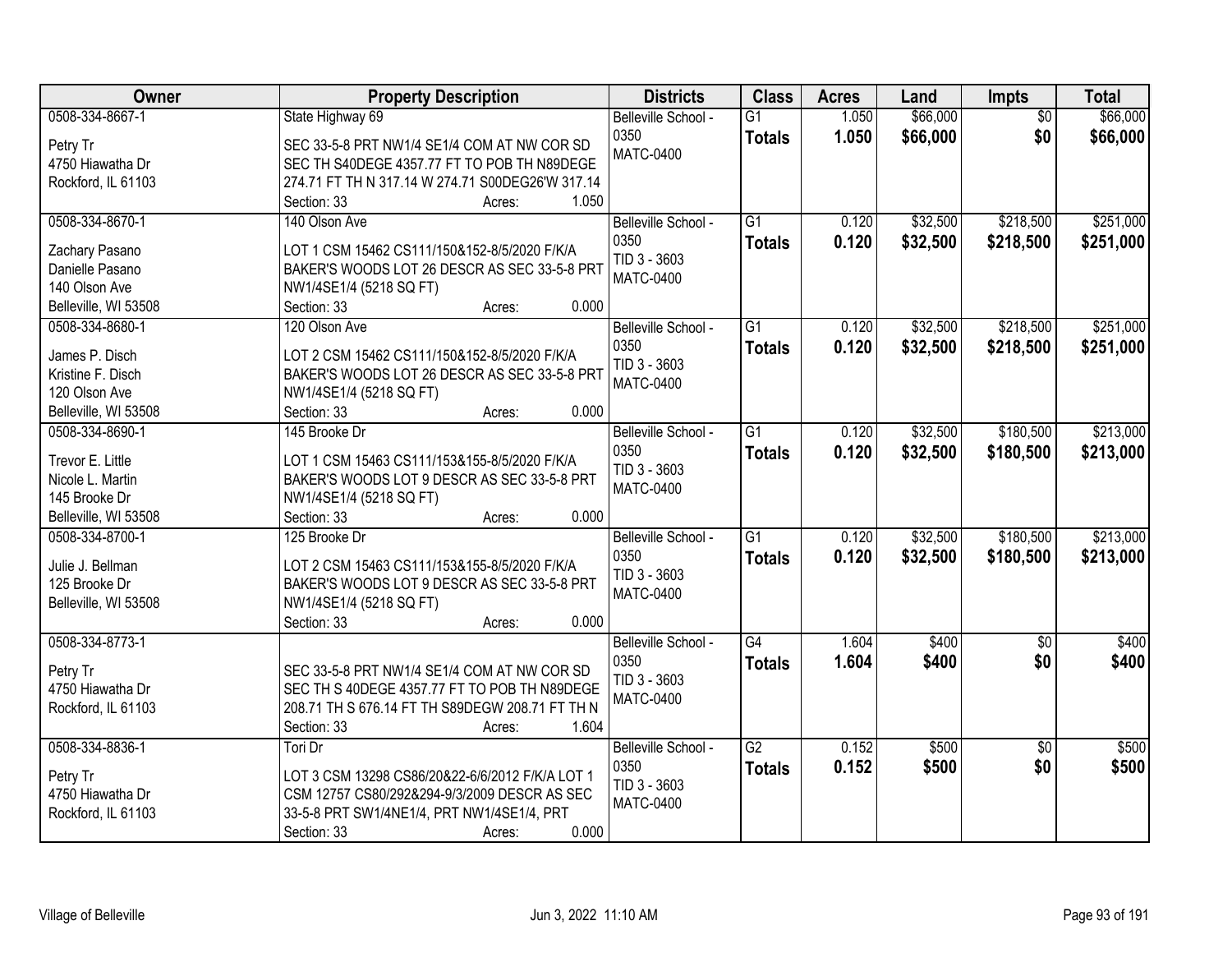| Owner | Property Description | Districts | Class | Acres | Land | Impts | Total |
|---|---|---|---|---|---|---|---|
| 0508-334-8667-1<br>Petry Tr<br>4750 Hiawatha Dr<br>Rockford, IL 61103 | State Highway 69<br>SEC 33-5-8 PRT NW1/4 SE1/4 COM AT NW COR SD SEC TH S40DEGE 4357.77 FT TO POB TH N89DEGE 274.71 FT TH N 317.14 W 274.71 S00DEG26'W 317.14<br>Section: 33 Acres: 1.050 | Belleville School - 0350<br>MATC-0400 | G1<br>**Totals** | 1.050<br>**1.050** | $66,000<br>**$66,000** | $0<br>**$0** | $66,000<br>**$66,000** |
| 0508-334-8670-1<br>Zachary Pasano<br>Danielle Pasano<br>140 Olson Ave<br>Belleville, WI 53508 | 140 Olson Ave<br>LOT 1 CSM 15462 CS111/150&152-8/5/2020 F/K/A BAKER'S WOODS LOT 26 DESCR AS SEC 33-5-8 PRT NW1/4SE1/4 (5218 SQ FT)<br>Section: 33 Acres: 0.000 | Belleville School - 0350<br>TID 3 - 3603<br>MATC-0400 | G1<br>**Totals** | 0.120<br>**0.120** | $32,500<br>**$32,500** | $218,500<br>**$218,500** | $251,000<br>**$251,000** |
| 0508-334-8680-1<br>James P. Disch<br>Kristine F. Disch<br>120 Olson Ave<br>Belleville, WI 53508 | 120 Olson Ave<br>LOT 2 CSM 15462 CS111/150&152-8/5/2020 F/K/A BAKER'S WOODS LOT 26 DESCR AS SEC 33-5-8 PRT NW1/4SE1/4 (5218 SQ FT)<br>Section: 33 Acres: 0.000 | Belleville School - 0350<br>TID 3 - 3603<br>MATC-0400 | G1<br>**Totals** | 0.120<br>**0.120** | $32,500<br>**$32,500** | $218,500<br>**$218,500** | $251,000<br>**$251,000** |
| 0508-334-8690-1<br>Trevor E. Little<br>Nicole L. Martin<br>145 Brooke Dr<br>Belleville, WI 53508 | 145 Brooke Dr<br>LOT 1 CSM 15463 CS111/153&155-8/5/2020 F/K/A BAKER'S WOODS LOT 9 DESCR AS SEC 33-5-8 PRT NW1/4SE1/4 (5218 SQ FT)<br>Section: 33 Acres: 0.000 | Belleville School - 0350<br>TID 3 - 3603<br>MATC-0400 | G1<br>**Totals** | 0.120<br>**0.120** | $32,500<br>**$32,500** | $180,500<br>**$180,500** | $213,000<br>**$213,000** |
| 0508-334-8700-1<br>Julie J. Bellman<br>125 Brooke Dr<br>Belleville, WI 53508 | 125 Brooke Dr<br>LOT 2 CSM 15463 CS111/153&155-8/5/2020 F/K/A BAKER'S WOODS LOT 9 DESCR AS SEC 33-5-8 PRT NW1/4SE1/4 (5218 SQ FT)<br>Section: 33 Acres: 0.000 | Belleville School - 0350<br>TID 3 - 3603<br>MATC-0400 | G1<br>**Totals** | 0.120<br>**0.120** | $32,500<br>**$32,500** | $180,500<br>**$180,500** | $213,000<br>**$213,000** |
| 0508-334-8773-1<br>Petry Tr<br>4750 Hiawatha Dr<br>Rockford, IL 61103 | SEC 33-5-8 PRT NW1/4 SE1/4 COM AT NW COR SD SEC TH S 40DEGE 4357.77 FT TO POB TH N89DEGE 208.71 TH S 676.14 FT TH S89DEGW 208.71 FT TH N<br>Section: 33 Acres: 1.604 | Belleville School - 0350<br>TID 3 - 3603<br>MATC-0400 | G4<br>**Totals** | 1.604<br>**1.604** | $400<br>**$400** | $0<br>**$0** | $400<br>**$400** |
| 0508-334-8836-1<br>Petry Tr<br>4750 Hiawatha Dr<br>Rockford, IL 61103 | Tori Dr<br>LOT 3 CSM 13298 CS86/20&22-6/6/2012 F/K/A LOT 1 CSM 12757 CS80/292&294-9/3/2009 DESCR AS SEC 33-5-8 PRT SW1/4NE1/4, PRT NW1/4SE1/4, PRT<br>Section: 33 Acres: 0.000 | Belleville School - 0350<br>TID 3 - 3603<br>MATC-0400 | G2<br>**Totals** | 0.152<br>**0.152** | $500<br>**$500** | $0<br>**$0** | $500<br>**$500** |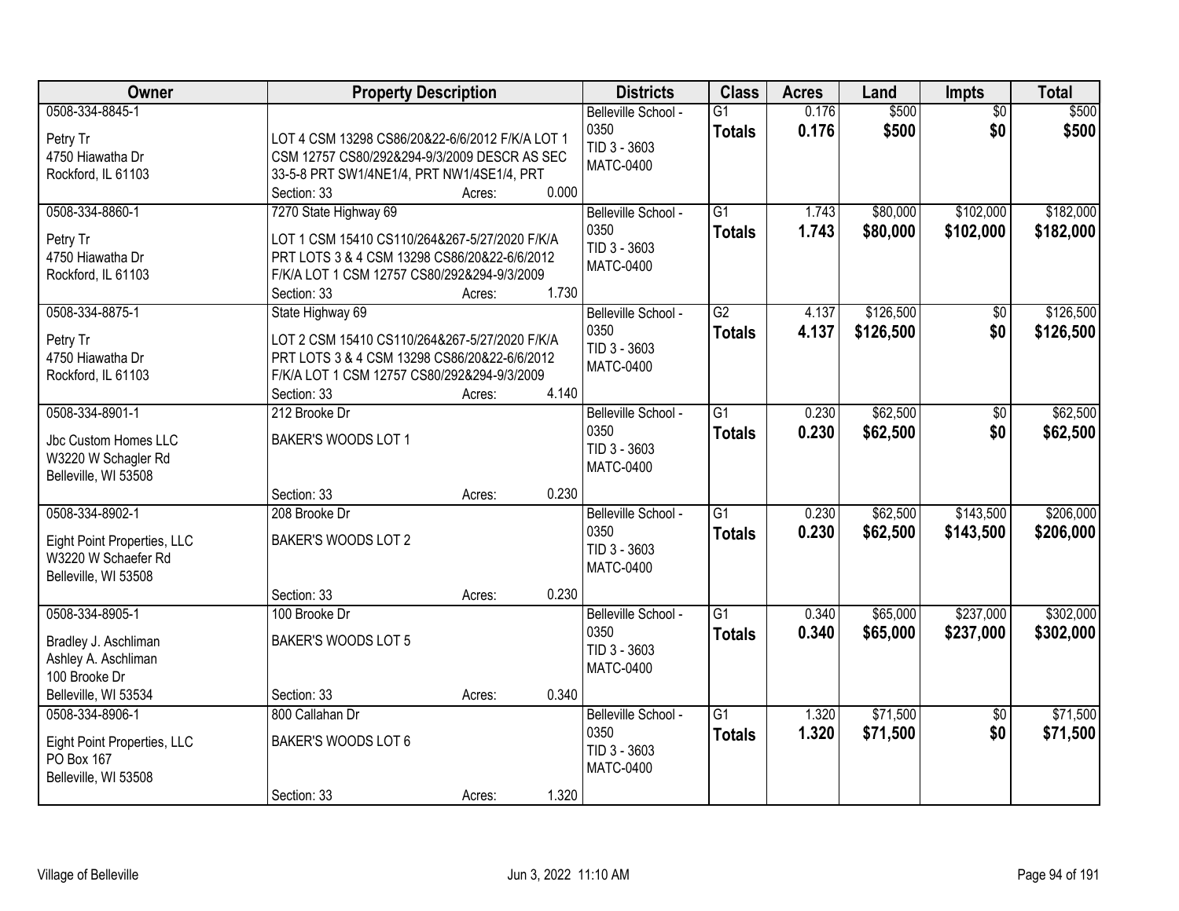| Owner | Property Description | Districts | Class | Acres | Land | Impts | Total |
|---|---|---|---|---|---|---|---|
| 0508-334-8845-1<br>Petry Tr<br>4750 Hiawatha Dr<br>Rockford, IL 61103 | LOT 4 CSM 13298 CS86/20&22-6/6/2012 F/K/A LOT 1 CSM 12757 CS80/292&294-9/3/2009 DESCR AS SEC 33-5-8 PRT SW1/4NE1/4, PRT NW1/4SE1/4, PRT<br>Section: 33 Acres: 0.000 | Belleville School - 0350<br>TID 3 - 3603<br>MATC-0400 | G1<br>**Totals** | 0.176<br>**0.176** | $500<br>**$500** | $0<br>**$0** | $500<br>**$500** |
| 0508-334-8860-1<br>Petry Tr<br>4750 Hiawatha Dr<br>Rockford, IL 61103 | 7270 State Highway 69<br>LOT 1 CSM 15410 CS110/264&267-5/27/2020 F/K/A PRT LOTS 3 & 4 CSM 13298 CS86/20&22-6/6/2012 F/K/A LOT 1 CSM 12757 CS80/292&294-9/3/2009<br>Section: 33 Acres: 1.730 | Belleville School - 0350<br>TID 3 - 3603<br>MATC-0400 | G1<br>**Totals** | 1.743<br>**1.743** | $80,000<br>**$80,000** | $102,000<br>**$102,000** | $182,000<br>**$182,000** |
| 0508-334-8875-1<br>Petry Tr<br>4750 Hiawatha Dr<br>Rockford, IL 61103 | State Highway 69<br>LOT 2 CSM 15410 CS110/264&267-5/27/2020 F/K/A PRT LOTS 3 & 4 CSM 13298 CS86/20&22-6/6/2012 F/K/A LOT 1 CSM 12757 CS80/292&294-9/3/2009<br>Section: 33 Acres: 4.140 | Belleville School - 0350<br>TID 3 - 3603<br>MATC-0400 | G2<br>**Totals** | 4.137<br>**4.137** | $126,500<br>**$126,500** | $0<br>**$0** | $126,500<br>**$126,500** |
| 0508-334-8901-1<br>Jbc Custom Homes LLC<br>W3220 W Schagler Rd<br>Belleville, WI 53508 | 212 Brooke Dr<br>BAKER'S WOODS LOT 1<br>Section: 33 Acres: 0.230 | Belleville School - 0350<br>TID 3 - 3603<br>MATC-0400 | G1<br>**Totals** | 0.230<br>**0.230** | $62,500<br>**$62,500** | $0<br>**$0** | $62,500<br>**$62,500** |
| 0508-334-8902-1<br>Eight Point Properties, LLC<br>W3220 W Schaefer Rd<br>Belleville, WI 53508 | 208 Brooke Dr<br>BAKER'S WOODS LOT 2<br>Section: 33 Acres: 0.230 | Belleville School - 0350<br>TID 3 - 3603<br>MATC-0400 | G1<br>**Totals** | 0.230<br>**0.230** | $62,500<br>**$62,500** | $143,500<br>**$143,500** | $206,000<br>**$206,000** |
| 0508-334-8905-1<br>Bradley J. Aschliman<br>Ashley A. Aschliman<br>100 Brooke Dr<br>Belleville, WI 53534 | 100 Brooke Dr<br>BAKER'S WOODS LOT 5<br>Section: 33 Acres: 0.340 | Belleville School - 0350<br>TID 3 - 3603<br>MATC-0400 | G1<br>**Totals** | 0.340<br>**0.340** | $65,000<br>**$65,000** | $237,000<br>**$237,000** | $302,000<br>**$302,000** |
| 0508-334-8906-1<br>Eight Point Properties, LLC<br>PO Box 167<br>Belleville, WI 53508 | 800 Callahan Dr<br>BAKER'S WOODS LOT 6<br>Section: 33 Acres: 1.320 | Belleville School - 0350<br>TID 3 - 3603<br>MATC-0400 | G1<br>**Totals** | 1.320<br>**1.320** | $71,500<br>**$71,500** | $0<br>**$0** | $71,500<br>**$71,500** |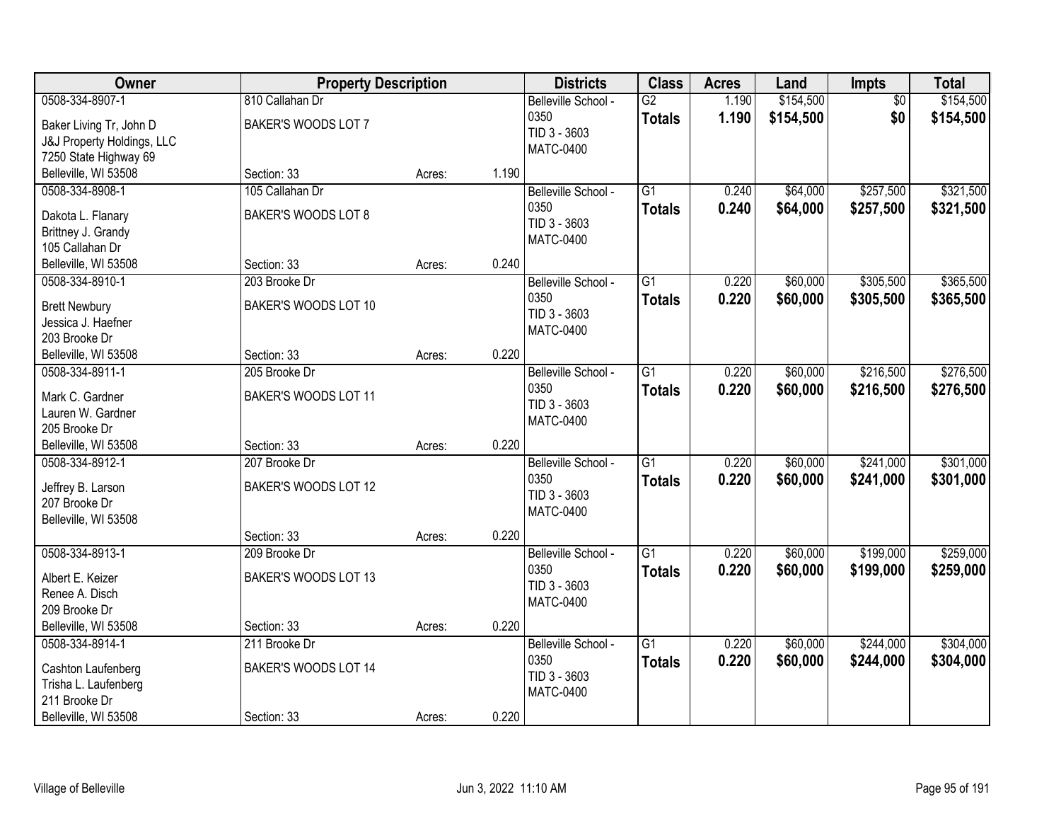| Owner | Property Description | | | Districts | Class | Acres | Land | Impts | Total |
|---|---|---|---|---|---|---|---|---|---|
| 0508-334-8907-1<br>Baker Living Tr, John D<br>J&J Property Holdings, LLC<br>7250 State Highway 69<br>Belleville, WI 53508 | 810 Callahan Dr<br>BAKER'S WOODS LOT 7<br>Section: 33 | Acres: | 1.190 | Belleville School - 0350<br>TID 3 - 3603<br>MATC-0400 | G2<br>**Totals** | 1.190<br>**1.190** | $154,500<br>**$154,500** | $0<br>**$0** | $154,500<br>**$154,500** |
| 0508-334-8908-1<br>Dakota L. Flanary<br>Brittney J. Grandy<br>105 Callahan Dr<br>Belleville, WI 53508 | 105 Callahan Dr<br>BAKER'S WOODS LOT 8<br>Section: 33 | Acres: | 0.240 | Belleville School - 0350<br>TID 3 - 3603<br>MATC-0400 | G1<br>**Totals** | 0.240<br>**0.240** | $64,000<br>**$64,000** | $257,500<br>**$257,500** | $321,500<br>**$321,500** |
| 0508-334-8910-1<br>Brett Newbury<br>Jessica J. Haefner<br>203 Brooke Dr<br>Belleville, WI 53508 | 203 Brooke Dr<br>BAKER'S WOODS LOT 10<br>Section: 33 | Acres: | 0.220 | Belleville School - 0350<br>TID 3 - 3603<br>MATC-0400 | G1<br>**Totals** | 0.220<br>**0.220** | $60,000<br>**$60,000** | $305,500<br>**$305,500** | $365,500<br>**$365,500** |
| 0508-334-8911-1<br>Mark C. Gardner<br>Lauren W. Gardner<br>205 Brooke Dr<br>Belleville, WI 53508 | 205 Brooke Dr<br>BAKER'S WOODS LOT 11<br>Section: 33 | Acres: | 0.220 | Belleville School - 0350<br>TID 3 - 3603<br>MATC-0400 | G1<br>**Totals** | 0.220<br>**0.220** | $60,000<br>**$60,000** | $216,500<br>**$216,500** | $276,500<br>**$276,500** |
| 0508-334-8912-1<br>Jeffrey B. Larson<br>207 Brooke Dr<br>Belleville, WI 53508 | 207 Brooke Dr<br>BAKER'S WOODS LOT 12<br>Section: 33 | Acres: | 0.220 | Belleville School - 0350<br>TID 3 - 3603<br>MATC-0400 | G1<br>**Totals** | 0.220<br>**0.220** | $60,000<br>**$60,000** | $241,000<br>**$241,000** | $301,000<br>**$301,000** |
| 0508-334-8913-1<br>Albert E. Keizer<br>Renee A. Disch<br>209 Brooke Dr<br>Belleville, WI 53508 | 209 Brooke Dr<br>BAKER'S WOODS LOT 13<br>Section: 33 | Acres: | 0.220 | Belleville School - 0350<br>TID 3 - 3603<br>MATC-0400 | G1<br>**Totals** | 0.220<br>**0.220** | $60,000<br>**$60,000** | $199,000<br>**$199,000** | $259,000<br>**$259,000** |
| 0508-334-8914-1<br>Cashton Laufenberg<br>Trisha L. Laufenberg<br>211 Brooke Dr<br>Belleville, WI 53508 | 211 Brooke Dr<br>BAKER'S WOODS LOT 14<br>Section: 33 | Acres: | 0.220 | Belleville School - 0350<br>TID 3 - 3603<br>MATC-0400 | G1<br>**Totals** | 0.220<br>**0.220** | $60,000<br>**$60,000** | $244,000<br>**$244,000** | $304,000<br>**$304,000** |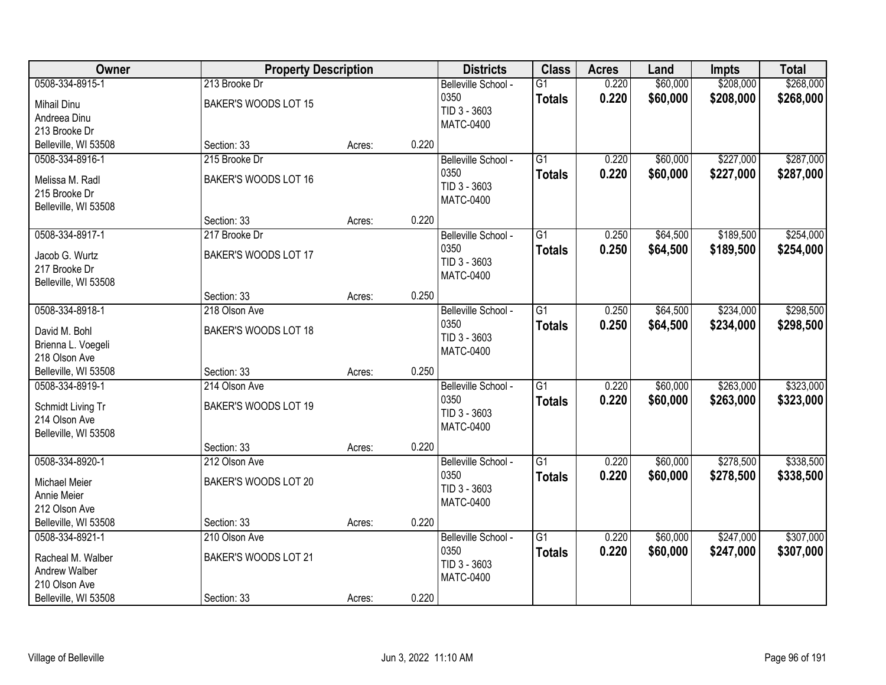| Owner | Property Description | | | Districts | Class | Acres | Land | Impts | Total |
|---|---|---|---|---|---|---|---|---|---|
| 0508-334-8915-1<br>Mihail Dinu<br>Andreea Dinu<br>213 Brooke Dr<br>Belleville, WI 53508 | 213 Brooke Dr<br>BAKER'S WOODS LOT 15<br>Section: 33 | Acres: | 0.220 | Belleville School - 0350<br>TID 3 - 3603<br>MATC-0400 | G1<br>**Totals** | 0.220<br>**0.220** | $60,000<br>**$60,000** | $208,000<br>**$208,000** | $268,000<br>**$268,000** |
| 0508-334-8916-1<br>Melissa M. Radl<br>215 Brooke Dr<br>Belleville, WI 53508 | 215 Brooke Dr<br>BAKER'S WOODS LOT 16<br>Section: 33 | Acres: | 0.220 | Belleville School - 0350<br>TID 3 - 3603<br>MATC-0400 | G1<br>**Totals** | 0.220<br>**0.220** | $60,000<br>**$60,000** | $227,000<br>**$227,000** | $287,000<br>**$287,000** |
| 0508-334-8917-1<br>Jacob G. Wurtz<br>217 Brooke Dr<br>Belleville, WI 53508 | 217 Brooke Dr<br>BAKER'S WOODS LOT 17<br>Section: 33 | Acres: | 0.250 | Belleville School - 0350<br>TID 3 - 3603<br>MATC-0400 | G1<br>**Totals** | 0.250<br>**0.250** | $64,500<br>**$64,500** | $189,500<br>**$189,500** | $254,000<br>**$254,000** |
| 0508-334-8918-1<br>David M. Bohl<br>Brienna L. Voegeli<br>218 Olson Ave<br>Belleville, WI 53508 | 218 Olson Ave<br>BAKER'S WOODS LOT 18<br>Section: 33 | Acres: | 0.250 | Belleville School - 0350<br>TID 3 - 3603<br>MATC-0400 | G1<br>**Totals** | 0.250<br>**0.250** | $64,500<br>**$64,500** | $234,000<br>**$234,000** | $298,500<br>**$298,500** |
| 0508-334-8919-1<br>Schmidt Living Tr<br>214 Olson Ave<br>Belleville, WI 53508 | 214 Olson Ave<br>BAKER'S WOODS LOT 19<br>Section: 33 | Acres: | 0.220 | Belleville School - 0350<br>TID 3 - 3603<br>MATC-0400 | G1<br>**Totals** | 0.220<br>**0.220** | $60,000<br>**$60,000** | $263,000<br>**$263,000** | $323,000<br>**$323,000** |
| 0508-334-8920-1<br>Michael Meier<br>Annie Meier<br>212 Olson Ave<br>Belleville, WI 53508 | 212 Olson Ave<br>BAKER'S WOODS LOT 20<br>Section: 33 | Acres: | 0.220 | Belleville School - 0350<br>TID 3 - 3603<br>MATC-0400 | G1<br>**Totals** | 0.220<br>**0.220** | $60,000<br>**$60,000** | $278,500<br>**$278,500** | $338,500<br>**$338,500** |
| 0508-334-8921-1<br>Racheal M. Walber<br>Andrew Walber<br>210 Olson Ave<br>Belleville, WI 53508 | 210 Olson Ave<br>BAKER'S WOODS LOT 21<br>Section: 33 | Acres: | 0.220 | Belleville School - 0350<br>TID 3 - 3603<br>MATC-0400 | G1<br>**Totals** | 0.220<br>**0.220** | $60,000<br>**$60,000** | $247,000<br>**$247,000** | $307,000<br>**$307,000** |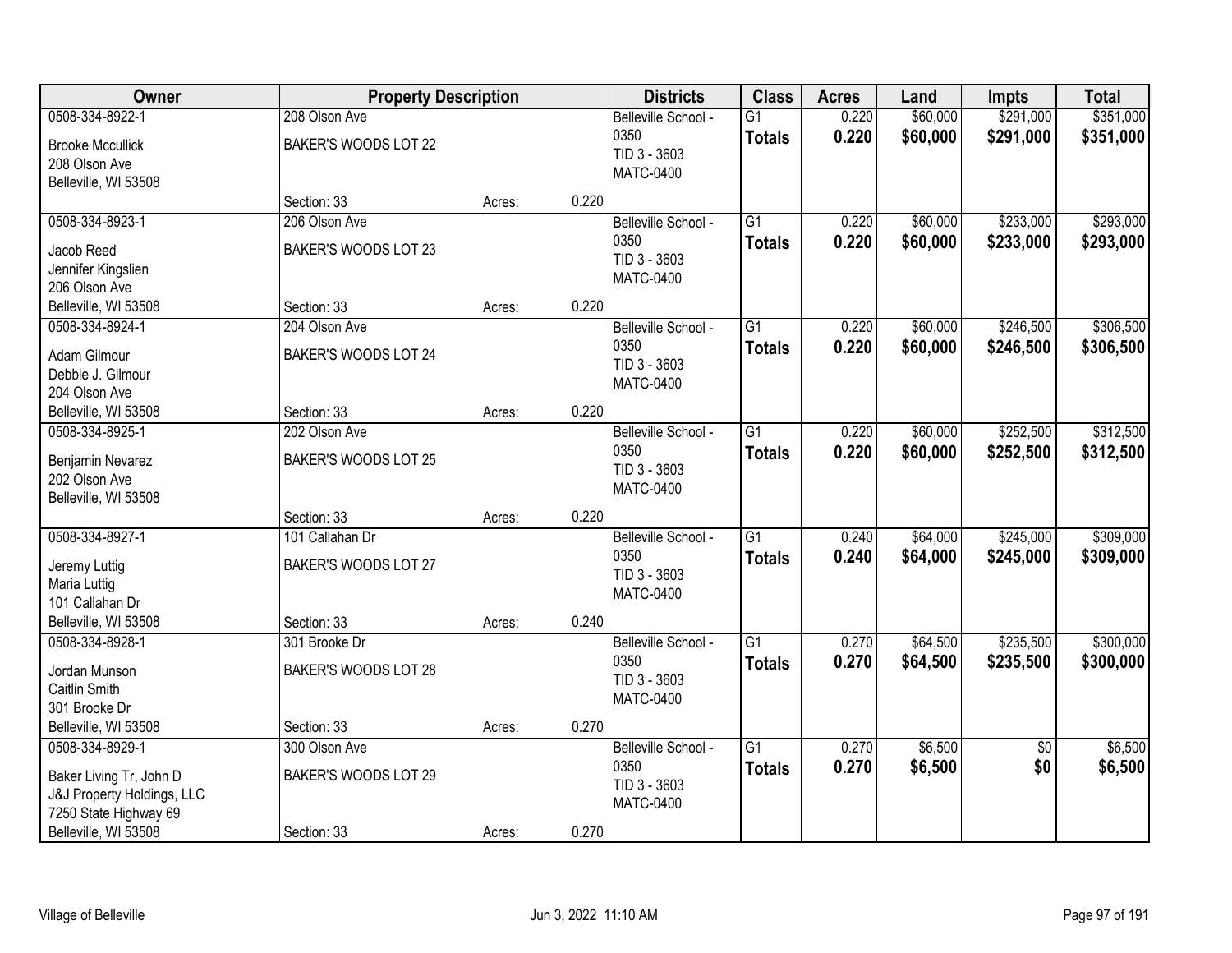| Owner | Property Description | | | Districts | Class | Acres | Land | Impts | Total |
|---|---|---|---|---|---|---|---|---|---|
| 0508-334-8922-1<br>Brooke Mccullick<br>208 Olson Ave<br>Belleville, WI 53508 | 208 Olson Ave<br>BAKER'S WOODS LOT 22<br>Section: 33 | Acres: | 0.220 | Belleville School - 0350<br>TID 3 - 3603<br>MATC-0400 | G1<br>**Totals** | 0.220<br>**0.220** | $60,000<br>**$60,000** | $291,000<br>**$291,000** | $351,000<br>**$351,000** |
| 0508-334-8923-1<br>Jacob Reed<br>Jennifer Kingslien<br>206 Olson Ave<br>Belleville, WI 53508 | 206 Olson Ave<br>BAKER'S WOODS LOT 23<br>Section: 33 | Acres: | 0.220 | Belleville School - 0350<br>TID 3 - 3603<br>MATC-0400 | G1<br>**Totals** | 0.220<br>**0.220** | $60,000<br>**$60,000** | $233,000<br>**$233,000** | $293,000<br>**$293,000** |
| 0508-334-8924-1<br>Adam Gilmour<br>Debbie J. Gilmour<br>204 Olson Ave<br>Belleville, WI 53508 | 204 Olson Ave<br>BAKER'S WOODS LOT 24<br>Section: 33 | Acres: | 0.220 | Belleville School - 0350<br>TID 3 - 3603<br>MATC-0400 | G1<br>**Totals** | 0.220<br>**0.220** | $60,000<br>**$60,000** | $246,500<br>**$246,500** | $306,500<br>**$306,500** |
| 0508-334-8925-1<br>Benjamin Nevarez<br>202 Olson Ave<br>Belleville, WI 53508 | 202 Olson Ave<br>BAKER'S WOODS LOT 25<br>Section: 33 | Acres: | 0.220 | Belleville School - 0350<br>TID 3 - 3603<br>MATC-0400 | G1<br>**Totals** | 0.220<br>**0.220** | $60,000<br>**$60,000** | $252,500<br>**$252,500** | $312,500<br>**$312,500** |
| 0508-334-8927-1<br>Jeremy Luttig<br>Maria Luttig<br>101 Callahan Dr<br>Belleville, WI 53508 | 101 Callahan Dr<br>BAKER'S WOODS LOT 27<br>Section: 33 | Acres: | 0.240 | Belleville School - 0350<br>TID 3 - 3603<br>MATC-0400 | G1<br>**Totals** | 0.240<br>**0.240** | $64,000<br>**$64,000** | $245,000<br>**$245,000** | $309,000<br>**$309,000** |
| 0508-334-8928-1<br>Jordan Munson<br>Caitlin Smith<br>301 Brooke Dr<br>Belleville, WI 53508 | 301 Brooke Dr<br>BAKER'S WOODS LOT 28<br>Section: 33 | Acres: | 0.270 | Belleville School - 0350<br>TID 3 - 3603<br>MATC-0400 | G1<br>**Totals** | 0.270<br>**0.270** | $64,500<br>**$64,500** | $235,500<br>**$235,500** | $300,000<br>**$300,000** |
| 0508-334-8929-1<br>Baker Living Tr, John D<br>J&J Property Holdings, LLC<br>7250 State Highway 69<br>Belleville, WI 53508 | 300 Olson Ave<br>BAKER'S WOODS LOT 29<br>Section: 33 | Acres: | 0.270 | Belleville School - 0350<br>TID 3 - 3603<br>MATC-0400 | G1<br>**Totals** | 0.270<br>**0.270** | $6,500<br>**$6,500** | $0<br>**$0** | $6,500<br>**$6,500** |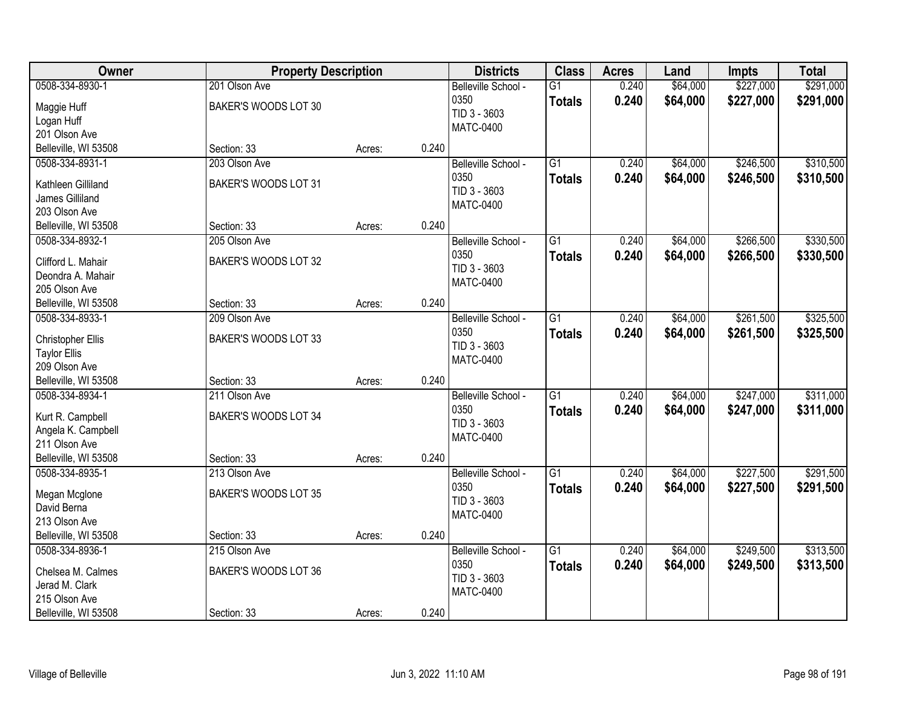| Owner | Property Description | | | Districts | Class | Acres | Land | Impts | Total |
|---|---|---|---|---|---|---|---|---|---|
| 0508-334-8930-1<br>Maggie Huff<br>Logan Huff<br>201 Olson Ave<br>Belleville, WI 53508 | 201 Olson Ave<br>BAKER'S WOODS LOT 30<br><br><br>Section: 33 | Acres: | 0.240 | Belleville School - 0350<br>TID 3 - 3603<br>MATC-0400 | G1<br>**Totals** | 0.240<br>**0.240** | $64,000<br>**$64,000** | $227,000<br>**$227,000** | $291,000<br>**$291,000** |
| 0508-334-8931-1<br>Kathleen Gilliland<br>James Gilliland<br>203 Olson Ave<br>Belleville, WI 53508 | 203 Olson Ave<br>BAKER'S WOODS LOT 31<br><br><br>Section: 33 | Acres: | 0.240 | Belleville School - 0350<br>TID 3 - 3603<br>MATC-0400 | G1<br>**Totals** | 0.240<br>**0.240** | $64,000<br>**$64,000** | $246,500<br>**$246,500** | $310,500<br>**$310,500** |
| 0508-334-8932-1<br>Clifford L. Mahair<br>Deondra A. Mahair<br>205 Olson Ave<br>Belleville, WI 53508 | 205 Olson Ave<br>BAKER'S WOODS LOT 32<br><br><br>Section: 33 | Acres: | 0.240 | Belleville School - 0350<br>TID 3 - 3603<br>MATC-0400 | G1<br>**Totals** | 0.240<br>**0.240** | $64,000<br>**$64,000** | $266,500<br>**$266,500** | $330,500<br>**$330,500** |
| 0508-334-8933-1<br>Christopher Ellis<br>Taylor Ellis<br>209 Olson Ave<br>Belleville, WI 53508 | 209 Olson Ave<br>BAKER'S WOODS LOT 33<br><br><br>Section: 33 | Acres: | 0.240 | Belleville School - 0350<br>TID 3 - 3603<br>MATC-0400 | G1<br>**Totals** | 0.240<br>**0.240** | $64,000<br>**$64,000** | $261,500<br>**$261,500** | $325,500<br>**$325,500** |
| 0508-334-8934-1<br>Kurt R. Campbell<br>Angela K. Campbell<br>211 Olson Ave<br>Belleville, WI 53508 | 211 Olson Ave<br>BAKER'S WOODS LOT 34<br><br><br>Section: 33 | Acres: | 0.240 | Belleville School - 0350<br>TID 3 - 3603<br>MATC-0400 | G1<br>**Totals** | 0.240<br>**0.240** | $64,000<br>**$64,000** | $247,000<br>**$247,000** | $311,000<br>**$311,000** |
| 0508-334-8935-1<br>Megan Mcglone<br>David Berna<br>213 Olson Ave<br>Belleville, WI 53508 | 213 Olson Ave<br>BAKER'S WOODS LOT 35<br><br><br>Section: 33 | Acres: | 0.240 | Belleville School - 0350<br>TID 3 - 3603<br>MATC-0400 | G1<br>**Totals** | 0.240<br>**0.240** | $64,000<br>**$64,000** | $227,500<br>**$227,500** | $291,500<br>**$291,500** |
| 0508-334-8936-1<br>Chelsea M. Calmes<br>Jerad M. Clark<br>215 Olson Ave<br>Belleville, WI 53508 | 215 Olson Ave<br>BAKER'S WOODS LOT 36<br><br><br>Section: 33 | Acres: | 0.240 | Belleville School - 0350<br>TID 3 - 3603<br>MATC-0400 | G1<br>**Totals** | 0.240<br>**0.240** | $64,000<br>**$64,000** | $249,500<br>**$249,500** | $313,500<br>**$313,500** |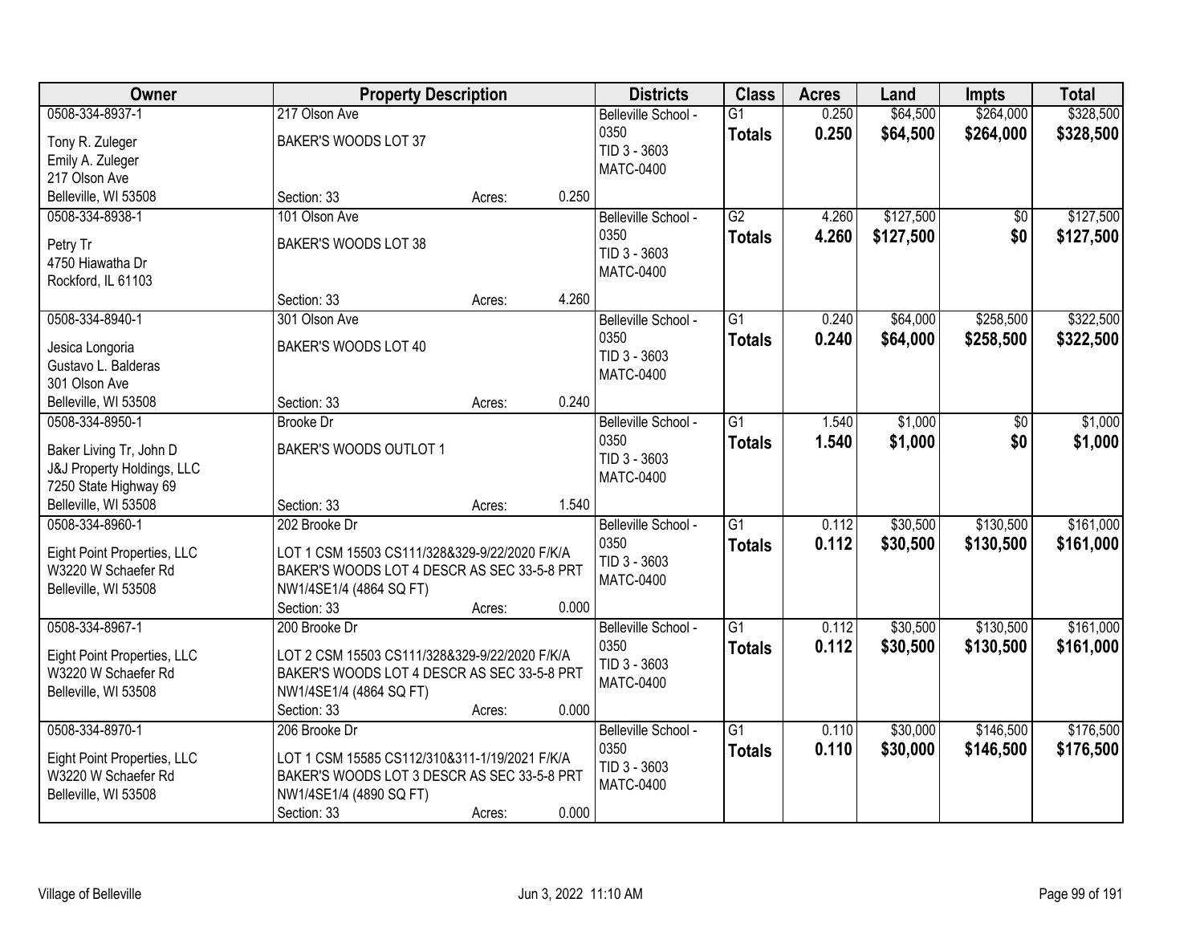| Owner | Property Description | | Districts | Class | Acres | Land | Impts | Total |
|---|---|---|---|---|---|---|---|---|
| 0508-334-8937-1<br>Tony R. Zuleger<br>Emily A. Zuleger<br>217 Olson Ave<br>Belleville, WI 53508 | 217 Olson Ave<br>BAKER'S WOODS LOT 37<br>Section: 33 | Acres: 0.250 | Belleville School - 0350<br>TID 3 - 3603<br>MATC-0400 | G1<br>**Totals** | 0.250<br>**0.250** | $64,500<br>**$64,500** | $264,000<br>**$264,000** | $328,500<br>**$328,500** |
| 0508-334-8938-1<br>Petry Tr<br>4750 Hiawatha Dr<br>Rockford, IL 61103 | 101 Olson Ave<br>BAKER'S WOODS LOT 38<br>Section: 33 | Acres: 4.260 | Belleville School - 0350<br>TID 3 - 3603<br>MATC-0400 | G2<br>**Totals** | 4.260<br>**4.260** | $127,500<br>**$127,500** | $0<br>**$0** | $127,500<br>**$127,500** |
| 0508-334-8940-1<br>Jesica Longoria<br>Gustavo L. Balderas<br>301 Olson Ave<br>Belleville, WI 53508 | 301 Olson Ave<br>BAKER'S WOODS LOT 40<br>Section: 33 | Acres: 0.240 | Belleville School - 0350<br>TID 3 - 3603<br>MATC-0400 | G1<br>**Totals** | 0.240<br>**0.240** | $64,000<br>**$64,000** | $258,500<br>**$258,500** | $322,500<br>**$322,500** |
| 0508-334-8950-1<br>Baker Living Tr, John D<br>J&J Property Holdings, LLC<br>7250 State Highway 69<br>Belleville, WI 53508 | Brooke Dr<br>BAKER'S WOODS OUTLOT 1<br>Section: 33 | Acres: 1.540 | Belleville School - 0350<br>TID 3 - 3603<br>MATC-0400 | G1<br>**Totals** | 1.540<br>**1.540** | $1,000<br>**$1,000** | $0<br>**$0** | $1,000<br>**$1,000** |
| 0508-334-8960-1<br>Eight Point Properties, LLC<br>W3220 W Schaefer Rd<br>Belleville, WI 53508 | 202 Brooke Dr<br>LOT 1 CSM 15503 CS111/328&329-9/22/2020 F/K/A BAKER'S WOODS LOT 4 DESCR AS SEC 33-5-8 PRT NW1/4SE1/4 (4864 SQ FT)<br>Section: 33 | Acres: 0.000 | Belleville School - 0350<br>TID 3 - 3603<br>MATC-0400 | G1<br>**Totals** | 0.112<br>**0.112** | $30,500<br>**$30,500** | $130,500<br>**$130,500** | $161,000<br>**$161,000** |
| 0508-334-8967-1<br>Eight Point Properties, LLC<br>W3220 W Schaefer Rd<br>Belleville, WI 53508 | 200 Brooke Dr<br>LOT 2 CSM 15503 CS111/328&329-9/22/2020 F/K/A BAKER'S WOODS LOT 4 DESCR AS SEC 33-5-8 PRT NW1/4SE1/4 (4864 SQ FT)<br>Section: 33 | Acres: 0.000 | Belleville School - 0350<br>TID 3 - 3603<br>MATC-0400 | G1<br>**Totals** | 0.112<br>**0.112** | $30,500<br>**$30,500** | $130,500<br>**$130,500** | $161,000<br>**$161,000** |
| 0508-334-8970-1<br>Eight Point Properties, LLC<br>W3220 W Schaefer Rd<br>Belleville, WI 53508 | 206 Brooke Dr<br>LOT 1 CSM 15585 CS112/310&311-1/19/2021 F/K/A BAKER'S WOODS LOT 3 DESCR AS SEC 33-5-8 PRT NW1/4SE1/4 (4890 SQ FT)<br>Section: 33 | Acres: 0.000 | Belleville School - 0350<br>TID 3 - 3603<br>MATC-0400 | G1<br>**Totals** | 0.110<br>**0.110** | $30,000<br>**$30,000** | $146,500<br>**$146,500** | $176,500<br>**$176,500** |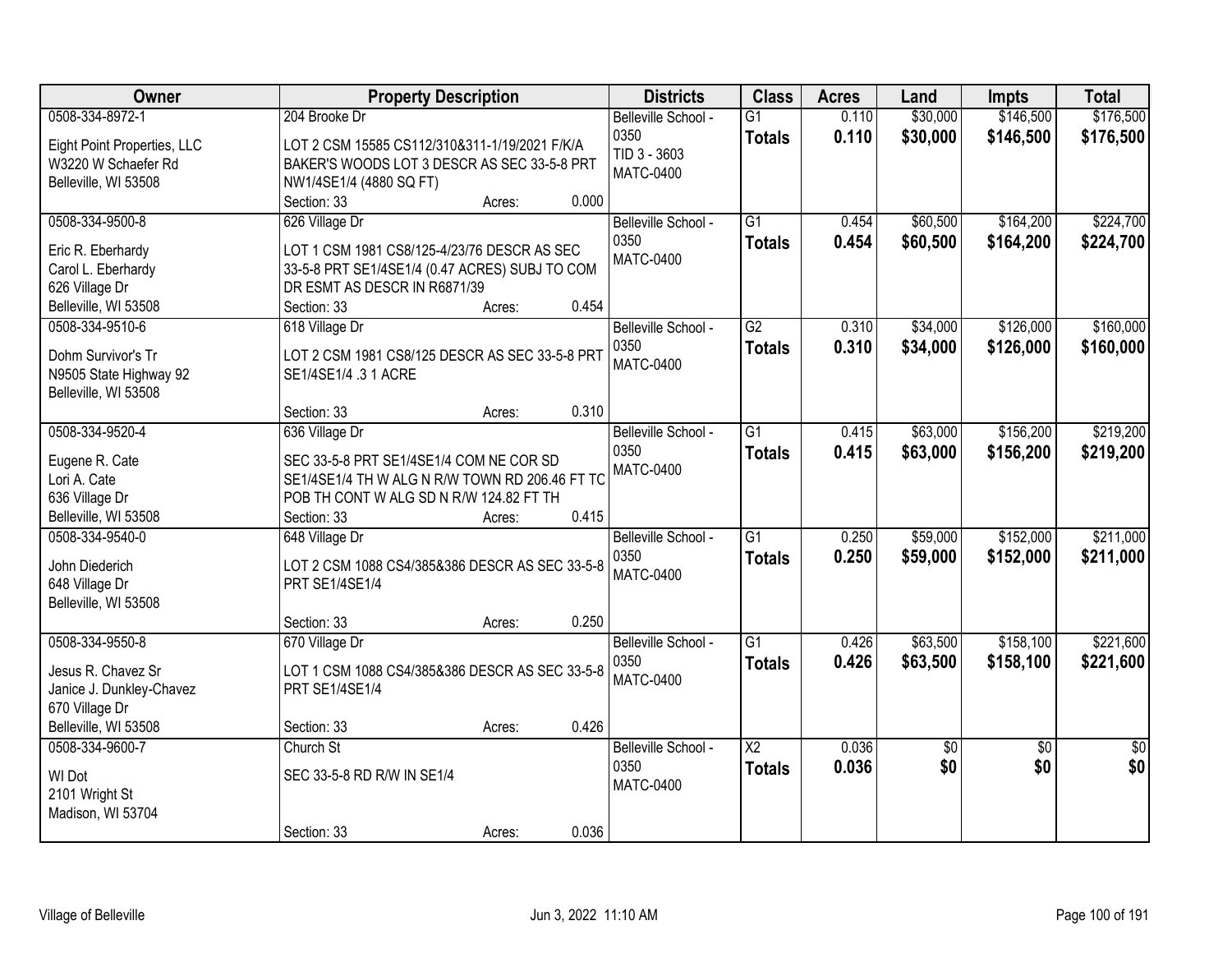| Owner | Property Description | Districts | Class | Acres | Land | Impts | Total |
|---|---|---|---|---|---|---|---|
| 0508-334-8972-1<br>Eight Point Properties, LLC<br>W3220 W Schaefer Rd<br>Belleville, WI 53508 | 204 Brooke Dr<br>LOT 2 CSM 15585 CS112/310&311-1/19/2021 F/K/A BAKER'S WOODS LOT 3 DESCR AS SEC 33-5-8 PRT NW1/4SE1/4 (4880 SQ FT)<br>Section: 33 Acres: 0.000 | Belleville School - 0350<br>TID 3 - 3603<br>MATC-0400 | G1<br>**Totals** | 0.110<br>**0.110** | $30,000<br>**$30,000** | $146,500<br>**$146,500** | $176,500<br>**$176,500** |
| 0508-334-9500-8<br>Eric R. Eberhardy<br>Carol L. Eberhardy<br>626 Village Dr<br>Belleville, WI 53508 | 626 Village Dr<br>LOT 1 CSM 1981 CS8/125-4/23/76 DESCR AS SEC 33-5-8 PRT SE1/4SE1/4 (0.47 ACRES) SUBJ TO COM DR ESMT AS DESCR IN R6871/39<br>Section: 33 Acres: 0.454 | Belleville School - 0350<br>MATC-0400 | G1<br>**Totals** | 0.454<br>**0.454** | $60,500<br>**$60,500** | $164,200<br>**$164,200** | $224,700<br>**$224,700** |
| 0508-334-9510-6<br>Dohm Survivor's Tr<br>N9505 State Highway 92<br>Belleville, WI 53508 | 618 Village Dr<br>LOT 2 CSM 1981 CS8/125 DESCR AS SEC 33-5-8 PRT SE1/4SE1/4 .3 1 ACRE<br>Section: 33 Acres: 0.310 | Belleville School - 0350<br>MATC-0400 | G2<br>**Totals** | 0.310<br>**0.310** | $34,000<br>**$34,000** | $126,000<br>**$126,000** | $160,000<br>**$160,000** |
| 0508-334-9520-4<br>Eugene R. Cate<br>Lori A. Cate<br>636 Village Dr<br>Belleville, WI 53508 | 636 Village Dr<br>SEC 33-5-8 PRT SE1/4SE1/4 COM NE COR SD SE1/4SE1/4 TH W ALG N R/W TOWN RD 206.46 FT TC POB TH CONT W ALG SD N R/W 124.82 FT TH<br>Section: 33 Acres: 0.415 | Belleville School - 0350<br>MATC-0400 | G1<br>**Totals** | 0.415<br>**0.415** | $63,000<br>**$63,000** | $156,200<br>**$156,200** | $219,200<br>**$219,200** |
| 0508-334-9540-0<br>John Diederich<br>648 Village Dr<br>Belleville, WI 53508 | 648 Village Dr<br>LOT 2 CSM 1088 CS4/385&386 DESCR AS SEC 33-5-8 PRT SE1/4SE1/4<br>Section: 33 Acres: 0.250 | Belleville School - 0350<br>MATC-0400 | G1<br>**Totals** | 0.250<br>**0.250** | $59,000<br>**$59,000** | $152,000<br>**$152,000** | $211,000<br>**$211,000** |
| 0508-334-9550-8<br>Jesus R. Chavez Sr<br>Janice J. Dunkley-Chavez<br>670 Village Dr<br>Belleville, WI 53508 | 670 Village Dr<br>LOT 1 CSM 1088 CS4/385&386 DESCR AS SEC 33-5-8 PRT SE1/4SE1/4<br>Section: 33 Acres: 0.426 | Belleville School - 0350<br>MATC-0400 | G1<br>**Totals** | 0.426<br>**0.426** | $63,500<br>**$63,500** | $158,100<br>**$158,100** | $221,600<br>**$221,600** |
| 0508-334-9600-7<br>WI Dot<br>2101 Wright St<br>Madison, WI 53704 | Church St<br>SEC 33-5-8 RD R/W IN SE1/4<br>Section: 33 Acres: 0.036 | Belleville School - 0350<br>MATC-0400 | X2<br>**Totals** | 0.036<br>**0.036** | $0<br>**$0** | $0<br>**$0** | $0<br>**$0** |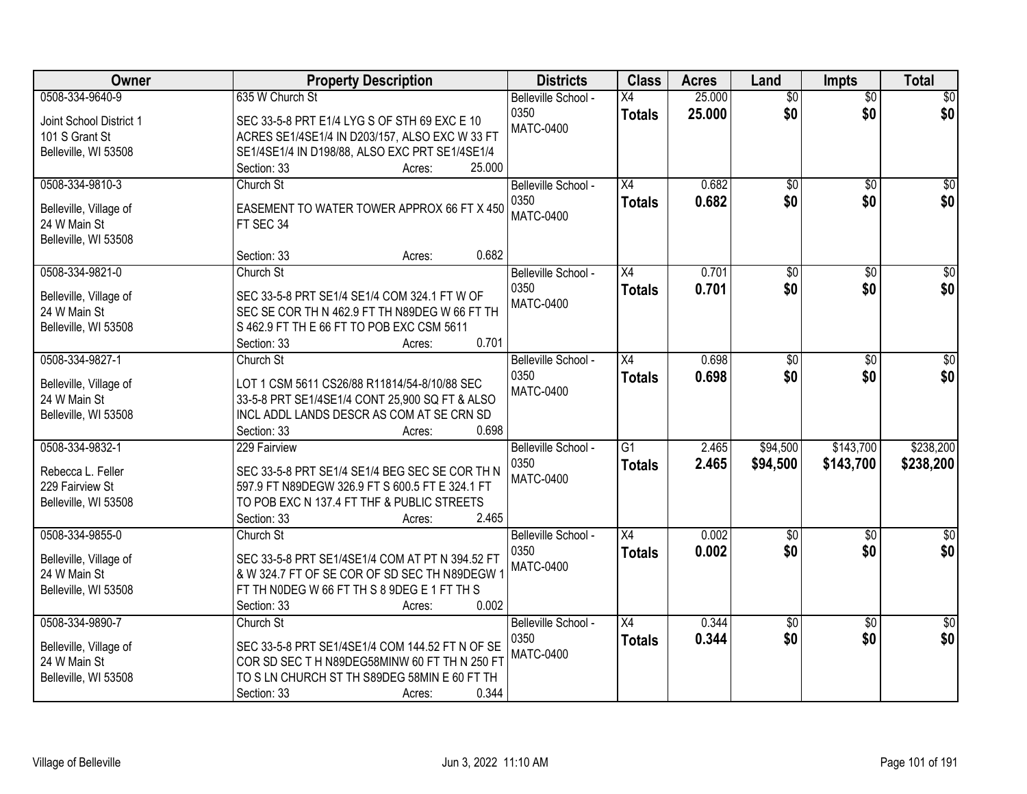| Owner | Property Description | Districts | Class | Acres | Land | Impts | Total |
|---|---|---|---|---|---|---|---|
| 0508-334-9640-9<br>Joint School District 1<br>101 S Grant St<br>Belleville, WI 53508 | 635 W Church St<br>SEC 33-5-8 PRT E1/4 LYG S OF STH 69 EXC E 10 ACRES SE1/4SE1/4 IN D203/157, ALSO EXC W 33 FT SE1/4SE1/4 IN D198/88, ALSO EXC PRT SE1/4SE1/4<br>Section: 33 Acres: 25.000 | Belleville School - 0350<br>MATC-0400 | X4<br>**Totals** | 25.000<br>**25.000** | $0<br>**$0** | $0<br>**$0** | $0<br>**$0** |
| 0508-334-9810-3<br>Belleville, Village of<br>24 W Main St<br>Belleville, WI 53508 | Church St<br>EASEMENT TO WATER TOWER APPROX 66 FT X 450 FT SEC 34<br>Section: 33 Acres: 0.682 | Belleville School - 0350<br>MATC-0400 | X4<br>**Totals** | 0.682<br>**0.682** | $0<br>**$0** | $0<br>**$0** | $0<br>**$0** |
| 0508-334-9821-0<br>Belleville, Village of<br>24 W Main St<br>Belleville, WI 53508 | Church St<br>SEC 33-5-8 PRT SE1/4 SE1/4 COM 324.1 FT W OF SEC SE COR TH N 462.9 FT TH N89DEG W 66 FT TH S 462.9 FT TH E 66 FT TO POB EXC CSM 5611<br>Section: 33 Acres: 0.701 | Belleville School - 0350<br>MATC-0400 | X4<br>**Totals** | 0.701<br>**0.701** | $0<br>**$0** | $0<br>**$0** | $0<br>**$0** |
| 0508-334-9827-1<br>Belleville, Village of<br>24 W Main St<br>Belleville, WI 53508 | Church St<br>LOT 1 CSM 5611 CS26/88 R11814/54-8/10/88 SEC 33-5-8 PRT SE1/4SE1/4 CONT 25,900 SQ FT & ALSO INCL ADDL LANDS DESCR AS COM AT SE CRN SD<br>Section: 33 Acres: 0.698 | Belleville School - 0350<br>MATC-0400 | X4<br>**Totals** | 0.698<br>**0.698** | $0<br>**$0** | $0<br>**$0** | $0<br>**$0** |
| 0508-334-9832-1<br>Rebecca L. Feller<br>229 Fairview St<br>Belleville, WI 53508 | 229 Fairview<br>SEC 33-5-8 PRT SE1/4 SE1/4 BEG SEC SE COR TH N 597.9 FT N89DEGW 326.9 FT S 600.5 FT E 324.1 FT TO POB EXC N 137.4 FT THF & PUBLIC STREETS<br>Section: 33 Acres: 2.465 | Belleville School - 0350<br>MATC-0400 | G1<br>**Totals** | 2.465<br>**2.465** | $94,500<br>**$94,500** | $143,700<br>**$143,700** | $238,200<br>**$238,200** |
| 0508-334-9855-0<br>Belleville, Village of<br>24 W Main St<br>Belleville, WI 53508 | Church St<br>SEC 33-5-8 PRT SE1/4SE1/4 COM AT PT N 394.52 FT & W 324.7 FT OF SE COR OF SD SEC TH N89DEGW 1 FT TH N0DEG W 66 FT TH S 8 9DEG E 1 FT TH S<br>Section: 33 Acres: 0.002 | Belleville School - 0350<br>MATC-0400 | X4<br>**Totals** | 0.002<br>**0.002** | $0<br>**$0** | $0<br>**$0** | $0<br>**$0** |
| 0508-334-9890-7<br>Belleville, Village of<br>24 W Main St<br>Belleville, WI 53508 | Church St<br>SEC 33-5-8 PRT SE1/4SE1/4 COM 144.52 FT N OF SE COR SD SEC T H N89DEG58MINW 60 FT TH N 250 FT TO S LN CHURCH ST TH S89DEG 58MIN E 60 FT TH<br>Section: 33 Acres: 0.344 | Belleville School - 0350<br>MATC-0400 | X4<br>**Totals** | 0.344<br>**0.344** | $0<br>**$0** | $0<br>**$0** | $0<br>**$0** |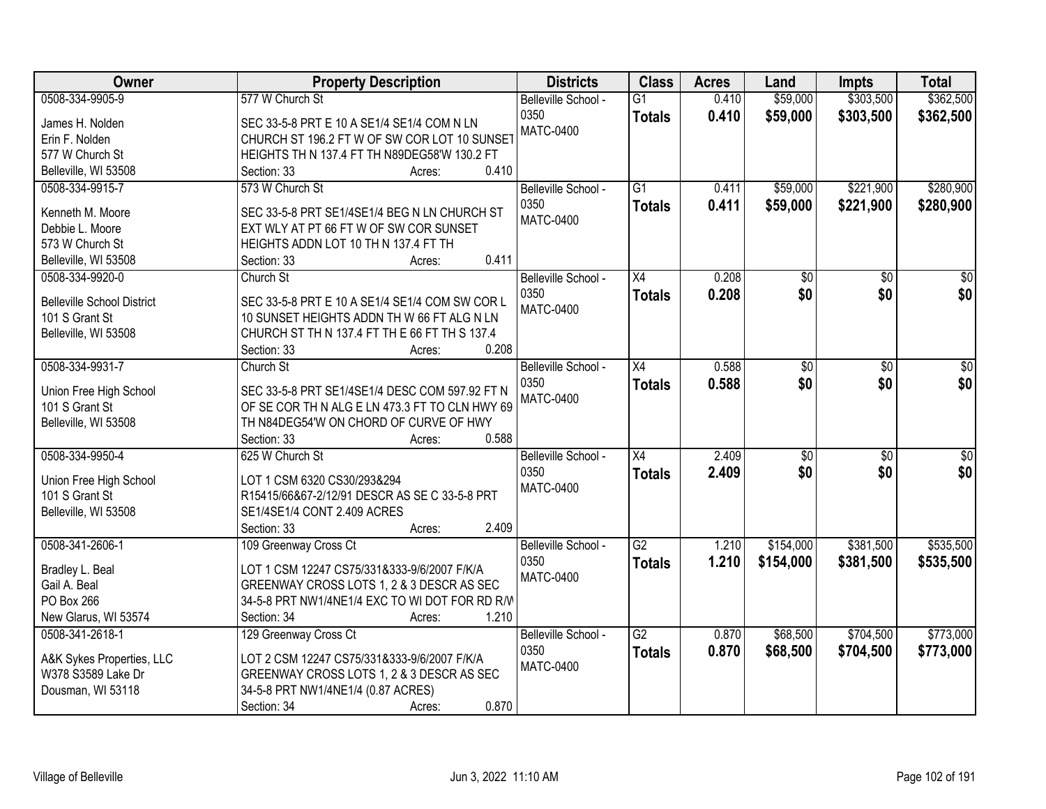| Owner | Property Description | Districts | Class | Acres | Land | Impts | Total |
|---|---|---|---|---|---|---|---|
| 0508-334-9905-9<br><br>James H. Nolden<br>Erin F. Nolden<br>577 W Church St<br>Belleville, WI 53508 | 577 W Church St<br><br>SEC 33-5-8 PRT E 10 A SE1/4 SE1/4 COM N LN CHURCH ST 196.2 FT W OF SW COR LOT 10 SUNSET HEIGHTS TH N 137.4 FT TH N89DEG58'W 130.2 FT<br>Section: 33 Acres: 0.410 | Belleville School - 0350<br>MATC-0400 | G1<br>**Totals** | 0.410<br>**0.410** | $59,000<br>**$59,000** | $303,500<br>**$303,500** | $362,500<br>**$362,500** |
| 0508-334-9915-7<br><br>Kenneth M. Moore<br>Debbie L. Moore<br>573 W Church St<br>Belleville, WI 53508 | 573 W Church St<br><br>SEC 33-5-8 PRT SE1/4SE1/4 BEG N LN CHURCH ST EXT WLY AT PT 66 FT W OF SW COR SUNSET HEIGHTS ADDN LOT 10 TH N 137.4 FT TH<br>Section: 33 Acres: 0.411 | Belleville School - 0350<br>MATC-0400 | G1<br>**Totals** | 0.411<br>**0.411** | $59,000<br>**$59,000** | $221,900<br>**$221,900** | $280,900<br>**$280,900** |
| 0508-334-9920-0<br><br>Belleville School District<br>101 S Grant St<br>Belleville, WI 53508 | Church St<br><br>SEC 33-5-8 PRT E 10 A SE1/4 SE1/4 COM SW COR L 10 SUNSET HEIGHTS ADDN TH W 66 FT ALG N LN CHURCH ST TH N 137.4 FT TH E 66 FT TH S 137.4<br>Section: 33 Acres: 0.208 | Belleville School - 0350<br>MATC-0400 | X4<br>**Totals** | 0.208<br>**0.208** | $0<br>**$0** | $0<br>**$0** | $0<br>**$0** |
| 0508-334-9931-7<br><br>Union Free High School<br>101 S Grant St<br>Belleville, WI 53508 | Church St<br><br>SEC 33-5-8 PRT SE1/4SE1/4 DESC COM 597.92 FT N OF SE COR TH N ALG E LN 473.3 FT TO CLN HWY 69 TH N84DEG54'W ON CHORD OF CURVE OF HWY<br>Section: 33 Acres: 0.588 | Belleville School - 0350<br>MATC-0400 | X4<br>**Totals** | 0.588<br>**0.588** | $0<br>**$0** | $0<br>**$0** | $0<br>**$0** |
| 0508-334-9950-4<br><br>Union Free High School<br>101 S Grant St<br>Belleville, WI 53508 | 625 W Church St<br><br>LOT 1 CSM 6320 CS30/293&294 R15415/66&67-2/12/91 DESCR AS SE C 33-5-8 PRT SE1/4SE1/4 CONT 2.409 ACRES<br>Section: 33 Acres: 2.409 | Belleville School - 0350<br>MATC-0400 | X4<br>**Totals** | 2.409<br>**2.409** | $0<br>**$0** | $0<br>**$0** | $0<br>**$0** |
| 0508-341-2606-1<br><br>Bradley L. Beal<br>Gail A. Beal<br>PO Box 266<br>New Glarus, WI 53574 | 109 Greenway Cross Ct<br><br>LOT 1 CSM 12247 CS75/331&333-9/6/2007 F/K/A GREENWAY CROSS LOTS 1, 2 & 3 DESCR AS SEC 34-5-8 PRT NW1/4NE1/4 EXC TO WI DOT FOR RD R/W<br>Section: 34 Acres: 1.210 | Belleville School - 0350<br>MATC-0400 | G2<br>**Totals** | 1.210<br>**1.210** | $154,000<br>**$154,000** | $381,500<br>**$381,500** | $535,500<br>**$535,500** |
| 0508-341-2618-1<br><br>A&K Sykes Properties, LLC<br>W378 S3589 Lake Dr<br>Dousman, WI 53118 | 129 Greenway Cross Ct<br><br>LOT 2 CSM 12247 CS75/331&333-9/6/2007 F/K/A GREENWAY CROSS LOTS 1, 2 & 3 DESCR AS SEC 34-5-8 PRT NW1/4NE1/4 (0.87 ACRES)<br>Section: 34 Acres: 0.870 | Belleville School - 0350<br>MATC-0400 | G2<br>**Totals** | 0.870<br>**0.870** | $68,500<br>**$68,500** | $704,500<br>**$704,500** | $773,000<br>**$773,000** |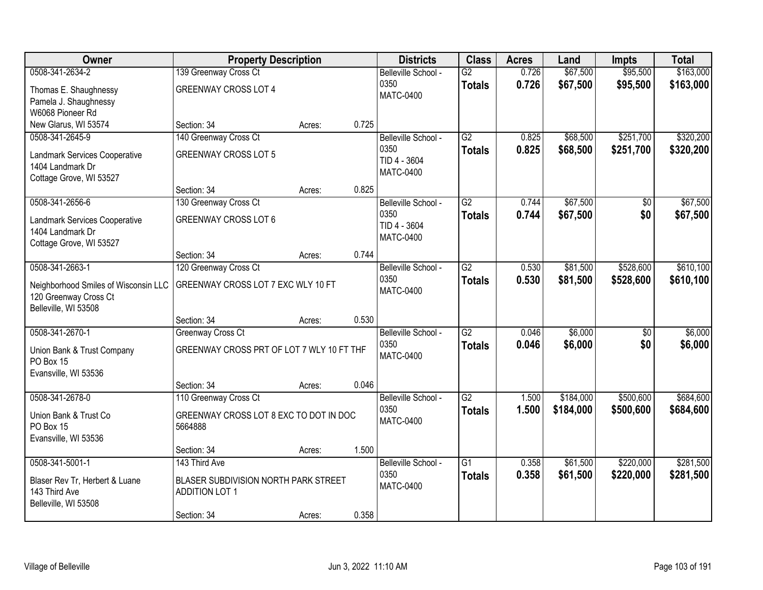| Owner | Property Description | | | Districts | Class | Acres | Land | Impts | Total |
|---|---|---|---|---|---|---|---|---|---|
| 0508-341-2634-2<br>Thomas E. Shaughnessy<br>Pamela J. Shaughnessy<br>W6068 Pioneer Rd<br>New Glarus, WI 53574 | 139 Greenway Cross Ct<br>GREENWAY CROSS LOT 4<br>Section: 34 | Acres: | 0.725 | Belleville School - 0350<br>MATC-0400 | G2<br>**Totals** | 0.726<br>**0.726** | $67,500<br>**$67,500** | $95,500<br>**$95,500** | $163,000<br>**$163,000** |
| 0508-341-2645-9<br>Landmark Services Cooperative<br>1404 Landmark Dr<br>Cottage Grove, WI 53527 | 140 Greenway Cross Ct<br>GREENWAY CROSS LOT 5<br>Section: 34 | Acres: | 0.825 | Belleville School - 0350<br>TID 4 - 3604<br>MATC-0400 | G2<br>**Totals** | 0.825<br>**0.825** | $68,500<br>**$68,500** | $251,700<br>**$251,700** | $320,200<br>**$320,200** |
| 0508-341-2656-6<br>Landmark Services Cooperative<br>1404 Landmark Dr<br>Cottage Grove, WI 53527 | 130 Greenway Cross Ct<br>GREENWAY CROSS LOT 6<br>Section: 34 | Acres: | 0.744 | Belleville School - 0350<br>TID 4 - 3604<br>MATC-0400 | G2<br>**Totals** | 0.744<br>**0.744** | $67,500<br>**$67,500** | $0<br>**$0** | $67,500<br>**$67,500** |
| 0508-341-2663-1<br>Neighborhood Smiles of Wisconsin LLC<br>120 Greenway Cross Ct<br>Belleville, WI 53508 | 120 Greenway Cross Ct<br>GREENWAY CROSS LOT 7 EXC WLY 10 FT<br>Section: 34 | Acres: | 0.530 | Belleville School - 0350<br>MATC-0400 | G2<br>**Totals** | 0.530<br>**0.530** | $81,500<br>**$81,500** | $528,600<br>**$528,600** | $610,100<br>**$610,100** |
| 0508-341-2670-1<br>Union Bank & Trust Company<br>PO Box 15<br>Evansville, WI 53536 | Greenway Cross Ct<br>GREENWAY CROSS PRT OF LOT 7 WLY 10 FT THF<br>Section: 34 | Acres: | 0.046 | Belleville School - 0350<br>MATC-0400 | G2<br>**Totals** | 0.046<br>**0.046** | $6,000<br>**$6,000** | $0<br>**$0** | $6,000<br>**$6,000** |
| 0508-341-2678-0<br>Union Bank & Trust Co<br>PO Box 15<br>Evansville, WI 53536 | 110 Greenway Cross Ct<br>GREENWAY CROSS LOT 8 EXC TO DOT IN DOC 5664888<br>Section: 34 | Acres: | 1.500 | Belleville School - 0350<br>MATC-0400 | G2<br>**Totals** | 1.500<br>**1.500** | $184,000<br>**$184,000** | $500,600<br>**$500,600** | $684,600<br>**$684,600** |
| 0508-341-5001-1<br>Blaser Rev Tr, Herbert & Luane<br>143 Third Ave<br>Belleville, WI 53508 | 143 Third Ave<br>BLASER SUBDIVISION NORTH PARK STREET ADDITION LOT 1<br>Section: 34 | Acres: | 0.358 | Belleville School - 0350<br>MATC-0400 | G1<br>**Totals** | 0.358<br>**0.358** | $61,500<br>**$61,500** | $220,000<br>**$220,000** | $281,500<br>**$281,500** |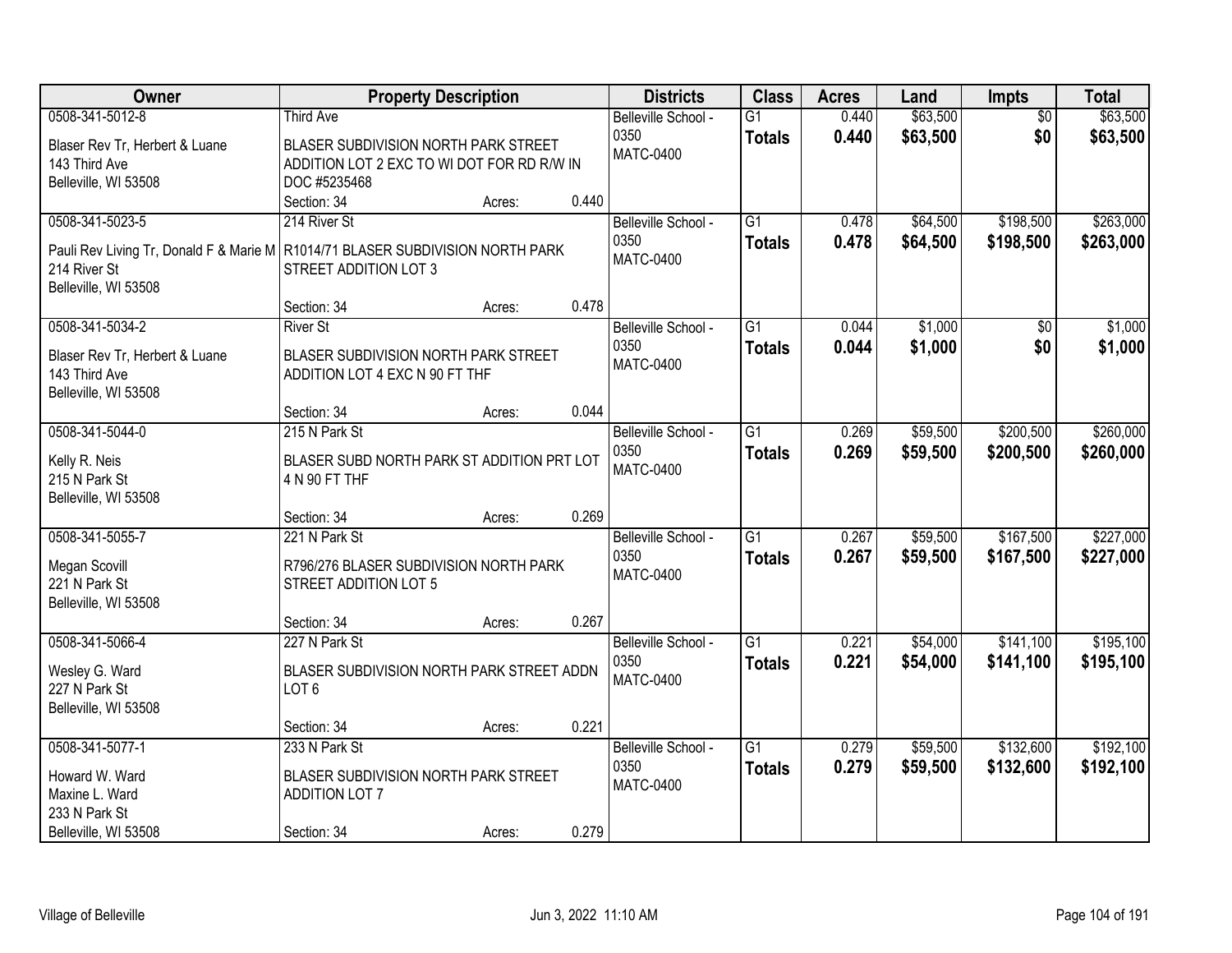| Owner | Property Description | Districts | Class | Acres | Land | Impts | Total |
|---|---|---|---|---|---|---|---|
| 0508-341-5012-8<br>Blaser Rev Tr, Herbert & Luane<br>143 Third Ave<br>Belleville, WI 53508 | Third Ave<br>BLASER SUBDIVISION NORTH PARK STREET ADDITION LOT 2 EXC TO WI DOT FOR RD R/W IN DOC #5235468<br>Section: 34 Acres: 0.440 | Belleville School - 0350<br>MATC-0400 | G1<br>**Totals** | 0.440<br>**0.440** | $63,500<br>**$63,500** | $0<br>**$0** | $63,500<br>**$63,500** |
| 0508-341-5023-5<br>Pauli Rev Living Tr, Donald F & Marie M<br>214 River St<br>Belleville, WI 53508 | 214 River St<br>R1014/71 BLASER SUBDIVISION NORTH PARK STREET ADDITION LOT 3<br>Section: 34 Acres: 0.478 | Belleville School - 0350<br>MATC-0400 | G1<br>**Totals** | 0.478<br>**0.478** | $64,500<br>**$64,500** | $198,500<br>**$198,500** | $263,000<br>**$263,000** |
| 0508-341-5034-2<br>Blaser Rev Tr, Herbert & Luane<br>143 Third Ave<br>Belleville, WI 53508 | River St<br>BLASER SUBDIVISION NORTH PARK STREET ADDITION LOT 4 EXC N 90 FT THF<br>Section: 34 Acres: 0.044 | Belleville School - 0350<br>MATC-0400 | G1<br>**Totals** | 0.044<br>**0.044** | $1,000<br>**$1,000** | $0<br>**$0** | $1,000<br>**$1,000** |
| 0508-341-5044-0<br>Kelly R. Neis<br>215 N Park St<br>Belleville, WI 53508 | 215 N Park St<br>BLASER SUBD NORTH PARK ST ADDITION PRT LOT 4 N 90 FT THF<br>Section: 34 Acres: 0.269 | Belleville School - 0350<br>MATC-0400 | G1<br>**Totals** | 0.269<br>**0.269** | $59,500<br>**$59,500** | $200,500<br>**$200,500** | $260,000<br>**$260,000** |
| 0508-341-5055-7<br>Megan Scovill<br>221 N Park St<br>Belleville, WI 53508 | 221 N Park St<br>R796/276 BLASER SUBDIVISION NORTH PARK STREET ADDITION LOT 5<br>Section: 34 Acres: 0.267 | Belleville School - 0350<br>MATC-0400 | G1<br>**Totals** | 0.267<br>**0.267** | $59,500<br>**$59,500** | $167,500<br>**$167,500** | $227,000<br>**$227,000** |
| 0508-341-5066-4<br>Wesley G. Ward<br>227 N Park St<br>Belleville, WI 53508 | 227 N Park St<br>BLASER SUBDIVISION NORTH PARK STREET ADDN LOT 6<br>Section: 34 Acres: 0.221 | Belleville School - 0350<br>MATC-0400 | G1<br>**Totals** | 0.221<br>**0.221** | $54,000<br>**$54,000** | $141,100<br>**$141,100** | $195,100<br>**$195,100** |
| 0508-341-5077-1<br>Howard W. Ward<br>Maxine L. Ward<br>233 N Park St<br>Belleville, WI 53508 | 233 N Park St<br>BLASER SUBDIVISION NORTH PARK STREET ADDITION LOT 7<br>Section: 34 Acres: 0.279 | Belleville School - 0350<br>MATC-0400 | G1<br>**Totals** | 0.279<br>**0.279** | $59,500<br>**$59,500** | $132,600<br>**$132,600** | $192,100<br>**$192,100** |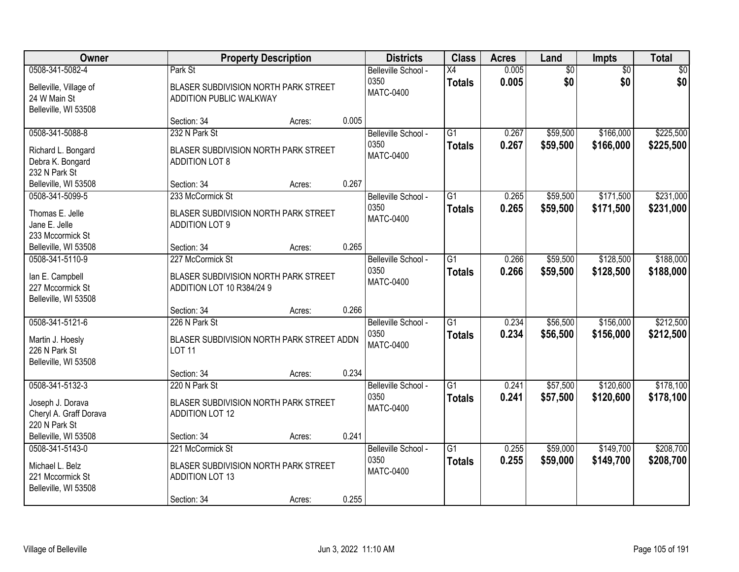| Owner | Property Description | | | Districts | Class | Acres | Land | Impts | Total |
|---|---|---|---|---|---|---|---|---|---|
| 0508-341-5082-4<br>Belleville, Village of<br>24 W Main St<br>Belleville, WI 53508 | Park St<br>BLASER SUBDIVISION NORTH PARK STREET ADDITION PUBLIC WALKWAY<br>Section: 34 | Acres: | 0.005 | Belleville School - 0350<br>MATC-0400 | X4<br>**Totals** | 0.005<br>**0.005** | $0<br>**$0** | $0<br>**$0** | $0<br>**$0** |
| 0508-341-5088-8<br>Richard L. Bongard<br>Debra K. Bongard<br>232 N Park St<br>Belleville, WI 53508 | 232 N Park St<br>BLASER SUBDIVISION NORTH PARK STREET ADDITION LOT 8<br>Section: 34 | Acres: | 0.267 | Belleville School - 0350<br>MATC-0400 | G1<br>**Totals** | 0.267<br>**0.267** | $59,500<br>**$59,500** | $166,000<br>**$166,000** | $225,500<br>**$225,500** |
| 0508-341-5099-5<br>Thomas E. Jelle<br>Jane E. Jelle<br>233 Mccormick St<br>Belleville, WI 53508 | 233 McCormick St<br>BLASER SUBDIVISION NORTH PARK STREET ADDITION LOT 9<br>Section: 34 | Acres: | 0.265 | Belleville School - 0350<br>MATC-0400 | G1<br>**Totals** | 0.265<br>**0.265** | $59,500<br>**$59,500** | $171,500<br>**$171,500** | $231,000<br>**$231,000** |
| 0508-341-5110-9<br>Ian E. Campbell<br>227 Mccormick St<br>Belleville, WI 53508 | 227 McCormick St<br>BLASER SUBDIVISION NORTH PARK STREET ADDITION LOT 10 R384/24 9<br>Section: 34 | Acres: | 0.266 | Belleville School - 0350<br>MATC-0400 | G1<br>**Totals** | 0.266<br>**0.266** | $59,500<br>**$59,500** | $128,500<br>**$128,500** | $188,000<br>**$188,000** |
| 0508-341-5121-6<br>Martin J. Hoesly<br>226 N Park St<br>Belleville, WI 53508 | 226 N Park St<br>BLASER SUBDIVISION NORTH PARK STREET ADDN LOT 11<br>Section: 34 | Acres: | 0.234 | Belleville School - 0350<br>MATC-0400 | G1<br>**Totals** | 0.234<br>**0.234** | $56,500<br>**$56,500** | $156,000<br>**$156,000** | $212,500<br>**$212,500** |
| 0508-341-5132-3<br>Joseph J. Dorava<br>Cheryl A. Graff Dorava<br>220 N Park St<br>Belleville, WI 53508 | 220 N Park St<br>BLASER SUBDIVISION NORTH PARK STREET ADDITION LOT 12<br>Section: 34 | Acres: | 0.241 | Belleville School - 0350<br>MATC-0400 | G1<br>**Totals** | 0.241<br>**0.241** | $57,500<br>**$57,500** | $120,600<br>**$120,600** | $178,100<br>**$178,100** |
| 0508-341-5143-0<br>Michael L. Belz<br>221 Mccormick St<br>Belleville, WI 53508 | 221 McCormick St<br>BLASER SUBDIVISION NORTH PARK STREET ADDITION LOT 13<br>Section: 34 | Acres: | 0.255 | Belleville School - 0350<br>MATC-0400 | G1<br>**Totals** | 0.255<br>**0.255** | $59,000<br>**$59,000** | $149,700<br>**$149,700** | $208,700<br>**$208,700** |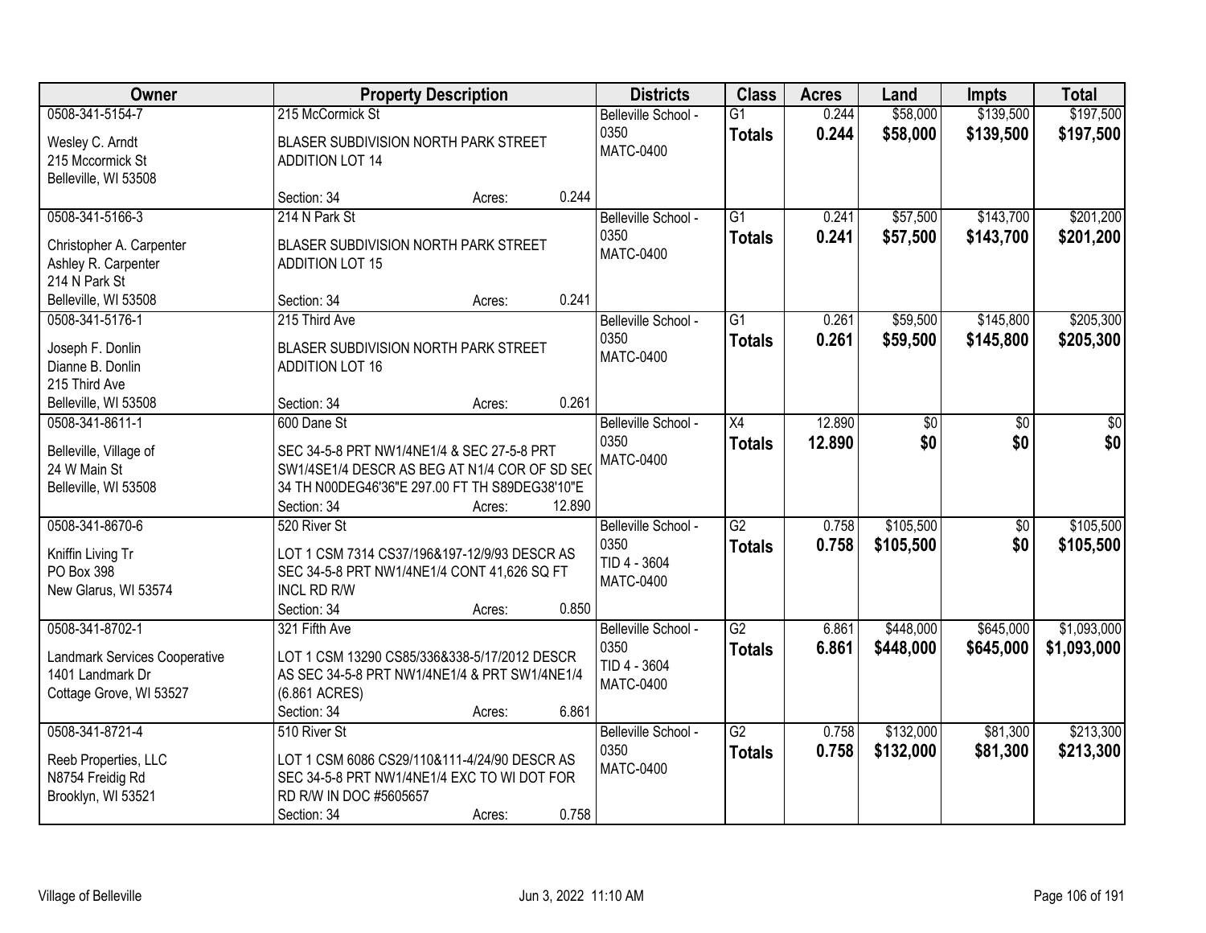| Owner | Property Description | Districts | Class | Acres | Land | Impts | Total |
|---|---|---|---|---|---|---|---|
| 0508-341-5154-7<br>Wesley C. Arndt<br>215 Mccormick St<br>Belleville, WI 53508 | 215 McCormick St<br>BLASER SUBDIVISION NORTH PARK STREET ADDITION LOT 14<br>Section: 34 Acres: 0.244 | Belleville School - 0350<br>MATC-0400 | G1<br>**Totals** | 0.244<br>**0.244** | $58,000<br>**$58,000** | $139,500<br>**$139,500** | $197,500<br>**$197,500** |
| 0508-341-5166-3<br>Christopher A. Carpenter<br>Ashley R. Carpenter<br>214 N Park St<br>Belleville, WI 53508 | 214 N Park St<br>BLASER SUBDIVISION NORTH PARK STREET ADDITION LOT 15<br>Section: 34 Acres: 0.241 | Belleville School - 0350<br>MATC-0400 | G1<br>**Totals** | 0.241<br>**0.241** | $57,500<br>**$57,500** | $143,700<br>**$143,700** | $201,200<br>**$201,200** |
| 0508-341-5176-1<br>Joseph F. Donlin<br>Dianne B. Donlin<br>215 Third Ave<br>Belleville, WI 53508 | 215 Third Ave<br>BLASER SUBDIVISION NORTH PARK STREET ADDITION LOT 16<br>Section: 34 Acres: 0.261 | Belleville School - 0350<br>MATC-0400 | G1<br>**Totals** | 0.261<br>**0.261** | $59,500<br>**$59,500** | $145,800<br>**$145,800** | $205,300<br>**$205,300** |
| 0508-341-8611-1<br>Belleville, Village of<br>24 W Main St<br>Belleville, WI 53508 | 600 Dane St<br>SEC 34-5-8 PRT NW1/4NE1/4 & SEC 27-5-8 PRT SW1/4SE1/4 DESCR AS BEG AT N1/4 COR OF SD SEC 34 TH N00DEG46'36"E 297.00 FT TH S89DEG38'10"E<br>Section: 34 Acres: 12.890 | Belleville School - 0350<br>MATC-0400 | X4<br>**Totals** | 12.890<br>**12.890** | $0<br>**$0** | $0<br>**$0** | $0<br>**$0** |
| 0508-341-8670-6<br>Kniffin Living Tr<br>PO Box 398<br>New Glarus, WI 53574 | 520 River St<br>LOT 1 CSM 7314 CS37/196&197-12/9/93 DESCR AS SEC 34-5-8 PRT NW1/4NE1/4 CONT 41,626 SQ FT INCL RD R/W<br>Section: 34 Acres: 0.850 | Belleville School - 0350<br>TID 4 - 3604<br>MATC-0400 | G2<br>**Totals** | 0.758<br>**0.758** | $105,500<br>**$105,500** | $0<br>**$0** | $105,500<br>**$105,500** |
| 0508-341-8702-1<br>Landmark Services Cooperative<br>1401 Landmark Dr<br>Cottage Grove, WI 53527 | 321 Fifth Ave<br>LOT 1 CSM 13290 CS85/336&338-5/17/2012 DESCR AS SEC 34-5-8 PRT NW1/4NE1/4 & PRT SW1/4NE1/4 (6.861 ACRES)<br>Section: 34 Acres: 6.861 | Belleville School - 0350<br>TID 4 - 3604<br>MATC-0400 | G2<br>**Totals** | 6.861<br>**6.861** | $448,000<br>**$448,000** | $645,000<br>**$645,000** | $1,093,000<br>**$1,093,000** |
| 0508-341-8721-4<br>Reeb Properties, LLC<br>N8754 Freidig Rd<br>Brooklyn, WI 53521 | 510 River St<br>LOT 1 CSM 6086 CS29/110&111-4/24/90 DESCR AS SEC 34-5-8 PRT NW1/4NE1/4 EXC TO WI DOT FOR RD R/W IN DOC #5605657<br>Section: 34 Acres: 0.758 | Belleville School - 0350<br>MATC-0400 | G2<br>**Totals** | 0.758<br>**0.758** | $132,000<br>**$132,000** | $81,300<br>**$81,300** | $213,300<br>**$213,300** |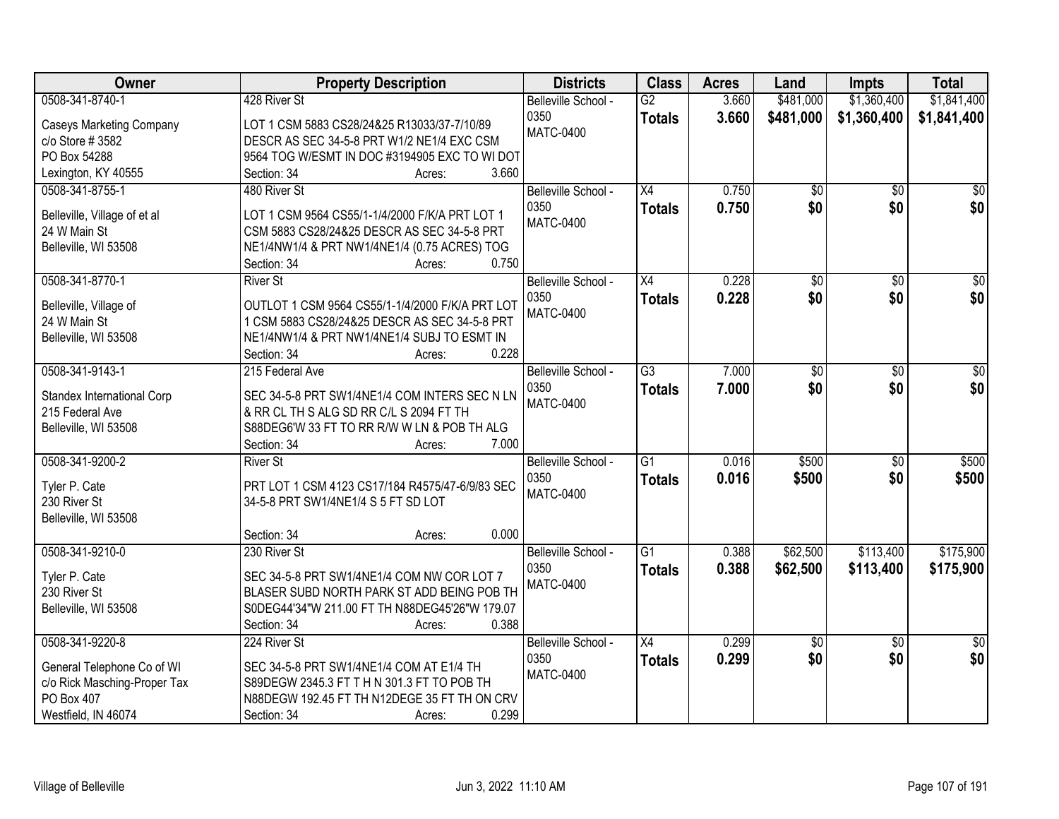| Owner | Property Description | Districts | Class | Acres | Land | Impts | Total |
|---|---|---|---|---|---|---|---|
| 0508-341-8740-1<br>Caseys Marketing Company<br>c/o Store # 3582<br>PO Box 54288<br>Lexington, KY 40555 | 428 River St<br>LOT 1 CSM 5883 CS28/24&25 R13033/37-7/10/89 DESCR AS SEC 34-5-8 PRT W1/2 NE1/4 EXC CSM 9564 TOG W/ESMT IN DOC #3194905 EXC TO WI DOT<br>Section: 34 Acres: 3.660 | Belleville School - 0350<br>MATC-0400 | G2<br>**Totals** | 3.660<br>**3.660** | $481,000<br>**$481,000** | $1,360,400<br>**$1,360,400** | $1,841,400<br>**$1,841,400** |
| 0508-341-8755-1<br>Belleville, Village of et al<br>24 W Main St<br>Belleville, WI 53508 | 480 River St<br>LOT 1 CSM 9564 CS55/1-1/4/2000 F/K/A PRT LOT 1 CSM 5883 CS28/24&25 DESCR AS SEC 34-5-8 PRT NE1/4NW1/4 & PRT NW1/4NE1/4 (0.75 ACRES) TOG<br>Section: 34 Acres: 0.750 | Belleville School - 0350<br>MATC-0400 | X4<br>**Totals** | 0.750<br>**0.750** | $0<br>**$0** | $0<br>**$0** | $0<br>**$0** |
| 0508-341-8770-1<br>Belleville, Village of<br>24 W Main St<br>Belleville, WI 53508 | River St<br>OUTLOT 1 CSM 9564 CS55/1-1/4/2000 F/K/A PRT LOT 1 CSM 5883 CS28/24&25 DESCR AS SEC 34-5-8 PRT NE1/4NW1/4 & PRT NW1/4NE1/4 SUBJ TO ESMT IN<br>Section: 34 Acres: 0.228 | Belleville School - 0350<br>MATC-0400 | X4<br>**Totals** | 0.228<br>**0.228** | $0<br>**$0** | $0<br>**$0** | $0<br>**$0** |
| 0508-341-9143-1<br>Standex International Corp<br>215 Federal Ave<br>Belleville, WI 53508 | 215 Federal Ave<br>SEC 34-5-8 PRT SW1/4NE1/4 COM INTERS SEC N LN & RR CL TH S ALG SD RR C/L S 2094 FT TH S88DEG6'W 33 FT TO RR R/W W LN & POB TH ALG<br>Section: 34 Acres: 7.000 | Belleville School - 0350<br>MATC-0400 | G3<br>**Totals** | 7.000<br>**7.000** | $0<br>**$0** | $0<br>**$0** | $0<br>**$0** |
| 0508-341-9200-2<br>Tyler P. Cate<br>230 River St<br>Belleville, WI 53508 | River St<br>PRT LOT 1 CSM 4123 CS17/184 R4575/47-6/9/83 SEC 34-5-8 PRT SW1/4NE1/4 S 5 FT SD LOT<br>Section: 34 Acres: 0.000 | Belleville School - 0350<br>MATC-0400 | G1<br>**Totals** | 0.016<br>**0.016** | $500<br>**$500** | $0<br>**$0** | $500<br>**$500** |
| 0508-341-9210-0<br>Tyler P. Cate<br>230 River St<br>Belleville, WI 53508 | 230 River St<br>SEC 34-5-8 PRT SW1/4NE1/4 COM NW COR LOT 7 BLASER SUBD NORTH PARK ST ADD BEING POB TH S0DEG44'34"W 211.00 FT TH N88DEG45'26"W 179.07<br>Section: 34 Acres: 0.388 | Belleville School - 0350<br>MATC-0400 | G1<br>**Totals** | 0.388<br>**0.388** | $62,500<br>**$62,500** | $113,400<br>**$113,400** | $175,900<br>**$175,900** |
| 0508-341-9220-8<br>General Telephone Co of WI<br>c/o Rick Masching-Proper Tax<br>PO Box 407<br>Westfield, IN 46074 | 224 River St<br>SEC 34-5-8 PRT SW1/4NE1/4 COM AT E1/4 TH S89DEGW 2345.3 FT T H N 301.3 FT TO POB TH N88DEGW 192.45 FT TH N12DEGE 35 FT TH ON CRV<br>Section: 34 Acres: 0.299 | Belleville School - 0350<br>MATC-0400 | X4<br>**Totals** | 0.299<br>**0.299** | $0<br>**$0** | $0<br>**$0** | $0<br>**$0** |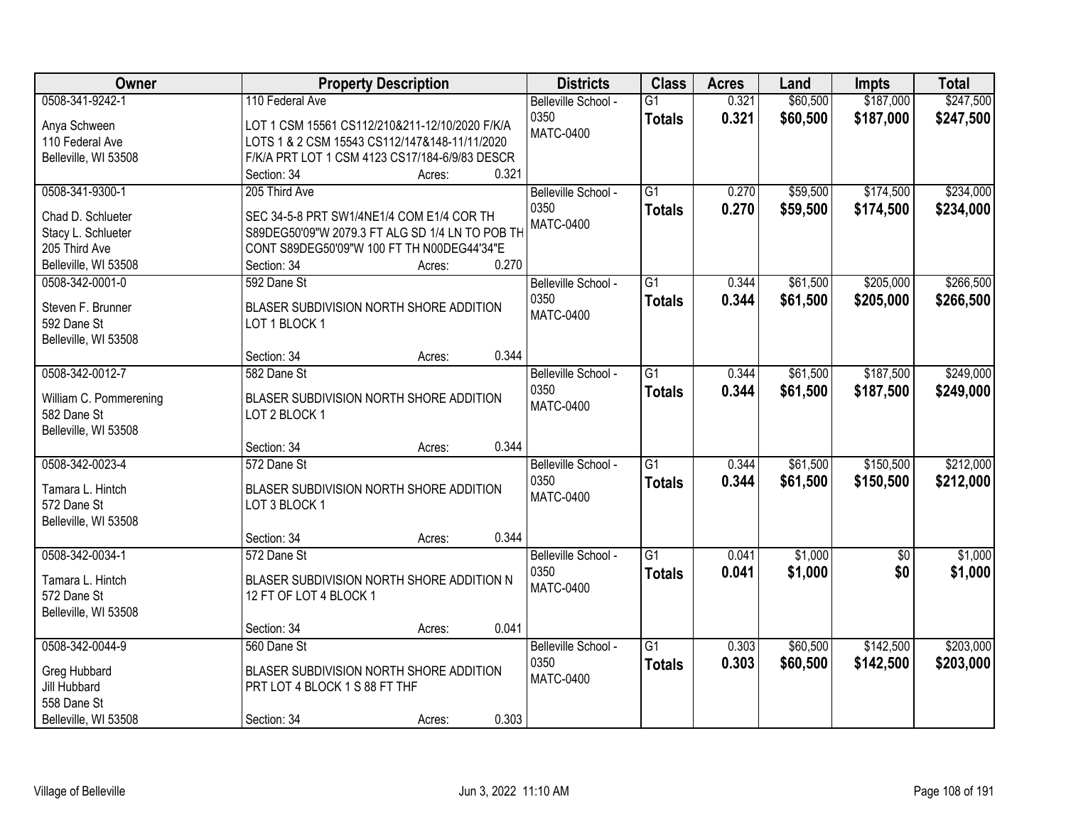| Owner | Property Description | Districts | Class | Acres | Land | Impts | Total |
|---|---|---|---|---|---|---|---|
| 0508-341-9242-1<br>Anya Schween<br>110 Federal Ave<br>Belleville, WI 53508 | 110 Federal Ave<br>LOT 1 CSM 15561 CS112/210&211-12/10/2020 F/K/A LOTS 1 & 2 CSM 15543 CS112/147&148-11/11/2020 F/K/A PRT LOT 1 CSM 4123 CS17/184-6/9/83 DESCR<br>Section: 34 Acres: 0.321 | Belleville School - 0350<br>MATC-0400 | G1<br>**Totals** | 0.321<br>**0.321** | $60,500<br>**$60,500** | $187,000<br>**$187,000** | $247,500<br>**$247,500** |
| 0508-341-9300-1<br>Chad D. Schlueter<br>Stacy L. Schlueter<br>205 Third Ave<br>Belleville, WI 53508 | 205 Third Ave<br>SEC 34-5-8 PRT SW1/4NE1/4 COM E1/4 COR TH S89DEG50'09"W 2079.3 FT ALG SD 1/4 LN TO POB TH CONT S89DEG50'09"W 100 FT TH N00DEG44'34"E<br>Section: 34 Acres: 0.270 | Belleville School - 0350<br>MATC-0400 | G1<br>**Totals** | 0.270<br>**0.270** | $59,500<br>**$59,500** | $174,500<br>**$174,500** | $234,000<br>**$234,000** |
| 0508-342-0001-0<br>Steven F. Brunner<br>592 Dane St<br>Belleville, WI 53508 | 592 Dane St<br>BLASER SUBDIVISION NORTH SHORE ADDITION LOT 1 BLOCK 1<br>Section: 34 Acres: 0.344 | Belleville School - 0350<br>MATC-0400 | G1<br>**Totals** | 0.344<br>**0.344** | $61,500<br>**$61,500** | $205,000<br>**$205,000** | $266,500<br>**$266,500** |
| 0508-342-0012-7<br>William C. Pommerening<br>582 Dane St<br>Belleville, WI 53508 | 582 Dane St<br>BLASER SUBDIVISION NORTH SHORE ADDITION LOT 2 BLOCK 1<br>Section: 34 Acres: 0.344 | Belleville School - 0350<br>MATC-0400 | G1<br>**Totals** | 0.344<br>**0.344** | $61,500<br>**$61,500** | $187,500<br>**$187,500** | $249,000<br>**$249,000** |
| 0508-342-0023-4<br>Tamara L. Hintch<br>572 Dane St<br>Belleville, WI 53508 | 572 Dane St<br>BLASER SUBDIVISION NORTH SHORE ADDITION LOT 3 BLOCK 1<br>Section: 34 Acres: 0.344 | Belleville School - 0350<br>MATC-0400 | G1<br>**Totals** | 0.344<br>**0.344** | $61,500<br>**$61,500** | $150,500<br>**$150,500** | $212,000<br>**$212,000** |
| 0508-342-0034-1<br>Tamara L. Hintch<br>572 Dane St<br>Belleville, WI 53508 | 572 Dane St<br>BLASER SUBDIVISION NORTH SHORE ADDITION N 12 FT OF LOT 4 BLOCK 1<br>Section: 34 Acres: 0.041 | Belleville School - 0350<br>MATC-0400 | G1<br>**Totals** | 0.041<br>**0.041** | $1,000<br>**$1,000** | $0<br>**$0** | $1,000<br>**$1,000** |
| 0508-342-0044-9<br>Greg Hubbard<br>Jill Hubbard<br>558 Dane St<br>Belleville, WI 53508 | 560 Dane St<br>BLASER SUBDIVISION NORTH SHORE ADDITION PRT LOT 4 BLOCK 1 S 88 FT THF<br>Section: 34 Acres: 0.303 | Belleville School - 0350<br>MATC-0400 | G1<br>**Totals** | 0.303<br>**0.303** | $60,500<br>**$60,500** | $142,500<br>**$142,500** | $203,000<br>**$203,000** |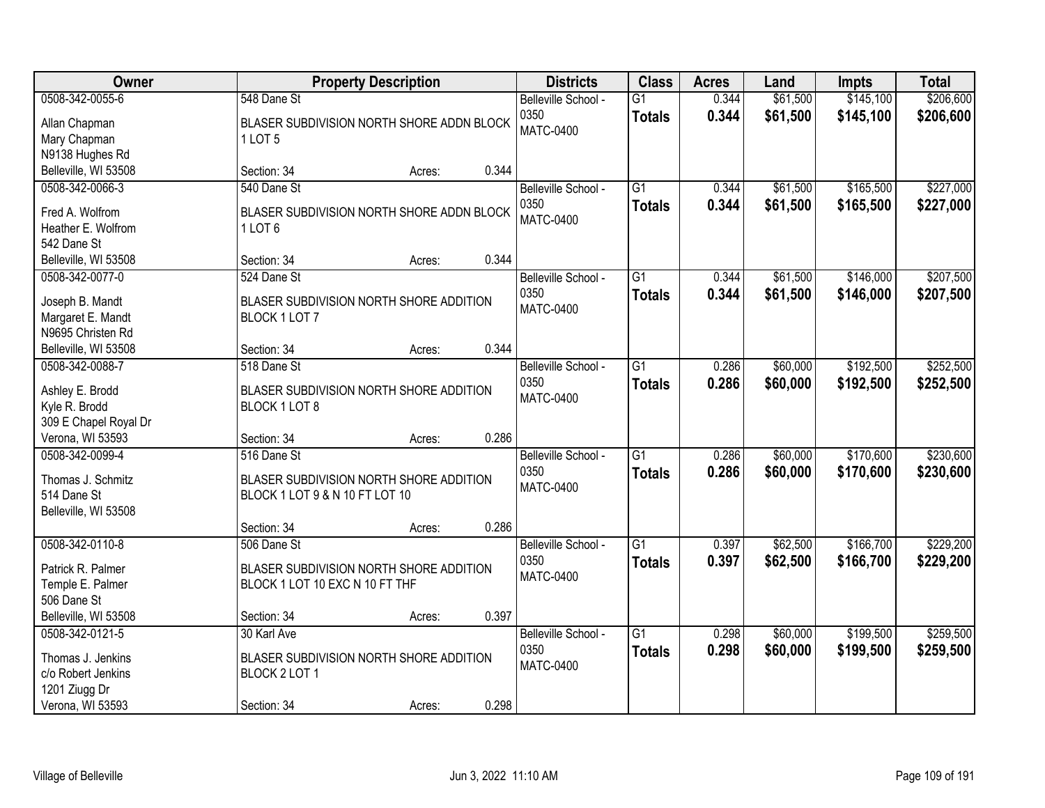| Owner | Property Description | Districts | Class | Acres | Land | Impts | Total |
|---|---|---|---|---|---|---|---|
| 0508-342-0055-6<br>Allan Chapman<br>Mary Chapman<br>N9138 Hughes Rd<br>Belleville, WI 53508 | 548 Dane St<br>BLASER SUBDIVISION NORTH SHORE ADDN BLOCK 1 LOT 5<br>Section: 34 Acres: 0.344 | Belleville School - 0350<br>MATC-0400 | G1<br>**Totals** | 0.344<br>**0.344** | $61,500<br>**$61,500** | $145,100<br>**$145,100** | $206,600<br>**$206,600** |
| 0508-342-0066-3<br>Fred A. Wolfrom<br>Heather E. Wolfrom<br>542 Dane St<br>Belleville, WI 53508 | 540 Dane St<br>BLASER SUBDIVISION NORTH SHORE ADDN BLOCK 1 LOT 6<br>Section: 34 Acres: 0.344 | Belleville School - 0350<br>MATC-0400 | G1<br>**Totals** | 0.344<br>**0.344** | $61,500<br>**$61,500** | $165,500<br>**$165,500** | $227,000<br>**$227,000** |
| 0508-342-0077-0<br>Joseph B. Mandt<br>Margaret E. Mandt<br>N9695 Christen Rd<br>Belleville, WI 53508 | 524 Dane St<br>BLASER SUBDIVISION NORTH SHORE ADDITION BLOCK 1 LOT 7<br>Section: 34 Acres: 0.344 | Belleville School - 0350<br>MATC-0400 | G1<br>**Totals** | 0.344<br>**0.344** | $61,500<br>**$61,500** | $146,000<br>**$146,000** | $207,500<br>**$207,500** |
| 0508-342-0088-7<br>Ashley E. Brodd<br>Kyle R. Brodd<br>309 E Chapel Royal Dr<br>Verona, WI 53593 | 518 Dane St<br>BLASER SUBDIVISION NORTH SHORE ADDITION BLOCK 1 LOT 8<br>Section: 34 Acres: 0.286 | Belleville School - 0350<br>MATC-0400 | G1<br>**Totals** | 0.286<br>**0.286** | $60,000<br>**$60,000** | $192,500<br>**$192,500** | $252,500<br>**$252,500** |
| 0508-342-0099-4<br>Thomas J. Schmitz<br>514 Dane St<br>Belleville, WI 53508 | 516 Dane St<br>BLASER SUBDIVISION NORTH SHORE ADDITION BLOCK 1 LOT 9 & N 10 FT LOT 10<br>Section: 34 Acres: 0.286 | Belleville School - 0350<br>MATC-0400 | G1<br>**Totals** | 0.286<br>**0.286** | $60,000<br>**$60,000** | $170,600<br>**$170,600** | $230,600<br>**$230,600** |
| 0508-342-0110-8<br>Patrick R. Palmer<br>Temple E. Palmer<br>506 Dane St<br>Belleville, WI 53508 | 506 Dane St<br>BLASER SUBDIVISION NORTH SHORE ADDITION BLOCK 1 LOT 10 EXC N 10 FT THF<br>Section: 34 Acres: 0.397 | Belleville School - 0350<br>MATC-0400 | G1<br>**Totals** | 0.397<br>**0.397** | $62,500<br>**$62,500** | $166,700<br>**$166,700** | $229,200<br>**$229,200** |
| 0508-342-0121-5<br>Thomas J. Jenkins<br>c/o Robert Jenkins<br>1201 Ziugg Dr<br>Verona, WI 53593 | 30 Karl Ave<br>BLASER SUBDIVISION NORTH SHORE ADDITION BLOCK 2 LOT 1<br>Section: 34 Acres: 0.298 | Belleville School - 0350<br>MATC-0400 | G1<br>**Totals** | 0.298<br>**0.298** | $60,000<br>**$60,000** | $199,500<br>**$199,500** | $259,500<br>**$259,500** |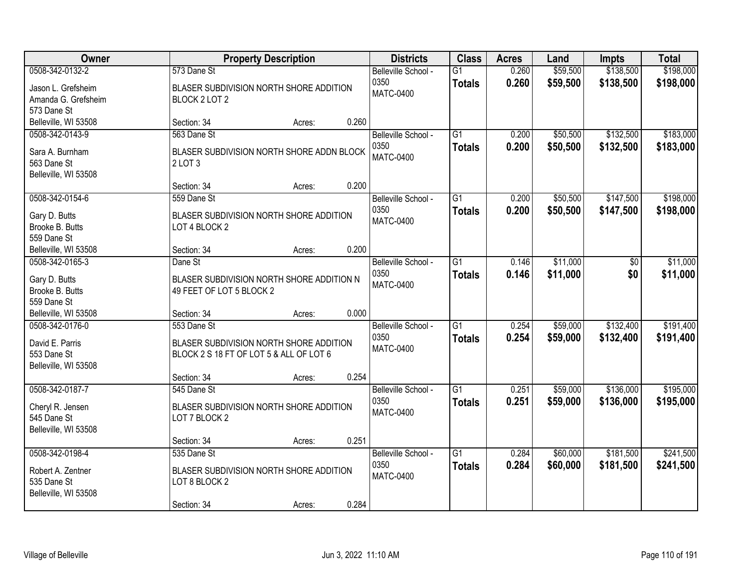| Owner | Property Description | Districts | Class | Acres | Land | Impts | Total |
|---|---|---|---|---|---|---|---|
| 0508-342-0132-2<br>Jason L. Grefsheim<br>Amanda G. Grefsheim<br>573 Dane St<br>Belleville, WI 53508 | 573 Dane St<br>BLASER SUBDIVISION NORTH SHORE ADDITION BLOCK 2 LOT 2<br>Section: 34 Acres: 0.260 | Belleville School - 0350<br>MATC-0400 | G1<br>**Totals** | 0.260<br>**0.260** | $59,500<br>**$59,500** | $138,500<br>**$138,500** | $198,000<br>**$198,000** |
| 0508-342-0143-9<br>Sara A. Burnham<br>563 Dane St<br>Belleville, WI 53508 | 563 Dane St<br>BLASER SUBDIVISION NORTH SHORE ADDN BLOCK 2 LOT 3<br>Section: 34 Acres: 0.200 | Belleville School - 0350<br>MATC-0400 | G1<br>**Totals** | 0.200<br>**0.200** | $50,500<br>**$50,500** | $132,500<br>**$132,500** | $183,000<br>**$183,000** |
| 0508-342-0154-6<br>Gary D. Butts<br>Brooke B. Butts<br>559 Dane St<br>Belleville, WI 53508 | 559 Dane St<br>BLASER SUBDIVISION NORTH SHORE ADDITION LOT 4 BLOCK 2<br>Section: 34 Acres: 0.200 | Belleville School - 0350<br>MATC-0400 | G1<br>**Totals** | 0.200<br>**0.200** | $50,500<br>**$50,500** | $147,500<br>**$147,500** | $198,000<br>**$198,000** |
| 0508-342-0165-3<br>Gary D. Butts<br>Brooke B. Butts<br>559 Dane St<br>Belleville, WI 53508 | Dane St<br>BLASER SUBDIVISION NORTH SHORE ADDITION N 49 FEET OF LOT 5 BLOCK 2<br>Section: 34 Acres: 0.000 | Belleville School - 0350<br>MATC-0400 | G1<br>**Totals** | 0.146<br>**0.146** | $11,000<br>**$11,000** | $0<br>**$0** | $11,000<br>**$11,000** |
| 0508-342-0176-0<br>David E. Parris<br>553 Dane St<br>Belleville, WI 53508 | 553 Dane St<br>BLASER SUBDIVISION NORTH SHORE ADDITION BLOCK 2 S 18 FT OF LOT 5 & ALL OF LOT 6<br>Section: 34 Acres: 0.254 | Belleville School - 0350<br>MATC-0400 | G1<br>**Totals** | 0.254<br>**0.254** | $59,000<br>**$59,000** | $132,400<br>**$132,400** | $191,400<br>**$191,400** |
| 0508-342-0187-7<br>Cheryl R. Jensen<br>545 Dane St<br>Belleville, WI 53508 | 545 Dane St<br>BLASER SUBDIVISION NORTH SHORE ADDITION LOT 7 BLOCK 2<br>Section: 34 Acres: 0.251 | Belleville School - 0350<br>MATC-0400 | G1<br>**Totals** | 0.251<br>**0.251** | $59,000<br>**$59,000** | $136,000<br>**$136,000** | $195,000<br>**$195,000** |
| 0508-342-0198-4<br>Robert A. Zentner<br>535 Dane St<br>Belleville, WI 53508 | 535 Dane St<br>BLASER SUBDIVISION NORTH SHORE ADDITION LOT 8 BLOCK 2<br>Section: 34 Acres: 0.284 | Belleville School - 0350<br>MATC-0400 | G1<br>**Totals** | 0.284<br>**0.284** | $60,000<br>**$60,000** | $181,500<br>**$181,500** | $241,500<br>**$241,500** |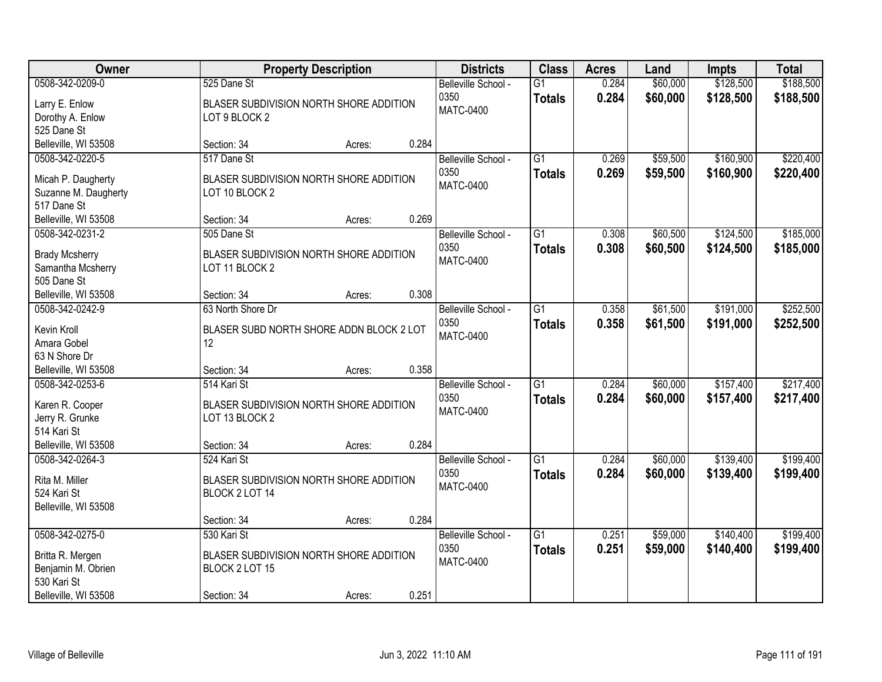| Owner | Property Description | Districts | Class | Acres | Land | Impts | Total |
|---|---|---|---|---|---|---|---|
| 0508-342-0209-0<br>Larry E. Enlow<br>Dorothy A. Enlow<br>525 Dane St<br>Belleville, WI 53508 | 525 Dane St<br>BLASER SUBDIVISION NORTH SHORE ADDITION LOT 9 BLOCK 2<br>Section: 34 Acres: 0.284 | Belleville School - 0350<br>MATC-0400 | G1<br>**Totals** | 0.284<br>**0.284** | $60,000<br>**$60,000** | $128,500<br>**$128,500** | $188,500<br>**$188,500** |
| 0508-342-0220-5<br>Micah P. Daugherty<br>Suzanne M. Daugherty<br>517 Dane St<br>Belleville, WI 53508 | 517 Dane St<br>BLASER SUBDIVISION NORTH SHORE ADDITION LOT 10 BLOCK 2<br>Section: 34 Acres: 0.269 | Belleville School - 0350<br>MATC-0400 | G1<br>**Totals** | 0.269<br>**0.269** | $59,500<br>**$59,500** | $160,900<br>**$160,900** | $220,400<br>**$220,400** |
| 0508-342-0231-2<br>Brady Mcsherry<br>Samantha Mcsherry<br>505 Dane St<br>Belleville, WI 53508 | 505 Dane St<br>BLASER SUBDIVISION NORTH SHORE ADDITION LOT 11 BLOCK 2<br>Section: 34 Acres: 0.308 | Belleville School - 0350<br>MATC-0400 | G1<br>**Totals** | 0.308<br>**0.308** | $60,500<br>**$60,500** | $124,500<br>**$124,500** | $185,000<br>**$185,000** |
| 0508-342-0242-9<br>Kevin Kroll<br>Amara Gobel<br>63 N Shore Dr<br>Belleville, WI 53508 | 63 North Shore Dr<br>BLASER SUBD NORTH SHORE ADDN BLOCK 2 LOT 12<br>Section: 34 Acres: 0.358 | Belleville School - 0350<br>MATC-0400 | G1<br>**Totals** | 0.358<br>**0.358** | $61,500<br>**$61,500** | $191,000<br>**$191,000** | $252,500<br>**$252,500** |
| 0508-342-0253-6<br>Karen R. Cooper<br>Jerry R. Grunke<br>514 Kari St<br>Belleville, WI 53508 | 514 Kari St<br>BLASER SUBDIVISION NORTH SHORE ADDITION LOT 13 BLOCK 2<br>Section: 34 Acres: 0.284 | Belleville School - 0350<br>MATC-0400 | G1<br>**Totals** | 0.284<br>**0.284** | $60,000<br>**$60,000** | $157,400<br>**$157,400** | $217,400<br>**$217,400** |
| 0508-342-0264-3<br>Rita M. Miller<br>524 Kari St<br>Belleville, WI 53508 | 524 Kari St<br>BLASER SUBDIVISION NORTH SHORE ADDITION BLOCK 2 LOT 14<br>Section: 34 Acres: 0.284 | Belleville School - 0350<br>MATC-0400 | G1<br>**Totals** | 0.284<br>**0.284** | $60,000<br>**$60,000** | $139,400<br>**$139,400** | $199,400<br>**$199,400** |
| 0508-342-0275-0<br>Britta R. Mergen<br>Benjamin M. Obrien<br>530 Kari St<br>Belleville, WI 53508 | 530 Kari St<br>BLASER SUBDIVISION NORTH SHORE ADDITION BLOCK 2 LOT 15<br>Section: 34 Acres: 0.251 | Belleville School - 0350<br>MATC-0400 | G1<br>**Totals** | 0.251<br>**0.251** | $59,000<br>**$59,000** | $140,400<br>**$140,400** | $199,400<br>**$199,400** |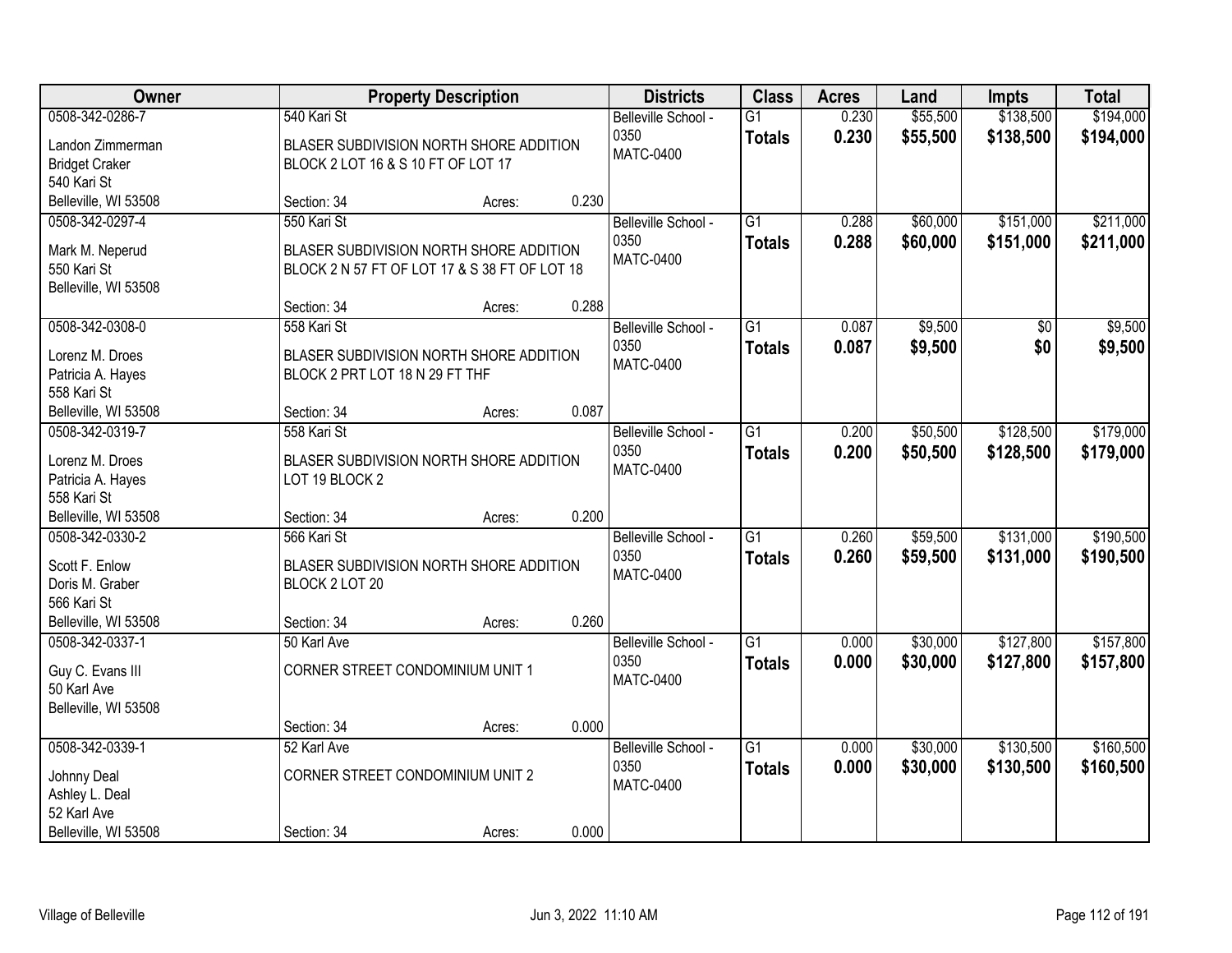| Owner | Property Description | Districts | Class | Acres | Land | Impts | Total |
|---|---|---|---|---|---|---|---|
| 0508-342-0286-7<br>Landon Zimmerman<br>Bridget Craker<br>540 Kari St<br>Belleville, WI 53508 | 540 Kari St<br>BLASER SUBDIVISION NORTH SHORE ADDITION BLOCK 2 LOT 16 & S 10 FT OF LOT 17<br>Section: 34 Acres: 0.230 | Belleville School - 0350<br>MATC-0400 | G1<br>**Totals** | 0.230<br>**0.230** | $55,500<br>**$55,500** | $138,500<br>**$138,500** | $194,000<br>**$194,000** |
| 0508-342-0297-4<br>Mark M. Neperud<br>550 Kari St<br>Belleville, WI 53508 | 550 Kari St<br>BLASER SUBDIVISION NORTH SHORE ADDITION BLOCK 2 N 57 FT OF LOT 17 & S 38 FT OF LOT 18<br>Section: 34 Acres: 0.288 | Belleville School - 0350<br>MATC-0400 | G1<br>**Totals** | 0.288<br>**0.288** | $60,000<br>**$60,000** | $151,000<br>**$151,000** | $211,000<br>**$211,000** |
| 0508-342-0308-0<br>Lorenz M. Droes<br>Patricia A. Hayes<br>558 Kari St<br>Belleville, WI 53508 | 558 Kari St<br>BLASER SUBDIVISION NORTH SHORE ADDITION BLOCK 2 PRT LOT 18 N 29 FT THF<br>Section: 34 Acres: 0.087 | Belleville School - 0350<br>MATC-0400 | G1<br>**Totals** | 0.087<br>**0.087** | $9,500<br>**$9,500** | $0<br>**$0** | $9,500<br>**$9,500** |
| 0508-342-0319-7<br>Lorenz M. Droes<br>Patricia A. Hayes<br>558 Kari St<br>Belleville, WI 53508 | 558 Kari St<br>BLASER SUBDIVISION NORTH SHORE ADDITION LOT 19 BLOCK 2<br>Section: 34 Acres: 0.200 | Belleville School - 0350<br>MATC-0400 | G1<br>**Totals** | 0.200<br>**0.200** | $50,500<br>**$50,500** | $128,500<br>**$128,500** | $179,000<br>**$179,000** |
| 0508-342-0330-2<br>Scott F. Enlow<br>Doris M. Graber<br>566 Kari St<br>Belleville, WI 53508 | 566 Kari St<br>BLASER SUBDIVISION NORTH SHORE ADDITION BLOCK 2 LOT 20<br>Section: 34 Acres: 0.260 | Belleville School - 0350<br>MATC-0400 | G1<br>**Totals** | 0.260<br>**0.260** | $59,500<br>**$59,500** | $131,000<br>**$131,000** | $190,500<br>**$190,500** |
| 0508-342-0337-1<br>Guy C. Evans III<br>50 Karl Ave<br>Belleville, WI 53508 | 50 Karl Ave<br>CORNER STREET CONDOMINIUM UNIT 1<br>Section: 34 Acres: 0.000 | Belleville School - 0350<br>MATC-0400 | G1<br>**Totals** | 0.000<br>**0.000** | $30,000<br>**$30,000** | $127,800<br>**$127,800** | $157,800<br>**$157,800** |
| 0508-342-0339-1<br>Johnny Deal<br>Ashley L. Deal<br>52 Karl Ave<br>Belleville, WI 53508 | 52 Karl Ave<br>CORNER STREET CONDOMINIUM UNIT 2<br>Section: 34 Acres: 0.000 | Belleville School - 0350<br>MATC-0400 | G1<br>**Totals** | 0.000<br>**0.000** | $30,000<br>**$30,000** | $130,500<br>**$130,500** | $160,500<br>**$160,500** |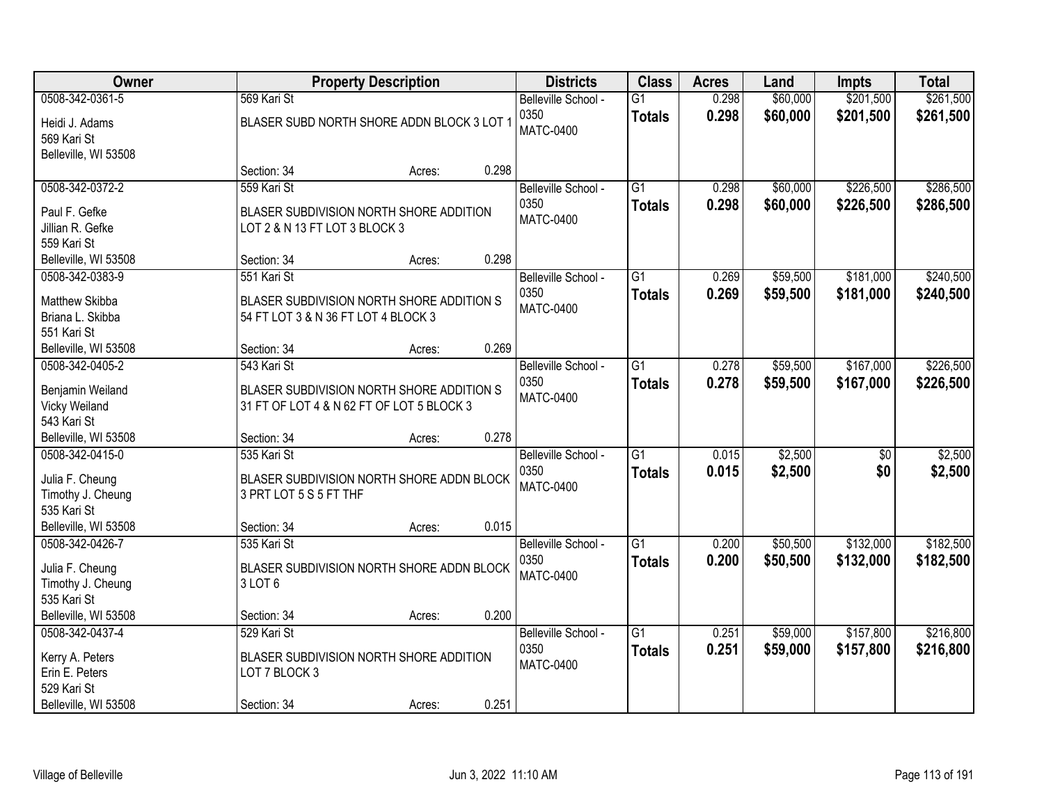| Owner | Property Description | | | Districts | Class | Acres | Land | Impts | Total |
|---|---|---|---|---|---|---|---|---|---|
| 0508-342-0361-5<br>Heidi J. Adams<br>569 Kari St<br>Belleville, WI 53508 | 569 Kari St<br>BLASER SUBD NORTH SHORE ADDN BLOCK 3 LOT 1<br>Section: 34 | Acres: | 0.298 | Belleville School - 0350<br>MATC-0400 | G1<br>**Totals** | 0.298<br>**0.298** | $60,000<br>**$60,000** | $201,500<br>**$201,500** | $261,500<br>**$261,500** |
| 0508-342-0372-2<br>Paul F. Gefke<br>Jillian R. Gefke<br>559 Kari St<br>Belleville, WI 53508 | 559 Kari St<br>BLASER SUBDIVISION NORTH SHORE ADDITION LOT 2 & N 13 FT LOT 3 BLOCK 3<br>Section: 34 | Acres: | 0.298 | Belleville School - 0350<br>MATC-0400 | G1<br>**Totals** | 0.298<br>**0.298** | $60,000<br>**$60,000** | $226,500<br>**$226,500** | $286,500<br>**$286,500** |
| 0508-342-0383-9<br>Matthew Skibba<br>Briana L. Skibba<br>551 Kari St<br>Belleville, WI 53508 | 551 Kari St<br>BLASER SUBDIVISION NORTH SHORE ADDITION S 54 FT LOT 3 & N 36 FT LOT 4 BLOCK 3<br>Section: 34 | Acres: | 0.269 | Belleville School - 0350<br>MATC-0400 | G1<br>**Totals** | 0.269<br>**0.269** | $59,500<br>**$59,500** | $181,000<br>**$181,000** | $240,500<br>**$240,500** |
| 0508-342-0405-2<br>Benjamin Weiland<br>Vicky Weiland<br>543 Kari St<br>Belleville, WI 53508 | 543 Kari St<br>BLASER SUBDIVISION NORTH SHORE ADDITION S 31 FT OF LOT 4 & N 62 FT OF LOT 5 BLOCK 3<br>Section: 34 | Acres: | 0.278 | Belleville School - 0350<br>MATC-0400 | G1<br>**Totals** | 0.278<br>**0.278** | $59,500<br>**$59,500** | $167,000<br>**$167,000** | $226,500<br>**$226,500** |
| 0508-342-0415-0<br>Julia F. Cheung<br>Timothy J. Cheung<br>535 Kari St<br>Belleville, WI 53508 | 535 Kari St<br>BLASER SUBDIVISION NORTH SHORE ADDN BLOCK 3 PRT LOT 5 S 5 FT THF<br>Section: 34 | Acres: | 0.015 | Belleville School - 0350<br>MATC-0400 | G1<br>**Totals** | 0.015<br>**0.015** | $2,500<br>**$2,500** | $0<br>**$0** | $2,500<br>**$2,500** |
| 0508-342-0426-7<br>Julia F. Cheung<br>Timothy J. Cheung<br>535 Kari St<br>Belleville, WI 53508 | 535 Kari St<br>BLASER SUBDIVISION NORTH SHORE ADDN BLOCK 3 LOT 6<br>Section: 34 | Acres: | 0.200 | Belleville School - 0350<br>MATC-0400 | G1<br>**Totals** | 0.200<br>**0.200** | $50,500<br>**$50,500** | $132,000<br>**$132,000** | $182,500<br>**$182,500** |
| 0508-342-0437-4<br>Kerry A. Peters<br>Erin E. Peters<br>529 Kari St<br>Belleville, WI 53508 | 529 Kari St<br>BLASER SUBDIVISION NORTH SHORE ADDITION LOT 7 BLOCK 3<br>Section: 34 | Acres: | 0.251 | Belleville School - 0350<br>MATC-0400 | G1<br>**Totals** | 0.251<br>**0.251** | $59,000<br>**$59,000** | $157,800<br>**$157,800** | $216,800<br>**$216,800** |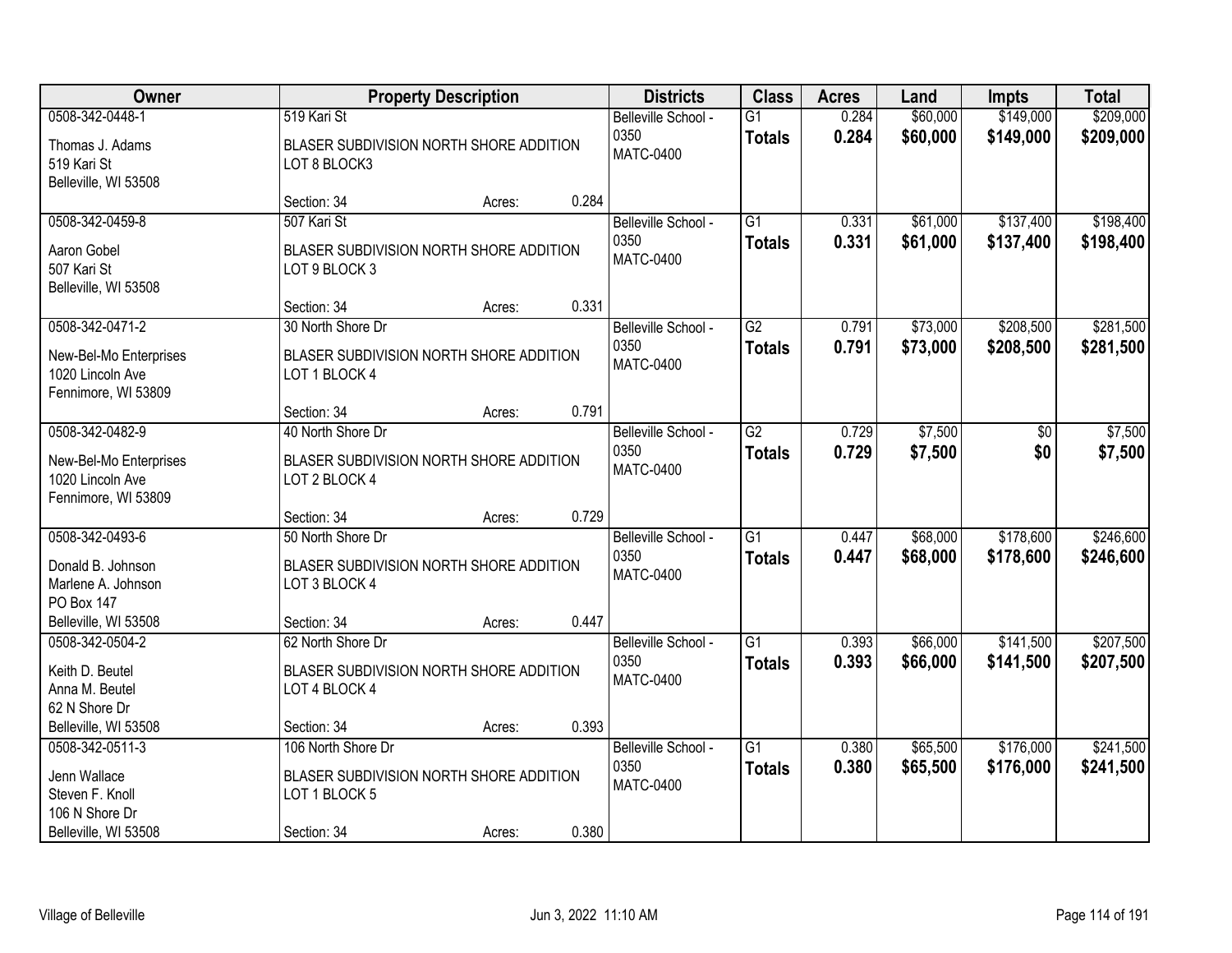| Owner | Property Description | | | Districts | Class | Acres | Land | Impts | Total |
|---|---|---|---|---|---|---|---|---|---|
| 0508-342-0448-1<br>Thomas J. Adams<br>519 Kari St<br>Belleville, WI 53508 | 519 Kari St<br>BLASER SUBDIVISION NORTH SHORE ADDITION LOT 8 BLOCK3<br>Section: 34 | Acres: | 0.284 | Belleville School - 0350<br>MATC-0400 | G1<br>**Totals** | 0.284<br>**0.284** | $60,000<br>**$60,000** | $149,000<br>**$149,000** | $209,000<br>**$209,000** |
| 0508-342-0459-8<br>Aaron Gobel<br>507 Kari St<br>Belleville, WI 53508 | 507 Kari St<br>BLASER SUBDIVISION NORTH SHORE ADDITION LOT 9 BLOCK 3<br>Section: 34 | Acres: | 0.331 | Belleville School - 0350<br>MATC-0400 | G1<br>**Totals** | 0.331<br>**0.331** | $61,000<br>**$61,000** | $137,400<br>**$137,400** | $198,400<br>**$198,400** |
| 0508-342-0471-2<br>New-Bel-Mo Enterprises<br>1020 Lincoln Ave<br>Fennimore, WI 53809 | 30 North Shore Dr<br>BLASER SUBDIVISION NORTH SHORE ADDITION LOT 1 BLOCK 4<br>Section: 34 | Acres: | 0.791 | Belleville School - 0350<br>MATC-0400 | G2<br>**Totals** | 0.791<br>**0.791** | $73,000<br>**$73,000** | $208,500<br>**$208,500** | $281,500<br>**$281,500** |
| 0508-342-0482-9<br>New-Bel-Mo Enterprises<br>1020 Lincoln Ave<br>Fennimore, WI 53809 | 40 North Shore Dr<br>BLASER SUBDIVISION NORTH SHORE ADDITION LOT 2 BLOCK 4<br>Section: 34 | Acres: | 0.729 | Belleville School - 0350<br>MATC-0400 | G2<br>**Totals** | 0.729<br>**0.729** | $7,500<br>**$7,500** | $0<br>**$0** | $7,500<br>**$7,500** |
| 0508-342-0493-6<br>Donald B. Johnson<br>Marlene A. Johnson<br>PO Box 147<br>Belleville, WI 53508 | 50 North Shore Dr<br>BLASER SUBDIVISION NORTH SHORE ADDITION LOT 3 BLOCK 4<br>Section: 34 | Acres: | 0.447 | Belleville School - 0350<br>MATC-0400 | G1<br>**Totals** | 0.447<br>**0.447** | $68,000<br>**$68,000** | $178,600<br>**$178,600** | $246,600<br>**$246,600** |
| 0508-342-0504-2<br>Keith D. Beutel<br>Anna M. Beutel<br>62 N Shore Dr<br>Belleville, WI 53508 | 62 North Shore Dr<br>BLASER SUBDIVISION NORTH SHORE ADDITION LOT 4 BLOCK 4<br>Section: 34 | Acres: | 0.393 | Belleville School - 0350<br>MATC-0400 | G1<br>**Totals** | 0.393<br>**0.393** | $66,000<br>**$66,000** | $141,500<br>**$141,500** | $207,500<br>**$207,500** |
| 0508-342-0511-3<br>Jenn Wallace<br>Steven F. Knoll<br>106 N Shore Dr<br>Belleville, WI 53508 | 106 North Shore Dr<br>BLASER SUBDIVISION NORTH SHORE ADDITION LOT 1 BLOCK 5<br>Section: 34 | Acres: | 0.380 | Belleville School - 0350<br>MATC-0400 | G1<br>**Totals** | 0.380<br>**0.380** | $65,500<br>**$65,500** | $176,000<br>**$176,000** | $241,500<br>**$241,500** |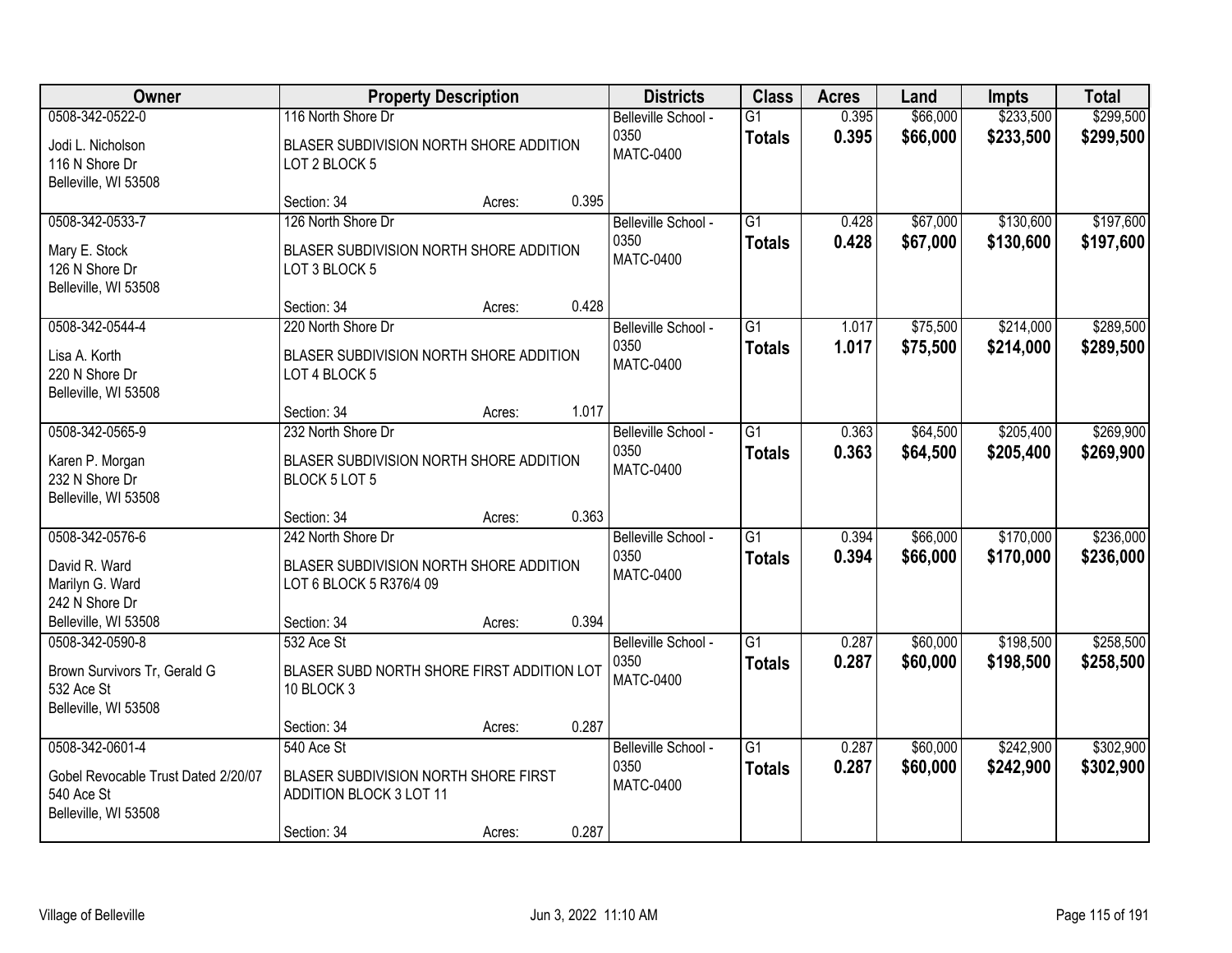| Owner | Property Description | | | Districts | Class | Acres | Land | Impts | Total |
|---|---|---|---|---|---|---|---|---|---|
| 0508-342-0522-0<br>Jodi L. Nicholson<br>116 N Shore Dr<br>Belleville, WI 53508 | 116 North Shore Dr<br>BLASER SUBDIVISION NORTH SHORE ADDITION LOT 2 BLOCK 5<br>Section: 34 | Acres: | 0.395 | Belleville School - 0350<br>MATC-0400 | G1<br>**Totals** | 0.395<br>**0.395** | $66,000<br>**$66,000** | $233,500<br>**$233,500** | $299,500<br>**$299,500** |
| 0508-342-0533-7<br>Mary E. Stock<br>126 N Shore Dr<br>Belleville, WI 53508 | 126 North Shore Dr<br>BLASER SUBDIVISION NORTH SHORE ADDITION LOT 3 BLOCK 5<br>Section: 34 | Acres: | 0.428 | Belleville School - 0350<br>MATC-0400 | G1<br>**Totals** | 0.428<br>**0.428** | $67,000<br>**$67,000** | $130,600<br>**$130,600** | $197,600<br>**$197,600** |
| 0508-342-0544-4<br>Lisa A. Korth<br>220 N Shore Dr<br>Belleville, WI 53508 | 220 North Shore Dr<br>BLASER SUBDIVISION NORTH SHORE ADDITION LOT 4 BLOCK 5<br>Section: 34 | Acres: | 1.017 | Belleville School - 0350<br>MATC-0400 | G1<br>**Totals** | 1.017<br>**1.017** | $75,500<br>**$75,500** | $214,000<br>**$214,000** | $289,500<br>**$289,500** |
| 0508-342-0565-9<br>Karen P. Morgan<br>232 N Shore Dr<br>Belleville, WI 53508 | 232 North Shore Dr<br>BLASER SUBDIVISION NORTH SHORE ADDITION BLOCK 5 LOT 5<br>Section: 34 | Acres: | 0.363 | Belleville School - 0350<br>MATC-0400 | G1<br>**Totals** | 0.363<br>**0.363** | $64,500<br>**$64,500** | $205,400<br>**$205,400** | $269,900<br>**$269,900** |
| 0508-342-0576-6<br>David R. Ward<br>Marilyn G. Ward<br>242 N Shore Dr<br>Belleville, WI 53508 | 242 North Shore Dr<br>BLASER SUBDIVISION NORTH SHORE ADDITION LOT 6 BLOCK 5 R376/4 09<br>Section: 34 | Acres: | 0.394 | Belleville School - 0350<br>MATC-0400 | G1<br>**Totals** | 0.394<br>**0.394** | $66,000<br>**$66,000** | $170,000<br>**$170,000** | $236,000<br>**$236,000** |
| 0508-342-0590-8<br>Brown Survivors Tr, Gerald G<br>532 Ace St<br>Belleville, WI 53508 | 532 Ace St<br>BLASER SUBD NORTH SHORE FIRST ADDITION LOT 10 BLOCK 3<br>Section: 34 | Acres: | 0.287 | Belleville School - 0350<br>MATC-0400 | G1<br>**Totals** | 0.287<br>**0.287** | $60,000<br>**$60,000** | $198,500<br>**$198,500** | $258,500<br>**$258,500** |
| 0508-342-0601-4<br>Gobel Revocable Trust Dated 2/20/07<br>540 Ace St<br>Belleville, WI 53508 | 540 Ace St<br>BLASER SUBDIVISION NORTH SHORE FIRST ADDITION BLOCK 3 LOT 11<br>Section: 34 | Acres: | 0.287 | Belleville School - 0350<br>MATC-0400 | G1<br>**Totals** | 0.287<br>**0.287** | $60,000<br>**$60,000** | $242,900<br>**$242,900** | $302,900<br>**$302,900** |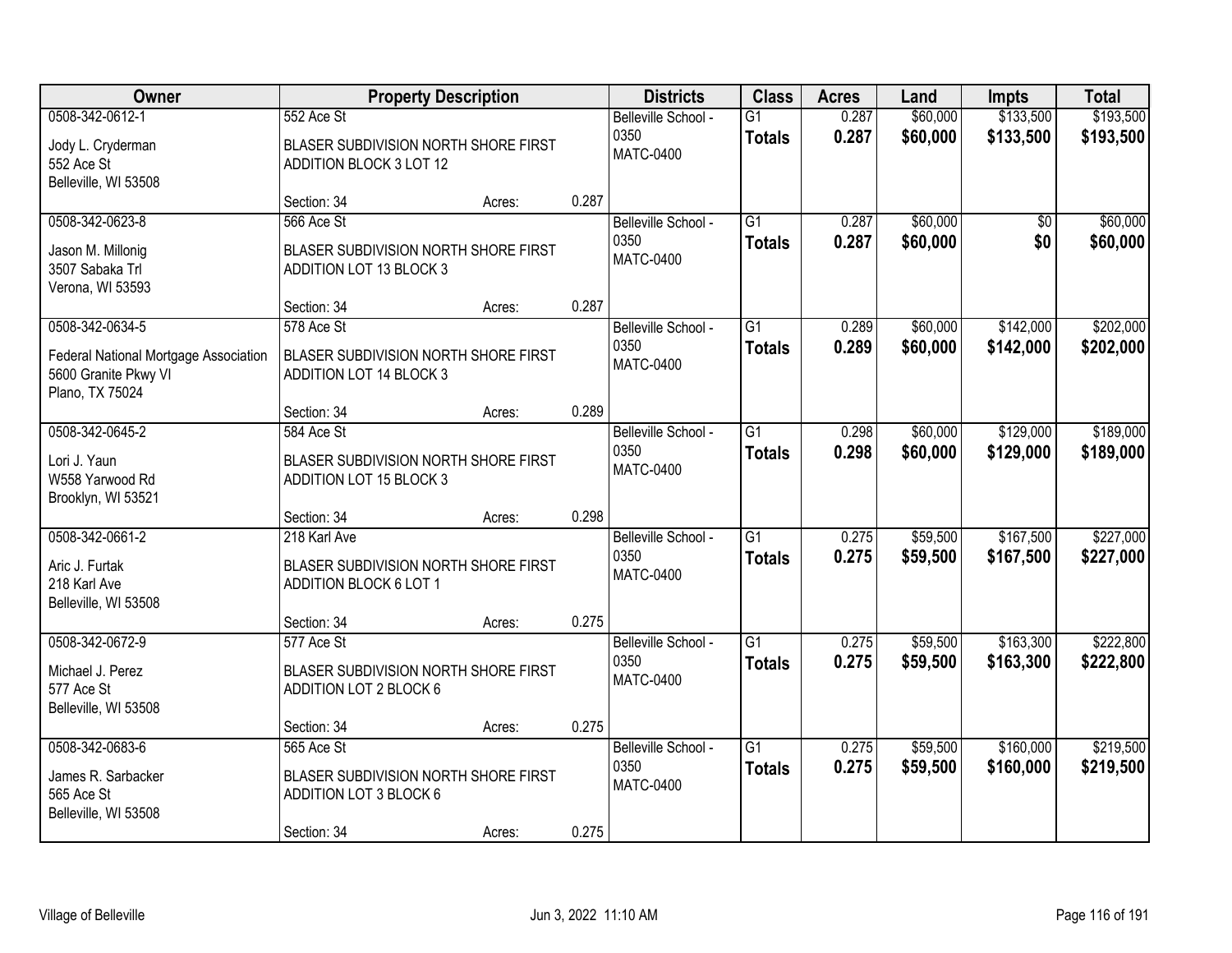| Owner | Property Description | | | Districts | Class | Acres | Land | Impts | Total |
|---|---|---|---|---|---|---|---|---|---|
| 0508-342-0612-1<br>Jody L. Cryderman<br>552 Ace St<br>Belleville, WI 53508 | 552 Ace St<br>BLASER SUBDIVISION NORTH SHORE FIRST ADDITION BLOCK 3 LOT 12<br>Section: 34 | Acres: | 0.287 | Belleville School - 0350<br>MATC-0400 | G1<br>**Totals** | 0.287<br>**0.287** | $60,000<br>**$60,000** | $133,500<br>**$133,500** | $193,500<br>**$193,500** |
| 0508-342-0623-8<br>Jason M. Millonig<br>3507 Sabaka Trl<br>Verona, WI 53593 | 566 Ace St<br>BLASER SUBDIVISION NORTH SHORE FIRST ADDITION LOT 13 BLOCK 3<br>Section: 34 | Acres: | 0.287 | Belleville School - 0350<br>MATC-0400 | G1<br>**Totals** | 0.287<br>**0.287** | $60,000<br>**$60,000** | $0<br>**$0** | $60,000<br>**$60,000** |
| 0508-342-0634-5<br>Federal National Mortgage Association<br>5600 Granite Pkwy VI<br>Plano, TX 75024 | 578 Ace St<br>BLASER SUBDIVISION NORTH SHORE FIRST ADDITION LOT 14 BLOCK 3<br>Section: 34 | Acres: | 0.289 | Belleville School - 0350<br>MATC-0400 | G1<br>**Totals** | 0.289<br>**0.289** | $60,000<br>**$60,000** | $142,000<br>**$142,000** | $202,000<br>**$202,000** |
| 0508-342-0645-2<br>Lori J. Yaun<br>W558 Yarwood Rd<br>Brooklyn, WI 53521 | 584 Ace St<br>BLASER SUBDIVISION NORTH SHORE FIRST ADDITION LOT 15 BLOCK 3<br>Section: 34 | Acres: | 0.298 | Belleville School - 0350<br>MATC-0400 | G1<br>**Totals** | 0.298<br>**0.298** | $60,000<br>**$60,000** | $129,000<br>**$129,000** | $189,000<br>**$189,000** |
| 0508-342-0661-2<br>Aric J. Furtak<br>218 Karl Ave<br>Belleville, WI 53508 | 218 Karl Ave<br>BLASER SUBDIVISION NORTH SHORE FIRST ADDITION BLOCK 6 LOT 1<br>Section: 34 | Acres: | 0.275 | Belleville School - 0350<br>MATC-0400 | G1<br>**Totals** | 0.275<br>**0.275** | $59,500<br>**$59,500** | $167,500<br>**$167,500** | $227,000<br>**$227,000** |
| 0508-342-0672-9<br>Michael J. Perez<br>577 Ace St<br>Belleville, WI 53508 | 577 Ace St<br>BLASER SUBDIVISION NORTH SHORE FIRST ADDITION LOT 2 BLOCK 6<br>Section: 34 | Acres: | 0.275 | Belleville School - 0350<br>MATC-0400 | G1<br>**Totals** | 0.275<br>**0.275** | $59,500<br>**$59,500** | $163,300<br>**$163,300** | $222,800<br>**$222,800** |
| 0508-342-0683-6<br>James R. Sarbacker<br>565 Ace St<br>Belleville, WI 53508 | 565 Ace St<br>BLASER SUBDIVISION NORTH SHORE FIRST ADDITION LOT 3 BLOCK 6<br>Section: 34 | Acres: | 0.275 | Belleville School - 0350<br>MATC-0400 | G1<br>**Totals** | 0.275<br>**0.275** | $59,500<br>**$59,500** | $160,000<br>**$160,000** | $219,500<br>**$219,500** |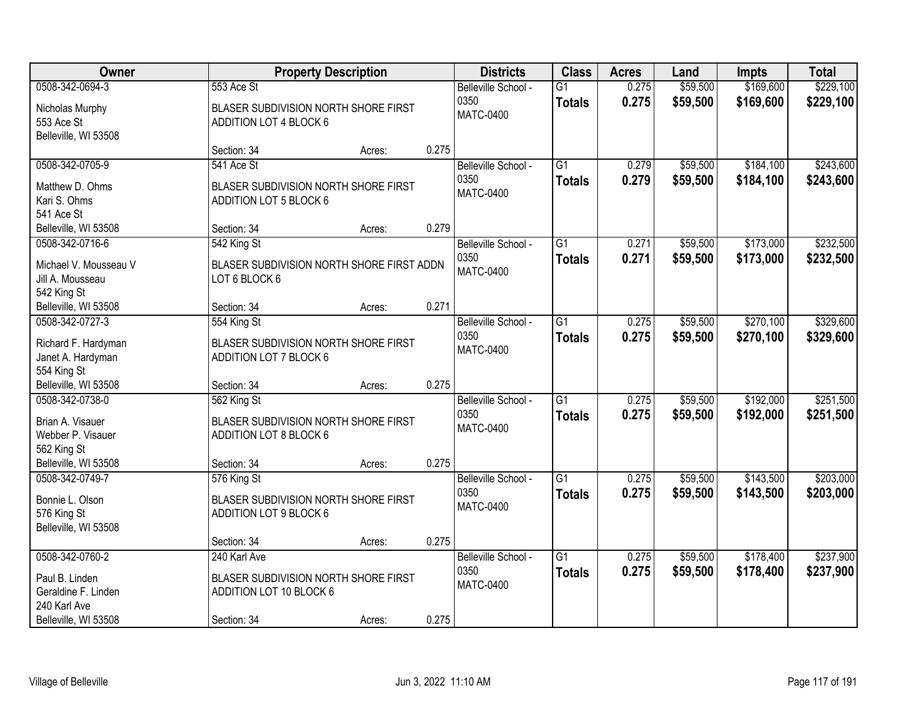| Owner | Property Description | | | Districts | Class | Acres | Land | Impts | Total |
|---|---|---|---|---|---|---|---|---|---|
| 0508-342-0694-3<br>Nicholas Murphy<br>553 Ace St<br>Belleville, WI 53508 | 553 Ace St<br>BLASER SUBDIVISION NORTH SHORE FIRST ADDITION LOT 4 BLOCK 6<br>Section: 34 | Acres: | 0.275 | Belleville School - 0350<br>MATC-0400 | G1<br>**Totals** | 0.275<br>**0.275** | \$59,500<br>**\$59,500** | \$169,600<br>**\$169,600** | \$229,100<br>**\$229,100** |
| 0508-342-0705-9<br>Matthew D. Ohms<br>Kari S. Ohms<br>541 Ace St<br>Belleville, WI 53508 | 541 Ace St<br>BLASER SUBDIVISION NORTH SHORE FIRST ADDITION LOT 5 BLOCK 6<br>Section: 34 | Acres: | 0.279 | Belleville School - 0350<br>MATC-0400 | G1<br>**Totals** | 0.279<br>**0.279** | \$59,500<br>**\$59,500** | \$184,100<br>**\$184,100** | \$243,600<br>**\$243,600** |
| 0508-342-0716-6<br>Michael V. Mousseau V<br>Jill A. Mousseau<br>542 King St<br>Belleville, WI 53508 | 542 King St<br>BLASER SUBDIVISION NORTH SHORE FIRST ADDN LOT 6 BLOCK 6<br>Section: 34 | Acres: | 0.271 | Belleville School - 0350<br>MATC-0400 | G1<br>**Totals** | 0.271<br>**0.271** | \$59,500<br>**\$59,500** | \$173,000<br>**\$173,000** | \$232,500<br>**\$232,500** |
| 0508-342-0727-3<br>Richard F. Hardyman<br>Janet A. Hardyman<br>554 King St<br>Belleville, WI 53508 | 554 King St<br>BLASER SUBDIVISION NORTH SHORE FIRST ADDITION LOT 7 BLOCK 6<br>Section: 34 | Acres: | 0.275 | Belleville School - 0350<br>MATC-0400 | G1<br>**Totals** | 0.275<br>**0.275** | \$59,500<br>**\$59,500** | \$270,100<br>**\$270,100** | \$329,600<br>**\$329,600** |
| 0508-342-0738-0<br>Brian A. Visauer<br>Webber P. Visauer<br>562 King St<br>Belleville, WI 53508 | 562 King St<br>BLASER SUBDIVISION NORTH SHORE FIRST ADDITION LOT 8 BLOCK 6<br>Section: 34 | Acres: | 0.275 | Belleville School - 0350<br>MATC-0400 | G1<br>**Totals** | 0.275<br>**0.275** | \$59,500<br>**\$59,500** | \$192,000<br>**\$192,000** | \$251,500<br>**\$251,500** |
| 0508-342-0749-7<br>Bonnie L. Olson<br>576 King St<br>Belleville, WI 53508 | 576 King St<br>BLASER SUBDIVISION NORTH SHORE FIRST ADDITION LOT 9 BLOCK 6<br>Section: 34 | Acres: | 0.275 | Belleville School - 0350<br>MATC-0400 | G1<br>**Totals** | 0.275<br>**0.275** | \$59,500<br>**\$59,500** | \$143,500<br>**\$143,500** | \$203,000<br>**\$203,000** |
| 0508-342-0760-2<br>Paul B. Linden<br>Geraldine F. Linden<br>240 Karl Ave<br>Belleville, WI 53508 | 240 Karl Ave<br>BLASER SUBDIVISION NORTH SHORE FIRST ADDITION LOT 10 BLOCK 6<br>Section: 34 | Acres: | 0.275 | Belleville School - 0350<br>MATC-0400 | G1<br>**Totals** | 0.275<br>**0.275** | \$59,500<br>**\$59,500** | \$178,400<br>**\$178,400** | \$237,900<br>**\$237,900** |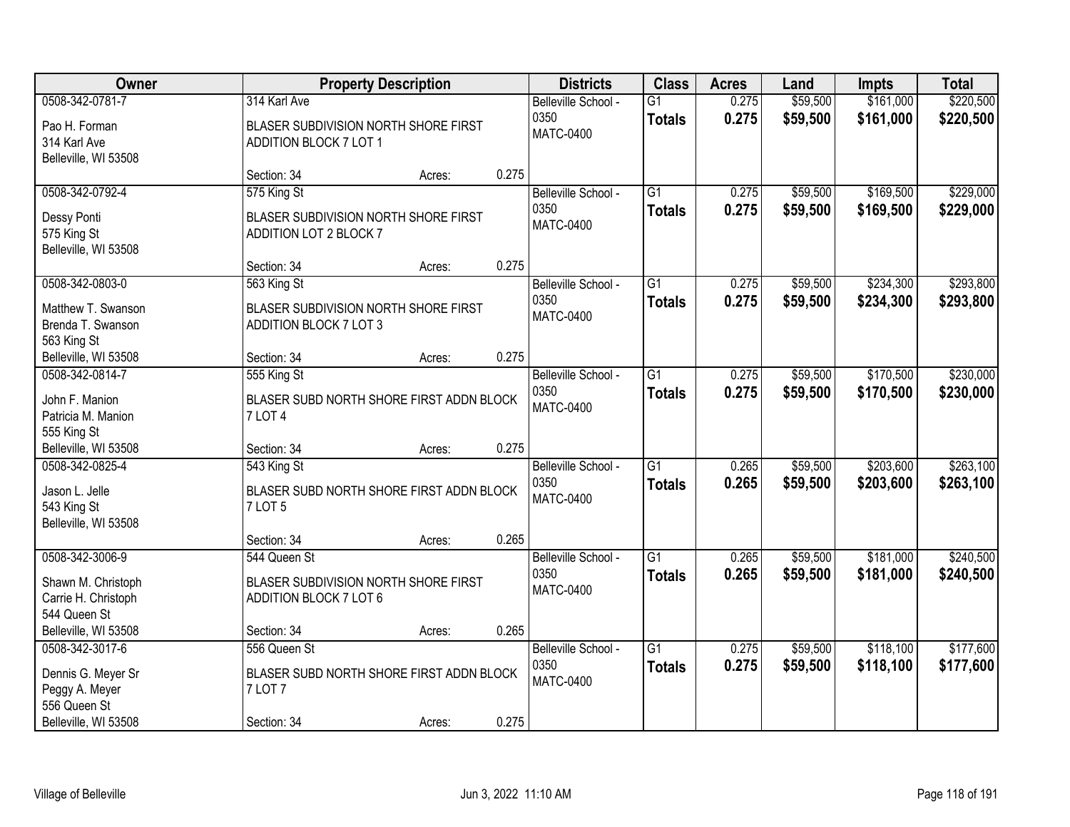| Owner | Property Description | Districts | Class | Acres | Land | Impts | Total |
|---|---|---|---|---|---|---|---|
| 0508-342-0781-7<br>Pao H. Forman<br>314 Karl Ave<br>Belleville, WI 53508 | 314 Karl Ave<br>BLASER SUBDIVISION NORTH SHORE FIRST ADDITION BLOCK 7 LOT 1<br>Section: 34 Acres: 0.275 | Belleville School - 0350<br>MATC-0400 | G1<br>**Totals** | 0.275<br>**0.275** | $59,500<br>**$59,500** | $161,000<br>**$161,000** | $220,500<br>**$220,500** |
| 0508-342-0792-4<br>Dessy Ponti<br>575 King St<br>Belleville, WI 53508 | 575 King St<br>BLASER SUBDIVISION NORTH SHORE FIRST ADDITION LOT 2 BLOCK 7<br>Section: 34 Acres: 0.275 | Belleville School - 0350<br>MATC-0400 | G1<br>**Totals** | 0.275<br>**0.275** | $59,500<br>**$59,500** | $169,500<br>**$169,500** | $229,000<br>**$229,000** |
| 0508-342-0803-0<br>Matthew T. Swanson<br>Brenda T. Swanson<br>563 King St<br>Belleville, WI 53508 | 563 King St<br>BLASER SUBDIVISION NORTH SHORE FIRST ADDITION BLOCK 7 LOT 3<br>Section: 34 Acres: 0.275 | Belleville School - 0350<br>MATC-0400 | G1<br>**Totals** | 0.275<br>**0.275** | $59,500<br>**$59,500** | $234,300<br>**$234,300** | $293,800<br>**$293,800** |
| 0508-342-0814-7<br>John F. Manion<br>Patricia M. Manion<br>555 King St<br>Belleville, WI 53508 | 555 King St<br>BLASER SUBD NORTH SHORE FIRST ADDN BLOCK 7 LOT 4<br>Section: 34 Acres: 0.275 | Belleville School - 0350<br>MATC-0400 | G1<br>**Totals** | 0.275<br>**0.275** | $59,500<br>**$59,500** | $170,500<br>**$170,500** | $230,000<br>**$230,000** |
| 0508-342-0825-4<br>Jason L. Jelle<br>543 King St<br>Belleville, WI 53508 | 543 King St<br>BLASER SUBD NORTH SHORE FIRST ADDN BLOCK 7 LOT 5<br>Section: 34 Acres: 0.265 | Belleville School - 0350<br>MATC-0400 | G1<br>**Totals** | 0.265<br>**0.265** | $59,500<br>**$59,500** | $203,600<br>**$203,600** | $263,100<br>**$263,100** |
| 0508-342-3006-9<br>Shawn M. Christoph<br>Carrie H. Christoph<br>544 Queen St<br>Belleville, WI 53508 | 544 Queen St<br>BLASER SUBDIVISION NORTH SHORE FIRST ADDITION BLOCK 7 LOT 6<br>Section: 34 Acres: 0.265 | Belleville School - 0350<br>MATC-0400 | G1<br>**Totals** | 0.265<br>**0.265** | $59,500<br>**$59,500** | $181,000<br>**$181,000** | $240,500<br>**$240,500** |
| 0508-342-3017-6<br>Dennis G. Meyer Sr<br>Peggy A. Meyer<br>556 Queen St<br>Belleville, WI 53508 | 556 Queen St<br>BLASER SUBD NORTH SHORE FIRST ADDN BLOCK 7 LOT 7<br>Section: 34 Acres: 0.275 | Belleville School - 0350<br>MATC-0400 | G1<br>**Totals** | 0.275<br>**0.275** | $59,500<br>**$59,500** | $118,100<br>**$118,100** | $177,600<br>**$177,600** |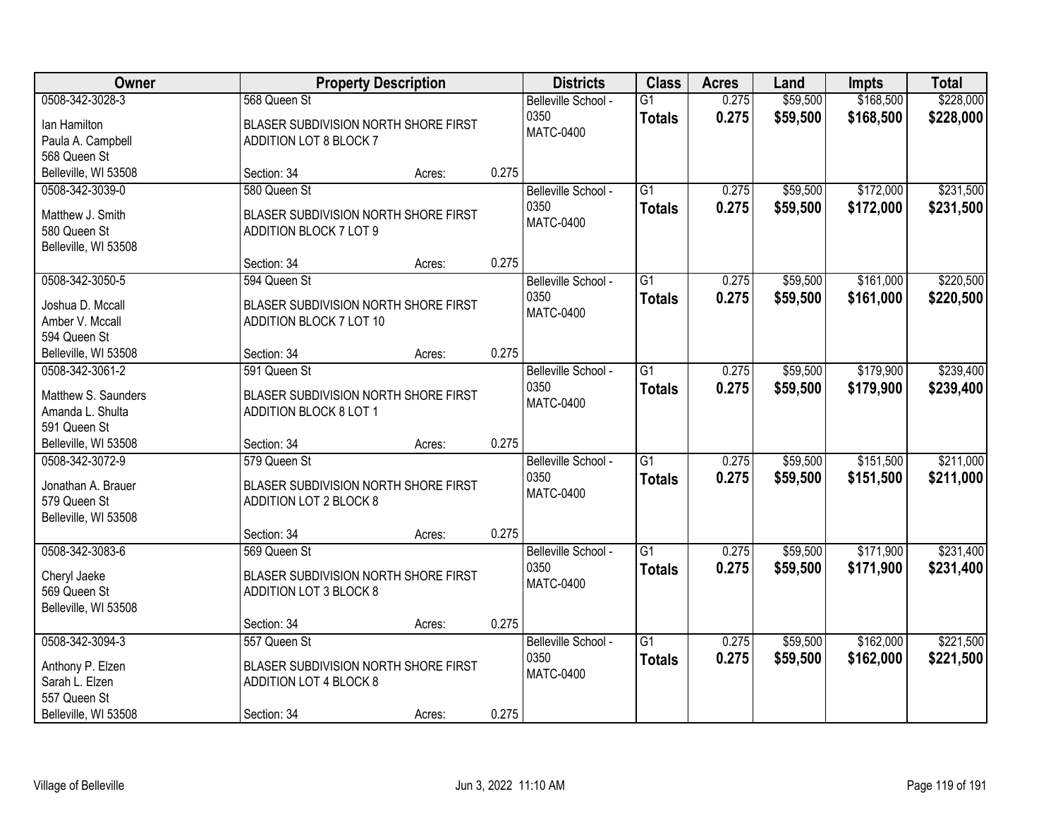| Owner | Property Description | | | Districts | Class | Acres | Land | Impts | Total |
|---|---|---|---|---|---|---|---|---|---|
| 0508-342-3028-3 | 568 Queen St | | | Belleville School - 0350 | G1 | 0.275 | $59,500 | $168,500 | $228,000 |
| Ian Hamilton<br>Paula A. Campbell<br>568 Queen St<br>Belleville, WI 53508 | BLASER SUBDIVISION NORTH SHORE FIRST ADDITION LOT 8 BLOCK 7 | | | MATC-0400 | **Totals** | **0.275** | **$59,500** | **$168,500** | **$228,000** |
| | Section: 34 | Acres: | 0.275 | | | | | | |
| 0508-342-3039-0 | 580 Queen St | | | Belleville School - 0350 | G1 | 0.275 | $59,500 | $172,000 | $231,500 |
| Matthew J. Smith<br>580 Queen St<br>Belleville, WI 53508 | BLASER SUBDIVISION NORTH SHORE FIRST ADDITION BLOCK 7 LOT 9 | | | MATC-0400 | **Totals** | **0.275** | **$59,500** | **$172,000** | **$231,500** |
| | Section: 34 | Acres: | 0.275 | | | | | | |
| 0508-342-3050-5 | 594 Queen St | | | Belleville School - 0350 | G1 | 0.275 | $59,500 | $161,000 | $220,500 |
| Joshua D. Mccall<br>Amber V. Mccall<br>594 Queen St<br>Belleville, WI 53508 | BLASER SUBDIVISION NORTH SHORE FIRST ADDITION BLOCK 7 LOT 10 | | | MATC-0400 | **Totals** | **0.275** | **$59,500** | **$161,000** | **$220,500** |
| | Section: 34 | Acres: | 0.275 | | | | | | |
| 0508-342-3061-2 | 591 Queen St | | | Belleville School - 0350 | G1 | 0.275 | $59,500 | $179,900 | $239,400 |
| Matthew S. Saunders<br>Amanda L. Shulta<br>591 Queen St<br>Belleville, WI 53508 | BLASER SUBDIVISION NORTH SHORE FIRST ADDITION BLOCK 8 LOT 1 | | | MATC-0400 | **Totals** | **0.275** | **$59,500** | **$179,900** | **$239,400** |
| | Section: 34 | Acres: | 0.275 | | | | | | |
| 0508-342-3072-9 | 579 Queen St | | | Belleville School - 0350 | G1 | 0.275 | $59,500 | $151,500 | $211,000 |
| Jonathan A. Brauer<br>579 Queen St<br>Belleville, WI 53508 | BLASER SUBDIVISION NORTH SHORE FIRST ADDITION LOT 2 BLOCK 8 | | | MATC-0400 | **Totals** | **0.275** | **$59,500** | **$151,500** | **$211,000** |
| | Section: 34 | Acres: | 0.275 | | | | | | |
| 0508-342-3083-6 | 569 Queen St | | | Belleville School - 0350 | G1 | 0.275 | $59,500 | $171,900 | $231,400 |
| Cheryl Jaeke<br>569 Queen St<br>Belleville, WI 53508 | BLASER SUBDIVISION NORTH SHORE FIRST ADDITION LOT 3 BLOCK 8 | | | MATC-0400 | **Totals** | **0.275** | **$59,500** | **$171,900** | **$231,400** |
| | Section: 34 | Acres: | 0.275 | | | | | | |
| 0508-342-3094-3 | 557 Queen St | | | Belleville School - 0350 | G1 | 0.275 | $59,500 | $162,000 | $221,500 |
| Anthony P. Elzen<br>Sarah L. Elzen<br>557 Queen St<br>Belleville, WI 53508 | BLASER SUBDIVISION NORTH SHORE FIRST ADDITION LOT 4 BLOCK 8 | | | MATC-0400 | **Totals** | **0.275** | **$59,500** | **$162,000** | **$221,500** |
| | Section: 34 | Acres: | 0.275 | | | | | | |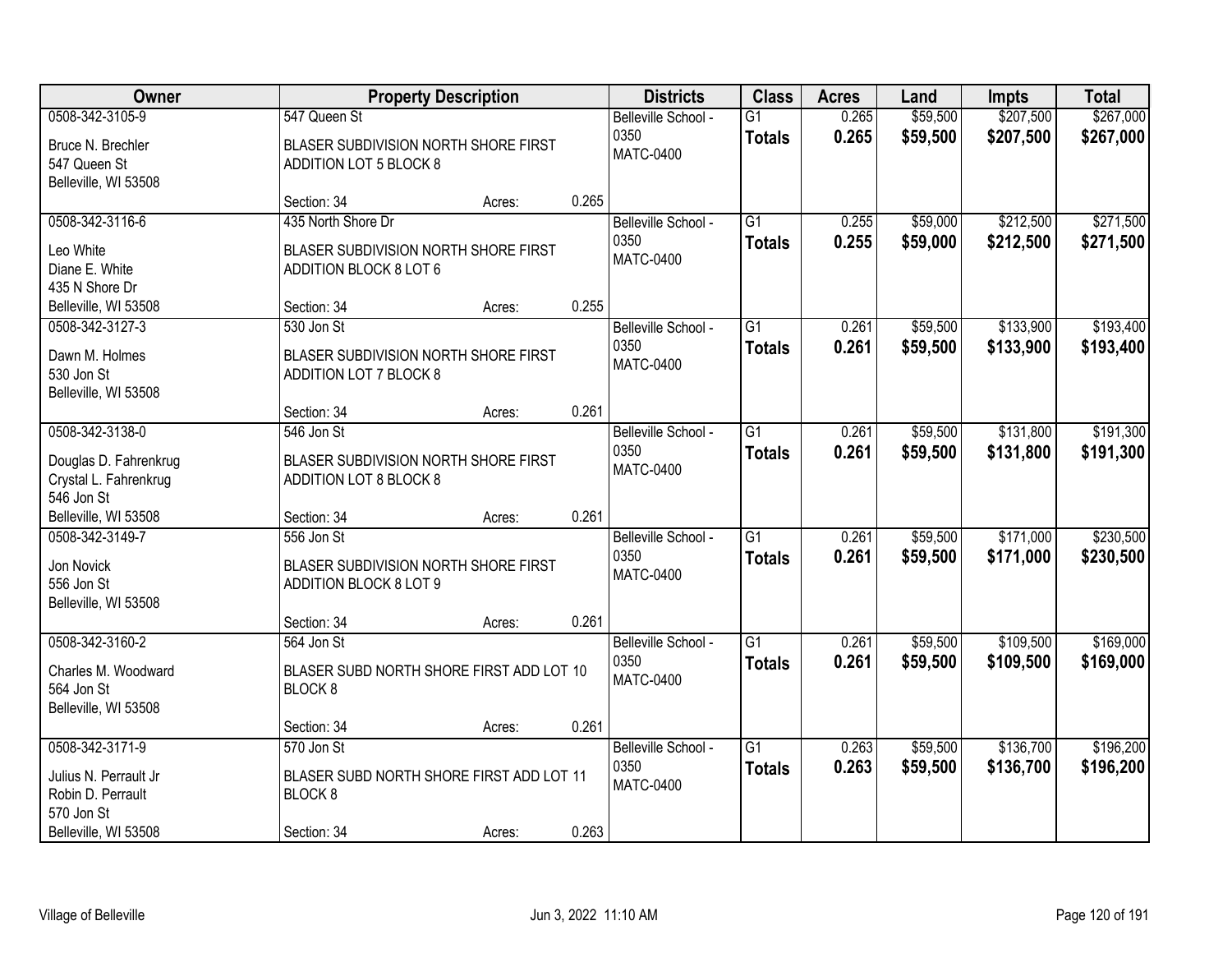| Owner | Property Description | | | Districts | Class | Acres | Land | Impts | Total |
|---|---|---|---|---|---|---|---|---|---|
| 0508-342-3105-9<br>Bruce N. Brechler<br>547 Queen St<br>Belleville, WI 53508 | 547 Queen St<br>BLASER SUBDIVISION NORTH SHORE FIRST ADDITION LOT 5 BLOCK 8<br>Section: 34 | Acres: | 0.265 | Belleville School - 0350<br>MATC-0400 | G1<br>**Totals** | 0.265<br>**0.265** | $59,500<br>**$59,500** | $207,500<br>**$207,500** | $267,000<br>**$267,000** |
| 0508-342-3116-6<br>Leo White<br>Diane E. White<br>435 N Shore Dr<br>Belleville, WI 53508 | 435 North Shore Dr<br>BLASER SUBDIVISION NORTH SHORE FIRST ADDITION BLOCK 8 LOT 6<br>Section: 34 | Acres: | 0.255 | Belleville School - 0350<br>MATC-0400 | G1<br>**Totals** | 0.255<br>**0.255** | $59,000<br>**$59,000** | $212,500<br>**$212,500** | $271,500<br>**$271,500** |
| 0508-342-3127-3<br>Dawn M. Holmes<br>530 Jon St<br>Belleville, WI 53508 | 530 Jon St<br>BLASER SUBDIVISION NORTH SHORE FIRST ADDITION LOT 7 BLOCK 8<br>Section: 34 | Acres: | 0.261 | Belleville School - 0350<br>MATC-0400 | G1<br>**Totals** | 0.261<br>**0.261** | $59,500<br>**$59,500** | $133,900<br>**$133,900** | $193,400<br>**$193,400** |
| 0508-342-3138-0<br>Douglas D. Fahrenkrug<br>Crystal L. Fahrenkrug<br>546 Jon St<br>Belleville, WI 53508 | 546 Jon St<br>BLASER SUBDIVISION NORTH SHORE FIRST ADDITION LOT 8 BLOCK 8<br>Section: 34 | Acres: | 0.261 | Belleville School - 0350<br>MATC-0400 | G1<br>**Totals** | 0.261<br>**0.261** | $59,500<br>**$59,500** | $131,800<br>**$131,800** | $191,300<br>**$191,300** |
| 0508-342-3149-7<br>Jon Novick<br>556 Jon St<br>Belleville, WI 53508 | 556 Jon St<br>BLASER SUBDIVISION NORTH SHORE FIRST ADDITION BLOCK 8 LOT 9<br>Section: 34 | Acres: | 0.261 | Belleville School - 0350<br>MATC-0400 | G1<br>**Totals** | 0.261<br>**0.261** | $59,500<br>**$59,500** | $171,000<br>**$171,000** | $230,500<br>**$230,500** |
| 0508-342-3160-2<br>Charles M. Woodward<br>564 Jon St<br>Belleville, WI 53508 | 564 Jon St<br>BLASER SUBD NORTH SHORE FIRST ADD LOT 10 BLOCK 8<br>Section: 34 | Acres: | 0.261 | Belleville School - 0350<br>MATC-0400 | G1<br>**Totals** | 0.261<br>**0.261** | $59,500<br>**$59,500** | $109,500<br>**$109,500** | $169,000<br>**$169,000** |
| 0508-342-3171-9<br>Julius N. Perrault Jr<br>Robin D. Perrault<br>570 Jon St<br>Belleville, WI 53508 | 570 Jon St<br>BLASER SUBD NORTH SHORE FIRST ADD LOT 11 BLOCK 8<br>Section: 34 | Acres: | 0.263 | Belleville School - 0350<br>MATC-0400 | G1<br>**Totals** | 0.263<br>**0.263** | $59,500<br>**$59,500** | $136,700<br>**$136,700** | $196,200<br>**$196,200** |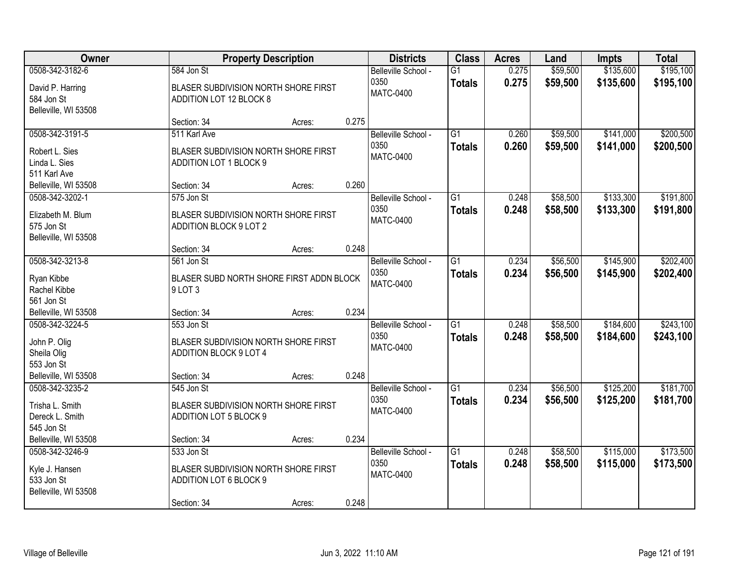| Owner | Property Description | Districts | Class | Acres | Land | Impts | Total |
|---|---|---|---|---|---|---|---|
| 0508-342-3182-6<br>David P. Harring<br>584 Jon St<br>Belleville, WI 53508 | 584 Jon St<br>BLASER SUBDIVISION NORTH SHORE FIRST ADDITION LOT 12 BLOCK 8<br>Section: 34 Acres: 0.275 | Belleville School - 0350<br>MATC-0400 | G1<br>**Totals** | 0.275<br>**0.275** | $59,500<br>**$59,500** | $135,600<br>**$135,600** | $195,100<br>**$195,100** |
| 0508-342-3191-5<br>Robert L. Sies<br>Linda L. Sies<br>511 Karl Ave<br>Belleville, WI 53508 | 511 Karl Ave<br>BLASER SUBDIVISION NORTH SHORE FIRST ADDITION LOT 1 BLOCK 9<br>Section: 34 Acres: 0.260 | Belleville School - 0350<br>MATC-0400 | G1<br>**Totals** | 0.260<br>**0.260** | $59,500<br>**$59,500** | $141,000<br>**$141,000** | $200,500<br>**$200,500** |
| 0508-342-3202-1<br>Elizabeth M. Blum<br>575 Jon St<br>Belleville, WI 53508 | 575 Jon St<br>BLASER SUBDIVISION NORTH SHORE FIRST ADDITION BLOCK 9 LOT 2<br>Section: 34 Acres: 0.248 | Belleville School - 0350<br>MATC-0400 | G1<br>**Totals** | 0.248<br>**0.248** | $58,500<br>**$58,500** | $133,300<br>**$133,300** | $191,800<br>**$191,800** |
| 0508-342-3213-8<br>Ryan Kibbe<br>Rachel Kibbe<br>561 Jon St<br>Belleville, WI 53508 | 561 Jon St<br>BLASER SUBD NORTH SHORE FIRST ADDN BLOCK 9 LOT 3<br>Section: 34 Acres: 0.234 | Belleville School - 0350<br>MATC-0400 | G1<br>**Totals** | 0.234<br>**0.234** | $56,500<br>**$56,500** | $145,900<br>**$145,900** | $202,400<br>**$202,400** |
| 0508-342-3224-5<br>John P. Olig<br>Sheila Olig<br>553 Jon St<br>Belleville, WI 53508 | 553 Jon St<br>BLASER SUBDIVISION NORTH SHORE FIRST ADDITION BLOCK 9 LOT 4<br>Section: 34 Acres: 0.248 | Belleville School - 0350<br>MATC-0400 | G1<br>**Totals** | 0.248<br>**0.248** | $58,500<br>**$58,500** | $184,600<br>**$184,600** | $243,100<br>**$243,100** |
| 0508-342-3235-2<br>Trisha L. Smith<br>Dereck L. Smith<br>545 Jon St<br>Belleville, WI 53508 | 545 Jon St<br>BLASER SUBDIVISION NORTH SHORE FIRST ADDITION LOT 5 BLOCK 9<br>Section: 34 Acres: 0.234 | Belleville School - 0350<br>MATC-0400 | G1<br>**Totals** | 0.234<br>**0.234** | $56,500<br>**$56,500** | $125,200<br>**$125,200** | $181,700<br>**$181,700** |
| 0508-342-3246-9<br>Kyle J. Hansen<br>533 Jon St<br>Belleville, WI 53508 | 533 Jon St<br>BLASER SUBDIVISION NORTH SHORE FIRST ADDITION LOT 6 BLOCK 9<br>Section: 34 Acres: 0.248 | Belleville School - 0350<br>MATC-0400 | G1<br>**Totals** | 0.248<br>**0.248** | $58,500<br>**$58,500** | $115,000<br>**$115,000** | $173,500<br>**$173,500** |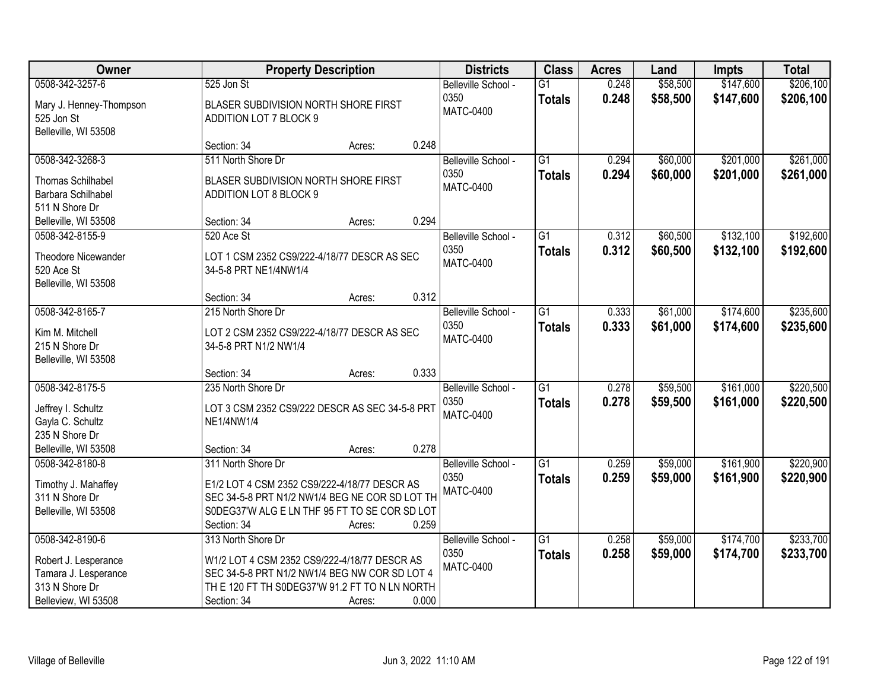| Owner | Property Description | Districts | Class | Acres | Land | Impts | Total |
|---|---|---|---|---|---|---|---|
| 0508-342-3257-6<br>Mary J. Henney-Thompson<br>525 Jon St<br>Belleville, WI 53508 | 525 Jon St<br>BLASER SUBDIVISION NORTH SHORE FIRST ADDITION LOT 7 BLOCK 9<br>Section: 34 Acres: 0.248 | Belleville School - 0350<br>MATC-0400 | G1<br>**Totals** | 0.248<br>**0.248** | $58,500<br>**$58,500** | $147,600<br>**$147,600** | $206,100<br>**$206,100** |
| 0508-342-3268-3<br>Thomas Schilhabel<br>Barbara Schilhabel<br>511 N Shore Dr<br>Belleville, WI 53508 | 511 North Shore Dr<br>BLASER SUBDIVISION NORTH SHORE FIRST ADDITION LOT 8 BLOCK 9<br>Section: 34 Acres: 0.294 | Belleville School - 0350<br>MATC-0400 | G1<br>**Totals** | 0.294<br>**0.294** | $60,000<br>**$60,000** | $201,000<br>**$201,000** | $261,000<br>**$261,000** |
| 0508-342-8155-9<br>Theodore Nicewander<br>520 Ace St<br>Belleville, WI 53508 | 520 Ace St<br>LOT 1 CSM 2352 CS9/222-4/18/77 DESCR AS SEC 34-5-8 PRT NE1/4NW1/4<br>Section: 34 Acres: 0.312 | Belleville School - 0350<br>MATC-0400 | G1<br>**Totals** | 0.312<br>**0.312** | $60,500<br>**$60,500** | $132,100<br>**$132,100** | $192,600<br>**$192,600** |
| 0508-342-8165-7<br>Kim M. Mitchell<br>215 N Shore Dr<br>Belleville, WI 53508 | 215 North Shore Dr<br>LOT 2 CSM 2352 CS9/222-4/18/77 DESCR AS SEC 34-5-8 PRT N1/2 NW1/4<br>Section: 34 Acres: 0.333 | Belleville School - 0350<br>MATC-0400 | G1<br>**Totals** | 0.333<br>**0.333** | $61,000<br>**$61,000** | $174,600<br>**$174,600** | $235,600<br>**$235,600** |
| 0508-342-8175-5<br>Jeffrey I. Schultz<br>Gayla C. Schultz<br>235 N Shore Dr<br>Belleville, WI 53508 | 235 North Shore Dr<br>LOT 3 CSM 2352 CS9/222 DESCR AS SEC 34-5-8 PRT NE1/4NW1/4<br>Section: 34 Acres: 0.278 | Belleville School - 0350<br>MATC-0400 | G1<br>**Totals** | 0.278<br>**0.278** | $59,500<br>**$59,500** | $161,000<br>**$161,000** | $220,500<br>**$220,500** |
| 0508-342-8180-8<br>Timothy J. Mahaffey<br>311 N Shore Dr<br>Belleville, WI 53508 | 311 North Shore Dr<br>E1/2 LOT 4 CSM 2352 CS9/222-4/18/77 DESCR AS SEC 34-5-8 PRT N1/2 NW1/4 BEG NE COR SD LOT TH S0DEG37'W ALG E LN THF 95 FT TO SE COR SD LOT<br>Section: 34 Acres: 0.259 | Belleville School - 0350<br>MATC-0400 | G1<br>**Totals** | 0.259<br>**0.259** | $59,000<br>**$59,000** | $161,900<br>**$161,900** | $220,900<br>**$220,900** |
| 0508-342-8190-6<br>Robert J. Lesperance<br>Tamara J. Lesperance<br>313 N Shore Dr<br>Belleview, WI 53508 | 313 North Shore Dr<br>W1/2 LOT 4 CSM 2352 CS9/222-4/18/77 DESCR AS SEC 34-5-8 PRT N1/2 NW1/4 BEG NW COR SD LOT 4 TH E 120 FT TH S0DEG37'W 91.2 FT TO N LN NORTH<br>Section: 34 Acres: 0.000 | Belleville School - 0350<br>MATC-0400 | G1<br>**Totals** | 0.258<br>**0.258** | $59,000<br>**$59,000** | $174,700<br>**$174,700** | $233,700<br>**$233,700** |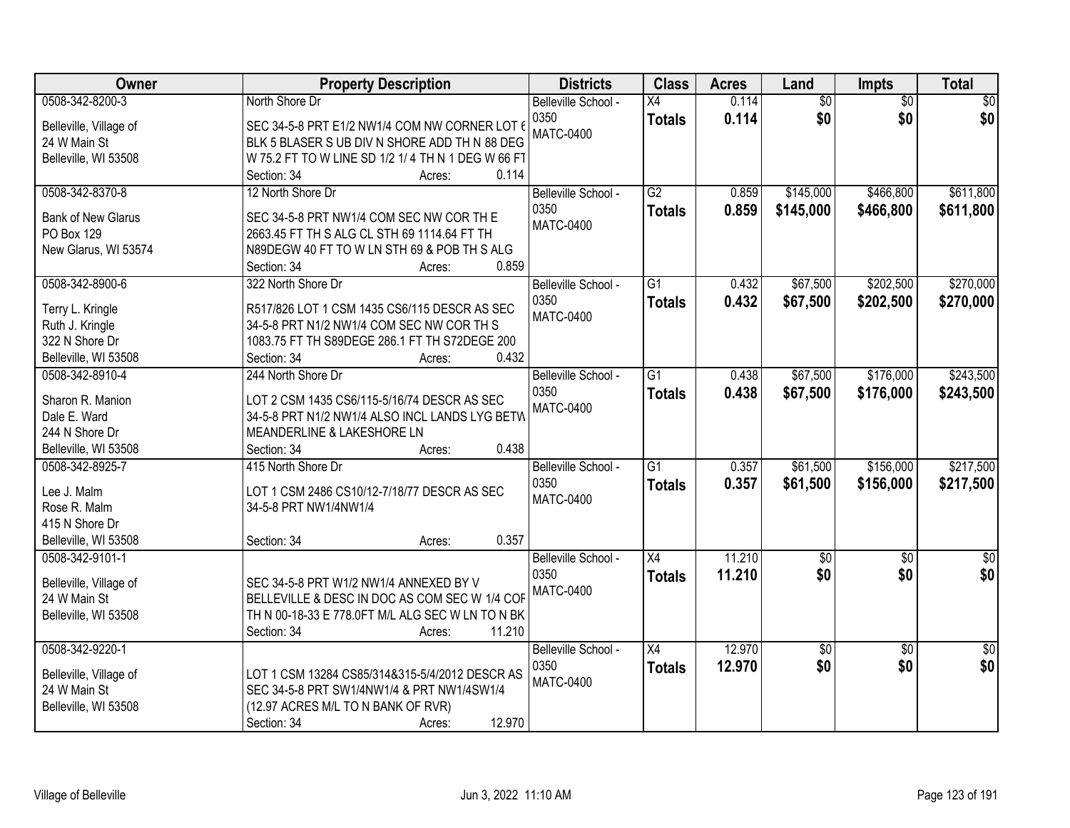| Owner | Property Description | Districts | Class | Acres | Land | Impts | Total |
|---|---|---|---|---|---|---|---|
| 0508-342-8200-3<br>Belleville, Village of<br>24 W Main St<br>Belleville, WI 53508 | North Shore Dr<br>SEC 34-5-8 PRT E1/2 NW1/4 COM NW CORNER LOT 6 BLK 5 BLASER S UB DIV N SHORE ADD TH N 88 DEG W 75.2 FT TO W LINE SD 1/2 1/ 4 TH N 1 DEG W 66 FT<br>Section: 34 Acres: 0.114 | Belleville School - 0350<br>MATC-0400 | X4<br>**Totals** | 0.114<br>**0.114** | $0<br>**$0** | $0<br>**$0** | $0<br>**$0** |
| 0508-342-8370-8<br>Bank of New Glarus<br>PO Box 129<br>New Glarus, WI 53574 | 12 North Shore Dr<br>SEC 34-5-8 PRT NW1/4 COM SEC NW COR TH E 2663.45 FT TH S ALG CL STH 69 1114.64 FT TH N89DEGW 40 FT TO W LN STH 69 & POB TH S ALG<br>Section: 34 Acres: 0.859 | Belleville School - 0350<br>MATC-0400 | G2<br>**Totals** | 0.859<br>**0.859** | $145,000<br>**$145,000** | $466,800<br>**$466,800** | $611,800<br>**$611,800** |
| 0508-342-8900-6<br>Terry L. Kringle<br>Ruth J. Kringle<br>322 N Shore Dr<br>Belleville, WI 53508 | 322 North Shore Dr<br>R517/826 LOT 1 CSM 1435 CS6/115 DESCR AS SEC 34-5-8 PRT N1/2 NW1/4 COM SEC NW COR TH S 1083.75 FT TH S89DEGE 286.1 FT TH S72DEGE 200<br>Section: 34 Acres: 0.432 | Belleville School - 0350<br>MATC-0400 | G1<br>**Totals** | 0.432<br>**0.432** | $67,500<br>**$67,500** | $202,500<br>**$202,500** | $270,000<br>**$270,000** |
| 0508-342-8910-4<br>Sharon R. Manion<br>Dale E. Ward<br>244 N Shore Dr<br>Belleville, WI 53508 | 244 North Shore Dr<br>LOT 2 CSM 1435 CS6/115-5/16/74 DESCR AS SEC 34-5-8 PRT N1/2 NW1/4 ALSO INCL LANDS LYG BETW MEANDERLINE & LAKESHORE LN<br>Section: 34 Acres: 0.438 | Belleville School - 0350<br>MATC-0400 | G1<br>**Totals** | 0.438<br>**0.438** | $67,500<br>**$67,500** | $176,000<br>**$176,000** | $243,500<br>**$243,500** |
| 0508-342-8925-7<br>Lee J. Malm<br>Rose R. Malm<br>415 N Shore Dr<br>Belleville, WI 53508 | 415 North Shore Dr<br>LOT 1 CSM 2486 CS10/12-7/18/77 DESCR AS SEC 34-5-8 PRT NW1/4NW1/4<br>Section: 34 Acres: 0.357 | Belleville School - 0350<br>MATC-0400 | G1<br>**Totals** | 0.357<br>**0.357** | $61,500<br>**$61,500** | $156,000<br>**$156,000** | $217,500<br>**$217,500** |
| 0508-342-9101-1<br>Belleville, Village of<br>24 W Main St<br>Belleville, WI 53508 | SEC 34-5-8 PRT W1/2 NW1/4 ANNEXED BY V BELLEVILLE & DESC IN DOC AS COM SEC W 1/4 COR TH N 00-18-33 E 778.0FT M/L ALG SEC W LN TO N BK<br>Section: 34 Acres: 11.210 | Belleville School - 0350<br>MATC-0400 | X4<br>**Totals** | 11.210<br>**11.210** | $0<br>**$0** | $0<br>**$0** | $0<br>**$0** |
| 0508-342-9220-1<br>Belleville, Village of<br>24 W Main St<br>Belleville, WI 53508 | LOT 1 CSM 13284 CS85/314&315-5/4/2012 DESCR AS SEC 34-5-8 PRT SW1/4NW1/4 & PRT NW1/4SW1/4 (12.97 ACRES M/L TO N BANK OF RVR)<br>Section: 34 Acres: 12.970 | Belleville School - 0350<br>MATC-0400 | X4<br>**Totals** | 12.970<br>**12.970** | $0<br>**$0** | $0<br>**$0** | $0<br>**$0** |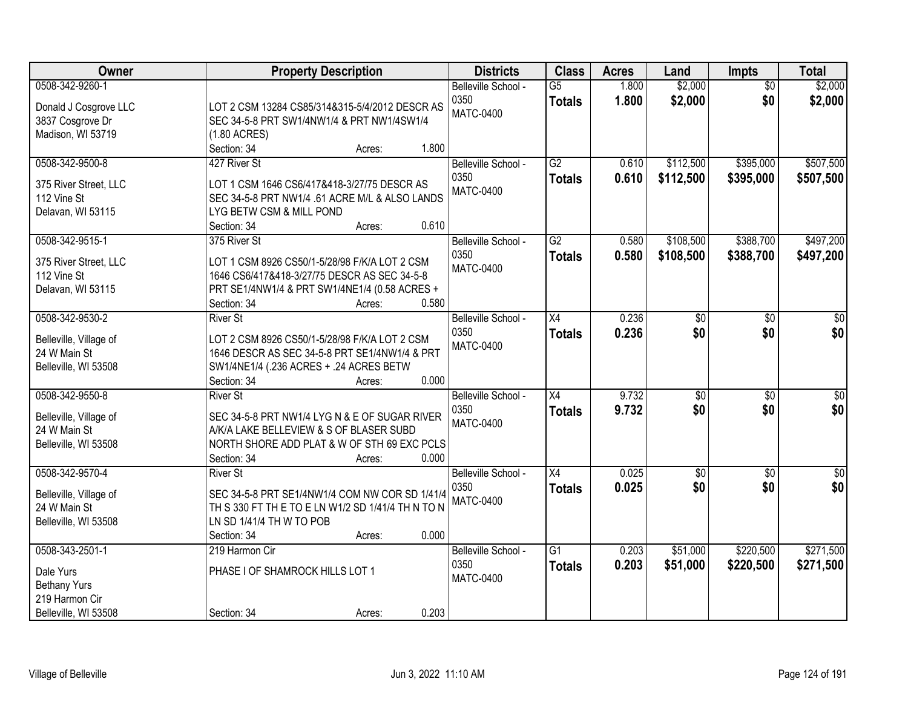| Owner | Property Description | Districts | Class | Acres | Land | Impts | Total |
|---|---|---|---|---|---|---|---|
| 0508-342-9260-1<br><br>Donald J Cosgrove LLC<br>3837 Cosgrove Dr<br>Madison, WI 53719 | LOT 2 CSM 13284 CS85/314&315-5/4/2012 DESCR AS SEC 34-5-8 PRT SW1/4NW1/4 & PRT NW1/4SW1/4 (1.80 ACRES)<br>Section: 34 Acres: 1.800 | Belleville School - 0350<br>MATC-0400 | G5<br>**Totals** | 1.800<br>**1.800** | $2,000<br>**$2,000** | $0<br>**$0** | $2,000<br>**$2,000** |
| 0508-342-9500-8<br><br>375 River Street, LLC<br>112 Vine St<br>Delavan, WI 53115 | 427 River St<br>LOT 1 CSM 1646 CS6/417&418-3/27/75 DESCR AS SEC 34-5-8 PRT NW1/4 .61 ACRE M/L & ALSO LANDS LYG BETW CSM & MILL POND<br>Section: 34 Acres: 0.610 | Belleville School - 0350<br>MATC-0400 | G2<br>**Totals** | 0.610<br>**0.610** | $112,500<br>**$112,500** | $395,000<br>**$395,000** | $507,500<br>**$507,500** |
| 0508-342-9515-1<br><br>375 River Street, LLC<br>112 Vine St<br>Delavan, WI 53115 | 375 River St<br>LOT 1 CSM 8926 CS50/1-5/28/98 F/K/A LOT 2 CSM 1646 CS6/417&418-3/27/75 DESCR AS SEC 34-5-8 PRT SE1/4NW1/4 & PRT SW1/4NE1/4 (0.58 ACRES +<br>Section: 34 Acres: 0.580 | Belleville School - 0350<br>MATC-0400 | G2<br>**Totals** | 0.580<br>**0.580** | $108,500<br>**$108,500** | $388,700<br>**$388,700** | $497,200<br>**$497,200** |
| 0508-342-9530-2<br><br>Belleville, Village of<br>24 W Main St<br>Belleville, WI 53508 | River St<br>LOT 2 CSM 8926 CS50/1-5/28/98 F/K/A LOT 2 CSM 1646 DESCR AS SEC 34-5-8 PRT SE1/4NW1/4 & PRT SW1/4NE1/4 (.236 ACRES + .24 ACRES BETW<br>Section: 34 Acres: 0.000 | Belleville School - 0350<br>MATC-0400 | X4<br>**Totals** | 0.236<br>**0.236** | $0<br>**$0** | $0<br>**$0** | $0<br>**$0** |
| 0508-342-9550-8<br><br>Belleville, Village of<br>24 W Main St<br>Belleville, WI 53508 | River St<br>SEC 34-5-8 PRT NW1/4 LYG N & E OF SUGAR RIVER A/K/A LAKE BELLEVIEW & S OF BLASER SUBD NORTH SHORE ADD PLAT & W OF STH 69 EXC PCLS<br>Section: 34 Acres: 0.000 | Belleville School - 0350<br>MATC-0400 | X4<br>**Totals** | 9.732<br>**9.732** | $0<br>**$0** | $0<br>**$0** | $0<br>**$0** |
| 0508-342-9570-4<br><br>Belleville, Village of<br>24 W Main St<br>Belleville, WI 53508 | River St<br>SEC 34-5-8 PRT SE1/4NW1/4 COM NW COR SD 1/41/4 TH S 330 FT TH E TO E LN W1/2 SD 1/41/4 TH N TO N LN SD 1/41/4 TH W TO POB<br>Section: 34 Acres: 0.000 | Belleville School - 0350<br>MATC-0400 | X4<br>**Totals** | 0.025<br>**0.025** | $0<br>**$0** | $0<br>**$0** | $0<br>**$0** |
| 0508-343-2501-1<br><br>Dale Yurs<br>Bethany Yurs<br>219 Harmon Cir<br>Belleville, WI 53508 | 219 Harmon Cir<br>PHASE I OF SHAMROCK HILLS LOT 1<br>Section: 34 Acres: 0.203 | Belleville School - 0350<br>MATC-0400 | G1<br>**Totals** | 0.203<br>**0.203** | $51,000<br>**$51,000** | $220,500<br>**$220,500** | $271,500<br>**$271,500** |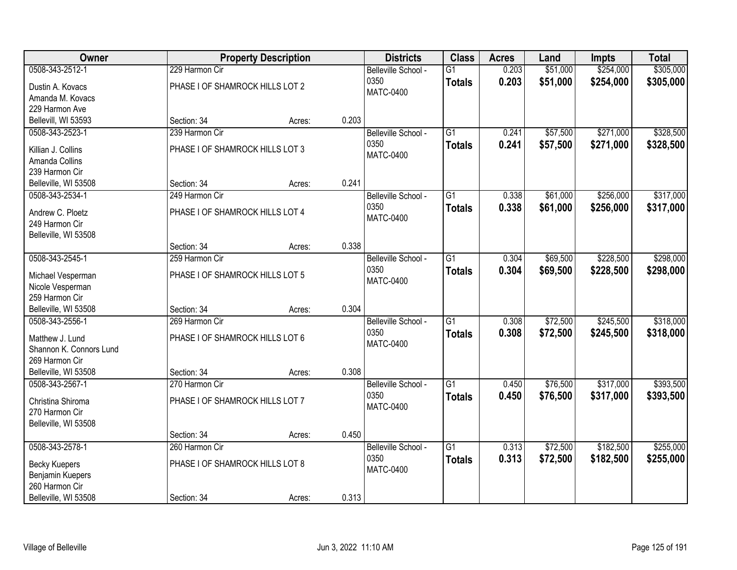| Owner | Property Description | | | Districts | Class | Acres | Land | Impts | Total |
|---|---|---|---|---|---|---|---|---|---|
| 0508-343-2512-1 | 229 Harmon Cir | | | Belleville School - 0350 | G1 | 0.203 | $51,000 | $254,000 | $305,000 |
| Dustin A. Kovacs<br>Amanda M. Kovacs<br>229 Harmon Ave<br>Bellevill, WI 53593 | PHASE I OF SHAMROCK HILLS LOT 2 | | | MATC-0400 | **Totals** | **0.203** | **$51,000** | **$254,000** | **$305,000** |
| | Section: 34 | Acres: | 0.203 | | | | | | |
| 0508-343-2523-1 | 239 Harmon Cir | | | Belleville School - 0350 | G1 | 0.241 | $57,500 | $271,000 | $328,500 |
| Killian J. Collins<br>Amanda Collins<br>239 Harmon Cir<br>Belleville, WI 53508 | PHASE I OF SHAMROCK HILLS LOT 3 | | | MATC-0400 | **Totals** | **0.241** | **$57,500** | **$271,000** | **$328,500** |
| | Section: 34 | Acres: | 0.241 | | | | | | |
| 0508-343-2534-1 | 249 Harmon Cir | | | Belleville School - 0350 | G1 | 0.338 | $61,000 | $256,000 | $317,000 |
| Andrew C. Ploetz<br>249 Harmon Cir<br>Belleville, WI 53508 | PHASE I OF SHAMROCK HILLS LOT 4 | | | MATC-0400 | **Totals** | **0.338** | **$61,000** | **$256,000** | **$317,000** |
| | Section: 34 | Acres: | 0.338 | | | | | | |
| 0508-343-2545-1 | 259 Harmon Cir | | | Belleville School - 0350 | G1 | 0.304 | $69,500 | $228,500 | $298,000 |
| Michael Vesperman<br>Nicole Vesperman<br>259 Harmon Cir<br>Belleville, WI 53508 | PHASE I OF SHAMROCK HILLS LOT 5 | | | MATC-0400 | **Totals** | **0.304** | **$69,500** | **$228,500** | **$298,000** |
| | Section: 34 | Acres: | 0.304 | | | | | | |
| 0508-343-2556-1 | 269 Harmon Cir | | | Belleville School - 0350 | G1 | 0.308 | $72,500 | $245,500 | $318,000 |
| Matthew J. Lund<br>Shannon K. Connors Lund<br>269 Harmon Cir<br>Belleville, WI 53508 | PHASE I OF SHAMROCK HILLS LOT 6 | | | MATC-0400 | **Totals** | **0.308** | **$72,500** | **$245,500** | **$318,000** |
| | Section: 34 | Acres: | 0.308 | | | | | | |
| 0508-343-2567-1 | 270 Harmon Cir | | | Belleville School - 0350 | G1 | 0.450 | $76,500 | $317,000 | $393,500 |
| Christina Shiroma<br>270 Harmon Cir<br>Belleville, WI 53508 | PHASE I OF SHAMROCK HILLS LOT 7 | | | MATC-0400 | **Totals** | **0.450** | **$76,500** | **$317,000** | **$393,500** |
| | Section: 34 | Acres: | 0.450 | | | | | | |
| 0508-343-2578-1 | 260 Harmon Cir | | | Belleville School - 0350 | G1 | 0.313 | $72,500 | $182,500 | $255,000 |
| Becky Kuepers<br>Benjamin Kuepers<br>260 Harmon Cir<br>Belleville, WI 53508 | PHASE I OF SHAMROCK HILLS LOT 8 | | | MATC-0400 | **Totals** | **0.313** | **$72,500** | **$182,500** | **$255,000** |
| | Section: 34 | Acres: | 0.313 | | | | | | |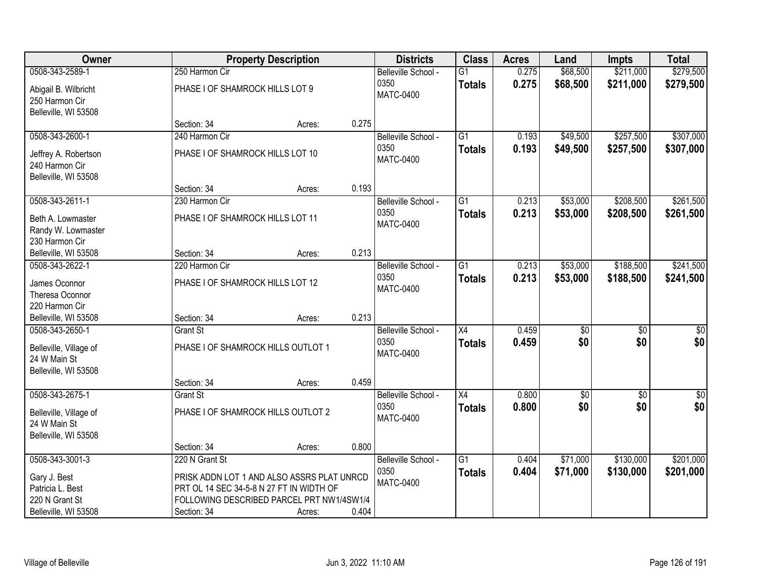| Owner | Property Description | | | Districts | Class | Acres | Land | Impts | Total |
|---|---|---|---|---|---|---|---|---|---|
| 0508-343-2589-1<br>Abigail B. Wilbricht<br>250 Harmon Cir<br>Belleville, WI 53508 | 250 Harmon Cir<br>PHASE I OF SHAMROCK HILLS LOT 9<br>Section: 34 | Acres: | 0.275 | Belleville School - 0350<br>MATC-0400 | G1<br>**Totals** | 0.275<br>**0.275** | $68,500<br>**$68,500** | $211,000<br>**$211,000** | $279,500<br>**$279,500** |
| 0508-343-2600-1<br>Jeffrey A. Robertson<br>240 Harmon Cir<br>Belleville, WI 53508 | 240 Harmon Cir<br>PHASE I OF SHAMROCK HILLS LOT 10<br>Section: 34 | Acres: | 0.193 | Belleville School - 0350<br>MATC-0400 | G1<br>**Totals** | 0.193<br>**0.193** | $49,500<br>**$49,500** | $257,500<br>**$257,500** | $307,000<br>**$307,000** |
| 0508-343-2611-1<br>Beth A. Lowmaster<br>Randy W. Lowmaster<br>230 Harmon Cir<br>Belleville, WI 53508 | 230 Harmon Cir<br>PHASE I OF SHAMROCK HILLS LOT 11<br>Section: 34 | Acres: | 0.213 | Belleville School - 0350<br>MATC-0400 | G1<br>**Totals** | 0.213<br>**0.213** | $53,000<br>**$53,000** | $208,500<br>**$208,500** | $261,500<br>**$261,500** |
| 0508-343-2622-1<br>James Oconnor<br>Theresa Oconnor<br>220 Harmon Cir<br>Belleville, WI 53508 | 220 Harmon Cir<br>PHASE I OF SHAMROCK HILLS LOT 12<br>Section: 34 | Acres: | 0.213 | Belleville School - 0350<br>MATC-0400 | G1<br>**Totals** | 0.213<br>**0.213** | $53,000<br>**$53,000** | $188,500<br>**$188,500** | $241,500<br>**$241,500** |
| 0508-343-2650-1<br>Belleville, Village of<br>24 W Main St<br>Belleville, WI 53508 | Grant St<br>PHASE I OF SHAMROCK HILLS OUTLOT 1<br>Section: 34 | Acres: | 0.459 | Belleville School - 0350<br>MATC-0400 | X4<br>**Totals** | 0.459<br>**0.459** | $0<br>**$0** | $0<br>**$0** | $0<br>**$0** |
| 0508-343-2675-1<br>Belleville, Village of<br>24 W Main St<br>Belleville, WI 53508 | Grant St<br>PHASE I OF SHAMROCK HILLS OUTLOT 2<br>Section: 34 | Acres: | 0.800 | Belleville School - 0350<br>MATC-0400 | X4<br>**Totals** | 0.800<br>**0.800** | $0<br>**$0** | $0<br>**$0** | $0<br>**$0** |
| 0508-343-3001-3<br>Gary J. Best<br>Patricia L. Best<br>220 N Grant St<br>Belleville, WI 53508 | 220 N Grant St<br>PRISK ADDN LOT 1 AND ALSO ASSRS PLAT UNRCD PRT OL 14 SEC 34-5-8 N 27 FT IN WIDTH OF FOLLOWING DESCRIBED PARCEL PRT NW1/4SW1/4<br>Section: 34 | Acres: | 0.404 | Belleville School - 0350<br>MATC-0400 | G1<br>**Totals** | 0.404<br>**0.404** | $71,000<br>**$71,000** | $130,000<br>**$130,000** | $201,000<br>**$201,000** |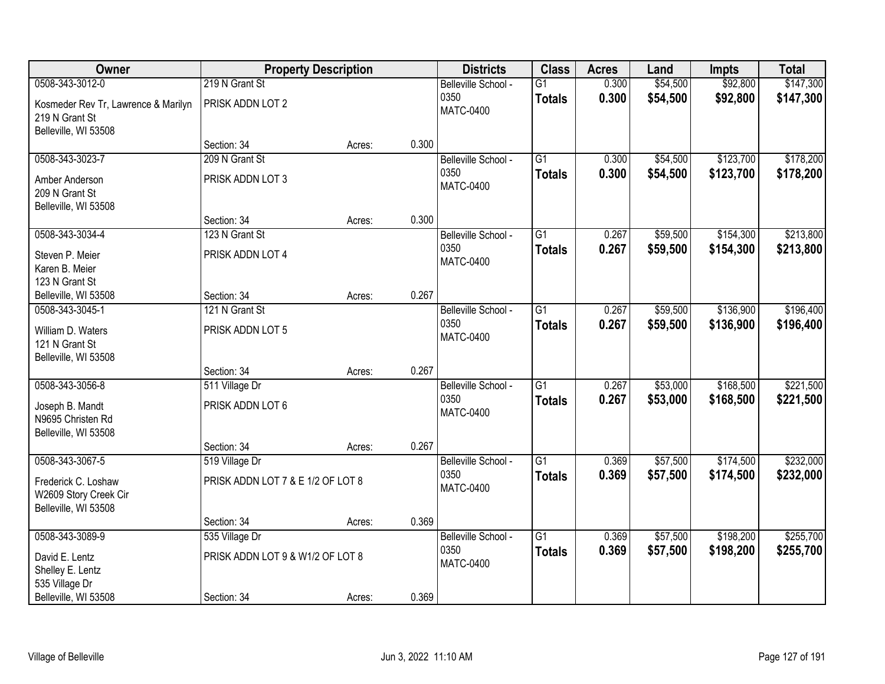| Owner | Property Description | | | Districts | Class | Acres | Land | Impts | Total |
|---|---|---|---|---|---|---|---|---|---|
| 0508-343-3012-0<br>Kosmeder Rev Tr, Lawrence & Marilyn<br>219 N Grant St<br>Belleville, WI 53508 | 219 N Grant St<br>PRISK ADDN LOT 2<br><br>Section: 34 | Acres: | 0.300 | Belleville School - 0350<br>MATC-0400 | G1<br>**Totals** | 0.300<br>**0.300** | $54,500<br>**$54,500** | $92,800<br>**$92,800** | $147,300<br>**$147,300** |
| 0508-343-3023-7<br>Amber Anderson<br>209 N Grant St<br>Belleville, WI 53508 | 209 N Grant St<br>PRISK ADDN LOT 3<br><br>Section: 34 | Acres: | 0.300 | Belleville School - 0350<br>MATC-0400 | G1<br>**Totals** | 0.300<br>**0.300** | $54,500<br>**$54,500** | $123,700<br>**$123,700** | $178,200<br>**$178,200** |
| 0508-343-3034-4<br>Steven P. Meier<br>Karen B. Meier<br>123 N Grant St<br>Belleville, WI 53508 | 123 N Grant St<br>PRISK ADDN LOT 4<br><br>Section: 34 | Acres: | 0.267 | Belleville School - 0350<br>MATC-0400 | G1<br>**Totals** | 0.267<br>**0.267** | $59,500<br>**$59,500** | $154,300<br>**$154,300** | $213,800<br>**$213,800** |
| 0508-343-3045-1<br>William D. Waters<br>121 N Grant St<br>Belleville, WI 53508 | 121 N Grant St<br>PRISK ADDN LOT 5<br><br>Section: 34 | Acres: | 0.267 | Belleville School - 0350<br>MATC-0400 | G1<br>**Totals** | 0.267<br>**0.267** | $59,500<br>**$59,500** | $136,900<br>**$136,900** | $196,400<br>**$196,400** |
| 0508-343-3056-8<br>Joseph B. Mandt<br>N9695 Christen Rd<br>Belleville, WI 53508 | 511 Village Dr<br>PRISK ADDN LOT 6<br><br>Section: 34 | Acres: | 0.267 | Belleville School - 0350<br>MATC-0400 | G1<br>**Totals** | 0.267<br>**0.267** | $53,000<br>**$53,000** | $168,500<br>**$168,500** | $221,500<br>**$221,500** |
| 0508-343-3067-5<br>Frederick C. Loshaw<br>W2609 Story Creek Cir<br>Belleville, WI 53508 | 519 Village Dr<br>PRISK ADDN LOT 7 & E 1/2 OF LOT 8<br><br>Section: 34 | Acres: | 0.369 | Belleville School - 0350<br>MATC-0400 | G1<br>**Totals** | 0.369<br>**0.369** | $57,500<br>**$57,500** | $174,500<br>**$174,500** | $232,000<br>**$232,000** |
| 0508-343-3089-9<br>David E. Lentz<br>Shelley E. Lentz<br>535 Village Dr<br>Belleville, WI 53508 | 535 Village Dr<br>PRISK ADDN LOT 9 & W1/2 OF LOT 8<br><br>Section: 34 | Acres: | 0.369 | Belleville School - 0350<br>MATC-0400 | G1<br>**Totals** | 0.369<br>**0.369** | $57,500<br>**$57,500** | $198,200<br>**$198,200** | $255,700<br>**$255,700** |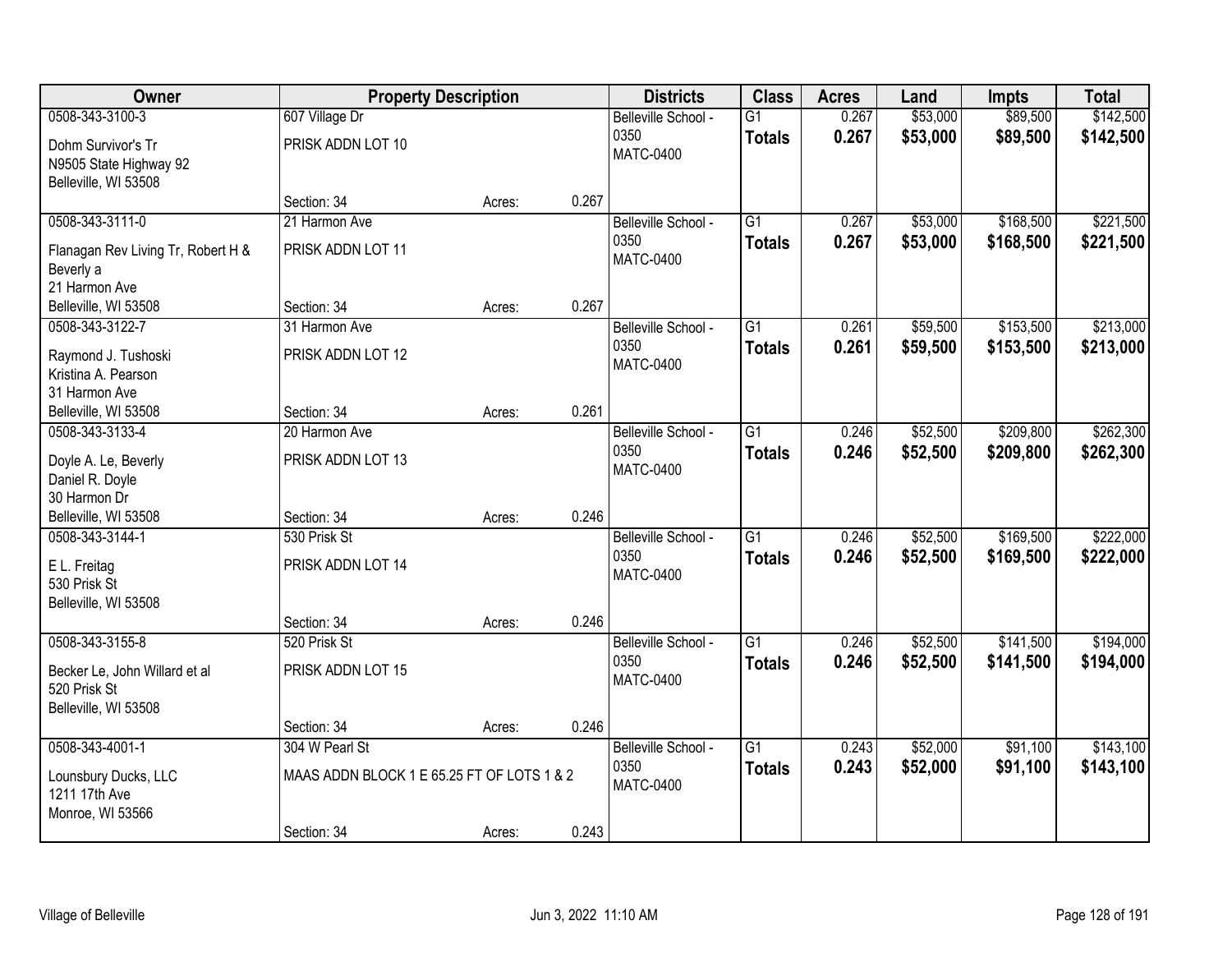| Owner | Property Description | | | Districts | Class | Acres | Land | Impts | Total |
|---|---|---|---|---|---|---|---|---|---|
| 0508-343-3100-3<br>Dohm Survivor's Tr<br>N9505 State Highway 92<br>Belleville, WI 53508 | 607 Village Dr<br>PRISK ADDN LOT 10<br>Section: 34 | Acres: | 0.267 | Belleville School - 0350<br>MATC-0400 | G1<br>**Totals** | 0.267<br>**0.267** | $53,000<br>**$53,000** | $89,500<br>**$89,500** | $142,500<br>**$142,500** |
| 0508-343-3111-0<br>Flanagan Rev Living Tr, Robert H & Beverly a<br>21 Harmon Ave<br>Belleville, WI 53508 | 21 Harmon Ave<br>PRISK ADDN LOT 11<br>Section: 34 | Acres: | 0.267 | Belleville School - 0350<br>MATC-0400 | G1<br>**Totals** | 0.267<br>**0.267** | $53,000<br>**$53,000** | $168,500<br>**$168,500** | $221,500<br>**$221,500** |
| 0508-343-3122-7<br>Raymond J. Tushoski<br>Kristina A. Pearson<br>31 Harmon Ave<br>Belleville, WI 53508 | 31 Harmon Ave<br>PRISK ADDN LOT 12<br>Section: 34 | Acres: | 0.261 | Belleville School - 0350<br>MATC-0400 | G1<br>**Totals** | 0.261<br>**0.261** | $59,500<br>**$59,500** | $153,500<br>**$153,500** | $213,000<br>**$213,000** |
| 0508-343-3133-4<br>Doyle A. Le, Beverly<br>Daniel R. Doyle<br>30 Harmon Dr<br>Belleville, WI 53508 | 20 Harmon Ave<br>PRISK ADDN LOT 13<br>Section: 34 | Acres: | 0.246 | Belleville School - 0350<br>MATC-0400 | G1<br>**Totals** | 0.246<br>**0.246** | $52,500<br>**$52,500** | $209,800<br>**$209,800** | $262,300<br>**$262,300** |
| 0508-343-3144-1<br>E L. Freitag<br>530 Prisk St<br>Belleville, WI 53508 | 530 Prisk St<br>PRISK ADDN LOT 14<br>Section: 34 | Acres: | 0.246 | Belleville School - 0350<br>MATC-0400 | G1<br>**Totals** | 0.246<br>**0.246** | $52,500<br>**$52,500** | $169,500<br>**$169,500** | $222,000<br>**$222,000** |
| 0508-343-3155-8<br>Becker Le, John Willard et al<br>520 Prisk St<br>Belleville, WI 53508 | 520 Prisk St<br>PRISK ADDN LOT 15<br>Section: 34 | Acres: | 0.246 | Belleville School - 0350<br>MATC-0400 | G1<br>**Totals** | 0.246<br>**0.246** | $52,500<br>**$52,500** | $141,500<br>**$141,500** | $194,000<br>**$194,000** |
| 0508-343-4001-1<br>Lounsbury Ducks, LLC<br>1211 17th Ave<br>Monroe, WI 53566 | 304 W Pearl St<br>MAAS ADDN BLOCK 1 E 65.25 FT OF LOTS 1 & 2<br>Section: 34 | Acres: | 0.243 | Belleville School - 0350<br>MATC-0400 | G1<br>**Totals** | 0.243<br>**0.243** | $52,000<br>**$52,000** | $91,100<br>**$91,100** | $143,100<br>**$143,100** |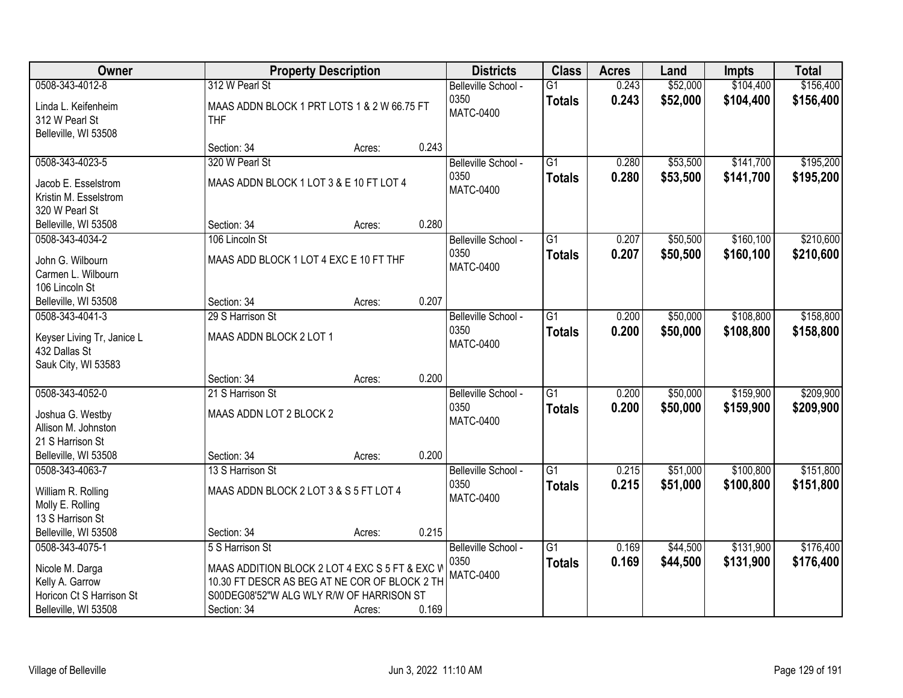| Owner | Property Description | Districts | Class | Acres | Land | Impts | Total |
|---|---|---|---|---|---|---|---|
| 0508-343-4012-8<br>Linda L. Keifenheim<br>312 W Pearl St<br>Belleville, WI 53508 | 312 W Pearl St<br>MAAS ADDN BLOCK 1 PRT LOTS 1 & 2 W 66.75 FT THF<br>Section: 34 Acres: 0.243 | Belleville School - 0350<br>MATC-0400 | G1<br>**Totals** | 0.243<br>**0.243** | $52,000<br>**$52,000** | $104,400<br>**$104,400** | $156,400<br>**$156,400** |
| 0508-343-4023-5<br>Jacob E. Esselstrom<br>Kristin M. Esselstrom<br>320 W Pearl St<br>Belleville, WI 53508 | 320 W Pearl St<br>MAAS ADDN BLOCK 1 LOT 3 & E 10 FT LOT 4<br>Section: 34 Acres: 0.280 | Belleville School - 0350<br>MATC-0400 | G1<br>**Totals** | 0.280<br>**0.280** | $53,500<br>**$53,500** | $141,700<br>**$141,700** | $195,200<br>**$195,200** |
| 0508-343-4034-2<br>John G. Wilbourn<br>Carmen L. Wilbourn<br>106 Lincoln St<br>Belleville, WI 53508 | 106 Lincoln St<br>MAAS ADD BLOCK 1 LOT 4 EXC E 10 FT THF<br>Section: 34 Acres: 0.207 | Belleville School - 0350<br>MATC-0400 | G1<br>**Totals** | 0.207<br>**0.207** | $50,500<br>**$50,500** | $160,100<br>**$160,100** | $210,600<br>**$210,600** |
| 0508-343-4041-3<br>Keyser Living Tr, Janice L<br>432 Dallas St<br>Sauk City, WI 53583 | 29 S Harrison St<br>MAAS ADDN BLOCK 2 LOT 1<br>Section: 34 Acres: 0.200 | Belleville School - 0350<br>MATC-0400 | G1<br>**Totals** | 0.200<br>**0.200** | $50,000<br>**$50,000** | $108,800<br>**$108,800** | $158,800<br>**$158,800** |
| 0508-343-4052-0<br>Joshua G. Westby<br>Allison M. Johnston<br>21 S Harrison St<br>Belleville, WI 53508 | 21 S Harrison St<br>MAAS ADDN LOT 2 BLOCK 2<br>Section: 34 Acres: 0.200 | Belleville School - 0350<br>MATC-0400 | G1<br>**Totals** | 0.200<br>**0.200** | $50,000<br>**$50,000** | $159,900<br>**$159,900** | $209,900<br>**$209,900** |
| 0508-343-4063-7<br>William R. Rolling<br>Molly E. Rolling<br>13 S Harrison St<br>Belleville, WI 53508 | 13 S Harrison St<br>MAAS ADDN BLOCK 2 LOT 3 & S 5 FT LOT 4<br>Section: 34 Acres: 0.215 | Belleville School - 0350<br>MATC-0400 | G1<br>**Totals** | 0.215<br>**0.215** | $51,000<br>**$51,000** | $100,800<br>**$100,800** | $151,800<br>**$151,800** |
| 0508-343-4075-1<br>Nicole M. Darga<br>Kelly A. Garrow<br>Horicon Ct S Harrison St<br>Belleville, WI 53508 | 5 S Harrison St<br>MAAS ADDITION BLOCK 2 LOT 4 EXC S 5 FT & EXC W 10.30 FT DESCR AS BEG AT NE COR OF BLOCK 2 TH S00DEG08'52"W ALG WLY R/W OF HARRISON ST<br>Section: 34 Acres: 0.169 | Belleville School - 0350<br>MATC-0400 | G1<br>**Totals** | 0.169<br>**0.169** | $44,500<br>**$44,500** | $131,900<br>**$131,900** | $176,400<br>**$176,400** |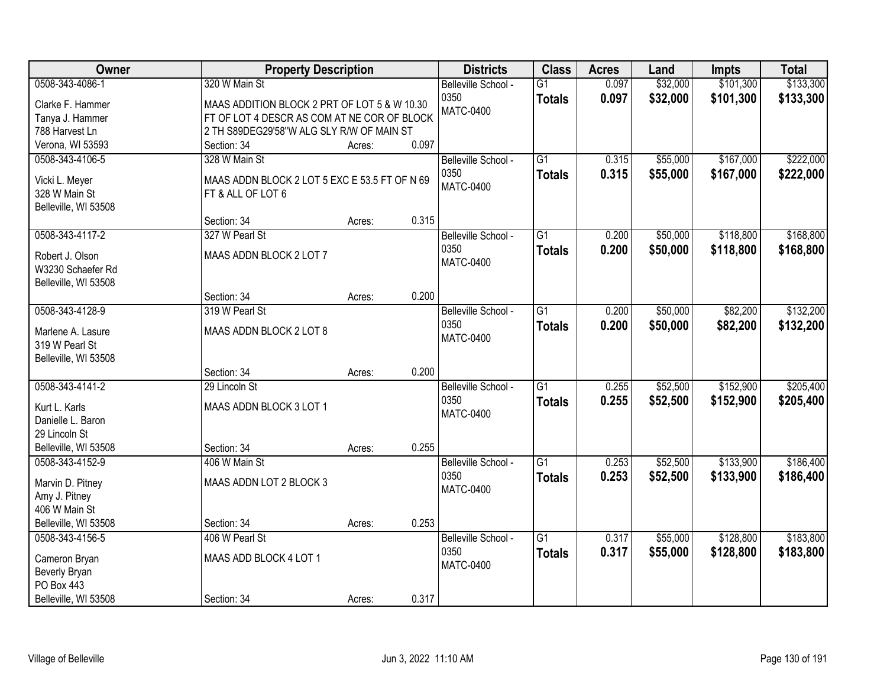| Owner | Property Description | | | Districts | Class | Acres | Land | Impts | Total |
|---|---|---|---|---|---|---|---|---|---|
| 0508-343-4086-1<br>Clarke F. Hammer<br>Tanya J. Hammer<br>788 Harvest Ln<br>Verona, WI 53593 | 320 W Main St<br>MAAS ADDITION BLOCK 2 PRT OF LOT 5 & W 10.30 FT OF LOT 4 DESCR AS COM AT NE COR OF BLOCK 2 TH S89DEG29'58"W ALG SLY R/W OF MAIN ST<br>Section: 34 | Acres: | 0.097 | Belleville School - 0350<br>MATC-0400 | G1<br>**Totals** | 0.097<br>**0.097** | $32,000<br>**$32,000** | $101,300<br>**$101,300** | $133,300<br>**$133,300** |
| 0508-343-4106-5<br>Vicki L. Meyer<br>328 W Main St<br>Belleville, WI 53508 | 328 W Main St<br>MAAS ADDN BLOCK 2 LOT 5 EXC E 53.5 FT OF N 69 FT & ALL OF LOT 6<br>Section: 34 | Acres: | 0.315 | Belleville School - 0350<br>MATC-0400 | G1<br>**Totals** | 0.315<br>**0.315** | $55,000<br>**$55,000** | $167,000<br>**$167,000** | $222,000<br>**$222,000** |
| 0508-343-4117-2<br>Robert J. Olson<br>W3230 Schaefer Rd<br>Belleville, WI 53508 | 327 W Pearl St<br>MAAS ADDN BLOCK 2 LOT 7<br>Section: 34 | Acres: | 0.200 | Belleville School - 0350<br>MATC-0400 | G1<br>**Totals** | 0.200<br>**0.200** | $50,000<br>**$50,000** | $118,800<br>**$118,800** | $168,800<br>**$168,800** |
| 0508-343-4128-9<br>Marlene A. Lasure<br>319 W Pearl St<br>Belleville, WI 53508 | 319 W Pearl St<br>MAAS ADDN BLOCK 2 LOT 8<br>Section: 34 | Acres: | 0.200 | Belleville School - 0350<br>MATC-0400 | G1<br>**Totals** | 0.200<br>**0.200** | $50,000<br>**$50,000** | $82,200<br>**$82,200** | $132,200<br>**$132,200** |
| 0508-343-4141-2<br>Kurt L. Karls<br>Danielle L. Baron<br>29 Lincoln St<br>Belleville, WI 53508 | 29 Lincoln St<br>MAAS ADDN BLOCK 3 LOT 1<br>Section: 34 | Acres: | 0.255 | Belleville School - 0350<br>MATC-0400 | G1<br>**Totals** | 0.255<br>**0.255** | $52,500<br>**$52,500** | $152,900<br>**$152,900** | $205,400<br>**$205,400** |
| 0508-343-4152-9<br>Marvin D. Pitney<br>Amy J. Pitney<br>406 W Main St<br>Belleville, WI 53508 | 406 W Main St<br>MAAS ADDN LOT 2 BLOCK 3<br>Section: 34 | Acres: | 0.253 | Belleville School - 0350<br>MATC-0400 | G1<br>**Totals** | 0.253<br>**0.253** | $52,500<br>**$52,500** | $133,900<br>**$133,900** | $186,400<br>**$186,400** |
| 0508-343-4156-5<br>Cameron Bryan<br>Beverly Bryan<br>PO Box 443<br>Belleville, WI 53508 | 406 W Pearl St<br>MAAS ADD BLOCK 4 LOT 1<br>Section: 34 | Acres: | 0.317 | Belleville School - 0350<br>MATC-0400 | G1<br>**Totals** | 0.317<br>**0.317** | $55,000<br>**$55,000** | $128,800<br>**$128,800** | $183,800<br>**$183,800** |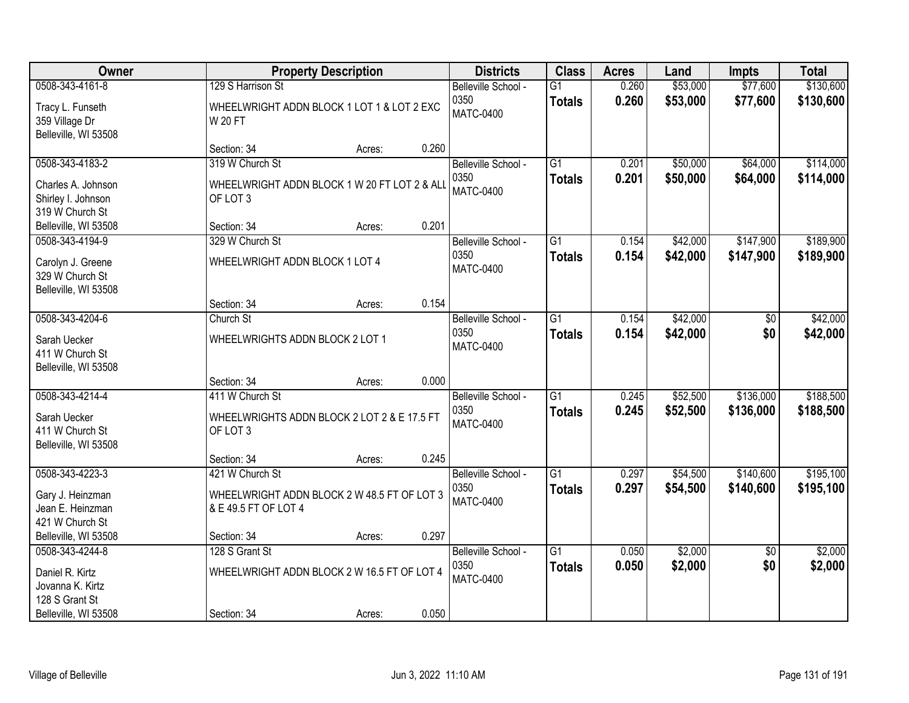| Owner | Property Description | | | Districts | Class | Acres | Land | Impts | Total |
|---|---|---|---|---|---|---|---|---|---|
| 0508-343-4161-8<br>Tracy L. Funseth<br>359 Village Dr<br>Belleville, WI 53508 | 129 S Harrison St<br>WHEELWRIGHT ADDN BLOCK 1 LOT 1 & LOT 2 EXC W 20 FT<br>Section: 34 | Acres: | 0.260 | Belleville School - 0350<br>MATC-0400 | G1<br>**Totals** | 0.260<br>**0.260** | $53,000<br>**$53,000** | $77,600<br>**$77,600** | $130,600<br>**$130,600** |
| 0508-343-4183-2<br>Charles A. Johnson<br>Shirley I. Johnson<br>319 W Church St<br>Belleville, WI 53508 | 319 W Church St<br>WHEELWRIGHT ADDN BLOCK 1 W 20 FT LOT 2 & ALL OF LOT 3<br>Section: 34 | Acres: | 0.201 | Belleville School - 0350<br>MATC-0400 | G1<br>**Totals** | 0.201<br>**0.201** | $50,000<br>**$50,000** | $64,000<br>**$64,000** | $114,000<br>**$114,000** |
| 0508-343-4194-9<br>Carolyn J. Greene<br>329 W Church St<br>Belleville, WI 53508 | 329 W Church St<br>WHEELWRIGHT ADDN BLOCK 1 LOT 4<br>Section: 34 | Acres: | 0.154 | Belleville School - 0350<br>MATC-0400 | G1<br>**Totals** | 0.154<br>**0.154** | $42,000<br>**$42,000** | $147,900<br>**$147,900** | $189,900<br>**$189,900** |
| 0508-343-4204-6<br>Sarah Uecker<br>411 W Church St<br>Belleville, WI 53508 | Church St<br>WHEELWRIGHTS ADDN BLOCK 2 LOT 1<br>Section: 34 | Acres: | 0.000 | Belleville School - 0350<br>MATC-0400 | G1<br>**Totals** | 0.154<br>**0.154** | $42,000<br>**$42,000** | $0<br>**$0** | $42,000<br>**$42,000** |
| 0508-343-4214-4<br>Sarah Uecker<br>411 W Church St<br>Belleville, WI 53508 | 411 W Church St<br>WHEELWRIGHTS ADDN BLOCK 2 LOT 2 & E 17.5 FT OF LOT 3<br>Section: 34 | Acres: | 0.245 | Belleville School - 0350<br>MATC-0400 | G1<br>**Totals** | 0.245<br>**0.245** | $52,500<br>**$52,500** | $136,000<br>**$136,000** | $188,500<br>**$188,500** |
| 0508-343-4223-3<br>Gary J. Heinzman<br>Jean E. Heinzman<br>421 W Church St<br>Belleville, WI 53508 | 421 W Church St<br>WHEELWRIGHT ADDN BLOCK 2 W 48.5 FT OF LOT 3 & E 49.5 FT OF LOT 4<br>Section: 34 | Acres: | 0.297 | Belleville School - 0350<br>MATC-0400 | G1<br>**Totals** | 0.297<br>**0.297** | $54,500<br>**$54,500** | $140,600<br>**$140,600** | $195,100<br>**$195,100** |
| 0508-343-4244-8<br>Daniel R. Kirtz<br>Jovanna K. Kirtz<br>128 S Grant St<br>Belleville, WI 53508 | 128 S Grant St<br>WHEELWRIGHT ADDN BLOCK 2 W 16.5 FT OF LOT 4<br>Section: 34 | Acres: | 0.050 | Belleville School - 0350<br>MATC-0400 | G1<br>**Totals** | 0.050<br>**0.050** | $2,000<br>**$2,000** | $0<br>**$0** | $2,000<br>**$2,000** |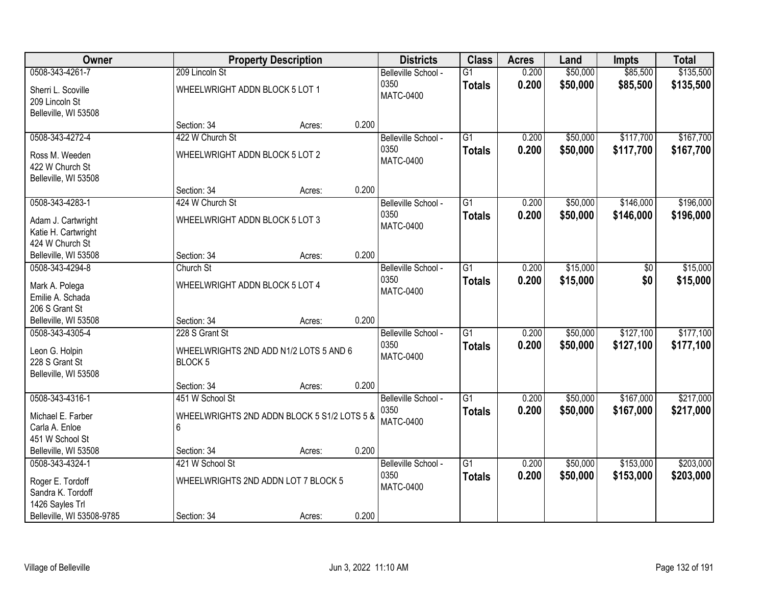| Owner | Property Description | | | Districts | Class | Acres | Land | Impts | Total |
|---|---|---|---|---|---|---|---|---|---|
| 0508-343-4261-7<br>Sherri L. Scoville<br>209 Lincoln St<br>Belleville, WI 53508 | 209 Lincoln St<br>WHEELWRIGHT ADDN BLOCK 5 LOT 1<br>Section: 34 | Acres: | 0.200 | Belleville School - 0350<br>MATC-0400 | G1<br>**Totals** | 0.200<br>**0.200** | $50,000<br>**$50,000** | $85,500<br>**$85,500** | $135,500<br>**$135,500** |
| 0508-343-4272-4<br>Ross M. Weeden<br>422 W Church St<br>Belleville, WI 53508 | 422 W Church St<br>WHEELWRIGHT ADDN BLOCK 5 LOT 2<br>Section: 34 | Acres: | 0.200 | Belleville School - 0350<br>MATC-0400 | G1<br>**Totals** | 0.200<br>**0.200** | $50,000<br>**$50,000** | $117,700<br>**$117,700** | $167,700<br>**$167,700** |
| 0508-343-4283-1<br>Adam J. Cartwright<br>Katie H. Cartwright<br>424 W Church St<br>Belleville, WI 53508 | 424 W Church St<br>WHEELWRIGHT ADDN BLOCK 5 LOT 3<br>Section: 34 | Acres: | 0.200 | Belleville School - 0350<br>MATC-0400 | G1<br>**Totals** | 0.200<br>**0.200** | $50,000<br>**$50,000** | $146,000<br>**$146,000** | $196,000<br>**$196,000** |
| 0508-343-4294-8<br>Mark A. Polega<br>Emilie A. Schada<br>206 S Grant St<br>Belleville, WI 53508 | Church St<br>WHEELWRIGHT ADDN BLOCK 5 LOT 4<br>Section: 34 | Acres: | 0.200 | Belleville School - 0350<br>MATC-0400 | G1<br>**Totals** | 0.200<br>**0.200** | $15,000<br>**$15,000** | $0<br>**$0** | $15,000<br>**$15,000** |
| 0508-343-4305-4<br>Leon G. Holpin<br>228 S Grant St<br>Belleville, WI 53508 | 228 S Grant St<br>WHEELWRIGHTS 2ND ADD N1/2 LOTS 5 AND 6 BLOCK 5<br>Section: 34 | Acres: | 0.200 | Belleville School - 0350<br>MATC-0400 | G1<br>**Totals** | 0.200<br>**0.200** | $50,000<br>**$50,000** | $127,100<br>**$127,100** | $177,100<br>**$177,100** |
| 0508-343-4316-1<br>Michael E. Farber<br>Carla A. Enloe<br>451 W School St<br>Belleville, WI 53508 | 451 W School St<br>WHEELWRIGHTS 2ND ADDN BLOCK 5 S1/2 LOTS 5 & 6<br>Section: 34 | Acres: | 0.200 | Belleville School - 0350<br>MATC-0400 | G1<br>**Totals** | 0.200<br>**0.200** | $50,000<br>**$50,000** | $167,000<br>**$167,000** | $217,000<br>**$217,000** |
| 0508-343-4324-1<br>Roger E. Tordoff<br>Sandra K. Tordoff<br>1426 Sayles Trl<br>Belleville, WI 53508-9785 | 421 W School St<br>WHEELWRIGHTS 2ND ADDN LOT 7 BLOCK 5<br>Section: 34 | Acres: | 0.200 | Belleville School - 0350<br>MATC-0400 | G1<br>**Totals** | 0.200<br>**0.200** | $50,000<br>**$50,000** | $153,000<br>**$153,000** | $203,000<br>**$203,000** |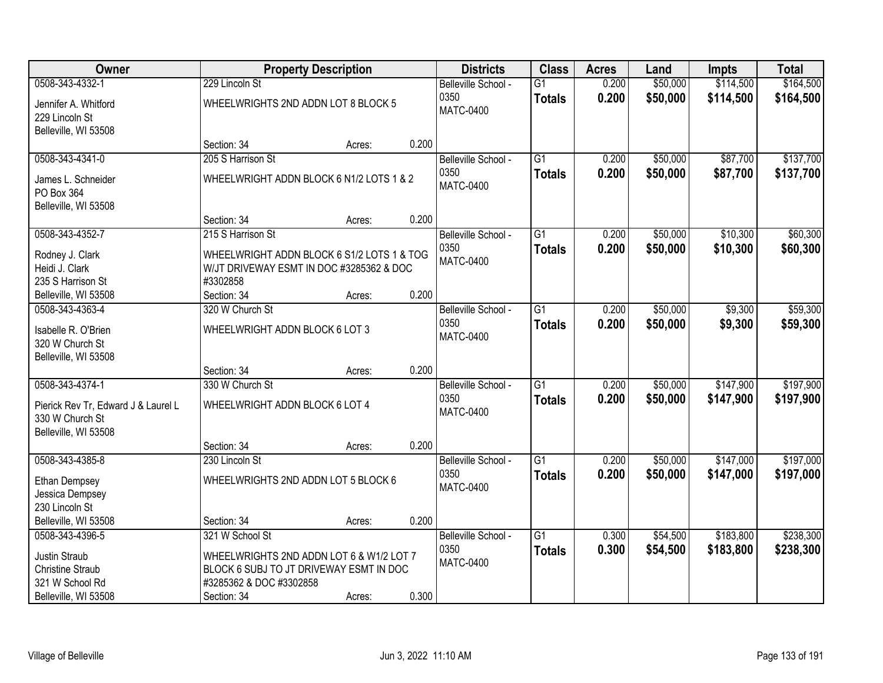| Owner | Property Description | | | Districts | Class | Acres | Land | Impts | Total |
|---|---|---|---|---|---|---|---|---|---|
| 0508-343-4332-1<br>Jennifer A. Whitford<br>229 Lincoln St<br>Belleville, WI 53508 | 229 Lincoln St<br>WHEELWRIGHTS 2ND ADDN LOT 8 BLOCK 5<br>Section: 34 | Acres: | 0.200 | Belleville School - 0350<br>MATC-0400 | G1<br>**Totals** | 0.200<br>**0.200** | \$50,000<br>**\$50,000** | \$114,500<br>**\$114,500** | \$164,500<br>**\$164,500** |
| 0508-343-4341-0<br>James L. Schneider<br>PO Box 364<br>Belleville, WI 53508 | 205 S Harrison St<br>WHEELWRIGHT ADDN BLOCK 6 N1/2 LOTS 1 & 2<br>Section: 34 | Acres: | 0.200 | Belleville School - 0350<br>MATC-0400 | G1<br>**Totals** | 0.200<br>**0.200** | \$50,000<br>**\$50,000** | \$87,700<br>**\$87,700** | \$137,700<br>**\$137,700** |
| 0508-343-4352-7<br>Rodney J. Clark<br>Heidi J. Clark<br>235 S Harrison St<br>Belleville, WI 53508 | 215 S Harrison St<br>WHEELWRIGHT ADDN BLOCK 6 S1/2 LOTS 1 & TOG W/JT DRIVEWAY ESMT IN DOC #3285362 & DOC #3302858<br>Section: 34 | Acres: | 0.200 | Belleville School - 0350<br>MATC-0400 | G1<br>**Totals** | 0.200<br>**0.200** | \$50,000<br>**\$50,000** | \$10,300<br>**\$10,300** | \$60,300<br>**\$60,300** |
| 0508-343-4363-4<br>Isabelle R. O'Brien<br>320 W Church St<br>Belleville, WI 53508 | 320 W Church St<br>WHEELWRIGHT ADDN BLOCK 6 LOT 3<br>Section: 34 | Acres: | 0.200 | Belleville School - 0350<br>MATC-0400 | G1<br>**Totals** | 0.200<br>**0.200** | \$50,000<br>**\$50,000** | \$9,300<br>**\$9,300** | \$59,300<br>**\$59,300** |
| 0508-343-4374-1<br>Pierick Rev Tr, Edward J & Laurel L<br>330 W Church St<br>Belleville, WI 53508 | 330 W Church St<br>WHEELWRIGHT ADDN BLOCK 6 LOT 4<br>Section: 34 | Acres: | 0.200 | Belleville School - 0350<br>MATC-0400 | G1<br>**Totals** | 0.200<br>**0.200** | \$50,000<br>**\$50,000** | \$147,900<br>**\$147,900** | \$197,900<br>**\$197,900** |
| 0508-343-4385-8<br>Ethan Dempsey<br>Jessica Dempsey<br>230 Lincoln St<br>Belleville, WI 53508 | 230 Lincoln St<br>WHEELWRIGHTS 2ND ADDN LOT 5 BLOCK 6<br>Section: 34 | Acres: | 0.200 | Belleville School - 0350<br>MATC-0400 | G1<br>**Totals** | 0.200<br>**0.200** | \$50,000<br>**\$50,000** | \$147,000<br>**\$147,000** | \$197,000<br>**\$197,000** |
| 0508-343-4396-5<br>Justin Straub<br>Christine Straub<br>321 W School Rd<br>Belleville, WI 53508 | 321 W School St<br>WHEELWRIGHTS 2ND ADDN LOT 6 & W1/2 LOT 7 BLOCK 6 SUBJ TO JT DRIVEWAY ESMT IN DOC #3285362 & DOC #3302858<br>Section: 34 | Acres: | 0.300 | Belleville School - 0350<br>MATC-0400 | G1<br>**Totals** | 0.300<br>**0.300** | \$54,500<br>**\$54,500** | \$183,800<br>**\$183,800** | \$238,300<br>**\$238,300** |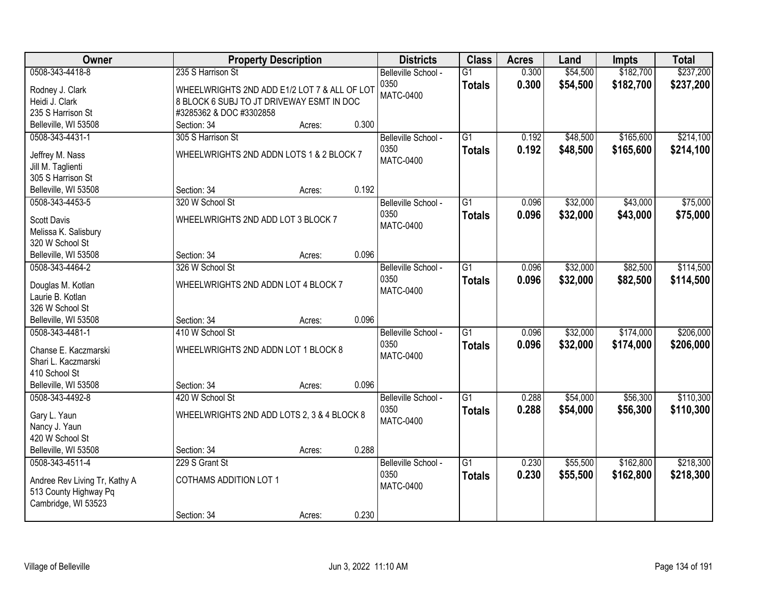| Owner | Property Description | | | Districts | Class | Acres | Land | Impts | Total |
|---|---|---|---|---|---|---|---|---|---|
| 0508-343-4418-8<br>Rodney J. Clark<br>Heidi J. Clark<br>235 S Harrison St<br>Belleville, WI 53508 | 235 S Harrison St<br>WHEELWRIGHTS 2ND ADD E1/2 LOT 7 & ALL OF LOT 8 BLOCK 6 SUBJ TO JT DRIVEWAY ESMT IN DOC #3285362 & DOC #3302858<br>Section: 34 | Acres: | 0.300 | Belleville School - 0350<br>MATC-0400 | G1<br>**Totals** | 0.300<br>**0.300** | $54,500<br>**$54,500** | $182,700<br>**$182,700** | $237,200<br>**$237,200** |
| 0508-343-4431-1<br>Jeffrey M. Nass<br>Jill M. Taglienti<br>305 S Harrison St<br>Belleville, WI 53508 | 305 S Harrison St<br>WHEELWRIGHTS 2ND ADDN LOTS 1 & 2 BLOCK 7<br>Section: 34 | Acres: | 0.192 | Belleville School - 0350<br>MATC-0400 | G1<br>**Totals** | 0.192<br>**0.192** | $48,500<br>**$48,500** | $165,600<br>**$165,600** | $214,100<br>**$214,100** |
| 0508-343-4453-5<br>Scott Davis<br>Melissa K. Salisbury<br>320 W School St<br>Belleville, WI 53508 | 320 W School St<br>WHEELWRIGHTS 2ND ADD LOT 3 BLOCK 7<br>Section: 34 | Acres: | 0.096 | Belleville School - 0350<br>MATC-0400 | G1<br>**Totals** | 0.096<br>**0.096** | $32,000<br>**$32,000** | $43,000<br>**$43,000** | $75,000<br>**$75,000** |
| 0508-343-4464-2<br>Douglas M. Kotlan<br>Laurie B. Kotlan<br>326 W School St<br>Belleville, WI 53508 | 326 W School St<br>WHEELWRIGHTS 2ND ADDN LOT 4 BLOCK 7<br>Section: 34 | Acres: | 0.096 | Belleville School - 0350<br>MATC-0400 | G1<br>**Totals** | 0.096<br>**0.096** | $32,000<br>**$32,000** | $82,500<br>**$82,500** | $114,500<br>**$114,500** |
| 0508-343-4481-1<br>Chanse E. Kaczmarski<br>Shari L. Kaczmarski<br>410 School St<br>Belleville, WI 53508 | 410 W School St<br>WHEELWRIGHTS 2ND ADDN LOT 1 BLOCK 8<br>Section: 34 | Acres: | 0.096 | Belleville School - 0350<br>MATC-0400 | G1<br>**Totals** | 0.096<br>**0.096** | $32,000<br>**$32,000** | $174,000<br>**$174,000** | $206,000<br>**$206,000** |
| 0508-343-4492-8<br>Gary L. Yaun<br>Nancy J. Yaun<br>420 W School St<br>Belleville, WI 53508 | 420 W School St<br>WHEELWRIGHTS 2ND ADD LOTS 2, 3 & 4 BLOCK 8<br>Section: 34 | Acres: | 0.288 | Belleville School - 0350<br>MATC-0400 | G1<br>**Totals** | 0.288<br>**0.288** | $54,000<br>**$54,000** | $56,300<br>**$56,300** | $110,300<br>**$110,300** |
| 0508-343-4511-4<br>Andree Rev Living Tr, Kathy A<br>513 County Highway Pq<br>Cambridge, WI 53523 | 229 S Grant St<br>COTHAMS ADDITION LOT 1<br>Section: 34 | Acres: | 0.230 | Belleville School - 0350<br>MATC-0400 | G1<br>**Totals** | 0.230<br>**0.230** | $55,500<br>**$55,500** | $162,800<br>**$162,800** | $218,300<br>**$218,300** |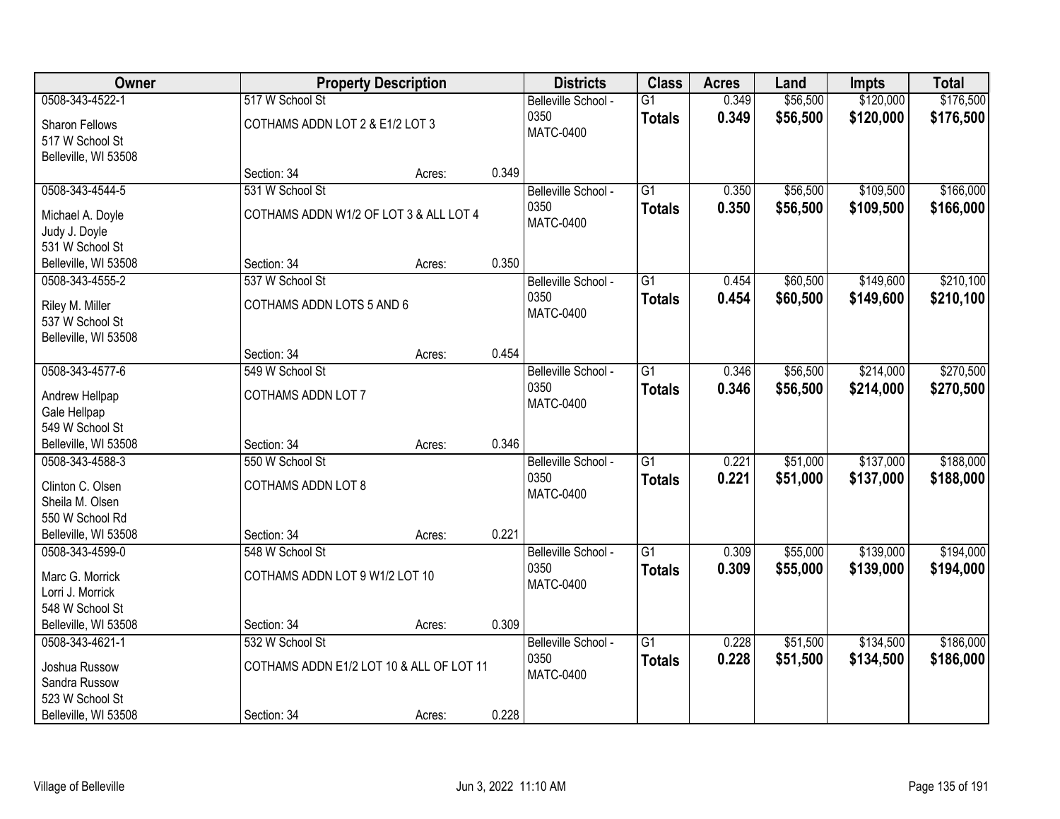| Owner | Property Description | | | Districts | Class | Acres | Land | Impts | Total |
|---|---|---|---|---|---|---|---|---|---|
| 0508-343-4522-1<br>Sharon Fellows<br>517 W School St<br>Belleville, WI 53508 | 517 W School St<br>COTHAMS ADDN LOT 2 & E1/2 LOT 3<br>Section: 34 | Acres: | 0.349 | Belleville School - 0350<br>MATC-0400 | G1<br>**Totals** | 0.349<br>**0.349** | $56,500<br>**$56,500** | $120,000<br>**$120,000** | $176,500<br>**$176,500** |
| 0508-343-4544-5<br>Michael A. Doyle<br>Judy J. Doyle<br>531 W School St<br>Belleville, WI 53508 | 531 W School St<br>COTHAMS ADDN W1/2 OF LOT 3 & ALL LOT 4<br>Section: 34 | Acres: | 0.350 | Belleville School - 0350<br>MATC-0400 | G1<br>**Totals** | 0.350<br>**0.350** | $56,500<br>**$56,500** | $109,500<br>**$109,500** | $166,000<br>**$166,000** |
| 0508-343-4555-2<br>Riley M. Miller<br>537 W School St<br>Belleville, WI 53508 | 537 W School St<br>COTHAMS ADDN LOTS 5 AND 6<br>Section: 34 | Acres: | 0.454 | Belleville School - 0350<br>MATC-0400 | G1<br>**Totals** | 0.454<br>**0.454** | $60,500<br>**$60,500** | $149,600<br>**$149,600** | $210,100<br>**$210,100** |
| 0508-343-4577-6<br>Andrew Hellpap<br>Gale Hellpap<br>549 W School St<br>Belleville, WI 53508 | 549 W School St<br>COTHAMS ADDN LOT 7<br>Section: 34 | Acres: | 0.346 | Belleville School - 0350<br>MATC-0400 | G1<br>**Totals** | 0.346<br>**0.346** | $56,500<br>**$56,500** | $214,000<br>**$214,000** | $270,500<br>**$270,500** |
| 0508-343-4588-3<br>Clinton C. Olsen<br>Sheila M. Olsen<br>550 W School Rd<br>Belleville, WI 53508 | 550 W School St<br>COTHAMS ADDN LOT 8<br>Section: 34 | Acres: | 0.221 | Belleville School - 0350<br>MATC-0400 | G1<br>**Totals** | 0.221<br>**0.221** | $51,000<br>**$51,000** | $137,000<br>**$137,000** | $188,000<br>**$188,000** |
| 0508-343-4599-0<br>Marc G. Morrick<br>Lorri J. Morrick<br>548 W School St<br>Belleville, WI 53508 | 548 W School St<br>COTHAMS ADDN LOT 9 W1/2 LOT 10<br>Section: 34 | Acres: | 0.309 | Belleville School - 0350<br>MATC-0400 | G1<br>**Totals** | 0.309<br>**0.309** | $55,000<br>**$55,000** | $139,000<br>**$139,000** | $194,000<br>**$194,000** |
| 0508-343-4621-1<br>Joshua Russow<br>Sandra Russow<br>523 W School St<br>Belleville, WI 53508 | 532 W School St<br>COTHAMS ADDN E1/2 LOT 10 & ALL OF LOT 11<br>Section: 34 | Acres: | 0.228 | Belleville School - 0350<br>MATC-0400 | G1<br>**Totals** | 0.228<br>**0.228** | $51,500<br>**$51,500** | $134,500<br>**$134,500** | $186,000<br>**$186,000** |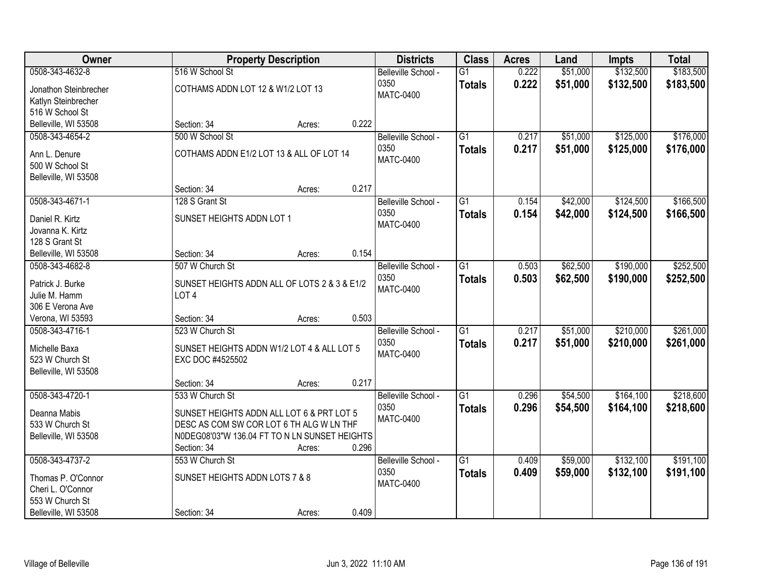| Owner | Property Description | Districts | Class | Acres | Land | Impts | Total |
|---|---|---|---|---|---|---|---|
| 0508-343-4632-8<br>Jonathon Steinbrecher<br>Katlyn Steinbrecher<br>516 W School St<br>Belleville, WI 53508 | 516 W School St<br>COTHAMS ADDN LOT 12 & W1/2 LOT 13<br>Section: 34 Acres: 0.222 | Belleville School - 0350<br>MATC-0400 | G1<br>**Totals** | 0.222<br>**0.222** | $51,000<br>**$51,000** | $132,500<br>**$132,500** | $183,500<br>**$183,500** |
| 0508-343-4654-2<br>Ann L. Denure<br>500 W School St<br>Belleville, WI 53508 | 500 W School St<br>COTHAMS ADDN E1/2 LOT 13 & ALL OF LOT 14<br>Section: 34 Acres: 0.217 | Belleville School - 0350<br>MATC-0400 | G1<br>**Totals** | 0.217<br>**0.217** | $51,000<br>**$51,000** | $125,000<br>**$125,000** | $176,000<br>**$176,000** |
| 0508-343-4671-1<br>Daniel R. Kirtz<br>Jovanna K. Kirtz<br>128 S Grant St<br>Belleville, WI 53508 | 128 S Grant St<br>SUNSET HEIGHTS ADDN LOT 1<br>Section: 34 Acres: 0.154 | Belleville School - 0350<br>MATC-0400 | G1<br>**Totals** | 0.154<br>**0.154** | $42,000<br>**$42,000** | $124,500<br>**$124,500** | $166,500<br>**$166,500** |
| 0508-343-4682-8<br>Patrick J. Burke<br>Julie M. Hamm<br>306 E Verona Ave<br>Verona, WI 53593 | 507 W Church St<br>SUNSET HEIGHTS ADDN ALL OF LOTS 2 & 3 & E1/2 LOT 4<br>Section: 34 Acres: 0.503 | Belleville School - 0350<br>MATC-0400 | G1<br>**Totals** | 0.503<br>**0.503** | $62,500<br>**$62,500** | $190,000<br>**$190,000** | $252,500<br>**$252,500** |
| 0508-343-4716-1<br>Michelle Baxa<br>523 W Church St<br>Belleville, WI 53508 | 523 W Church St<br>SUNSET HEIGHTS ADDN W1/2 LOT 4 & ALL LOT 5 EXC DOC #4525502<br>Section: 34 Acres: 0.217 | Belleville School - 0350<br>MATC-0400 | G1<br>**Totals** | 0.217<br>**0.217** | $51,000<br>**$51,000** | $210,000<br>**$210,000** | $261,000<br>**$261,000** |
| 0508-343-4720-1<br>Deanna Mabis<br>533 W Church St<br>Belleville, WI 53508 | 533 W Church St<br>SUNSET HEIGHTS ADDN ALL LOT 6 & PRT LOT 5 DESC AS COM SW COR LOT 6 TH ALG W LN THF N0DEG08'03"W 136.04 FT TO N LN SUNSET HEIGHTS<br>Section: 34 Acres: 0.296 | Belleville School - 0350<br>MATC-0400 | G1<br>**Totals** | 0.296<br>**0.296** | $54,500<br>**$54,500** | $164,100<br>**$164,100** | $218,600<br>**$218,600** |
| 0508-343-4737-2<br>Thomas P. O'Connor<br>Cheri L. O'Connor<br>553 W Church St<br>Belleville, WI 53508 | 553 W Church St<br>SUNSET HEIGHTS ADDN LOTS 7 & 8<br>Section: 34 Acres: 0.409 | Belleville School - 0350<br>MATC-0400 | G1<br>**Totals** | 0.409<br>**0.409** | $59,000<br>**$59,000** | $132,100<br>**$132,100** | $191,100<br>**$191,100** |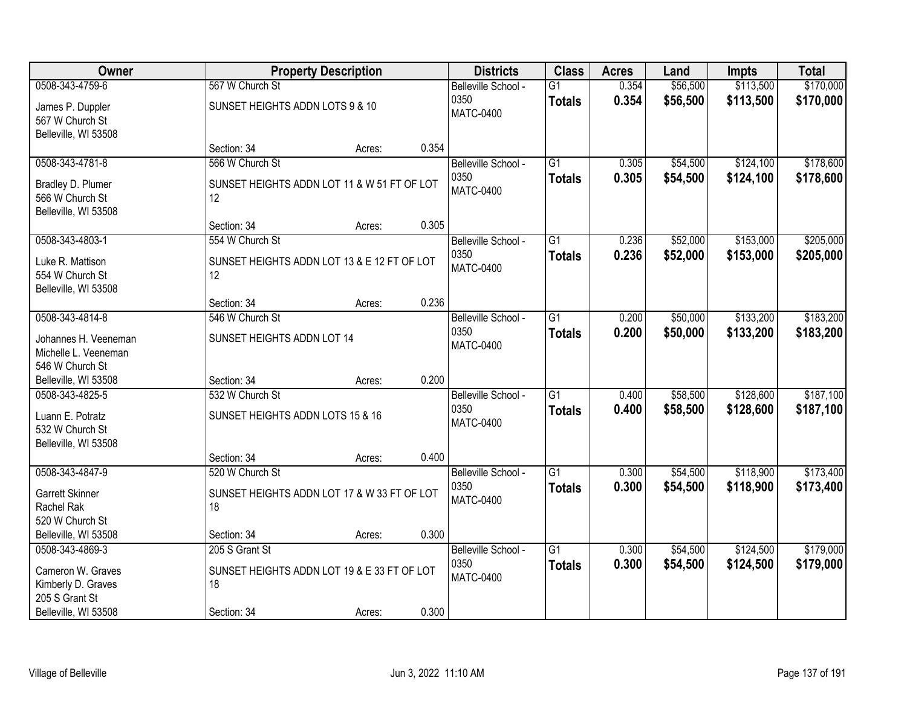| Owner | Property Description | | | Districts | Class | Acres | Land | Impts | Total |
|---|---|---|---|---|---|---|---|---|---|
| 0508-343-4759-6<br>James P. Duppler<br>567 W Church St<br>Belleville, WI 53508 | 567 W Church St<br>SUNSET HEIGHTS ADDN LOTS 9 & 10<br>Section: 34 | Acres: | 0.354 | Belleville School - 0350<br>MATC-0400 | G1<br>**Totals** | 0.354<br>**0.354** | $56,500<br>**$56,500** | $113,500<br>**$113,500** | $170,000<br>**$170,000** |
| 0508-343-4781-8<br>Bradley D. Plumer<br>566 W Church St<br>Belleville, WI 53508 | 566 W Church St<br>SUNSET HEIGHTS ADDN LOT 11 & W 51 FT OF LOT 12<br>Section: 34 | Acres: | 0.305 | Belleville School - 0350<br>MATC-0400 | G1<br>**Totals** | 0.305<br>**0.305** | $54,500<br>**$54,500** | $124,100<br>**$124,100** | $178,600<br>**$178,600** |
| 0508-343-4803-1<br>Luke R. Mattison<br>554 W Church St<br>Belleville, WI 53508 | 554 W Church St<br>SUNSET HEIGHTS ADDN LOT 13 & E 12 FT OF LOT 12<br>Section: 34 | Acres: | 0.236 | Belleville School - 0350<br>MATC-0400 | G1<br>**Totals** | 0.236<br>**0.236** | $52,000<br>**$52,000** | $153,000<br>**$153,000** | $205,000<br>**$205,000** |
| 0508-343-4814-8<br>Johannes H. Veeneman<br>Michelle L. Veeneman<br>546 W Church St<br>Belleville, WI 53508 | 546 W Church St<br>SUNSET HEIGHTS ADDN LOT 14<br>Section: 34 | Acres: | 0.200 | Belleville School - 0350<br>MATC-0400 | G1<br>**Totals** | 0.200<br>**0.200** | $50,000<br>**$50,000** | $133,200<br>**$133,200** | $183,200<br>**$183,200** |
| 0508-343-4825-5<br>Luann E. Potratz<br>532 W Church St<br>Belleville, WI 53508 | 532 W Church St<br>SUNSET HEIGHTS ADDN LOTS 15 & 16<br>Section: 34 | Acres: | 0.400 | Belleville School - 0350<br>MATC-0400 | G1<br>**Totals** | 0.400<br>**0.400** | $58,500<br>**$58,500** | $128,600<br>**$128,600** | $187,100<br>**$187,100** |
| 0508-343-4847-9<br>Garrett Skinner<br>Rachel Rak<br>520 W Church St<br>Belleville, WI 53508 | 520 W Church St<br>SUNSET HEIGHTS ADDN LOT 17 & W 33 FT OF LOT 18<br>Section: 34 | Acres: | 0.300 | Belleville School - 0350<br>MATC-0400 | G1<br>**Totals** | 0.300<br>**0.300** | $54,500<br>**$54,500** | $118,900<br>**$118,900** | $173,400<br>**$173,400** |
| 0508-343-4869-3<br>Cameron W. Graves<br>Kimberly D. Graves<br>205 S Grant St<br>Belleville, WI 53508 | 205 S Grant St<br>SUNSET HEIGHTS ADDN LOT 19 & E 33 FT OF LOT 18<br>Section: 34 | Acres: | 0.300 | Belleville School - 0350<br>MATC-0400 | G1<br>**Totals** | 0.300<br>**0.300** | $54,500<br>**$54,500** | $124,500<br>**$124,500** | $179,000<br>**$179,000** |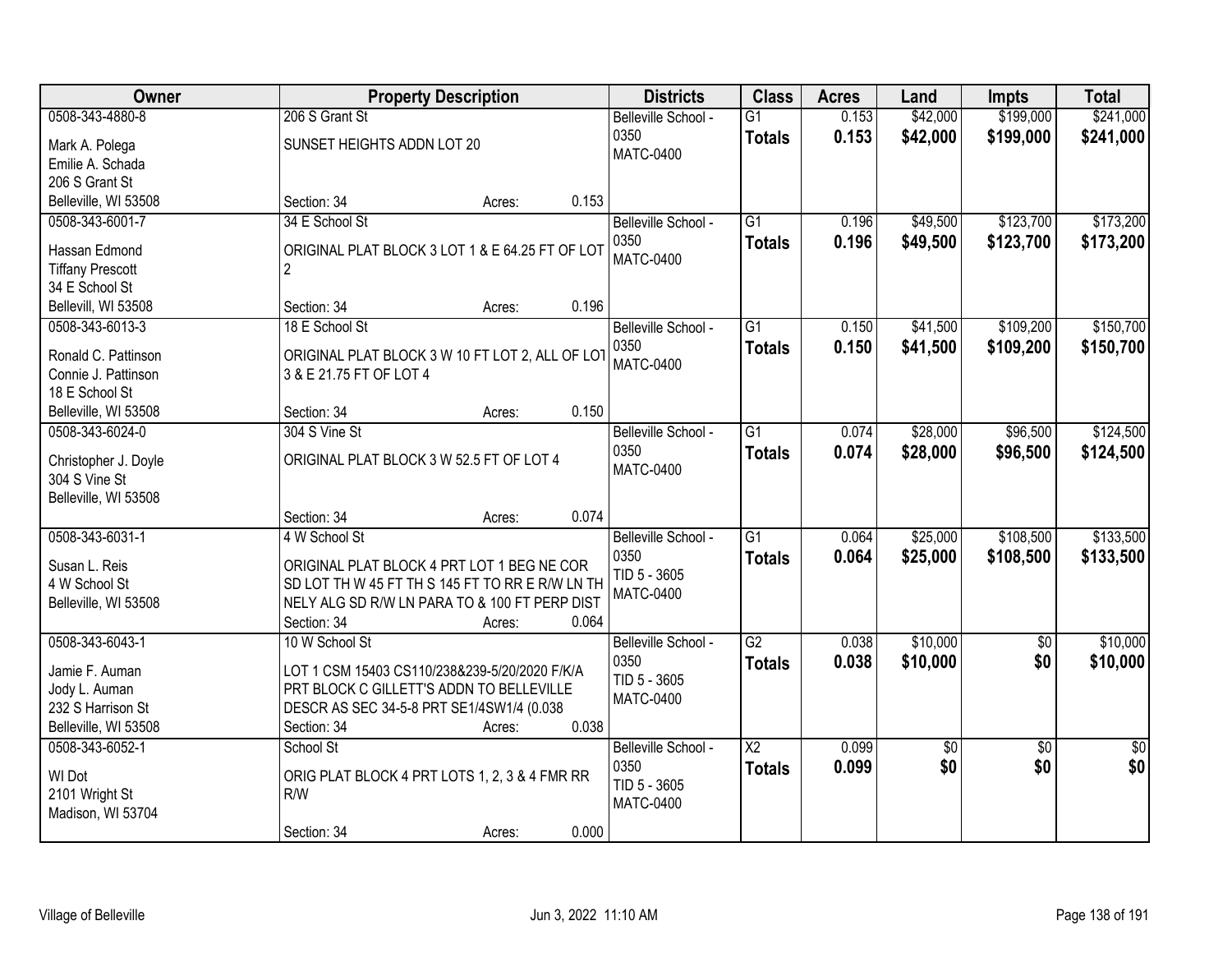| Owner | Property Description | Districts | Class | Acres | Land | Impts | Total |
|---|---|---|---|---|---|---|---|
| 0508-343-4880-8<br>Mark A. Polega<br>Emilie A. Schada<br>206 S Grant St<br>Belleville, WI 53508 | 206 S Grant St<br>SUNSET HEIGHTS ADDN LOT 20<br>Section: 34 Acres: 0.153 | Belleville School - 0350<br>MATC-0400 | G1<br>**Totals** | 0.153<br>**0.153** | $42,000<br>**$42,000** | $199,000<br>**$199,000** | $241,000<br>**$241,000** |
| 0508-343-6001-7<br>Hassan Edmond<br>Tiffany Prescott<br>34 E School St<br>Bellevill, WI 53508 | 34 E School St<br>ORIGINAL PLAT BLOCK 3 LOT 1 & E 64.25 FT OF LOT 2<br>Section: 34 Acres: 0.196 | Belleville School - 0350<br>MATC-0400 | G1<br>**Totals** | 0.196<br>**0.196** | $49,500<br>**$49,500** | $123,700<br>**$123,700** | $173,200<br>**$173,200** |
| 0508-343-6013-3<br>Ronald C. Pattinson<br>Connie J. Pattinson<br>18 E School St<br>Belleville, WI 53508 | 18 E School St<br>ORIGINAL PLAT BLOCK 3 W 10 FT LOT 2, ALL OF LOT 3 & E 21.75 FT OF LOT 4<br>Section: 34 Acres: 0.150 | Belleville School - 0350<br>MATC-0400 | G1<br>**Totals** | 0.150<br>**0.150** | $41,500<br>**$41,500** | $109,200<br>**$109,200** | $150,700<br>**$150,700** |
| 0508-343-6024-0<br>Christopher J. Doyle<br>304 S Vine St<br>Belleville, WI 53508 | 304 S Vine St<br>ORIGINAL PLAT BLOCK 3 W 52.5 FT OF LOT 4<br>Section: 34 Acres: 0.074 | Belleville School - 0350<br>MATC-0400 | G1<br>**Totals** | 0.074<br>**0.074** | $28,000<br>**$28,000** | $96,500<br>**$96,500** | $124,500<br>**$124,500** |
| 0508-343-6031-1<br>Susan L. Reis<br>4 W School St<br>Belleville, WI 53508 | 4 W School St<br>ORIGINAL PLAT BLOCK 4 PRT LOT 1 BEG NE COR SD LOT TH W 45 FT TH S 145 FT TO RR E R/W LN TH NELY ALG SD R/W LN PARA TO & 100 FT PERP DIST<br>Section: 34 Acres: 0.064 | Belleville School - 0350<br>TID 5 - 3605<br>MATC-0400 | G1<br>**Totals** | 0.064<br>**0.064** | $25,000<br>**$25,000** | $108,500<br>**$108,500** | $133,500<br>**$133,500** |
| 0508-343-6043-1<br>Jamie F. Auman<br>Jody L. Auman<br>232 S Harrison St<br>Belleville, WI 53508 | 10 W School St<br>LOT 1 CSM 15403 CS110/238&239-5/20/2020 F/K/A PRT BLOCK C GILLETT'S ADDN TO BELLEVILLE DESCR AS SEC 34-5-8 PRT SE1/4SW1/4 (0.038<br>Section: 34 Acres: 0.038 | Belleville School - 0350<br>TID 5 - 3605<br>MATC-0400 | G2<br>**Totals** | 0.038<br>**0.038** | $10,000<br>**$10,000** | $0<br>**$0** | $10,000<br>**$10,000** |
| 0508-343-6052-1<br>WI Dot<br>2101 Wright St<br>Madison, WI 53704 | School St<br>ORIG PLAT BLOCK 4 PRT LOTS 1, 2, 3 & 4 FMR RR R/W<br>Section: 34 Acres: 0.000 | Belleville School - 0350<br>TID 5 - 3605<br>MATC-0400 | X2<br>**Totals** | 0.099<br>**0.099** | $0<br>**$0** | $0<br>**$0** | $0<br>**$0** |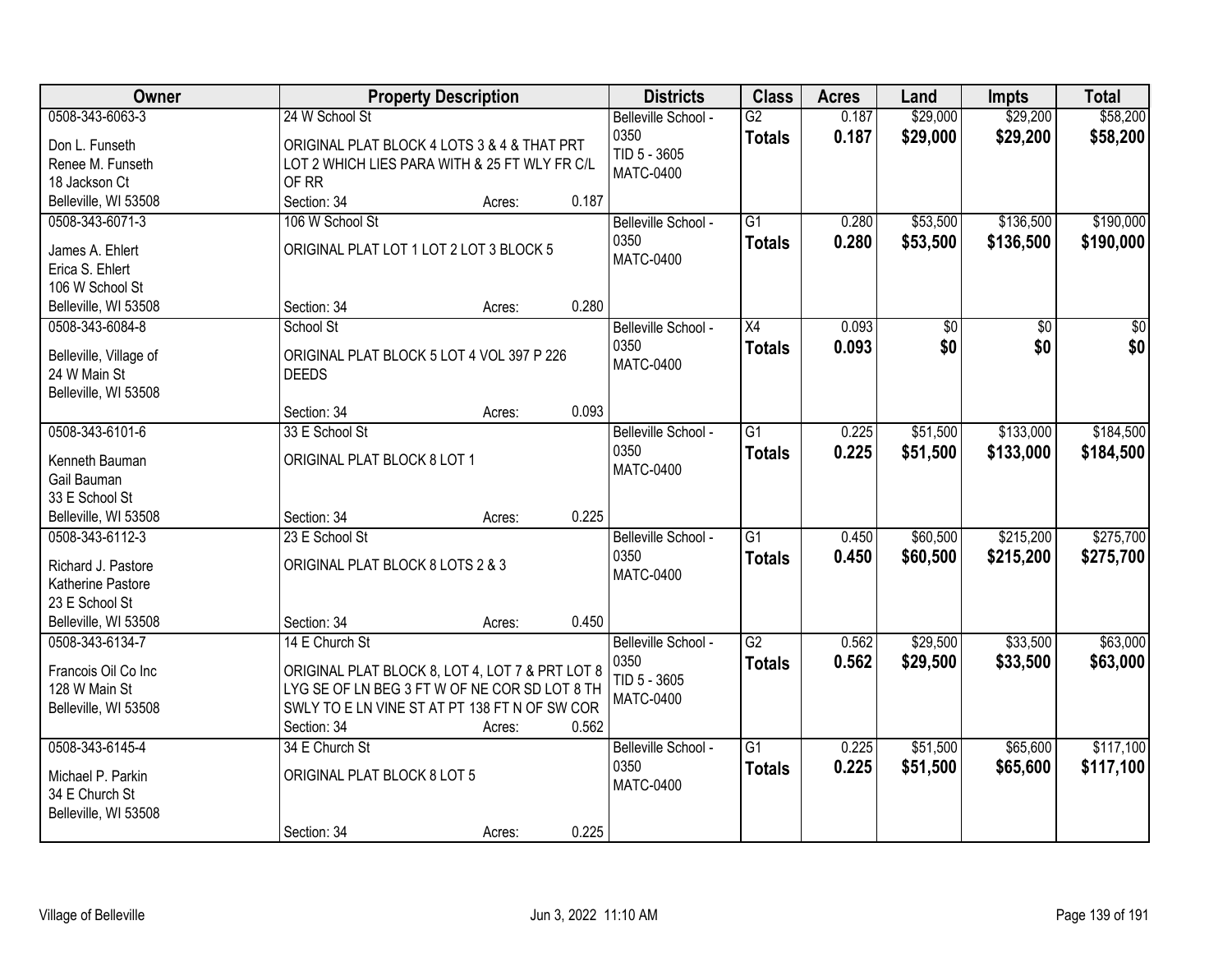| Owner | Property Description | Districts | Class | Acres | Land | Impts | Total |
|---|---|---|---|---|---|---|---|
| 0508-343-6063-3<br>Don L. Funseth<br>Renee M. Funseth<br>18 Jackson Ct<br>Belleville, WI 53508 | 24 W School St<br>ORIGINAL PLAT BLOCK 4 LOTS 3 & 4 & THAT PRT LOT 2 WHICH LIES PARA WITH & 25 FT WLY FR C/L OF RR<br>Section: 34 Acres: 0.187 | Belleville School - 0350<br>TID 5 - 3605<br>MATC-0400 | G2<br>**Totals** | 0.187<br>**0.187** | $29,000<br>**$29,000** | $29,200<br>**$29,200** | $58,200<br>**$58,200** |
| 0508-343-6071-3<br>James A. Ehlert<br>Erica S. Ehlert<br>106 W School St<br>Belleville, WI 53508 | 106 W School St<br>ORIGINAL PLAT LOT 1 LOT 2 LOT 3 BLOCK 5<br>Section: 34 Acres: 0.280 | Belleville School - 0350<br>MATC-0400 | G1<br>**Totals** | 0.280<br>**0.280** | $53,500<br>**$53,500** | $136,500<br>**$136,500** | $190,000<br>**$190,000** |
| 0508-343-6084-8<br>Belleville, Village of<br>24 W Main St<br>Belleville, WI 53508 | School St<br>ORIGINAL PLAT BLOCK 5 LOT 4 VOL 397 P 226 DEEDS<br>Section: 34 Acres: 0.093 | Belleville School - 0350<br>MATC-0400 | X4<br>**Totals** | 0.093<br>**0.093** | $0<br>**$0** | $0<br>**$0** | $0<br>**$0** |
| 0508-343-6101-6<br>Kenneth Bauman<br>Gail Bauman<br>33 E School St<br>Belleville, WI 53508 | 33 E School St<br>ORIGINAL PLAT BLOCK 8 LOT 1<br>Section: 34 Acres: 0.225 | Belleville School - 0350<br>MATC-0400 | G1<br>**Totals** | 0.225<br>**0.225** | $51,500<br>**$51,500** | $133,000<br>**$133,000** | $184,500<br>**$184,500** |
| 0508-343-6112-3<br>Richard J. Pastore<br>Katherine Pastore<br>23 E School St<br>Belleville, WI 53508 | 23 E School St<br>ORIGINAL PLAT BLOCK 8 LOTS 2 & 3<br>Section: 34 Acres: 0.450 | Belleville School - 0350<br>MATC-0400 | G1<br>**Totals** | 0.450<br>**0.450** | $60,500<br>**$60,500** | $215,200<br>**$215,200** | $275,700<br>**$275,700** |
| 0508-343-6134-7<br>Francois Oil Co Inc<br>128 W Main St<br>Belleville, WI 53508 | 14 E Church St<br>ORIGINAL PLAT BLOCK 8, LOT 4, LOT 7 & PRT LOT 8 LYG SE OF LN BEG 3 FT W OF NE COR SD LOT 8 TH SWLY TO E LN VINE ST AT PT 138 FT N OF SW COR<br>Section: 34 Acres: 0.562 | Belleville School - 0350<br>TID 5 - 3605<br>MATC-0400 | G2<br>**Totals** | 0.562<br>**0.562** | $29,500<br>**$29,500** | $33,500<br>**$33,500** | $63,000<br>**$63,000** |
| 0508-343-6145-4<br>Michael P. Parkin<br>34 E Church St<br>Belleville, WI 53508 | 34 E Church St<br>ORIGINAL PLAT BLOCK 8 LOT 5<br>Section: 34 Acres: 0.225 | Belleville School - 0350<br>MATC-0400 | G1<br>**Totals** | 0.225<br>**0.225** | $51,500<br>**$51,500** | $65,600<br>**$65,600** | $117,100<br>**$117,100** |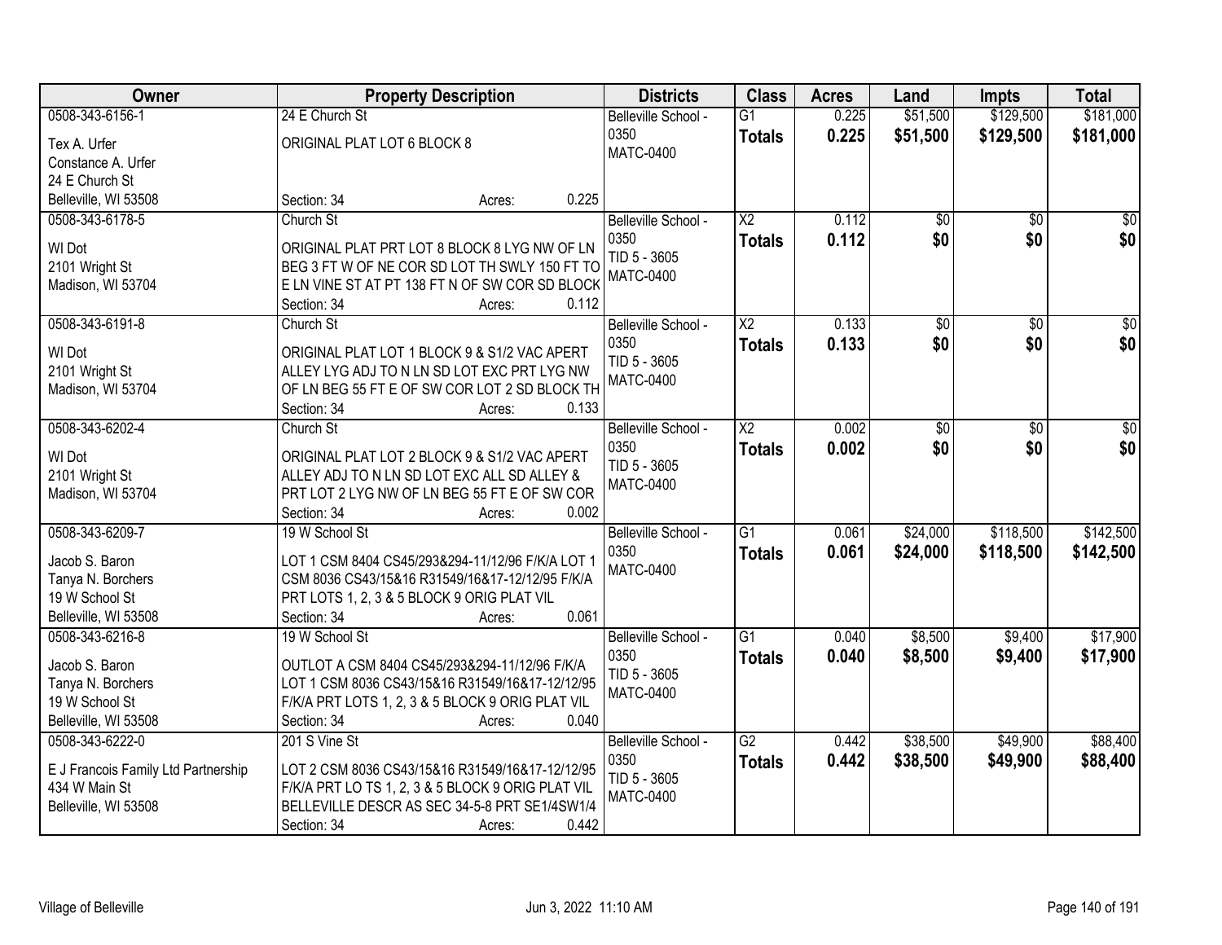| Owner | Property Description | Districts | Class | Acres | Land | Impts | Total |
|---|---|---|---|---|---|---|---|
| 0508-343-6156-1<br>Tex A. Urfer<br>Constance A. Urfer<br>24 E Church St<br>Belleville, WI 53508 | 24 E Church St<br>ORIGINAL PLAT LOT 6 BLOCK 8<br>Section: 34 Acres: 0.225 | Belleville School - 0350<br>MATC-0400 | G1<br>**Totals** | 0.225<br>**0.225** | $51,500<br>**$51,500** | $129,500<br>**$129,500** | $181,000<br>**$181,000** |
| 0508-343-6178-5<br>WI Dot<br>2101 Wright St<br>Madison, WI 53704 | Church St<br>ORIGINAL PLAT PRT LOT 8 BLOCK 8 LYG NW OF LN BEG 3 FT W OF NE COR SD LOT TH SWLY 150 FT TO E LN VINE ST AT PT 138 FT N OF SW COR SD BLOCK<br>Section: 34 Acres: 0.112 | Belleville School - 0350<br>TID 5 - 3605<br>MATC-0400 | X2<br>**Totals** | 0.112<br>**0.112** | $0<br>**$0** | $0<br>**$0** | $0<br>**$0** |
| 0508-343-6191-8<br>WI Dot<br>2101 Wright St<br>Madison, WI 53704 | Church St<br>ORIGINAL PLAT LOT 1 BLOCK 9 & S1/2 VAC APERT ALLEY LYG ADJ TO N LN SD LOT EXC PRT LYG NW OF LN BEG 55 FT E OF SW COR LOT 2 SD BLOCK TH<br>Section: 34 Acres: 0.133 | Belleville School - 0350<br>TID 5 - 3605<br>MATC-0400 | X2<br>**Totals** | 0.133<br>**0.133** | $0<br>**$0** | $0<br>**$0** | $0<br>**$0** |
| 0508-343-6202-4<br>WI Dot<br>2101 Wright St<br>Madison, WI 53704 | Church St<br>ORIGINAL PLAT LOT 2 BLOCK 9 & S1/2 VAC APERT ALLEY ADJ TO N LN SD LOT EXC ALL SD ALLEY & PRT LOT 2 LYG NW OF LN BEG 55 FT E OF SW COR<br>Section: 34 Acres: 0.002 | Belleville School - 0350<br>TID 5 - 3605<br>MATC-0400 | X2<br>**Totals** | 0.002<br>**0.002** | $0<br>**$0** | $0<br>**$0** | $0<br>**$0** |
| 0508-343-6209-7<br>Jacob S. Baron<br>Tanya N. Borchers<br>19 W School St<br>Belleville, WI 53508 | 19 W School St<br>LOT 1 CSM 8404 CS45/293&294-11/12/96 F/K/A LOT 1 CSM 8036 CS43/15&16 R31549/16&17-12/12/95 F/K/A PRT LOTS 1, 2, 3 & 5 BLOCK 9 ORIG PLAT VIL<br>Section: 34 Acres: 0.061 | Belleville School - 0350<br>MATC-0400 | G1<br>**Totals** | 0.061<br>**0.061** | $24,000<br>**$24,000** | $118,500<br>**$118,500** | $142,500<br>**$142,500** |
| 0508-343-6216-8<br>Jacob S. Baron<br>Tanya N. Borchers<br>19 W School St<br>Belleville, WI 53508 | 19 W School St<br>OUTLOT A CSM 8404 CS45/293&294-11/12/96 F/K/A LOT 1 CSM 8036 CS43/15&16 R31549/16&17-12/12/95 F/K/A PRT LOTS 1, 2, 3 & 5 BLOCK 9 ORIG PLAT VIL<br>Section: 34 Acres: 0.040 | Belleville School - 0350<br>TID 5 - 3605<br>MATC-0400 | G1<br>**Totals** | 0.040<br>**0.040** | $8,500<br>**$8,500** | $9,400<br>**$9,400** | $17,900<br>**$17,900** |
| 0508-343-6222-0<br>E J Francois Family Ltd Partnership<br>434 W Main St<br>Belleville, WI 53508 | 201 S Vine St<br>LOT 2 CSM 8036 CS43/15&16 R31549/16&17-12/12/95 F/K/A PRT LO TS 1, 2, 3 & 5 BLOCK 9 ORIG PLAT VIL BELLEVILLE DESCR AS SEC 34-5-8 PRT SE1/4SW1/4<br>Section: 34 Acres: 0.442 | Belleville School - 0350<br>TID 5 - 3605<br>MATC-0400 | G2<br>**Totals** | 0.442<br>**0.442** | $38,500<br>**$38,500** | $49,900<br>**$49,900** | $88,400<br>**$88,400** |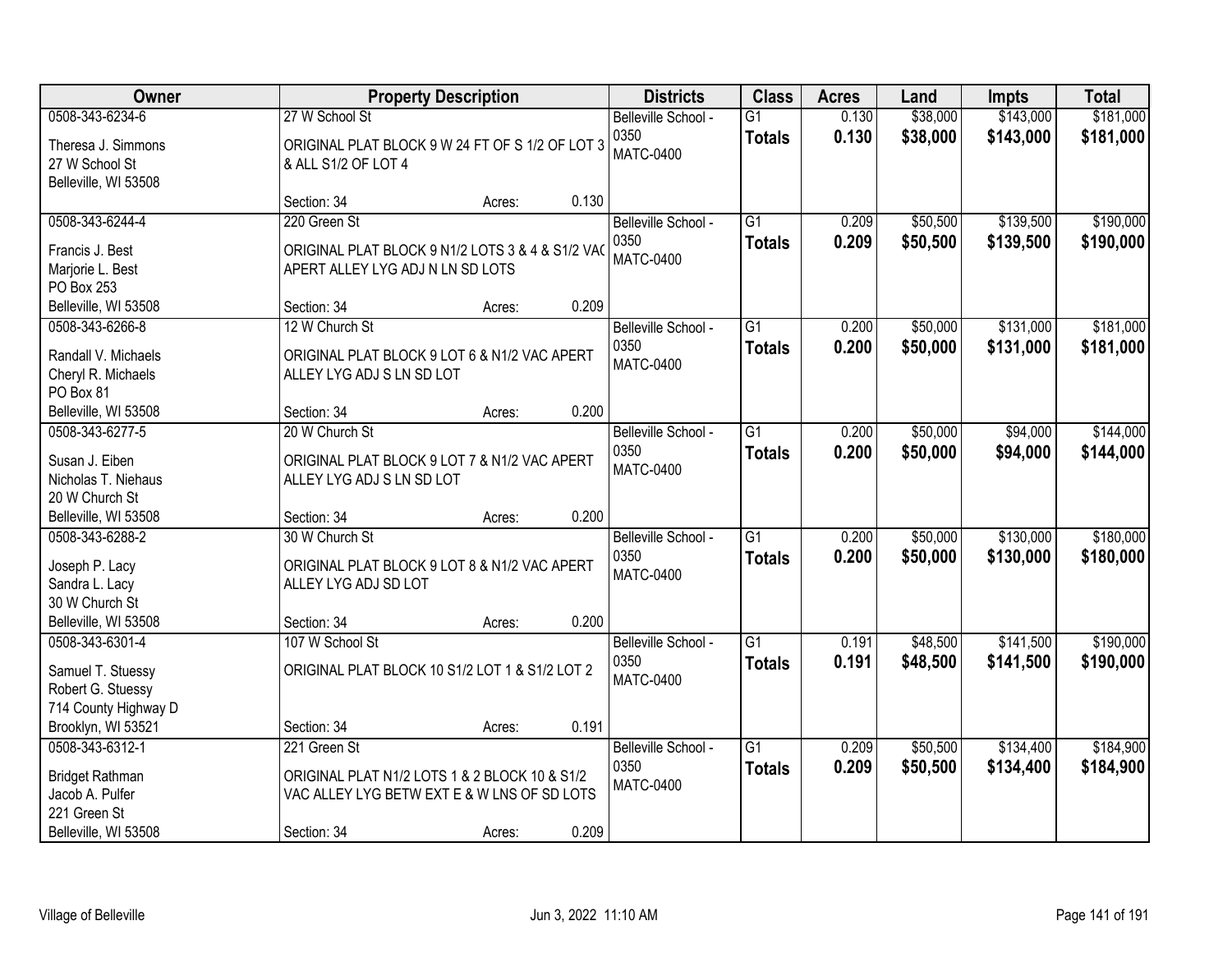| Owner | Property Description | | | Districts | Class | Acres | Land | Impts | Total |
|---|---|---|---|---|---|---|---|---|---|
| 0508-343-6234-6<br>Theresa J. Simmons<br>27 W School St<br>Belleville, WI 53508 | 27 W School St<br>ORIGINAL PLAT BLOCK 9 W 24 FT OF S 1/2 OF LOT 3 & ALL S1/2 OF LOT 4<br>Section: 34 | Acres: | 0.130 | Belleville School - 0350<br>MATC-0400 | G1<br>**Totals** | 0.130<br>**0.130** | $38,000<br>**$38,000** | $143,000<br>**$143,000** | $181,000<br>**$181,000** |
| 0508-343-6244-4<br>Francis J. Best<br>Marjorie L. Best<br>PO Box 253<br>Belleville, WI 53508 | 220 Green St<br>ORIGINAL PLAT BLOCK 9 N1/2 LOTS 3 & 4 & S1/2 VAC APERT ALLEY LYG ADJ N LN SD LOTS<br>Section: 34 | Acres: | 0.209 | Belleville School - 0350<br>MATC-0400 | G1<br>**Totals** | 0.209<br>**0.209** | $50,500<br>**$50,500** | $139,500<br>**$139,500** | $190,000<br>**$190,000** |
| 0508-343-6266-8<br>Randall V. Michaels<br>Cheryl R. Michaels<br>PO Box 81<br>Belleville, WI 53508 | 12 W Church St<br>ORIGINAL PLAT BLOCK 9 LOT 6 & N1/2 VAC APERT ALLEY LYG ADJ S LN SD LOT<br>Section: 34 | Acres: | 0.200 | Belleville School - 0350<br>MATC-0400 | G1<br>**Totals** | 0.200<br>**0.200** | $50,000<br>**$50,000** | $131,000<br>**$131,000** | $181,000<br>**$181,000** |
| 0508-343-6277-5<br>Susan J. Eiben<br>Nicholas T. Niehaus<br>20 W Church St<br>Belleville, WI 53508 | 20 W Church St<br>ORIGINAL PLAT BLOCK 9 LOT 7 & N1/2 VAC APERT ALLEY LYG ADJ S LN SD LOT<br>Section: 34 | Acres: | 0.200 | Belleville School - 0350<br>MATC-0400 | G1<br>**Totals** | 0.200<br>**0.200** | $50,000<br>**$50,000** | $94,000<br>**$94,000** | $144,000<br>**$144,000** |
| 0508-343-6288-2<br>Joseph P. Lacy<br>Sandra L. Lacy<br>30 W Church St<br>Belleville, WI 53508 | 30 W Church St<br>ORIGINAL PLAT BLOCK 9 LOT 8 & N1/2 VAC APERT ALLEY LYG ADJ SD LOT<br>Section: 34 | Acres: | 0.200 | Belleville School - 0350<br>MATC-0400 | G1<br>**Totals** | 0.200<br>**0.200** | $50,000<br>**$50,000** | $130,000<br>**$130,000** | $180,000<br>**$180,000** |
| 0508-343-6301-4<br>Samuel T. Stuessy<br>Robert G. Stuessy<br>714 County Highway D<br>Brooklyn, WI 53521 | 107 W School St<br>ORIGINAL PLAT BLOCK 10 S1/2 LOT 1 & S1/2 LOT 2<br>Section: 34 | Acres: | 0.191 | Belleville School - 0350<br>MATC-0400 | G1<br>**Totals** | 0.191<br>**0.191** | $48,500<br>**$48,500** | $141,500<br>**$141,500** | $190,000<br>**$190,000** |
| 0508-343-6312-1<br>Bridget Rathman<br>Jacob A. Pulfer<br>221 Green St<br>Belleville, WI 53508 | 221 Green St<br>ORIGINAL PLAT N1/2 LOTS 1 & 2 BLOCK 10 & S1/2 VAC ALLEY LYG BETW EXT E & W LNS OF SD LOTS<br>Section: 34 | Acres: | 0.209 | Belleville School - 0350<br>MATC-0400 | G1<br>**Totals** | 0.209<br>**0.209** | $50,500<br>**$50,500** | $134,400<br>**$134,400** | $184,900<br>**$184,900** |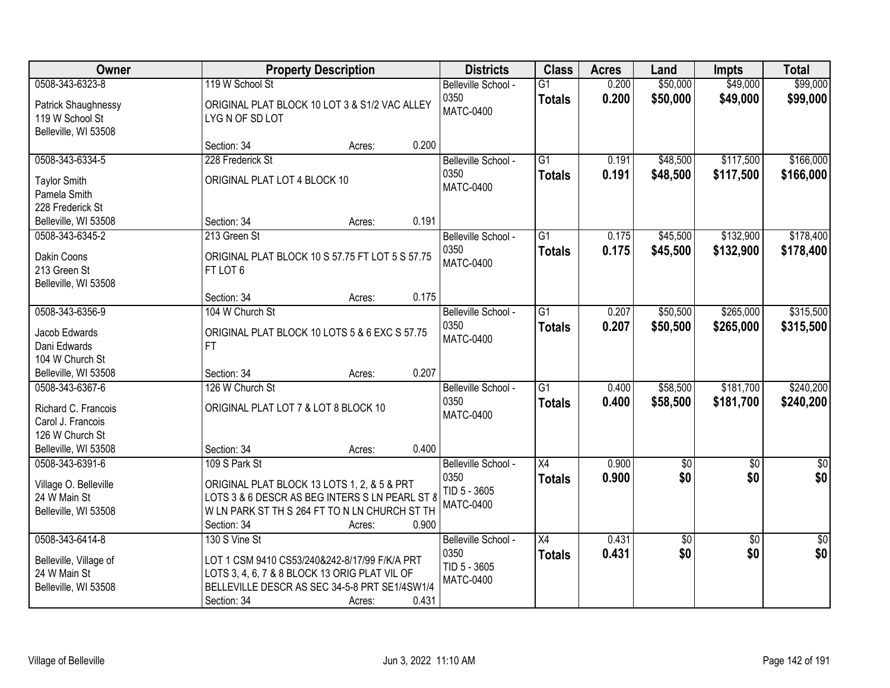| Owner | Property Description | Districts | Class | Acres | Land | Impts | Total |
|---|---|---|---|---|---|---|---|
| 0508-343-6323-8<br>Patrick Shaughnessy<br>119 W School St<br>Belleville, WI 53508 | 119 W School St<br>ORIGINAL PLAT BLOCK 10 LOT 3 & S1/2 VAC ALLEY LYG N OF SD LOT<br>Section: 34 Acres: 0.200 | Belleville School - 0350<br>MATC-0400 | G1<br>**Totals** | 0.200<br>**0.200** | $50,000<br>**$50,000** | $49,000<br>**$49,000** | $99,000<br>**$99,000** |
| 0508-343-6334-5<br>Taylor Smith<br>Pamela Smith<br>228 Frederick St<br>Belleville, WI 53508 | 228 Frederick St<br>ORIGINAL PLAT LOT 4 BLOCK 10<br>Section: 34 Acres: 0.191 | Belleville School - 0350<br>MATC-0400 | G1<br>**Totals** | 0.191<br>**0.191** | $48,500<br>**$48,500** | $117,500<br>**$117,500** | $166,000<br>**$166,000** |
| 0508-343-6345-2<br>Dakin Coons<br>213 Green St<br>Belleville, WI 53508 | 213 Green St<br>ORIGINAL PLAT BLOCK 10 S 57.75 FT LOT 5 S 57.75 FT LOT 6<br>Section: 34 Acres: 0.175 | Belleville School - 0350<br>MATC-0400 | G1<br>**Totals** | 0.175<br>**0.175** | $45,500<br>**$45,500** | $132,900<br>**$132,900** | $178,400<br>**$178,400** |
| 0508-343-6356-9<br>Jacob Edwards<br>Dani Edwards<br>104 W Church St<br>Belleville, WI 53508 | 104 W Church St<br>ORIGINAL PLAT BLOCK 10 LOTS 5 & 6 EXC S 57.75 FT<br>Section: 34 Acres: 0.207 | Belleville School - 0350<br>MATC-0400 | G1<br>**Totals** | 0.207<br>**0.207** | $50,500<br>**$50,500** | $265,000<br>**$265,000** | $315,500<br>**$315,500** |
| 0508-343-6367-6<br>Richard C. Francois<br>Carol J. Francois<br>126 W Church St<br>Belleville, WI 53508 | 126 W Church St<br>ORIGINAL PLAT LOT 7 & LOT 8 BLOCK 10<br>Section: 34 Acres: 0.400 | Belleville School - 0350<br>MATC-0400 | G1<br>**Totals** | 0.400<br>**0.400** | $58,500<br>**$58,500** | $181,700<br>**$181,700** | $240,200<br>**$240,200** |
| 0508-343-6391-6<br>Village O. Belleville<br>24 W Main St<br>Belleville, WI 53508 | 109 S Park St<br>ORIGINAL PLAT BLOCK 13 LOTS 1, 2, & 5 & PRT LOTS 3 & 6 DESCR AS BEG INTERS S LN PEARL ST & W LN PARK ST TH S 264 FT TO N LN CHURCH ST TH<br>Section: 34 Acres: 0.900 | Belleville School - 0350<br>TID 5 - 3605<br>MATC-0400 | X4<br>**Totals** | 0.900<br>**0.900** | $0<br>**$0** | $0<br>**$0** | $0<br>**$0** |
| 0508-343-6414-8<br>Belleville, Village of<br>24 W Main St<br>Belleville, WI 53508 | 130 S Vine St<br>LOT 1 CSM 9410 CS53/240&242-8/17/99 F/K/A PRT LOTS 3, 4, 6, 7 & 8 BLOCK 13 ORIG PLAT VIL OF BELLEVILLE DESCR AS SEC 34-5-8 PRT SE1/4SW1/4<br>Section: 34 Acres: 0.431 | Belleville School - 0350<br>TID 5 - 3605<br>MATC-0400 | X4<br>**Totals** | 0.431<br>**0.431** | $0<br>**$0** | $0<br>**$0** | $0<br>**$0** |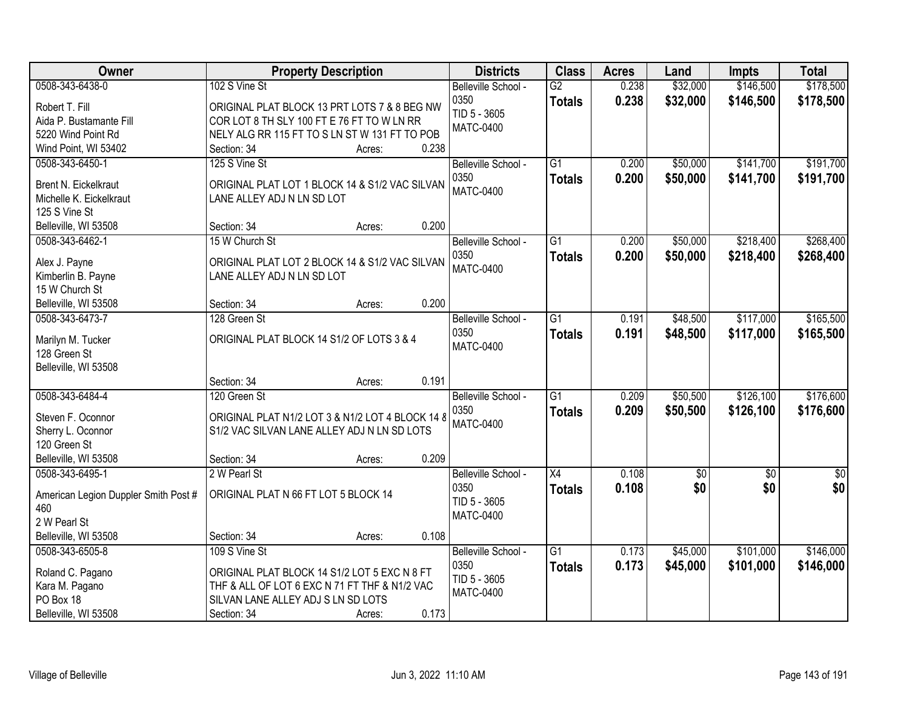| Owner | Property Description | Districts | Class | Acres | Land | Impts | Total |
|---|---|---|---|---|---|---|---|
| 0508-343-6438-0<br>Robert T. Fill<br>Aida P. Bustamante Fill<br>5220 Wind Point Rd<br>Wind Point, WI 53402 | 102 S Vine St<br>ORIGINAL PLAT BLOCK 13 PRT LOTS 7 & 8 BEG NW COR LOT 8 TH SLY 100 FT E 76 FT TO W LN RR NELY ALG RR 115 FT TO S LN ST W 131 FT TO POB<br>Section: 34 Acres: 0.238 | Belleville School - 0350<br>TID 5 - 3605<br>MATC-0400 | G2<br>**Totals** | 0.238<br>**0.238** | $32,000<br>**$32,000** | $146,500<br>**$146,500** | $178,500<br>**$178,500** |
| 0508-343-6450-1<br>Brent N. Eickelkraut<br>Michelle K. Eickelkraut<br>125 S Vine St<br>Belleville, WI 53508 | 125 S Vine St<br>ORIGINAL PLAT LOT 1 BLOCK 14 & S1/2 VAC SILVAN LANE ALLEY ADJ N LN SD LOT<br>Section: 34 Acres: 0.200 | Belleville School - 0350<br>MATC-0400 | G1<br>**Totals** | 0.200<br>**0.200** | $50,000<br>**$50,000** | $141,700<br>**$141,700** | $191,700<br>**$191,700** |
| 0508-343-6462-1<br>Alex J. Payne<br>Kimberlin B. Payne<br>15 W Church St<br>Belleville, WI 53508 | 15 W Church St<br>ORIGINAL PLAT LOT 2 BLOCK 14 & S1/2 VAC SILVAN LANE ALLEY ADJ N LN SD LOT<br>Section: 34 Acres: 0.200 | Belleville School - 0350<br>MATC-0400 | G1<br>**Totals** | 0.200<br>**0.200** | $50,000<br>**$50,000** | $218,400<br>**$218,400** | $268,400<br>**$268,400** |
| 0508-343-6473-7<br>Marilyn M. Tucker<br>128 Green St<br>Belleville, WI 53508 | 128 Green St<br>ORIGINAL PLAT BLOCK 14 S1/2 OF LOTS 3 & 4<br>Section: 34 Acres: 0.191 | Belleville School - 0350<br>MATC-0400 | G1<br>**Totals** | 0.191<br>**0.191** | $48,500<br>**$48,500** | $117,000<br>**$117,000** | $165,500<br>**$165,500** |
| 0508-343-6484-4<br>Steven F. Oconnor<br>Sherry L. Oconnor<br>120 Green St<br>Belleville, WI 53508 | 120 Green St<br>ORIGINAL PLAT N1/2 LOT 3 & N1/2 LOT 4 BLOCK 14 & S1/2 VAC SILVAN LANE ALLEY ADJ N LN SD LOTS<br>Section: 34 Acres: 0.209 | Belleville School - 0350<br>MATC-0400 | G1<br>**Totals** | 0.209<br>**0.209** | $50,500<br>**$50,500** | $126,100<br>**$126,100** | $176,600<br>**$176,600** |
| 0508-343-6495-1<br>American Legion Duppler Smith Post # 460<br>2 W Pearl St<br>Belleville, WI 53508 | 2 W Pearl St<br>ORIGINAL PLAT N 66 FT LOT 5 BLOCK 14<br>Section: 34 Acres: 0.108 | Belleville School - 0350<br>TID 5 - 3605<br>MATC-0400 | X4<br>**Totals** | 0.108<br>**0.108** | $0<br>**$0** | $0<br>**$0** | $0<br>**$0** |
| 0508-343-6505-8<br>Roland C. Pagano<br>Kara M. Pagano<br>PO Box 18<br>Belleville, WI 53508 | 109 S Vine St<br>ORIGINAL PLAT BLOCK 14 S1/2 LOT 5 EXC N 8 FT THF & ALL OF LOT 6 EXC N 71 FT THF & N1/2 VAC SILVAN LANE ALLEY ADJ S LN SD LOTS<br>Section: 34 Acres: 0.173 | Belleville School - 0350<br>TID 5 - 3605<br>MATC-0400 | G1<br>**Totals** | 0.173<br>**0.173** | $45,000<br>**$45,000** | $101,000<br>**$101,000** | $146,000<br>**$146,000** |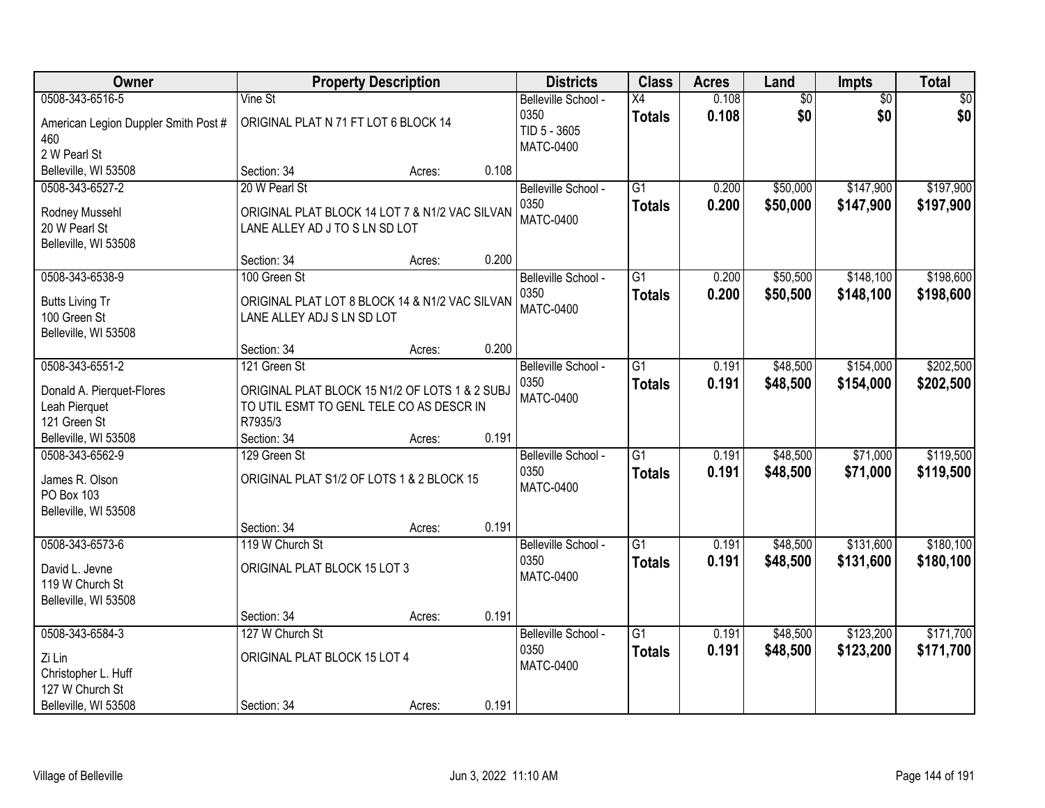| Owner | Property Description | | | Districts | Class | Acres | Land | Impts | Total |
|---|---|---|---|---|---|---|---|---|---|
| 0508-343-6516-5<br>American Legion Duppler Smith Post # 460<br>2 W Pearl St<br>Belleville, WI 53508 | Vine St<br>ORIGINAL PLAT N 71 FT LOT 6 BLOCK 14<br>Section: 34 | Acres: | 0.108 | Belleville School - 0350<br>TID 5 - 3605<br>MATC-0400 | X4<br>**Totals** | 0.108<br>**0.108** | $0<br>**$0** | $0<br>**$0** | $0<br>**$0** |
| 0508-343-6527-2<br>Rodney Mussehl<br>20 W Pearl St<br>Belleville, WI 53508 | 20 W Pearl St<br>ORIGINAL PLAT BLOCK 14 LOT 7 & N1/2 VAC SILVAN LANE ALLEY AD J TO S LN SD LOT<br>Section: 34 | Acres: | 0.200 | Belleville School - 0350<br>MATC-0400 | G1<br>**Totals** | 0.200<br>**0.200** | $50,000<br>**$50,000** | $147,900<br>**$147,900** | $197,900<br>**$197,900** |
| 0508-343-6538-9<br>Butts Living Tr<br>100 Green St<br>Belleville, WI 53508 | 100 Green St<br>ORIGINAL PLAT LOT 8 BLOCK 14 & N1/2 VAC SILVAN LANE ALLEY ADJ S LN SD LOT<br>Section: 34 | Acres: | 0.200 | Belleville School - 0350<br>MATC-0400 | G1<br>**Totals** | 0.200<br>**0.200** | $50,500<br>**$50,500** | $148,100<br>**$148,100** | $198,600<br>**$198,600** |
| 0508-343-6551-2<br>Donald A. Pierquet-Flores<br>Leah Pierquet<br>121 Green St<br>Belleville, WI 53508 | 121 Green St<br>ORIGINAL PLAT BLOCK 15 N1/2 OF LOTS 1 & 2 SUBJ TO UTIL ESMT TO GENL TELE CO AS DESCR IN R7935/3<br>Section: 34 | Acres: | 0.191 | Belleville School - 0350<br>MATC-0400 | G1<br>**Totals** | 0.191<br>**0.191** | $48,500<br>**$48,500** | $154,000<br>**$154,000** | $202,500<br>**$202,500** |
| 0508-343-6562-9<br>James R. Olson<br>PO Box 103<br>Belleville, WI 53508 | 129 Green St<br>ORIGINAL PLAT S1/2 OF LOTS 1 & 2 BLOCK 15<br>Section: 34 | Acres: | 0.191 | Belleville School - 0350<br>MATC-0400 | G1<br>**Totals** | 0.191<br>**0.191** | $48,500<br>**$48,500** | $71,000<br>**$71,000** | $119,500<br>**$119,500** |
| 0508-343-6573-6<br>David L. Jevne<br>119 W Church St<br>Belleville, WI 53508 | 119 W Church St<br>ORIGINAL PLAT BLOCK 15 LOT 3<br>Section: 34 | Acres: | 0.191 | Belleville School - 0350<br>MATC-0400 | G1<br>**Totals** | 0.191<br>**0.191** | $48,500<br>**$48,500** | $131,600<br>**$131,600** | $180,100<br>**$180,100** |
| 0508-343-6584-3<br>Zi Lin<br>Christopher L. Huff<br>127 W Church St<br>Belleville, WI 53508 | 127 W Church St<br>ORIGINAL PLAT BLOCK 15 LOT 4<br>Section: 34 | Acres: | 0.191 | Belleville School - 0350<br>MATC-0400 | G1<br>**Totals** | 0.191<br>**0.191** | $48,500<br>**$48,500** | $123,200<br>**$123,200** | $171,700<br>**$171,700** |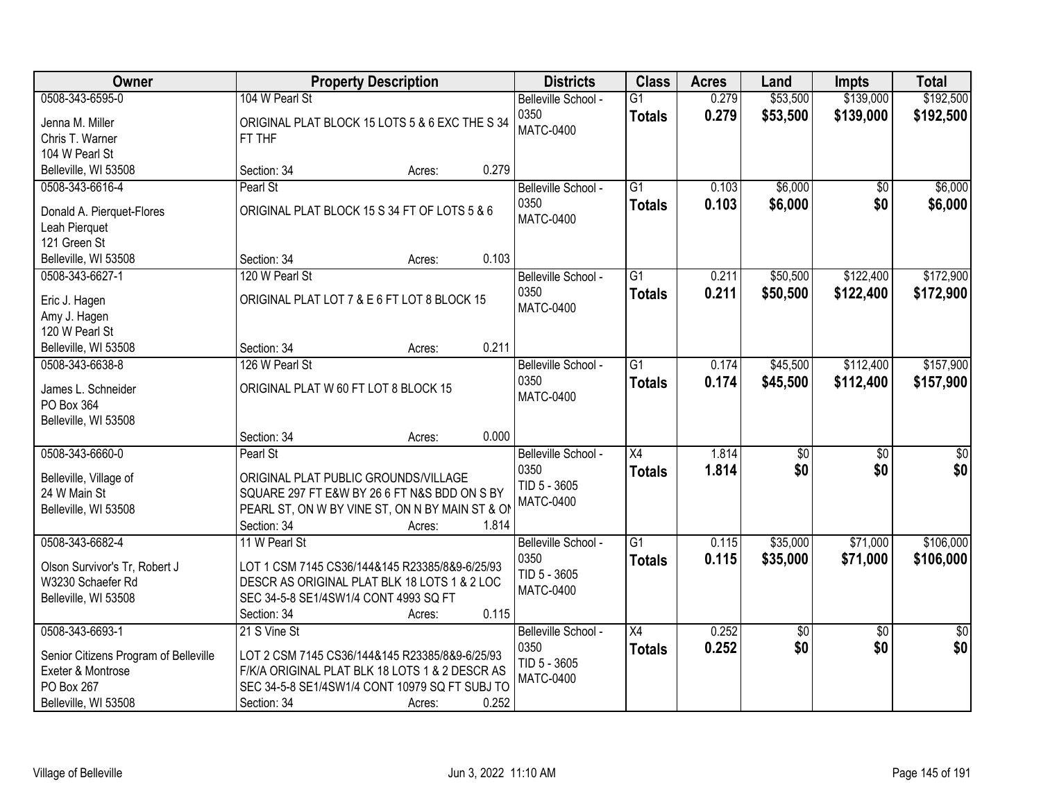| Owner | Property Description | Districts | Class | Acres | Land | Impts | Total |
|---|---|---|---|---|---|---|---|
| 0508-343-6595-0<br>Jenna M. Miller<br>Chris T. Warner<br>104 W Pearl St<br>Belleville, WI 53508 | 104 W Pearl St<br>ORIGINAL PLAT BLOCK 15 LOTS 5 & 6 EXC THE S 34 FT THF<br>Section: 34 Acres: 0.279 | Belleville School - 0350<br>MATC-0400 | G1<br>**Totals** | 0.279<br>**0.279** | $53,500<br>**$53,500** | $139,000<br>**$139,000** | $192,500<br>**$192,500** |
| 0508-343-6616-4<br>Donald A. Pierquet-Flores<br>Leah Pierquet<br>121 Green St<br>Belleville, WI 53508 | Pearl St<br>ORIGINAL PLAT BLOCK 15 S 34 FT OF LOTS 5 & 6<br>Section: 34 Acres: 0.103 | Belleville School - 0350<br>MATC-0400 | G1<br>**Totals** | 0.103<br>**0.103** | $6,000<br>**$6,000** | $0<br>**$0** | $6,000<br>**$6,000** |
| 0508-343-6627-1<br>Eric J. Hagen<br>Amy J. Hagen<br>120 W Pearl St<br>Belleville, WI 53508 | 120 W Pearl St<br>ORIGINAL PLAT LOT 7 & E 6 FT LOT 8 BLOCK 15<br>Section: 34 Acres: 0.211 | Belleville School - 0350<br>MATC-0400 | G1<br>**Totals** | 0.211<br>**0.211** | $50,500<br>**$50,500** | $122,400<br>**$122,400** | $172,900<br>**$172,900** |
| 0508-343-6638-8<br>James L. Schneider<br>PO Box 364<br>Belleville, WI 53508 | 126 W Pearl St<br>ORIGINAL PLAT W 60 FT LOT 8 BLOCK 15<br>Section: 34 Acres: 0.000 | Belleville School - 0350<br>MATC-0400 | G1<br>**Totals** | 0.174<br>**0.174** | $45,500<br>**$45,500** | $112,400<br>**$112,400** | $157,900<br>**$157,900** |
| 0508-343-6660-0<br>Belleville, Village of<br>24 W Main St<br>Belleville, WI 53508 | Pearl St<br>ORIGINAL PLAT PUBLIC GROUNDS/VILLAGE SQUARE 297 FT E&W BY 26 6 FT N&S BDD ON S BY PEARL ST, ON W BY VINE ST, ON N BY MAIN ST & ON<br>Section: 34 Acres: 1.814 | Belleville School - 0350<br>TID 5 - 3605<br>MATC-0400 | X4<br>**Totals** | 1.814<br>**1.814** | $0<br>**$0** | $0<br>**$0** | $0<br>**$0** |
| 0508-343-6682-4<br>Olson Survivor's Tr, Robert J<br>W3230 Schaefer Rd<br>Belleville, WI 53508 | 11 W Pearl St<br>LOT 1 CSM 7145 CS36/144&145 R23385/8&9-6/25/93 DESCR AS ORIGINAL PLAT BLK 18 LOTS 1 & 2 LOC SEC 34-5-8 SE1/4SW1/4 CONT 4993 SQ FT<br>Section: 34 Acres: 0.115 | Belleville School - 0350<br>TID 5 - 3605<br>MATC-0400 | G1<br>**Totals** | 0.115<br>**0.115** | $35,000<br>**$35,000** | $71,000<br>**$71,000** | $106,000<br>**$106,000** |
| 0508-343-6693-1<br>Senior Citizens Program of Belleville<br>Exeter & Montrose<br>PO Box 267<br>Belleville, WI 53508 | 21 S Vine St<br>LOT 2 CSM 7145 CS36/144&145 R23385/8&9-6/25/93 F/K/A ORIGINAL PLAT BLK 18 LOTS 1 & 2 DESCR AS SEC 34-5-8 SE1/4SW1/4 CONT 10979 SQ FT SUBJ TO<br>Section: 34 Acres: 0.252 | Belleville School - 0350<br>TID 5 - 3605<br>MATC-0400 | X4<br>**Totals** | 0.252<br>**0.252** | $0<br>**$0** | $0<br>**$0** | $0<br>**$0** |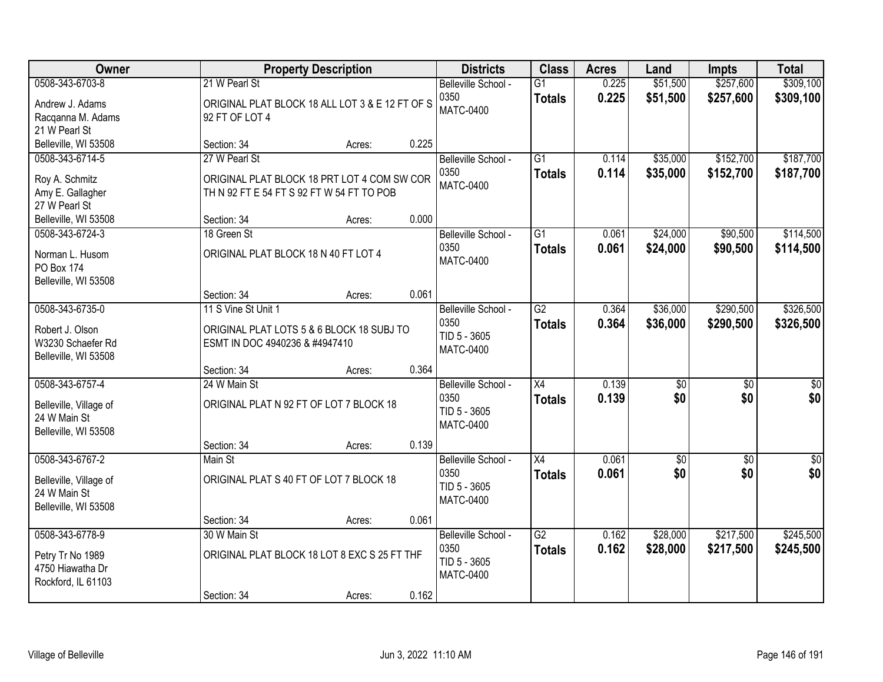| Owner | Property Description | Districts | Class | Acres | Land | Impts | Total |
|---|---|---|---|---|---|---|---|
| 0508-343-6703-8<br>Andrew J. Adams<br>Racqanna M. Adams<br>21 W Pearl St<br>Belleville, WI 53508 | 21 W Pearl St<br>ORIGINAL PLAT BLOCK 18 ALL LOT 3 & E 12 FT OF S 92 FT OF LOT 4<br>Section: 34 Acres: 0.225 | Belleville School - 0350<br>MATC-0400 | G1<br>**Totals** | 0.225<br>**0.225** | $51,500<br>**$51,500** | $257,600<br>**$257,600** | $309,100<br>**$309,100** |
| 0508-343-6714-5<br>Roy A. Schmitz<br>Amy E. Gallagher<br>27 W Pearl St<br>Belleville, WI 53508 | 27 W Pearl St<br>ORIGINAL PLAT BLOCK 18 PRT LOT 4 COM SW COR TH N 92 FT E 54 FT S 92 FT W 54 FT TO POB<br>Section: 34 Acres: 0.000 | Belleville School - 0350<br>MATC-0400 | G1<br>**Totals** | 0.114<br>**0.114** | $35,000<br>**$35,000** | $152,700<br>**$152,700** | $187,700<br>**$187,700** |
| 0508-343-6724-3<br>Norman L. Husom<br>PO Box 174<br>Belleville, WI 53508 | 18 Green St<br>ORIGINAL PLAT BLOCK 18 N 40 FT LOT 4<br>Section: 34 Acres: 0.061 | Belleville School - 0350<br>MATC-0400 | G1<br>**Totals** | 0.061<br>**0.061** | $24,000<br>**$24,000** | $90,500<br>**$90,500** | $114,500<br>**$114,500** |
| 0508-343-6735-0<br>Robert J. Olson<br>W3230 Schaefer Rd<br>Belleville, WI 53508 | 11 S Vine St Unit 1<br>ORIGINAL PLAT LOTS 5 & 6 BLOCK 18 SUBJ TO ESMT IN DOC 4940236 & #4947410<br>Section: 34 Acres: 0.364 | Belleville School - 0350<br>TID 5 - 3605<br>MATC-0400 | G2<br>**Totals** | 0.364<br>**0.364** | $36,000<br>**$36,000** | $290,500<br>**$290,500** | $326,500<br>**$326,500** |
| 0508-343-6757-4<br>Belleville, Village of<br>24 W Main St<br>Belleville, WI 53508 | 24 W Main St<br>ORIGINAL PLAT N 92 FT OF LOT 7 BLOCK 18<br>Section: 34 Acres: 0.139 | Belleville School - 0350<br>TID 5 - 3605<br>MATC-0400 | X4<br>**Totals** | 0.139<br>**0.139** | $0<br>**$0** | $0<br>**$0** | $0<br>**$0** |
| 0508-343-6767-2<br>Belleville, Village of<br>24 W Main St<br>Belleville, WI 53508 | Main St<br>ORIGINAL PLAT S 40 FT OF LOT 7 BLOCK 18<br>Section: 34 Acres: 0.061 | Belleville School - 0350<br>TID 5 - 3605<br>MATC-0400 | X4<br>**Totals** | 0.061<br>**0.061** | $0<br>**$0** | $0<br>**$0** | $0<br>**$0** |
| 0508-343-6778-9<br>Petry Tr No 1989<br>4750 Hiawatha Dr<br>Rockford, IL 61103 | 30 W Main St<br>ORIGINAL PLAT BLOCK 18 LOT 8 EXC S 25 FT THF<br>Section: 34 Acres: 0.162 | Belleville School - 0350<br>TID 5 - 3605<br>MATC-0400 | G2<br>**Totals** | 0.162<br>**0.162** | $28,000<br>**$28,000** | $217,500<br>**$217,500** | $245,500<br>**$245,500** |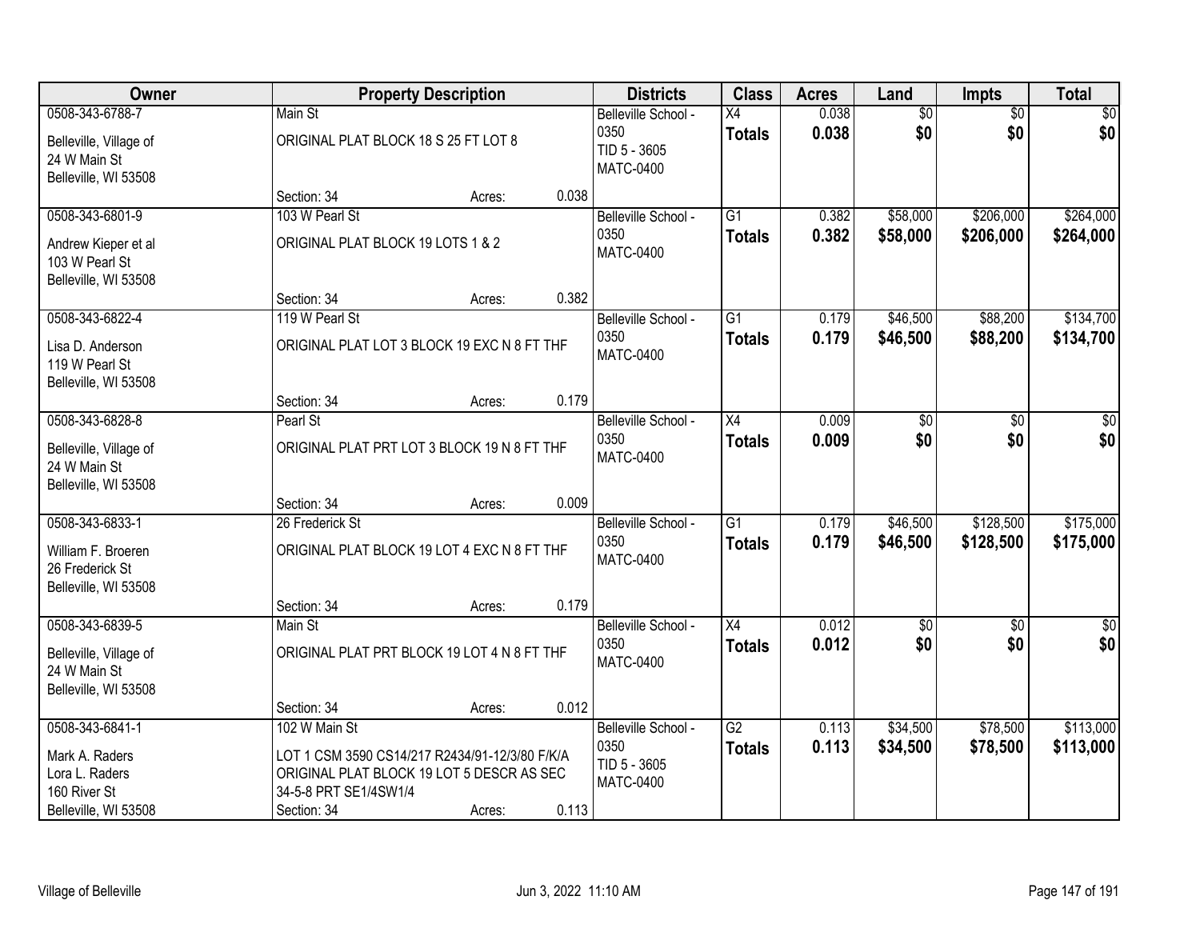| Owner | Property Description | | | Districts | Class | Acres | Land | Impts | Total |
|---|---|---|---|---|---|---|---|---|---|
| 0508-343-6788-7<br>Belleville, Village of<br>24 W Main St<br>Belleville, WI 53508 | Main St<br>ORIGINAL PLAT BLOCK 18 S 25 FT LOT 8<br>Section: 34 | Acres: | 0.038 | Belleville School - 0350<br>TID 5 - 3605<br>MATC-0400 | X4<br>**Totals** | 0.038<br>**0.038** | $0<br>**$0** | $0<br>**$0** | $0<br>**$0** |
| 0508-343-6801-9<br>Andrew Kieper et al<br>103 W Pearl St<br>Belleville, WI 53508 | 103 W Pearl St<br>ORIGINAL PLAT BLOCK 19 LOTS 1 & 2<br>Section: 34 | Acres: | 0.382 | Belleville School - 0350<br>MATC-0400 | G1<br>**Totals** | 0.382<br>**0.382** | $58,000<br>**$58,000** | $206,000<br>**$206,000** | $264,000<br>**$264,000** |
| 0508-343-6822-4<br>Lisa D. Anderson<br>119 W Pearl St<br>Belleville, WI 53508 | 119 W Pearl St<br>ORIGINAL PLAT LOT 3 BLOCK 19 EXC N 8 FT THF<br>Section: 34 | Acres: | 0.179 | Belleville School - 0350<br>MATC-0400 | G1<br>**Totals** | 0.179<br>**0.179** | $46,500<br>**$46,500** | $88,200<br>**$88,200** | $134,700<br>**$134,700** |
| 0508-343-6828-8<br>Belleville, Village of<br>24 W Main St<br>Belleville, WI 53508 | Pearl St<br>ORIGINAL PLAT PRT LOT 3 BLOCK 19 N 8 FT THF<br>Section: 34 | Acres: | 0.009 | Belleville School - 0350<br>MATC-0400 | X4<br>**Totals** | 0.009<br>**0.009** | $0<br>**$0** | $0<br>**$0** | $0<br>**$0** |
| 0508-343-6833-1<br>William F. Broeren<br>26 Frederick St<br>Belleville, WI 53508 | 26 Frederick St<br>ORIGINAL PLAT BLOCK 19 LOT 4 EXC N 8 FT THF<br>Section: 34 | Acres: | 0.179 | Belleville School - 0350<br>MATC-0400 | G1<br>**Totals** | 0.179<br>**0.179** | $46,500<br>**$46,500** | $128,500<br>**$128,500** | $175,000<br>**$175,000** |
| 0508-343-6839-5<br>Belleville, Village of<br>24 W Main St<br>Belleville, WI 53508 | Main St<br>ORIGINAL PLAT PRT BLOCK 19 LOT 4 N 8 FT THF<br>Section: 34 | Acres: | 0.012 | Belleville School - 0350<br>MATC-0400 | X4<br>**Totals** | 0.012<br>**0.012** | $0<br>**$0** | $0<br>**$0** | $0<br>**$0** |
| 0508-343-6841-1<br>Mark A. Raders<br>Lora L. Raders<br>160 River St<br>Belleville, WI 53508 | 102 W Main St<br>LOT 1 CSM 3590 CS14/217 R2434/91-12/3/80 F/K/A ORIGINAL PLAT BLOCK 19 LOT 5 DESCR AS SEC 34-5-8 PRT SE1/4SW1/4<br>Section: 34 | Acres: | 0.113 | Belleville School - 0350<br>TID 5 - 3605<br>MATC-0400 | G2<br>**Totals** | 0.113<br>**0.113** | $34,500<br>**$34,500** | $78,500<br>**$78,500** | $113,000<br>**$113,000** |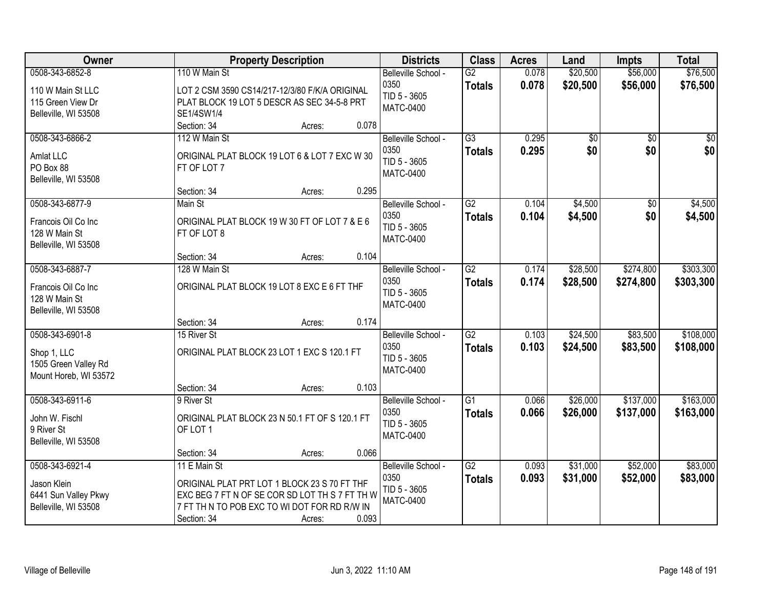| Owner | Property Description | Districts | Class | Acres | Land | Impts | Total |
|---|---|---|---|---|---|---|---|
| 0508-343-6852-8<br>110 W Main St LLC<br>115 Green View Dr<br>Belleville, WI 53508 | 110 W Main St<br>LOT 2 CSM 3590 CS14/217-12/3/80 F/K/A ORIGINAL PLAT BLOCK 19 LOT 5 DESCR AS SEC 34-5-8 PRT SE1/4SW1/4<br>Section: 34 Acres: 0.078 | Belleville School - 0350<br>TID 5 - 3605<br>MATC-0400 | G2<br>**Totals** | 0.078<br>**0.078** | $20,500<br>**$20,500** | $56,000<br>**$56,000** | $76,500<br>**$76,500** |
| 0508-343-6866-2<br>Amlat LLC<br>PO Box 88<br>Belleville, WI 53508 | 112 W Main St<br>ORIGINAL PLAT BLOCK 19 LOT 6 & LOT 7 EXC W 30 FT OF LOT 7<br>Section: 34 Acres: 0.295 | Belleville School - 0350<br>TID 5 - 3605<br>MATC-0400 | G3<br>**Totals** | 0.295<br>**0.295** | $0<br>**$0** | $0<br>**$0** | $0<br>**$0** |
| 0508-343-6877-9<br>Francois Oil Co Inc<br>128 W Main St<br>Belleville, WI 53508 | Main St<br>ORIGINAL PLAT BLOCK 19 W 30 FT OF LOT 7 & E 6 FT OF LOT 8<br>Section: 34 Acres: 0.104 | Belleville School - 0350<br>TID 5 - 3605<br>MATC-0400 | G2<br>**Totals** | 0.104<br>**0.104** | $4,500<br>**$4,500** | $0<br>**$0** | $4,500<br>**$4,500** |
| 0508-343-6887-7<br>Francois Oil Co Inc<br>128 W Main St<br>Belleville, WI 53508 | 128 W Main St<br>ORIGINAL PLAT BLOCK 19 LOT 8 EXC E 6 FT THF<br>Section: 34 Acres: 0.174 | Belleville School - 0350<br>TID 5 - 3605<br>MATC-0400 | G2<br>**Totals** | 0.174<br>**0.174** | $28,500<br>**$28,500** | $274,800<br>**$274,800** | $303,300<br>**$303,300** |
| 0508-343-6901-8<br>Shop 1, LLC<br>1505 Green Valley Rd<br>Mount Horeb, WI 53572 | 15 River St<br>ORIGINAL PLAT BLOCK 23 LOT 1 EXC S 120.1 FT<br>Section: 34 Acres: 0.103 | Belleville School - 0350<br>TID 5 - 3605<br>MATC-0400 | G2<br>**Totals** | 0.103<br>**0.103** | $24,500<br>**$24,500** | $83,500<br>**$83,500** | $108,000<br>**$108,000** |
| 0508-343-6911-6<br>John W. Fischl<br>9 River St<br>Belleville, WI 53508 | 9 River St<br>ORIGINAL PLAT BLOCK 23 N 50.1 FT OF S 120.1 FT OF LOT 1<br>Section: 34 Acres: 0.066 | Belleville School - 0350<br>TID 5 - 3605<br>MATC-0400 | G1<br>**Totals** | 0.066<br>**0.066** | $26,000<br>**$26,000** | $137,000<br>**$137,000** | $163,000<br>**$163,000** |
| 0508-343-6921-4<br>Jason Klein<br>6441 Sun Valley Pkwy<br>Belleville, WI 53508 | 11 E Main St<br>ORIGINAL PLAT PRT LOT 1 BLOCK 23 S 70 FT THF EXC BEG 7 FT N OF SE COR SD LOT TH S 7 FT TH W 7 FT TH N TO POB EXC TO WI DOT FOR RD R/W IN<br>Section: 34 Acres: 0.093 | Belleville School - 0350<br>TID 5 - 3605<br>MATC-0400 | G2<br>**Totals** | 0.093<br>**0.093** | $31,000<br>**$31,000** | $52,000<br>**$52,000** | $83,000<br>**$83,000** |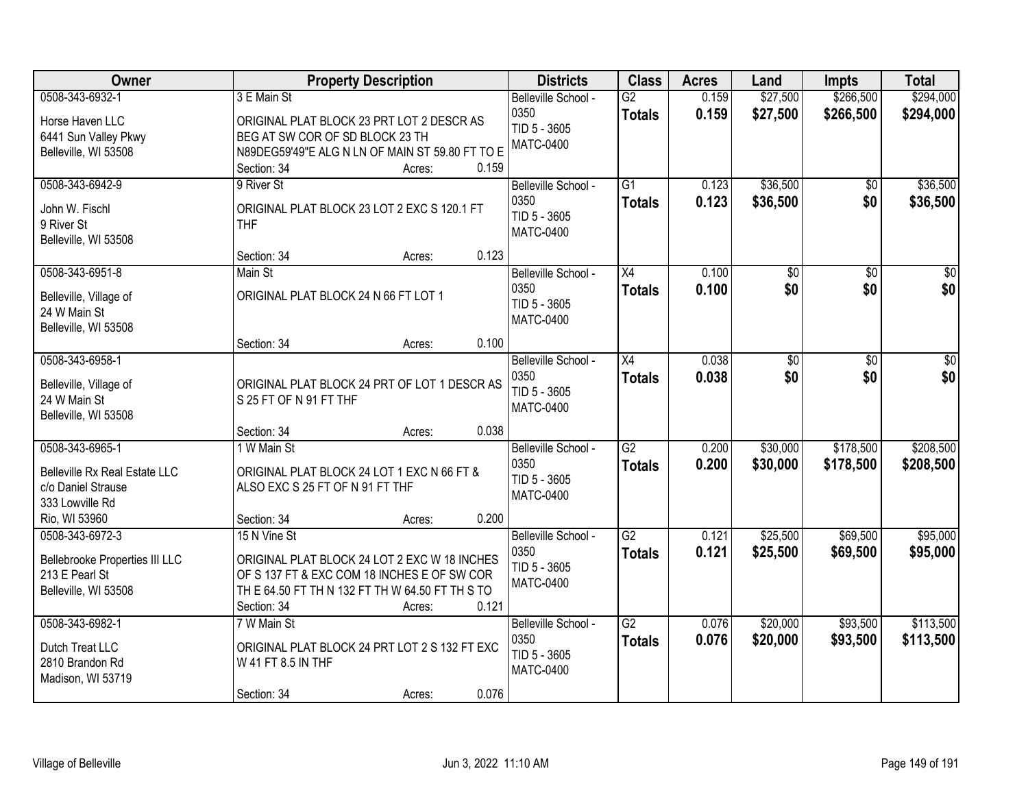| Owner | Property Description | Districts | Class | Acres | Land | Impts | Total |
|---|---|---|---|---|---|---|---|
| 0508-343-6932-1<br>Horse Haven LLC<br>6441 Sun Valley Pkwy<br>Belleville, WI 53508 | 3 E Main St<br>ORIGINAL PLAT BLOCK 23 PRT LOT 2 DESCR AS BEG AT SW COR OF SD BLOCK 23 TH N89DEG59'49"E ALG N LN OF MAIN ST 59.80 FT TO E<br>Section: 34 Acres: 0.159 | Belleville School - 0350<br>TID 5 - 3605<br>MATC-0400 | G2<br>**Totals** | 0.159<br>**0.159** | $27,500<br>**$27,500** | $266,500<br>**$266,500** | $294,000<br>**$294,000** |
| 0508-343-6942-9<br>John W. Fischl<br>9 River St<br>Belleville, WI 53508 | 9 River St<br>ORIGINAL PLAT BLOCK 23 LOT 2 EXC S 120.1 FT THF<br>Section: 34 Acres: 0.123 | Belleville School - 0350<br>TID 5 - 3605<br>MATC-0400 | G1<br>**Totals** | 0.123<br>**0.123** | $36,500<br>**$36,500** | $0<br>**$0** | $36,500<br>**$36,500** |
| 0508-343-6951-8<br>Belleville, Village of<br>24 W Main St<br>Belleville, WI 53508 | Main St<br>ORIGINAL PLAT BLOCK 24 N 66 FT LOT 1<br>Section: 34 Acres: 0.100 | Belleville School - 0350<br>TID 5 - 3605<br>MATC-0400 | X4<br>**Totals** | 0.100<br>**0.100** | $0<br>**$0** | $0<br>**$0** | $0<br>**$0** |
| 0508-343-6958-1<br>Belleville, Village of<br>24 W Main St<br>Belleville, WI 53508 | ORIGINAL PLAT BLOCK 24 PRT OF LOT 1 DESCR AS S 25 FT OF N 91 FT THF<br>Section: 34 Acres: 0.038 | Belleville School - 0350<br>TID 5 - 3605<br>MATC-0400 | X4<br>**Totals** | 0.038<br>**0.038** | $0<br>**$0** | $0<br>**$0** | $0<br>**$0** |
| 0508-343-6965-1<br>Belleville Rx Real Estate LLC<br>c/o Daniel Strause<br>333 Lowville Rd<br>Rio, WI 53960 | 1 W Main St<br>ORIGINAL PLAT BLOCK 24 LOT 1 EXC N 66 FT & ALSO EXC S 25 FT OF N 91 FT THF<br>Section: 34 Acres: 0.200 | Belleville School - 0350<br>TID 5 - 3605<br>MATC-0400 | G2<br>**Totals** | 0.200<br>**0.200** | $30,000<br>**$30,000** | $178,500<br>**$178,500** | $208,500<br>**$208,500** |
| 0508-343-6972-3<br>Bellebrooke Properties III LLC<br>213 E Pearl St<br>Belleville, WI 53508 | 15 N Vine St<br>ORIGINAL PLAT BLOCK 24 LOT 2 EXC W 18 INCHES OF S 137 FT & EXC COM 18 INCHES E OF SW COR TH E 64.50 FT TH N 132 FT TH W 64.50 FT TH S TO<br>Section: 34 Acres: 0.121 | Belleville School - 0350<br>TID 5 - 3605<br>MATC-0400 | G2<br>**Totals** | 0.121<br>**0.121** | $25,500<br>**$25,500** | $69,500<br>**$69,500** | $95,000<br>**$95,000** |
| 0508-343-6982-1<br>Dutch Treat LLC<br>2810 Brandon Rd<br>Madison, WI 53719 | 7 W Main St<br>ORIGINAL PLAT BLOCK 24 PRT LOT 2 S 132 FT EXC W 41 FT 8.5 IN THF<br>Section: 34 Acres: 0.076 | Belleville School - 0350<br>TID 5 - 3605<br>MATC-0400 | G2<br>**Totals** | 0.076<br>**0.076** | $20,000<br>**$20,000** | $93,500<br>**$93,500** | $113,500<br>**$113,500** |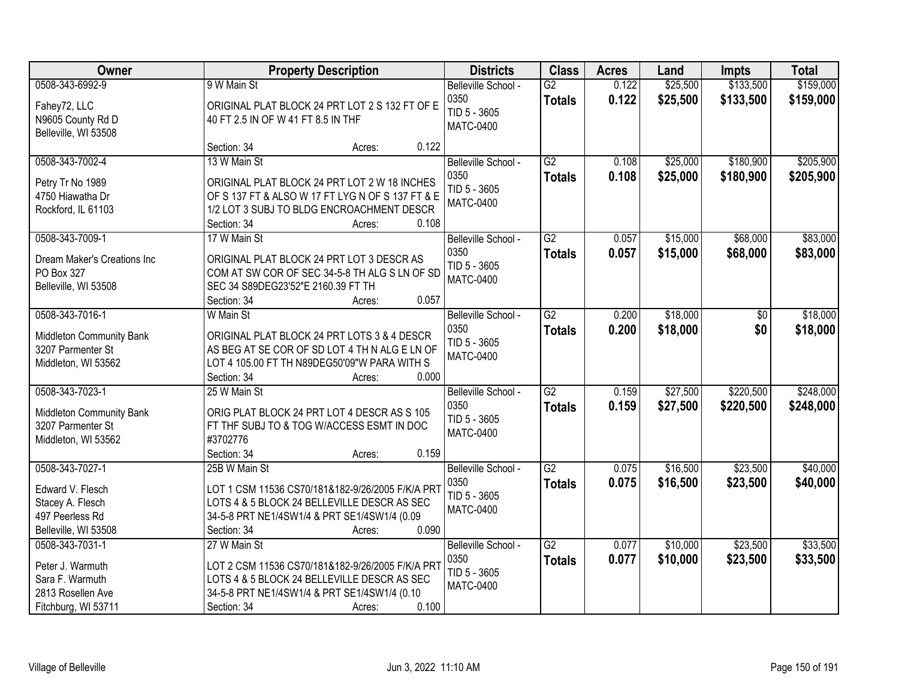| Owner | Property Description | Districts | Class | Acres | Land | Impts | Total |
|---|---|---|---|---|---|---|---|
| 0508-343-6992-9<br>Fahey72, LLC<br>N9605 County Rd D<br>Belleville, WI 53508 | 9 W Main St<br>ORIGINAL PLAT BLOCK 24 PRT LOT 2 S 132 FT OF E 40 FT 2.5 IN OF W 41 FT 8.5 IN THF<br>Section: 34 Acres: 0.122 | Belleville School - 0350<br>TID 5 - 3605<br>MATC-0400 | G2<br>**Totals** | 0.122<br>**0.122** | \$25,500<br>**\$25,500** | \$133,500<br>**\$133,500** | \$159,000<br>**\$159,000** |
| 0508-343-7002-4<br>Petry Tr No 1989<br>4750 Hiawatha Dr<br>Rockford, IL 61103 | 13 W Main St<br>ORIGINAL PLAT BLOCK 24 PRT LOT 2 W 18 INCHES OF S 137 FT & ALSO W 17 FT LYG N OF S 137 FT & E 1/2 LOT 3 SUBJ TO BLDG ENCROACHMENT DESCR<br>Section: 34 Acres: 0.108 | Belleville School - 0350<br>TID 5 - 3605<br>MATC-0400 | G2<br>**Totals** | 0.108<br>**0.108** | \$25,000<br>**\$25,000** | \$180,900<br>**\$180,900** | \$205,900<br>**\$205,900** |
| 0508-343-7009-1<br>Dream Maker's Creations Inc<br>PO Box 327<br>Belleville, WI 53508 | 17 W Main St<br>ORIGINAL PLAT BLOCK 24 PRT LOT 3 DESCR AS COM AT SW COR OF SEC 34-5-8 TH ALG S LN OF SD SEC 34 S89DEG23'52"E 2160.39 FT TH<br>Section: 34 Acres: 0.057 | Belleville School - 0350<br>TID 5 - 3605<br>MATC-0400 | G2<br>**Totals** | 0.057<br>**0.057** | \$15,000<br>**\$15,000** | \$68,000<br>**\$68,000** | \$83,000<br>**\$83,000** |
| 0508-343-7016-1<br>Middleton Community Bank<br>3207 Parmenter St<br>Middleton, WI 53562 | W Main St<br>ORIGINAL PLAT BLOCK 24 PRT LOTS 3 & 4 DESCR AS BEG AT SE COR OF SD LOT 4 TH N ALG E LN OF LOT 4 105.00 FT TH N89DEG50'09"W PARA WITH S<br>Section: 34 Acres: 0.000 | Belleville School - 0350<br>TID 5 - 3605<br>MATC-0400 | G2<br>**Totals** | 0.200<br>**0.200** | \$18,000<br>**\$18,000** | \$0<br>**\$0** | \$18,000<br>**\$18,000** |
| 0508-343-7023-1<br>Middleton Community Bank<br>3207 Parmenter St<br>Middleton, WI 53562 | 25 W Main St<br>ORIG PLAT BLOCK 24 PRT LOT 4 DESCR AS S 105 FT THF SUBJ TO & TOG W/ACCESS ESMT IN DOC #3702776<br>Section: 34 Acres: 0.159 | Belleville School - 0350<br>TID 5 - 3605<br>MATC-0400 | G2<br>**Totals** | 0.159<br>**0.159** | \$27,500<br>**\$27,500** | \$220,500<br>**\$220,500** | \$248,000<br>**\$248,000** |
| 0508-343-7027-1<br>Edward V. Flesch<br>Stacey A. Flesch<br>497 Peerless Rd<br>Belleville, WI 53508 | 25B W Main St<br>LOT 1 CSM 11536 CS70/181&182-9/26/2005 F/K/A PRT LOTS 4 & 5 BLOCK 24 BELLEVILLE DESCR AS SEC 34-5-8 PRT NE1/4SW1/4 & PRT SE1/4SW1/4 (0.09<br>Section: 34 Acres: 0.090 | Belleville School - 0350<br>TID 5 - 3605<br>MATC-0400 | G2<br>**Totals** | 0.075<br>**0.075** | \$16,500<br>**\$16,500** | \$23,500<br>**\$23,500** | \$40,000<br>**\$40,000** |
| 0508-343-7031-1<br>Peter J. Warmuth<br>Sara F. Warmuth<br>2813 Rosellen Ave<br>Fitchburg, WI 53711 | 27 W Main St<br>LOT 2 CSM 11536 CS70/181&182-9/26/2005 F/K/A PRT LOTS 4 & 5 BLOCK 24 BELLEVILLE DESCR AS SEC 34-5-8 PRT NE1/4SW1/4 & PRT SE1/4SW1/4 (0.10<br>Section: 34 Acres: 0.100 | Belleville School - 0350<br>TID 5 - 3605<br>MATC-0400 | G2<br>**Totals** | 0.077<br>**0.077** | \$10,000<br>**\$10,000** | \$23,500<br>**\$23,500** | \$33,500<br>**\$33,500** |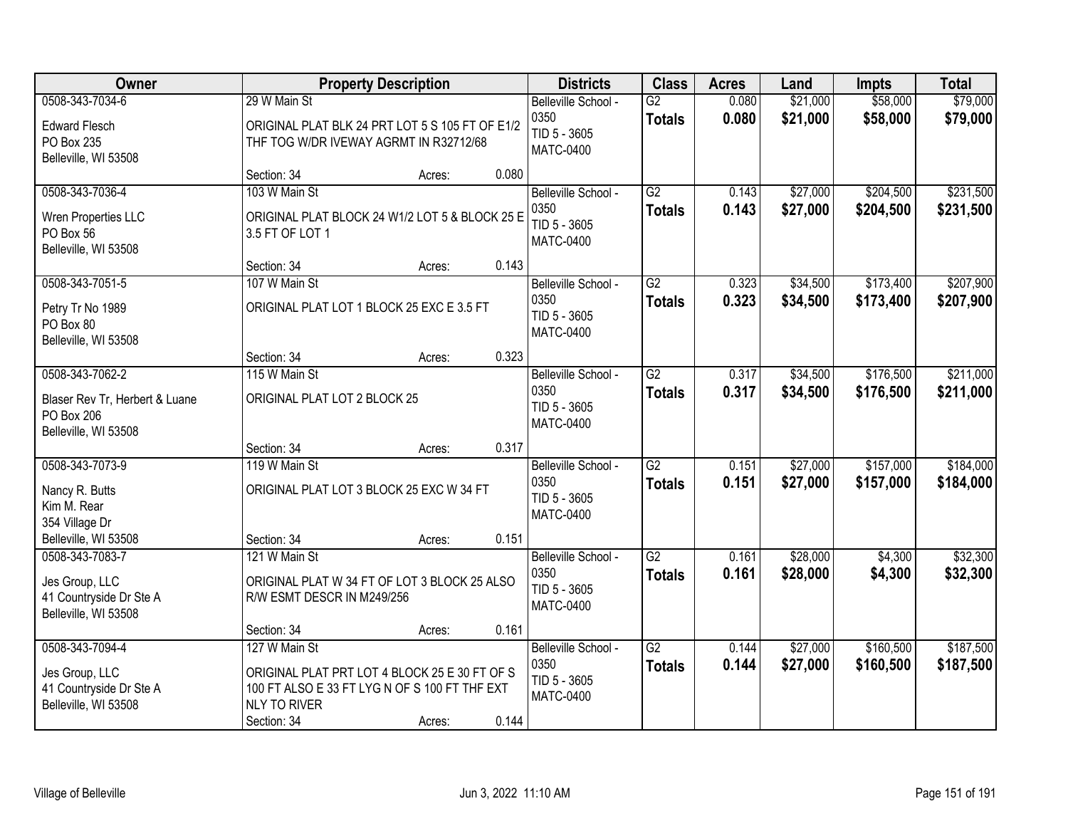| Owner | Property Description | Districts | Class | Acres | Land | Impts | Total |
|---|---|---|---|---|---|---|---|
| 0508-343-7034-6<br>Edward Flesch<br>PO Box 235<br>Belleville, WI 53508 | 29 W Main St<br>ORIGINAL PLAT BLK 24 PRT LOT 5 S 105 FT OF E1/2 THF TOG W/DR IVEWAY AGRMT IN R32712/68<br>Section: 34 Acres: 0.080 | Belleville School - 0350<br>TID 5 - 3605<br>MATC-0400 | G2<br>**Totals** | 0.080<br>**0.080** | $21,000<br>**$21,000** | $58,000<br>**$58,000** | $79,000<br>**$79,000** |
| 0508-343-7036-4<br>Wren Properties LLC<br>PO Box 56<br>Belleville, WI 53508 | 103 W Main St<br>ORIGINAL PLAT BLOCK 24 W1/2 LOT 5 & BLOCK 25 E 3.5 FT OF LOT 1<br>Section: 34 Acres: 0.143 | Belleville School - 0350<br>TID 5 - 3605<br>MATC-0400 | G2<br>**Totals** | 0.143<br>**0.143** | $27,000<br>**$27,000** | $204,500<br>**$204,500** | $231,500<br>**$231,500** |
| 0508-343-7051-5<br>Petry Tr No 1989<br>PO Box 80<br>Belleville, WI 53508 | 107 W Main St<br>ORIGINAL PLAT LOT 1 BLOCK 25 EXC E 3.5 FT<br>Section: 34 Acres: 0.323 | Belleville School - 0350<br>TID 5 - 3605<br>MATC-0400 | G2<br>**Totals** | 0.323<br>**0.323** | $34,500<br>**$34,500** | $173,400<br>**$173,400** | $207,900<br>**$207,900** |
| 0508-343-7062-2<br>Blaser Rev Tr, Herbert & Luane<br>PO Box 206<br>Belleville, WI 53508 | 115 W Main St<br>ORIGINAL PLAT LOT 2 BLOCK 25<br>Section: 34 Acres: 0.317 | Belleville School - 0350<br>TID 5 - 3605<br>MATC-0400 | G2<br>**Totals** | 0.317<br>**0.317** | $34,500<br>**$34,500** | $176,500<br>**$176,500** | $211,000<br>**$211,000** |
| 0508-343-7073-9<br>Nancy R. Butts<br>Kim M. Rear<br>354 Village Dr<br>Belleville, WI 53508 | 119 W Main St<br>ORIGINAL PLAT LOT 3 BLOCK 25 EXC W 34 FT<br>Section: 34 Acres: 0.151 | Belleville School - 0350<br>TID 5 - 3605<br>MATC-0400 | G2<br>**Totals** | 0.151<br>**0.151** | $27,000<br>**$27,000** | $157,000<br>**$157,000** | $184,000<br>**$184,000** |
| 0508-343-7083-7<br>Jes Group, LLC<br>41 Countryside Dr Ste A<br>Belleville, WI 53508 | 121 W Main St<br>ORIGINAL PLAT W 34 FT OF LOT 3 BLOCK 25 ALSO R/W ESMT DESCR IN M249/256<br>Section: 34 Acres: 0.161 | Belleville School - 0350<br>TID 5 - 3605<br>MATC-0400 | G2<br>**Totals** | 0.161<br>**0.161** | $28,000<br>**$28,000** | $4,300<br>**$4,300** | $32,300<br>**$32,300** |
| 0508-343-7094-4<br>Jes Group, LLC<br>41 Countryside Dr Ste A<br>Belleville, WI 53508 | 127 W Main St<br>ORIGINAL PLAT PRT LOT 4 BLOCK 25 E 30 FT OF S 100 FT ALSO E 33 FT LYG N OF S 100 FT THF EXT NLY TO RIVER<br>Section: 34 Acres: 0.144 | Belleville School - 0350<br>TID 5 - 3605<br>MATC-0400 | G2<br>**Totals** | 0.144<br>**0.144** | $27,000<br>**$27,000** | $160,500<br>**$160,500** | $187,500<br>**$187,500** |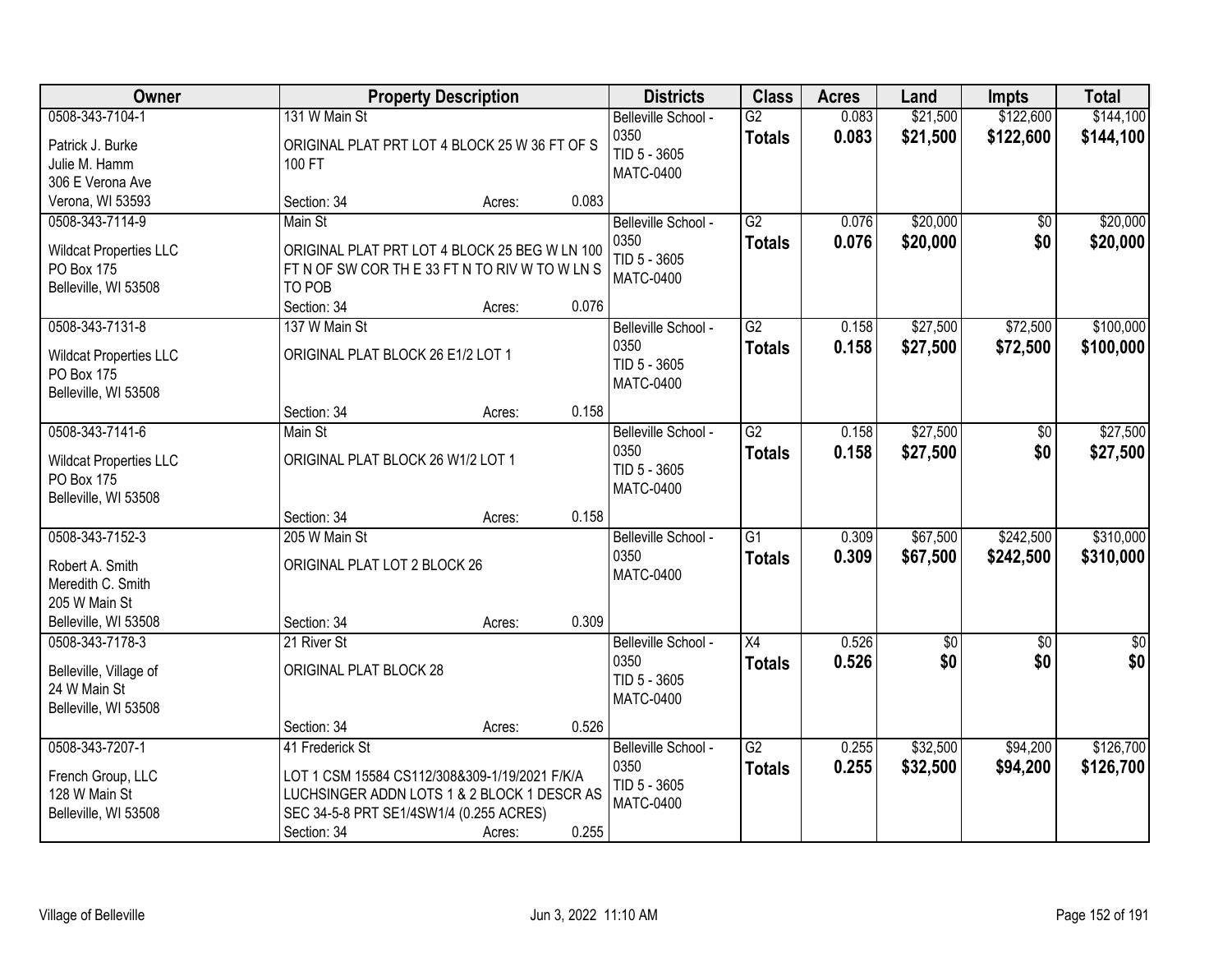| Owner | Property Description | Districts | Class | Acres | Land | Impts | Total |
|---|---|---|---|---|---|---|---|
| 0508-343-7104-1<br>Patrick J. Burke<br>Julie M. Hamm<br>306 E Verona Ave<br>Verona, WI 53593 | 131 W Main St<br>ORIGINAL PLAT PRT LOT 4 BLOCK 25 W 36 FT OF S 100 FT<br>Section: 34 Acres: 0.083 | Belleville School - 0350<br>TID 5 - 3605<br>MATC-0400 | G2<br>**Totals** | 0.083<br>**0.083** | $21,500<br>**$21,500** | $122,600<br>**$122,600** | $144,100<br>**$144,100** |
| 0508-343-7114-9<br>Wildcat Properties LLC<br>PO Box 175<br>Belleville, WI 53508 | Main St<br>ORIGINAL PLAT PRT LOT 4 BLOCK 25 BEG W LN 100 FT N OF SW COR TH E 33 FT N TO RIV W TO W LN S TO POB<br>Section: 34 Acres: 0.076 | Belleville School - 0350<br>TID 5 - 3605<br>MATC-0400 | G2<br>**Totals** | 0.076<br>**0.076** | $20,000<br>**$20,000** | $0<br>**$0** | $20,000<br>**$20,000** |
| 0508-343-7131-8<br>Wildcat Properties LLC<br>PO Box 175<br>Belleville, WI 53508 | 137 W Main St<br>ORIGINAL PLAT BLOCK 26 E1/2 LOT 1<br>Section: 34 Acres: 0.158 | Belleville School - 0350<br>TID 5 - 3605<br>MATC-0400 | G2<br>**Totals** | 0.158<br>**0.158** | $27,500<br>**$27,500** | $72,500<br>**$72,500** | $100,000<br>**$100,000** |
| 0508-343-7141-6<br>Wildcat Properties LLC<br>PO Box 175<br>Belleville, WI 53508 | Main St<br>ORIGINAL PLAT BLOCK 26 W1/2 LOT 1<br>Section: 34 Acres: 0.158 | Belleville School - 0350<br>TID 5 - 3605<br>MATC-0400 | G2<br>**Totals** | 0.158<br>**0.158** | $27,500<br>**$27,500** | $0<br>**$0** | $27,500<br>**$27,500** |
| 0508-343-7152-3<br>Robert A. Smith<br>Meredith C. Smith<br>205 W Main St<br>Belleville, WI 53508 | 205 W Main St<br>ORIGINAL PLAT LOT 2 BLOCK 26<br>Section: 34 Acres: 0.309 | Belleville School - 0350<br>MATC-0400 | G1<br>**Totals** | 0.309<br>**0.309** | $67,500<br>**$67,500** | $242,500<br>**$242,500** | $310,000<br>**$310,000** |
| 0508-343-7178-3<br>Belleville, Village of<br>24 W Main St<br>Belleville, WI 53508 | 21 River St<br>ORIGINAL PLAT BLOCK 28<br>Section: 34 Acres: 0.526 | Belleville School - 0350<br>TID 5 - 3605<br>MATC-0400 | X4<br>**Totals** | 0.526<br>**0.526** | $0<br>**$0** | $0<br>**$0** | $0<br>**$0** |
| 0508-343-7207-1<br>French Group, LLC<br>128 W Main St<br>Belleville, WI 53508 | 41 Frederick St<br>LOT 1 CSM 15584 CS112/308&309-1/19/2021 F/K/A LUCHSINGER ADDN LOTS 1 & 2 BLOCK 1 DESCR AS SEC 34-5-8 PRT SE1/4SW1/4 (0.255 ACRES)<br>Section: 34 Acres: 0.255 | Belleville School - 0350<br>TID 5 - 3605<br>MATC-0400 | G2<br>**Totals** | 0.255<br>**0.255** | $32,500<br>**$32,500** | $94,200<br>**$94,200** | $126,700<br>**$126,700** |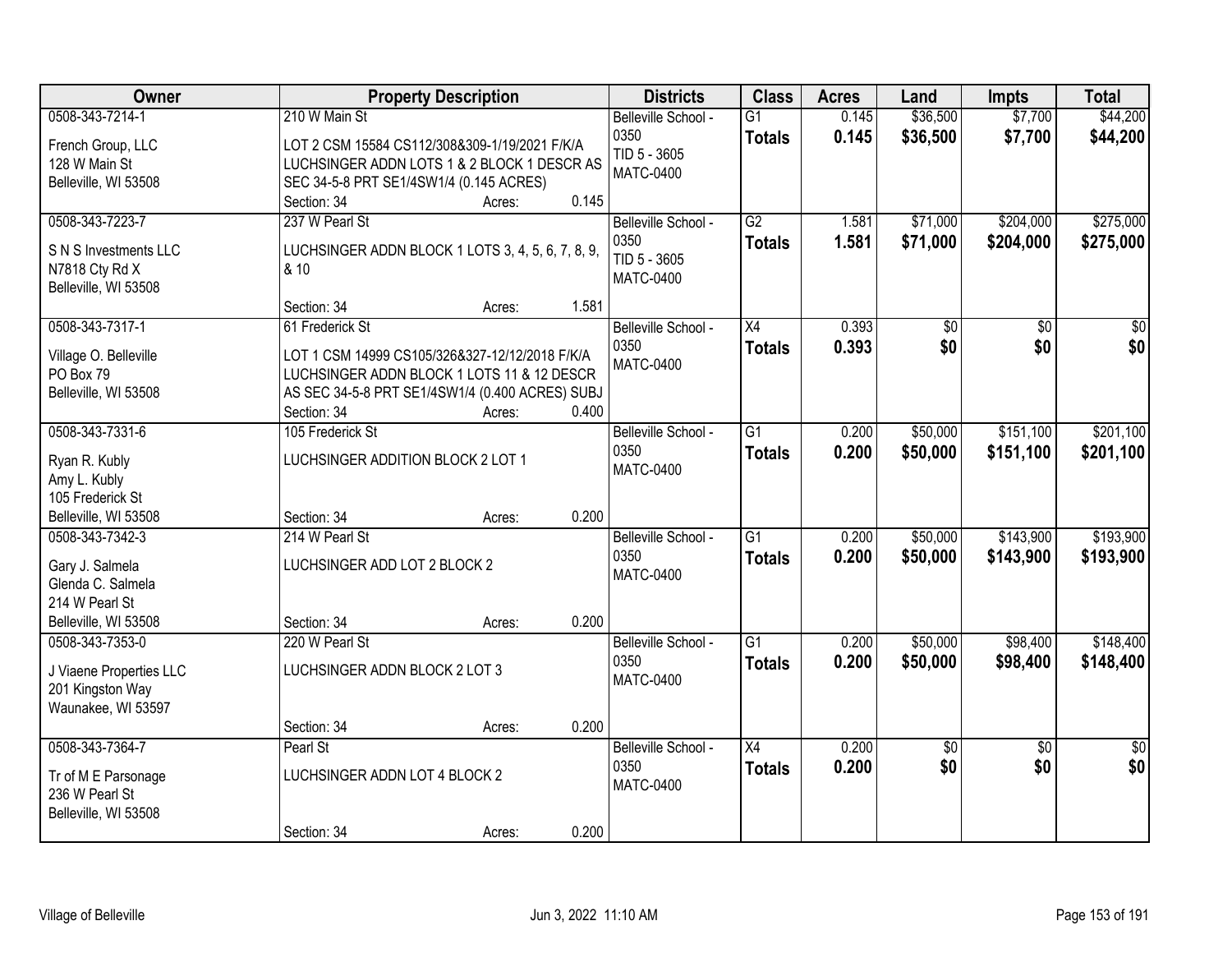| Owner | Property Description | Districts | Class | Acres | Land | Impts | Total |
|---|---|---|---|---|---|---|---|
| 0508-343-7214-1<br>French Group, LLC<br>128 W Main St<br>Belleville, WI 53508 | 210 W Main St<br>LOT 2 CSM 15584 CS112/308&309-1/19/2021 F/K/A LUCHSINGER ADDN LOTS 1 & 2 BLOCK 1 DESCR AS SEC 34-5-8 PRT SE1/4SW1/4 (0.145 ACRES)<br>Section: 34 Acres: 0.145 | Belleville School - 0350<br>TID 5 - 3605<br>MATC-0400 | G1<br>**Totals** | 0.145<br>**0.145** | $36,500<br>**$36,500** | $7,700<br>**$7,700** | $44,200<br>**$44,200** |
| 0508-343-7223-7<br>S N S Investments LLC<br>N7818 Cty Rd X<br>Belleville, WI 53508 | 237 W Pearl St<br>LUCHSINGER ADDN BLOCK 1 LOTS 3, 4, 5, 6, 7, 8, 9, & 10<br>Section: 34 Acres: 1.581 | Belleville School - 0350<br>TID 5 - 3605<br>MATC-0400 | G2<br>**Totals** | 1.581<br>**1.581** | $71,000<br>**$71,000** | $204,000<br>**$204,000** | $275,000<br>**$275,000** |
| 0508-343-7317-1<br>Village O. Belleville<br>PO Box 79<br>Belleville, WI 53508 | 61 Frederick St<br>LOT 1 CSM 14999 CS105/326&327-12/12/2018 F/K/A LUCHSINGER ADDN BLOCK 1 LOTS 11 & 12 DESCR AS SEC 34-5-8 PRT SE1/4SW1/4 (0.400 ACRES) SUBJ<br>Section: 34 Acres: 0.400 | Belleville School - 0350<br>MATC-0400 | X4<br>**Totals** | 0.393<br>**0.393** | $0<br>**$0** | $0<br>**$0** | $0<br>**$0** |
| 0508-343-7331-6<br>Ryan R. Kubly<br>Amy L. Kubly<br>105 Frederick St<br>Belleville, WI 53508 | 105 Frederick St<br>LUCHSINGER ADDITION BLOCK 2 LOT 1<br>Section: 34 Acres: 0.200 | Belleville School - 0350<br>MATC-0400 | G1<br>**Totals** | 0.200<br>**0.200** | $50,000<br>**$50,000** | $151,100<br>**$151,100** | $201,100<br>**$201,100** |
| 0508-343-7342-3<br>Gary J. Salmela<br>Glenda C. Salmela<br>214 W Pearl St<br>Belleville, WI 53508 | 214 W Pearl St<br>LUCHSINGER ADD LOT 2 BLOCK 2<br>Section: 34 Acres: 0.200 | Belleville School - 0350<br>MATC-0400 | G1<br>**Totals** | 0.200<br>**0.200** | $50,000<br>**$50,000** | $143,900<br>**$143,900** | $193,900<br>**$193,900** |
| 0508-343-7353-0<br>J Viaene Properties LLC<br>201 Kingston Way<br>Waunakee, WI 53597 | 220 W Pearl St<br>LUCHSINGER ADDN BLOCK 2 LOT 3<br>Section: 34 Acres: 0.200 | Belleville School - 0350<br>MATC-0400 | G1<br>**Totals** | 0.200<br>**0.200** | $50,000<br>**$50,000** | $98,400<br>**$98,400** | $148,400<br>**$148,400** |
| 0508-343-7364-7<br>Tr of M E Parsonage<br>236 W Pearl St<br>Belleville, WI 53508 | Pearl St<br>LUCHSINGER ADDN LOT 4 BLOCK 2<br>Section: 34 Acres: 0.200 | Belleville School - 0350<br>MATC-0400 | X4<br>**Totals** | 0.200<br>**0.200** | $0<br>**$0** | $0<br>**$0** | $0<br>**$0** |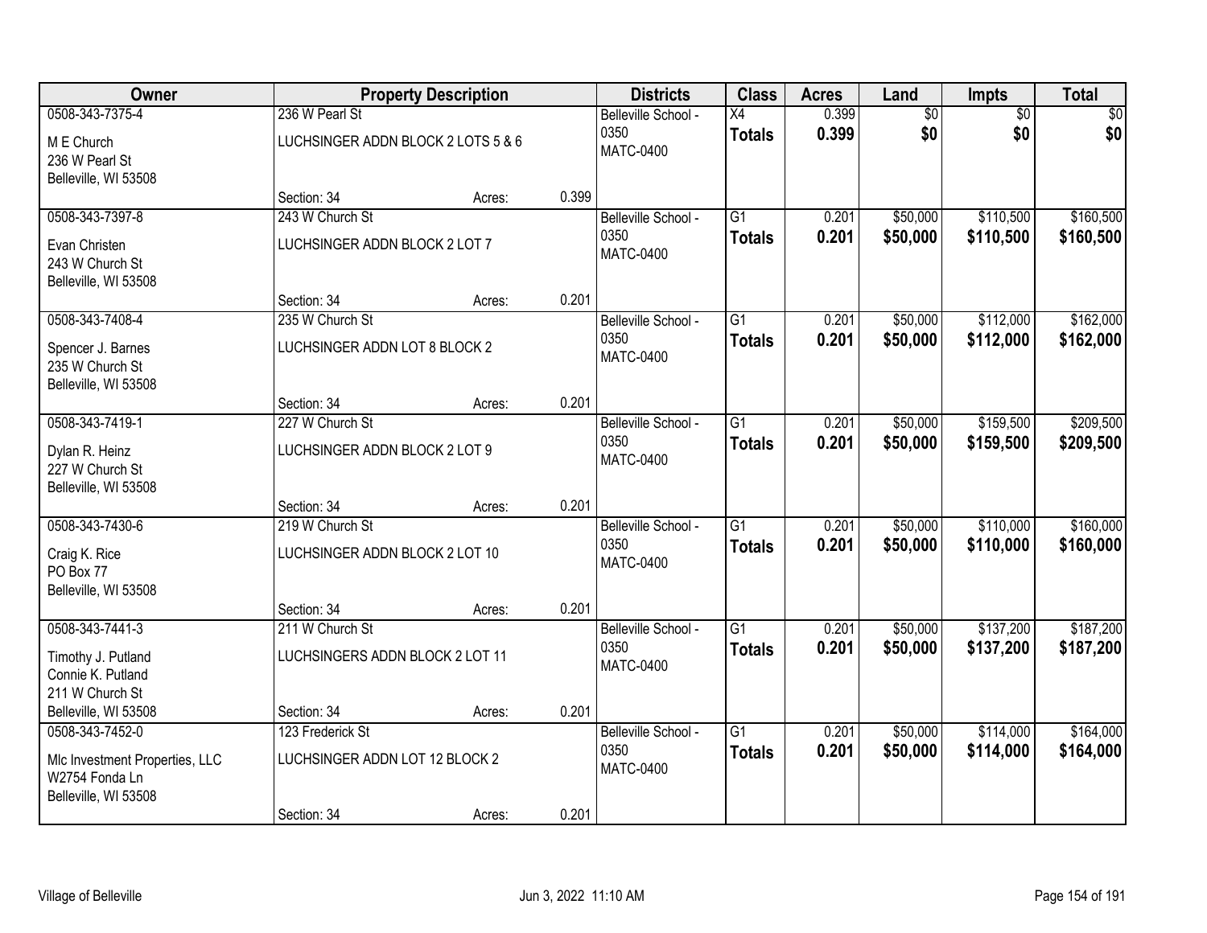| Owner | Property Description | | | Districts | Class | Acres | Land | Impts | Total |
|---|---|---|---|---|---|---|---|---|---|
| 0508-343-7375-4<br>M E Church<br>236 W Pearl St<br>Belleville, WI 53508 | 236 W Pearl St<br>LUCHSINGER ADDN BLOCK 2 LOTS 5 & 6<br>Section: 34 | Acres: | 0.399 | Belleville School - 0350<br>MATC-0400 | X4<br>**Totals** | 0.399<br>**0.399** | $0<br>**$0** | $0<br>**$0** | $0<br>**$0** |
| 0508-343-7397-8<br>Evan Christen<br>243 W Church St<br>Belleville, WI 53508 | 243 W Church St<br>LUCHSINGER ADDN BLOCK 2 LOT 7<br>Section: 34 | Acres: | 0.201 | Belleville School - 0350<br>MATC-0400 | G1<br>**Totals** | 0.201<br>**0.201** | $50,000<br>**$50,000** | $110,500<br>**$110,500** | $160,500<br>**$160,500** |
| 0508-343-7408-4<br>Spencer J. Barnes<br>235 W Church St<br>Belleville, WI 53508 | 235 W Church St<br>LUCHSINGER ADDN LOT 8 BLOCK 2<br>Section: 34 | Acres: | 0.201 | Belleville School - 0350<br>MATC-0400 | G1<br>**Totals** | 0.201<br>**0.201** | $50,000<br>**$50,000** | $112,000<br>**$112,000** | $162,000<br>**$162,000** |
| 0508-343-7419-1<br>Dylan R. Heinz<br>227 W Church St<br>Belleville, WI 53508 | 227 W Church St<br>LUCHSINGER ADDN BLOCK 2 LOT 9<br>Section: 34 | Acres: | 0.201 | Belleville School - 0350<br>MATC-0400 | G1<br>**Totals** | 0.201<br>**0.201** | $50,000<br>**$50,000** | $159,500<br>**$159,500** | $209,500<br>**$209,500** |
| 0508-343-7430-6<br>Craig K. Rice<br>PO Box 77<br>Belleville, WI 53508 | 219 W Church St<br>LUCHSINGER ADDN BLOCK 2 LOT 10<br>Section: 34 | Acres: | 0.201 | Belleville School - 0350<br>MATC-0400 | G1<br>**Totals** | 0.201<br>**0.201** | $50,000<br>**$50,000** | $110,000<br>**$110,000** | $160,000<br>**$160,000** |
| 0508-343-7441-3<br>Timothy J. Putland<br>Connie K. Putland<br>211 W Church St<br>Belleville, WI 53508 | 211 W Church St<br>LUCHSINGERS ADDN BLOCK 2 LOT 11<br>Section: 34 | Acres: | 0.201 | Belleville School - 0350<br>MATC-0400 | G1<br>**Totals** | 0.201<br>**0.201** | $50,000<br>**$50,000** | $137,200<br>**$137,200** | $187,200<br>**$187,200** |
| 0508-343-7452-0<br>Mlc Investment Properties, LLC<br>W2754 Fonda Ln<br>Belleville, WI 53508 | 123 Frederick St<br>LUCHSINGER ADDN LOT 12 BLOCK 2<br>Section: 34 | Acres: | 0.201 | Belleville School - 0350<br>MATC-0400 | G1<br>**Totals** | 0.201<br>**0.201** | $50,000<br>**$50,000** | $114,000<br>**$114,000** | $164,000<br>**$164,000** |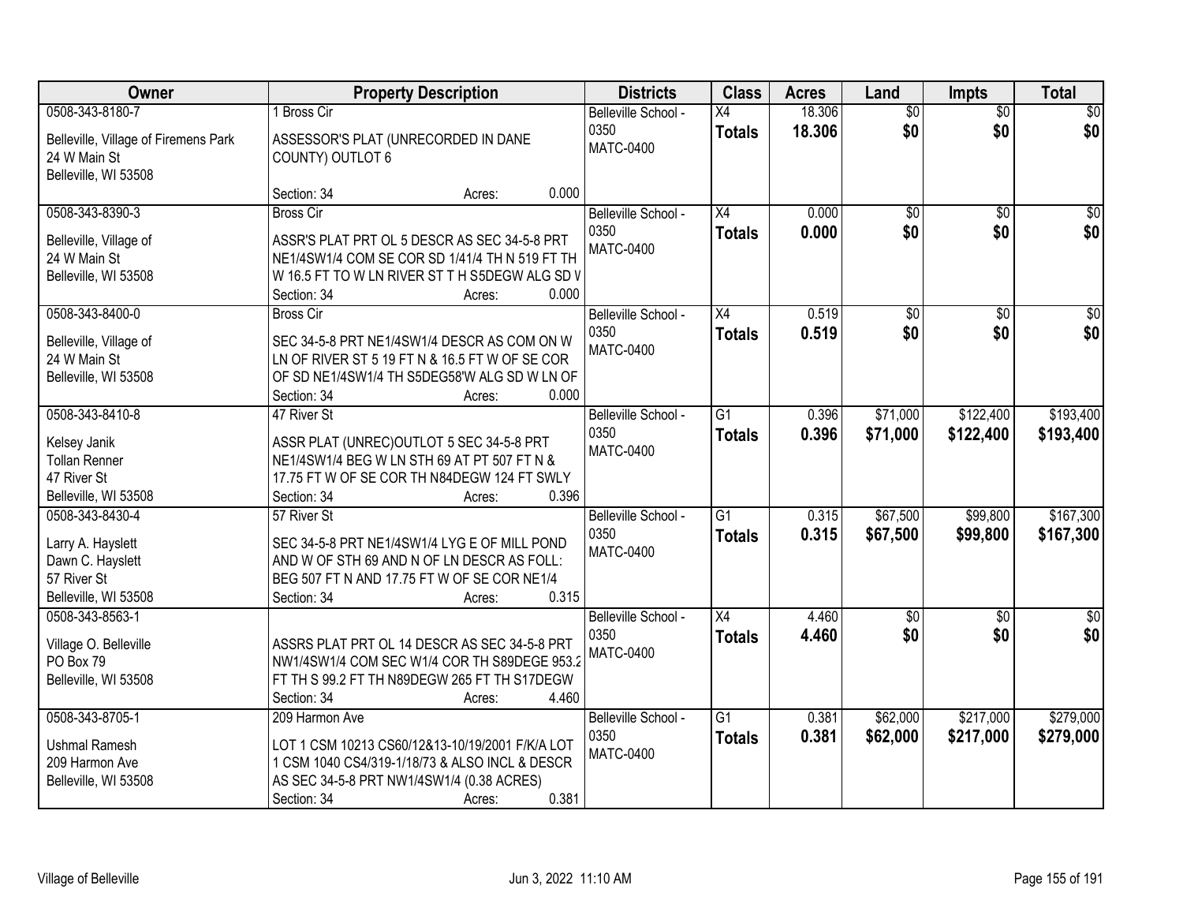| Owner | Property Description | Districts | Class | Acres | Land | Impts | Total |
|---|---|---|---|---|---|---|---|
| 0508-343-8180-7<br><br>Belleville, Village of Firemens Park<br>24 W Main St<br>Belleville, WI 53508 | 1 Bross Cir<br><br>ASSESSOR'S PLAT (UNRECORDED IN DANE COUNTY) OUTLOT 6<br><br>Section: 34 Acres: 0.000 | Belleville School - 0350<br>MATC-0400 | X4<br>**Totals** | 18.306<br>**18.306** | $0<br>**$0** | $0<br>**$0** | $0<br>**$0** |
| 0508-343-8390-3<br><br>Belleville, Village of<br>24 W Main St<br>Belleville, WI 53508 | Bross Cir<br><br>ASSR'S PLAT PRT OL 5 DESCR AS SEC 34-5-8 PRT NE1/4SW1/4 COM SE COR SD 1/41/4 TH N 519 FT TH W 16.5 FT TO W LN RIVER ST T H S5DEGW ALG SD V<br>Section: 34 Acres: 0.000 | Belleville School - 0350<br>MATC-0400 | X4<br>**Totals** | 0.000<br>**0.000** | $0<br>**$0** | $0<br>**$0** | $0<br>**$0** |
| 0508-343-8400-0<br><br>Belleville, Village of<br>24 W Main St<br>Belleville, WI 53508 | Bross Cir<br><br>SEC 34-5-8 PRT NE1/4SW1/4 DESCR AS COM ON W LN OF RIVER ST 5 19 FT N & 16.5 FT W OF SE COR OF SD NE1/4SW1/4 TH S5DEG58'W ALG SD W LN OF<br>Section: 34 Acres: 0.000 | Belleville School - 0350<br>MATC-0400 | X4<br>**Totals** | 0.519<br>**0.519** | $0<br>**$0** | $0<br>**$0** | $0<br>**$0** |
| 0508-343-8410-8<br><br>Kelsey Janik<br>Tollan Renner<br>47 River St<br>Belleville, WI 53508 | 47 River St<br><br>ASSR PLAT (UNREC)OUTLOT 5 SEC 34-5-8 PRT NE1/4SW1/4 BEG W LN STH 69 AT PT 507 FT N & 17.75 FT W OF SE COR TH N84DEGW 124 FT SWLY<br>Section: 34 Acres: 0.396 | Belleville School - 0350<br>MATC-0400 | G1<br>**Totals** | 0.396<br>**0.396** | $71,000<br>**$71,000** | $122,400<br>**$122,400** | $193,400<br>**$193,400** |
| 0508-343-8430-4<br><br>Larry A. Hayslett<br>Dawn C. Hayslett<br>57 River St<br>Belleville, WI 53508 | 57 River St<br><br>SEC 34-5-8 PRT NE1/4SW1/4 LYG E OF MILL POND AND W OF STH 69 AND N OF LN DESCR AS FOLL: BEG 507 FT N AND 17.75 FT W OF SE COR NE1/4<br>Section: 34 Acres: 0.315 | Belleville School - 0350<br>MATC-0400 | G1<br>**Totals** | 0.315<br>**0.315** | $67,500<br>**$67,500** | $99,800<br>**$99,800** | $167,300<br>**$167,300** |
| 0508-343-8563-1<br><br>Village O. Belleville<br>PO Box 79<br>Belleville, WI 53508 | <br><br>ASSRS PLAT PRT OL 14 DESCR AS SEC 34-5-8 PRT NW1/4SW1/4 COM SEC W1/4 COR TH S89DEGE 953.2 FT TH S 99.2 FT TH N89DEGW 265 FT TH S17DEGW<br>Section: 34 Acres: 4.460 | Belleville School - 0350<br>MATC-0400 | X4<br>**Totals** | 4.460<br>**4.460** | $0<br>**$0** | $0<br>**$0** | $0<br>**$0** |
| 0508-343-8705-1<br><br>Ushmal Ramesh<br>209 Harmon Ave<br>Belleville, WI 53508 | 209 Harmon Ave<br><br>LOT 1 CSM 10213 CS60/12&13-10/19/2001 F/K/A LOT 1 CSM 1040 CS4/319-1/18/73 & ALSO INCL & DESCR AS SEC 34-5-8 PRT NW1/4SW1/4 (0.38 ACRES)<br>Section: 34 Acres: 0.381 | Belleville School - 0350<br>MATC-0400 | G1<br>**Totals** | 0.381<br>**0.381** | $62,000<br>**$62,000** | $217,000<br>**$217,000** | $279,000<br>**$279,000** |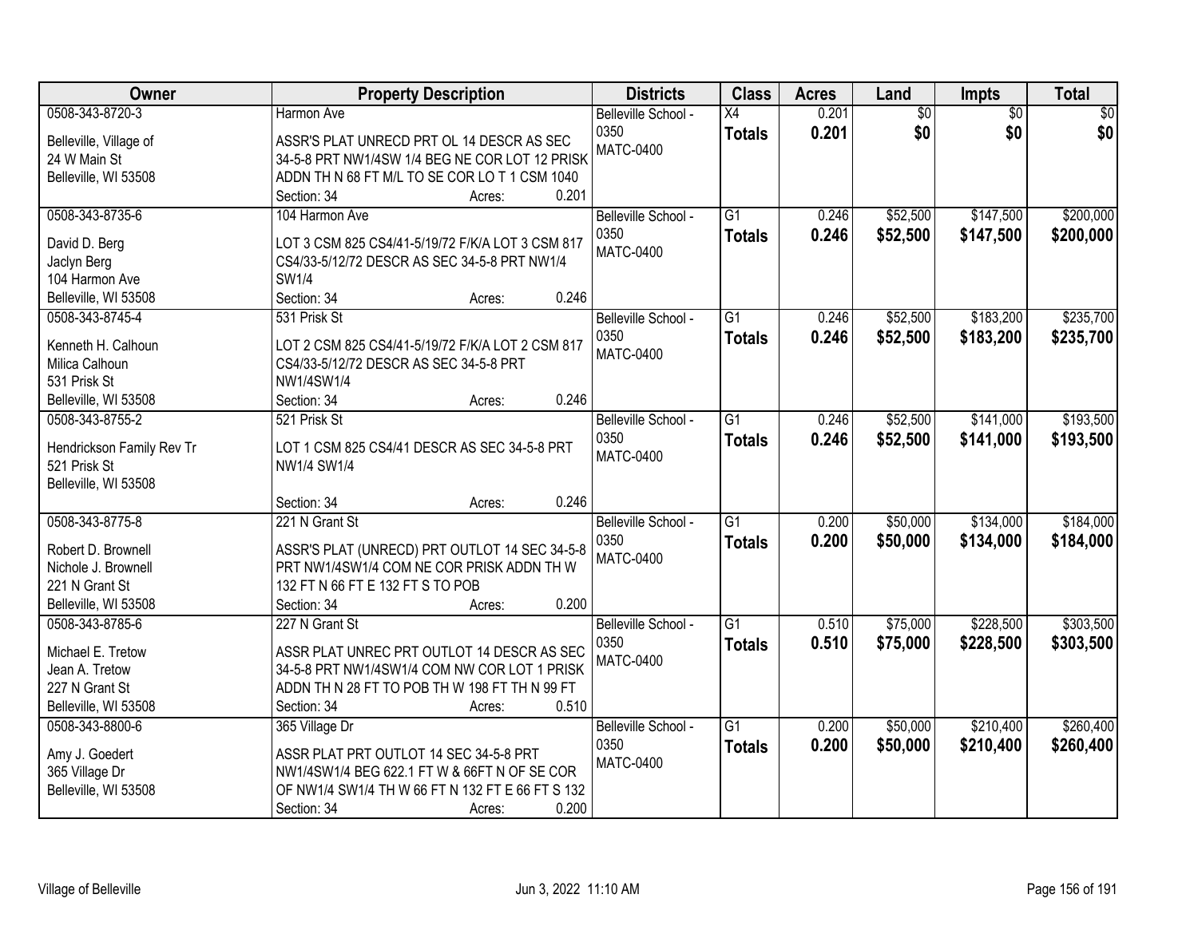| Owner | Property Description | Districts | Class | Acres | Land | Impts | Total |
|---|---|---|---|---|---|---|---|
| 0508-343-8720-3<br>Belleville, Village of<br>24 W Main St<br>Belleville, WI 53508 | Harmon Ave<br>ASSR'S PLAT UNRECD PRT OL 14 DESCR AS SEC 34-5-8 PRT NW1/4SW 1/4 BEG NE COR LOT 12 PRISK ADDN TH N 68 FT M/L TO SE COR LO T 1 CSM 1040<br>Section: 34 Acres: 0.201 | Belleville School - 0350<br>MATC-0400 | X4<br>**Totals** | 0.201<br>**0.201** | $0<br>**$0** | $0<br>**$0** | $0<br>**$0** |
| 0508-343-8735-6<br>David D. Berg<br>Jaclyn Berg<br>104 Harmon Ave<br>Belleville, WI 53508 | 104 Harmon Ave<br>LOT 3 CSM 825 CS4/41-5/19/72 F/K/A LOT 3 CSM 817 CS4/33-5/12/72 DESCR AS SEC 34-5-8 PRT NW1/4 SW1/4<br>Section: 34 Acres: 0.246 | Belleville School - 0350<br>MATC-0400 | G1<br>**Totals** | 0.246<br>**0.246** | $52,500<br>**$52,500** | $147,500<br>**$147,500** | $200,000<br>**$200,000** |
| 0508-343-8745-4<br>Kenneth H. Calhoun<br>Milica Calhoun<br>531 Prisk St<br>Belleville, WI 53508 | 531 Prisk St<br>LOT 2 CSM 825 CS4/41-5/19/72 F/K/A LOT 2 CSM 817 CS4/33-5/12/72 DESCR AS SEC 34-5-8 PRT NW1/4SW1/4<br>Section: 34 Acres: 0.246 | Belleville School - 0350<br>MATC-0400 | G1<br>**Totals** | 0.246<br>**0.246** | $52,500<br>**$52,500** | $183,200<br>**$183,200** | $235,700<br>**$235,700** |
| 0508-343-8755-2<br>Hendrickson Family Rev Tr<br>521 Prisk St<br>Belleville, WI 53508 | 521 Prisk St<br>LOT 1 CSM 825 CS4/41 DESCR AS SEC 34-5-8 PRT NW1/4 SW1/4<br>Section: 34 Acres: 0.246 | Belleville School - 0350<br>MATC-0400 | G1<br>**Totals** | 0.246<br>**0.246** | $52,500<br>**$52,500** | $141,000<br>**$141,000** | $193,500<br>**$193,500** |
| 0508-343-8775-8<br>Robert D. Brownell<br>Nichole J. Brownell<br>221 N Grant St<br>Belleville, WI 53508 | 221 N Grant St<br>ASSR'S PLAT (UNRECD) PRT OUTLOT 14 SEC 34-5-8 PRT NW1/4SW1/4 COM NE COR PRISK ADDN TH W 132 FT N 66 FT E 132 FT S TO POB<br>Section: 34 Acres: 0.200 | Belleville School - 0350<br>MATC-0400 | G1<br>**Totals** | 0.200<br>**0.200** | $50,000<br>**$50,000** | $134,000<br>**$134,000** | $184,000<br>**$184,000** |
| 0508-343-8785-6<br>Michael E. Tretow<br>Jean A. Tretow<br>227 N Grant St<br>Belleville, WI 53508 | 227 N Grant St<br>ASSR PLAT UNREC PRT OUTLOT 14 DESCR AS SEC 34-5-8 PRT NW1/4SW1/4 COM NW COR LOT 1 PRISK ADDN TH N 28 FT TO POB TH W 198 FT TH N 99 FT<br>Section: 34 Acres: 0.510 | Belleville School - 0350<br>MATC-0400 | G1<br>**Totals** | 0.510<br>**0.510** | $75,000<br>**$75,000** | $228,500<br>**$228,500** | $303,500<br>**$303,500** |
| 0508-343-8800-6<br>Amy J. Goedert<br>365 Village Dr<br>Belleville, WI 53508 | 365 Village Dr<br>ASSR PLAT PRT OUTLOT 14 SEC 34-5-8 PRT NW1/4SW1/4 BEG 622.1 FT W & 66FT N OF SE COR OF NW1/4 SW1/4 TH W 66 FT N 132 FT E 66 FT S 132<br>Section: 34 Acres: 0.200 | Belleville School - 0350<br>MATC-0400 | G1<br>**Totals** | 0.200<br>**0.200** | $50,000<br>**$50,000** | $210,400<br>**$210,400** | $260,400<br>**$260,400** |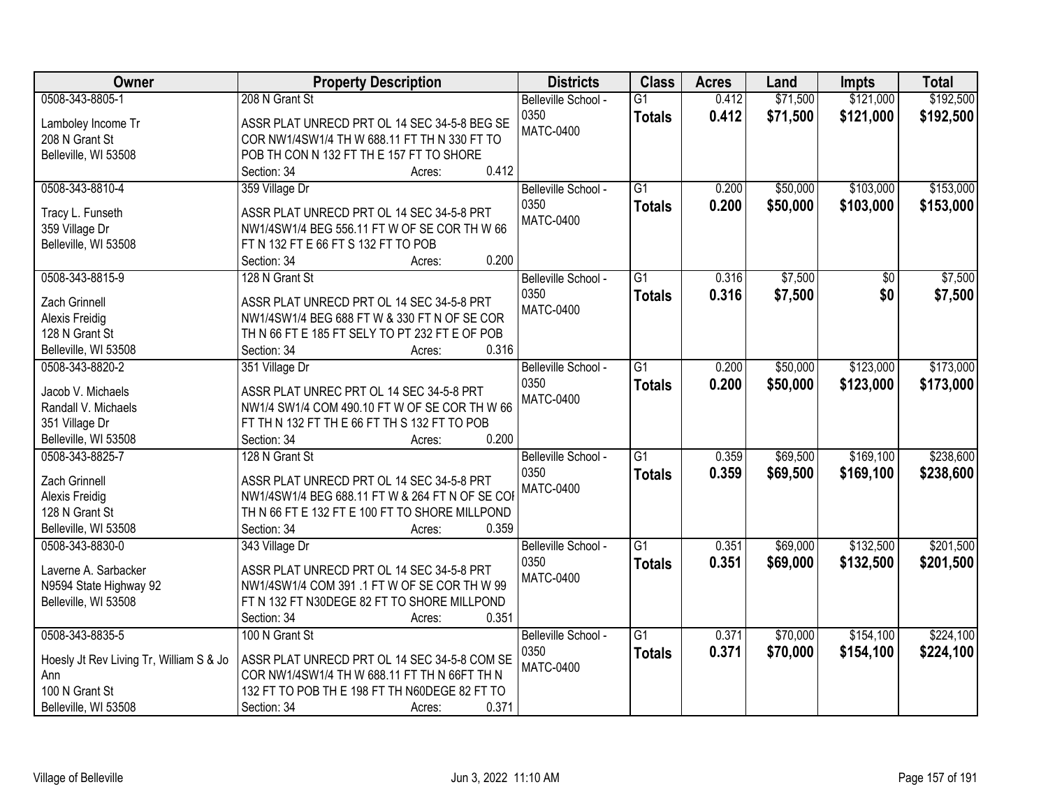| Owner | Property Description | Districts | Class | Acres | Land | Impts | Total |
|---|---|---|---|---|---|---|---|
| 0508-343-8805-1<br>Lamboley Income Tr<br>208 N Grant St<br>Belleville, WI 53508 | 208 N Grant St<br>ASSR PLAT UNRECD PRT OL 14 SEC 34-5-8 BEG SE COR NW1/4SW1/4 TH W 688.11 FT TH N 330 FT TO POB TH CON N 132 FT TH E 157 FT TO SHORE<br>Section: 34 Acres: 0.412 | Belleville School - 0350<br>MATC-0400 | G1<br>**Totals** | 0.412<br>**0.412** | $71,500<br>**$71,500** | $121,000<br>**$121,000** | $192,500<br>**$192,500** |
| 0508-343-8810-4<br>Tracy L. Funseth<br>359 Village Dr<br>Belleville, WI 53508 | 359 Village Dr<br>ASSR PLAT UNRECD PRT OL 14 SEC 34-5-8 PRT NW1/4SW1/4 BEG 556.11 FT W OF SE COR TH W 66 FT N 132 FT E 66 FT S 132 FT TO POB<br>Section: 34 Acres: 0.200 | Belleville School - 0350<br>MATC-0400 | G1<br>**Totals** | 0.200<br>**0.200** | $50,000<br>**$50,000** | $103,000<br>**$103,000** | $153,000<br>**$153,000** |
| 0508-343-8815-9<br>Zach Grinnell<br>Alexis Freidig<br>128 N Grant St<br>Belleville, WI 53508 | 128 N Grant St<br>ASSR PLAT UNRECD PRT OL 14 SEC 34-5-8 PRT NW1/4SW1/4 BEG 688 FT W & 330 FT N OF SE COR TH N 66 FT E 185 FT SELY TO PT 232 FT E OF POB<br>Section: 34 Acres: 0.316 | Belleville School - 0350<br>MATC-0400 | G1<br>**Totals** | 0.316<br>**0.316** | $7,500<br>**$7,500** | $0<br>**$0** | $7,500<br>**$7,500** |
| 0508-343-8820-2<br>Jacob V. Michaels<br>Randall V. Michaels<br>351 Village Dr<br>Belleville, WI 53508 | 351 Village Dr<br>ASSR PLAT UNREC PRT OL 14 SEC 34-5-8 PRT NW1/4 SW1/4 COM 490.10 FT W OF SE COR TH W 66 FT TH N 132 FT TH E 66 FT TH S 132 FT TO POB<br>Section: 34 Acres: 0.200 | Belleville School - 0350<br>MATC-0400 | G1<br>**Totals** | 0.200<br>**0.200** | $50,000<br>**$50,000** | $123,000<br>**$123,000** | $173,000<br>**$173,000** |
| 0508-343-8825-7<br>Zach Grinnell<br>Alexis Freidig<br>128 N Grant St<br>Belleville, WI 53508 | 128 N Grant St<br>ASSR PLAT UNRECD PRT OL 14 SEC 34-5-8 PRT NW1/4SW1/4 BEG 688.11 FT W & 264 FT N OF SE COI TH N 66 FT E 132 FT E 100 FT TO SHORE MILLPOND<br>Section: 34 Acres: 0.359 | Belleville School - 0350<br>MATC-0400 | G1<br>**Totals** | 0.359<br>**0.359** | $69,500<br>**$69,500** | $169,100<br>**$169,100** | $238,600<br>**$238,600** |
| 0508-343-8830-0<br>Laverne A. Sarbacker<br>N9594 State Highway 92<br>Belleville, WI 53508 | 343 Village Dr<br>ASSR PLAT UNRECD PRT OL 14 SEC 34-5-8 PRT NW1/4SW1/4 COM 391 .1 FT W OF SE COR TH W 99 FT N 132 FT N30DEGE 82 FT TO SHORE MILLPOND<br>Section: 34 Acres: 0.351 | Belleville School - 0350<br>MATC-0400 | G1<br>**Totals** | 0.351<br>**0.351** | $69,000<br>**$69,000** | $132,500<br>**$132,500** | $201,500<br>**$201,500** |
| 0508-343-8835-5<br>Hoesly Jt Rev Living Tr, William S & Jo Ann<br>100 N Grant St<br>Belleville, WI 53508 | 100 N Grant St<br>ASSR PLAT UNRECD PRT OL 14 SEC 34-5-8 COM SE COR NW1/4SW1/4 TH W 688.11 FT TH N 66FT TH N 132 FT TO POB TH E 198 FT TH N60DEGE 82 FT TO<br>Section: 34 Acres: 0.371 | Belleville School - 0350<br>MATC-0400 | G1<br>**Totals** | 0.371<br>**0.371** | $70,000<br>**$70,000** | $154,100<br>**$154,100** | $224,100<br>**$224,100** |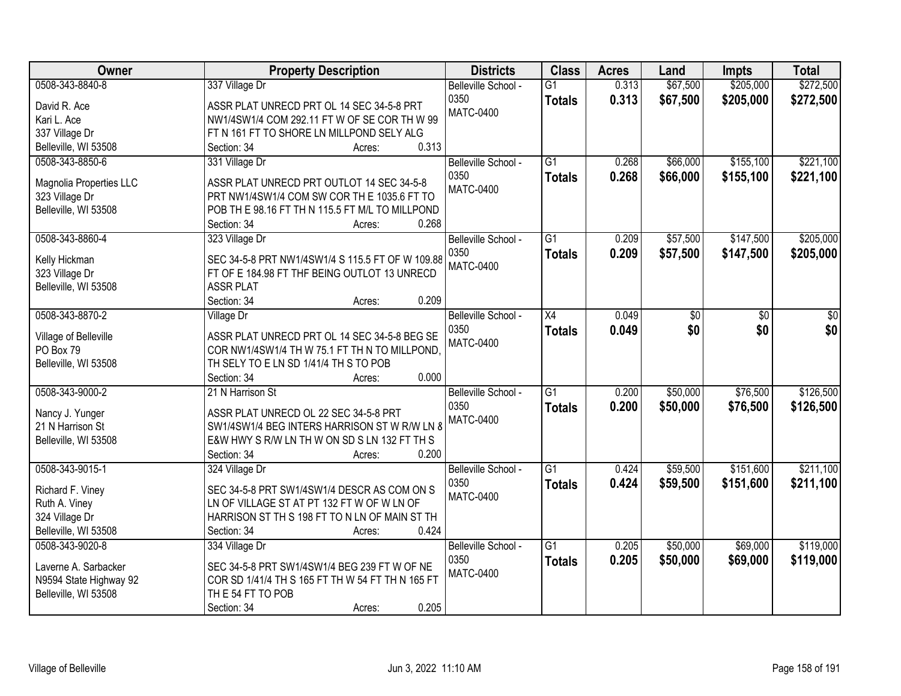| Owner | Property Description | Districts | Class | Acres | Land | Impts | Total |
|---|---|---|---|---|---|---|---|
| 0508-343-8840-8<br>David R. Ace<br>Kari L. Ace<br>337 Village Dr<br>Belleville, WI 53508 | 337 Village Dr<br>ASSR PLAT UNRECD PRT OL 14 SEC 34-5-8 PRT NW1/4SW1/4 COM 292.11 FT W OF SE COR TH W 99 FT N 161 FT TO SHORE LN MILLPOND SELY ALG<br>Section: 34 Acres: 0.313 | Belleville School - 0350<br>MATC-0400 | G1<br>**Totals** | 0.313<br>**0.313** | $67,500<br>**$67,500** | $205,000<br>**$205,000** | $272,500<br>**$272,500** |
| 0508-343-8850-6<br>Magnolia Properties LLC<br>323 Village Dr<br>Belleville, WI 53508 | 331 Village Dr<br>ASSR PLAT UNRECD PRT OUTLOT 14 SEC 34-5-8 PRT NW1/4SW1/4 COM SW COR TH E 1035.6 FT TO POB TH E 98.16 FT TH N 115.5 FT M/L TO MILLPOND<br>Section: 34 Acres: 0.268 | Belleville School - 0350<br>MATC-0400 | G1<br>**Totals** | 0.268<br>**0.268** | $66,000<br>**$66,000** | $155,100<br>**$155,100** | $221,100<br>**$221,100** |
| 0508-343-8860-4<br>Kelly Hickman<br>323 Village Dr<br>Belleville, WI 53508 | 323 Village Dr<br>SEC 34-5-8 PRT NW1/4SW1/4 S 115.5 FT OF W 109.88 FT OF E 184.98 FT THF BEING OUTLOT 13 UNRECD ASSR PLAT<br>Section: 34 Acres: 0.209 | Belleville School - 0350<br>MATC-0400 | G1<br>**Totals** | 0.209<br>**0.209** | $57,500<br>**$57,500** | $147,500<br>**$147,500** | $205,000<br>**$205,000** |
| 0508-343-8870-2<br>Village of Belleville<br>PO Box 79<br>Belleville, WI 53508 | Village Dr<br>ASSR PLAT UNRECD PRT OL 14 SEC 34-5-8 BEG SE COR NW1/4SW1/4 TH W 75.1 FT TH N TO MILLPOND, TH SELY TO E LN SD 1/41/4 TH S TO POB<br>Section: 34 Acres: 0.000 | Belleville School - 0350<br>MATC-0400 | X4<br>**Totals** | 0.049<br>**0.049** | $0<br>**$0** | $0<br>**$0** | $0<br>**$0** |
| 0508-343-9000-2<br>Nancy J. Yunger<br>21 N Harrison St<br>Belleville, WI 53508 | 21 N Harrison St<br>ASSR PLAT UNRECD OL 22 SEC 34-5-8 PRT SW1/4SW1/4 BEG INTERS HARRISON ST W R/W LN & E&W HWY S R/W LN TH W ON SD S LN 132 FT TH S<br>Section: 34 Acres: 0.200 | Belleville School - 0350<br>MATC-0400 | G1<br>**Totals** | 0.200<br>**0.200** | $50,000<br>**$50,000** | $76,500<br>**$76,500** | $126,500<br>**$126,500** |
| 0508-343-9015-1<br>Richard F. Viney<br>Ruth A. Viney<br>324 Village Dr<br>Belleville, WI 53508 | 324 Village Dr<br>SEC 34-5-8 PRT SW1/4SW1/4 DESCR AS COM ON S LN OF VILLAGE ST AT PT 132 FT W OF W LN OF HARRISON ST TH S 198 FT TO N LN OF MAIN ST TH<br>Section: 34 Acres: 0.424 | Belleville School - 0350<br>MATC-0400 | G1<br>**Totals** | 0.424<br>**0.424** | $59,500<br>**$59,500** | $151,600<br>**$151,600** | $211,100<br>**$211,100** |
| 0508-343-9020-8<br>Laverne A. Sarbacker<br>N9594 State Highway 92<br>Belleville, WI 53508 | 334 Village Dr<br>SEC 34-5-8 PRT SW1/4SW1/4 BEG 239 FT W OF NE COR SD 1/41/4 TH S 165 FT TH W 54 FT TH N 165 FT TH E 54 FT TO POB<br>Section: 34 Acres: 0.205 | Belleville School - 0350<br>MATC-0400 | G1<br>**Totals** | 0.205<br>**0.205** | $50,000<br>**$50,000** | $69,000<br>**$69,000** | $119,000<br>**$119,000** |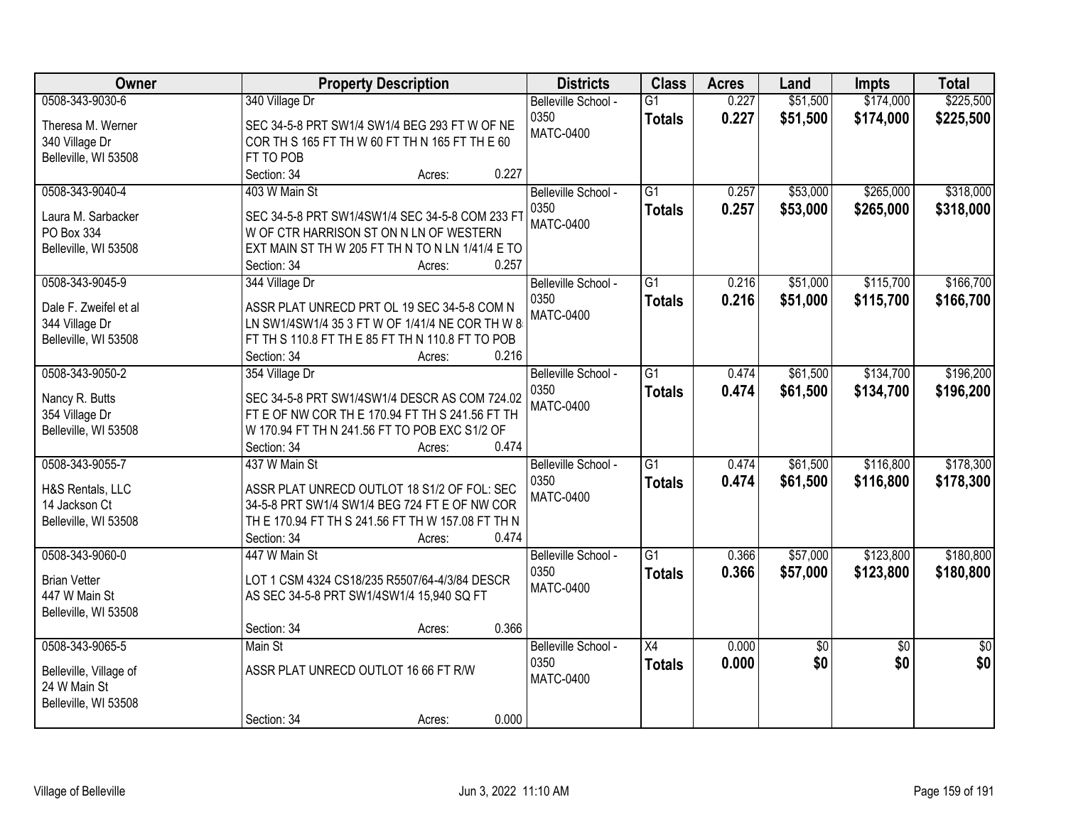| Owner | Property Description | Districts | Class | Acres | Land | Impts | Total |
|---|---|---|---|---|---|---|---|
| 0508-343-9030-6<br>Theresa M. Werner<br>340 Village Dr<br>Belleville, WI 53508 | 340 Village Dr<br>SEC 34-5-8 PRT SW1/4 SW1/4 BEG 293 FT W OF NE COR TH S 165 FT TH W 60 FT TH N 165 FT TH E 60 FT TO POB<br>Section: 34 Acres: 0.227 | Belleville School - 0350<br>MATC-0400 | G1<br>**Totals** | 0.227<br>**0.227** | $51,500<br>**$51,500** | $174,000<br>**$174,000** | $225,500<br>**$225,500** |
| 0508-343-9040-4<br>Laura M. Sarbacker<br>PO Box 334<br>Belleville, WI 53508 | 403 W Main St<br>SEC 34-5-8 PRT SW1/4SW1/4 SEC 34-5-8 COM 233 FT W OF CTR HARRISON ST ON N LN OF WESTERN EXT MAIN ST TH W 205 FT TH N TO N LN 1/41/4 E TO<br>Section: 34 Acres: 0.257 | Belleville School - 0350<br>MATC-0400 | G1<br>**Totals** | 0.257<br>**0.257** | $53,000<br>**$53,000** | $265,000<br>**$265,000** | $318,000<br>**$318,000** |
| 0508-343-9045-9<br>Dale F. Zweifel et al<br>344 Village Dr<br>Belleville, WI 53508 | 344 Village Dr<br>ASSR PLAT UNRECD PRT OL 19 SEC 34-5-8 COM N LN SW1/4SW1/4 35 3 FT W OF 1/41/4 NE COR TH W 8 FT TH S 110.8 FT TH E 85 FT TH N 110.8 FT TO POB<br>Section: 34 Acres: 0.216 | Belleville School - 0350<br>MATC-0400 | G1<br>**Totals** | 0.216<br>**0.216** | $51,000<br>**$51,000** | $115,700<br>**$115,700** | $166,700<br>**$166,700** |
| 0508-343-9050-2<br>Nancy R. Butts<br>354 Village Dr<br>Belleville, WI 53508 | 354 Village Dr<br>SEC 34-5-8 PRT SW1/4SW1/4 DESCR AS COM 724.02 FT E OF NW COR TH E 170.94 FT TH S 241.56 FT TH W 170.94 FT TH N 241.56 FT TO POB EXC S1/2 OF<br>Section: 34 Acres: 0.474 | Belleville School - 0350<br>MATC-0400 | G1<br>**Totals** | 0.474<br>**0.474** | $61,500<br>**$61,500** | $134,700<br>**$134,700** | $196,200<br>**$196,200** |
| 0508-343-9055-7<br>H&S Rentals, LLC<br>14 Jackson Ct<br>Belleville, WI 53508 | 437 W Main St<br>ASSR PLAT UNRECD OUTLOT 18 S1/2 OF FOL: SEC 34-5-8 PRT SW1/4 SW1/4 BEG 724 FT E OF NW COR TH E 170.94 FT TH S 241.56 FT TH W 157.08 FT TH N<br>Section: 34 Acres: 0.474 | Belleville School - 0350<br>MATC-0400 | G1<br>**Totals** | 0.474<br>**0.474** | $61,500<br>**$61,500** | $116,800<br>**$116,800** | $178,300<br>**$178,300** |
| 0508-343-9060-0<br>Brian Vetter<br>447 W Main St<br>Belleville, WI 53508 | 447 W Main St<br>LOT 1 CSM 4324 CS18/235 R5507/64-4/3/84 DESCR AS SEC 34-5-8 PRT SW1/4SW1/4 15,940 SQ FT<br>Section: 34 Acres: 0.366 | Belleville School - 0350<br>MATC-0400 | G1<br>**Totals** | 0.366<br>**0.366** | $57,000<br>**$57,000** | $123,800<br>**$123,800** | $180,800<br>**$180,800** |
| 0508-343-9065-5<br>Belleville, Village of<br>24 W Main St<br>Belleville, WI 53508 | Main St<br>ASSR PLAT UNRECD OUTLOT 16 66 FT R/W<br>Section: 34 Acres: 0.000 | Belleville School - 0350<br>MATC-0400 | X4<br>**Totals** | 0.000<br>**0.000** | $0<br>**$0** | $0<br>**$0** | $0<br>**$0** |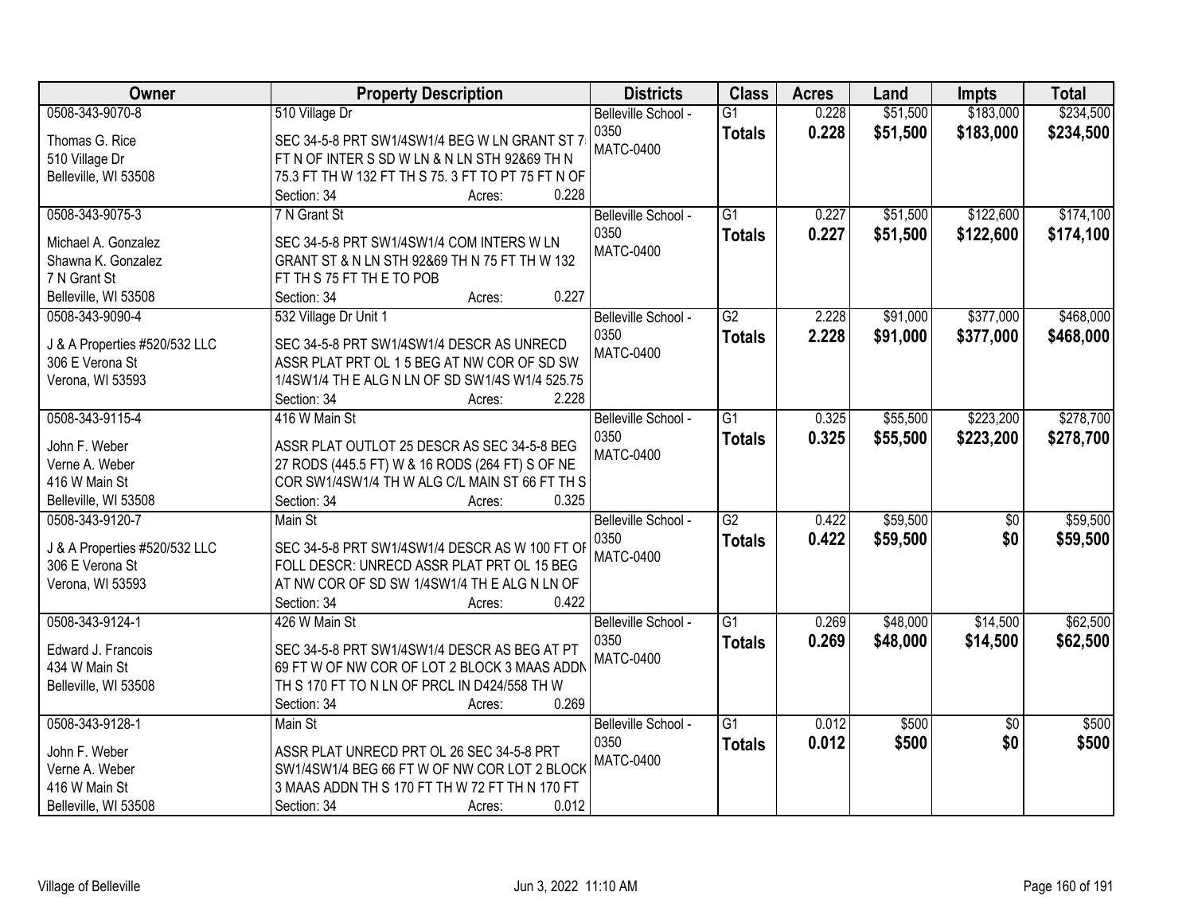| Owner | Property Description | Districts | Class | Acres | Land | Impts | Total |
|---|---|---|---|---|---|---|---|
| 0508-343-9070-8<br>Thomas G. Rice<br>510 Village Dr<br>Belleville, WI 53508 | 510 Village Dr<br>SEC 34-5-8 PRT SW1/4SW1/4 BEG W LN GRANT ST 7 FT N OF INTER S SD W LN & N LN STH 92&69 TH N 75.3 FT TH W 132 FT TH S 75. 3 FT TO PT 75 FT N OF<br>Section: 34 Acres: 0.228 | Belleville School - 0350<br>MATC-0400 | G1<br>**Totals** | 0.228<br>**0.228** | $51,500<br>**$51,500** | $183,000<br>**$183,000** | $234,500<br>**$234,500** |
| 0508-343-9075-3<br>Michael A. Gonzalez<br>Shawna K. Gonzalez<br>7 N Grant St<br>Belleville, WI 53508 | 7 N Grant St<br>SEC 34-5-8 PRT SW1/4SW1/4 COM INTERS W LN GRANT ST & N LN STH 92&69 TH N 75 FT TH W 132 FT TH S 75 FT TH E TO POB<br>Section: 34 Acres: 0.227 | Belleville School - 0350<br>MATC-0400 | G1<br>**Totals** | 0.227<br>**0.227** | $51,500<br>**$51,500** | $122,600<br>**$122,600** | $174,100<br>**$174,100** |
| 0508-343-9090-4<br>J & A Properties #520/532 LLC<br>306 E Verona St<br>Verona, WI 53593 | 532 Village Dr Unit 1<br>SEC 34-5-8 PRT SW1/4SW1/4 DESCR AS UNRECD ASSR PLAT PRT OL 1 5 BEG AT NW COR OF SD SW 1/4SW1/4 TH E ALG N LN OF SD SW1/4S W1/4 525.75<br>Section: 34 Acres: 2.228 | Belleville School - 0350<br>MATC-0400 | G2<br>**Totals** | 2.228<br>**2.228** | $91,000<br>**$91,000** | $377,000<br>**$377,000** | $468,000<br>**$468,000** |
| 0508-343-9115-4<br>John F. Weber<br>Verne A. Weber<br>416 W Main St<br>Belleville, WI 53508 | 416 W Main St<br>ASSR PLAT OUTLOT 25 DESCR AS SEC 34-5-8 BEG 27 RODS (445.5 FT) W & 16 RODS (264 FT) S OF NE COR SW1/4SW1/4 TH W ALG C/L MAIN ST 66 FT TH S<br>Section: 34 Acres: 0.325 | Belleville School - 0350<br>MATC-0400 | G1<br>**Totals** | 0.325<br>**0.325** | $55,500<br>**$55,500** | $223,200<br>**$223,200** | $278,700<br>**$278,700** |
| 0508-343-9120-7<br>J & A Properties #520/532 LLC<br>306 E Verona St<br>Verona, WI 53593 | Main St<br>SEC 34-5-8 PRT SW1/4SW1/4 DESCR AS W 100 FT OF FOLL DESCR: UNRECD ASSR PLAT PRT OL 15 BEG AT NW COR OF SD SW 1/4SW1/4 TH E ALG N LN OF<br>Section: 34 Acres: 0.422 | Belleville School - 0350<br>MATC-0400 | G2<br>**Totals** | 0.422<br>**0.422** | $59,500<br>**$59,500** | $0<br>**$0** | $59,500<br>**$59,500** |
| 0508-343-9124-1<br>Edward J. Francois<br>434 W Main St<br>Belleville, WI 53508 | 426 W Main St<br>SEC 34-5-8 PRT SW1/4SW1/4 DESCR AS BEG AT PT 69 FT W OF NW COR OF LOT 2 BLOCK 3 MAAS ADDN TH S 170 FT TO N LN OF PRCL IN D424/558 TH W<br>Section: 34 Acres: 0.269 | Belleville School - 0350<br>MATC-0400 | G1<br>**Totals** | 0.269<br>**0.269** | $48,000<br>**$48,000** | $14,500<br>**$14,500** | $62,500<br>**$62,500** |
| 0508-343-9128-1<br>John F. Weber<br>Verne A. Weber<br>416 W Main St<br>Belleville, WI 53508 | Main St<br>ASSR PLAT UNRECD PRT OL 26 SEC 34-5-8 PRT SW1/4SW1/4 BEG 66 FT W OF NW COR LOT 2 BLOCK 3 MAAS ADDN TH S 170 FT TH W 72 FT TH N 170 FT<br>Section: 34 Acres: 0.012 | Belleville School - 0350<br>MATC-0400 | G1<br>**Totals** | 0.012<br>**0.012** | $500<br>**$500** | $0<br>**$0** | $500<br>**$500** |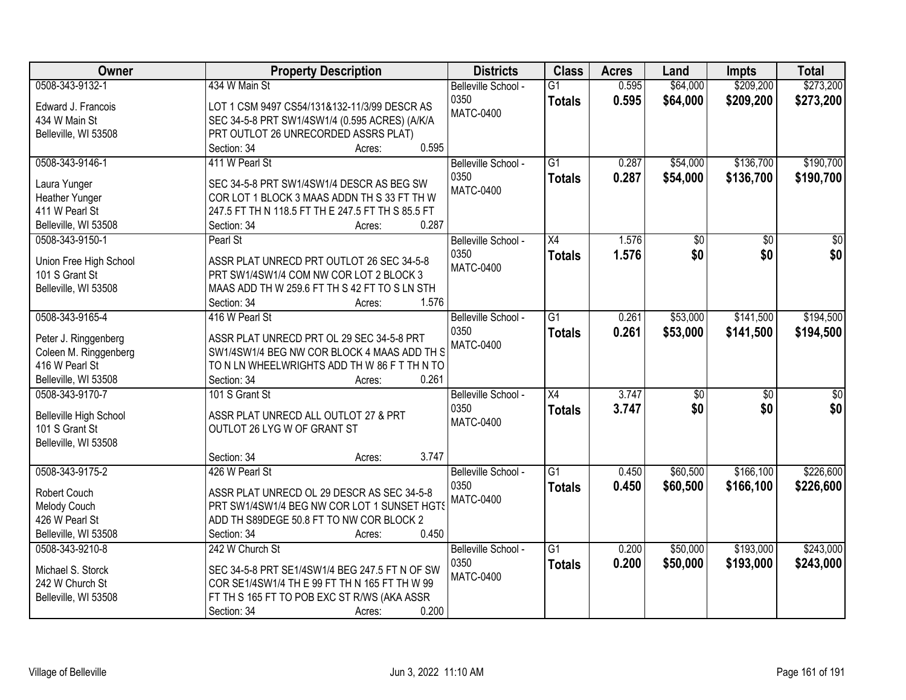| Owner | Property Description | Districts | Class | Acres | Land | Impts | Total |
|---|---|---|---|---|---|---|---|
| 0508-343-9132-1<br>Edward J. Francois<br>434 W Main St<br>Belleville, WI 53508 | 434 W Main St<br>LOT 1 CSM 9497 CS54/131&132-11/3/99 DESCR AS SEC 34-5-8 PRT SW1/4SW1/4 (0.595 ACRES) (A/K/A PRT OUTLOT 26 UNRECORDED ASSRS PLAT)<br>Section: 34 Acres: 0.595 | Belleville School - 0350<br>MATC-0400 | G1<br>**Totals** | 0.595<br>**0.595** | $64,000<br>**$64,000** | $209,200<br>**$209,200** | $273,200<br>**$273,200** |
| 0508-343-9146-1<br>Laura Yunger<br>Heather Yunger<br>411 W Pearl St<br>Belleville, WI 53508 | 411 W Pearl St<br>SEC 34-5-8 PRT SW1/4SW1/4 DESCR AS BEG SW COR LOT 1 BLOCK 3 MAAS ADDN TH S 33 FT TH W 247.5 FT TH N 118.5 FT TH E 247.5 FT TH S 85.5 FT<br>Section: 34 Acres: 0.287 | Belleville School - 0350<br>MATC-0400 | G1<br>**Totals** | 0.287<br>**0.287** | $54,000<br>**$54,000** | $136,700<br>**$136,700** | $190,700<br>**$190,700** |
| 0508-343-9150-1<br>Union Free High School<br>101 S Grant St<br>Belleville, WI 53508 | Pearl St<br>ASSR PLAT UNRECD PRT OUTLOT 26 SEC 34-5-8 PRT SW1/4SW1/4 COM NW COR LOT 2 BLOCK 3 MAAS ADD TH W 259.6 FT TH S 42 FT TO S LN STH<br>Section: 34 Acres: 1.576 | Belleville School - 0350<br>MATC-0400 | X4<br>**Totals** | 1.576<br>**1.576** | $0<br>**$0** | $0<br>**$0** | $0<br>**$0** |
| 0508-343-9165-4<br>Peter J. Ringgenberg<br>Coleen M. Ringgenberg<br>416 W Pearl St<br>Belleville, WI 53508 | 416 W Pearl St<br>ASSR PLAT UNRECD PRT OL 29 SEC 34-5-8 PRT SW1/4SW1/4 BEG NW COR BLOCK 4 MAAS ADD TH S TO N LN WHEELWRIGHTS ADD TH W 86 F T TH N TO<br>Section: 34 Acres: 0.261 | Belleville School - 0350<br>MATC-0400 | G1<br>**Totals** | 0.261<br>**0.261** | $53,000<br>**$53,000** | $141,500<br>**$141,500** | $194,500<br>**$194,500** |
| 0508-343-9170-7<br>Belleville High School<br>101 S Grant St<br>Belleville, WI 53508 | 101 S Grant St<br>ASSR PLAT UNRECD ALL OUTLOT 27 & PRT OUTLOT 26 LYG W OF GRANT ST<br>Section: 34 Acres: 3.747 | Belleville School - 0350<br>MATC-0400 | X4<br>**Totals** | 3.747<br>**3.747** | $0<br>**$0** | $0<br>**$0** | $0<br>**$0** |
| 0508-343-9175-2<br>Robert Couch<br>Melody Couch<br>426 W Pearl St<br>Belleville, WI 53508 | 426 W Pearl St<br>ASSR PLAT UNRECD OL 29 DESCR AS SEC 34-5-8 PRT SW1/4SW1/4 BEG NW COR LOT 1 SUNSET HGTS ADD TH S89DEGE 50.8 FT TO NW COR BLOCK 2<br>Section: 34 Acres: 0.450 | Belleville School - 0350<br>MATC-0400 | G1<br>**Totals** | 0.450<br>**0.450** | $60,500<br>**$60,500** | $166,100<br>**$166,100** | $226,600<br>**$226,600** |
| 0508-343-9210-8<br>Michael S. Storck<br>242 W Church St<br>Belleville, WI 53508 | 242 W Church St<br>SEC 34-5-8 PRT SE1/4SW1/4 BEG 247.5 FT N OF SW COR SE1/4SW1/4 TH E 99 FT TH N 165 FT TH W 99 FT TH S 165 FT TO POB EXC ST R/WS (AKA ASSR<br>Section: 34 Acres: 0.200 | Belleville School - 0350<br>MATC-0400 | G1<br>**Totals** | 0.200<br>**0.200** | $50,000<br>**$50,000** | $193,000<br>**$193,000** | $243,000<br>**$243,000** |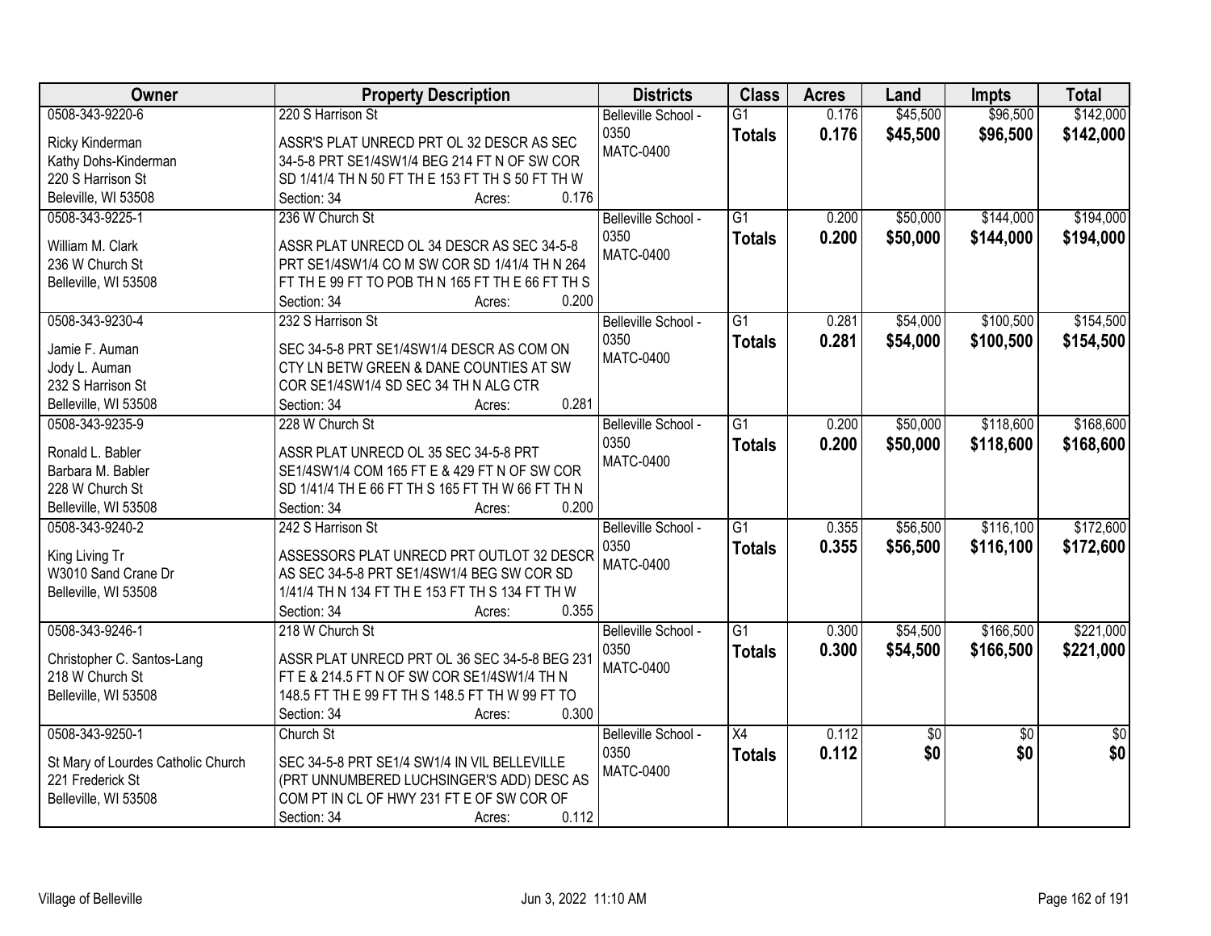| Owner | Property Description | Districts | Class | Acres | Land | Impts | Total |
|---|---|---|---|---|---|---|---|
| 0508-343-9220-6<br>Ricky Kinderman<br>Kathy Dohs-Kinderman<br>220 S Harrison St<br>Beleville, WI 53508 | 220 S Harrison St<br>ASSR'S PLAT UNRECD PRT OL 32 DESCR AS SEC 34-5-8 PRT SE1/4SW1/4 BEG 214 FT N OF SW COR SD 1/41/4 TH N 50 FT TH E 153 FT TH S 50 FT TH W<br>Section: 34 Acres: 0.176 | Belleville School - 0350<br>MATC-0400 | G1<br>**Totals** | 0.176<br>**0.176** | $45,500<br>**$45,500** | $96,500<br>**$96,500** | $142,000<br>**$142,000** |
| 0508-343-9225-1<br>William M. Clark<br>236 W Church St<br>Belleville, WI 53508 | 236 W Church St<br>ASSR PLAT UNRECD OL 34 DESCR AS SEC 34-5-8 PRT SE1/4SW1/4 CO M SW COR SD 1/41/4 TH N 264 FT TH E 99 FT TO POB TH N 165 FT TH E 66 FT TH S<br>Section: 34 Acres: 0.200 | Belleville School - 0350<br>MATC-0400 | G1<br>**Totals** | 0.200<br>**0.200** | $50,000<br>**$50,000** | $144,000<br>**$144,000** | $194,000<br>**$194,000** |
| 0508-343-9230-4<br>Jamie F. Auman<br>Jody L. Auman<br>232 S Harrison St<br>Belleville, WI 53508 | 232 S Harrison St<br>SEC 34-5-8 PRT SE1/4SW1/4 DESCR AS COM ON CTY LN BETW GREEN & DANE COUNTIES AT SW COR SE1/4SW1/4 SD SEC 34 TH N ALG CTR<br>Section: 34 Acres: 0.281 | Belleville School - 0350<br>MATC-0400 | G1<br>**Totals** | 0.281<br>**0.281** | $54,000<br>**$54,000** | $100,500<br>**$100,500** | $154,500<br>**$154,500** |
| 0508-343-9235-9<br>Ronald L. Babler<br>Barbara M. Babler<br>228 W Church St<br>Belleville, WI 53508 | 228 W Church St<br>ASSR PLAT UNRECD OL 35 SEC 34-5-8 PRT SE1/4SW1/4 COM 165 FT E & 429 FT N OF SW COR SD 1/41/4 TH E 66 FT TH S 165 FT TH W 66 FT TH N<br>Section: 34 Acres: 0.200 | Belleville School - 0350<br>MATC-0400 | G1<br>**Totals** | 0.200<br>**0.200** | $50,000<br>**$50,000** | $118,600<br>**$118,600** | $168,600<br>**$168,600** |
| 0508-343-9240-2<br>King Living Tr<br>W3010 Sand Crane Dr<br>Belleville, WI 53508 | 242 S Harrison St<br>ASSESSORS PLAT UNRECD PRT OUTLOT 32 DESCR AS SEC 34-5-8 PRT SE1/4SW1/4 BEG SW COR SD 1/41/4 TH N 134 FT TH E 153 FT TH S 134 FT TH W<br>Section: 34 Acres: 0.355 | Belleville School - 0350<br>MATC-0400 | G1<br>**Totals** | 0.355<br>**0.355** | $56,500<br>**$56,500** | $116,100<br>**$116,100** | $172,600<br>**$172,600** |
| 0508-343-9246-1<br>Christopher C. Santos-Lang<br>218 W Church St<br>Belleville, WI 53508 | 218 W Church St<br>ASSR PLAT UNRECD PRT OL 36 SEC 34-5-8 BEG 231 FT E & 214.5 FT N OF SW COR SE1/4SW1/4 TH N 148.5 FT TH E 99 FT TH S 148.5 FT TH W 99 FT TO<br>Section: 34 Acres: 0.300 | Belleville School - 0350<br>MATC-0400 | G1<br>**Totals** | 0.300<br>**0.300** | $54,500<br>**$54,500** | $166,500<br>**$166,500** | $221,000<br>**$221,000** |
| 0508-343-9250-1<br>St Mary of Lourdes Catholic Church<br>221 Frederick St<br>Belleville, WI 53508 | Church St<br>SEC 34-5-8 PRT SE1/4 SW1/4 IN VIL BELLEVILLE (PRT UNNUMBERED LUCHSINGER'S ADD) DESC AS COM PT IN CL OF HWY 231 FT E OF SW COR OF<br>Section: 34 Acres: 0.112 | Belleville School - 0350<br>MATC-0400 | X4<br>**Totals** | 0.112<br>**0.112** | $0<br>**$0** | $0<br>**$0** | $0<br>**$0** |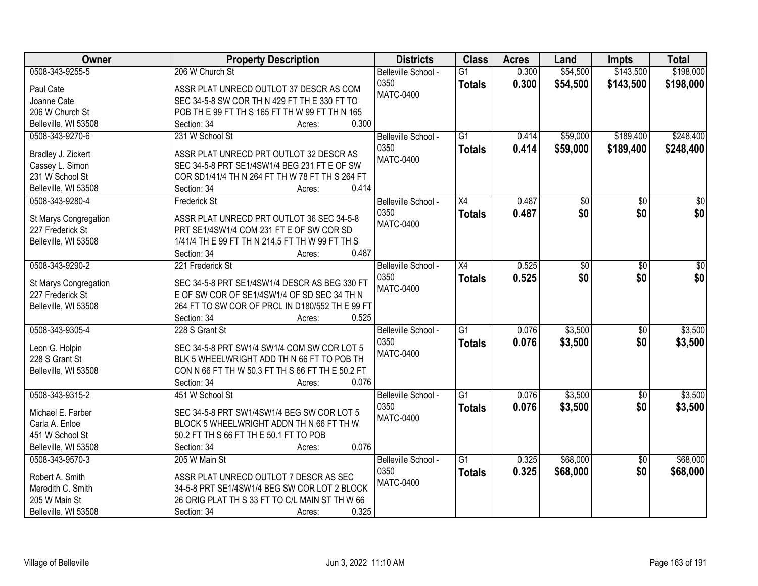| Owner | Property Description | Districts | Class | Acres | Land | Impts | Total |
|---|---|---|---|---|---|---|---|
| 0508-343-9255-5<br>Paul Cate<br>Joanne Cate<br>206 W Church St<br>Belleville, WI 53508 | 206 W Church St<br>ASSR PLAT UNRECD OUTLOT 37 DESCR AS COM SEC 34-5-8 SW COR TH N 429 FT TH E 330 FT TO POB TH E 99 FT TH S 165 FT TH W 99 FT TH N 165<br>Section: 34 Acres: 0.300 | Belleville School - 0350<br>MATC-0400 | G1<br>**Totals** | 0.300<br>**0.300** | $54,500<br>**$54,500** | $143,500<br>**$143,500** | $198,000<br>**$198,000** |
| 0508-343-9270-6<br>Bradley J. Zickert<br>Cassey L. Simon<br>231 W School St<br>Belleville, WI 53508 | 231 W School St<br>ASSR PLAT UNRECD PRT OUTLOT 32 DESCR AS SEC 34-5-8 PRT SE1/4SW1/4 BEG 231 FT E OF SW COR SD1/41/4 TH N 264 FT TH W 78 FT TH S 264 FT<br>Section: 34 Acres: 0.414 | Belleville School - 0350<br>MATC-0400 | G1<br>**Totals** | 0.414<br>**0.414** | $59,000<br>**$59,000** | $189,400<br>**$189,400** | $248,400<br>**$248,400** |
| 0508-343-9280-4<br>St Marys Congregation<br>227 Frederick St<br>Belleville, WI 53508 | Frederick St<br>ASSR PLAT UNRECD PRT OUTLOT 36 SEC 34-5-8 PRT SE1/4SW1/4 COM 231 FT E OF SW COR SD 1/41/4 TH E 99 FT TH N 214.5 FT TH W 99 FT TH S<br>Section: 34 Acres: 0.487 | Belleville School - 0350<br>MATC-0400 | X4<br>**Totals** | 0.487<br>**0.487** | $0<br>**$0** | $0<br>**$0** | $0<br>**$0** |
| 0508-343-9290-2<br>St Marys Congregation<br>227 Frederick St<br>Belleville, WI 53508 | 221 Frederick St<br>SEC 34-5-8 PRT SE1/4SW1/4 DESCR AS BEG 330 FT E OF SW COR OF SE1/4SW1/4 OF SD SEC 34 TH N 264 FT TO SW COR OF PRCL IN D180/552 TH E 99 FT<br>Section: 34 Acres: 0.525 | Belleville School - 0350<br>MATC-0400 | X4<br>**Totals** | 0.525<br>**0.525** | $0<br>**$0** | $0<br>**$0** | $0<br>**$0** |
| 0508-343-9305-4<br>Leon G. Holpin<br>228 S Grant St<br>Belleville, WI 53508 | 228 S Grant St<br>SEC 34-5-8 PRT SW1/4 SW1/4 COM SW COR LOT 5 BLK 5 WHEELWRIGHT ADD TH N 66 FT TO POB TH CON N 66 FT TH W 50.3 FT TH S 66 FT TH E 50.2 FT<br>Section: 34 Acres: 0.076 | Belleville School - 0350<br>MATC-0400 | G1<br>**Totals** | 0.076<br>**0.076** | $3,500<br>**$3,500** | $0<br>**$0** | $3,500<br>**$3,500** |
| 0508-343-9315-2<br>Michael E. Farber<br>Carla A. Enloe<br>451 W School St<br>Belleville, WI 53508 | 451 W School St<br>SEC 34-5-8 PRT SW1/4SW1/4 BEG SW COR LOT 5 BLOCK 5 WHEELWRIGHT ADDN TH N 66 FT TH W 50.2 FT TH S 66 FT TH E 50.1 FT TO POB<br>Section: 34 Acres: 0.076 | Belleville School - 0350<br>MATC-0400 | G1<br>**Totals** | 0.076<br>**0.076** | $3,500<br>**$3,500** | $0<br>**$0** | $3,500<br>**$3,500** |
| 0508-343-9570-3<br>Robert A. Smith<br>Meredith C. Smith<br>205 W Main St<br>Belleville, WI 53508 | 205 W Main St<br>ASSR PLAT UNRECD OUTLOT 7 DESCR AS SEC 34-5-8 PRT SE1/4SW1/4 BEG SW COR LOT 2 BLOCK 26 ORIG PLAT TH S 33 FT TO C/L MAIN ST TH W 66<br>Section: 34 Acres: 0.325 | Belleville School - 0350<br>MATC-0400 | G1<br>**Totals** | 0.325<br>**0.325** | $68,000<br>**$68,000** | $0<br>**$0** | $68,000<br>**$68,000** |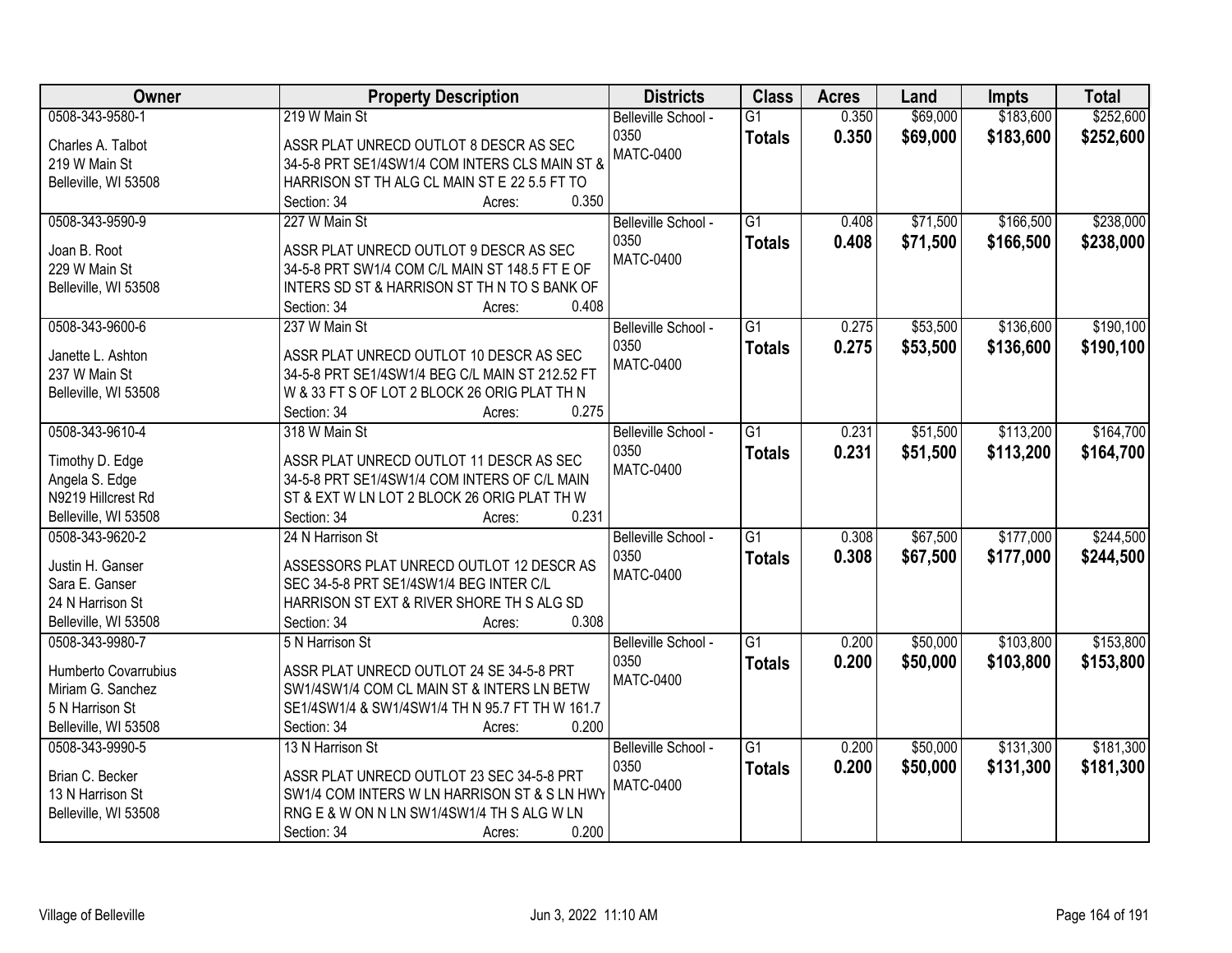| Owner | Property Description | Districts | Class | Acres | Land | Impts | Total |
|---|---|---|---|---|---|---|---|
| 0508-343-9580-1<br>Charles A. Talbot<br>219 W Main St<br>Belleville, WI 53508 | 219 W Main St<br>ASSR PLAT UNRECD OUTLOT 8 DESCR AS SEC 34-5-8 PRT SE1/4SW1/4 COM INTERS CLS MAIN ST & HARRISON ST TH ALG CL MAIN ST E 22 5.5 FT TO<br>Section: 34 Acres: 0.350 | Belleville School - 0350<br>MATC-0400 | G1<br>**Totals** | 0.350<br>**0.350** | $69,000<br>**$69,000** | $183,600<br>**$183,600** | $252,600<br>**$252,600** |
| 0508-343-9590-9<br>Joan B. Root<br>229 W Main St<br>Belleville, WI 53508 | 227 W Main St<br>ASSR PLAT UNRECD OUTLOT 9 DESCR AS SEC 34-5-8 PRT SW1/4 COM C/L MAIN ST 148.5 FT E OF INTERS SD ST & HARRISON ST TH N TO S BANK OF<br>Section: 34 Acres: 0.408 | Belleville School - 0350<br>MATC-0400 | G1<br>**Totals** | 0.408<br>**0.408** | $71,500<br>**$71,500** | $166,500<br>**$166,500** | $238,000<br>**$238,000** |
| 0508-343-9600-6<br>Janette L. Ashton<br>237 W Main St<br>Belleville, WI 53508 | 237 W Main St<br>ASSR PLAT UNRECD OUTLOT 10 DESCR AS SEC 34-5-8 PRT SE1/4SW1/4 BEG C/L MAIN ST 212.52 FT W & 33 FT S OF LOT 2 BLOCK 26 ORIG PLAT TH N<br>Section: 34 Acres: 0.275 | Belleville School - 0350<br>MATC-0400 | G1<br>**Totals** | 0.275<br>**0.275** | $53,500<br>**$53,500** | $136,600<br>**$136,600** | $190,100<br>**$190,100** |
| 0508-343-9610-4<br>Timothy D. Edge<br>Angela S. Edge<br>N9219 Hillcrest Rd<br>Belleville, WI 53508 | 318 W Main St<br>ASSR PLAT UNRECD OUTLOT 11 DESCR AS SEC 34-5-8 PRT SE1/4SW1/4 COM INTERS OF C/L MAIN ST & EXT W LN LOT 2 BLOCK 26 ORIG PLAT TH W<br>Section: 34 Acres: 0.231 | Belleville School - 0350<br>MATC-0400 | G1<br>**Totals** | 0.231<br>**0.231** | $51,500<br>**$51,500** | $113,200<br>**$113,200** | $164,700<br>**$164,700** |
| 0508-343-9620-2<br>Justin H. Ganser<br>Sara E. Ganser<br>24 N Harrison St<br>Belleville, WI 53508 | 24 N Harrison St<br>ASSESSORS PLAT UNRECD OUTLOT 12 DESCR AS SEC 34-5-8 PRT SE1/4SW1/4 BEG INTER C/L HARRISON ST EXT & RIVER SHORE TH S ALG SD<br>Section: 34 Acres: 0.308 | Belleville School - 0350<br>MATC-0400 | G1<br>**Totals** | 0.308<br>**0.308** | $67,500<br>**$67,500** | $177,000<br>**$177,000** | $244,500<br>**$244,500** |
| 0508-343-9980-7<br>Humberto Covarrubius<br>Miriam G. Sanchez<br>5 N Harrison St<br>Belleville, WI 53508 | 5 N Harrison St<br>ASSR PLAT UNRECD OUTLOT 24 SE 34-5-8 PRT SW1/4SW1/4 COM CL MAIN ST & INTERS LN BETW SE1/4SW1/4 & SW1/4SW1/4 TH N 95.7 FT TH W 161.7<br>Section: 34 Acres: 0.200 | Belleville School - 0350<br>MATC-0400 | G1<br>**Totals** | 0.200<br>**0.200** | $50,000<br>**$50,000** | $103,800<br>**$103,800** | $153,800<br>**$153,800** |
| 0508-343-9990-5<br>Brian C. Becker<br>13 N Harrison St<br>Belleville, WI 53508 | 13 N Harrison St<br>ASSR PLAT UNRECD OUTLOT 23 SEC 34-5-8 PRT SW1/4 COM INTERS W LN HARRISON ST & S LN HWY RNG E & W ON N LN SW1/4SW1/4 TH S ALG W LN<br>Section: 34 Acres: 0.200 | Belleville School - 0350<br>MATC-0400 | G1<br>**Totals** | 0.200<br>**0.200** | $50,000<br>**$50,000** | $131,300<br>**$131,300** | $181,300<br>**$181,300** |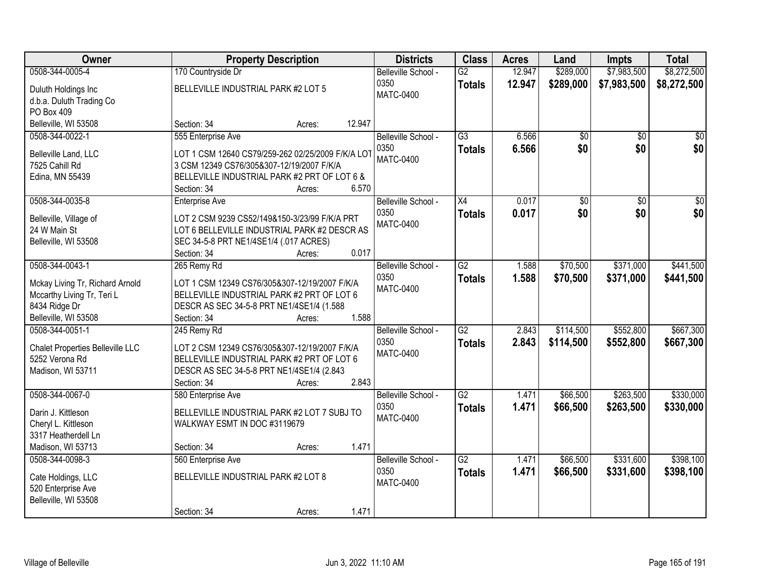| Owner | Property Description | Districts | Class | Acres | Land | Impts | Total |
|---|---|---|---|---|---|---|---|
| 0508-344-0005-4<br>Duluth Holdings Inc<br>d.b.a. Duluth Trading Co<br>PO Box 409<br>Belleville, WI 53508 | 170 Countryside Dr<br>BELLEVILLE INDUSTRIAL PARK #2 LOT 5<br>Section: 34 Acres: 12.947 | Belleville School - 0350<br>MATC-0400 | G2<br>**Totals** | 12.947<br>**12.947** | $289,000<br>**$289,000** | $7,983,500<br>**$7,983,500** | $8,272,500<br>**$8,272,500** |
| 0508-344-0022-1<br>Belleville Land, LLC<br>7525 Cahill Rd<br>Edina, MN 55439 | 555 Enterprise Ave<br>LOT 1 CSM 12640 CS79/259-262 02/25/2009 F/K/A LOT 3 CSM 12349 CS76/305&307-12/19/2007 F/K/A BELLEVILLE INDUSTRIAL PARK #2 PRT OF LOT 6 &<br>Section: 34 Acres: 6.570 | Belleville School - 0350<br>MATC-0400 | G3<br>**Totals** | 6.566<br>**6.566** | $0<br>**$0** | $0<br>**$0** | $0<br>**$0** |
| 0508-344-0035-8<br>Belleville, Village of<br>24 W Main St<br>Belleville, WI 53508 | Enterprise Ave<br>LOT 2 CSM 9239 CS52/149&150-3/23/99 F/K/A PRT LOT 6 BELLEVILLE INDUSTRIAL PARK #2 DESCR AS SEC 34-5-8 PRT NE1/4SE1/4 (.017 ACRES)<br>Section: 34 Acres: 0.017 | Belleville School - 0350<br>MATC-0400 | X4<br>**Totals** | 0.017<br>**0.017** | $0<br>**$0** | $0<br>**$0** | $0<br>**$0** |
| 0508-344-0043-1<br>Mckay Living Tr, Richard Arnold<br>Mccarthy Living Tr, Teri L<br>8434 Ridge Dr<br>Belleville, WI 53508 | 265 Remy Rd<br>LOT 1 CSM 12349 CS76/305&307-12/19/2007 F/K/A BELLEVILLE INDUSTRIAL PARK #2 PRT OF LOT 6 DESCR AS SEC 34-5-8 PRT NE1/4SE1/4 (1.588<br>Section: 34 Acres: 1.588 | Belleville School - 0350<br>MATC-0400 | G2<br>**Totals** | 1.588<br>**1.588** | $70,500<br>**$70,500** | $371,000<br>**$371,000** | $441,500<br>**$441,500** |
| 0508-344-0051-1<br>Chalet Properties Belleville LLC<br>5252 Verona Rd<br>Madison, WI 53711 | 245 Remy Rd<br>LOT 2 CSM 12349 CS76/305&307-12/19/2007 F/K/A BELLEVILLE INDUSTRIAL PARK #2 PRT OF LOT 6 DESCR AS SEC 34-5-8 PRT NE1/4SE1/4 (2.843<br>Section: 34 Acres: 2.843 | Belleville School - 0350<br>MATC-0400 | G2<br>**Totals** | 2.843<br>**2.843** | $114,500<br>**$114,500** | $552,800<br>**$552,800** | $667,300<br>**$667,300** |
| 0508-344-0067-0<br>Darin J. Kittleson<br>Cheryl L. Kittleson<br>3317 Heatherdell Ln<br>Madison, WI 53713 | 580 Enterprise Ave<br>BELLEVILLE INDUSTRIAL PARK #2 LOT 7 SUBJ TO WALKWAY ESMT IN DOC #3119679<br>Section: 34 Acres: 1.471 | Belleville School - 0350<br>MATC-0400 | G2<br>**Totals** | 1.471<br>**1.471** | $66,500<br>**$66,500** | $263,500<br>**$263,500** | $330,000<br>**$330,000** |
| 0508-344-0098-3<br>Cate Holdings, LLC<br>520 Enterprise Ave<br>Belleville, WI 53508 | 560 Enterprise Ave<br>BELLEVILLE INDUSTRIAL PARK #2 LOT 8<br>Section: 34 Acres: 1.471 | Belleville School - 0350<br>MATC-0400 | G2<br>**Totals** | 1.471<br>**1.471** | $66,500<br>**$66,500** | $331,600<br>**$331,600** | $398,100<br>**$398,100** |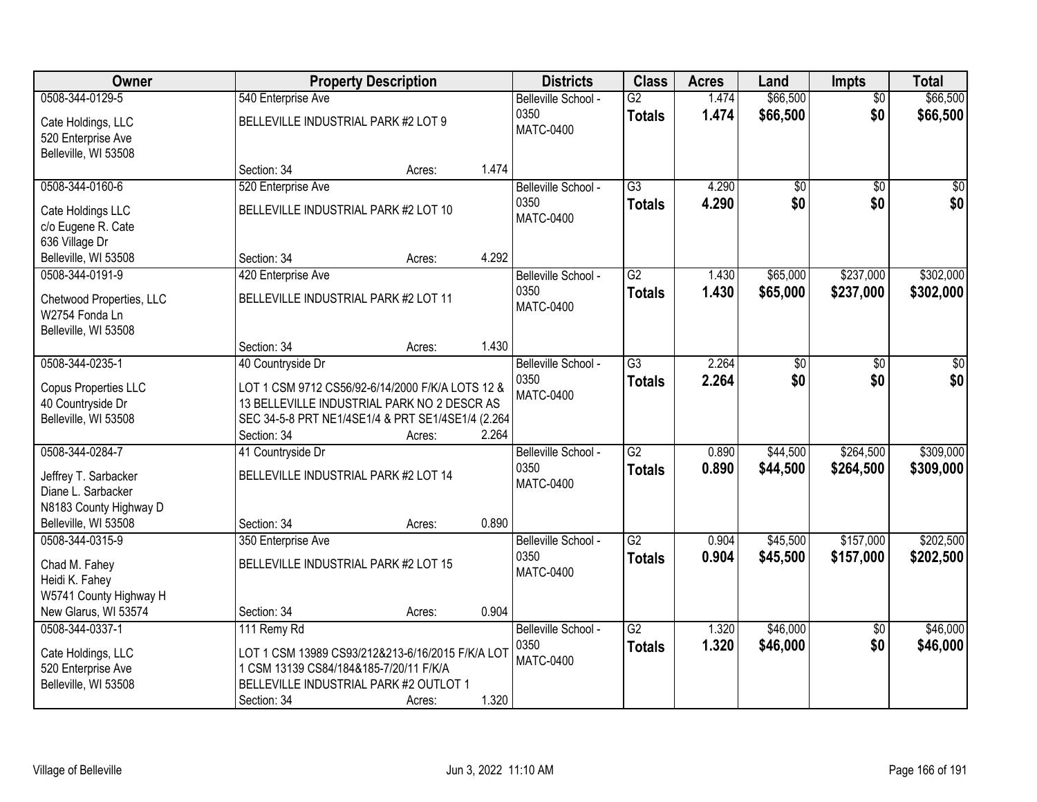| Owner | Property Description | Districts | Class | Acres | Land | Impts | Total |
|---|---|---|---|---|---|---|---|
| 0508-344-0129-5<br>Cate Holdings, LLC<br>520 Enterprise Ave<br>Belleville, WI 53508 | 540 Enterprise Ave<br>BELLEVILLE INDUSTRIAL PARK #2 LOT 9<br>Section: 34 Acres: 1.474 | Belleville School - 0350<br>MATC-0400 | G2<br>**Totals** | 1.474<br>**1.474** | $66,500<br>**$66,500** | $0<br>**$0** | $66,500<br>**$66,500** |
| 0508-344-0160-6<br>Cate Holdings LLC<br>c/o Eugene R. Cate<br>636 Village Dr<br>Belleville, WI 53508 | 520 Enterprise Ave<br>BELLEVILLE INDUSTRIAL PARK #2 LOT 10<br>Section: 34 Acres: 4.292 | Belleville School - 0350<br>MATC-0400 | G3<br>**Totals** | 4.290<br>**4.290** | $0<br>**$0** | $0<br>**$0** | $0<br>**$0** |
| 0508-344-0191-9<br>Chetwood Properties, LLC<br>W2754 Fonda Ln<br>Belleville, WI 53508 | 420 Enterprise Ave<br>BELLEVILLE INDUSTRIAL PARK #2 LOT 11<br>Section: 34 Acres: 1.430 | Belleville School - 0350<br>MATC-0400 | G2<br>**Totals** | 1.430<br>**1.430** | $65,000<br>**$65,000** | $237,000<br>**$237,000** | $302,000<br>**$302,000** |
| 0508-344-0235-1<br>Copus Properties LLC<br>40 Countryside Dr<br>Belleville, WI 53508 | 40 Countryside Dr<br>LOT 1 CSM 9712 CS56/92-6/14/2000 F/K/A LOTS 12 & 13 BELLEVILLE INDUSTRIAL PARK NO 2 DESCR AS SEC 34-5-8 PRT NE1/4SE1/4 & PRT SE1/4SE1/4 (2.264<br>Section: 34 Acres: 2.264 | Belleville School - 0350<br>MATC-0400 | G3<br>**Totals** | 2.264<br>**2.264** | $0<br>**$0** | $0<br>**$0** | $0<br>**$0** |
| 0508-344-0284-7<br>Jeffrey T. Sarbacker<br>Diane L. Sarbacker<br>N8183 County Highway D<br>Belleville, WI 53508 | 41 Countryside Dr<br>BELLEVILLE INDUSTRIAL PARK #2 LOT 14<br>Section: 34 Acres: 0.890 | Belleville School - 0350<br>MATC-0400 | G2<br>**Totals** | 0.890<br>**0.890** | $44,500<br>**$44,500** | $264,500<br>**$264,500** | $309,000<br>**$309,000** |
| 0508-344-0315-9<br>Chad M. Fahey<br>Heidi K. Fahey<br>W5741 County Highway H<br>New Glarus, WI 53574 | 350 Enterprise Ave<br>BELLEVILLE INDUSTRIAL PARK #2 LOT 15<br>Section: 34 Acres: 0.904 | Belleville School - 0350<br>MATC-0400 | G2<br>**Totals** | 0.904<br>**0.904** | $45,500<br>**$45,500** | $157,000<br>**$157,000** | $202,500<br>**$202,500** |
| 0508-344-0337-1<br>Cate Holdings, LLC<br>520 Enterprise Ave<br>Belleville, WI 53508 | 111 Remy Rd<br>LOT 1 CSM 13989 CS93/212&213-6/16/2015 F/K/A LOT 1 CSM 13139 CS84/184&185-7/20/11 F/K/A BELLEVILLE INDUSTRIAL PARK #2 OUTLOT 1<br>Section: 34 Acres: 1.320 | Belleville School - 0350<br>MATC-0400 | G2<br>**Totals** | 1.320<br>**1.320** | $46,000<br>**$46,000** | $0<br>**$0** | $46,000<br>**$46,000** |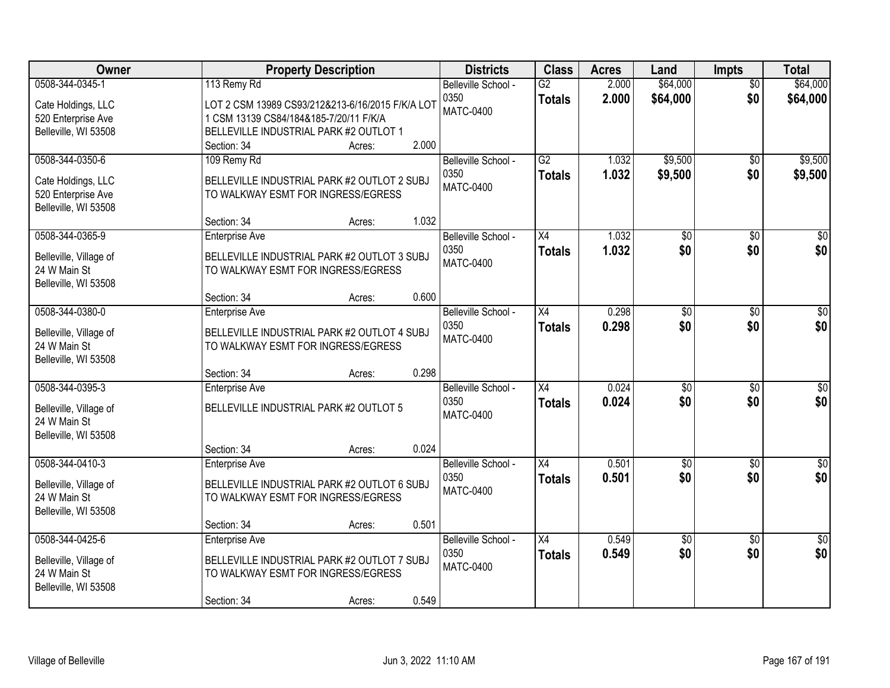| Owner | Property Description | Districts | Class | Acres | Land | Impts | Total |
|---|---|---|---|---|---|---|---|
| 0508-344-0345-1<br>Cate Holdings, LLC<br>520 Enterprise Ave<br>Belleville, WI 53508 | 113 Remy Rd<br>LOT 2 CSM 13989 CS93/212&213-6/16/2015 F/K/A LOT 1 CSM 13139 CS84/184&185-7/20/11 F/K/A BELLEVILLE INDUSTRIAL PARK #2 OUTLOT 1<br>Section: 34 Acres: 2.000 | Belleville School - 0350<br>MATC-0400 | G2<br>**Totals** | 2.000<br>**2.000** | $64,000<br>**$64,000** | $0<br>**$0** | $64,000<br>**$64,000** |
| 0508-344-0350-6<br>Cate Holdings, LLC<br>520 Enterprise Ave<br>Belleville, WI 53508 | 109 Remy Rd<br>BELLEVILLE INDUSTRIAL PARK #2 OUTLOT 2 SUBJ TO WALKWAY ESMT FOR INGRESS/EGRESS<br>Section: 34 Acres: 1.032 | Belleville School - 0350<br>MATC-0400 | G2<br>**Totals** | 1.032<br>**1.032** | $9,500<br>**$9,500** | $0<br>**$0** | $9,500<br>**$9,500** |
| 0508-344-0365-9<br>Belleville, Village of<br>24 W Main St<br>Belleville, WI 53508 | Enterprise Ave<br>BELLEVILLE INDUSTRIAL PARK #2 OUTLOT 3 SUBJ TO WALKWAY ESMT FOR INGRESS/EGRESS<br>Section: 34 Acres: 0.600 | Belleville School - 0350<br>MATC-0400 | X4<br>**Totals** | 1.032<br>**1.032** | $0<br>**$0** | $0<br>**$0** | $0<br>**$0** |
| 0508-344-0380-0<br>Belleville, Village of<br>24 W Main St<br>Belleville, WI 53508 | Enterprise Ave<br>BELLEVILLE INDUSTRIAL PARK #2 OUTLOT 4 SUBJ TO WALKWAY ESMT FOR INGRESS/EGRESS<br>Section: 34 Acres: 0.298 | Belleville School - 0350<br>MATC-0400 | X4<br>**Totals** | 0.298<br>**0.298** | $0<br>**$0** | $0<br>**$0** | $0<br>**$0** |
| 0508-344-0395-3<br>Belleville, Village of<br>24 W Main St<br>Belleville, WI 53508 | Enterprise Ave<br>BELLEVILLE INDUSTRIAL PARK #2 OUTLOT 5<br>Section: 34 Acres: 0.024 | Belleville School - 0350<br>MATC-0400 | X4<br>**Totals** | 0.024<br>**0.024** | $0<br>**$0** | $0<br>**$0** | $0<br>**$0** |
| 0508-344-0410-3<br>Belleville, Village of<br>24 W Main St<br>Belleville, WI 53508 | Enterprise Ave<br>BELLEVILLE INDUSTRIAL PARK #2 OUTLOT 6 SUBJ TO WALKWAY ESMT FOR INGRESS/EGRESS<br>Section: 34 Acres: 0.501 | Belleville School - 0350<br>MATC-0400 | X4<br>**Totals** | 0.501<br>**0.501** | $0<br>**$0** | $0<br>**$0** | $0<br>**$0** |
| 0508-344-0425-6<br>Belleville, Village of<br>24 W Main St<br>Belleville, WI 53508 | Enterprise Ave<br>BELLEVILLE INDUSTRIAL PARK #2 OUTLOT 7 SUBJ TO WALKWAY ESMT FOR INGRESS/EGRESS<br>Section: 34 Acres: 0.549 | Belleville School - 0350<br>MATC-0400 | X4<br>**Totals** | 0.549<br>**0.549** | $0<br>**$0** | $0<br>**$0** | $0<br>**$0** |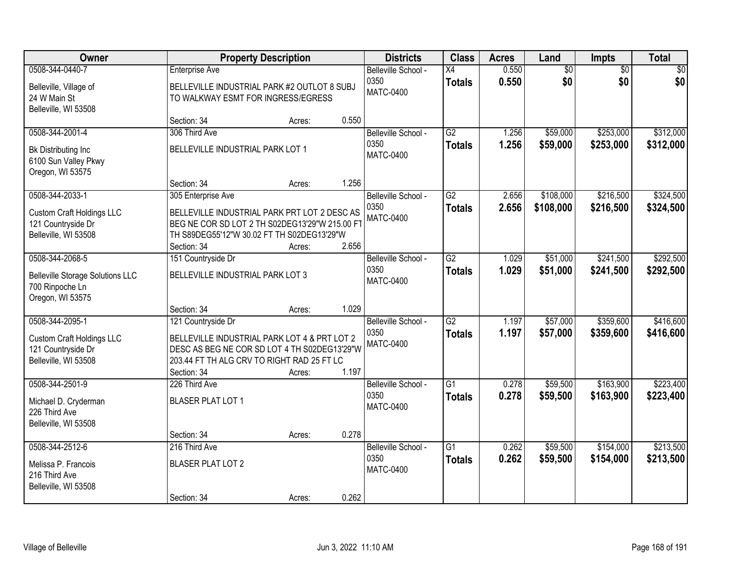| Owner | Property Description | Districts | Class | Acres | Land | Impts | Total |
|---|---|---|---|---|---|---|---|
| 0508-344-0440-7<br>Belleville, Village of<br>24 W Main St<br>Belleville, WI 53508 | Enterprise Ave<br>BELLEVILLE INDUSTRIAL PARK #2 OUTLOT 8 SUBJ TO WALKWAY ESMT FOR INGRESS/EGRESS<br>Section: 34 Acres: 0.550 | Belleville School - 0350<br>MATC-0400 | X4<br>**Totals** | 0.550<br>**0.550** | $0<br>**$0** | $0<br>**$0** | $0<br>**$0** |
| 0508-344-2001-4<br>Bk Distributing Inc<br>6100 Sun Valley Pkwy<br>Oregon, WI 53575 | 306 Third Ave<br>BELLEVILLE INDUSTRIAL PARK LOT 1<br>Section: 34 Acres: 1.256 | Belleville School - 0350<br>MATC-0400 | G2<br>**Totals** | 1.256<br>**1.256** | $59,000<br>**$59,000** | $253,000<br>**$253,000** | $312,000<br>**$312,000** |
| 0508-344-2033-1<br>Custom Craft Holdings LLC<br>121 Countryside Dr<br>Belleville, WI 53508 | 305 Enterprise Ave<br>BELLEVILLE INDUSTRIAL PARK PRT LOT 2 DESC AS BEG NE COR SD LOT 2 TH S02DEG13'29"W 215.00 FT TH S89DEG55'12"W 30.02 FT TH S02DEG13'29"W<br>Section: 34 Acres: 2.656 | Belleville School - 0350<br>MATC-0400 | G2<br>**Totals** | 2.656<br>**2.656** | $108,000<br>**$108,000** | $216,500<br>**$216,500** | $324,500<br>**$324,500** |
| 0508-344-2068-5<br>Belleville Storage Solutions LLC<br>700 Rinpoche Ln<br>Oregon, WI 53575 | 151 Countryside Dr<br>BELLEVILLE INDUSTRIAL PARK LOT 3<br>Section: 34 Acres: 1.029 | Belleville School - 0350<br>MATC-0400 | G2<br>**Totals** | 1.029<br>**1.029** | $51,000<br>**$51,000** | $241,500<br>**$241,500** | $292,500<br>**$292,500** |
| 0508-344-2095-1<br>Custom Craft Holdings LLC<br>121 Countryside Dr<br>Belleville, WI 53508 | 121 Countryside Dr<br>BELLEVILLE INDUSTRIAL PARK LOT 4 & PRT LOT 2 DESC AS BEG NE COR SD LOT 4 TH S02DEG13'29"W 203.44 FT TH ALG CRV TO RIGHT RAD 25 FT LC<br>Section: 34 Acres: 1.197 | Belleville School - 0350<br>MATC-0400 | G2<br>**Totals** | 1.197<br>**1.197** | $57,000<br>**$57,000** | $359,600<br>**$359,600** | $416,600<br>**$416,600** |
| 0508-344-2501-9<br>Michael D. Cryderman<br>226 Third Ave<br>Belleville, WI 53508 | 226 Third Ave<br>BLASER PLAT LOT 1<br>Section: 34 Acres: 0.278 | Belleville School - 0350<br>MATC-0400 | G1<br>**Totals** | 0.278<br>**0.278** | $59,500<br>**$59,500** | $163,900<br>**$163,900** | $223,400<br>**$223,400** |
| 0508-344-2512-6<br>Melissa P. Francois<br>216 Third Ave<br>Belleville, WI 53508 | 216 Third Ave<br>BLASER PLAT LOT 2<br>Section: 34 Acres: 0.262 | Belleville School - 0350<br>MATC-0400 | G1<br>**Totals** | 0.262<br>**0.262** | $59,500<br>**$59,500** | $154,000<br>**$154,000** | $213,500<br>**$213,500** |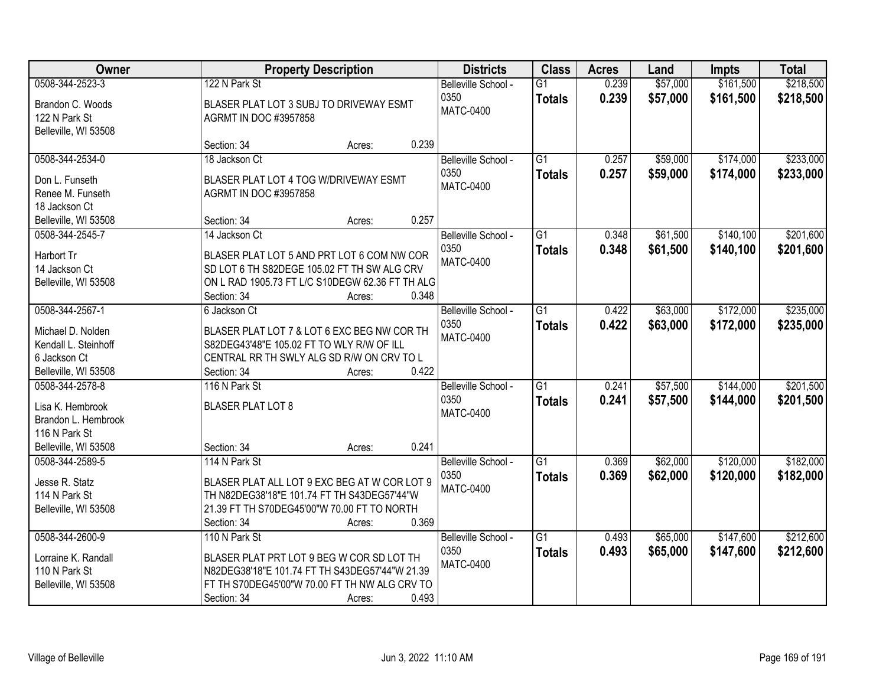| Owner | Property Description | Districts | Class | Acres | Land | Impts | Total |
|---|---|---|---|---|---|---|---|
| 0508-344-2523-3<br>Brandon C. Woods<br>122 N Park St<br>Belleville, WI 53508 | 122 N Park St<br>BLASER PLAT LOT 3 SUBJ TO DRIVEWAY ESMT AGRMT IN DOC #3957858<br>Section: 34 Acres: 0.239 | Belleville School - 0350<br>MATC-0400 | G1<br>**Totals** | 0.239<br>**0.239** | $57,000<br>**$57,000** | $161,500<br>**$161,500** | $218,500<br>**$218,500** |
| 0508-344-2534-0<br>Don L. Funseth<br>Renee M. Funseth<br>18 Jackson Ct<br>Belleville, WI 53508 | 18 Jackson Ct<br>BLASER PLAT LOT 4 TOG W/DRIVEWAY ESMT AGRMT IN DOC #3957858<br>Section: 34 Acres: 0.257 | Belleville School - 0350<br>MATC-0400 | G1<br>**Totals** | 0.257<br>**0.257** | $59,000<br>**$59,000** | $174,000<br>**$174,000** | $233,000<br>**$233,000** |
| 0508-344-2545-7<br>Harbort Tr<br>14 Jackson Ct<br>Belleville, WI 53508 | 14 Jackson Ct<br>BLASER PLAT LOT 5 AND PRT LOT 6 COM NW COR SD LOT 6 TH S82DEGE 105.02 FT TH SW ALG CRV ON L RAD 1905.73 FT L/C S10DEGW 62.36 FT TH ALG<br>Section: 34 Acres: 0.348 | Belleville School - 0350<br>MATC-0400 | G1<br>**Totals** | 0.348<br>**0.348** | $61,500<br>**$61,500** | $140,100<br>**$140,100** | $201,600<br>**$201,600** |
| 0508-344-2567-1<br>Michael D. Nolden<br>Kendall L. Steinhoff<br>6 Jackson Ct<br>Belleville, WI 53508 | 6 Jackson Ct<br>BLASER PLAT LOT 7 & LOT 6 EXC BEG NW COR TH S82DEG43'48"E 105.02 FT TO WLY R/W OF ILL CENTRAL RR TH SWLY ALG SD R/W ON CRV TO L<br>Section: 34 Acres: 0.422 | Belleville School - 0350<br>MATC-0400 | G1<br>**Totals** | 0.422<br>**0.422** | $63,000<br>**$63,000** | $172,000<br>**$172,000** | $235,000<br>**$235,000** |
| 0508-344-2578-8<br>Lisa K. Hembrook<br>Brandon L. Hembrook<br>116 N Park St<br>Belleville, WI 53508 | 116 N Park St<br>BLASER PLAT LOT 8<br>Section: 34 Acres: 0.241 | Belleville School - 0350<br>MATC-0400 | G1<br>**Totals** | 0.241<br>**0.241** | $57,500<br>**$57,500** | $144,000<br>**$144,000** | $201,500<br>**$201,500** |
| 0508-344-2589-5<br>Jesse R. Statz<br>114 N Park St<br>Belleville, WI 53508 | 114 N Park St<br>BLASER PLAT ALL LOT 9 EXC BEG AT W COR LOT 9 TH N82DEG38'18"E 101.74 FT TH S43DEG57'44"W 21.39 FT TH S70DEG45'00"W 70.00 FT TO NORTH<br>Section: 34 Acres: 0.369 | Belleville School - 0350<br>MATC-0400 | G1<br>**Totals** | 0.369<br>**0.369** | $62,000<br>**$62,000** | $120,000<br>**$120,000** | $182,000<br>**$182,000** |
| 0508-344-2600-9<br>Lorraine K. Randall<br>110 N Park St<br>Belleville, WI 53508 | 110 N Park St<br>BLASER PLAT PRT LOT 9 BEG W COR SD LOT TH N82DEG38'18"E 101.74 FT TH S43DEG57'44"W 21.39 FT TH S70DEG45'00"W 70.00 FT TH NW ALG CRV TO<br>Section: 34 Acres: 0.493 | Belleville School - 0350<br>MATC-0400 | G1<br>**Totals** | 0.493<br>**0.493** | $65,000<br>**$65,000** | $147,600<br>**$147,600** | $212,600<br>**$212,600** |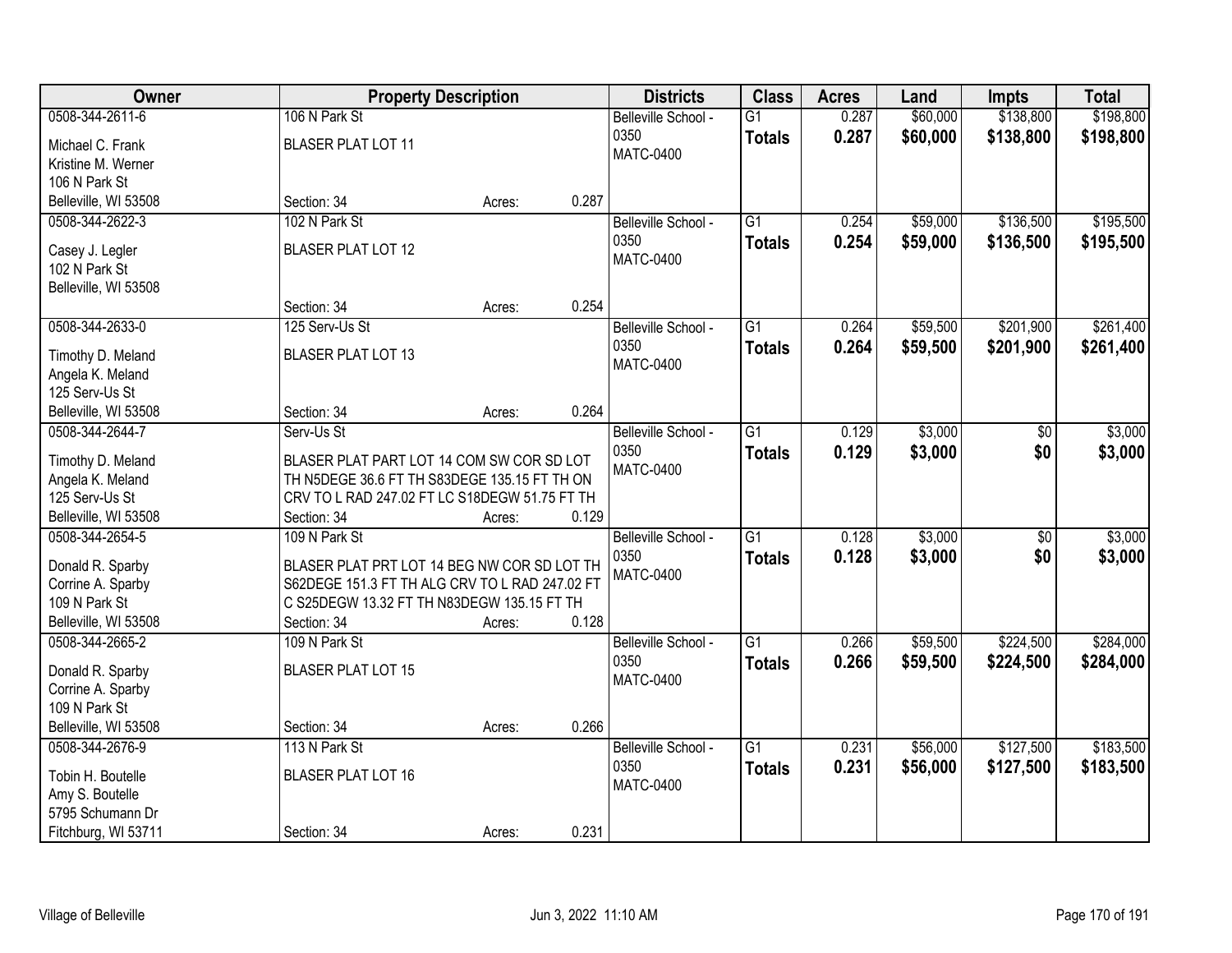| Owner | Property Description | | | Districts | Class | Acres | Land | Impts | Total |
|---|---|---|---|---|---|---|---|---|---|
| 0508-344-2611-6<br>Michael C. Frank<br>Kristine M. Werner<br>106 N Park St<br>Belleville, WI 53508 | 106 N Park St<br>BLASER PLAT LOT 11<br>Section: 34 | Acres: | 0.287 | Belleville School - 0350<br>MATC-0400 | G1<br>**Totals** | 0.287<br>**0.287** | $60,000<br>**$60,000** | $138,800<br>**$138,800** | $198,800<br>**$198,800** |
| 0508-344-2622-3<br>Casey J. Legler<br>102 N Park St<br>Belleville, WI 53508 | 102 N Park St<br>BLASER PLAT LOT 12<br>Section: 34 | Acres: | 0.254 | Belleville School - 0350<br>MATC-0400 | G1<br>**Totals** | 0.254<br>**0.254** | $59,000<br>**$59,000** | $136,500<br>**$136,500** | $195,500<br>**$195,500** |
| 0508-344-2633-0<br>Timothy D. Meland<br>Angela K. Meland<br>125 Serv-Us St<br>Belleville, WI 53508 | 125 Serv-Us St<br>BLASER PLAT LOT 13<br>Section: 34 | Acres: | 0.264 | Belleville School - 0350<br>MATC-0400 | G1<br>**Totals** | 0.264<br>**0.264** | $59,500<br>**$59,500** | $201,900<br>**$201,900** | $261,400<br>**$261,400** |
| 0508-344-2644-7<br>Timothy D. Meland<br>Angela K. Meland<br>125 Serv-Us St<br>Belleville, WI 53508 | Serv-Us St<br>BLASER PLAT PART LOT 14 COM SW COR SD LOT TH N5DEGE 36.6 FT TH S83DEGE 135.15 FT TH ON CRV TO L RAD 247.02 FT LC S18DEGW 51.75 FT TH<br>Section: 34 | Acres: | 0.129 | Belleville School - 0350<br>MATC-0400 | G1<br>**Totals** | 0.129<br>**0.129** | $3,000<br>**$3,000** | $0<br>**$0** | $3,000<br>**$3,000** |
| 0508-344-2654-5<br>Donald R. Sparby<br>Corrine A. Sparby<br>109 N Park St<br>Belleville, WI 53508 | 109 N Park St<br>BLASER PLAT PRT LOT 14 BEG NW COR SD LOT TH S62DEGE 151.3 FT TH ALG CRV TO L RAD 247.02 FT C S25DEGW 13.32 FT TH N83DEGW 135.15 FT TH<br>Section: 34 | Acres: | 0.128 | Belleville School - 0350<br>MATC-0400 | G1<br>**Totals** | 0.128<br>**0.128** | $3,000<br>**$3,000** | $0<br>**$0** | $3,000<br>**$3,000** |
| 0508-344-2665-2<br>Donald R. Sparby<br>Corrine A. Sparby<br>109 N Park St<br>Belleville, WI 53508 | 109 N Park St<br>BLASER PLAT LOT 15<br>Section: 34 | Acres: | 0.266 | Belleville School - 0350<br>MATC-0400 | G1<br>**Totals** | 0.266<br>**0.266** | $59,500<br>**$59,500** | $224,500<br>**$224,500** | $284,000<br>**$284,000** |
| 0508-344-2676-9<br>Tobin H. Boutelle<br>Amy S. Boutelle<br>5795 Schumann Dr<br>Fitchburg, WI 53711 | 113 N Park St<br>BLASER PLAT LOT 16<br>Section: 34 | Acres: | 0.231 | Belleville School - 0350<br>MATC-0400 | G1<br>**Totals** | 0.231<br>**0.231** | $56,000<br>**$56,000** | $127,500<br>**$127,500** | $183,500<br>**$183,500** |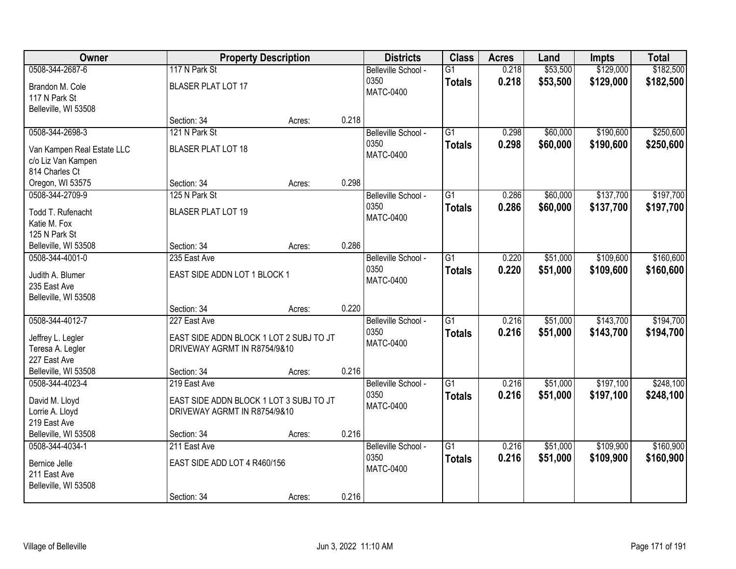| Owner | Property Description | | | Districts | Class | Acres | Land | Impts | Total |
|---|---|---|---|---|---|---|---|---|---|
| 0508-344-2687-6<br>Brandon M. Cole<br>117 N Park St<br>Belleville, WI 53508 | 117 N Park St<br>BLASER PLAT LOT 17<br>Section: 34 | Acres: | 0.218 | Belleville School - 0350<br>MATC-0400 | G1<br>**Totals** | 0.218<br>**0.218** | $53,500<br>**$53,500** | $129,000<br>**$129,000** | $182,500<br>**$182,500** |
| 0508-344-2698-3<br>Van Kampen Real Estate LLC<br>c/o Liz Van Kampen<br>814 Charles Ct<br>Oregon, WI 53575 | 121 N Park St<br>BLASER PLAT LOT 18<br>Section: 34 | Acres: | 0.298 | Belleville School - 0350<br>MATC-0400 | G1<br>**Totals** | 0.298<br>**0.298** | $60,000<br>**$60,000** | $190,600<br>**$190,600** | $250,600<br>**$250,600** |
| 0508-344-2709-9<br>Todd T. Rufenacht<br>Katie M. Fox<br>125 N Park St<br>Belleville, WI 53508 | 125 N Park St<br>BLASER PLAT LOT 19<br>Section: 34 | Acres: | 0.286 | Belleville School - 0350<br>MATC-0400 | G1<br>**Totals** | 0.286<br>**0.286** | $60,000<br>**$60,000** | $137,700<br>**$137,700** | $197,700<br>**$197,700** |
| 0508-344-4001-0<br>Judith A. Blumer<br>235 East Ave<br>Belleville, WI 53508 | 235 East Ave<br>EAST SIDE ADDN LOT 1 BLOCK 1<br>Section: 34 | Acres: | 0.220 | Belleville School - 0350<br>MATC-0400 | G1<br>**Totals** | 0.220<br>**0.220** | $51,000<br>**$51,000** | $109,600<br>**$109,600** | $160,600<br>**$160,600** |
| 0508-344-4012-7<br>Jeffrey L. Legler<br>Teresa A. Legler<br>227 East Ave<br>Belleville, WI 53508 | 227 East Ave<br>EAST SIDE ADDN BLOCK 1 LOT 2 SUBJ TO JT DRIVEWAY AGRMT IN R8754/9&10<br>Section: 34 | Acres: | 0.216 | Belleville School - 0350<br>MATC-0400 | G1<br>**Totals** | 0.216<br>**0.216** | $51,000<br>**$51,000** | $143,700<br>**$143,700** | $194,700<br>**$194,700** |
| 0508-344-4023-4<br>David M. Lloyd<br>Lorrie A. Lloyd<br>219 East Ave<br>Belleville, WI 53508 | 219 East Ave<br>EAST SIDE ADDN BLOCK 1 LOT 3 SUBJ TO JT DRIVEWAY AGRMT IN R8754/9&10<br>Section: 34 | Acres: | 0.216 | Belleville School - 0350<br>MATC-0400 | G1<br>**Totals** | 0.216<br>**0.216** | $51,000<br>**$51,000** | $197,100<br>**$197,100** | $248,100<br>**$248,100** |
| 0508-344-4034-1<br>Bernice Jelle<br>211 East Ave<br>Belleville, WI 53508 | 211 East Ave<br>EAST SIDE ADD LOT 4 R460/156<br>Section: 34 | Acres: | 0.216 | Belleville School - 0350<br>MATC-0400 | G1<br>**Totals** | 0.216<br>**0.216** | $51,000<br>**$51,000** | $109,900<br>**$109,900** | $160,900<br>**$160,900** |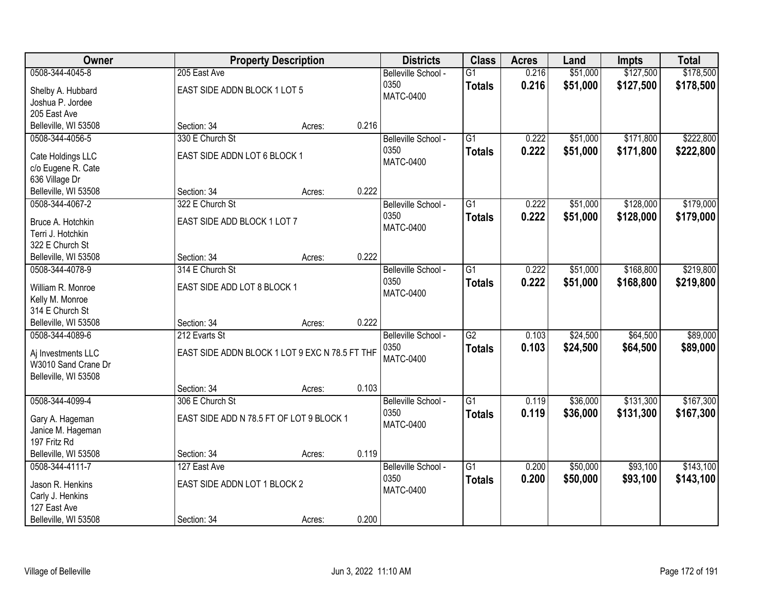| Owner | Property Description | | | Districts | Class | Acres | Land | Impts | Total |
|---|---|---|---|---|---|---|---|---|---|
| 0508-344-4045-8 | 205 East Ave | | | Belleville School - 0350 | G1 | 0.216 | $51,000 | $127,500 | $178,500 |
| Shelby A. Hubbard<br>Joshua P. Jordee<br>205 East Ave<br>Belleville, WI 53508 | EAST SIDE ADDN BLOCK 1 LOT 5 | | | MATC-0400 | **Totals** | **0.216** | **$51,000** | **$127,500** | **$178,500** |
| | Section: 34 | Acres: | 0.216 | | | | | | |
| 0508-344-4056-5 | 330 E Church St | | | Belleville School - 0350 | G1 | 0.222 | $51,000 | $171,800 | $222,800 |
| Cate Holdings LLC<br>c/o Eugene R. Cate<br>636 Village Dr<br>Belleville, WI 53508 | EAST SIDE ADDN LOT 6 BLOCK 1 | | | MATC-0400 | **Totals** | **0.222** | **$51,000** | **$171,800** | **$222,800** |
| | Section: 34 | Acres: | 0.222 | | | | | | |
| 0508-344-4067-2 | 322 E Church St | | | Belleville School - 0350 | G1 | 0.222 | $51,000 | $128,000 | $179,000 |
| Bruce A. Hotchkin<br>Terri J. Hotchkin<br>322 E Church St<br>Belleville, WI 53508 | EAST SIDE ADD BLOCK 1 LOT 7 | | | MATC-0400 | **Totals** | **0.222** | **$51,000** | **$128,000** | **$179,000** |
| | Section: 34 | Acres: | 0.222 | | | | | | |
| 0508-344-4078-9 | 314 E Church St | | | Belleville School - 0350 | G1 | 0.222 | $51,000 | $168,800 | $219,800 |
| William R. Monroe<br>Kelly M. Monroe<br>314 E Church St<br>Belleville, WI 53508 | EAST SIDE ADD LOT 8 BLOCK 1 | | | MATC-0400 | **Totals** | **0.222** | **$51,000** | **$168,800** | **$219,800** |
| | Section: 34 | Acres: | 0.222 | | | | | | |
| 0508-344-4089-6 | 212 Evarts St | | | Belleville School - 0350 | G2 | 0.103 | $24,500 | $64,500 | $89,000 |
| Aj Investments LLC<br>W3010 Sand Crane Dr<br>Belleville, WI 53508 | EAST SIDE ADDN BLOCK 1 LOT 9 EXC N 78.5 FT THF | | | MATC-0400 | **Totals** | **0.103** | **$24,500** | **$64,500** | **$89,000** |
| | Section: 34 | Acres: | 0.103 | | | | | | |
| 0508-344-4099-4 | 306 E Church St | | | Belleville School - 0350 | G1 | 0.119 | $36,000 | $131,300 | $167,300 |
| Gary A. Hageman<br>Janice M. Hageman<br>197 Fritz Rd<br>Belleville, WI 53508 | EAST SIDE ADD N 78.5 FT OF LOT 9 BLOCK 1 | | | MATC-0400 | **Totals** | **0.119** | **$36,000** | **$131,300** | **$167,300** |
| | Section: 34 | Acres: | 0.119 | | | | | | |
| 0508-344-4111-7 | 127 East Ave | | | Belleville School - 0350 | G1 | 0.200 | $50,000 | $93,100 | $143,100 |
| Jason R. Henkins<br>Carly J. Henkins<br>127 East Ave<br>Belleville, WI 53508 | EAST SIDE ADDN LOT 1 BLOCK 2 | | | MATC-0400 | **Totals** | **0.200** | **$50,000** | **$93,100** | **$143,100** |
| | Section: 34 | Acres: | 0.200 | | | | | | |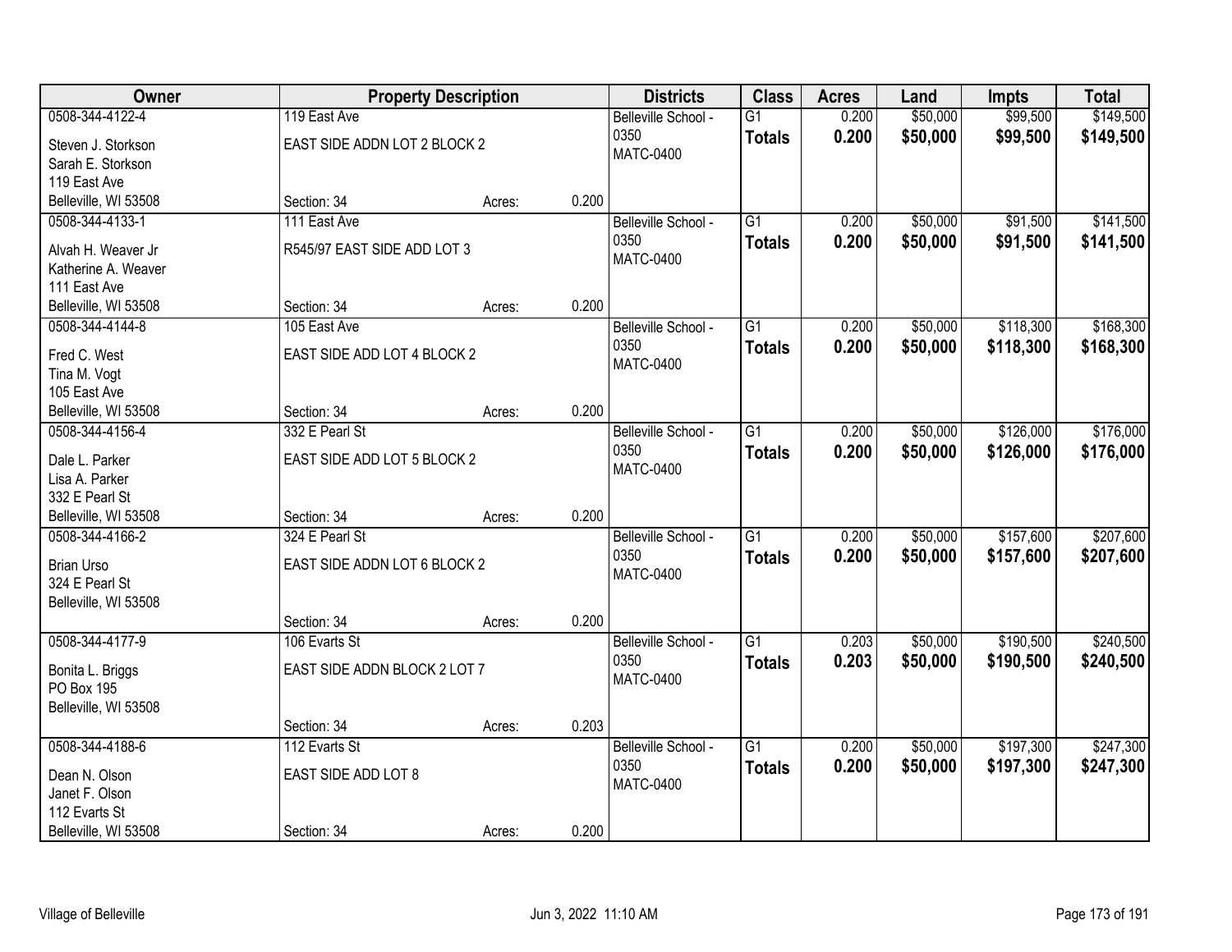| Owner | Property Description | | | Districts | Class | Acres | Land | Impts | Total |
|---|---|---|---|---|---|---|---|---|---|
| 0508-344-4122-4<br>Steven J. Storkson<br>Sarah E. Storkson<br>119 East Ave<br>Belleville, WI 53508 | 119 East Ave<br>EAST SIDE ADDN LOT 2 BLOCK 2<br>Section: 34 | Acres: | 0.200 | Belleville School - 0350<br>MATC-0400 | G1<br>**Totals** | 0.200<br>**0.200** | $50,000<br>**$50,000** | $99,500<br>**$99,500** | $149,500<br>**$149,500** |
| 0508-344-4133-1<br>Alvah H. Weaver Jr<br>Katherine A. Weaver<br>111 East Ave<br>Belleville, WI 53508 | 111 East Ave<br>R545/97 EAST SIDE ADD LOT 3<br>Section: 34 | Acres: | 0.200 | Belleville School - 0350<br>MATC-0400 | G1<br>**Totals** | 0.200<br>**0.200** | $50,000<br>**$50,000** | $91,500<br>**$91,500** | $141,500<br>**$141,500** |
| 0508-344-4144-8<br>Fred C. West<br>Tina M. Vogt<br>105 East Ave<br>Belleville, WI 53508 | 105 East Ave<br>EAST SIDE ADD LOT 4 BLOCK 2<br>Section: 34 | Acres: | 0.200 | Belleville School - 0350<br>MATC-0400 | G1<br>**Totals** | 0.200<br>**0.200** | $50,000<br>**$50,000** | $118,300<br>**$118,300** | $168,300<br>**$168,300** |
| 0508-344-4156-4<br>Dale L. Parker<br>Lisa A. Parker<br>332 E Pearl St<br>Belleville, WI 53508 | 332 E Pearl St<br>EAST SIDE ADD LOT 5 BLOCK 2<br>Section: 34 | Acres: | 0.200 | Belleville School - 0350<br>MATC-0400 | G1<br>**Totals** | 0.200<br>**0.200** | $50,000<br>**$50,000** | $126,000<br>**$126,000** | $176,000<br>**$176,000** |
| 0508-344-4166-2<br>Brian Urso<br>324 E Pearl St<br>Belleville, WI 53508 | 324 E Pearl St<br>EAST SIDE ADDN LOT 6 BLOCK 2<br>Section: 34 | Acres: | 0.200 | Belleville School - 0350<br>MATC-0400 | G1<br>**Totals** | 0.200<br>**0.200** | $50,000<br>**$50,000** | $157,600<br>**$157,600** | $207,600<br>**$207,600** |
| 0508-344-4177-9<br>Bonita L. Briggs<br>PO Box 195<br>Belleville, WI 53508 | 106 Evarts St<br>EAST SIDE ADDN BLOCK 2 LOT 7<br>Section: 34 | Acres: | 0.203 | Belleville School - 0350<br>MATC-0400 | G1<br>**Totals** | 0.203<br>**0.203** | $50,000<br>**$50,000** | $190,500<br>**$190,500** | $240,500<br>**$240,500** |
| 0508-344-4188-6<br>Dean N. Olson<br>Janet F. Olson<br>112 Evarts St<br>Belleville, WI 53508 | 112 Evarts St<br>EAST SIDE ADD LOT 8<br>Section: 34 | Acres: | 0.200 | Belleville School - 0350<br>MATC-0400 | G1<br>**Totals** | 0.200<br>**0.200** | $50,000<br>**$50,000** | $197,300<br>**$197,300** | $247,300<br>**$247,300** |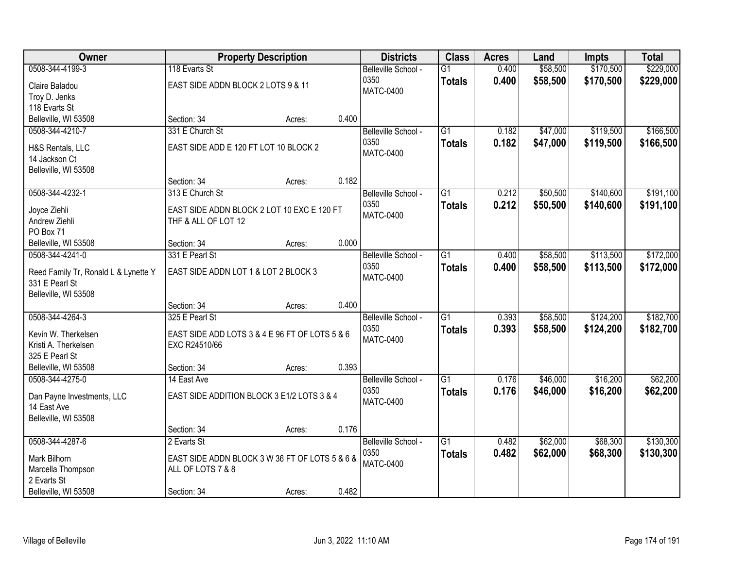| Owner | Property Description | | | Districts | Class | Acres | Land | Impts | Total |
|---|---|---|---|---|---|---|---|---|---|
| 0508-344-4199-3<br>Claire Baladou<br>Troy D. Jenks<br>118 Evarts St<br>Belleville, WI 53508 | 118 Evarts St<br>EAST SIDE ADDN BLOCK 2 LOTS 9 & 11<br>Section: 34 | Acres: | 0.400 | Belleville School - 0350<br>MATC-0400 | G1<br>**Totals** | 0.400<br>**0.400** | $58,500<br>**$58,500** | $170,500<br>**$170,500** | $229,000<br>**$229,000** |
| 0508-344-4210-7<br>H&S Rentals, LLC<br>14 Jackson Ct<br>Belleville, WI 53508 | 331 E Church St<br>EAST SIDE ADD E 120 FT LOT 10 BLOCK 2<br>Section: 34 | Acres: | 0.182 | Belleville School - 0350<br>MATC-0400 | G1<br>**Totals** | 0.182<br>**0.182** | $47,000<br>**$47,000** | $119,500<br>**$119,500** | $166,500<br>**$166,500** |
| 0508-344-4232-1<br>Joyce Ziehli<br>Andrew Ziehli<br>PO Box 71<br>Belleville, WI 53508 | 313 E Church St<br>EAST SIDE ADDN BLOCK 2 LOT 10 EXC E 120 FT THF & ALL OF LOT 12<br>Section: 34 | Acres: | 0.000 | Belleville School - 0350<br>MATC-0400 | G1<br>**Totals** | 0.212<br>**0.212** | $50,500<br>**$50,500** | $140,600<br>**$140,600** | $191,100<br>**$191,100** |
| 0508-344-4241-0<br>Reed Family Tr, Ronald L & Lynette Y<br>331 E Pearl St<br>Belleville, WI 53508 | 331 E Pearl St<br>EAST SIDE ADDN LOT 1 & LOT 2 BLOCK 3<br>Section: 34 | Acres: | 0.400 | Belleville School - 0350<br>MATC-0400 | G1<br>**Totals** | 0.400<br>**0.400** | $58,500<br>**$58,500** | $113,500<br>**$113,500** | $172,000<br>**$172,000** |
| 0508-344-4264-3<br>Kevin W. Therkelsen<br>Kristi A. Therkelsen<br>325 E Pearl St<br>Belleville, WI 53508 | 325 E Pearl St<br>EAST SIDE ADD LOTS 3 & 4 E 96 FT OF LOTS 5 & 6 EXC R24510/66<br>Section: 34 | Acres: | 0.393 | Belleville School - 0350<br>MATC-0400 | G1<br>**Totals** | 0.393<br>**0.393** | $58,500<br>**$58,500** | $124,200<br>**$124,200** | $182,700<br>**$182,700** |
| 0508-344-4275-0<br>Dan Payne Investments, LLC<br>14 East Ave<br>Belleville, WI 53508 | 14 East Ave<br>EAST SIDE ADDITION BLOCK 3 E1/2 LOTS 3 & 4<br>Section: 34 | Acres: | 0.176 | Belleville School - 0350<br>MATC-0400 | G1<br>**Totals** | 0.176<br>**0.176** | $46,000<br>**$46,000** | $16,200<br>**$16,200** | $62,200<br>**$62,200** |
| 0508-344-4287-6<br>Mark Bilhorn<br>Marcella Thompson<br>2 Evarts St<br>Belleville, WI 53508 | 2 Evarts St<br>EAST SIDE ADDN BLOCK 3 W 36 FT OF LOTS 5 & 6 & ALL OF LOTS 7 & 8<br>Section: 34 | Acres: | 0.482 | Belleville School - 0350<br>MATC-0400 | G1<br>**Totals** | 0.482<br>**0.482** | $62,000<br>**$62,000** | $68,300<br>**$68,300** | $130,300<br>**$130,300** |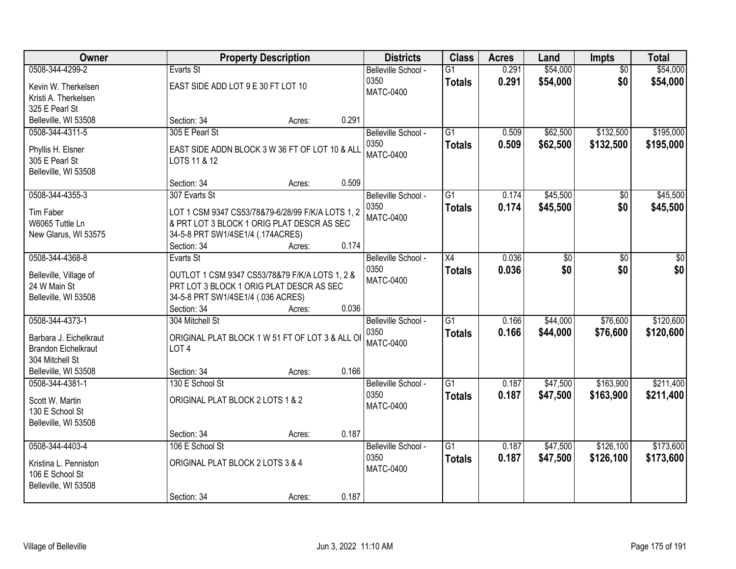| Owner | Property Description | Districts | Class | Acres | Land | Impts | Total |
|---|---|---|---|---|---|---|---|
| 0508-344-4299-2<br>Kevin W. Therkelsen<br>Kristi A. Therkelsen<br>325 E Pearl St<br>Belleville, WI 53508 | Evarts St<br>EAST SIDE ADD LOT 9 E 30 FT LOT 10<br>Section: 34 Acres: 0.291 | Belleville School - 0350<br>MATC-0400 | G1<br>**Totals** | 0.291<br>**0.291** | $54,000<br>**$54,000** | $0<br>**$0** | $54,000<br>**$54,000** |
| 0508-344-4311-5<br>Phyllis H. Elsner<br>305 E Pearl St<br>Belleville, WI 53508 | 305 E Pearl St<br>EAST SIDE ADDN BLOCK 3 W 36 FT OF LOT 10 & ALL LOTS 11 & 12<br>Section: 34 Acres: 0.509 | Belleville School - 0350<br>MATC-0400 | G1<br>**Totals** | 0.509<br>**0.509** | $62,500<br>**$62,500** | $132,500<br>**$132,500** | $195,000<br>**$195,000** |
| 0508-344-4355-3<br>Tim Faber<br>W6065 Tuttle Ln<br>New Glarus, WI 53575 | 307 Evarts St<br>LOT 1 CSM 9347 CS53/78&79-6/28/99 F/K/A LOTS 1, 2 & PRT LOT 3 BLOCK 1 ORIG PLAT DESCR AS SEC 34-5-8 PRT SW1/4SE1/4 (.174ACRES)<br>Section: 34 Acres: 0.174 | Belleville School - 0350<br>MATC-0400 | G1<br>**Totals** | 0.174<br>**0.174** | $45,500<br>**$45,500** | $0<br>**$0** | $45,500<br>**$45,500** |
| 0508-344-4368-8<br>Belleville, Village of<br>24 W Main St<br>Belleville, WI 53508 | Evarts St<br>OUTLOT 1 CSM 9347 CS53/78&79 F/K/A LOTS 1, 2 & PRT LOT 3 BLOCK 1 ORIG PLAT DESCR AS SEC 34-5-8 PRT SW1/4SE1/4 (.036 ACRES)<br>Section: 34 Acres: 0.036 | Belleville School - 0350<br>MATC-0400 | X4<br>**Totals** | 0.036<br>**0.036** | $0<br>**$0** | $0<br>**$0** | $0<br>**$0** |
| 0508-344-4373-1<br>Barbara J. Eichelkraut<br>Brandon Eichelkraut<br>304 Mitchell St<br>Belleville, WI 53508 | 304 Mitchell St<br>ORIGINAL PLAT BLOCK 1 W 51 FT OF LOT 3 & ALL OF LOT 4<br>Section: 34 Acres: 0.166 | Belleville School - 0350<br>MATC-0400 | G1<br>**Totals** | 0.166<br>**0.166** | $44,000<br>**$44,000** | $76,600<br>**$76,600** | $120,600<br>**$120,600** |
| 0508-344-4381-1<br>Scott W. Martin<br>130 E School St<br>Belleville, WI 53508 | 130 E School St<br>ORIGINAL PLAT BLOCK 2 LOTS 1 & 2<br>Section: 34 Acres: 0.187 | Belleville School - 0350<br>MATC-0400 | G1<br>**Totals** | 0.187<br>**0.187** | $47,500<br>**$47,500** | $163,900<br>**$163,900** | $211,400<br>**$211,400** |
| 0508-344-4403-4<br>Kristina L. Penniston<br>106 E School St<br>Belleville, WI 53508 | 106 E School St<br>ORIGINAL PLAT BLOCK 2 LOTS 3 & 4<br>Section: 34 Acres: 0.187 | Belleville School - 0350<br>MATC-0400 | G1<br>**Totals** | 0.187<br>**0.187** | $47,500<br>**$47,500** | $126,100<br>**$126,100** | $173,600<br>**$173,600** |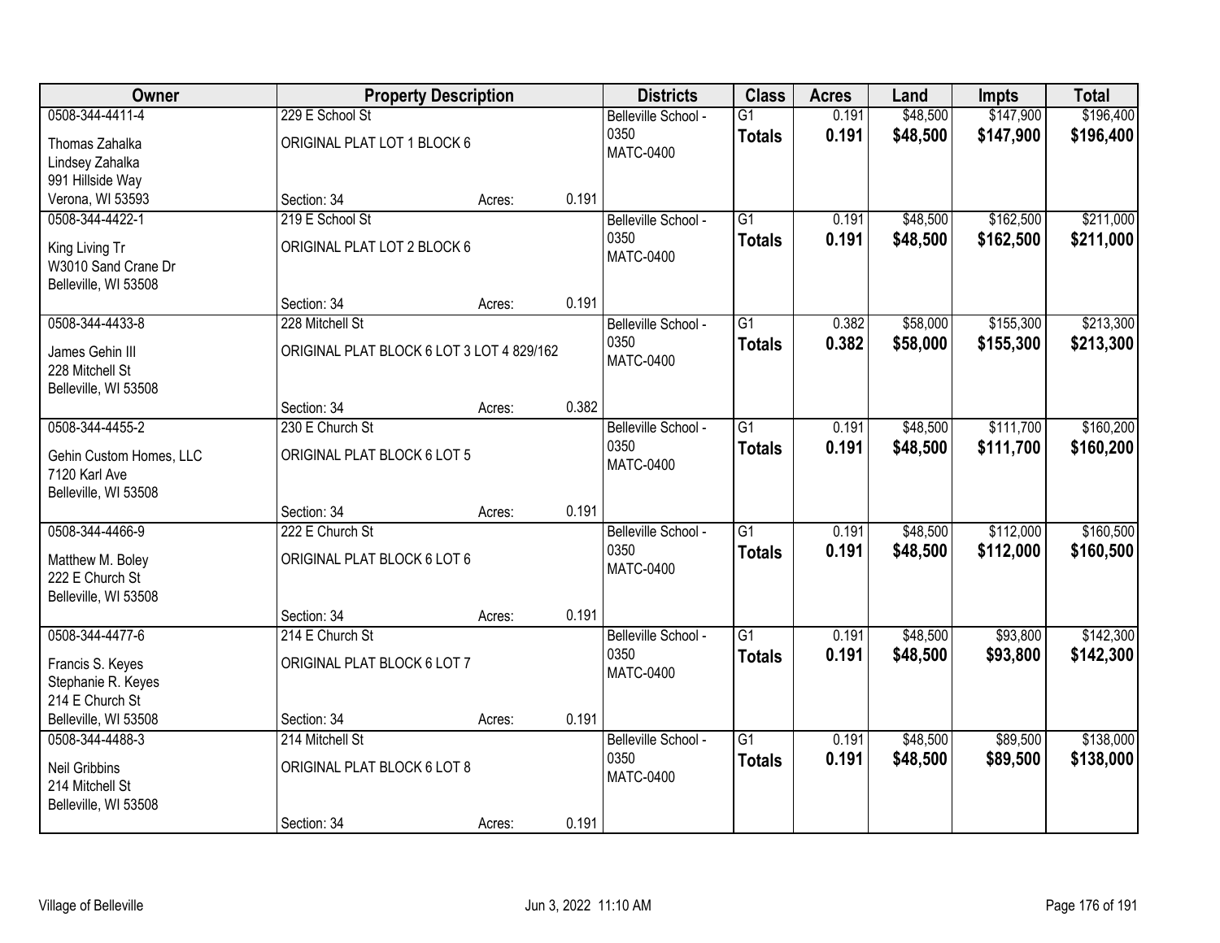| Owner | Property Description | | | Districts | Class | Acres | Land | Impts | Total |
|---|---|---|---|---|---|---|---|---|---|
| 0508-344-4411-4 | 229 E School St | | | Belleville School - 0350 | G1 | 0.191 | $48,500 | $147,900 | $196,400 |
| Thomas Zahalka<br>Lindsey Zahalka<br>991 Hillside Way<br>Verona, WI 53593 | ORIGINAL PLAT LOT 1 BLOCK 6 | | | MATC-0400 | **Totals** | **0.191** | **$48,500** | **$147,900** | **$196,400** |
| | Section: 34 | Acres: | 0.191 | | | | | | |
| 0508-344-4422-1 | 219 E School St | | | Belleville School - 0350 | G1 | 0.191 | $48,500 | $162,500 | $211,000 |
| King Living Tr<br>W3010 Sand Crane Dr<br>Belleville, WI 53508 | ORIGINAL PLAT LOT 2 BLOCK 6 | | | MATC-0400 | **Totals** | **0.191** | **$48,500** | **$162,500** | **$211,000** |
| | Section: 34 | Acres: | 0.191 | | | | | | |
| 0508-344-4433-8 | 228 Mitchell St | | | Belleville School - 0350 | G1 | 0.382 | $58,000 | $155,300 | $213,300 |
| James Gehin III<br>228 Mitchell St<br>Belleville, WI 53508 | ORIGINAL PLAT BLOCK 6 LOT 3 LOT 4 829/162 | | | MATC-0400 | **Totals** | **0.382** | **$58,000** | **$155,300** | **$213,300** |
| | Section: 34 | Acres: | 0.382 | | | | | | |
| 0508-344-4455-2 | 230 E Church St | | | Belleville School - 0350 | G1 | 0.191 | $48,500 | $111,700 | $160,200 |
| Gehin Custom Homes, LLC<br>7120 Karl Ave<br>Belleville, WI 53508 | ORIGINAL PLAT BLOCK 6 LOT 5 | | | MATC-0400 | **Totals** | **0.191** | **$48,500** | **$111,700** | **$160,200** |
| | Section: 34 | Acres: | 0.191 | | | | | | |
| 0508-344-4466-9 | 222 E Church St | | | Belleville School - 0350 | G1 | 0.191 | $48,500 | $112,000 | $160,500 |
| Matthew M. Boley<br>222 E Church St<br>Belleville, WI 53508 | ORIGINAL PLAT BLOCK 6 LOT 6 | | | MATC-0400 | **Totals** | **0.191** | **$48,500** | **$112,000** | **$160,500** |
| | Section: 34 | Acres: | 0.191 | | | | | | |
| 0508-344-4477-6 | 214 E Church St | | | Belleville School - 0350 | G1 | 0.191 | $48,500 | $93,800 | $142,300 |
| Francis S. Keyes<br>Stephanie R. Keyes<br>214 E Church St<br>Belleville, WI 53508 | ORIGINAL PLAT BLOCK 6 LOT 7 | | | MATC-0400 | **Totals** | **0.191** | **$48,500** | **$93,800** | **$142,300** |
| | Section: 34 | Acres: | 0.191 | | | | | | |
| 0508-344-4488-3 | 214 Mitchell St | | | Belleville School - 0350 | G1 | 0.191 | $48,500 | $89,500 | $138,000 |
| Neil Gribbins<br>214 Mitchell St<br>Belleville, WI 53508 | ORIGINAL PLAT BLOCK 6 LOT 8 | | | MATC-0400 | **Totals** | **0.191** | **$48,500** | **$89,500** | **$138,000** |
| | Section: 34 | Acres: | 0.191 | | | | | | |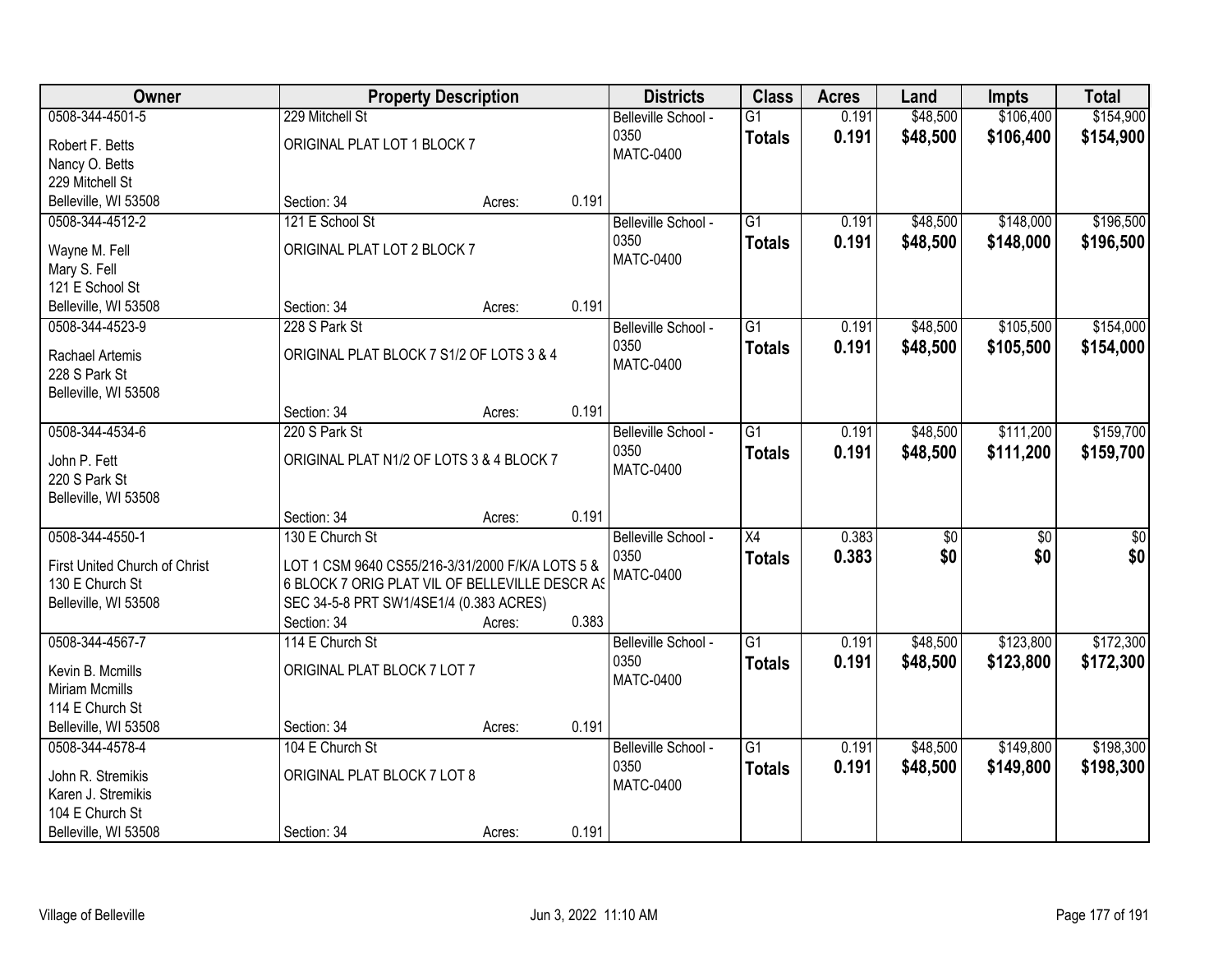| Owner | Property Description | | | Districts | Class | Acres | Land | Impts | Total |
|---|---|---|---|---|---|---|---|---|---|
| 0508-344-4501-5<br>Robert F. Betts<br>Nancy O. Betts<br>229 Mitchell St<br>Belleville, WI 53508 | 229 Mitchell St<br>ORIGINAL PLAT LOT 1 BLOCK 7<br>Section: 34 | Acres: | 0.191 | Belleville School - 0350<br>MATC-0400 | G1<br>**Totals** | 0.191<br>**0.191** | $48,500<br>**$48,500** | $106,400<br>**$106,400** | $154,900<br>**$154,900** |
| 0508-344-4512-2<br>Wayne M. Fell<br>Mary S. Fell<br>121 E School St<br>Belleville, WI 53508 | 121 E School St<br>ORIGINAL PLAT LOT 2 BLOCK 7<br>Section: 34 | Acres: | 0.191 | Belleville School - 0350<br>MATC-0400 | G1<br>**Totals** | 0.191<br>**0.191** | $48,500<br>**$48,500** | $148,000<br>**$148,000** | $196,500<br>**$196,500** |
| 0508-344-4523-9<br>Rachael Artemis<br>228 S Park St<br>Belleville, WI 53508 | 228 S Park St<br>ORIGINAL PLAT BLOCK 7 S1/2 OF LOTS 3 & 4<br>Section: 34 | Acres: | 0.191 | Belleville School - 0350<br>MATC-0400 | G1<br>**Totals** | 0.191<br>**0.191** | $48,500<br>**$48,500** | $105,500<br>**$105,500** | $154,000<br>**$154,000** |
| 0508-344-4534-6<br>John P. Fett<br>220 S Park St<br>Belleville, WI 53508 | 220 S Park St<br>ORIGINAL PLAT N1/2 OF LOTS 3 & 4 BLOCK 7<br>Section: 34 | Acres: | 0.191 | Belleville School - 0350<br>MATC-0400 | G1<br>**Totals** | 0.191<br>**0.191** | $48,500<br>**$48,500** | $111,200<br>**$111,200** | $159,700<br>**$159,700** |
| 0508-344-4550-1<br>First United Church of Christ<br>130 E Church St<br>Belleville, WI 53508 | 130 E Church St<br>LOT 1 CSM 9640 CS55/216-3/31/2000 F/K/A LOTS 5 & 6 BLOCK 7 ORIG PLAT VIL OF BELLEVILLE DESCR AS SEC 34-5-8 PRT SW1/4SE1/4 (0.383 ACRES)<br>Section: 34 | Acres: | 0.383 | Belleville School - 0350<br>MATC-0400 | X4<br>**Totals** | 0.383<br>**0.383** | $0<br>**$0** | $0<br>**$0** | $0<br>**$0** |
| 0508-344-4567-7<br>Kevin B. Mcmills<br>Miriam Mcmills<br>114 E Church St<br>Belleville, WI 53508 | 114 E Church St<br>ORIGINAL PLAT BLOCK 7 LOT 7<br>Section: 34 | Acres: | 0.191 | Belleville School - 0350<br>MATC-0400 | G1<br>**Totals** | 0.191<br>**0.191** | $48,500<br>**$48,500** | $123,800<br>**$123,800** | $172,300<br>**$172,300** |
| 0508-344-4578-4<br>John R. Stremikis<br>Karen J. Stremikis<br>104 E Church St<br>Belleville, WI 53508 | 104 E Church St<br>ORIGINAL PLAT BLOCK 7 LOT 8<br>Section: 34 | Acres: | 0.191 | Belleville School - 0350<br>MATC-0400 | G1<br>**Totals** | 0.191<br>**0.191** | $48,500<br>**$48,500** | $149,800<br>**$149,800** | $198,300<br>**$198,300** |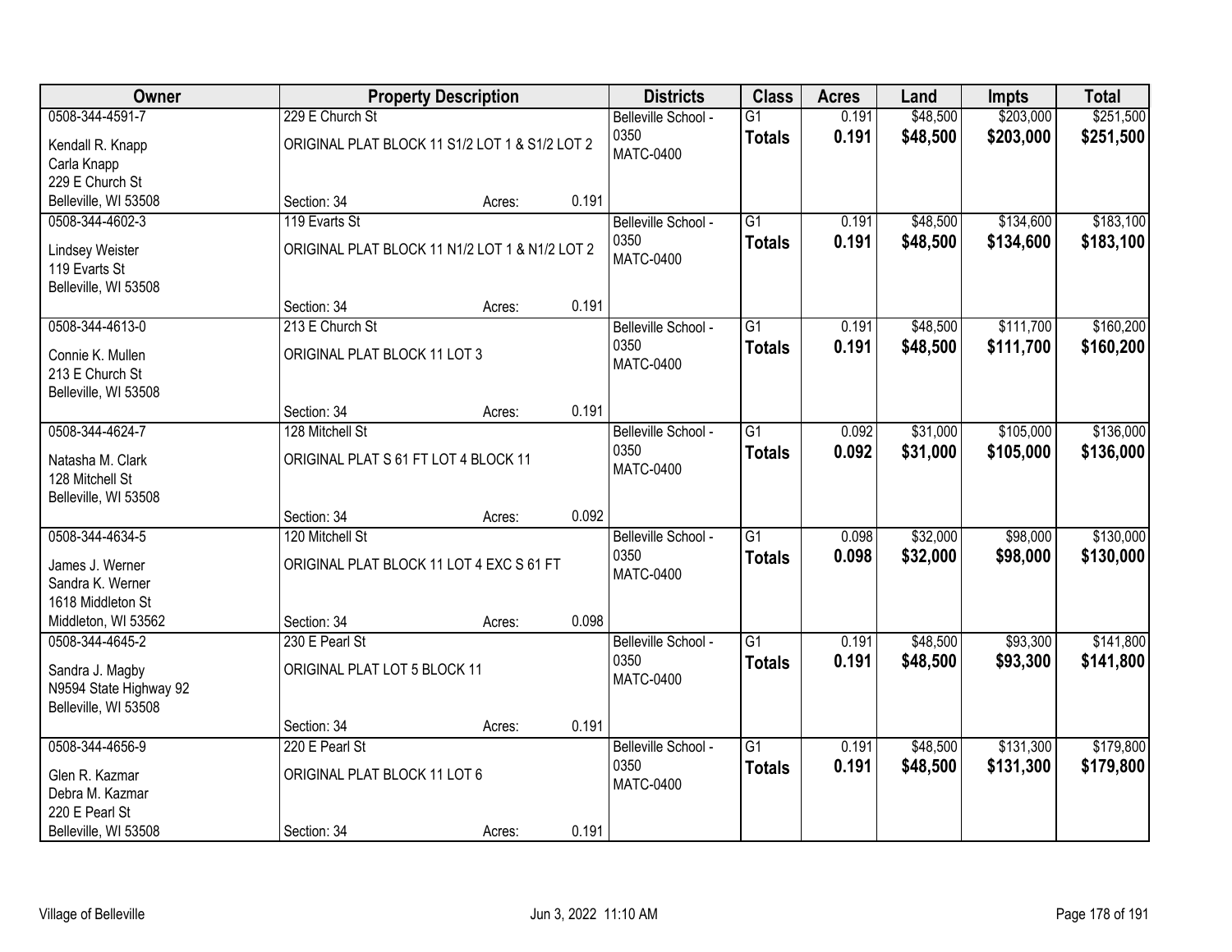| Owner | Property Description | Districts | Class | Acres | Land | Impts | Total |
|---|---|---|---|---|---|---|---|
| 0508-344-4591-7<br>Kendall R. Knapp<br>Carla Knapp<br>229 E Church St<br>Belleville, WI 53508 | 229 E Church St<br>ORIGINAL PLAT BLOCK 11 S1/2 LOT 1 & S1/2 LOT 2<br>Section: 34 Acres: 0.191 | Belleville School - 0350<br>MATC-0400 | G1<br>**Totals** | 0.191<br>**0.191** | $48,500<br>**$48,500** | $203,000<br>**$203,000** | $251,500<br>**$251,500** |
| 0508-344-4602-3<br>Lindsey Weister<br>119 Evarts St<br>Belleville, WI 53508 | 119 Evarts St<br>ORIGINAL PLAT BLOCK 11 N1/2 LOT 1 & N1/2 LOT 2<br>Section: 34 Acres: 0.191 | Belleville School - 0350<br>MATC-0400 | G1<br>**Totals** | 0.191<br>**0.191** | $48,500<br>**$48,500** | $134,600<br>**$134,600** | $183,100<br>**$183,100** |
| 0508-344-4613-0<br>Connie K. Mullen<br>213 E Church St<br>Belleville, WI 53508 | 213 E Church St<br>ORIGINAL PLAT BLOCK 11 LOT 3<br>Section: 34 Acres: 0.191 | Belleville School - 0350<br>MATC-0400 | G1<br>**Totals** | 0.191<br>**0.191** | $48,500<br>**$48,500** | $111,700<br>**$111,700** | $160,200<br>**$160,200** |
| 0508-344-4624-7<br>Natasha M. Clark<br>128 Mitchell St<br>Belleville, WI 53508 | 128 Mitchell St<br>ORIGINAL PLAT S 61 FT LOT 4 BLOCK 11<br>Section: 34 Acres: 0.092 | Belleville School - 0350<br>MATC-0400 | G1<br>**Totals** | 0.092<br>**0.092** | $31,000<br>**$31,000** | $105,000<br>**$105,000** | $136,000<br>**$136,000** |
| 0508-344-4634-5<br>James J. Werner<br>Sandra K. Werner<br>1618 Middleton St<br>Middleton, WI 53562 | 120 Mitchell St<br>ORIGINAL PLAT BLOCK 11 LOT 4 EXC S 61 FT<br>Section: 34 Acres: 0.098 | Belleville School - 0350<br>MATC-0400 | G1<br>**Totals** | 0.098<br>**0.098** | $32,000<br>**$32,000** | $98,000<br>**$98,000** | $130,000<br>**$130,000** |
| 0508-344-4645-2<br>Sandra J. Magby<br>N9594 State Highway 92<br>Belleville, WI 53508 | 230 E Pearl St<br>ORIGINAL PLAT LOT 5 BLOCK 11<br>Section: 34 Acres: 0.191 | Belleville School - 0350<br>MATC-0400 | G1<br>**Totals** | 0.191<br>**0.191** | $48,500<br>**$48,500** | $93,300<br>**$93,300** | $141,800<br>**$141,800** |
| 0508-344-4656-9<br>Glen R. Kazmar<br>Debra M. Kazmar<br>220 E Pearl St<br>Belleville, WI 53508 | 220 E Pearl St<br>ORIGINAL PLAT BLOCK 11 LOT 6<br>Section: 34 Acres: 0.191 | Belleville School - 0350<br>MATC-0400 | G1<br>**Totals** | 0.191<br>**0.191** | $48,500<br>**$48,500** | $131,300<br>**$131,300** | $179,800<br>**$179,800** |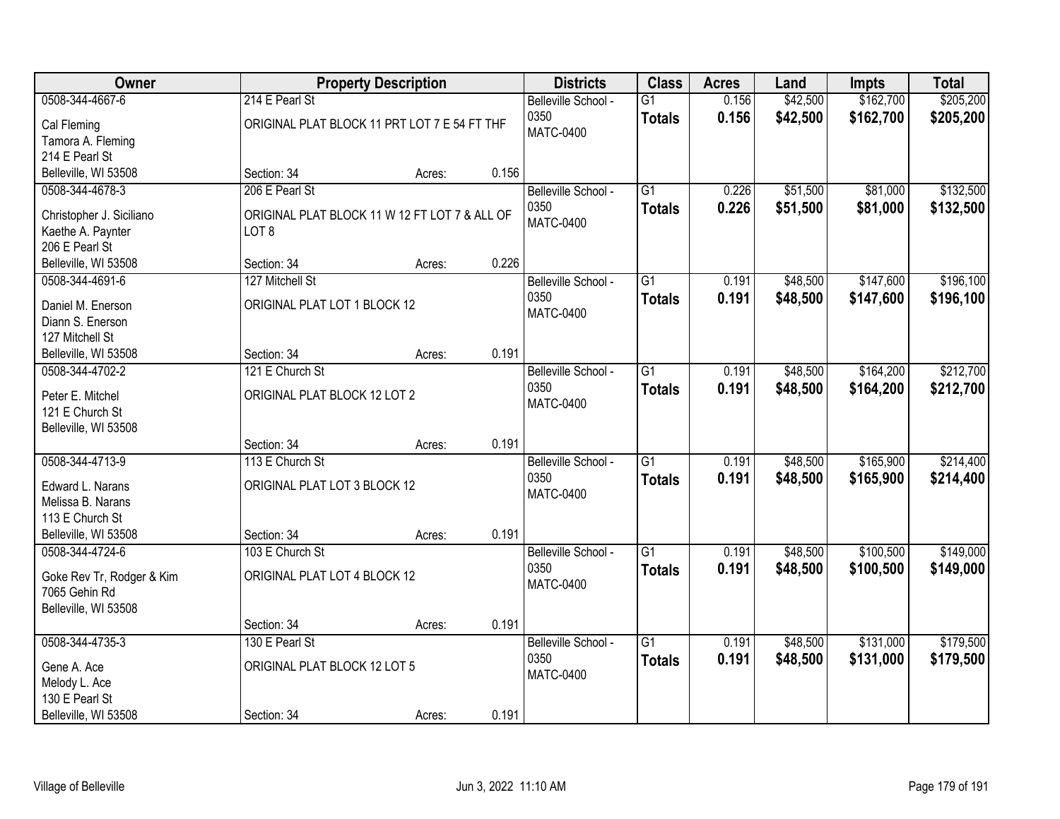| Owner | Property Description | | | Districts | Class | Acres | Land | Impts | Total |
|---|---|---|---|---|---|---|---|---|---|
| 0508-344-4667-6<br>Cal Fleming<br>Tamora A. Fleming<br>214 E Pearl St<br>Belleville, WI 53508 | 214 E Pearl St<br>ORIGINAL PLAT BLOCK 11 PRT LOT 7 E 54 FT THF<br>Section: 34 | Acres: | 0.156 | Belleville School - 0350<br>MATC-0400 | G1<br>**Totals** | 0.156<br>**0.156** | $42,500<br>**$42,500** | $162,700<br>**$162,700** | $205,200<br>**$205,200** |
| 0508-344-4678-3<br>Christopher J. Siciliano<br>Kaethe A. Paynter<br>206 E Pearl St<br>Belleville, WI 53508 | 206 E Pearl St<br>ORIGINAL PLAT BLOCK 11 W 12 FT LOT 7 & ALL OF LOT 8<br>Section: 34 | Acres: | 0.226 | Belleville School - 0350<br>MATC-0400 | G1<br>**Totals** | 0.226<br>**0.226** | $51,500<br>**$51,500** | $81,000<br>**$81,000** | $132,500<br>**$132,500** |
| 0508-344-4691-6<br>Daniel M. Enerson<br>Diann S. Enerson<br>127 Mitchell St<br>Belleville, WI 53508 | 127 Mitchell St<br>ORIGINAL PLAT LOT 1 BLOCK 12<br>Section: 34 | Acres: | 0.191 | Belleville School - 0350<br>MATC-0400 | G1<br>**Totals** | 0.191<br>**0.191** | $48,500<br>**$48,500** | $147,600<br>**$147,600** | $196,100<br>**$196,100** |
| 0508-344-4702-2<br>Peter E. Mitchel<br>121 E Church St<br>Belleville, WI 53508 | 121 E Church St<br>ORIGINAL PLAT BLOCK 12 LOT 2<br>Section: 34 | Acres: | 0.191 | Belleville School - 0350<br>MATC-0400 | G1<br>**Totals** | 0.191<br>**0.191** | $48,500<br>**$48,500** | $164,200<br>**$164,200** | $212,700<br>**$212,700** |
| 0508-344-4713-9<br>Edward L. Narans<br>Melissa B. Narans<br>113 E Church St<br>Belleville, WI 53508 | 113 E Church St<br>ORIGINAL PLAT LOT 3 BLOCK 12<br>Section: 34 | Acres: | 0.191 | Belleville School - 0350<br>MATC-0400 | G1<br>**Totals** | 0.191<br>**0.191** | $48,500<br>**$48,500** | $165,900<br>**$165,900** | $214,400<br>**$214,400** |
| 0508-344-4724-6<br>Goke Rev Tr, Rodger & Kim<br>7065 Gehin Rd<br>Belleville, WI 53508 | 103 E Church St<br>ORIGINAL PLAT LOT 4 BLOCK 12<br>Section: 34 | Acres: | 0.191 | Belleville School - 0350<br>MATC-0400 | G1<br>**Totals** | 0.191<br>**0.191** | $48,500<br>**$48,500** | $100,500<br>**$100,500** | $149,000<br>**$149,000** |
| 0508-344-4735-3<br>Gene A. Ace<br>Melody L. Ace<br>130 E Pearl St<br>Belleville, WI 53508 | 130 E Pearl St<br>ORIGINAL PLAT BLOCK 12 LOT 5<br>Section: 34 | Acres: | 0.191 | Belleville School - 0350<br>MATC-0400 | G1<br>**Totals** | 0.191<br>**0.191** | $48,500<br>**$48,500** | $131,000<br>**$131,000** | $179,500<br>**$179,500** |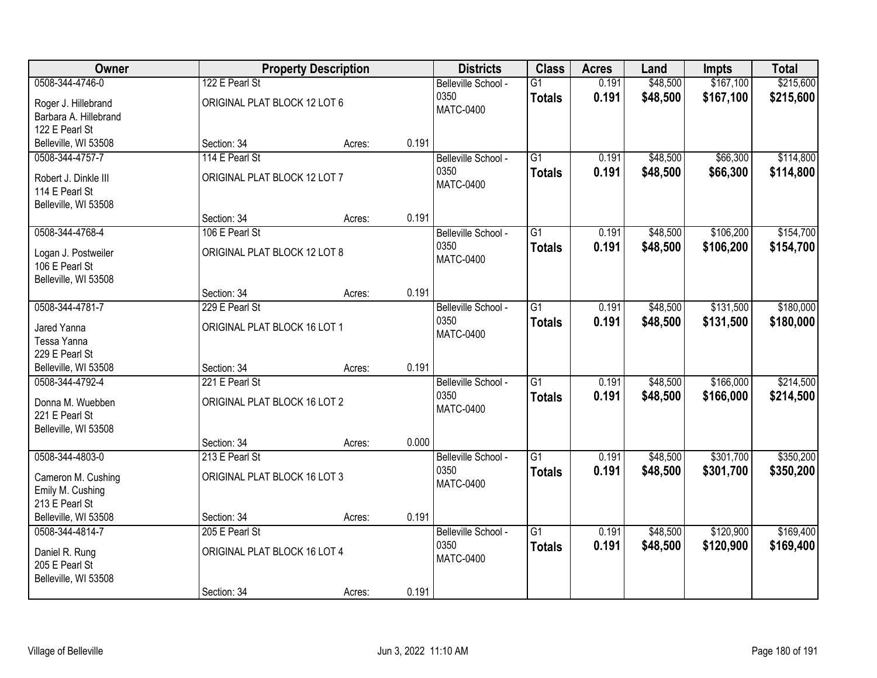| Owner | Property Description | | | Districts | Class | Acres | Land | Impts | Total |
|---|---|---|---|---|---|---|---|---|---|
| 0508-344-4746-0<br>Roger J. Hillebrand<br>Barbara A. Hillebrand<br>122 E Pearl St<br>Belleville, WI 53508 | 122 E Pearl St<br>ORIGINAL PLAT BLOCK 12 LOT 6<br>Section: 34 | Acres: | 0.191 | Belleville School - 0350<br>MATC-0400 | G1<br>**Totals** | 0.191<br>**0.191** | $48,500<br>**$48,500** | $167,100<br>**$167,100** | $215,600<br>**$215,600** |
| 0508-344-4757-7<br>Robert J. Dinkle III<br>114 E Pearl St<br>Belleville, WI 53508 | 114 E Pearl St<br>ORIGINAL PLAT BLOCK 12 LOT 7<br>Section: 34 | Acres: | 0.191 | Belleville School - 0350<br>MATC-0400 | G1<br>**Totals** | 0.191<br>**0.191** | $48,500<br>**$48,500** | $66,300<br>**$66,300** | $114,800<br>**$114,800** |
| 0508-344-4768-4<br>Logan J. Postweiler<br>106 E Pearl St<br>Belleville, WI 53508 | 106 E Pearl St<br>ORIGINAL PLAT BLOCK 12 LOT 8<br>Section: 34 | Acres: | 0.191 | Belleville School - 0350<br>MATC-0400 | G1<br>**Totals** | 0.191<br>**0.191** | $48,500<br>**$48,500** | $106,200<br>**$106,200** | $154,700<br>**$154,700** |
| 0508-344-4781-7<br>Jared Yanna<br>Tessa Yanna<br>229 E Pearl St<br>Belleville, WI 53508 | 229 E Pearl St<br>ORIGINAL PLAT BLOCK 16 LOT 1<br>Section: 34 | Acres: | 0.191 | Belleville School - 0350<br>MATC-0400 | G1<br>**Totals** | 0.191<br>**0.191** | $48,500<br>**$48,500** | $131,500<br>**$131,500** | $180,000<br>**$180,000** |
| 0508-344-4792-4<br>Donna M. Wuebben<br>221 E Pearl St<br>Belleville, WI 53508 | 221 E Pearl St<br>ORIGINAL PLAT BLOCK 16 LOT 2<br>Section: 34 | Acres: | 0.000 | Belleville School - 0350<br>MATC-0400 | G1<br>**Totals** | 0.191<br>**0.191** | $48,500<br>**$48,500** | $166,000<br>**$166,000** | $214,500<br>**$214,500** |
| 0508-344-4803-0<br>Cameron M. Cushing<br>Emily M. Cushing<br>213 E Pearl St<br>Belleville, WI 53508 | 213 E Pearl St<br>ORIGINAL PLAT BLOCK 16 LOT 3<br>Section: 34 | Acres: | 0.191 | Belleville School - 0350<br>MATC-0400 | G1<br>**Totals** | 0.191<br>**0.191** | $48,500<br>**$48,500** | $301,700<br>**$301,700** | $350,200<br>**$350,200** |
| 0508-344-4814-7<br>Daniel R. Rung<br>205 E Pearl St<br>Belleville, WI 53508 | 205 E Pearl St<br>ORIGINAL PLAT BLOCK 16 LOT 4<br>Section: 34 | Acres: | 0.191 | Belleville School - 0350<br>MATC-0400 | G1<br>**Totals** | 0.191<br>**0.191** | $48,500<br>**$48,500** | $120,900<br>**$120,900** | $169,400<br>**$169,400** |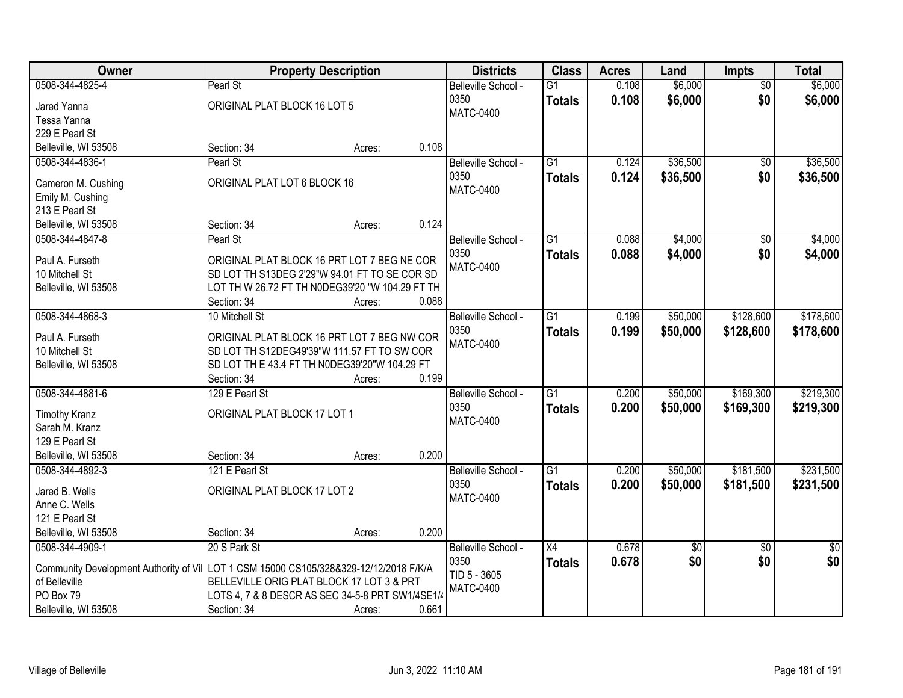| Owner | Property Description | | | Districts | Class | Acres | Land | Impts | Total |
|---|---|---|---|---|---|---|---|---|---|
| 0508-344-4825-4<br>Jared Yanna<br>Tessa Yanna<br>229 E Pearl St<br>Belleville, WI 53508 | Pearl St<br>ORIGINAL PLAT BLOCK 16 LOT 5<br>Section: 34 | Acres: | 0.108 | Belleville School - 0350<br>MATC-0400 | G1<br>**Totals** | 0.108<br>**0.108** | $6,000<br>**$6,000** | $0<br>**$0** | $6,000<br>**$6,000** |
| 0508-344-4836-1<br>Cameron M. Cushing<br>Emily M. Cushing<br>213 E Pearl St<br>Belleville, WI 53508 | Pearl St<br>ORIGINAL PLAT LOT 6 BLOCK 16<br>Section: 34 | Acres: | 0.124 | Belleville School - 0350<br>MATC-0400 | G1<br>**Totals** | 0.124<br>**0.124** | $36,500<br>**$36,500** | $0<br>**$0** | $36,500<br>**$36,500** |
| 0508-344-4847-8<br>Paul A. Furseth<br>10 Mitchell St<br>Belleville, WI 53508 | Pearl St<br>ORIGINAL PLAT BLOCK 16 PRT LOT 7 BEG NE COR SD LOT TH S13DEG 2'29"W 94.01 FT TO SE COR SD LOT TH W 26.72 FT TH N0DEG39'20 "W 104.29 FT TH<br>Section: 34 | Acres: | 0.088 | Belleville School - 0350<br>MATC-0400 | G1<br>**Totals** | 0.088<br>**0.088** | $4,000<br>**$4,000** | $0<br>**$0** | $4,000<br>**$4,000** |
| 0508-344-4868-3<br>Paul A. Furseth<br>10 Mitchell St<br>Belleville, WI 53508 | 10 Mitchell St<br>ORIGINAL PLAT BLOCK 16 PRT LOT 7 BEG NW COR SD LOT TH S12DEG49'39"W 111.57 FT TO SW COR SD LOT TH E 43.4 FT TH N0DEG39'20"W 104.29 FT<br>Section: 34 | Acres: | 0.199 | Belleville School - 0350<br>MATC-0400 | G1<br>**Totals** | 0.199<br>**0.199** | $50,000<br>**$50,000** | $128,600<br>**$128,600** | $178,600<br>**$178,600** |
| 0508-344-4881-6<br>Timothy Kranz<br>Sarah M. Kranz<br>129 E Pearl St<br>Belleville, WI 53508 | 129 E Pearl St<br>ORIGINAL PLAT BLOCK 17 LOT 1<br>Section: 34 | Acres: | 0.200 | Belleville School - 0350<br>MATC-0400 | G1<br>**Totals** | 0.200<br>**0.200** | $50,000<br>**$50,000** | $169,300<br>**$169,300** | $219,300<br>**$219,300** |
| 0508-344-4892-3<br>Jared B. Wells<br>Anne C. Wells<br>121 E Pearl St<br>Belleville, WI 53508 | 121 E Pearl St<br>ORIGINAL PLAT BLOCK 17 LOT 2<br>Section: 34 | Acres: | 0.200 | Belleville School - 0350<br>MATC-0400 | G1<br>**Totals** | 0.200<br>**0.200** | $50,000<br>**$50,000** | $181,500<br>**$181,500** | $231,500<br>**$231,500** |
| 0508-344-4909-1<br>Community Development Authority of Vil of Belleville<br>PO Box 79<br>Belleville, WI 53508 | 20 S Park St<br>LOT 1 CSM 15000 CS105/328&329-12/12/2018 F/K/A BELLEVILLE ORIG PLAT BLOCK 17 LOT 3 & PRT LOTS 4, 7 & 8 DESCR AS SEC 34-5-8 PRT SW1/4SE1/4<br>Section: 34 | Acres: | 0.661 | Belleville School - 0350<br>TID 5 - 3605<br>MATC-0400 | X4<br>**Totals** | 0.678<br>**0.678** | $0<br>**$0** | $0<br>**$0** | $0<br>**$0** |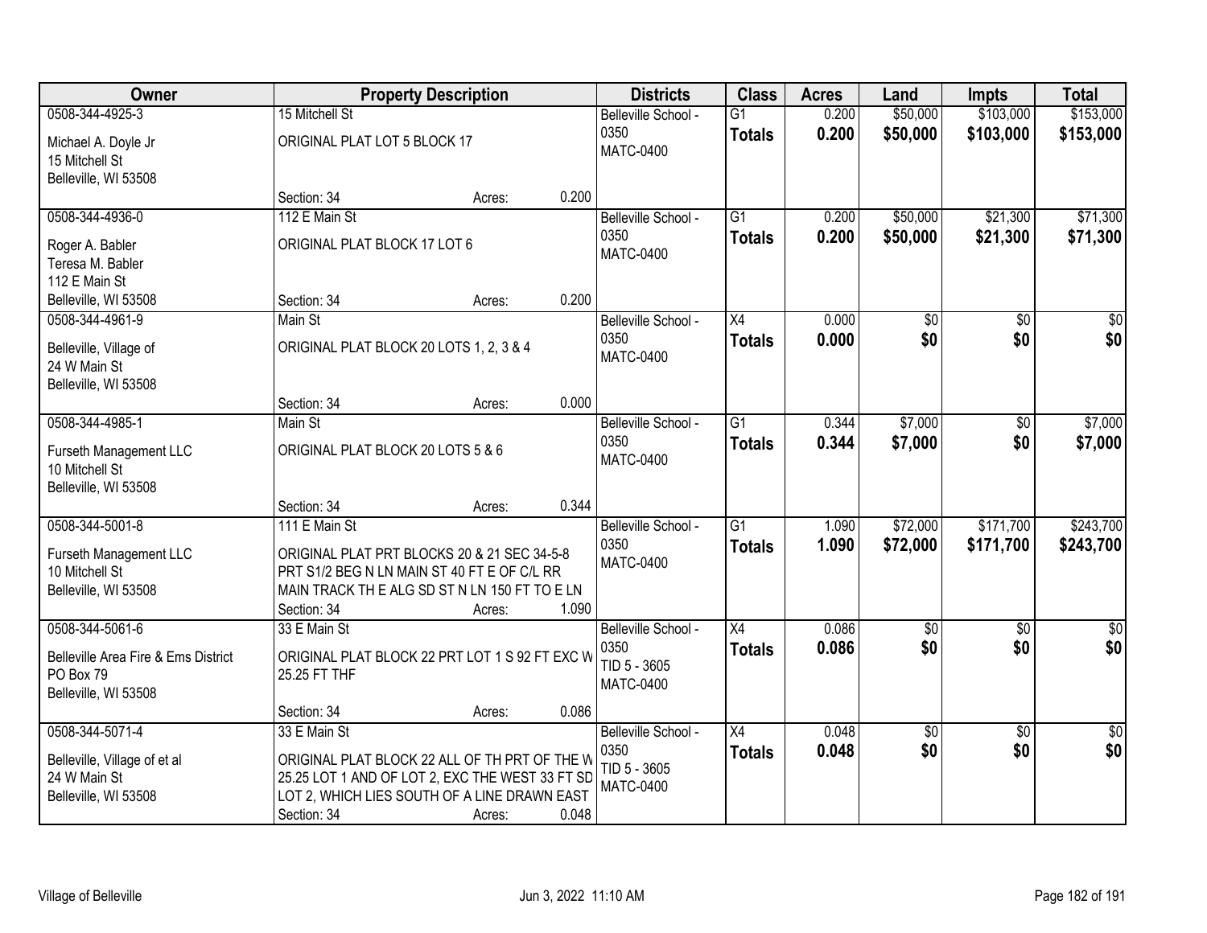| Owner | Property Description | Districts | Class | Acres | Land | Impts | Total |
|---|---|---|---|---|---|---|---|
| 0508-344-4925-3<br>Michael A. Doyle Jr<br>15 Mitchell St<br>Belleville, WI 53508 | 15 Mitchell St<br>ORIGINAL PLAT LOT 5 BLOCK 17<br>Section: 34 Acres: 0.200 | Belleville School - 0350<br>MATC-0400 | G1<br>**Totals** | 0.200<br>**0.200** | $50,000<br>**$50,000** | $103,000<br>**$103,000** | $153,000<br>**$153,000** |
| 0508-344-4936-0<br>Roger A. Babler<br>Teresa M. Babler<br>112 E Main St<br>Belleville, WI 53508 | 112 E Main St<br>ORIGINAL PLAT BLOCK 17 LOT 6<br>Section: 34 Acres: 0.200 | Belleville School - 0350<br>MATC-0400 | G1<br>**Totals** | 0.200<br>**0.200** | $50,000<br>**$50,000** | $21,300<br>**$21,300** | $71,300<br>**$71,300** |
| 0508-344-4961-9<br>Belleville, Village of<br>24 W Main St<br>Belleville, WI 53508 | Main St<br>ORIGINAL PLAT BLOCK 20 LOTS 1, 2, 3 & 4<br>Section: 34 Acres: 0.000 | Belleville School - 0350<br>MATC-0400 | X4<br>**Totals** | 0.000<br>**0.000** | $0<br>**$0** | $0<br>**$0** | $0<br>**$0** |
| 0508-344-4985-1<br>Furseth Management LLC<br>10 Mitchell St<br>Belleville, WI 53508 | Main St<br>ORIGINAL PLAT BLOCK 20 LOTS 5 & 6<br>Section: 34 Acres: 0.344 | Belleville School - 0350<br>MATC-0400 | G1<br>**Totals** | 0.344<br>**0.344** | $7,000<br>**$7,000** | $0<br>**$0** | $7,000<br>**$7,000** |
| 0508-344-5001-8<br>Furseth Management LLC<br>10 Mitchell St<br>Belleville, WI 53508 | 111 E Main St<br>ORIGINAL PLAT PRT BLOCKS 20 & 21 SEC 34-5-8 PRT S1/2 BEG N LN MAIN ST 40 FT E OF C/L RR MAIN TRACK TH E ALG SD ST N LN 150 FT TO E LN<br>Section: 34 Acres: 1.090 | Belleville School - 0350<br>MATC-0400 | G1<br>**Totals** | 1.090<br>**1.090** | $72,000<br>**$72,000** | $171,700<br>**$171,700** | $243,700<br>**$243,700** |
| 0508-344-5061-6<br>Belleville Area Fire & Ems District<br>PO Box 79<br>Belleville, WI 53508 | 33 E Main St<br>ORIGINAL PLAT BLOCK 22 PRT LOT 1 S 92 FT EXC W 25.25 FT THF<br>Section: 34 Acres: 0.086 | Belleville School - 0350<br>TID 5 - 3605<br>MATC-0400 | X4<br>**Totals** | 0.086<br>**0.086** | $0<br>**$0** | $0<br>**$0** | $0<br>**$0** |
| 0508-344-5071-4<br>Belleville, Village of et al<br>24 W Main St<br>Belleville, WI 53508 | 33 E Main St<br>ORIGINAL PLAT BLOCK 22 ALL OF TH PRT OF THE W 25.25 LOT 1 AND OF LOT 2, EXC THE WEST 33 FT SD LOT 2, WHICH LIES SOUTH OF A LINE DRAWN EAST<br>Section: 34 Acres: 0.048 | Belleville School - 0350<br>TID 5 - 3605<br>MATC-0400 | X4<br>**Totals** | 0.048<br>**0.048** | $0<br>**$0** | $0<br>**$0** | $0<br>**$0** |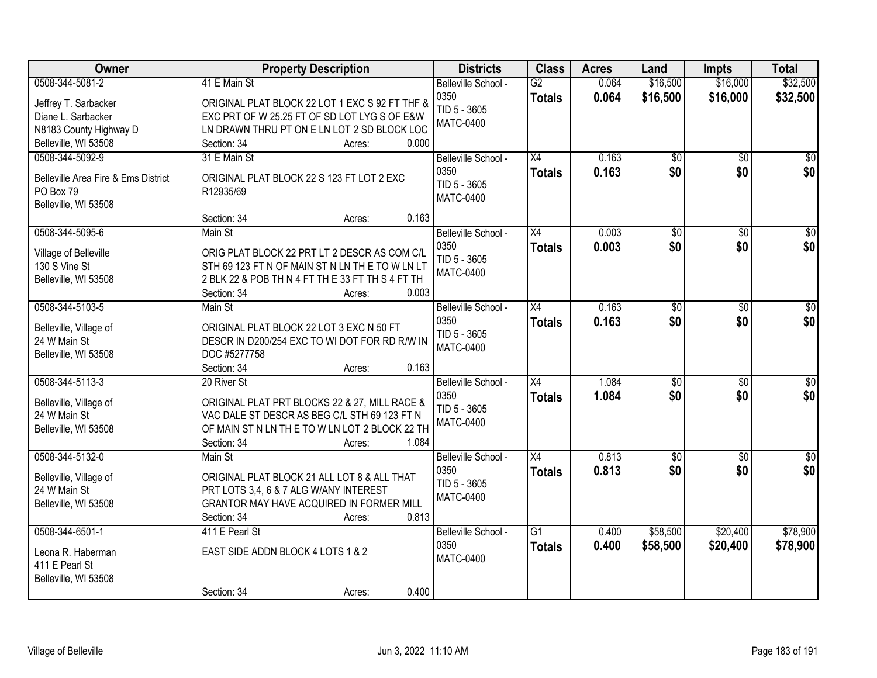| Owner | Property Description | Districts | Class | Acres | Land | Impts | Total |
|---|---|---|---|---|---|---|---|
| 0508-344-5081-2<br><br>Jeffrey T. Sarbacker<br>Diane L. Sarbacker<br>N8183 County Highway D<br>Belleville, WI 53508 | 41 E Main St<br><br>ORIGINAL PLAT BLOCK 22 LOT 1 EXC S 92 FT THF & EXC PRT OF W 25.25 FT OF SD LOT LYG S OF E&W LN DRAWN THRU PT ON E LN LOT 2 SD BLOCK LOC<br>Section: 34 Acres: 0.000 | Belleville School - 0350<br>TID 5 - 3605<br>MATC-0400 | G2<br>**Totals** | 0.064<br>**0.064** | $16,500<br>**$16,500** | $16,000<br>**$16,000** | $32,500<br>**$32,500** |
| 0508-344-5092-9<br><br>Belleville Area Fire & Ems District<br>PO Box 79<br>Belleville, WI 53508 | 31 E Main St<br><br>ORIGINAL PLAT BLOCK 22 S 123 FT LOT 2 EXC R12935/69<br><br>Section: 34 Acres: 0.163 | Belleville School - 0350<br>TID 5 - 3605<br>MATC-0400 | X4<br>**Totals** | 0.163<br>**0.163** | $0<br>**$0** | $0<br>**$0** | $0<br>**$0** |
| 0508-344-5095-6<br><br>Village of Belleville<br>130 S Vine St<br>Belleville, WI 53508 | Main St<br><br>ORIG PLAT BLOCK 22 PRT LT 2 DESCR AS COM C/L STH 69 123 FT N OF MAIN ST N LN TH E TO W LN LT 2 BLK 22 & POB TH N 4 FT TH E 33 FT TH S 4 FT TH<br>Section: 34 Acres: 0.003 | Belleville School - 0350<br>TID 5 - 3605<br>MATC-0400 | X4<br>**Totals** | 0.003<br>**0.003** | $0<br>**$0** | $0<br>**$0** | $0<br>**$0** |
| 0508-344-5103-5<br><br>Belleville, Village of<br>24 W Main St<br>Belleville, WI 53508 | Main St<br><br>ORIGINAL PLAT BLOCK 22 LOT 3 EXC N 50 FT DESCR IN D200/254 EXC TO WI DOT FOR RD R/W IN DOC #5277758<br>Section: 34 Acres: 0.163 | Belleville School - 0350<br>TID 5 - 3605<br>MATC-0400 | X4<br>**Totals** | 0.163<br>**0.163** | $0<br>**$0** | $0<br>**$0** | $0<br>**$0** |
| 0508-344-5113-3<br><br>Belleville, Village of<br>24 W Main St<br>Belleville, WI 53508 | 20 River St<br><br>ORIGINAL PLAT PRT BLOCKS 22 & 27, MILL RACE & VAC DALE ST DESCR AS BEG C/L STH 69 123 FT N OF MAIN ST N LN TH E TO W LN LOT 2 BLOCK 22 TH<br>Section: 34 Acres: 1.084 | Belleville School - 0350<br>TID 5 - 3605<br>MATC-0400 | X4<br>**Totals** | 1.084<br>**1.084** | $0<br>**$0** | $0<br>**$0** | $0<br>**$0** |
| 0508-344-5132-0<br><br>Belleville, Village of<br>24 W Main St<br>Belleville, WI 53508 | Main St<br><br>ORIGINAL PLAT BLOCK 21 ALL LOT 8 & ALL THAT PRT LOTS 3,4, 6 & 7 ALG W/ANY INTEREST GRANTOR MAY HAVE ACQUIRED IN FORMER MILL<br>Section: 34 Acres: 0.813 | Belleville School - 0350<br>TID 5 - 3605<br>MATC-0400 | X4<br>**Totals** | 0.813<br>**0.813** | $0<br>**$0** | $0<br>**$0** | $0<br>**$0** |
| 0508-344-6501-1<br><br>Leona R. Haberman<br>411 E Pearl St<br>Belleville, WI 53508 | 411 E Pearl St<br><br>EAST SIDE ADDN BLOCK 4 LOTS 1 & 2<br><br>Section: 34 Acres: 0.400 | Belleville School - 0350<br>MATC-0400 | G1<br>**Totals** | 0.400<br>**0.400** | $58,500<br>**$58,500** | $20,400<br>**$20,400** | $78,900<br>**$78,900** |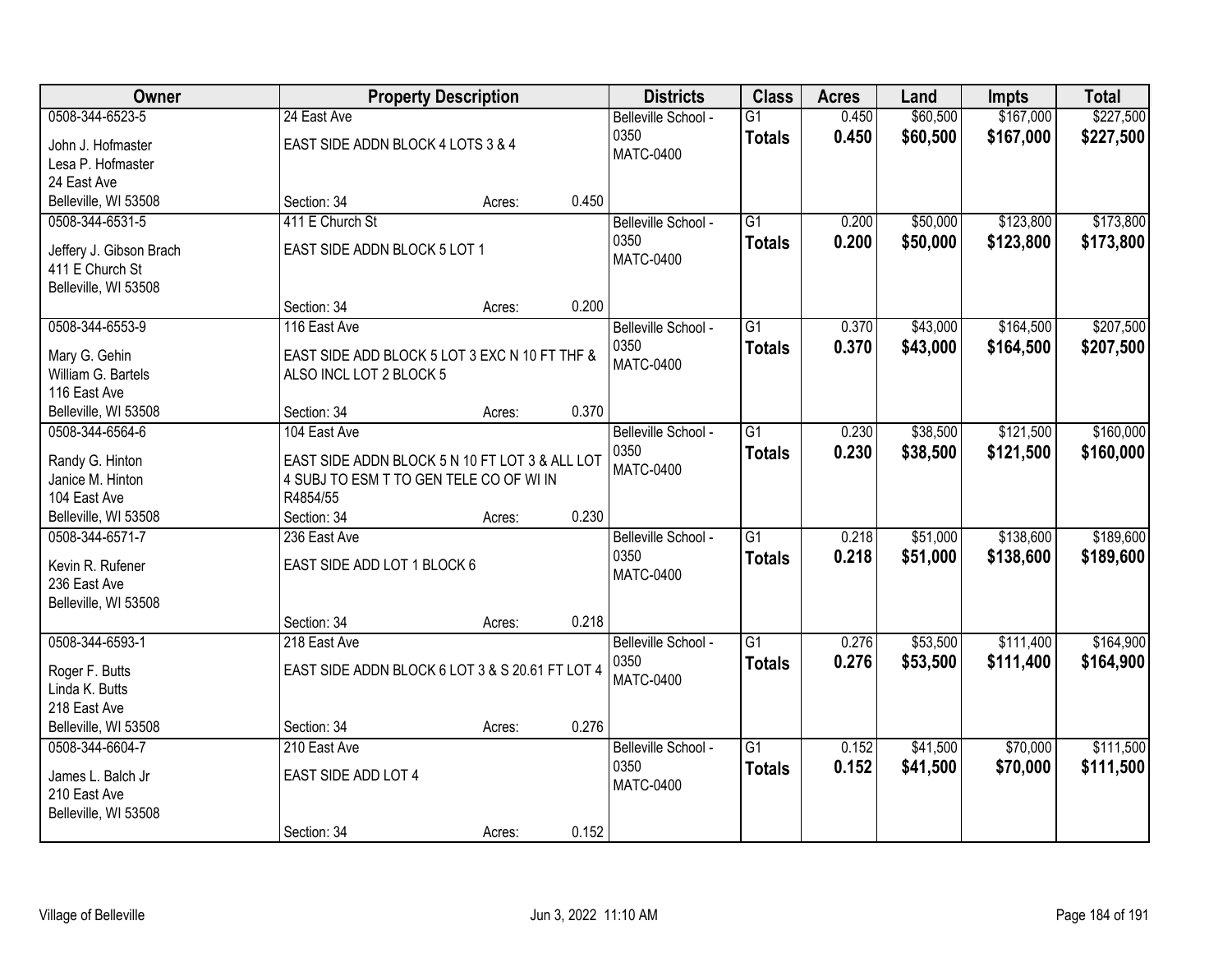| Owner | Property Description | | | Districts | Class | Acres | Land | Impts | Total |
|---|---|---|---|---|---|---|---|---|---|
| 0508-344-6523-5<br>John J. Hofmaster<br>Lesa P. Hofmaster<br>24 East Ave<br>Belleville, WI 53508 | 24 East Ave<br>EAST SIDE ADDN BLOCK 4 LOTS 3 & 4<br>Section: 34 | Acres: | 0.450 | Belleville School - 0350<br>MATC-0400 | G1<br>**Totals** | 0.450<br>**0.450** | $60,500<br>**$60,500** | $167,000<br>**$167,000** | $227,500<br>**$227,500** |
| 0508-344-6531-5<br>Jeffery J. Gibson Brach<br>411 E Church St<br>Belleville, WI 53508 | 411 E Church St<br>EAST SIDE ADDN BLOCK 5 LOT 1<br>Section: 34 | Acres: | 0.200 | Belleville School - 0350<br>MATC-0400 | G1<br>**Totals** | 0.200<br>**0.200** | $50,000<br>**$50,000** | $123,800<br>**$123,800** | $173,800<br>**$173,800** |
| 0508-344-6553-9<br>Mary G. Gehin<br>William G. Bartels<br>116 East Ave<br>Belleville, WI 53508 | 116 East Ave<br>EAST SIDE ADD BLOCK 5 LOT 3 EXC N 10 FT THF & ALSO INCL LOT 2 BLOCK 5<br>Section: 34 | Acres: | 0.370 | Belleville School - 0350<br>MATC-0400 | G1<br>**Totals** | 0.370<br>**0.370** | $43,000<br>**$43,000** | $164,500<br>**$164,500** | $207,500<br>**$207,500** |
| 0508-344-6564-6<br>Randy G. Hinton<br>Janice M. Hinton<br>104 East Ave<br>Belleville, WI 53508 | 104 East Ave<br>EAST SIDE ADDN BLOCK 5 N 10 FT LOT 3 & ALL LOT 4 SUBJ TO ESM T TO GEN TELE CO OF WI IN R4854/55<br>Section: 34 | Acres: | 0.230 | Belleville School - 0350<br>MATC-0400 | G1<br>**Totals** | 0.230<br>**0.230** | $38,500<br>**$38,500** | $121,500<br>**$121,500** | $160,000<br>**$160,000** |
| 0508-344-6571-7<br>Kevin R. Rufener<br>236 East Ave<br>Belleville, WI 53508 | 236 East Ave<br>EAST SIDE ADD LOT 1 BLOCK 6<br>Section: 34 | Acres: | 0.218 | Belleville School - 0350<br>MATC-0400 | G1<br>**Totals** | 0.218<br>**0.218** | $51,000<br>**$51,000** | $138,600<br>**$138,600** | $189,600<br>**$189,600** |
| 0508-344-6593-1<br>Roger F. Butts<br>Linda K. Butts<br>218 East Ave<br>Belleville, WI 53508 | 218 East Ave<br>EAST SIDE ADDN BLOCK 6 LOT 3 & S 20.61 FT LOT 4<br>Section: 34 | Acres: | 0.276 | Belleville School - 0350<br>MATC-0400 | G1<br>**Totals** | 0.276<br>**0.276** | $53,500<br>**$53,500** | $111,400<br>**$111,400** | $164,900<br>**$164,900** |
| 0508-344-6604-7<br>James L. Balch Jr<br>210 East Ave<br>Belleville, WI 53508 | 210 East Ave<br>EAST SIDE ADD LOT 4<br>Section: 34 | Acres: | 0.152 | Belleville School - 0350<br>MATC-0400 | G1<br>**Totals** | 0.152<br>**0.152** | $41,500<br>**$41,500** | $70,000<br>**$70,000** | $111,500<br>**$111,500** |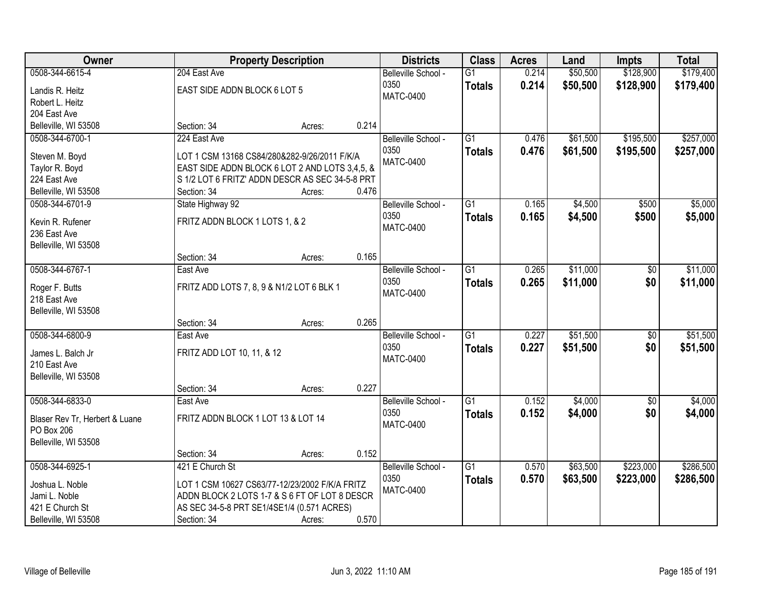| Owner | Property Description | | | Districts | Class | Acres | Land | Impts | Total |
|---|---|---|---|---|---|---|---|---|---|
| 0508-344-6615-4 | 204 East Ave | | | Belleville School - 0350 | G1 | 0.214 | $50,500 | $128,900 | $179,400 |
| Landis R. Heitz<br>Robert L. Heitz<br>204 East Ave<br>Belleville, WI 53508 | EAST SIDE ADDN BLOCK 6 LOT 5 | | | MATC-0400 | **Totals** | **0.214** | **$50,500** | **$128,900** | **$179,400** |
| | Section: 34 | Acres: | 0.214 | | | | | | |
| 0508-344-6700-1 | 224 East Ave | | | Belleville School - 0350 | G1 | 0.476 | $61,500 | $195,500 | $257,000 |
| Steven M. Boyd<br>Taylor R. Boyd<br>224 East Ave<br>Belleville, WI 53508 | LOT 1 CSM 13168 CS84/280&282-9/26/2011 F/K/A EAST SIDE ADDN BLOCK 6 LOT 2 AND LOTS 3,4,5, & S 1/2 LOT 6 FRITZ' ADDN DESCR AS SEC 34-5-8 PRT | | | MATC-0400 | **Totals** | **0.476** | **$61,500** | **$195,500** | **$257,000** |
| | Section: 34 | Acres: | 0.476 | | | | | | |
| 0508-344-6701-9 | State Highway 92 | | | Belleville School - 0350 | G1 | 0.165 | $4,500 | $500 | $5,000 |
| Kevin R. Rufener<br>236 East Ave<br>Belleville, WI 53508 | FRITZ ADDN BLOCK 1 LOTS 1, & 2 | | | MATC-0400 | **Totals** | **0.165** | **$4,500** | **$500** | **$5,000** |
| | Section: 34 | Acres: | 0.165 | | | | | | |
| 0508-344-6767-1 | East Ave | | | Belleville School - 0350 | G1 | 0.265 | $11,000 | $0 | $11,000 |
| Roger F. Butts<br>218 East Ave<br>Belleville, WI 53508 | FRITZ ADD LOTS 7, 8, 9 & N1/2 LOT 6 BLK 1 | | | MATC-0400 | **Totals** | **0.265** | **$11,000** | **$0** | **$11,000** |
| | Section: 34 | Acres: | 0.265 | | | | | | |
| 0508-344-6800-9 | East Ave | | | Belleville School - 0350 | G1 | 0.227 | $51,500 | $0 | $51,500 |
| James L. Balch Jr<br>210 East Ave<br>Belleville, WI 53508 | FRITZ ADD LOT 10, 11, & 12 | | | MATC-0400 | **Totals** | **0.227** | **$51,500** | **$0** | **$51,500** |
| | Section: 34 | Acres: | 0.227 | | | | | | |
| 0508-344-6833-0 | East Ave | | | Belleville School - 0350 | G1 | 0.152 | $4,000 | $0 | $4,000 |
| Blaser Rev Tr, Herbert & Luane<br>PO Box 206<br>Belleville, WI 53508 | FRITZ ADDN BLOCK 1 LOT 13 & LOT 14 | | | MATC-0400 | **Totals** | **0.152** | **$4,000** | **$0** | **$4,000** |
| | Section: 34 | Acres: | 0.152 | | | | | | |
| 0508-344-6925-1 | 421 E Church St | | | Belleville School - 0350 | G1 | 0.570 | $63,500 | $223,000 | $286,500 |
| Joshua L. Noble<br>Jami L. Noble<br>421 E Church St<br>Belleville, WI 53508 | LOT 1 CSM 10627 CS63/77-12/23/2002 F/K/A FRITZ ADDN BLOCK 2 LOTS 1-7 & S 6 FT OF LOT 8 DESCR AS SEC 34-5-8 PRT SE1/4SE1/4 (0.571 ACRES) | | | MATC-0400 | **Totals** | **0.570** | **$63,500** | **$223,000** | **$286,500** |
| | Section: 34 | Acres: | 0.570 | | | | | | |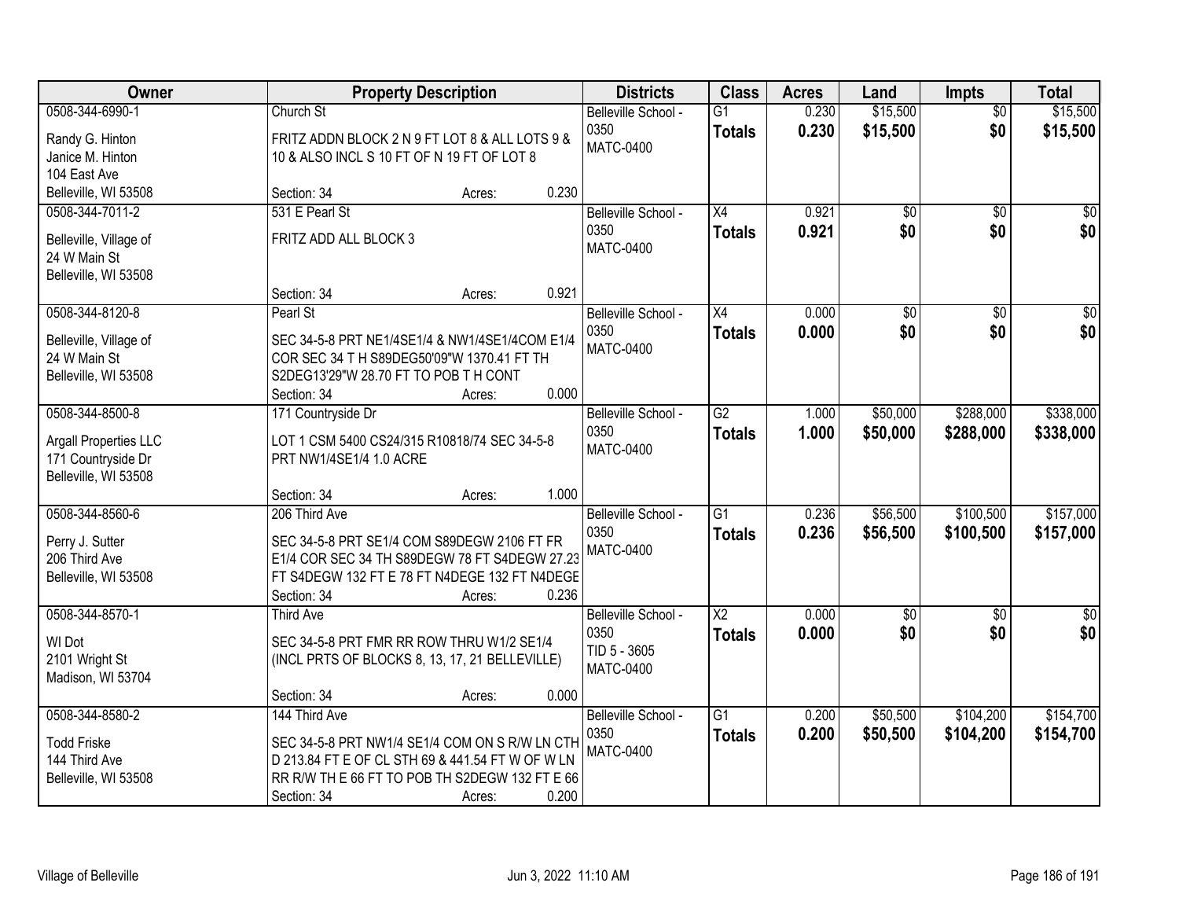| Owner | Property Description | Districts | Class | Acres | Land | Impts | Total |
|---|---|---|---|---|---|---|---|
| 0508-344-6990-1<br>Randy G. Hinton<br>Janice M. Hinton<br>104 East Ave<br>Belleville, WI 53508 | Church St<br>FRITZ ADDN BLOCK 2 N 9 FT LOT 8 & ALL LOTS 9 & 10 & ALSO INCL S 10 FT OF N 19 FT OF LOT 8<br>Section: 34 Acres: 0.230 | Belleville School - 0350<br>MATC-0400 | G1<br>**Totals** | 0.230<br>**0.230** | $15,500<br>**$15,500** | $0<br>**$0** | $15,500<br>**$15,500** |
| 0508-344-7011-2<br>Belleville, Village of<br>24 W Main St<br>Belleville, WI 53508 | 531 E Pearl St<br>FRITZ ADD ALL BLOCK 3<br>Section: 34 Acres: 0.921 | Belleville School - 0350<br>MATC-0400 | X4<br>**Totals** | 0.921<br>**0.921** | $0<br>**$0** | $0<br>**$0** | $0<br>**$0** |
| 0508-344-8120-8<br>Belleville, Village of<br>24 W Main St<br>Belleville, WI 53508 | Pearl St<br>SEC 34-5-8 PRT NE1/4SE1/4 & NW1/4SE1/4COM E1/4 COR SEC 34 T H S89DEG50'09"W 1370.41 FT TH S2DEG13'29"W 28.70 FT TO POB T H CONT<br>Section: 34 Acres: 0.000 | Belleville School - 0350<br>MATC-0400 | X4<br>**Totals** | 0.000<br>**0.000** | $0<br>**$0** | $0<br>**$0** | $0<br>**$0** |
| 0508-344-8500-8<br>Argall Properties LLC<br>171 Countryside Dr<br>Belleville, WI 53508 | 171 Countryside Dr<br>LOT 1 CSM 5400 CS24/315 R10818/74 SEC 34-5-8 PRT NW1/4SE1/4 1.0 ACRE<br>Section: 34 Acres: 1.000 | Belleville School - 0350<br>MATC-0400 | G2<br>**Totals** | 1.000<br>**1.000** | $50,000<br>**$50,000** | $288,000<br>**$288,000** | $338,000<br>**$338,000** |
| 0508-344-8560-6<br>Perry J. Sutter<br>206 Third Ave<br>Belleville, WI 53508 | 206 Third Ave<br>SEC 34-5-8 PRT SE1/4 COM S89DEGW 2106 FT FR E1/4 COR SEC 34 TH S89DEGW 78 FT S4DEGW 27.23 FT S4DEGW 132 FT E 78 FT N4DEGE 132 FT N4DEGE<br>Section: 34 Acres: 0.236 | Belleville School - 0350<br>MATC-0400 | G1<br>**Totals** | 0.236<br>**0.236** | $56,500<br>**$56,500** | $100,500<br>**$100,500** | $157,000<br>**$157,000** |
| 0508-344-8570-1<br>WI Dot<br>2101 Wright St<br>Madison, WI 53704 | Third Ave<br>SEC 34-5-8 PRT FMR RR ROW THRU W1/2 SE1/4 (INCL PRTS OF BLOCKS 8, 13, 17, 21 BELLEVILLE)<br>Section: 34 Acres: 0.000 | Belleville School - 0350<br>TID 5 - 3605<br>MATC-0400 | X2<br>**Totals** | 0.000<br>**0.000** | $0<br>**$0** | $0<br>**$0** | $0<br>**$0** |
| 0508-344-8580-2<br>Todd Friske<br>144 Third Ave<br>Belleville, WI 53508 | 144 Third Ave<br>SEC 34-5-8 PRT NW1/4 SE1/4 COM ON S R/W LN CTH D 213.84 FT E OF CL STH 69 & 441.54 FT W OF W LN RR R/W TH E 66 FT TO POB TH S2DEGW 132 FT E 66<br>Section: 34 Acres: 0.200 | Belleville School - 0350<br>MATC-0400 | G1<br>**Totals** | 0.200<br>**0.200** | $50,500<br>**$50,500** | $104,200<br>**$104,200** | $154,700<br>**$154,700** |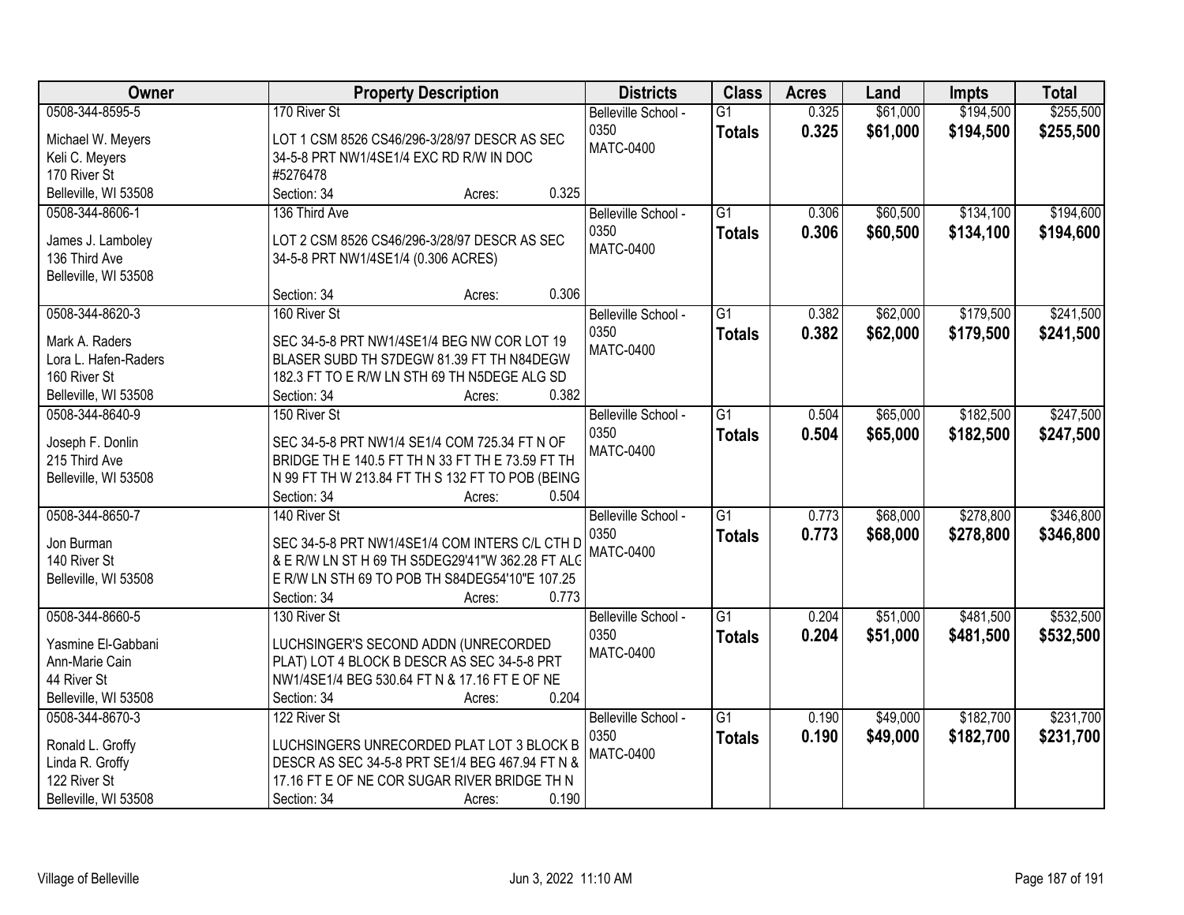| Owner | Property Description | Districts | Class | Acres | Land | Impts | Total |
|---|---|---|---|---|---|---|---|
| 0508-344-8595-5<br><br>Michael W. Meyers<br>Keli C. Meyers<br>170 River St<br>Belleville, WI 53508 | 170 River St<br><br>LOT 1 CSM 8526 CS46/296-3/28/97 DESCR AS SEC 34-5-8 PRT NW1/4SE1/4 EXC RD R/W IN DOC #5276478<br>Section: 34 Acres: 0.325 | Belleville School - 0350<br>MATC-0400 | G1<br>**Totals** | 0.325<br>**0.325** | $61,000<br>**$61,000** | $194,500<br>**$194,500** | $255,500<br>**$255,500** |
| 0508-344-8606-1<br><br>James J. Lamboley<br>136 Third Ave<br>Belleville, WI 53508 | 136 Third Ave<br><br>LOT 2 CSM 8526 CS46/296-3/28/97 DESCR AS SEC 34-5-8 PRT NW1/4SE1/4 (0.306 ACRES)<br><br>Section: 34 Acres: 0.306 | Belleville School - 0350<br>MATC-0400 | G1<br>**Totals** | 0.306<br>**0.306** | $60,500<br>**$60,500** | $134,100<br>**$134,100** | $194,600<br>**$194,600** |
| 0508-344-8620-3<br><br>Mark A. Raders<br>Lora L. Hafen-Raders<br>160 River St<br>Belleville, WI 53508 | 160 River St<br><br>SEC 34-5-8 PRT NW1/4SE1/4 BEG NW COR LOT 19 BLASER SUBD TH S7DEGW 81.39 FT TH N84DEGW 182.3 FT TO E R/W LN STH 69 TH N5DEGE ALG SD<br>Section: 34 Acres: 0.382 | Belleville School - 0350<br>MATC-0400 | G1<br>**Totals** | 0.382<br>**0.382** | $62,000<br>**$62,000** | $179,500<br>**$179,500** | $241,500<br>**$241,500** |
| 0508-344-8640-9<br><br>Joseph F. Donlin<br>215 Third Ave<br>Belleville, WI 53508 | 150 River St<br><br>SEC 34-5-8 PRT NW1/4 SE1/4 COM 725.34 FT N OF BRIDGE TH E 140.5 FT TH N 33 FT TH E 73.59 FT TH N 99 FT TH W 213.84 FT TH S 132 FT TO POB (BEING<br>Section: 34 Acres: 0.504 | Belleville School - 0350<br>MATC-0400 | G1<br>**Totals** | 0.504<br>**0.504** | $65,000<br>**$65,000** | $182,500<br>**$182,500** | $247,500<br>**$247,500** |
| 0508-344-8650-7<br><br>Jon Burman<br>140 River St<br>Belleville, WI 53508 | 140 River St<br><br>SEC 34-5-8 PRT NW1/4SE1/4 COM INTERS C/L CTH D & E R/W LN ST H 69 TH S5DEG29'41"W 362.28 FT ALG E R/W LN STH 69 TO POB TH S84DEG54'10"E 107.25<br>Section: 34 Acres: 0.773 | Belleville School - 0350<br>MATC-0400 | G1<br>**Totals** | 0.773<br>**0.773** | $68,000<br>**$68,000** | $278,800<br>**$278,800** | $346,800<br>**$346,800** |
| 0508-344-8660-5<br><br>Yasmine El-Gabbani<br>Ann-Marie Cain<br>44 River St<br>Belleville, WI 53508 | 130 River St<br><br>LUCHSINGER'S SECOND ADDN (UNRECORDED PLAT) LOT 4 BLOCK B DESCR AS SEC 34-5-8 PRT NW1/4SE1/4 BEG 530.64 FT N & 17.16 FT E OF NE<br>Section: 34 Acres: 0.204 | Belleville School - 0350<br>MATC-0400 | G1<br>**Totals** | 0.204<br>**0.204** | $51,000<br>**$51,000** | $481,500<br>**$481,500** | $532,500<br>**$532,500** |
| 0508-344-8670-3<br><br>Ronald L. Groffy<br>Linda R. Groffy<br>122 River St<br>Belleville, WI 53508 | 122 River St<br><br>LUCHSINGERS UNRECORDED PLAT LOT 3 BLOCK B DESCR AS SEC 34-5-8 PRT SE1/4 BEG 467.94 FT N & 17.16 FT E OF NE COR SUGAR RIVER BRIDGE TH N<br>Section: 34 Acres: 0.190 | Belleville School - 0350<br>MATC-0400 | G1<br>**Totals** | 0.190<br>**0.190** | $49,000<br>**$49,000** | $182,700<br>**$182,700** | $231,700<br>**$231,700** |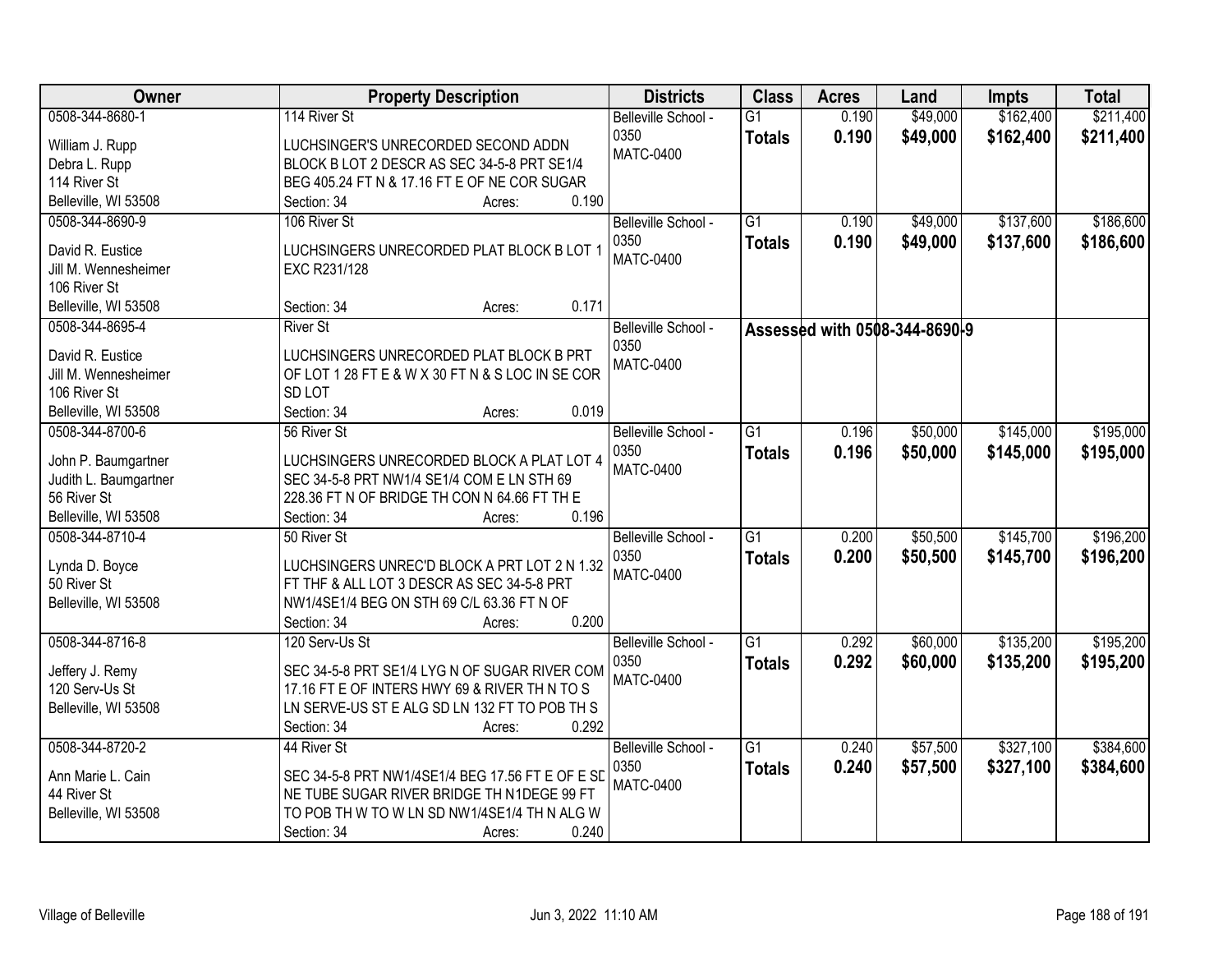| Owner | Property Description | Districts | Class | Acres | Land | Impts | Total |
|---|---|---|---|---|---|---|---|
| 0508-344-8680-1<br>William J. Rupp<br>Debra L. Rupp<br>114 River St<br>Belleville, WI 53508 | 114 River St<br>LUCHSINGER'S UNRECORDED SECOND ADDN BLOCK B LOT 2 DESCR AS SEC 34-5-8 PRT SE1/4 BEG 405.24 FT N & 17.16 FT E OF NE COR SUGAR<br>Section: 34 Acres: 0.190 | Belleville School - 0350<br>MATC-0400 | G1<br>**Totals** | 0.190<br>**0.190** | $49,000<br>**$49,000** | $162,400<br>**$162,400** | $211,400<br>**$211,400** |
| 0508-344-8690-9<br>David R. Eustice<br>Jill M. Wennesheimer<br>106 River St<br>Belleville, WI 53508 | 106 River St<br>LUCHSINGERS UNRECORDED PLAT BLOCK B LOT 1 EXC R231/128<br>Section: 34 Acres: 0.171 | Belleville School - 0350<br>MATC-0400 | G1<br>**Totals** | 0.190<br>**0.190** | $49,000<br>**$49,000** | $137,600<br>**$137,600** | $186,600<br>**$186,600** |
| 0508-344-8695-4<br>David R. Eustice<br>Jill M. Wennesheimer<br>106 River St<br>Belleville, WI 53508 | River St<br>LUCHSINGERS UNRECORDED PLAT BLOCK B PRT OF LOT 1 28 FT E & W X 30 FT N & S LOC IN SE COR SD LOT<br>Section: 34 Acres: 0.019 | Belleville School - 0350<br>MATC-0400 | **Assessed with 0508-344-8690-9** | | | | |
| 0508-344-8700-6<br>John P. Baumgartner<br>Judith L. Baumgartner<br>56 River St<br>Belleville, WI 53508 | 56 River St<br>LUCHSINGERS UNRECORDED BLOCK A PLAT LOT 4 SEC 34-5-8 PRT NW1/4 SE1/4 COM E LN STH 69 228.36 FT N OF BRIDGE TH CON N 64.66 FT TH E<br>Section: 34 Acres: 0.196 | Belleville School - 0350<br>MATC-0400 | G1<br>**Totals** | 0.196<br>**0.196** | $50,000<br>**$50,000** | $145,000<br>**$145,000** | $195,000<br>**$195,000** |
| 0508-344-8710-4<br>Lynda D. Boyce<br>50 River St<br>Belleville, WI 53508 | 50 River St<br>LUCHSINGERS UNREC'D BLOCK A PRT LOT 2 N 1.32 FT THF & ALL LOT 3 DESCR AS SEC 34-5-8 PRT NW1/4SE1/4 BEG ON STH 69 C/L 63.36 FT N OF<br>Section: 34 Acres: 0.200 | Belleville School - 0350<br>MATC-0400 | G1<br>**Totals** | 0.200<br>**0.200** | $50,500<br>**$50,500** | $145,700<br>**$145,700** | $196,200<br>**$196,200** |
| 0508-344-8716-8<br>Jeffery J. Remy<br>120 Serv-Us St<br>Belleville, WI 53508 | 120 Serv-Us St<br>SEC 34-5-8 PRT SE1/4 LYG N OF SUGAR RIVER COM 17.16 FT E OF INTERS HWY 69 & RIVER TH N TO S LN SERVE-US ST E ALG SD LN 132 FT TO POB TH S<br>Section: 34 Acres: 0.292 | Belleville School - 0350<br>MATC-0400 | G1<br>**Totals** | 0.292<br>**0.292** | $60,000<br>**$60,000** | $135,200<br>**$135,200** | $195,200<br>**$195,200** |
| 0508-344-8720-2<br>Ann Marie L. Cain<br>44 River St<br>Belleville, WI 53508 | 44 River St<br>SEC 34-5-8 PRT NW1/4SE1/4 BEG 17.56 FT E OF E SD NE TUBE SUGAR RIVER BRIDGE TH N1DEGE 99 FT TO POB TH W TO W LN SD NW1/4SE1/4 TH N ALG W<br>Section: 34 Acres: 0.240 | Belleville School - 0350<br>MATC-0400 | G1<br>**Totals** | 0.240<br>**0.240** | $57,500<br>**$57,500** | $327,100<br>**$327,100** | $384,600<br>**$384,600** |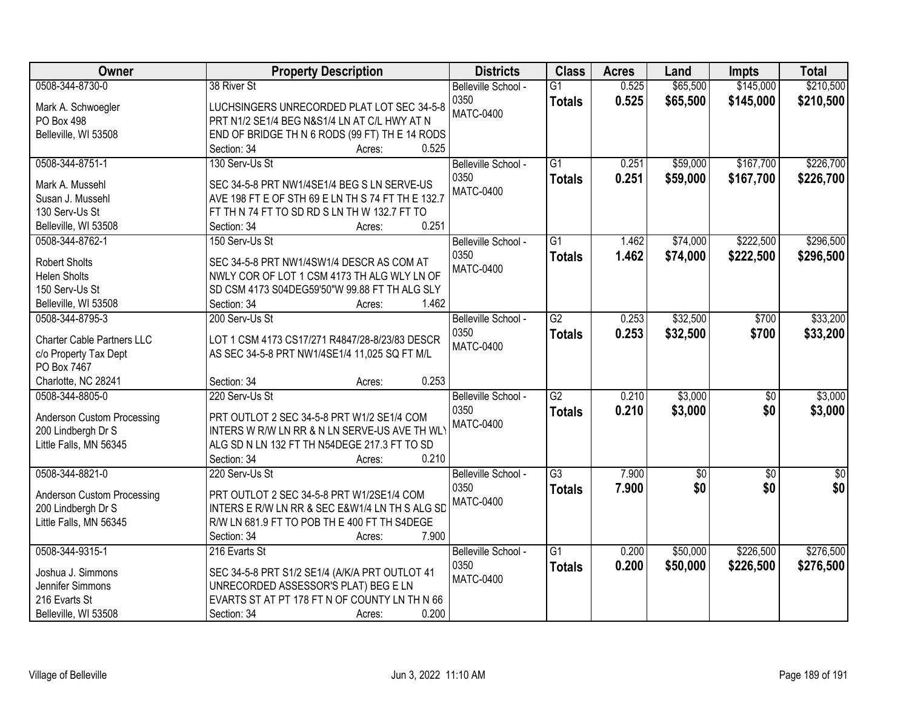| Owner | Property Description | Districts | Class | Acres | Land | Impts | Total |
|---|---|---|---|---|---|---|---|
| 0508-344-8730-0<br>Mark A. Schwoegler<br>PO Box 498<br>Belleville, WI 53508 | 38 River St<br>LUCHSINGERS UNRECORDED PLAT LOT SEC 34-5-8 PRT N1/2 SE1/4 BEG N&S1/4 LN AT C/L HWY AT N END OF BRIDGE TH N 6 RODS (99 FT) TH E 14 RODS<br>Section: 34 Acres: 0.525 | Belleville School - 0350<br>MATC-0400 | G1<br>**Totals** | 0.525<br>**0.525** | $65,500<br>**$65,500** | $145,000<br>**$145,000** | $210,500<br>**$210,500** |
| 0508-344-8751-1<br>Mark A. Mussehl<br>Susan J. Mussehl<br>130 Serv-Us St<br>Belleville, WI 53508 | 130 Serv-Us St<br>SEC 34-5-8 PRT NW1/4SE1/4 BEG S LN SERVE-US AVE 198 FT E OF STH 69 E LN TH S 74 FT TH E 132.7 FT TH N 74 FT TO SD RD S LN TH W 132.7 FT TO<br>Section: 34 Acres: 0.251 | Belleville School - 0350<br>MATC-0400 | G1<br>**Totals** | 0.251<br>**0.251** | $59,000<br>**$59,000** | $167,700<br>**$167,700** | $226,700<br>**$226,700** |
| 0508-344-8762-1<br>Robert Sholts<br>Helen Sholts<br>150 Serv-Us St<br>Belleville, WI 53508 | 150 Serv-Us St<br>SEC 34-5-8 PRT NW1/4SW1/4 DESCR AS COM AT NWLY COR OF LOT 1 CSM 4173 TH ALG WLY LN OF SD CSM 4173 S04DEG59'50"W 99.88 FT TH ALG SLY<br>Section: 34 Acres: 1.462 | Belleville School - 0350<br>MATC-0400 | G1<br>**Totals** | 1.462<br>**1.462** | $74,000<br>**$74,000** | $222,500<br>**$222,500** | $296,500<br>**$296,500** |
| 0508-344-8795-3<br>Charter Cable Partners LLC<br>c/o Property Tax Dept<br>PO Box 7467<br>Charlotte, NC 28241 | 200 Serv-Us St<br>LOT 1 CSM 4173 CS17/271 R4847/28-8/23/83 DESCR AS SEC 34-5-8 PRT NW1/4SE1/4 11,025 SQ FT M/L<br>Section: 34 Acres: 0.253 | Belleville School - 0350<br>MATC-0400 | G2<br>**Totals** | 0.253<br>**0.253** | $32,500<br>**$32,500** | $700<br>**$700** | $33,200<br>**$33,200** |
| 0508-344-8805-0<br>Anderson Custom Processing<br>200 Lindbergh Dr S<br>Little Falls, MN 56345 | 220 Serv-Us St<br>PRT OUTLOT 2 SEC 34-5-8 PRT W1/2 SE1/4 COM INTERS W R/W LN RR & N LN SERVE-US AVE TH WLY ALG SD N LN 132 FT TH N54DEGE 217.3 FT TO SD<br>Section: 34 Acres: 0.210 | Belleville School - 0350<br>MATC-0400 | G2<br>**Totals** | 0.210<br>**0.210** | $3,000<br>**$3,000** | $0<br>**$0** | $3,000<br>**$3,000** |
| 0508-344-8821-0<br>Anderson Custom Processing<br>200 Lindbergh Dr S<br>Little Falls, MN 56345 | 220 Serv-Us St<br>PRT OUTLOT 2 SEC 34-5-8 PRT W1/2SE1/4 COM INTERS E R/W LN RR & SEC E&W1/4 LN TH S ALG SD R/W LN 681.9 FT TO POB TH E 400 FT TH S4DEGE<br>Section: 34 Acres: 7.900 | Belleville School - 0350<br>MATC-0400 | G3<br>**Totals** | 7.900<br>**7.900** | $0<br>**$0** | $0<br>**$0** | $0<br>**$0** |
| 0508-344-9315-1<br>Joshua J. Simmons<br>Jennifer Simmons<br>216 Evarts St<br>Belleville, WI 53508 | 216 Evarts St<br>SEC 34-5-8 PRT S1/2 SE1/4 (A/K/A PRT OUTLOT 41 UNRECORDED ASSESSOR'S PLAT) BEG E LN EVARTS ST AT PT 178 FT N OF COUNTY LN TH N 66<br>Section: 34 Acres: 0.200 | Belleville School - 0350<br>MATC-0400 | G1<br>**Totals** | 0.200<br>**0.200** | $50,000<br>**$50,000** | $226,500<br>**$226,500** | $276,500<br>**$276,500** |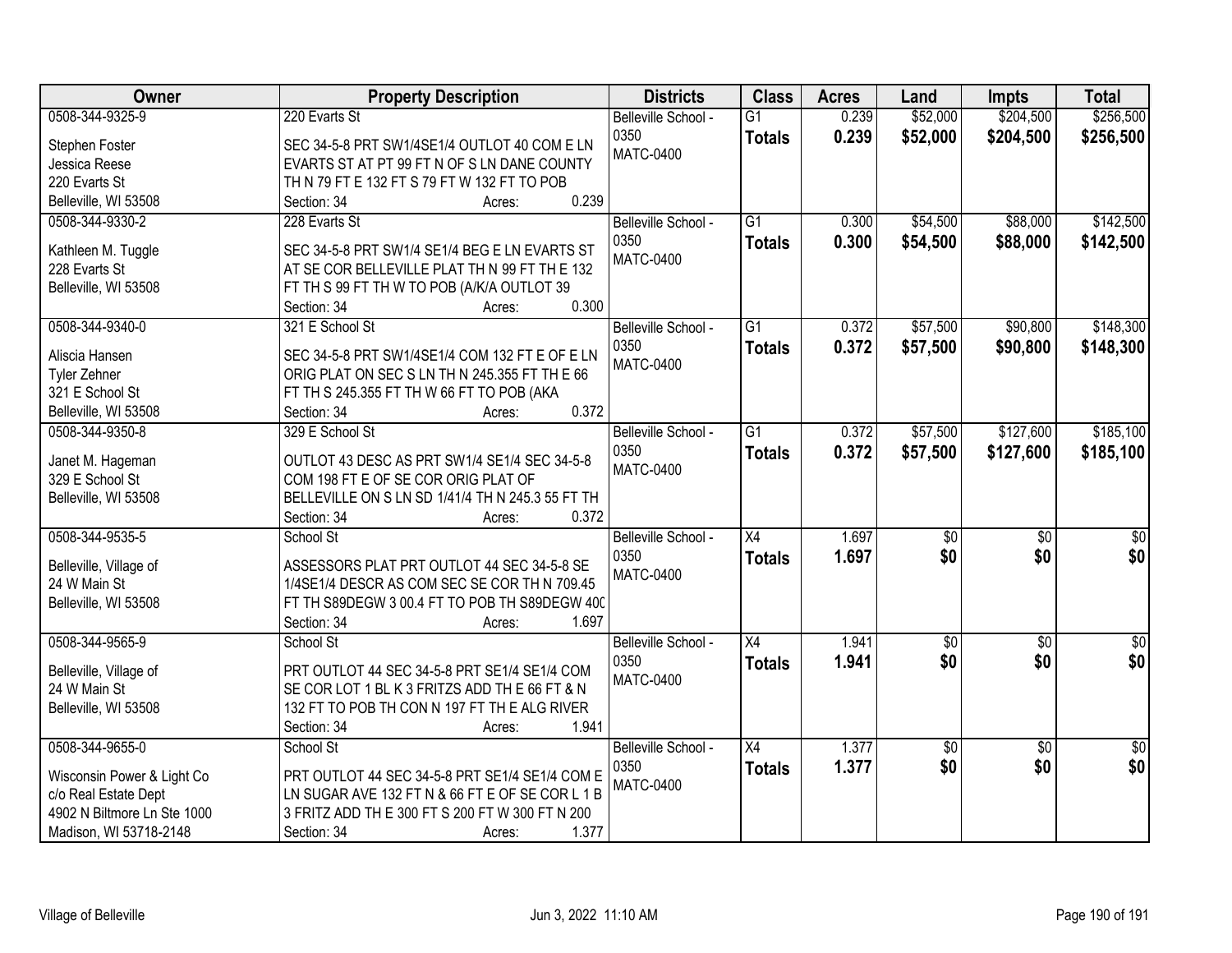| Owner | Property Description | Districts | Class | Acres | Land | Impts | Total |
|---|---|---|---|---|---|---|---|
| 0508-344-9325-9<br><br>Stephen Foster<br>Jessica Reese<br>220 Evarts St<br>Belleville, WI 53508 | 220 Evarts St<br><br>SEC 34-5-8 PRT SW1/4SE1/4 OUTLOT 40 COM E LN EVARTS ST AT PT 99 FT N OF S LN DANE COUNTY TH N 79 FT E 132 FT S 79 FT W 132 FT TO POB<br>Section: 34 Acres: 0.239 | Belleville School - 0350<br>MATC-0400 | G1<br>**Totals** | 0.239<br>**0.239** | $52,000<br>**$52,000** | $204,500<br>**$204,500** | $256,500<br>**$256,500** |
| 0508-344-9330-2<br><br>Kathleen M. Tuggle<br>228 Evarts St<br>Belleville, WI 53508 | 228 Evarts St<br><br>SEC 34-5-8 PRT SW1/4 SE1/4 BEG E LN EVARTS ST AT SE COR BELLEVILLE PLAT TH N 99 FT TH E 132 FT TH S 99 FT TH W TO POB (A/K/A OUTLOT 39<br>Section: 34 Acres: 0.300 | Belleville School - 0350<br>MATC-0400 | G1<br>**Totals** | 0.300<br>**0.300** | $54,500<br>**$54,500** | $88,000<br>**$88,000** | $142,500<br>**$142,500** |
| 0508-344-9340-0<br><br>Aliscia Hansen<br>Tyler Zehner<br>321 E School St<br>Belleville, WI 53508 | 321 E School St<br><br>SEC 34-5-8 PRT SW1/4SE1/4 COM 132 FT E OF E LN ORIG PLAT ON SEC S LN TH N 245.355 FT TH E 66 FT TH S 245.355 FT TH W 66 FT TO POB (AKA<br>Section: 34 Acres: 0.372 | Belleville School - 0350<br>MATC-0400 | G1<br>**Totals** | 0.372<br>**0.372** | $57,500<br>**$57,500** | $90,800<br>**$90,800** | $148,300<br>**$148,300** |
| 0508-344-9350-8<br><br>Janet M. Hageman<br>329 E School St<br>Belleville, WI 53508 | 329 E School St<br><br>OUTLOT 43 DESC AS PRT SW1/4 SE1/4 SEC 34-5-8 COM 198 FT E OF SE COR ORIG PLAT OF BELLEVILLE ON S LN SD 1/41/4 TH N 245.3 55 FT TH<br>Section: 34 Acres: 0.372 | Belleville School - 0350<br>MATC-0400 | G1<br>**Totals** | 0.372<br>**0.372** | $57,500<br>**$57,500** | $127,600<br>**$127,600** | $185,100<br>**$185,100** |
| 0508-344-9535-5<br><br>Belleville, Village of<br>24 W Main St<br>Belleville, WI 53508 | School St<br><br>ASSESSORS PLAT PRT OUTLOT 44 SEC 34-5-8 SE 1/4SE1/4 DESCR AS COM SEC SE COR TH N 709.45 FT TH S89DEGW 3 00.4 FT TO POB TH S89DEGW 400<br>Section: 34 Acres: 1.697 | Belleville School - 0350<br>MATC-0400 | X4<br>**Totals** | 1.697<br>**1.697** | $0<br>**$0** | $0<br>**$0** | $0<br>**$0** |
| 0508-344-9565-9<br><br>Belleville, Village of<br>24 W Main St<br>Belleville, WI 53508 | School St<br><br>PRT OUTLOT 44 SEC 34-5-8 PRT SE1/4 SE1/4 COM SE COR LOT 1 BL K 3 FRITZS ADD TH E 66 FT & N 132 FT TO POB TH CON N 197 FT TH E ALG RIVER<br>Section: 34 Acres: 1.941 | Belleville School - 0350<br>MATC-0400 | X4<br>**Totals** | 1.941<br>**1.941** | $0<br>**$0** | $0<br>**$0** | $0<br>**$0** |
| 0508-344-9655-0<br><br>Wisconsin Power & Light Co<br>c/o Real Estate Dept<br>4902 N Biltmore Ln Ste 1000<br>Madison, WI 53718-2148 | School St<br><br>PRT OUTLOT 44 SEC 34-5-8 PRT SE1/4 SE1/4 COM E LN SUGAR AVE 132 FT N & 66 FT E OF SE COR L 1 B 3 FRITZ ADD TH E 300 FT S 200 FT W 300 FT N 200<br>Section: 34 Acres: 1.377 | Belleville School - 0350<br>MATC-0400 | X4<br>**Totals** | 1.377<br>**1.377** | $0<br>**$0** | $0<br>**$0** | $0<br>**$0** |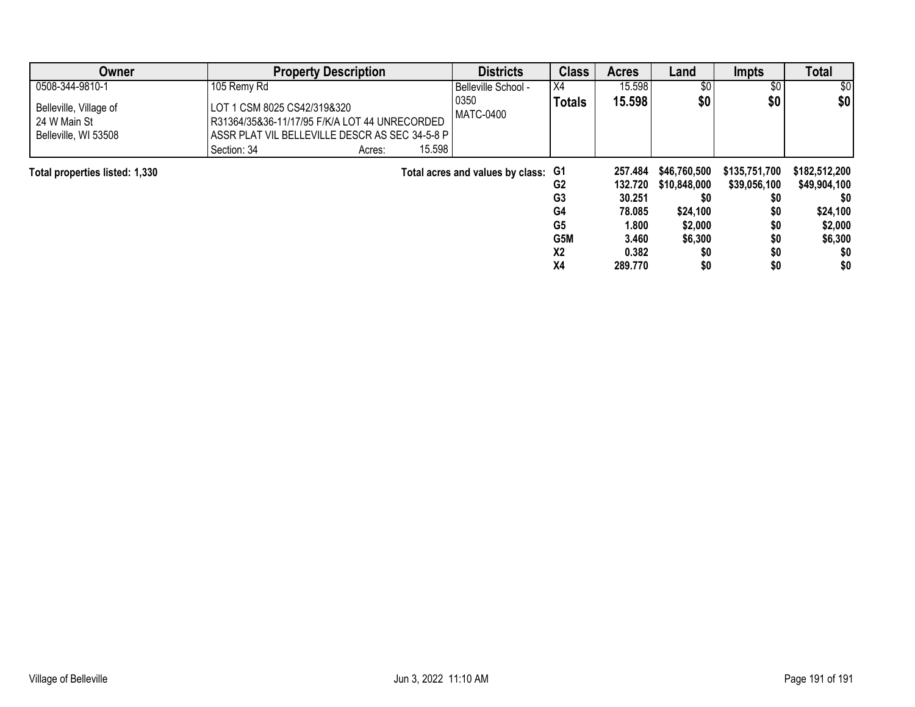| Owner | Property Description | | | Districts | Class | Acres | Land | Impts | Total |
|---|---|---|---|---|---|---|---|---|---|
| 0508-344-9810-1<br>Belleville, Village of<br>24 W Main St<br>Belleville, WI 53508 | 105 Remy Rd<br>LOT 1 CSM 8025 CS42/319&320<br>R31364/35&36-11/17/95 F/K/A LOT 44 UNRECORDED<br>ASSR PLAT VIL BELLEVILLE DESCR AS SEC 34-5-8 P | | | Belleville School - 0350<br>MATC-0400 | X4 | 15.598 | $0 | $0 | $0 |
| | | | | | **Totals** | **15.598** | **$0** | **$0** | **$0** |
| | Section: 34 | Acres: | 15.598 | | | | | | |

**Total properties listed: 1,330**

| Total acres and values by class: | Class | Acres | Land | Impts | Total |
|---|---|---|---|---|---|
| | G1 | 257.484 | $46,760,500 | $135,751,700 | $182,512,200 |
| | G2 | 132.720 | $10,848,000 | $39,056,100 | $49,904,100 |
| | G3 | 30.251 | $0 | $0 | $0 |
| | G4 | 78.085 | $24,100 | $0 | $24,100 |
| | G5 | 1.800 | $2,000 | $0 | $2,000 |
| | G5M | 3.460 | $6,300 | $0 | $6,300 |
| | X2 | 0.382 | $0 | $0 | $0 |
| | X4 | 289.770 | $0 | $0 | $0 |